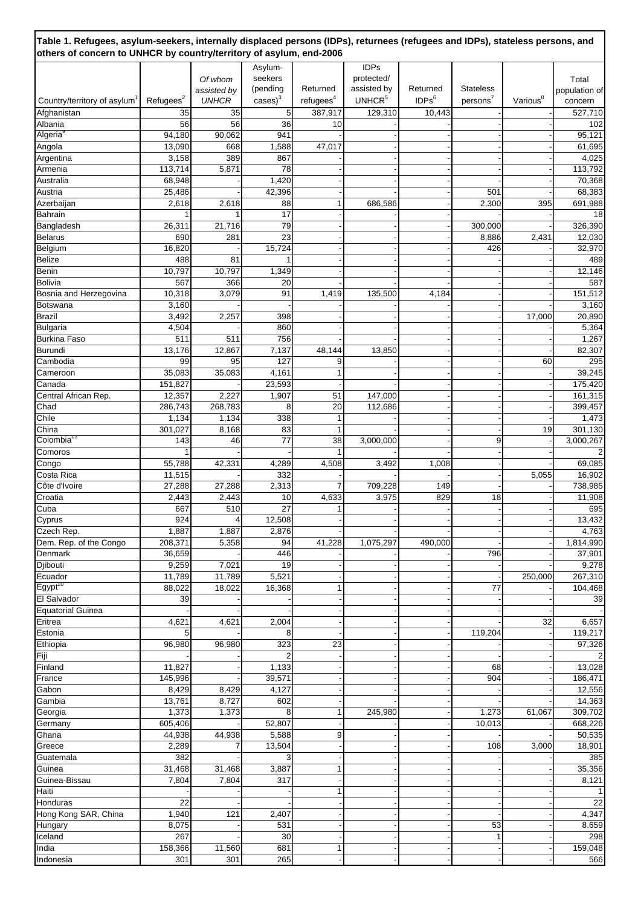**Table 1. Refugees, asylum-seekers, internally displaced persons (IDPs), returnees (refugees and IDPs), stateless persons, and others of concern to UNHCR by country/territory of asylum, end-2006**

| Country/territory of asylum[1] | Refugees[2] | *Of whom assisted by UNHCR* | Asylum-seekers (pending cases)[3] | Returned refugees[4] | IDPs protected/ assisted by UNHCR[5] | Returned IDPs[6] | Stateless persons[7] | Various[8] | Total population of concern |
|---|---|---|---|---|---|---|---|---|---|
| Afghanistan | 35 | 35 | 5 | 387,917 | 129,310 | 10,443 | - | - | 527,710 |
| Albania | 56 | 56 | 36 | 10 | - | - | - | - | 102 |
| Algeria[9] | 94,180 | 90,062 | 941 | - | - | - | - | - | 95,121 |
| Angola | 13,090 | 668 | 1,588 | 47,017 | - | - | - | - | 61,695 |
| Argentina | 3,158 | 389 | 867 | - | - | - | - | - | 4,025 |
| Armenia | 113,714 | 5,871 | 78 | - | - | - | - | - | 113,792 |
| Australia | 68,948 | - | 1,420 | - | - | - | - | - | 70,368 |
| Austria | 25,486 | - | 42,396 | - | - | - | 501 | - | 68,383 |
| Azerbaijan | 2,618 | 2,618 | 88 | 1 | 686,586 | - | 2,300 | 395 | 691,988 |
| Bahrain | 1 | 1 | 17 | - | - | - | - | - | 18 |
| Bangladesh | 26,311 | 21,716 | 79 | - | - | - | 300,000 | - | 326,390 |
| Belarus | 690 | 281 | 23 | - | - | - | 8,886 | 2,431 | 12,030 |
| Belgium | 16,820 | - | 15,724 | - | - | - | 426 | - | 32,970 |
| Belize | 488 | 81 | 1 | - | - | - | - | - | 489 |
| Benin | 10,797 | 10,797 | 1,349 | - | - | - | - | - | 12,146 |
| Bolivia | 567 | 366 | 20 | - | - | - | - | - | 587 |
| Bosnia and Herzegovina | 10,318 | 3,079 | 91 | 1,419 | 135,500 | 4,184 | - | - | 151,512 |
| Botswana | 3,160 | - | - | - | - | - | - | - | 3,160 |
| Brazil | 3,492 | 2,257 | 398 | - | - | - | - | 17,000 | 20,890 |
| Bulgaria | 4,504 | - | 860 | - | - | - | - | - | 5,364 |
| Burkina Faso | 511 | 511 | 756 | - | - | - | - | - | 1,267 |
| Burundi | 13,176 | 12,867 | 7,137 | 48,144 | 13,850 | - | - | - | 82,307 |
| Cambodia | 99 | 95 | 127 | 9 | - | - | - | 60 | 295 |
| Cameroon | 35,083 | 35,083 | 4,161 | 1 | - | - | - | - | 39,245 |
| Canada | 151,827 | - | 23,593 | - | - | - | - | - | 175,420 |
| Central African Rep. | 12,357 | 2,227 | 1,907 | 51 | 147,000 | - | - | - | 161,315 |
| Chad | 286,743 | 268,783 | 8 | 20 | 112,686 | - | - | - | 399,457 |
| Chile | 1,134 | 1,134 | 338 | 1 | - | - | - | - | 1,473 |
| China | 301,027 | 8,168 | 83 | 1 | - | - | - | 19 | 301,130 |
| Colombia[13] | 143 | 46 | 77 | 38 | 3,000,000 | - | 9 | - | 3,000,267 |
| Comoros | 1 | - | - | 1 | - | - | - | - | 2 |
| Congo | 55,788 | 42,331 | 4,289 | 4,508 | 3,492 | 1,008 | - | - | 69,085 |
| Costa Rica | 11,515 | - | 332 | - | - | - | - | 5,055 | 16,902 |
| Côte d'Ivoire | 27,288 | 27,288 | 2,313 | 7 | 709,228 | 149 | - | - | 738,985 |
| Croatia | 2,443 | 2,443 | 10 | 4,633 | 3,975 | 829 | 18 | - | 11,908 |
| Cuba | 667 | 510 | 27 | 1 | - | - | - | - | 695 |
| Cyprus | 924 | 4 | 12,508 | - | - | - | - | - | 13,432 |
| Czech Rep. | 1,887 | 1,887 | 2,876 | - | - | - | - | - | 4,763 |
| Dem. Rep. of the Congo | 208,371 | 5,358 | 94 | 41,228 | 1,075,297 | 490,000 | - | - | 1,814,990 |
| Denmark | 36,659 | - | 446 | - | - | - | 796 | - | 37,901 |
| Djibouti | 9,259 | 7,021 | 19 | - | - | - | - | - | 9,278 |
| Ecuador | 11,789 | 11,789 | 5,521 | - | - | - | - | 250,000 | 267,310 |
| Egypt[10] | 88,022 | 18,022 | 16,368 | 1 | - | - | 77 | - | 104,468 |
| El Salvador | 39 | - | - | - | - | - | - | - | 39 |
| Equatorial Guinea | - | - | - | - | - | - | - | - | - |
| Eritrea | 4,621 | 4,621 | 2,004 | - | - | - | - | 32 | 6,657 |
| Estonia | 5 | - | 8 | - | - | - | 119,204 | - | 119,217 |
| Ethiopia | 96,980 | 96,980 | 323 | 23 | - | - | - | - | 97,326 |
| Fiji | - | - | 2 | - | - | - | - | - | 2 |
| Finland | 11,827 | - | 1,133 | - | - | - | 68 | - | 13,028 |
| France | 145,996 | - | 39,571 | - | - | - | 904 | - | 186,471 |
| Gabon | 8,429 | 8,429 | 4,127 | - | - | - | - | - | 12,556 |
| Gambia | 13,761 | 8,727 | 602 | - | - | - | - | - | 14,363 |
| Georgia | 1,373 | 1,373 | 8 | 1 | 245,980 | - | 1,273 | 61,067 | 309,702 |
| Germany | 605,406 | - | 52,807 | - | - | - | 10,013 | - | 668,226 |
| Ghana | 44,938 | 44,938 | 5,588 | 9 | - | - | - | - | 50,535 |
| Greece | 2,289 | 7 | 13,504 | - | - | - | 108 | 3,000 | 18,901 |
| Guatemala | 382 | - | 3 | - | - | - | - | - | 385 |
| Guinea | 31,468 | 31,468 | 3,887 | 1 | - | - | - | - | 35,356 |
| Guinea-Bissau | 7,804 | 7,804 | 317 | - | - | - | - | - | 8,121 |
| Haiti | - | - | - | 1 | - | - | - | - | 1 |
| Honduras | 22 | - | - | - | - | - | - | - | 22 |
| Hong Kong SAR, China | 1,940 | 121 | 2,407 | - | - | - | - | - | 4,347 |
| Hungary | 8,075 | - | 531 | - | - | - | 53 | - | 8,659 |
| Iceland | 267 | - | 30 | - | - | - | 1 | - | 298 |
| India | 158,366 | 11,560 | 681 | 1 | - | - | - | - | 159,048 |
| Indonesia | 301 | 301 | 265 | - | - | - | - | - | 566 |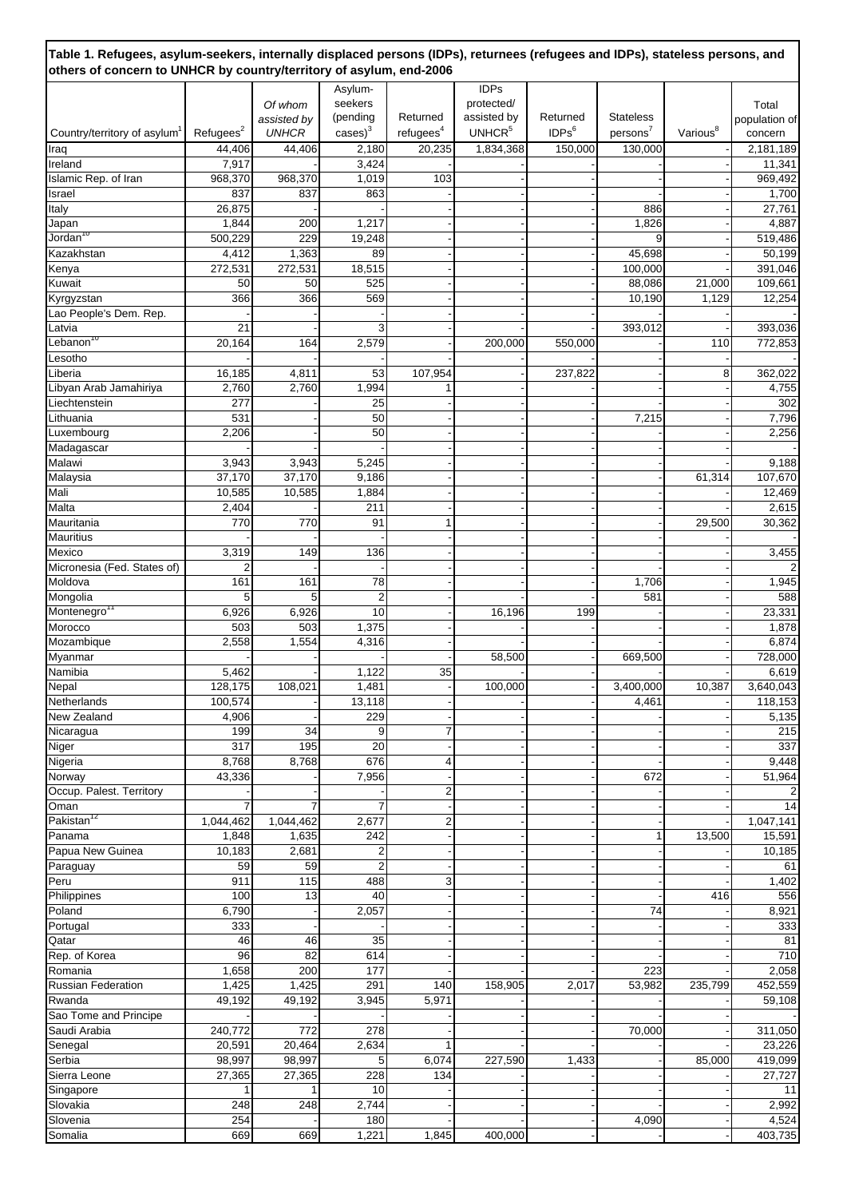**Table 1. Refugees, asylum-seekers, internally displaced persons (IDPs), returnees (refugees and IDPs), stateless persons, and others of concern to UNHCR by country/territory of asylum, end-2006**

| Country/territory of asylum[1] | Refugees[2] | *Of whom assisted by UNHCR* | Asylum-seekers (pending cases)[3] | Returned refugees[4] | IDPs protected/ assisted by UNHCR[5] | Returned IDPs[6] | Stateless persons[7] | Various[8] | Total population of concern |
|---|---|---|---|---|---|---|---|---|---|
| Iraq | 44,406 | 44,406 | 2,180 | 20,235 | 1,834,368 | 150,000 | 130,000 | - | 2,181,189 |
| Ireland | 7,917 | - | 3,424 | - | - | - | - | - | 11,341 |
| Islamic Rep. of Iran | 968,370 | 968,370 | 1,019 | 103 | - | - | - | - | 969,492 |
| Israel | 837 | 837 | 863 | - | - | - | - | - | 1,700 |
| Italy | 26,875 | - | - | - | - | - | 886 | - | 27,761 |
| Japan | 1,844 | 200 | 1,217 | - | - | - | 1,826 | - | 4,887 |
| Jordan[10] | 500,229 | 229 | 19,248 | - | - | - | 9 | - | 519,486 |
| Kazakhstan | 4,412 | 1,363 | 89 | - | - | - | 45,698 | - | 50,199 |
| Kenya | 272,531 | 272,531 | 18,515 | - | - | - | 100,000 | - | 391,046 |
| Kuwait | 50 | 50 | 525 | - | - | - | 88,086 | 21,000 | 109,661 |
| Kyrgyzstan | 366 | 366 | 569 | - | - | - | 10,190 | 1,129 | 12,254 |
| Lao People's Dem. Rep. | - | - | - | - | - | - | - | - | - |
| Latvia | 21 | - | 3 | - | - | - | 393,012 | - | 393,036 |
| Lebanon[10] | 20,164 | 164 | 2,579 | - | 200,000 | 550,000 | - | 110 | 772,853 |
| Lesotho | - | - | - | - | - | - | - | - | - |
| Liberia | 16,185 | 4,811 | 53 | 107,954 | - | 237,822 | - | 8 | 362,022 |
| Libyan Arab Jamahiriya | 2,760 | 2,760 | 1,994 | 1 | - | - | - | - | 4,755 |
| Liechtenstein | 277 | - | 25 | - | - | - | - | - | 302 |
| Lithuania | 531 | - | 50 | - | - | - | 7,215 | - | 7,796 |
| Luxembourg | 2,206 | - | 50 | - | - | - | - | - | 2,256 |
| Madagascar | - | - | - | - | - | - | - | - | - |
| Malawi | 3,943 | 3,943 | 5,245 | - | - | - | - | - | 9,188 |
| Malaysia | 37,170 | 37,170 | 9,186 | - | - | - | - | 61,314 | 107,670 |
| Mali | 10,585 | 10,585 | 1,884 | - | - | - | - | - | 12,469 |
| Malta | 2,404 | - | 211 | - | - | - | - | - | 2,615 |
| Mauritania | 770 | 770 | 91 | 1 | - | - | - | 29,500 | 30,362 |
| Mauritius | - | - | - | - | - | - | - | - | - |
| Mexico | 3,319 | 149 | 136 | - | - | - | - | - | 3,455 |
| Micronesia (Fed. States of) | 2 | - | - | - | - | - | - | - | 2 |
| Moldova | 161 | 161 | 78 | - | - | - | 1,706 | - | 1,945 |
| Mongolia | 5 | 5 | 2 | - | - | - | 581 | - | 588 |
| Montenegro[11] | 6,926 | 6,926 | 10 | - | 16,196 | 199 | - | - | 23,331 |
| Morocco | 503 | 503 | 1,375 | - | - | - | - | - | 1,878 |
| Mozambique | 2,558 | 1,554 | 4,316 | - | - | - | - | - | 6,874 |
| Myanmar | - | - | - | - | 58,500 | - | 669,500 | - | 728,000 |
| Namibia | 5,462 | - | 1,122 | 35 | - | - | - | - | 6,619 |
| Nepal | 128,175 | 108,021 | 1,481 | - | 100,000 | - | 3,400,000 | 10,387 | 3,640,043 |
| Netherlands | 100,574 | - | 13,118 | - | - | - | 4,461 | - | 118,153 |
| New Zealand | 4,906 | - | 229 | - | - | - | - | - | 5,135 |
| Nicaragua | 199 | 34 | 9 | 7 | - | - | - | - | 215 |
| Niger | 317 | 195 | 20 | - | - | - | - | - | 337 |
| Nigeria | 8,768 | 8,768 | 676 | 4 | - | - | - | - | 9,448 |
| Norway | 43,336 | - | 7,956 | - | - | - | 672 | - | 51,964 |
| Occup. Palest. Territory | - | - | - | 2 | - | - | - | - | 2 |
| Oman | 7 | 7 | 7 | - | - | - | - | - | 14 |
| Pakistan[12] | 1,044,462 | 1,044,462 | 2,677 | 2 | - | - | - | - | 1,047,141 |
| Panama | 1,848 | 1,635 | 242 | - | - | - | 1 | 13,500 | 15,591 |
| Papua New Guinea | 10,183 | 2,681 | 2 | - | - | - | - | - | 10,185 |
| Paraguay | 59 | 59 | 2 | - | - | - | - | - | 61 |
| Peru | 911 | 115 | 488 | 3 | - | - | - | - | 1,402 |
| Philippines | 100 | 13 | 40 | - | - | - | - | 416 | 556 |
| Poland | 6,790 | - | 2,057 | - | - | - | 74 | - | 8,921 |
| Portugal | 333 | - | - | - | - | - | - | - | 333 |
| Qatar | 46 | 46 | 35 | - | - | - | - | - | 81 |
| Rep. of Korea | 96 | 82 | 614 | - | - | - | - | - | 710 |
| Romania | 1,658 | 200 | 177 | - | - | - | 223 | - | 2,058 |
| Russian Federation | 1,425 | 1,425 | 291 | 140 | 158,905 | 2,017 | 53,982 | 235,799 | 452,559 |
| Rwanda | 49,192 | 49,192 | 3,945 | 5,971 | - | - | - | - | 59,108 |
| Sao Tome and Principe | - | - | - | - | - | - | - | - | - |
| Saudi Arabia | 240,772 | 772 | 278 | - | - | - | 70,000 | - | 311,050 |
| Senegal | 20,591 | 20,464 | 2,634 | 1 | - | - | - | - | 23,226 |
| Serbia | 98,997 | 98,997 | 5 | 6,074 | 227,590 | 1,433 | - | 85,000 | 419,099 |
| Sierra Leone | 27,365 | 27,365 | 228 | 134 | - | - | - | - | 27,727 |
| Singapore | 1 | 1 | 10 | - | - | - | - | - | 11 |
| Slovakia | 248 | 248 | 2,744 | - | - | - | - | - | 2,992 |
| Slovenia | 254 | - | 180 | - | - | - | 4,090 | - | 4,524 |
| Somalia | 669 | 669 | 1,221 | 1,845 | 400,000 | - | - | - | 403,735 |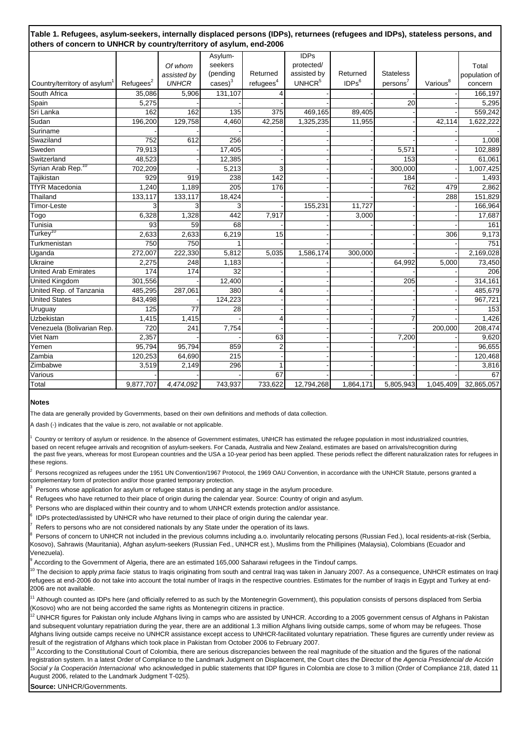**Table 1. Refugees, asylum-seekers, internally displaced persons (IDPs), returnees (refugees and IDPs), stateless persons, and others of concern to UNHCR by country/territory of asylum, end-2006**

| Country/territory of asylum[1] | Refugees[2] | *Of whom assisted by UNHCR* | Asylum-seekers (pending cases)[3] | Returned refugees[4] | IDPs protected/ assisted by UNHCR[5] | Returned IDPs[6] | Stateless persons[7] | Various[8] | Total population of concern |
|---|---|---|---|---|---|---|---|---|---|
| South Africa | 35,086 | 5,906 | 131,107 | 4 | - | - | - | - | 166,197 |
| Spain | 5,275 | - | - | - | - | - | 20 | - | 5,295 |
| Sri Lanka | 162 | 162 | 135 | 375 | 469,165 | 89,405 | - | - | 559,242 |
| Sudan | 196,200 | 129,758 | 4,460 | 42,258 | 1,325,235 | 11,955 | - | 42,114 | 1,622,222 |
| Suriname | - | - | - | - | - | - | - | - | - |
| Swaziland | 752 | 612 | 256 | - | - | - | - | - | 1,008 |
| Sweden | 79,913 | - | 17,405 | - | - | - | 5,571 | - | 102,889 |
| Switzerland | 48,523 | - | 12,385 | - | - | - | 153 | - | 61,061 |
| Syrian Arab Rep.[10] | 702,209 | - | 5,213 | 3 | - | - | 300,000 | - | 1,007,425 |
| Tajikistan | 929 | 919 | 238 | 142 | - | - | 184 | - | 1,493 |
| TfYR Macedonia | 1,240 | 1,189 | 205 | 176 | - | - | 762 | 479 | 2,862 |
| Thailand | 133,117 | 133,117 | 18,424 | - | - | - | - | 288 | 151,829 |
| Timor-Leste | 3 | 3 | 3 | - | 155,231 | 11,727 | - | - | 166,964 |
| Togo | 6,328 | 1,328 | 442 | 7,917 | - | 3,000 | - | - | 17,687 |
| Tunisia | 93 | 59 | 68 | - | - | - | - | - | 161 |
| Turkey[10] | 2,633 | 2,633 | 6,219 | 15 | - | - | - | 306 | 9,173 |
| Turkmenistan | 750 | 750 | 1 | - | - | - | - | - | 751 |
| Uganda | 272,007 | 222,330 | 5,812 | 5,035 | 1,586,174 | 300,000 | - | - | 2,169,028 |
| Ukraine | 2,275 | 248 | 1,183 | - | - | - | 64,992 | 5,000 | 73,450 |
| United Arab Emirates | 174 | 174 | 32 | - | - | - | - | - | 206 |
| United Kingdom | 301,556 | - | 12,400 | - | - | - | 205 | - | 314,161 |
| United Rep. of Tanzania | 485,295 | 287,061 | 380 | 4 | - | - | - | - | 485,679 |
| United States | 843,498 | - | 124,223 | - | - | - | - | - | 967,721 |
| Uruguay | 125 | 77 | 28 | - | - | - | - | - | 153 |
| Uzbekistan | 1,415 | 1,415 | - | 4 | - | - | 7 | - | 1,426 |
| Venezuela (Bolivarian Rep. | 720 | 241 | 7,754 | - | - | - | - | 200,000 | 208,474 |
| Viet Nam | 2,357 | - | - | 63 | - | - | 7,200 | - | 9,620 |
| Yemen | 95,794 | 95,794 | 859 | 2 | - | - | - | - | 96,655 |
| Zambia | 120,253 | 64,690 | 215 | - | - | - | - | - | 120,468 |
| Zimbabwe | 3,519 | 2,149 | 296 | 1 | - | - | - | - | 3,816 |
| Various | - | - | - | 67 | - | - | - | - | 67 |
| Total | 9,877,707 | *4,474,092* | 743,937 | 733,622 | 12,794,268 | 1,864,171 | 5,805,943 | 1,045,409 | 32,865,057 |

**Notes**

The data are generally provided by Governments, based on their own definitions and methods of data collection.

A dash (-) indicates that the value is zero, not available or not applicable.

[1] Country or territory of asylum or residence. In the absence of Government estimates, UNHCR has estimated the refugee population in most industrialized countries, based on recent refugee arrivals and recognition of asylum-seekers. For Canada, Australia and New Zealand, estimates are based on arrivals/recognition during the past five years, whereas for most European countries and the USA a 10-year period has been applied. These periods reflect the different naturalization rates for refugees in these regions.

[2] Persons recognized as refugees under the 1951 UN Convention/1967 Protocol, the 1969 OAU Convention, in accordance with the UNHCR Statute, persons granted a complementary form of protection and/or those granted temporary protection.

[3] Persons whose application for asylum or refugee status is pending at any stage in the asylum procedure.

[4] Refugees who have returned to their place of origin during the calendar year. Source: Country of origin and asylum.

[5] Persons who are displaced within their country and to whom UNHCR extends protection and/or assistance.

[6] IDPs protected/assisted by UNHCR who have returned to their place of origin during the calendar year.

[7] Refers to persons who are not considered nationals by any State under the operation of its laws.

[8] Persons of concern to UNHCR not included in the previous columns including a.o. involuntarily relocating persons (Russian Fed.), local residents-at-risk (Serbia, Kosovo), Sahrawis (Mauritania), Afghan asylum-seekers (Russian Fed., UNHCR est.), Muslims from the Phillipines (Malaysia), Colombians (Ecuador and Venezuela).

[9] According to the Government of Algeria, there are an estimated 165,000 Saharawi refugees in the Tindouf camps.

[10] The decision to apply *prima facie* status to Iraqis originating from south and central Iraq was taken in January 2007. As a consequence, UNHCR estimates on Iraqi refugees at end-2006 do not take into account the total number of Iraqis in the respective countries. Estimates for the number of Iraqis in Egypt and Turkey at end-2006 are not available.

[11] Although counted as IDPs here (and officially referred to as such by the Montenegrin Government), this population consists of persons displaced from Serbia (Kosovo) who are not being accorded the same rights as Montenegrin citizens in practice.

[12] UNHCR figures for Pakistan only include Afghans living in camps who are assisted by UNHCR. According to a 2005 government census of Afghans in Pakistan and subsequent voluntary repatriation during the year, there are an additional 1.3 million Afghans living outside camps, some of whom may be refugees. Those Afghans living outside camps receive no UNHCR assistance except access to UNHCR-facilitated voluntary repatriation. These figures are currently under review as result of the registration of Afghans which took place in Pakistan from October 2006 to February 2007.

[13] According to the Constitutional Court of Colombia, there are serious discrepancies between the real magnitude of the situation and the figures of the national registration system. In a latest Order of Compliance to the Landmark Judgment on Displacement, the Court cites the Director of the *Agencia Presidencial de Acción Social y la Cooperación Internacional* who acknowledged in public statements that IDP figures in Colombia are close to 3 million (Order of Compliance 218, dated 11 August 2006, related to the Landmark Judgment T-025).

**Source:** UNHCR/Governments.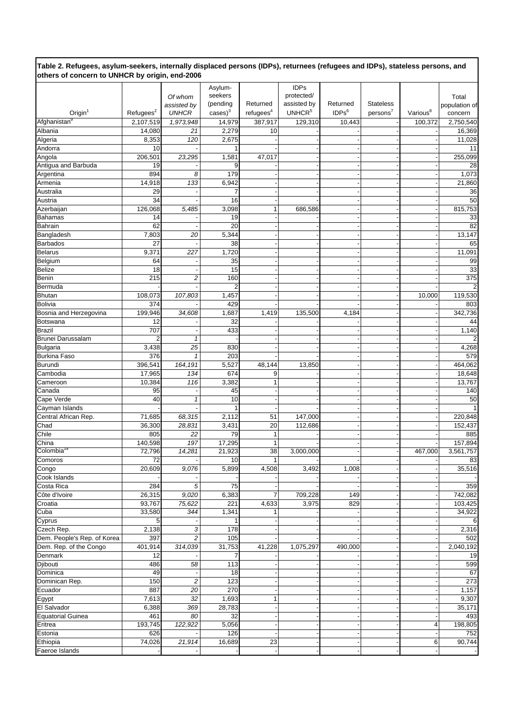**Table 2. Refugees, asylum-seekers, internally displaced persons (IDPs), returnees (refugees and IDPs), stateless persons, and others of concern to UNHCR by origin, end-2006**

| Origin[1] | Refugees[2] | *Of whom assisted by UNHCR* | Asylum-seekers (pending cases)[3] | Returned refugees[4] | IDPs protected/ assisted by UNHCR[5] | Returned IDPs[6] | Stateless persons[7] | Various[8] | Total population of concern |
|---|---|---|---|---|---|---|---|---|---|
| Afghanistan[9] | 2,107,519 | *1,973,948* | 14,979 | 387,917 | 129,310 | 10,443 | - | 100,372 | 2,750,540 |
| Albania | 14,080 | *21* | 2,279 | 10 | - | - | - | - | 16,369 |
| Algeria | 8,353 | *120* | 2,675 | - | - | - | - | - | 11,028 |
| Andorra | 10 | - | 1 | - | - | - | - | - | 11 |
| Angola | 206,501 | *23,295* | 1,581 | 47,017 | - | - | - | - | 255,099 |
| Antigua and Barbuda | 19 | - | 9 | - | - | - | - | - | 28 |
| Argentina | 894 | *8* | 179 | - | - | - | - | - | 1,073 |
| Armenia | 14,918 | *133* | 6,942 | - | - | - | - | - | 21,860 |
| Australia | 29 | - | 7 | - | - | - | - | - | 36 |
| Austria | 34 | - | 16 | - | - | - | - | - | 50 |
| Azerbaijan | 126,068 | *5,485* | 3,098 | 1 | 686,586 | - | - | - | 815,753 |
| Bahamas | 14 | - | 19 | - | - | - | - | - | 33 |
| Bahrain | 62 | - | 20 | - | - | - | - | - | 82 |
| Bangladesh | 7,803 | *20* | 5,344 | - | - | - | - | - | 13,147 |
| Barbados | 27 | - | 38 | - | - | - | - | - | 65 |
| Belarus | 9,371 | *227* | 1,720 | - | - | - | - | - | 11,091 |
| Belgium | 64 | - | 35 | - | - | - | - | - | 99 |
| Belize | 18 | - | 15 | - | - | - | - | - | 33 |
| Benin | 215 | *2* | 160 | - | - | - | - | - | 375 |
| Bermuda | - | - | 2 | - | - | - | - | - | 2 |
| Bhutan | 108,073 | *107,803* | 1,457 | - | - | - | - | 10,000 | 119,530 |
| Bolivia | 374 | - | 429 | - | - | - | - | - | 803 |
| Bosnia and Herzegovina | 199,946 | *34,608* | 1,687 | 1,419 | 135,500 | 4,184 | - | - | 342,736 |
| Botswana | 12 | - | 32 | - | - | - | - | - | 44 |
| Brazil | 707 | - | 433 | - | - | - | - | - | 1,140 |
| Brunei Darussalam | 2 | *1* | - | - | - | - | - | - | 2 |
| Bulgaria | 3,438 | *25* | 830 | - | - | - | - | - | 4,268 |
| Burkina Faso | 376 | *1* | 203 | - | - | - | - | - | 579 |
| Burundi | 396,541 | *164,191* | 5,527 | 48,144 | 13,850 | - | - | - | 464,062 |
| Cambodia | 17,965 | *134* | 674 | 9 | - | - | - | - | 18,648 |
| Cameroon | 10,384 | *116* | 3,382 | 1 | - | - | - | - | 13,767 |
| Canada | 95 | - | 45 | - | - | - | - | - | 140 |
| Cape Verde | 40 | *1* | 10 | - | - | - | - | - | 50 |
| Cayman Islands | - | - | 1 | - | - | - | - | - | 1 |
| Central African Rep. | 71,685 | *68,315* | 2,112 | 51 | 147,000 | - | - | - | 220,848 |
| Chad | 36,300 | *28,831* | 3,431 | 20 | 112,686 | - | - | - | 152,437 |
| Chile | 805 | *22* | 79 | 1 | - | - | - | - | 885 |
| China | 140,598 | *197* | 17,295 | 1 | - | - | - | - | 157,894 |
| Colombia[14] | 72,796 | *14,281* | 21,923 | 38 | 3,000,000 | - | - | 467,000 | 3,561,757 |
| Comoros | 72 | - | 10 | 1 | - | - | - | - | 83 |
| Congo | 20,609 | *9,076* | 5,899 | 4,508 | 3,492 | 1,008 | - | - | 35,516 |
| Cook Islands | - | - | - | - | - | - | - | - | - |
| Costa Rica | 284 | *5* | 75 | - | - | - | - | - | 359 |
| Côte d'Ivoire | 26,315 | *9,020* | 6,383 | 7 | 709,228 | 149 | - | - | 742,082 |
| Croatia | 93,767 | *75,622* | 221 | 4,633 | 3,975 | 829 | - | - | 103,425 |
| Cuba | 33,580 | *344* | 1,341 | 1 | - | - | - | - | 34,922 |
| Cyprus | 5 | - | 1 | - | - | - | - | - | 6 |
| Czech Rep. | 2,138 | *3* | 178 | - | - | - | - | - | 2,316 |
| Dem. People's Rep. of Korea | 397 | *2* | 105 | - | - | - | - | - | 502 |
| Dem. Rep. of the Congo | 401,914 | *314,039* | 31,753 | 41,228 | 1,075,297 | 490,000 | - | - | 2,040,192 |
| Denmark | 12 | - | 7 | - | - | - | - | - | 19 |
| Djibouti | 486 | *58* | 113 | - | - | - | - | - | 599 |
| Dominica | 49 | - | 18 | - | - | - | - | - | 67 |
| Dominican Rep. | 150 | *2* | 123 | - | - | - | - | - | 273 |
| Ecuador | 887 | *20* | 270 | - | - | - | - | - | 1,157 |
| Egypt | 7,613 | *32* | 1,693 | 1 | - | - | - | - | 9,307 |
| El Salvador | 6,388 | *369* | 28,783 | - | - | - | - | - | 35,171 |
| Equatorial Guinea | 461 | *80* | 32 | - | - | - | - | - | 493 |
| Eritrea | 193,745 | *122,922* | 5,056 | - | - | - | - | 4 | 198,805 |
| Estonia | 626 | - | 126 | - | - | - | - | - | 752 |
| Ethiopia | 74,026 | *21,914* | 16,689 | 23 | - | - | - | 6 | 90,744 |
| Faeroe Islands | - | - | - | - | - | - | - | - | - |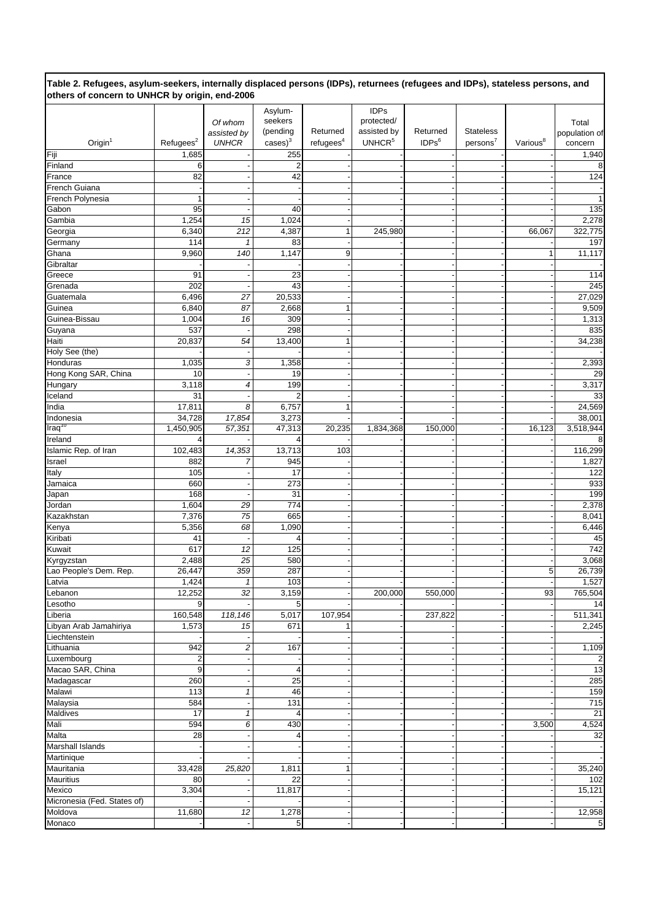**Table 2. Refugees, asylum-seekers, internally displaced persons (IDPs), returnees (refugees and IDPs), stateless persons, and others of concern to UNHCR by origin, end-2006**

| Origin[1] | Refugees[2] | *Of whom assisted by UNHCR* | Asylum-seekers (pending cases)[3] | Returned refugees[4] | IDPs protected/ assisted by UNHCR[5] | Returned IDPs[6] | Stateless persons[7] | Various[8] | Total population of concern |
|---|---|---|---|---|---|---|---|---|---|
| Fiji | 1,685 | - | 255 | - | - | - | - | - | 1,940 |
| Finland | 6 | - | 2 | - | - | - | - | - | 8 |
| France | 82 | - | 42 | - | - | - | - | - | 124 |
| French Guiana | - | - | - | - | - | - | - | - | - |
| French Polynesia | 1 | - | - | - | - | - | - | - | 1 |
| Gabon | 95 | - | 40 | - | - | - | - | - | 135 |
| Gambia | 1,254 | *15* | 1,024 | - | - | - | - | - | 2,278 |
| Georgia | 6,340 | *212* | 4,387 | 1 | 245,980 | - | - | 66,067 | 322,775 |
| Germany | 114 | *1* | 83 | - | - | - | - | - | 197 |
| Ghana | 9,960 | *140* | 1,147 | 9 | - | - | - | 1 | 11,117 |
| Gibraltar | - | - | - | - | - | - | - | - | - |
| Greece | 91 | - | 23 | - | - | - | - | - | 114 |
| Grenada | 202 | - | 43 | - | - | - | - | - | 245 |
| Guatemala | 6,496 | *27* | 20,533 | - | - | - | - | - | 27,029 |
| Guinea | 6,840 | *87* | 2,668 | 1 | - | - | - | - | 9,509 |
| Guinea-Bissau | 1,004 | *16* | 309 | - | - | - | - | - | 1,313 |
| Guyana | 537 | - | 298 | - | - | - | - | - | 835 |
| Haiti | 20,837 | *54* | 13,400 | 1 | - | - | - | - | 34,238 |
| Holy See (the) | - | - | - | - | - | - | - | - | - |
| Honduras | 1,035 | *3* | 1,358 | - | - | - | - | - | 2,393 |
| Hong Kong SAR, China | 10 | - | 19 | - | - | - | - | - | 29 |
| Hungary | 3,118 | *4* | 199 | - | - | - | - | - | 3,317 |
| Iceland | 31 | - | 2 | - | - | - | - | - | 33 |
| India | 17,811 | *8* | 6,757 | 1 | - | - | - | - | 24,569 |
| Indonesia | 34,728 | *17,854* | 3,273 | - | - | - | - | - | 38,001 |
| Iraq[10] | 1,450,905 | *57,351* | 47,313 | 20,235 | 1,834,368 | 150,000 | - | 16,123 | 3,518,944 |
| Ireland | 4 | - | 4 | - | - | - | - | - | 8 |
| Islamic Rep. of Iran | 102,483 | *14,353* | 13,713 | 103 | - | - | - | - | 116,299 |
| Israel | 882 | *7* | 945 | - | - | - | - | - | 1,827 |
| Italy | 105 | - | 17 | - | - | - | - | - | 122 |
| Jamaica | 660 | - | 273 | - | - | - | - | - | 933 |
| Japan | 168 | - | 31 | - | - | - | - | - | 199 |
| Jordan | 1,604 | *29* | 774 | - | - | - | - | - | 2,378 |
| Kazakhstan | 7,376 | *75* | 665 | - | - | - | - | - | 8,041 |
| Kenya | 5,356 | *68* | 1,090 | - | - | - | - | - | 6,446 |
| Kiribati | 41 | - | 4 | - | - | - | - | - | 45 |
| Kuwait | 617 | *12* | 125 | - | - | - | - | - | 742 |
| Kyrgyzstan | 2,488 | *25* | 580 | - | - | - | - | - | 3,068 |
| Lao People's Dem. Rep. | 26,447 | *359* | 287 | - | - | - | - | 5 | 26,739 |
| Latvia | 1,424 | *1* | 103 | - | - | - | - | - | 1,527 |
| Lebanon | 12,252 | *32* | 3,159 | - | 200,000 | 550,000 | - | 93 | 765,504 |
| Lesotho | 9 | - | 5 | - | - | - | - | - | 14 |
| Liberia | 160,548 | *118,146* | 5,017 | 107,954 | - | 237,822 | - | - | 511,341 |
| Libyan Arab Jamahiriya | 1,573 | *15* | 671 | 1 | - | - | - | - | 2,245 |
| Liechtenstein | - | - | - | - | - | - | - | - | - |
| Lithuania | 942 | *2* | 167 | - | - | - | - | - | 1,109 |
| Luxembourg | 2 | - | - | - | - | - | - | - | 2 |
| Macao SAR, China | 9 | - | 4 | - | - | - | - | - | 13 |
| Madagascar | 260 | - | 25 | - | - | - | - | - | 285 |
| Malawi | 113 | *1* | 46 | - | - | - | - | - | 159 |
| Malaysia | 584 | - | 131 | - | - | - | - | - | 715 |
| Maldives | 17 | *1* | 4 | - | - | - | - | - | 21 |
| Mali | 594 | *6* | 430 | - | - | - | - | 3,500 | 4,524 |
| Malta | 28 | - | 4 | - | - | - | - | - | 32 |
| Marshall Islands | - | - | - | - | - | - | - | - | - |
| Martinique | - | - | - | - | - | - | - | - | - |
| Mauritania | 33,428 | *25,820* | 1,811 | 1 | - | - | - | - | 35,240 |
| Mauritius | 80 | - | 22 | - | - | - | - | - | 102 |
| Mexico | 3,304 | - | 11,817 | - | - | - | - | - | 15,121 |
| Micronesia (Fed. States of) | - | - | - | - | - | - | - | - | - |
| Moldova | 11,680 | *12* | 1,278 | - | - | - | - | - | 12,958 |
| Monaco | - | - | 5 | - | - | - | - | - | 5 |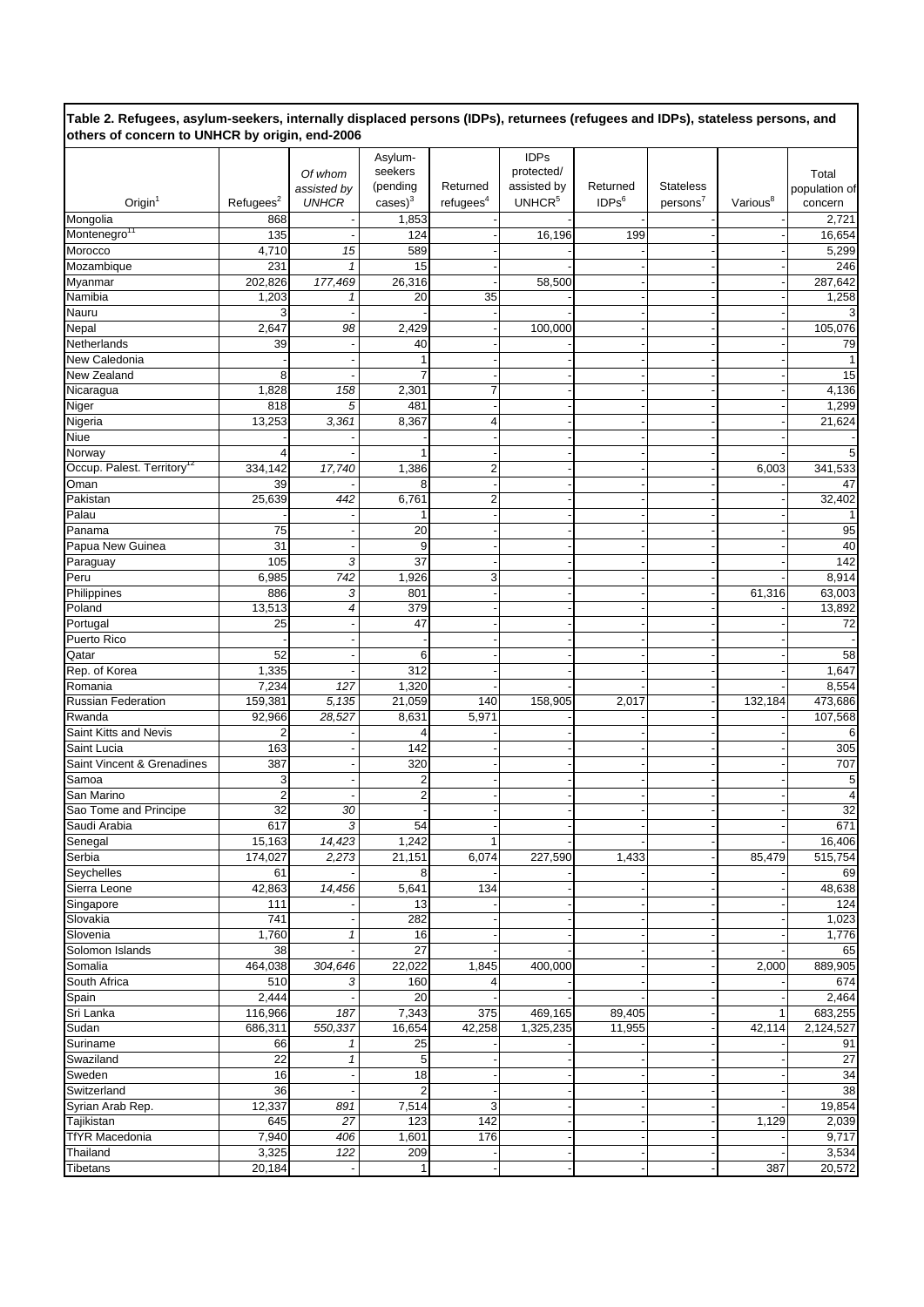**Table 2. Refugees, asylum-seekers, internally displaced persons (IDPs), returnees (refugees and IDPs), stateless persons, and others of concern to UNHCR by origin, end-2006**

| Origin[1] | Refugees[2] | *Of whom assisted by UNHCR* | Asylum-seekers (pending cases)[3] | Returned refugees[4] | IDPs protected/ assisted by UNHCR[5] | Returned IDPs[6] | Stateless persons[7] | Various[8] | Total population of concern |
|---|---|---|---|---|---|---|---|---|---|
| Mongolia | 868 | - | 1,853 | - | - | - | - | - | 2,721 |
| Montenegro[11] | 135 | - | 124 | - | 16,196 | 199 | - | - | 16,654 |
| Morocco | 4,710 | *15* | 589 | - | - | - | - | - | 5,299 |
| Mozambique | 231 | *1* | 15 | - | - | - | - | - | 246 |
| Myanmar | 202,826 | *177,469* | 26,316 | - | 58,500 | - | - | - | 287,642 |
| Namibia | 1,203 | *1* | 20 | 35 | - | - | - | - | 1,258 |
| Nauru | 3 | - | - | - | - | - | - | - | 3 |
| Nepal | 2,647 | *98* | 2,429 | - | 100,000 | - | - | - | 105,076 |
| Netherlands | 39 | - | 40 | - | - | - | - | - | 79 |
| New Caledonia | - | - | 1 | - | - | - | - | - | 1 |
| New Zealand | 8 | - | 7 | - | - | - | - | - | 15 |
| Nicaragua | 1,828 | *158* | 2,301 | 7 | - | - | - | - | 4,136 |
| Niger | 818 | *5* | 481 | - | - | - | - | - | 1,299 |
| Nigeria | 13,253 | *3,361* | 8,367 | 4 | - | - | - | - | 21,624 |
| Niue | - | - | - | - | - | - | - | - | - |
| Norway | 4 | - | 1 | - | - | - | - | - | 5 |
| Occup. Palest. Territory[12] | 334,142 | *17,740* | 1,386 | 2 | - | - | - | 6,003 | 341,533 |
| Oman | 39 | - | 8 | - | - | - | - | - | 47 |
| Pakistan | 25,639 | *442* | 6,761 | 2 | - | - | - | - | 32,402 |
| Palau | - | - | 1 | - | - | - | - | - | 1 |
| Panama | 75 | - | 20 | - | - | - | - | - | 95 |
| Papua New Guinea | 31 | - | 9 | - | - | - | - | - | 40 |
| Paraguay | 105 | *3* | 37 | - | - | - | - | - | 142 |
| Peru | 6,985 | *742* | 1,926 | 3 | - | - | - | - | 8,914 |
| Philippines | 886 | *3* | 801 | - | - | - | - | 61,316 | 63,003 |
| Poland | 13,513 | *4* | 379 | - | - | - | - | - | 13,892 |
| Portugal | 25 | - | 47 | - | - | - | - | - | 72 |
| Puerto Rico | - | - | - | - | - | - | - | - | - |
| Qatar | 52 | - | 6 | - | - | - | - | - | 58 |
| Rep. of Korea | 1,335 | - | 312 | - | - | - | - | - | 1,647 |
| Romania | 7,234 | *127* | 1,320 | - | - | - | - | - | 8,554 |
| Russian Federation | 159,381 | *5,135* | 21,059 | 140 | 158,905 | 2,017 | - | 132,184 | 473,686 |
| Rwanda | 92,966 | *28,527* | 8,631 | 5,971 | - | - | - | - | 107,568 |
| Saint Kitts and Nevis | 2 | - | 4 | - | - | - | - | - | 6 |
| Saint Lucia | 163 | - | 142 | - | - | - | - | - | 305 |
| Saint Vincent & Grenadines | 387 | - | 320 | - | - | - | - | - | 707 |
| Samoa | 3 | - | 2 | - | - | - | - | - | 5 |
| San Marino | 2 | - | 2 | - | - | - | - | - | 4 |
| Sao Tome and Principe | 32 | *30* | - | - | - | - | - | - | 32 |
| Saudi Arabia | 617 | *3* | 54 | - | - | - | - | - | 671 |
| Senegal | 15,163 | *14,423* | 1,242 | 1 | - | - | - | - | 16,406 |
| Serbia | 174,027 | *2,273* | 21,151 | 6,074 | 227,590 | 1,433 | - | 85,479 | 515,754 |
| Seychelles | 61 | - | 8 | - | - | - | - | - | 69 |
| Sierra Leone | 42,863 | *14,456* | 5,641 | 134 | - | - | - | - | 48,638 |
| Singapore | 111 | - | 13 | - | - | - | - | - | 124 |
| Slovakia | 741 | - | 282 | - | - | - | - | - | 1,023 |
| Slovenia | 1,760 | *1* | 16 | - | - | - | - | - | 1,776 |
| Solomon Islands | 38 | - | 27 | - | - | - | - | - | 65 |
| Somalia | 464,038 | *304,646* | 22,022 | 1,845 | 400,000 | - | - | 2,000 | 889,905 |
| South Africa | 510 | *3* | 160 | 4 | - | - | - | - | 674 |
| Spain | 2,444 | - | 20 | - | - | - | - | - | 2,464 |
| Sri Lanka | 116,966 | *187* | 7,343 | 375 | 469,165 | 89,405 | - | 1 | 683,255 |
| Sudan | 686,311 | *550,337* | 16,654 | 42,258 | 1,325,235 | 11,955 | - | 42,114 | 2,124,527 |
| Suriname | 66 | *1* | 25 | - | - | - | - | - | 91 |
| Swaziland | 22 | *1* | 5 | - | - | - | - | - | 27 |
| Sweden | 16 | - | 18 | - | - | - | - | - | 34 |
| Switzerland | 36 | - | 2 | - | - | - | - | - | 38 |
| Syrian Arab Rep. | 12,337 | *891* | 7,514 | 3 | - | - | - | - | 19,854 |
| Tajikistan | 645 | *27* | 123 | 142 | - | - | - | 1,129 | 2,039 |
| TfYR Macedonia | 7,940 | *406* | 1,601 | 176 | - | - | - | - | 9,717 |
| Thailand | 3,325 | *122* | 209 | - | - | - | - | - | 3,534 |
| Tibetans | 20,184 | - | 1 | - | - | - | - | 387 | 20,572 |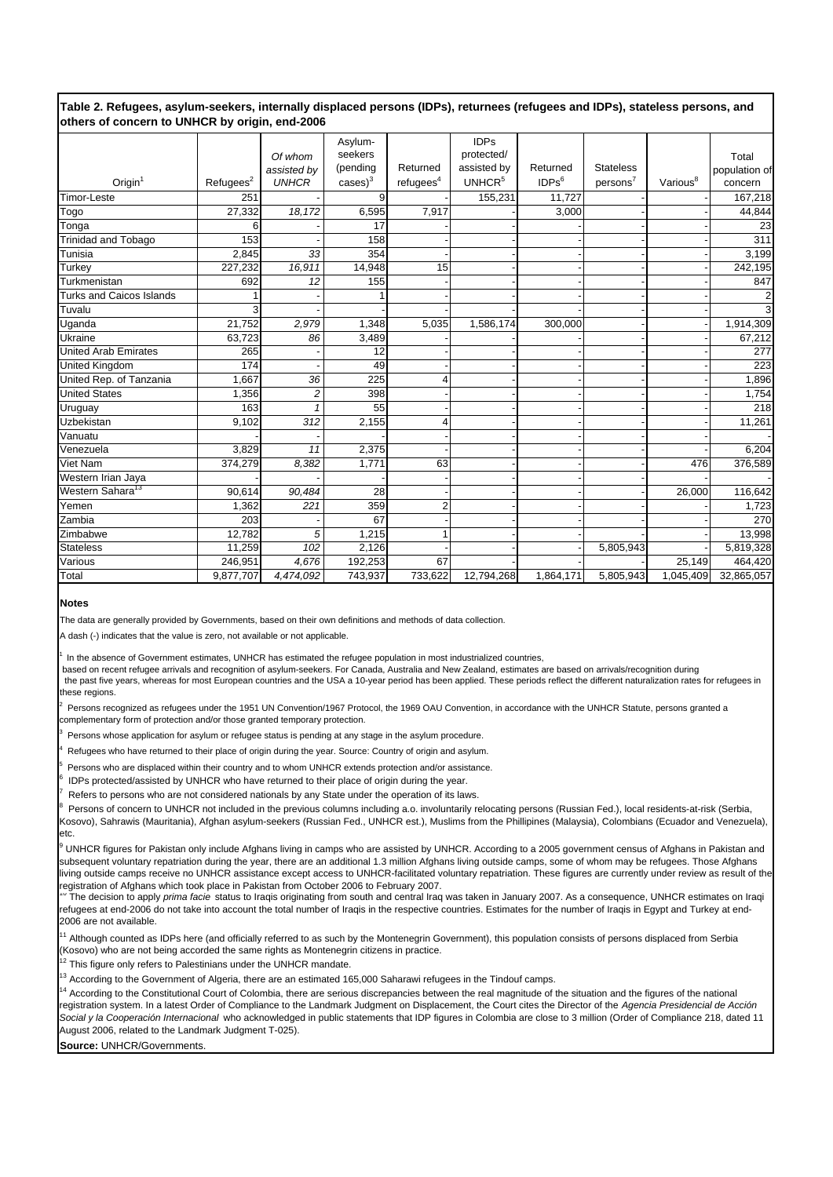**Table 2. Refugees, asylum-seekers, internally displaced persons (IDPs), returnees (refugees and IDPs), stateless persons, and others of concern to UNHCR by origin, end-2006**

| Origin[1] | Refugees[2] | *Of whom assisted by UNHCR* | Asylum-seekers (pending cases)[3] | Returned refugees[4] | IDPs protected/ assisted by UNHCR[5] | Returned IDPs[6] | Stateless persons[7] | Various[8] | Total population of concern |
|---|---|---|---|---|---|---|---|---|---|
| Timor-Leste | 251 | - | 9 | - | 155,231 | 11,727 | - | - | 167,218 |
| Togo | 27,332 | *18,172* | 6,595 | 7,917 | - | 3,000 | - | - | 44,844 |
| Tonga | 6 | - | 17 | - | - | - | - | - | 23 |
| Trinidad and Tobago | 153 | - | 158 | - | - | - | - | - | 311 |
| Tunisia | 2,845 | *33* | 354 | - | - | - | - | - | 3,199 |
| Turkey | 227,232 | *16,911* | 14,948 | 15 | - | - | - | - | 242,195 |
| Turkmenistan | 692 | *12* | 155 | - | - | - | - | - | 847 |
| Turks and Caicos Islands | 1 | - | 1 | - | - | - | - | - | 2 |
| Tuvalu | 3 | - | - | - | - | - | - | - | 3 |
| Uganda | 21,752 | *2,979* | 1,348 | 5,035 | 1,586,174 | 300,000 | - | - | 1,914,309 |
| Ukraine | 63,723 | *86* | 3,489 | - | - | - | - | - | 67,212 |
| United Arab Emirates | 265 | - | 12 | - | - | - | - | - | 277 |
| United Kingdom | 174 | - | 49 | - | - | - | - | - | 223 |
| United Rep. of Tanzania | 1,667 | *36* | 225 | 4 | - | - | - | - | 1,896 |
| United States | 1,356 | *2* | 398 | - | - | - | - | - | 1,754 |
| Uruguay | 163 | *1* | 55 | - | - | - | - | - | 218 |
| Uzbekistan | 9,102 | *312* | 2,155 | 4 | - | - | - | - | 11,261 |
| Vanuatu | - | - | - | - | - | - | - | - | - |
| Venezuela | 3,829 | *11* | 2,375 | - | - | - | - | - | 6,204 |
| Viet Nam | 374,279 | *8,382* | 1,771 | 63 | - | - | - | 476 | 376,589 |
| Western Irian Jaya | - | - | - | - | - | - | - | - | - |
| Western Sahara[13] | 90,614 | *90,484* | 28 | - | - | - | - | 26,000 | 116,642 |
| Yemen | 1,362 | *221* | 359 | 2 | - | - | - | - | 1,723 |
| Zambia | 203 | - | 67 | - | - | - | - | - | 270 |
| Zimbabwe | 12,782 | *5* | 1,215 | 1 | - | - | - | - | 13,998 |
| Stateless | 11,259 | *102* | 2,126 | - | - | - | 5,805,943 | - | 5,819,328 |
| Various | 246,951 | *4,676* | 192,253 | 67 | - | - | - | 25,149 | 464,420 |
| Total | 9,877,707 | *4,474,092* | 743,937 | 733,622 | 12,794,268 | 1,864,171 | 5,805,943 | 1,045,409 | 32,865,057 |

**Notes**

The data are generally provided by Governments, based on their own definitions and methods of data collection.

A dash (-) indicates that the value is zero, not available or not applicable.

[1] In the absence of Government estimates, UNHCR has estimated the refugee population in most industrialized countries, based on recent refugee arrivals and recognition of asylum-seekers. For Canada, Australia and New Zealand, estimates are based on arrivals/recognition during the past five years, whereas for most European countries and the USA a 10-year period has been applied. These periods reflect the different naturalization rates for refugees in these regions.

[2] Persons recognized as refugees under the 1951 UN Convention/1967 Protocol, the 1969 OAU Convention, in accordance with the UNHCR Statute, persons granted a complementary form of protection and/or those granted temporary protection.

[3] Persons whose application for asylum or refugee status is pending at any stage in the asylum procedure.

[4] Refugees who have returned to their place of origin during the year. Source: Country of origin and asylum.

[5] Persons who are displaced within their country and to whom UNHCR extends protection and/or assistance.

[6] IDPs protected/assisted by UNHCR who have returned to their place of origin during the year.

[7] Refers to persons who are not considered nationals by any State under the operation of its laws.

[8] Persons of concern to UNHCR not included in the previous columns including a.o. involuntarily relocating persons (Russian Fed.), local residents-at-risk (Serbia, Kosovo), Sahrawis (Mauritania), Afghan asylum-seekers (Russian Fed., UNHCR est.), Muslims from the Phillipines (Malaysia), Colombians (Ecuador and Venezuela), etc.

[9] UNHCR figures for Pakistan only include Afghans living in camps who are assisted by UNHCR. According to a 2005 government census of Afghans in Pakistan and subsequent voluntary repatriation during the year, there are an additional 1.3 million Afghans living outside camps, some of whom may be refugees. Those Afghans living outside camps receive no UNHCR assistance except access to UNHCR-facilitated voluntary repatriation. These figures are currently under review as result of the registration of Afghans which took place in Pakistan from October 2006 to February 2007.

[10] The decision to apply *prima facie* status to Iraqis originating from south and central Iraq was taken in January 2007. As a consequence, UNHCR estimates on Iraqi refugees at end-2006 do not take into account the total number of Iraqis in the respective countries. Estimates for the number of Iraqis in Egypt and Turkey at end-2006 are not available.

[11] Although counted as IDPs here (and officially referred to as such by the Montenegrin Government), this population consists of persons displaced from Serbia (Kosovo) who are not being accorded the same rights as Montenegrin citizens in practice.

[12] This figure only refers to Palestinians under the UNHCR mandate.

[13] According to the Government of Algeria, there are an estimated 165,000 Saharawi refugees in the Tindouf camps.

[14] According to the Constitutional Court of Colombia, there are serious discrepancies between the real magnitude of the situation and the figures of the national registration system. In a latest Order of Compliance to the Landmark Judgment on Displacement, the Court cites the Director of the *Agencia Presidencial de Acción Social y la Cooperación Internacional* who acknowledged in public statements that IDP figures in Colombia are close to 3 million (Order of Compliance 218, dated 11 August 2006, related to the Landmark Judgment T-025).

**Source:** UNHCR/Governments.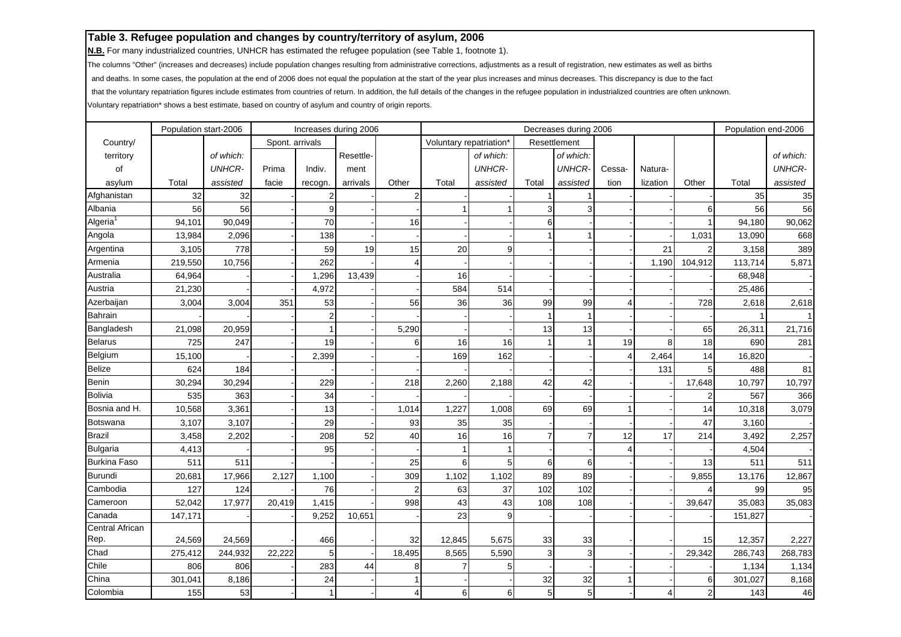## Table 3. Refugee population and changes by country/territory of asylum, 2006

**N.B.** For many industrialized countries, UNHCR has estimated the refugee population (see Table 1, footnote 1).

The columns "Other" (increases and decreases) include population changes resulting from administrative corrections, adjustments as a result of registration, new estimates as well as births and deaths. In some cases, the population at the end of 2006 does not equal the population at the start of the year plus increases and minus decreases. This discrepancy is due to the fact that the voluntary repatriation figures include estimates from countries of return. In addition, the full details of the changes in the refugee population in industrialized countries are often unknown.

Voluntary repatriation* shows a best estimate, based on country of asylum and country of origin reports.

| Country/territory of asylum | Population start-2006 | | Increases during 2006 | | | | Decreases during 2006 | | | | | | | Population end-2006 | |
|---|---|---|---|---|---|---|---|---|---|---|---|---|---|---|---|
| | | | Spont. arrivals | | | | Voluntary repatriation* | | Resettlement | | | | | | |
| | Total | of which: UNHCR-assisted | Prima facie | Indiv. recogn. | Resettlement arrivals | Other | Total | of which: UNHCR-assisted | Total | of which: UNHCR-assisted | Cessation | Naturalization | Other | Total | of which: UNHCR-assisted |
| Afghanistan | 32 | 32 | - | 2 | - | 2 | - | - | 1 | 1 | - | - | - | 35 | 35 |
| Albania | 56 | 56 | - | 9 | - | - | 1 | 1 | 3 | 3 | - | - | 6 | 56 | 56 |
| Algeria[1] | 94,101 | 90,049 | - | 70 | - | 16 | - | - | 6 | - | - | - | 1 | 94,180 | 90,062 |
| Angola | 13,984 | 2,096 | - | 138 | - | - | - | - | 1 | 1 | - | - | 1,031 | 13,090 | 668 |
| Argentina | 3,105 | 778 | - | 59 | 19 | 15 | 20 | 9 | - | - | - | 21 | 2 | 3,158 | 389 |
| Armenia | 219,550 | 10,756 | - | 262 | - | 4 | - | - | - | - | - | 1,190 | 104,912 | 113,714 | 5,871 |
| Australia | 64,964 | - | - | 1,296 | 13,439 | - | 16 | - | - | - | - | - | - | 68,948 | - |
| Austria | 21,230 | - | - | 4,972 | - | - | 584 | 514 | - | - | - | - | - | 25,486 | - |
| Azerbaijan | 3,004 | 3,004 | 351 | 53 | - | 56 | 36 | 36 | 99 | 99 | 4 | - | 728 | 2,618 | 2,618 |
| Bahrain | - | - | - | 2 | - | - | - | - | 1 | 1 | - | - | - | 1 | 1 |
| Bangladesh | 21,098 | 20,959 | - | 1 | - | 5,290 | - | - | 13 | 13 | - | - | 65 | 26,311 | 21,716 |
| Belarus | 725 | 247 | - | 19 | - | 6 | 16 | 16 | 1 | 1 | 19 | 8 | 18 | 690 | 281 |
| Belgium | 15,100 | - | - | 2,399 | - | - | 169 | 162 | - | - | 4 | 2,464 | 14 | 16,820 | - |
| Belize | 624 | 184 | - | - | - | - | - | - | - | - | - | 131 | 5 | 488 | 81 |
| Benin | 30,294 | 30,294 | - | 229 | - | 218 | 2,260 | 2,188 | 42 | 42 | - | - | 17,648 | 10,797 | 10,797 |
| Bolivia | 535 | 363 | - | 34 | - | - | - | - | - | - | - | - | 2 | 567 | 366 |
| Bosnia and H. | 10,568 | 3,361 | - | 13 | - | 1,014 | 1,227 | 1,008 | 69 | 69 | 1 | - | 14 | 10,318 | 3,079 |
| Botswana | 3,107 | 3,107 | - | 29 | - | 93 | 35 | 35 | - | - | - | - | 47 | 3,160 | - |
| Brazil | 3,458 | 2,202 | - | 208 | 52 | 40 | 16 | 16 | 7 | 7 | 12 | 17 | 214 | 3,492 | 2,257 |
| Bulgaria | 4,413 | - | - | 95 | - | - | 1 | 1 | - | - | 4 | - | - | 4,504 | - |
| Burkina Faso | 511 | 511 | - | - | - | 25 | 6 | 5 | 6 | 6 | - | - | 13 | 511 | 511 |
| Burundi | 20,681 | 17,966 | 2,127 | 1,100 | - | 309 | 1,102 | 1,102 | 89 | 89 | - | - | 9,855 | 13,176 | 12,867 |
| Cambodia | 127 | 124 | - | 76 | - | 2 | 63 | 37 | 102 | 102 | - | - | 4 | 99 | 95 |
| Cameroon | 52,042 | 17,977 | 20,419 | 1,415 | - | 998 | 43 | 43 | 108 | 108 | - | - | 39,647 | 35,083 | 35,083 |
| Canada | 147,171 | - | - | 9,252 | 10,651 | - | 23 | 9 | - | - | - | - | - | 151,827 | - |
| Central African Rep. | 24,569 | 24,569 | - | 466 | - | 32 | 12,845 | 5,675 | 33 | 33 | - | - | 15 | 12,357 | 2,227 |
| Chad | 275,412 | 244,932 | 22,222 | 5 | - | 18,495 | 8,565 | 5,590 | 3 | 3 | - | - | 29,342 | 286,743 | 268,783 |
| Chile | 806 | 806 | - | 283 | 44 | 8 | 7 | 5 | - | - | - | - | - | 1,134 | 1,134 |
| China | 301,041 | 8,186 | - | 24 | - | 1 | - | - | 32 | 32 | 1 | - | 6 | 301,027 | 8,168 |
| Colombia | 155 | 53 | - | 1 | - | 4 | 6 | 6 | 5 | 5 | - | 4 | 2 | 143 | 46 |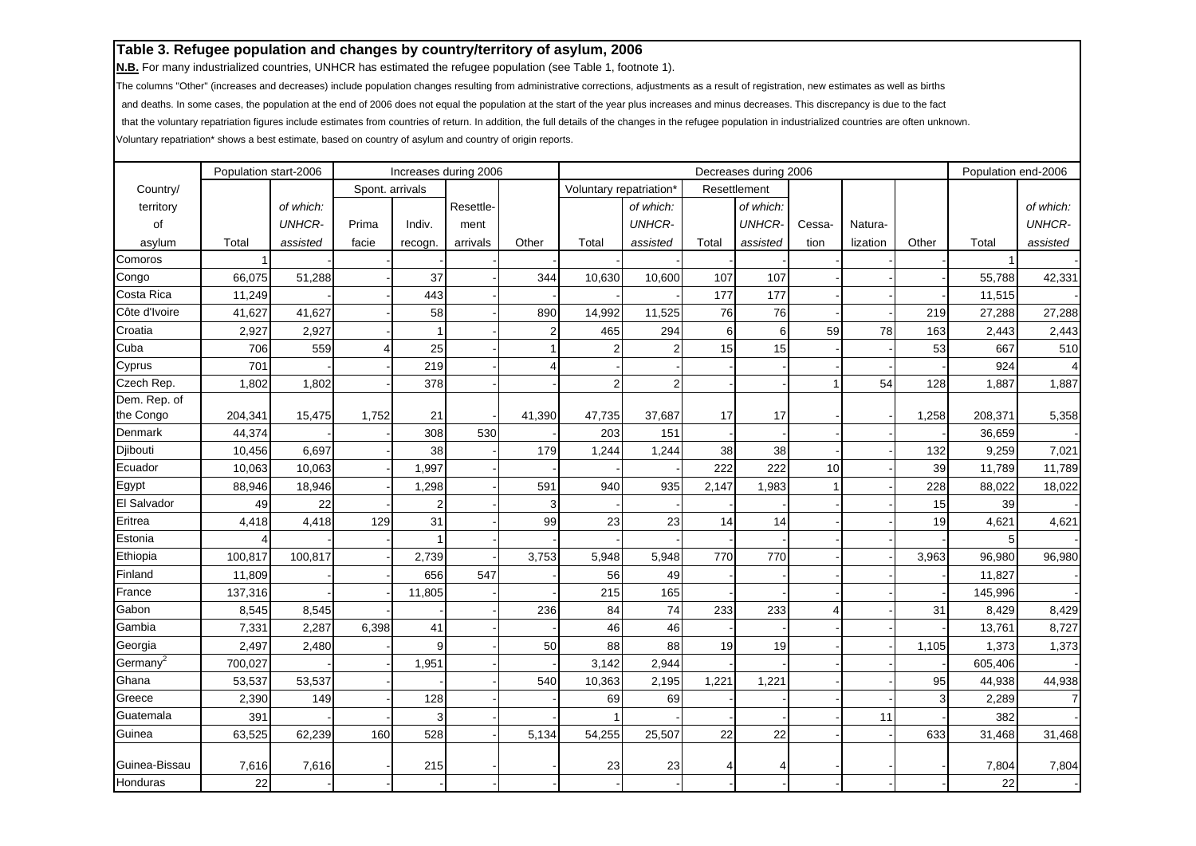**Table 3. Refugee population and changes by country/territory of asylum, 2006**

**N.B.** For many industrialized countries, UNHCR has estimated the refugee population (see Table 1, footnote 1).

The columns "Other" (increases and decreases) include population changes resulting from administrative corrections, adjustments as a result of registration, new estimates as well as births and deaths. In some cases, the population at the end of 2006 does not equal the population at the start of the year plus increases and minus decreases. This discrepancy is due to the fact that the voluntary repatriation figures include estimates from countries of return. In addition, the full details of the changes in the refugee population in industrialized countries are often unknown.

Voluntary repatriation* shows a best estimate, based on country of asylum and country of origin reports.

| Country/territory of asylum | Population start-2006 | | Increases during 2006 | | | | Decreases during 2006 | | | | | | | Population end-2006 | |
|---|---|---|---|---|---|---|---|---|---|---|---|---|---|---|---|
| | | | Spont. arrivals | | | | Voluntary repatriation* | | Resettlement | | | | | | |
| | Total | of which: UNHCR-assisted | Prima facie | Indiv. recogn. | Resettlement arrivals | Other | Total | of which: UNHCR-assisted | Total | of which: UNHCR-assisted | Cessation | Naturalization | Other | Total | of which: UNHCR-assisted |
| Comoros | 1 | - | - | - | - | - | - | - | - | - | - | - | - | 1 | - |
| Congo | 66,075 | 51,288 | - | 37 | - | 344 | 10,630 | 10,600 | 107 | 107 | - | - | - | 55,788 | 42,331 |
| Costa Rica | 11,249 | - | - | 443 | - | - | - | - | 177 | 177 | - | - | - | 11,515 | - |
| Côte d'Ivoire | 41,627 | 41,627 | - | 58 | - | 890 | 14,992 | 11,525 | 76 | 76 | - | - | 219 | 27,288 | 27,288 |
| Croatia | 2,927 | 2,927 | - | 1 | - | 2 | 465 | 294 | 6 | 6 | 59 | 78 | 163 | 2,443 | 2,443 |
| Cuba | 706 | 559 | 4 | 25 | - | 1 | 2 | 2 | 15 | 15 | - | - | 53 | 667 | 510 |
| Cyprus | 701 | - | - | 219 | - | 4 | - | - | - | - | - | - | - | 924 | 4 |
| Czech Rep. | 1,802 | 1,802 | - | 378 | - | - | 2 | 2 | - | - | 1 | 54 | 128 | 1,887 | 1,887 |
| Dem. Rep. of the Congo | 204,341 | 15,475 | 1,752 | 21 | - | 41,390 | 47,735 | 37,687 | 17 | 17 | - | - | 1,258 | 208,371 | 5,358 |
| Denmark | 44,374 | - | - | 308 | 530 | - | 203 | 151 | - | - | - | - | - | 36,659 | - |
| Djibouti | 10,456 | 6,697 | - | 38 | - | 179 | 1,244 | 1,244 | 38 | 38 | - | - | 132 | 9,259 | 7,021 |
| Ecuador | 10,063 | 10,063 | - | 1,997 | - | - | - | - | 222 | 222 | 10 | - | 39 | 11,789 | 11,789 |
| Egypt | 88,946 | 18,946 | - | 1,298 | - | 591 | 940 | 935 | 2,147 | 1,983 | 1 | - | 228 | 88,022 | 18,022 |
| El Salvador | 49 | 22 | - | 2 | - | 3 | - | - | - | - | - | - | 15 | 39 | - |
| Eritrea | 4,418 | 4,418 | 129 | 31 | - | 99 | 23 | 23 | 14 | 14 | - | - | 19 | 4,621 | 4,621 |
| Estonia | 4 | - | - | 1 | - | - | - | - | - | - | - | - | - | 5 | - |
| Ethiopia | 100,817 | 100,817 | - | 2,739 | - | 3,753 | 5,948 | 5,948 | 770 | 770 | - | - | 3,963 | 96,980 | 96,980 |
| Finland | 11,809 | - | - | 656 | 547 | - | 56 | 49 | - | - | - | - | - | 11,827 | - |
| France | 137,316 | - | - | 11,805 | - | - | 215 | 165 | - | - | - | - | - | 145,996 | - |
| Gabon | 8,545 | 8,545 | - | - | - | 236 | 84 | 74 | 233 | 233 | 4 | - | 31 | 8,429 | 8,429 |
| Gambia | 7,331 | 2,287 | 6,398 | 41 | - | - | 46 | 46 | - | - | - | - | - | 13,761 | 8,727 |
| Georgia | 2,497 | 2,480 | - | 9 | - | 50 | 88 | 88 | 19 | 19 | - | - | 1,105 | 1,373 | 1,373 |
| Germany[2] | 700,027 | - | - | 1,951 | - | - | 3,142 | 2,944 | - | - | - | - | - | 605,406 | - |
| Ghana | 53,537 | 53,537 | - | - | - | 540 | 10,363 | 2,195 | 1,221 | 1,221 | - | - | 95 | 44,938 | 44,938 |
| Greece | 2,390 | 149 | - | 128 | - | - | 69 | 69 | - | - | - | - | 3 | 2,289 | 7 |
| Guatemala | 391 | - | - | 3 | - | - | 1 | - | - | - | - | 11 | - | 382 | - |
| Guinea | 63,525 | 62,239 | 160 | 528 | - | 5,134 | 54,255 | 25,507 | 22 | 22 | - | - | 633 | 31,468 | 31,468 |
| Guinea-Bissau | 7,616 | 7,616 | - | 215 | - | - | 23 | 23 | 4 | 4 | - | - | - | 7,804 | 7,804 |
| Honduras | 22 | - | - | - | - | - | - | - | - | - | - | - | - | 22 | - |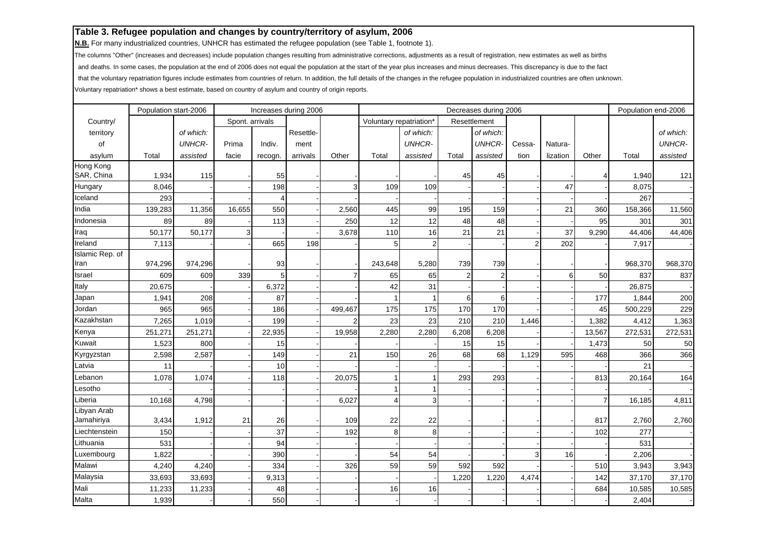**Table 3. Refugee population and changes by country/territory of asylum, 2006**

**N.B.** For many industrialized countries, UNHCR has estimated the refugee population (see Table 1, footnote 1).

The columns "Other" (increases and decreases) include population changes resulting from administrative corrections, adjustments as a result of registration, new estimates as well as births and deaths. In some cases, the population at the end of 2006 does not equal the population at the start of the year plus increases and minus decreases. This discrepancy is due to the fact that the voluntary repatriation figures include estimates from countries of return. In addition, the full details of the changes in the refugee population in industrialized countries are often unknown.

Voluntary repatriation* shows a best estimate, based on country of asylum and country of origin reports.

| Country/ territory of asylum | Population start-2006 | | Increases during 2006 | | | | Decreases during 2006 | | | | | | | Population end-2006 | |
|---|---|---|---|---|---|---|---|---|---|---|---|---|---|---|---|
| | | | Spont. arrivals | | | | Voluntary repatriation* | | Resettlement | | | | | | |
| | Total | *of which: UNHCR-assisted* | Prima facie | Indiv. recogn. | Resettlement arrivals | Other | Total | *of which: UNHCR-assisted* | Total | *of which: UNHCR-assisted* | Cessation | Naturalization | Other | Total | *of which: UNHCR-assisted* |
| Hong Kong SAR, China | 1,934 | 115 | - | 55 | - | - | - | - | 45 | 45 | - | - | 4 | 1,940 | 121 |
| Hungary | 8,046 | - | - | 198 | - | 3 | 109 | 109 | - | - | - | 47 | - | 8,075 | - |
| Iceland | 293 | - | - | 4 | - | - | - | - | - | - | - | - | - | 267 | - |
| India | 139,283 | 11,356 | 16,655 | 550 | - | 2,560 | 445 | 99 | 195 | 159 | - | 21 | 360 | 158,366 | 11,560 |
| Indonesia | 89 | 89 | - | 113 | - | 250 | 12 | 12 | 48 | 48 | - | - | 95 | 301 | 301 |
| Iraq | 50,177 | 50,177 | 3 | - | - | 3,678 | 110 | 16 | 21 | 21 | - | 37 | 9,290 | 44,406 | 44,406 |
| Ireland | 7,113 | - | - | 665 | 198 | - | 5 | 2 | - | - | 2 | 202 | - | 7,917 | - |
| Islamic Rep. of Iran | 974,296 | 974,296 | - | 93 | - | - | 243,648 | 5,280 | 739 | 739 | - | - | - | 968,370 | 968,370 |
| Israel | 609 | 609 | 339 | 5 | - | 7 | 65 | 65 | 2 | 2 | - | 6 | 50 | 837 | 837 |
| Italy | 20,675 | - | - | 6,372 | - | - | 42 | 31 | - | - | - | - | - | 26,875 | - |
| Japan | 1,941 | 208 | - | 87 | - | - | 1 | 1 | 6 | 6 | - | - | 177 | 1,844 | 200 |
| Jordan | 965 | 965 | - | 186 | - | 499,467 | 175 | 175 | 170 | 170 | - | - | 45 | 500,229 | 229 |
| Kazakhstan | 7,265 | 1,019 | - | 199 | - | 2 | 23 | 23 | 210 | 210 | 1,446 | - | 1,382 | 4,412 | 1,363 |
| Kenya | 251,271 | 251,271 | - | 22,935 | - | 19,958 | 2,280 | 2,280 | 6,208 | 6,208 | - | - | 13,567 | 272,531 | 272,531 |
| Kuwait | 1,523 | 800 | - | 15 | - | - | - | - | 15 | 15 | - | - | 1,473 | 50 | 50 |
| Kyrgyzstan | 2,598 | 2,587 | - | 149 | - | 21 | 150 | 26 | 68 | 68 | 1,129 | 595 | 468 | 366 | 366 |
| Latvia | 11 | - | - | 10 | - | - | - | - | - | - | - | - | - | 21 | - |
| Lebanon | 1,078 | 1,074 | - | 118 | - | 20,075 | 1 | 1 | 293 | 293 | - | - | 813 | 20,164 | 164 |
| Lesotho | - | - | - | - | - | - | 1 | 1 | - | - | - | - | - | - | - |
| Liberia | 10,168 | 4,798 | - | - | - | 6,027 | 4 | 3 | - | - | - | - | 7 | 16,185 | 4,811 |
| Libyan Arab Jamahiriya | 3,434 | 1,912 | 21 | 26 | - | 109 | 22 | 22 | - | - | - | - | 817 | 2,760 | 2,760 |
| Liechtenstein | 150 | - | - | 37 | - | 192 | 8 | 8 | - | - | - | - | 102 | 277 | - |
| Lithuania | 531 | - | - | 94 | - | - | - | - | - | - | - | - | - | 531 | - |
| Luxembourg | 1,822 | - | - | 390 | - | - | 54 | 54 | - | - | 3 | 16 | - | 2,206 | - |
| Malawi | 4,240 | 4,240 | - | 334 | - | 326 | 59 | 59 | 592 | 592 | - | - | 510 | 3,943 | 3,943 |
| Malaysia | 33,693 | 33,693 | - | 9,313 | - | - | - | - | 1,220 | 1,220 | 4,474 | - | 142 | 37,170 | 37,170 |
| Mali | 11,233 | 11,233 | - | 48 | - | - | 16 | 16 | - | - | - | - | 684 | 10,585 | 10,585 |
| Malta | 1,939 | - | - | 550 | - | - | - | - | - | - | - | - | - | 2,404 | - |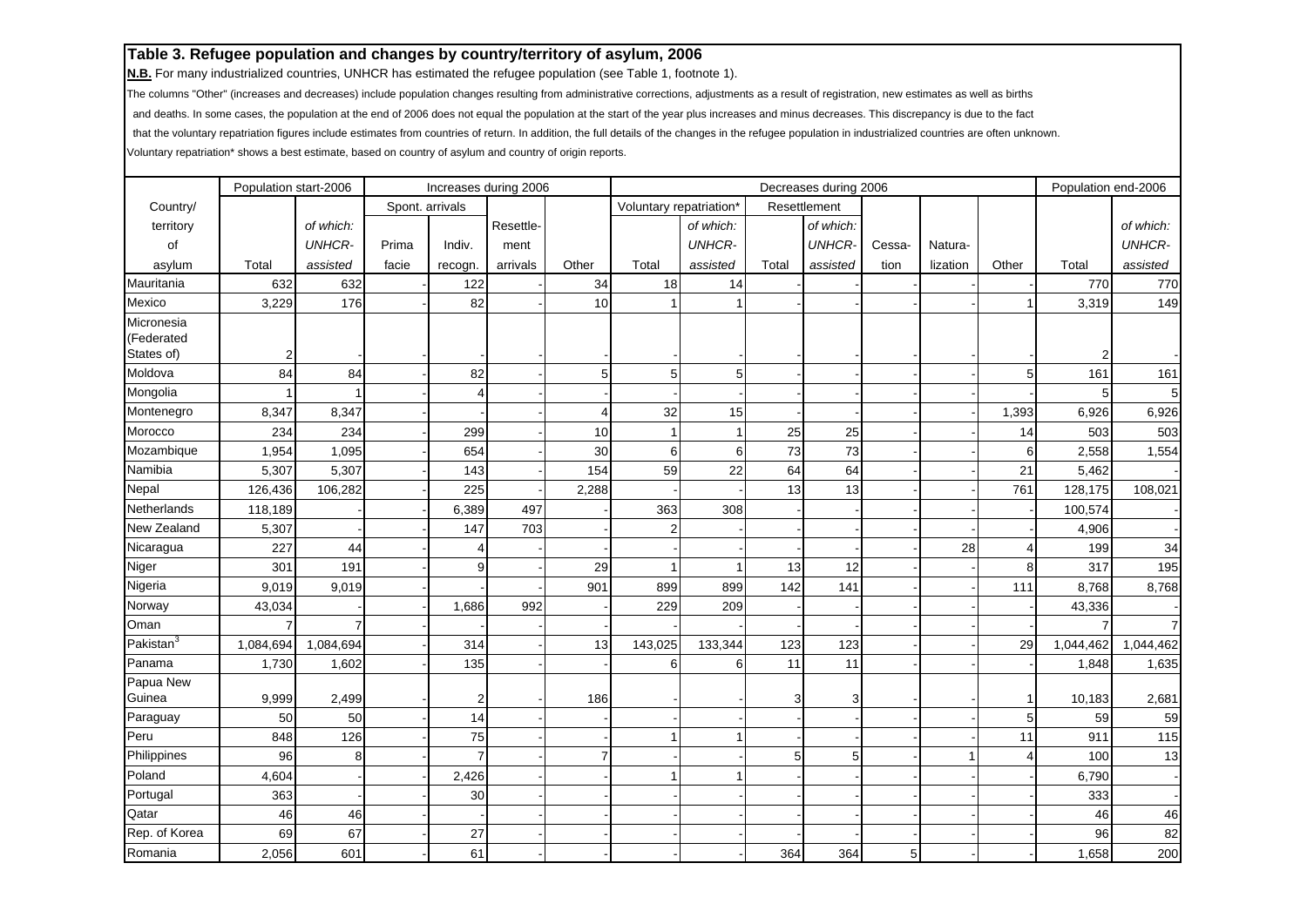## Table 3. Refugee population and changes by country/territory of asylum, 2006

**N.B.** For many industrialized countries, UNHCR has estimated the refugee population (see Table 1, footnote 1).

The columns "Other" (increases and decreases) include population changes resulting from administrative corrections, adjustments as a result of registration, new estimates as well as births and deaths. In some cases, the population at the end of 2006 does not equal the population at the start of the year plus increases and minus decreases. This discrepancy is due to the fact that the voluntary repatriation figures include estimates from countries of return. In addition, the full details of the changes in the refugee population in industrialized countries are often unknown.

Voluntary repatriation* shows a best estimate, based on country of asylum and country of origin reports.

| Country/ territory of asylum | Population start-2006 | | Increases during 2006 | | | | Decreases during 2006 | | | | | | | Population end-2006 | |
|---|---|---|---|---|---|---|---|---|---|---|---|---|---|---|---|
| | | | Spont. arrivals | | | | Voluntary repatriation* | | Resettlement | | | | | | |
| | Total | of which: UNHCR-assisted | Prima facie | Indiv. recogn. | Resettlement arrivals | Other | Total | of which: UNHCR-assisted | Total | of which: UNHCR-assisted | Cessation | Naturalization | Other | Total | of which: UNHCR-assisted |
| Mauritania | 632 | 632 | - | 122 | - | 34 | 18 | 14 | - | - | - | - | - | 770 | 770 |
| Mexico | 3,229 | 176 | - | 82 | - | 10 | 1 | 1 | - | - | - | - | 1 | 3,319 | 149 |
| Micronesia (Federated States of) | 2 | - | - | - | - | - | - | - | - | - | - | - | - | 2 | - |
| Moldova | 84 | 84 | - | 82 | - | 5 | 5 | 5 | - | - | - | - | 5 | 161 | 161 |
| Mongolia | 1 | 1 | - | 4 | - | - | - | - | - | - | - | - | - | 5 | 5 |
| Montenegro | 8,347 | 8,347 | - | - | - | 4 | 32 | 15 | - | - | - | - | 1,393 | 6,926 | 6,926 |
| Morocco | 234 | 234 | - | 299 | - | 10 | 1 | 1 | 25 | 25 | - | - | 14 | 503 | 503 |
| Mozambique | 1,954 | 1,095 | - | 654 | - | 30 | 6 | 6 | 73 | 73 | - | - | 6 | 2,558 | 1,554 |
| Namibia | 5,307 | 5,307 | - | 143 | - | 154 | 59 | 22 | 64 | 64 | - | - | 21 | 5,462 | - |
| Nepal | 126,436 | 106,282 | - | 225 | - | 2,288 | - | - | 13 | 13 | - | - | 761 | 128,175 | 108,021 |
| Netherlands | 118,189 | - | - | 6,389 | 497 | - | 363 | 308 | - | - | - | - | - | 100,574 | - |
| New Zealand | 5,307 | - | - | 147 | 703 | - | 2 | - | - | - | - | - | - | 4,906 | - |
| Nicaragua | 227 | 44 | - | 4 | - | - | - | - | - | - | - | 28 | 4 | 199 | 34 |
| Niger | 301 | 191 | - | 9 | - | 29 | 1 | 1 | 13 | 12 | - | - | 8 | 317 | 195 |
| Nigeria | 9,019 | 9,019 | - | - | - | 901 | 899 | 899 | 142 | 141 | - | - | 111 | 8,768 | 8,768 |
| Norway | 43,034 | - | - | 1,686 | 992 | - | 229 | 209 | - | - | - | - | - | 43,336 | - |
| Oman | 7 | 7 | - | - | - | - | - | - | - | - | - | - | - | 7 | 7 |
| Pakistan[3] | 1,084,694 | 1,084,694 | - | 314 | - | 13 | 143,025 | 133,344 | 123 | 123 | - | - | 29 | 1,044,462 | 1,044,462 |
| Panama | 1,730 | 1,602 | - | 135 | - | - | 6 | 6 | 11 | 11 | - | - | - | 1,848 | 1,635 |
| Papua New Guinea | 9,999 | 2,499 | - | 2 | - | 186 | - | - | 3 | 3 | - | - | 1 | 10,183 | 2,681 |
| Paraguay | 50 | 50 | - | 14 | - | - | - | - | - | - | - | - | 5 | 59 | 59 |
| Peru | 848 | 126 | - | 75 | - | - | 1 | 1 | - | - | - | - | 11 | 911 | 115 |
| Philippines | 96 | 8 | - | 7 | - | 7 | - | - | 5 | 5 | - | 1 | 4 | 100 | 13 |
| Poland | 4,604 | - | - | 2,426 | - | - | 1 | 1 | - | - | - | - | - | 6,790 | - |
| Portugal | 363 | - | - | 30 | - | - | - | - | - | - | - | - | - | 333 | - |
| Qatar | 46 | 46 | - | - | - | - | - | - | - | - | - | - | - | 46 | 46 |
| Rep. of Korea | 69 | 67 | - | 27 | - | - | - | - | - | - | - | - | - | 96 | 82 |
| Romania | 2,056 | 601 | - | 61 | - | - | - | - | 364 | 364 | 5 | - | - | 1,658 | 200 |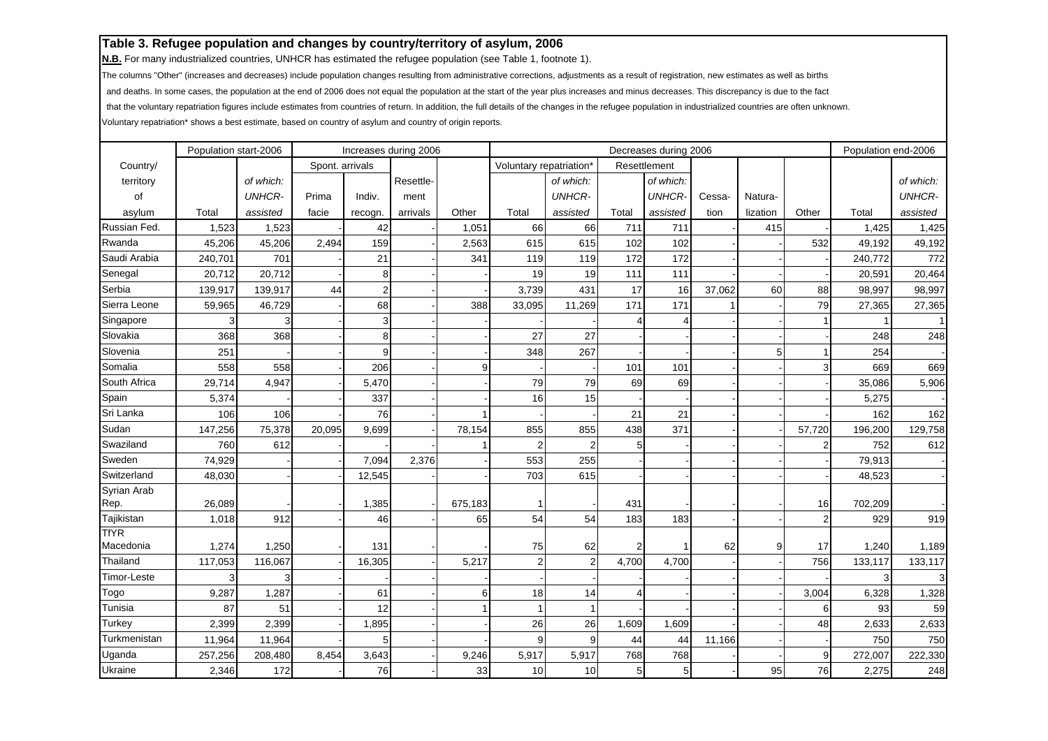## Table 3. Refugee population and changes by country/territory of asylum, 2006

**N.B.** For many industrialized countries, UNHCR has estimated the refugee population (see Table 1, footnote 1).

The columns "Other" (increases and decreases) include population changes resulting from administrative corrections, adjustments as a result of registration, new estimates as well as births and deaths. In some cases, the population at the end of 2006 does not equal the population at the start of the year plus increases and minus decreases. This discrepancy is due to the fact that the voluntary repatriation figures include estimates from countries of return. In addition, the full details of the changes in the refugee population in industrialized countries are often unknown.

Voluntary repatriation* shows a best estimate, based on country of asylum and country of origin reports.

| Country/ territory of asylum | Population start-2006 | | Increases during 2006 | | | | Decreases during 2006 | | | | | | | Population end-2006 | |
|---|---|---|---|---|---|---|---|---|---|---|---|---|---|---|---|
| | | | Spont. arrivals | | | | Voluntary repatriation* | | Resettlement | | | | | | |
| | Total | *of which: UNHCR-assisted* | Prima facie | Indiv. recogn. | Resettlement arrivals | Other | Total | *of which: UNHCR-assisted* | Total | *of which: UNHCR-assisted* | Cessation | Naturalization | Other | Total | *of which: UNHCR-assisted* |
| Russian Fed. | 1,523 | 1,523 | - | 42 | - | 1,051 | 66 | 66 | 711 | 711 | - | 415 | - | 1,425 | 1,425 |
| Rwanda | 45,206 | 45,206 | 2,494 | 159 | - | 2,563 | 615 | 615 | 102 | 102 | - | - | 532 | 49,192 | 49,192 |
| Saudi Arabia | 240,701 | 701 | - | 21 | - | 341 | 119 | 119 | 172 | 172 | - | - | - | 240,772 | 772 |
| Senegal | 20,712 | 20,712 | - | 8 | - | - | 19 | 19 | 111 | 111 | - | - | - | 20,591 | 20,464 |
| Serbia | 139,917 | 139,917 | 44 | 2 | - | - | 3,739 | 431 | 17 | 16 | 37,062 | 60 | 88 | 98,997 | 98,997 |
| Sierra Leone | 59,965 | 46,729 | - | 68 | - | 388 | 33,095 | 11,269 | 171 | 171 | 1 | - | 79 | 27,365 | 27,365 |
| Singapore | 3 | 3 | - | 3 | - | - | - | - | 4 | 4 | - | - | 1 | 1 | 1 |
| Slovakia | 368 | 368 | - | 8 | - | - | 27 | 27 | - | - | - | - | - | 248 | 248 |
| Slovenia | 251 | - | - | 9 | - | - | 348 | 267 | - | - | - | 5 | 1 | 254 | - |
| Somalia | 558 | 558 | - | 206 | - | 9 | - | - | 101 | 101 | - | - | 3 | 669 | 669 |
| South Africa | 29,714 | 4,947 | - | 5,470 | - | - | 79 | 79 | 69 | 69 | - | - | - | 35,086 | 5,906 |
| Spain | 5,374 | - | - | 337 | - | - | 16 | 15 | - | - | - | - | - | 5,275 | - |
| Sri Lanka | 106 | 106 | - | 76 | - | 1 | - | - | 21 | 21 | - | - | - | 162 | 162 |
| Sudan | 147,256 | 75,378 | 20,095 | 9,699 | - | 78,154 | 855 | 855 | 438 | 371 | - | - | 57,720 | 196,200 | 129,758 |
| Swaziland | 760 | 612 | - | - | - | 1 | 2 | 2 | 5 | - | - | - | 2 | 752 | 612 |
| Sweden | 74,929 | - | - | 7,094 | 2,376 | - | 553 | 255 | - | - | - | - | - | 79,913 | - |
| Switzerland | 48,030 | - | - | 12,545 | - | - | 703 | 615 | - | - | - | - | - | 48,523 | - |
| Syrian Arab Rep. | 26,089 | - | - | 1,385 | - | 675,183 | 1 | - | 431 | - | - | - | 16 | 702,209 | - |
| Tajikistan | 1,018 | 912 | - | 46 | - | 65 | 54 | 54 | 183 | 183 | - | - | 2 | 929 | 919 |
| TfYR Macedonia | 1,274 | 1,250 | - | 131 | - | - | 75 | 62 | 2 | 1 | 62 | 9 | 17 | 1,240 | 1,189 |
| Thailand | 117,053 | 116,067 | - | 16,305 | - | 5,217 | 2 | 2 | 4,700 | 4,700 | - | - | 756 | 133,117 | 133,117 |
| Timor-Leste | 3 | 3 | - | - | - | - | - | - | - | - | - | - | - | 3 | 3 |
| Togo | 9,287 | 1,287 | - | 61 | - | 6 | 18 | 14 | 4 | - | - | - | 3,004 | 6,328 | 1,328 |
| Tunisia | 87 | 51 | - | 12 | - | 1 | 1 | 1 | - | - | - | - | 6 | 93 | 59 |
| Turkey | 2,399 | 2,399 | - | 1,895 | - | - | 26 | 26 | 1,609 | 1,609 | - | - | 48 | 2,633 | 2,633 |
| Turkmenistan | 11,964 | 11,964 | - | 5 | - | - | 9 | 9 | 44 | 44 | 11,166 | - | - | 750 | 750 |
| Uganda | 257,256 | 208,480 | 8,454 | 3,643 | - | 9,246 | 5,917 | 5,917 | 768 | 768 | - | - | 9 | 272,007 | 222,330 |
| Ukraine | 2,346 | 172 | - | 76 | - | 33 | 10 | 10 | 5 | 5 | - | 95 | 76 | 2,275 | 248 |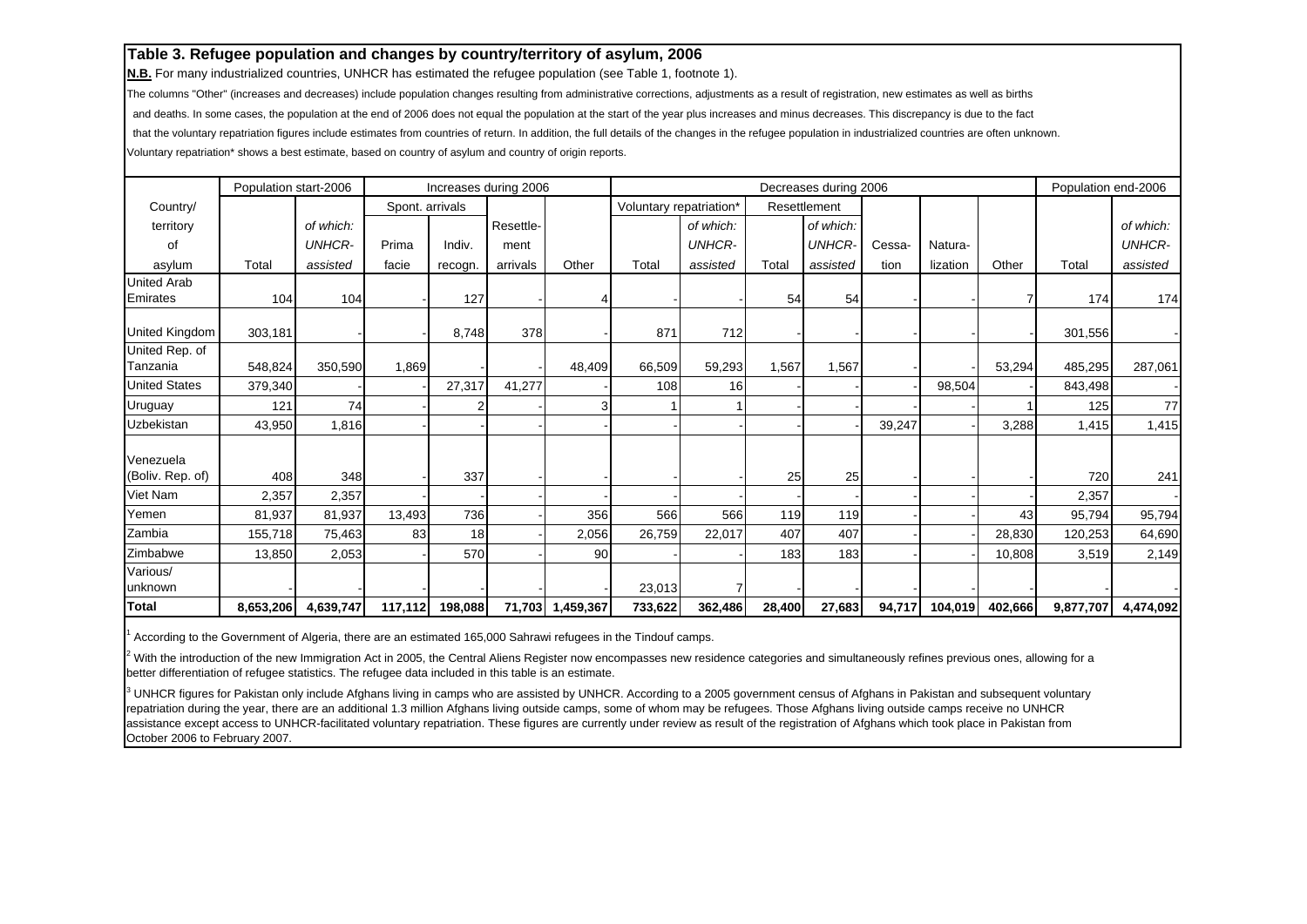**Table 3. Refugee population and changes by country/territory of asylum, 2006**

**N.B.** For many industrialized countries, UNHCR has estimated the refugee population (see Table 1, footnote 1).

The columns "Other" (increases and decreases) include population changes resulting from administrative corrections, adjustments as a result of registration, new estimates as well as births and deaths. In some cases, the population at the end of 2006 does not equal the population at the start of the year plus increases and minus decreases. This discrepancy is due to the fact that the voluntary repatriation figures include estimates from countries of return. In addition, the full details of the changes in the refugee population in industrialized countries are often unknown.

Voluntary repatriation* shows a best estimate, based on country of asylum and country of origin reports.

| Country/ territory of asylum | Population start-2006 | | Increases during 2006 | | | | Decreases during 2006 | | | | | | | Population end-2006 | |
|---|---|---|---|---|---|---|---|---|---|---|---|---|---|---|---|
| | | | Spont. arrivals | | | | Voluntary repatriation* | | Resettlement | | | | | | |
| | Total | *of which: UNHCR-assisted* | Prima facie | Indiv. recogn. | Resettlement arrivals | Other | Total | *of which: UNHCR-assisted* | Total | *of which: UNHCR-assisted* | Cessation | Naturalization | Other | Total | *of which: UNHCR-assisted* |
| United Arab Emirates | 104 | 104 | - | 127 | - | 4 | - | - | 54 | 54 | - | - | 7 | 174 | 174 |
| United Kingdom | 303,181 | - | - | 8,748 | 378 | - | 871 | 712 | - | - | - | - | - | 301,556 | - |
| United Rep. of Tanzania | 548,824 | 350,590 | 1,869 | - | - | 48,409 | 66,509 | 59,293 | 1,567 | 1,567 | - | - | 53,294 | 485,295 | 287,061 |
| United States | 379,340 | - | - | 27,317 | 41,277 | - | 108 | 16 | - | - | - | 98,504 | - | 843,498 | - |
| Uruguay | 121 | 74 | - | 2 | - | 3 | 1 | 1 | - | - | - | - | 1 | 125 | 77 |
| Uzbekistan | 43,950 | 1,816 | - | - | - | - | - | - | - | - | 39,247 | - | 3,288 | 1,415 | 1,415 |
| Venezuela (Boliv. Rep. of) | 408 | 348 | - | 337 | - | - | - | - | 25 | 25 | - | - | - | 720 | 241 |
| Viet Nam | 2,357 | 2,357 | - | - | - | - | - | - | - | - | - | - | - | 2,357 | - |
| Yemen | 81,937 | 81,937 | 13,493 | 736 | - | 356 | 566 | 566 | 119 | 119 | - | - | 43 | 95,794 | 95,794 |
| Zambia | 155,718 | 75,463 | 83 | 18 | - | 2,056 | 26,759 | 22,017 | 407 | 407 | - | - | 28,830 | 120,253 | 64,690 |
| Zimbabwe | 13,850 | 2,053 | - | 570 | - | 90 | - | - | 183 | 183 | - | - | 10,808 | 3,519 | 2,149 |
| Various/ unknown | - | - | - | - | - | - | 23,013 | 7 | - | - | - | - | - | - | - |
| **Total** | **8,653,206** | **4,639,747** | **117,112** | **198,088** | **71,703** | **1,459,367** | **733,622** | **362,486** | **28,400** | **27,683** | **94,717** | **104,019** | **402,666** | **9,877,707** | **4,474,092** |

[1] According to the Government of Algeria, there are an estimated 165,000 Sahrawi refugees in the Tindouf camps.

[2] With the introduction of the new Immigration Act in 2005, the Central Aliens Register now encompasses new residence categories and simultaneously refines previous ones, allowing for a better differentiation of refugee statistics. The refugee data included in this table is an estimate.

[3] UNHCR figures for Pakistan only include Afghans living in camps who are assisted by UNHCR. According to a 2005 government census of Afghans in Pakistan and subsequent voluntary repatriation during the year, there are an additional 1.3 million Afghans living outside camps, some of whom may be refugees. Those Afghans living outside camps receive no UNHCR assistance except access to UNHCR-facilitated voluntary repatriation. These figures are currently under review as result of the registration of Afghans which took place in Pakistan from October 2006 to February 2007.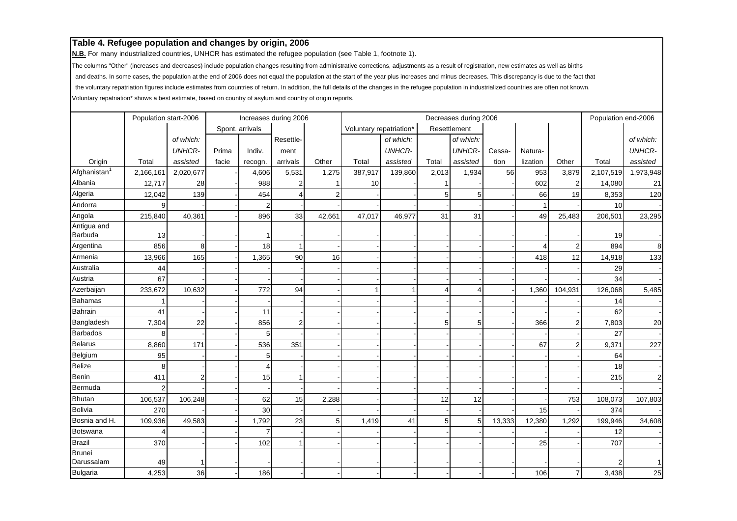## Table 4. Refugee population and changes by origin, 2006

**N.B.** For many industrialized countries, UNHCR has estimated the refugee population (see Table 1, footnote 1).

The columns "Other" (increases and decreases) include population changes resulting from administrative corrections, adjustments as a result of registration, new estimates as well as births and deaths. In some cases, the population at the end of 2006 does not equal the population at the start of the year plus increases and minus decreases. This discrepancy is due to the fact that the voluntary repatriation figures include estimates from countries of return. In addition, the full details of the changes in the refugee population in industrialized countries are often not known.

Voluntary repatriation* shows a best estimate, based on country of asylum and country of origin reports.

| | Population start-2006 | | Increases during 2006 | | | | Decreases during 2006 | | | | | | | Population end-2006 | |
|---|---|---|---|---|---|---|---|---|---|---|---|---|---|---|---|
| | | | Spont. arrivals | | | | Voluntary repatriation* | | Resettlement | | | | | | |
| Origin | Total | *of which: UNHCR-assisted* | Prima facie | Indiv. recogn. | Resettle-ment arrivals | Other | Total | *of which: UNHCR-assisted* | Total | *of which: UNHCR-assisted* | Cessa-tion | Natura-lization | Other | Total | *of which: UNHCR-assisted* |
| Afghanistan[1] | 2,166,161 | 2,020,677 | - | 4,606 | 5,531 | 1,275 | 387,917 | 139,860 | 2,013 | 1,934 | 56 | 953 | 3,879 | 2,107,519 | 1,973,948 |
| Albania | 12,717 | 28 | - | 988 | 2 | 1 | 10 | - | 1 | - | - | 602 | 2 | 14,080 | 21 |
| Algeria | 12,042 | 139 | - | 454 | 4 | 2 | - | - | 5 | 5 | - | 66 | 19 | 8,353 | 120 |
| Andorra | 9 | - | - | 2 | - | - | - | - | - | - | - | 1 | - | 10 | - |
| Angola | 215,840 | 40,361 | - | 896 | 33 | 42,661 | 47,017 | 46,977 | 31 | 31 | - | 49 | 25,483 | 206,501 | 23,295 |
| Antigua and Barbuda | 13 | - | - | 1 | - | - | - | - | - | - | - | - | - | 19 | - |
| Argentina | 856 | 8 | - | 18 | 1 | - | - | - | - | - | - | 4 | 2 | 894 | 8 |
| Armenia | 13,966 | 165 | - | 1,365 | 90 | 16 | - | - | - | - | - | 418 | 12 | 14,918 | 133 |
| Australia | 44 | - | - | - | - | - | - | - | - | - | - | - | - | 29 | - |
| Austria | 67 | - | - | - | - | - | - | - | - | - | - | - | - | 34 | - |
| Azerbaijan | 233,672 | 10,632 | - | 772 | 94 | - | 1 | 1 | 4 | 4 | - | 1,360 | 104,931 | 126,068 | 5,485 |
| Bahamas | 1 | - | - | - | - | - | - | - | - | - | - | - | - | 14 | - |
| Bahrain | 41 | - | - | 11 | - | - | - | - | - | - | - | - | - | 62 | - |
| Bangladesh | 7,304 | 22 | - | 856 | 2 | - | - | - | 5 | 5 | - | 366 | 2 | 7,803 | 20 |
| Barbados | 8 | - | - | 5 | - | - | - | - | - | - | - | - | - | 27 | - |
| Belarus | 8,860 | 171 | - | 536 | 351 | - | - | - | - | - | - | 67 | 2 | 9,371 | 227 |
| Belgium | 95 | - | - | 5 | - | - | - | - | - | - | - | - | - | 64 | - |
| Belize | 8 | - | - | 4 | - | - | - | - | - | - | - | - | - | 18 | - |
| Benin | 411 | 2 | - | 15 | 1 | - | - | - | - | - | - | - | - | 215 | 2 |
| Bermuda | 2 | - | - | - | - | - | - | - | - | - | - | - | - | - | - |
| Bhutan | 106,537 | 106,248 | - | 62 | 15 | 2,288 | - | - | 12 | 12 | - | - | 753 | 108,073 | 107,803 |
| Bolivia | 270 | - | - | 30 | - | - | - | - | - | - | - | 15 | - | 374 | - |
| Bosnia and H. | 109,936 | 49,583 | - | 1,792 | 23 | 5 | 1,419 | 41 | 5 | 5 | 13,333 | 12,380 | 1,292 | 199,946 | 34,608 |
| Botswana | 4 | - | - | 7 | - | - | - | - | - | - | - | - | - | 12 | - |
| Brazil | 370 | - | - | 102 | 1 | - | - | - | - | - | - | 25 | - | 707 | - |
| Brunei Darussalam | 49 | 1 | - | - | - | - | - | - | - | - | - | - | - | 2 | 1 |
| Bulgaria | 4,253 | 36 | - | 186 | - | - | - | - | - | - | - | 106 | 7 | 3,438 | 25 |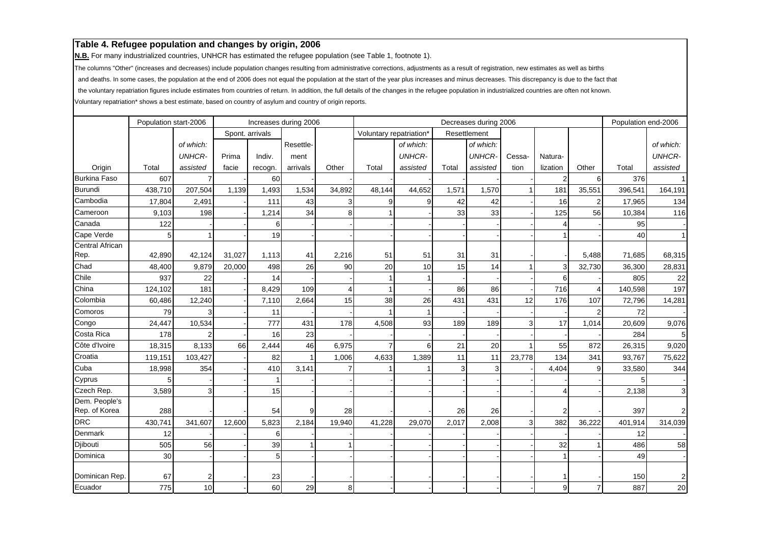## Table 4. Refugee population and changes by origin, 2006

**N.B.** For many industrialized countries, UNHCR has estimated the refugee population (see Table 1, footnote 1).

The columns "Other" (increases and decreases) include population changes resulting from administrative corrections, adjustments as a result of registration, new estimates as well as births and deaths. In some cases, the population at the end of 2006 does not equal the population at the start of the year plus increases and minus decreases. This discrepancy is due to the fact that the voluntary repatriation figures include estimates from countries of return. In addition, the full details of the changes in the refugee population in industrialized countries are often not known.

Voluntary repatriation* shows a best estimate, based on country of asylum and country of origin reports.

| | Population start-2006 | | Increases during 2006 | | | | Decreases during 2006 | | | | | | | Population end-2006 | |
|---|---|---|---|---|---|---|---|---|---|---|---|---|---|---|---|
| | | | Spont. arrivals | | | | Voluntary repatriation* | | Resettlement | | | | | | |
| Origin | Total | *of which: UNHCR-assisted* | Prima facie | Indiv. recogn. | Resettlement arrivals | Other | Total | *of which: UNHCR-assisted* | Total | *of which: UNHCR-assisted* | Cessation | Naturalization | Other | Total | *of which: UNHCR-assisted* |
| Burkina Faso | 607 | 7 | - | 60 | - | - | - | - | - | - | - | 2 | 6 | 376 | 1 |
| Burundi | 438,710 | 207,504 | 1,139 | 1,493 | 1,534 | 34,892 | 48,144 | 44,652 | 1,571 | 1,570 | 1 | 181 | 35,551 | 396,541 | 164,191 |
| Cambodia | 17,804 | 2,491 | - | 111 | 43 | 3 | 9 | 9 | 42 | 42 | - | 16 | 2 | 17,965 | 134 |
| Cameroon | 9,103 | 198 | - | 1,214 | 34 | 8 | 1 | - | 33 | 33 | - | 125 | 56 | 10,384 | 116 |
| Canada | 122 | - | - | 6 | - | - | - | - | - | - | - | 4 | - | 95 | - |
| Cape Verde | 5 | 1 | - | 19 | - | - | - | - | - | - | - | 1 | - | 40 | 1 |
| Central African Rep. | 42,890 | 42,124 | 31,027 | 1,113 | 41 | 2,216 | 51 | 51 | 31 | 31 | - | - | 5,488 | 71,685 | 68,315 |
| Chad | 48,400 | 9,879 | 20,000 | 498 | 26 | 90 | 20 | 10 | 15 | 14 | 1 | 3 | 32,730 | 36,300 | 28,831 |
| Chile | 937 | 22 | - | 14 | - | - | 1 | 1 | - | - | - | 6 | - | 805 | 22 |
| China | 124,102 | 181 | - | 8,429 | 109 | 4 | 1 | - | 86 | 86 | - | 716 | 4 | 140,598 | 197 |
| Colombia | 60,486 | 12,240 | - | 7,110 | 2,664 | 15 | 38 | 26 | 431 | 431 | 12 | 176 | 107 | 72,796 | 14,281 |
| Comoros | 79 | 3 | - | 11 | - | - | 1 | 1 | - | - | - | - | 2 | 72 | - |
| Congo | 24,447 | 10,534 | - | 777 | 431 | 178 | 4,508 | 93 | 189 | 189 | 3 | 17 | 1,014 | 20,609 | 9,076 |
| Costa Rica | 178 | 2 | - | 16 | 23 | - | - | - | - | - | - | - | - | 284 | 5 |
| Côte d'Ivoire | 18,315 | 8,133 | 66 | 2,444 | 46 | 6,975 | 7 | 6 | 21 | 20 | 1 | 55 | 872 | 26,315 | 9,020 |
| Croatia | 119,151 | 103,427 | - | 82 | 1 | 1,006 | 4,633 | 1,389 | 11 | 11 | 23,778 | 134 | 341 | 93,767 | 75,622 |
| Cuba | 18,998 | 354 | - | 410 | 3,141 | 7 | 1 | 1 | 3 | 3 | - | 4,404 | 9 | 33,580 | 344 |
| Cyprus | 5 | - | - | 1 | - | - | - | - | - | - | - | - | - | 5 | - |
| Czech Rep. | 3,589 | 3 | - | 15 | - | - | - | - | - | - | - | 4 | - | 2,138 | 3 |
| Dem. People's Rep. of Korea | 288 | - | - | 54 | 9 | 28 | - | - | 26 | 26 | - | 2 | - | 397 | 2 |
| DRC | 430,741 | 341,607 | 12,600 | 5,823 | 2,184 | 19,940 | 41,228 | 29,070 | 2,017 | 2,008 | 3 | 382 | 36,222 | 401,914 | 314,039 |
| Denmark | 12 | - | - | 6 | - | - | - | - | - | - | - | - | - | 12 | - |
| Djibouti | 505 | 56 | - | 39 | 1 | 1 | - | - | - | - | - | 32 | 1 | 486 | 58 |
| Dominica | 30 | - | - | 5 | - | - | - | - | - | - | - | 1 | - | 49 | - |
| Dominican Rep. | 67 | 2 | - | 23 | - | - | - | - | - | - | - | 1 | - | 150 | 2 |
| Ecuador | 775 | 10 | - | 60 | 29 | 8 | - | - | - | - | - | 9 | 7 | 887 | 20 |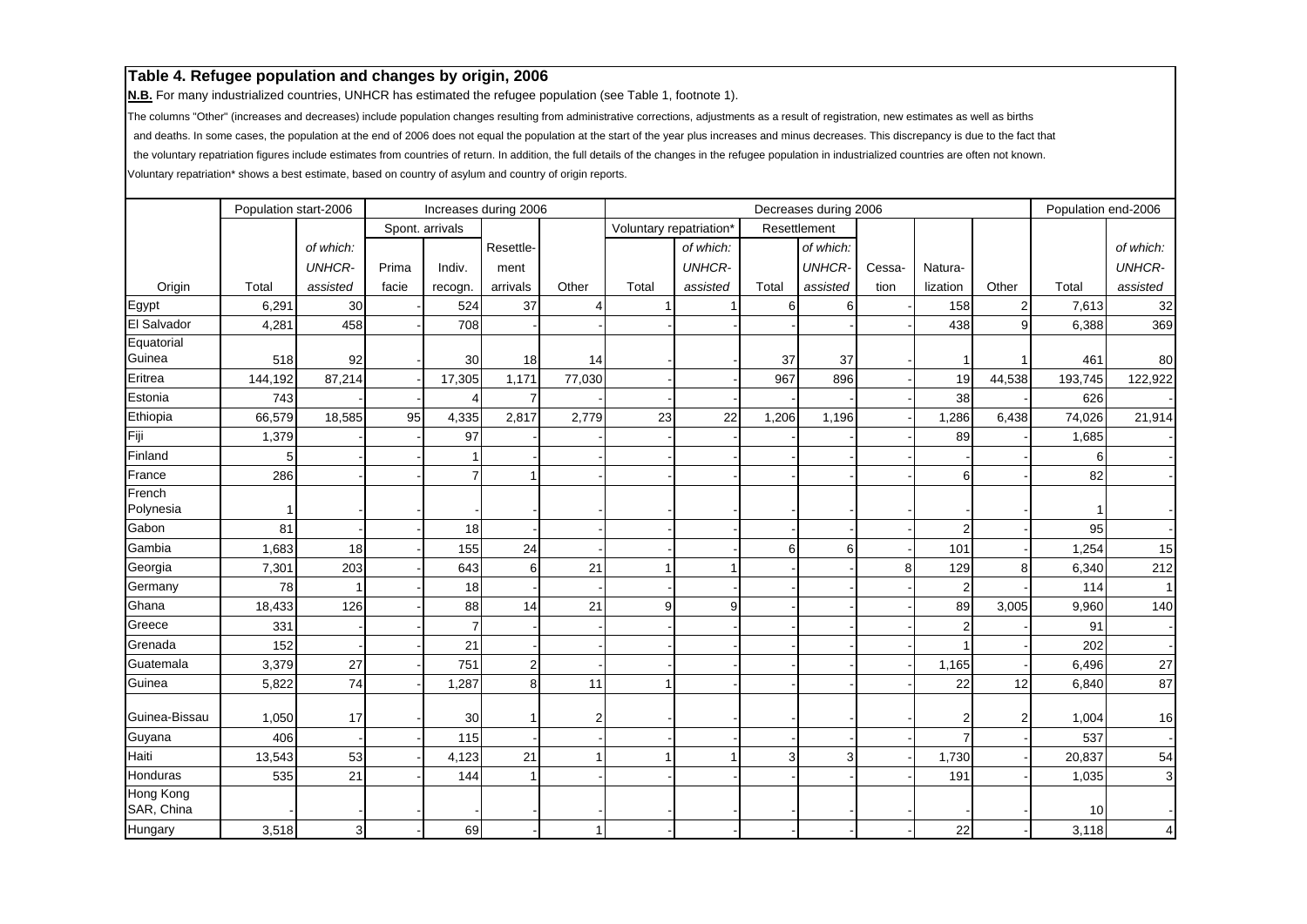## Table 4. Refugee population and changes by origin, 2006

**N.B.** For many industrialized countries, UNHCR has estimated the refugee population (see Table 1, footnote 1).

The columns "Other" (increases and decreases) include population changes resulting from administrative corrections, adjustments as a result of registration, new estimates as well as births and deaths. In some cases, the population at the end of 2006 does not equal the population at the start of the year plus increases and minus decreases. This discrepancy is due to the fact that the voluntary repatriation figures include estimates from countries of return. In addition, the full details of the changes in the refugee population in industrialized countries are often not known.

Voluntary repatriation* shows a best estimate, based on country of asylum and country of origin reports.

| | Population start-2006 | | Increases during 2006 | | | | Decreases during 2006 | | | | | | | Population end-2006 | |
|---|---|---|---|---|---|---|---|---|---|---|---|---|---|---|---|
| | | | Spont. arrivals | | | | Voluntary repatriation* | | Resettlement | | | | | | |
| Origin | Total | *of which: UNHCR-assisted* | Prima facie | Indiv. recogn. | Resettlement arrivals | Other | Total | *of which: UNHCR-assisted* | Total | *of which: UNHCR-assisted* | Cessation | Naturalization | Other | Total | *of which: UNHCR-assisted* |
| Egypt | 6,291 | 30 | - | 524 | 37 | 4 | 1 | 1 | 6 | 6 | - | 158 | 2 | 7,613 | 32 |
| El Salvador | 4,281 | 458 | - | 708 | - | - | - | - | - | - | - | 438 | 9 | 6,388 | 369 |
| Equatorial Guinea | 518 | 92 | - | 30 | 18 | 14 | - | - | 37 | 37 | - | 1 | 1 | 461 | 80 |
| Eritrea | 144,192 | 87,214 | - | 17,305 | 1,171 | 77,030 | - | - | 967 | 896 | - | 19 | 44,538 | 193,745 | 122,922 |
| Estonia | 743 | - | - | 4 | 7 | - | - | - | - | - | - | 38 | - | 626 | - |
| Ethiopia | 66,579 | 18,585 | 95 | 4,335 | 2,817 | 2,779 | 23 | 22 | 1,206 | 1,196 | - | 1,286 | 6,438 | 74,026 | 21,914 |
| Fiji | 1,379 | - | - | 97 | - | - | - | - | - | - | - | 89 | - | 1,685 | - |
| Finland | 5 | - | - | 1 | - | - | - | - | - | - | - | - | - | 6 | - |
| France | 286 | - | - | 7 | 1 | - | - | - | - | - | - | 6 | - | 82 | - |
| French Polynesia | 1 | - | - | - | - | - | - | - | - | - | - | - | - | 1 | - |
| Gabon | 81 | - | - | 18 | - | - | - | - | - | - | - | 2 | - | 95 | - |
| Gambia | 1,683 | 18 | - | 155 | 24 | - | - | - | 6 | 6 | - | 101 | - | 1,254 | 15 |
| Georgia | 7,301 | 203 | - | 643 | 6 | 21 | 1 | 1 | - | - | 8 | 129 | 8 | 6,340 | 212 |
| Germany | 78 | 1 | - | 18 | - | - | - | - | - | - | - | 2 | - | 114 | 1 |
| Ghana | 18,433 | 126 | - | 88 | 14 | 21 | 9 | 9 | - | - | - | 89 | 3,005 | 9,960 | 140 |
| Greece | 331 | - | - | 7 | - | - | - | - | - | - | - | 2 | - | 91 | - |
| Grenada | 152 | - | - | 21 | - | - | - | - | - | - | - | 1 | - | 202 | - |
| Guatemala | 3,379 | 27 | - | 751 | 2 | - | - | - | - | - | - | 1,165 | - | 6,496 | 27 |
| Guinea | 5,822 | 74 | - | 1,287 | 8 | 11 | 1 | - | - | - | - | 22 | 12 | 6,840 | 87 |
| Guinea-Bissau | 1,050 | 17 | - | 30 | 1 | 2 | - | - | - | - | - | 2 | 2 | 1,004 | 16 |
| Guyana | 406 | - | - | 115 | - | - | - | - | - | - | - | 7 | - | 537 | - |
| Haiti | 13,543 | 53 | - | 4,123 | 21 | 1 | 1 | 1 | 3 | 3 | - | 1,730 | - | 20,837 | 54 |
| Honduras | 535 | 21 | - | 144 | 1 | - | - | - | - | - | - | 191 | - | 1,035 | 3 |
| Hong Kong SAR, China | - | - | - | - | - | - | - | - | - | - | - | - | - | 10 | - |
| Hungary | 3,518 | 3 | - | 69 | - | 1 | - | - | - | - | - | 22 | - | 3,118 | 4 |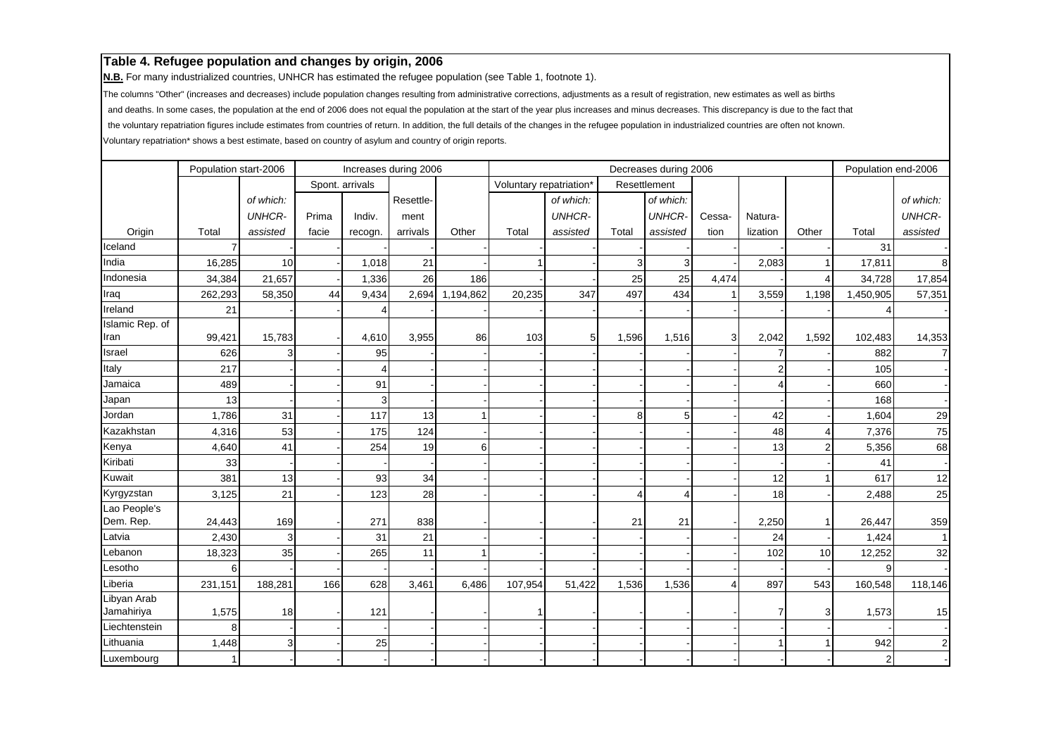## Table 4. Refugee population and changes by origin, 2006

**N.B.** For many industrialized countries, UNHCR has estimated the refugee population (see Table 1, footnote 1).

The columns "Other" (increases and decreases) include population changes resulting from administrative corrections, adjustments as a result of registration, new estimates as well as births and deaths. In some cases, the population at the end of 2006 does not equal the population at the start of the year plus increases and minus decreases. This discrepancy is due to the fact that the voluntary repatriation figures include estimates from countries of return. In addition, the full details of the changes in the refugee population in industrialized countries are often not known.

Voluntary repatriation* shows a best estimate, based on country of asylum and country of origin reports.

| | Population start-2006 | | Increases during 2006 | | | | Decreases during 2006 | | | | | | | Population end-2006 | |
|---|---|---|---|---|---|---|---|---|---|---|---|---|---|---|---|
| | | | Spont. arrivals | | | | Voluntary repatriation* | | Resettlement | | | | | | |
| Origin | Total | of which: UNHCR-assisted | Prima facie | Indiv. recogn. | Resettlement arrivals | Other | Total | of which: UNHCR-assisted | Total | of which: UNHCR-assisted | Cessation | Naturalization | Other | Total | of which: UNHCR-assisted |
| Iceland | 7 | - | - | - | - | - | - | - | - | - | - | - | - | 31 | - |
| India | 16,285 | 10 | - | 1,018 | 21 | - | 1 | - | 3 | 3 | - | 2,083 | 1 | 17,811 | 8 |
| Indonesia | 34,384 | 21,657 | - | 1,336 | 26 | 186 | - | - | 25 | 25 | 4,474 | - | 4 | 34,728 | 17,854 |
| Iraq | 262,293 | 58,350 | 44 | 9,434 | 2,694 | 1,194,862 | 20,235 | 347 | 497 | 434 | 1 | 3,559 | 1,198 | 1,450,905 | 57,351 |
| Ireland | 21 | - | - | 4 | - | - | - | - | - | - | - | - | - | 4 | - |
| Islamic Rep. of Iran | 99,421 | 15,783 | - | 4,610 | 3,955 | 86 | 103 | 5 | 1,596 | 1,516 | 3 | 2,042 | 1,592 | 102,483 | 14,353 |
| Israel | 626 | 3 | - | 95 | - | - | - | - | - | - | - | 7 | - | 882 | 7 |
| Italy | 217 | - | - | 4 | - | - | - | - | - | - | - | 2 | - | 105 | - |
| Jamaica | 489 | - | - | 91 | - | - | - | - | - | - | - | 4 | - | 660 | - |
| Japan | 13 | - | - | 3 | - | - | - | - | - | - | - | - | - | 168 | - |
| Jordan | 1,786 | 31 | - | 117 | 13 | 1 | - | - | 8 | 5 | - | 42 | - | 1,604 | 29 |
| Kazakhstan | 4,316 | 53 | - | 175 | 124 | - | - | - | - | - | - | 48 | 4 | 7,376 | 75 |
| Kenya | 4,640 | 41 | - | 254 | 19 | 6 | - | - | - | - | - | 13 | 2 | 5,356 | 68 |
| Kiribati | 33 | - | - | - | - | - | - | - | - | - | - | - | - | 41 | - |
| Kuwait | 381 | 13 | - | 93 | 34 | - | - | - | - | - | - | 12 | 1 | 617 | 12 |
| Kyrgyzstan | 3,125 | 21 | - | 123 | 28 | - | - | - | 4 | 4 | - | 18 | - | 2,488 | 25 |
| Lao People's Dem. Rep. | 24,443 | 169 | - | 271 | 838 | - | - | - | 21 | 21 | - | 2,250 | 1 | 26,447 | 359 |
| Latvia | 2,430 | 3 | - | 31 | 21 | - | - | - | - | - | - | 24 | - | 1,424 | 1 |
| Lebanon | 18,323 | 35 | - | 265 | 11 | 1 | - | - | - | - | - | 102 | 10 | 12,252 | 32 |
| Lesotho | 6 | - | - | - | - | - | - | - | - | - | - | - | - | 9 | - |
| Liberia | 231,151 | 188,281 | 166 | 628 | 3,461 | 6,486 | 107,954 | 51,422 | 1,536 | 1,536 | 4 | 897 | 543 | 160,548 | 118,146 |
| Libyan Arab Jamahiriya | 1,575 | 18 | - | 121 | - | - | 1 | - | - | - | - | 7 | 3 | 1,573 | 15 |
| Liechtenstein | 8 | - | - | - | - | - | - | - | - | - | - | - | - | - | - |
| Lithuania | 1,448 | 3 | - | 25 | - | - | - | - | - | - | - | 1 | 1 | 942 | 2 |
| Luxembourg | 1 | - | - | - | - | - | - | - | - | - | - | - | - | 2 | - |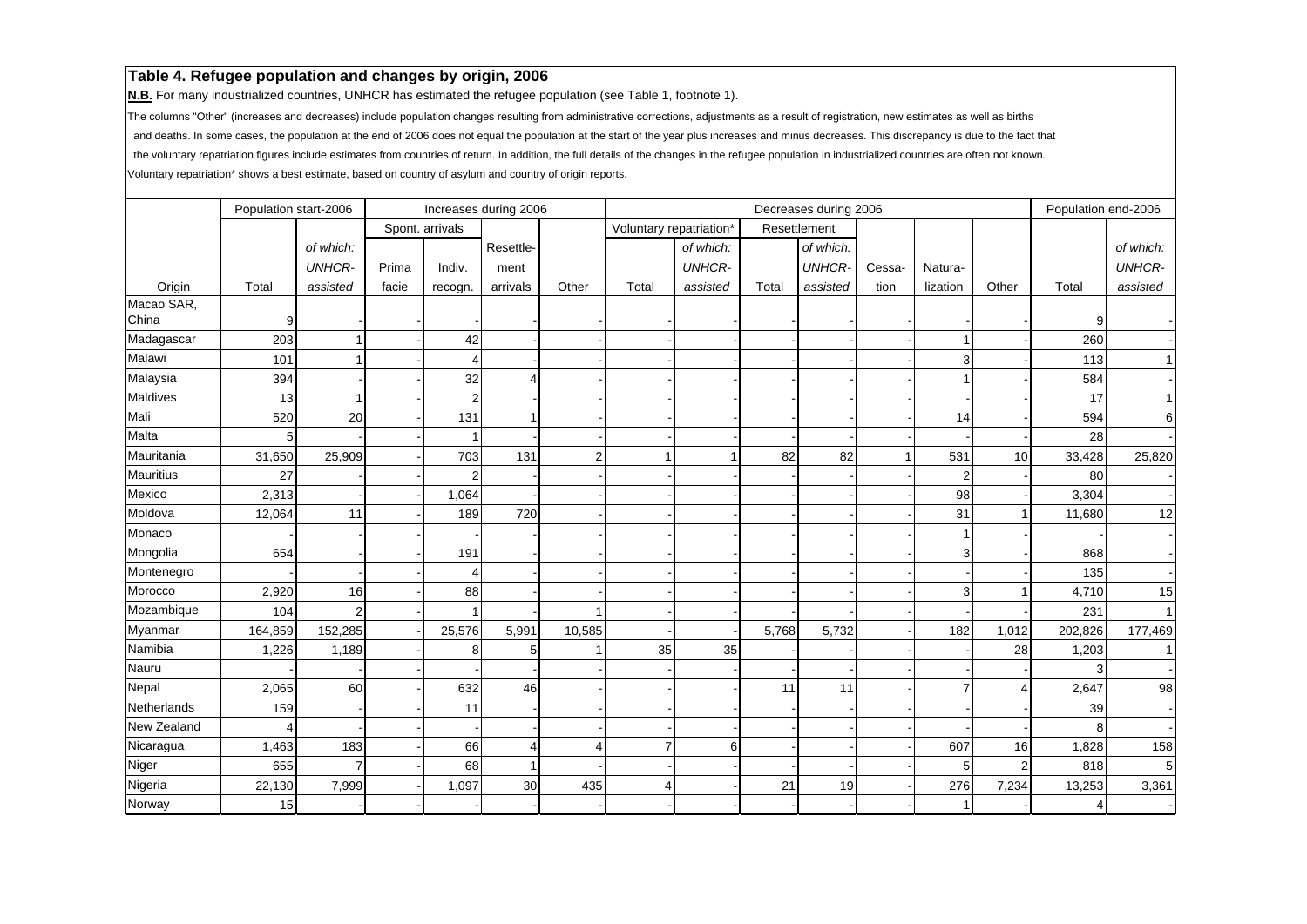## Table 4. Refugee population and changes by origin, 2006

**N.B.** For many industrialized countries, UNHCR has estimated the refugee population (see Table 1, footnote 1).

The columns "Other" (increases and decreases) include population changes resulting from administrative corrections, adjustments as a result of registration, new estimates as well as births and deaths. In some cases, the population at the end of 2006 does not equal the population at the start of the year plus increases and minus decreases. This discrepancy is due to the fact that the voluntary repatriation figures include estimates from countries of return. In addition, the full details of the changes in the refugee population in industrialized countries are often not known.

Voluntary repatriation* shows a best estimate, based on country of asylum and country of origin reports.

| | Population start-2006 | | Increases during 2006 | | | | Decreases during 2006 | | | | | | | Population end-2006 | |
|---|---|---|---|---|---|---|---|---|---|---|---|---|---|---|---|
| | | | Spont. arrivals | | | | Voluntary repatriation* | | Resettlement | | | | | | |
| Origin | Total | *of which: UNHCR-assisted* | Prima facie | Indiv. recogn. | Resettle-ment arrivals | Other | Total | *of which: UNHCR-assisted* | Total | *of which: UNHCR-assisted* | Cessa-tion | Natura-lization | Other | Total | *of which: UNHCR-assisted* |
| Macao SAR, China | 9 | - | - | - | - | - | - | - | - | - | - | - | - | 9 | - |
| Madagascar | 203 | 1 | - | 42 | - | - | - | - | - | - | - | 1 | - | 260 | - |
| Malawi | 101 | 1 | - | 4 | - | - | - | - | - | - | - | 3 | - | 113 | 1 |
| Malaysia | 394 | - | - | 32 | 4 | - | - | - | - | - | - | 1 | - | 584 | - |
| Maldives | 13 | 1 | - | 2 | - | - | - | - | - | - | - | - | - | 17 | 1 |
| Mali | 520 | 20 | - | 131 | 1 | - | - | - | - | - | - | 14 | - | 594 | 6 |
| Malta | 5 | - | - | 1 | - | - | - | - | - | - | - | - | - | 28 | - |
| Mauritania | 31,650 | 25,909 | - | 703 | 131 | 2 | 1 | 1 | 82 | 82 | 1 | 531 | 10 | 33,428 | 25,820 |
| Mauritius | 27 | - | - | 2 | - | - | - | - | - | - | - | 2 | - | 80 | - |
| Mexico | 2,313 | - | - | 1,064 | - | - | - | - | - | - | - | 98 | - | 3,304 | - |
| Moldova | 12,064 | 11 | - | 189 | 720 | - | - | - | - | - | - | 31 | 1 | 11,680 | 12 |
| Monaco | - | - | - | - | - | - | - | - | - | - | - | 1 | - | - | - |
| Mongolia | 654 | - | - | 191 | - | - | - | - | - | - | - | 3 | - | 868 | - |
| Montenegro | - | - | - | 4 | - | - | - | - | - | - | - | - | - | 135 | - |
| Morocco | 2,920 | 16 | - | 88 | - | - | - | - | - | - | - | 3 | 1 | 4,710 | 15 |
| Mozambique | 104 | 2 | - | 1 | - | 1 | - | - | - | - | - | - | - | 231 | 1 |
| Myanmar | 164,859 | 152,285 | - | 25,576 | 5,991 | 10,585 | - | - | 5,768 | 5,732 | - | 182 | 1,012 | 202,826 | 177,469 |
| Namibia | 1,226 | 1,189 | - | 8 | 5 | 1 | 35 | 35 | - | - | - | - | 28 | 1,203 | 1 |
| Nauru | - | - | - | - | - | - | - | - | - | - | - | - | - | 3 | - |
| Nepal | 2,065 | 60 | - | 632 | 46 | - | - | - | 11 | 11 | - | 7 | 4 | 2,647 | 98 |
| Netherlands | 159 | - | - | 11 | - | - | - | - | - | - | - | - | - | 39 | - |
| New Zealand | 4 | - | - | - | - | - | - | - | - | - | - | - | - | 8 | - |
| Nicaragua | 1,463 | 183 | - | 66 | 4 | 4 | 7 | 6 | - | - | - | 607 | 16 | 1,828 | 158 |
| Niger | 655 | 7 | - | 68 | 1 | - | - | - | - | - | - | 5 | 2 | 818 | 5 |
| Nigeria | 22,130 | 7,999 | - | 1,097 | 30 | 435 | 4 | - | 21 | 19 | - | 276 | 7,234 | 13,253 | 3,361 |
| Norway | 15 | - | - | - | - | - | - | - | - | - | - | 1 | - | 4 | - |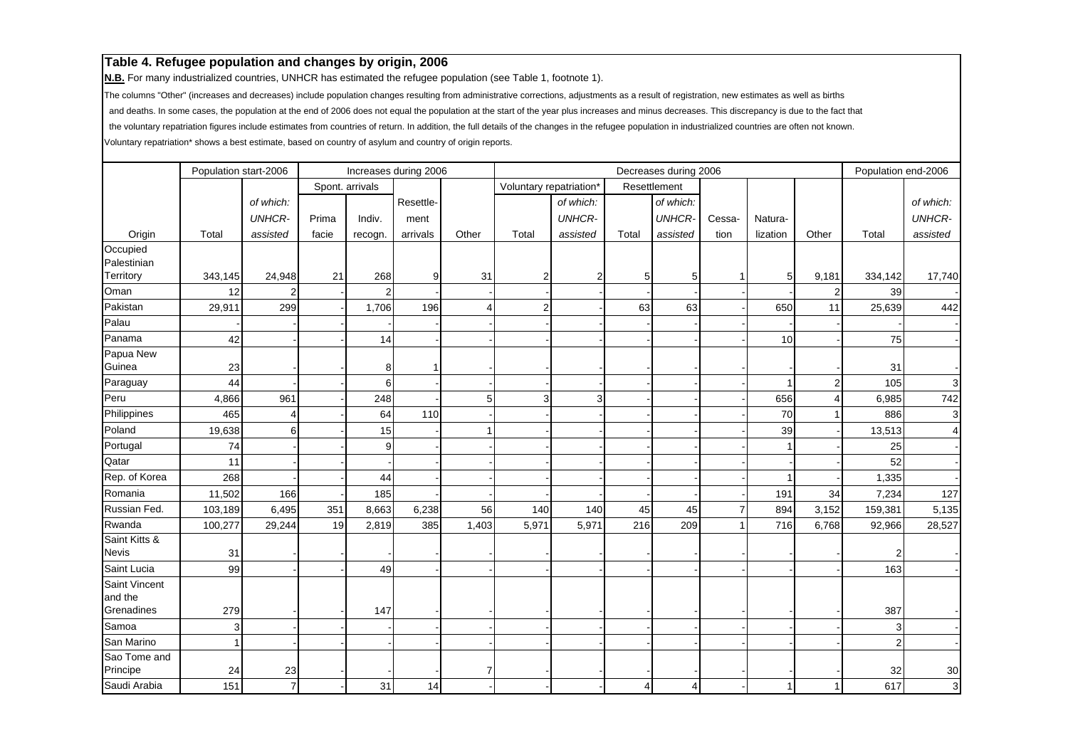# Table 4. Refugee population and changes by origin, 2006

**N.B.** For many industrialized countries, UNHCR has estimated the refugee population (see Table 1, footnote 1).

The columns "Other" (increases and decreases) include population changes resulting from administrative corrections, adjustments as a result of registration, new estimates as well as births and deaths. In some cases, the population at the end of 2006 does not equal the population at the start of the year plus increases and minus decreases. This discrepancy is due to the fact that the voluntary repatriation figures include estimates from countries of return. In addition, the full details of the changes in the refugee population in industrialized countries are often not known.

Voluntary repatriation* shows a best estimate, based on country of asylum and country of origin reports.

| | Population start-2006 | | Increases during 2006 | | | | Decreases during 2006 | | | | | | | Population end-2006 | |
|---|---|---|---|---|---|---|---|---|---|---|---|---|---|---|---|
| | | | Spont. arrivals | | | | Voluntary repatriation* | | Resettlement | | | | | | |
| Origin | Total | *of which: UNHCR-assisted* | Prima facie | Indiv. recogn. | Resettle-ment arrivals | Other | Total | *of which: UNHCR-assisted* | Total | *of which: UNHCR-assisted* | Cessa-tion | Natura-lization | Other | Total | *of which: UNHCR-assisted* |
| Occupied Palestinian Territory | 343,145 | 24,948 | 21 | 268 | 9 | 31 | 2 | 2 | 5 | 5 | 1 | 5 | 9,181 | 334,142 | 17,740 |
| Oman | 12 | 2 | - | 2 | - | - | - | - | - | - | - | - | 2 | 39 | - |
| Pakistan | 29,911 | 299 | - | 1,706 | 196 | 4 | 2 | - | 63 | 63 | - | 650 | 11 | 25,639 | 442 |
| Palau | - | - | - | - | - | - | - | - | - | - | - | - | - | - | - |
| Panama | 42 | - | - | 14 | - | - | - | - | - | - | - | 10 | - | 75 | - |
| Papua New Guinea | 23 | - | - | 8 | 1 | - | - | - | - | - | - | - | - | 31 | - |
| Paraguay | 44 | - | - | 6 | - | - | - | - | - | - | - | 1 | 2 | 105 | 3 |
| Peru | 4,866 | 961 | - | 248 | - | 5 | 3 | 3 | - | - | - | 656 | 4 | 6,985 | 742 |
| Philippines | 465 | 4 | - | 64 | 110 | - | - | - | - | - | - | 70 | 1 | 886 | 3 |
| Poland | 19,638 | 6 | - | 15 | - | 1 | - | - | - | - | - | 39 | - | 13,513 | 4 |
| Portugal | 74 | - | - | 9 | - | - | - | - | - | - | - | 1 | - | 25 | - |
| Qatar | 11 | - | - | - | - | - | - | - | - | - | - | - | - | 52 | - |
| Rep. of Korea | 268 | - | - | 44 | - | - | - | - | - | - | - | 1 | - | 1,335 | - |
| Romania | 11,502 | 166 | - | 185 | - | - | - | - | - | - | - | 191 | 34 | 7,234 | 127 |
| Russian Fed. | 103,189 | 6,495 | 351 | 8,663 | 6,238 | 56 | 140 | 140 | 45 | 45 | 7 | 894 | 3,152 | 159,381 | 5,135 |
| Rwanda | 100,277 | 29,244 | 19 | 2,819 | 385 | 1,403 | 5,971 | 5,971 | 216 | 209 | 1 | 716 | 6,768 | 92,966 | 28,527 |
| Saint Kitts & Nevis | 31 | - | - | - | - | - | - | - | - | - | - | - | - | 2 | - |
| Saint Lucia | 99 | - | - | 49 | - | - | - | - | - | - | - | - | - | 163 | - |
| Saint Vincent and the Grenadines | 279 | - | - | 147 | - | - | - | - | - | - | - | - | - | 387 | - |
| Samoa | 3 | - | - | - | - | - | - | - | - | - | - | - | - | 3 | - |
| San Marino | 1 | - | - | - | - | - | - | - | - | - | - | - | - | 2 | - |
| Sao Tome and Principe | 24 | 23 | - | - | - | 7 | - | - | - | - | - | - | - | 32 | 30 |
| Saudi Arabia | 151 | 7 | - | 31 | 14 | - | - | - | 4 | 4 | - | 1 | 1 | 617 | 3 |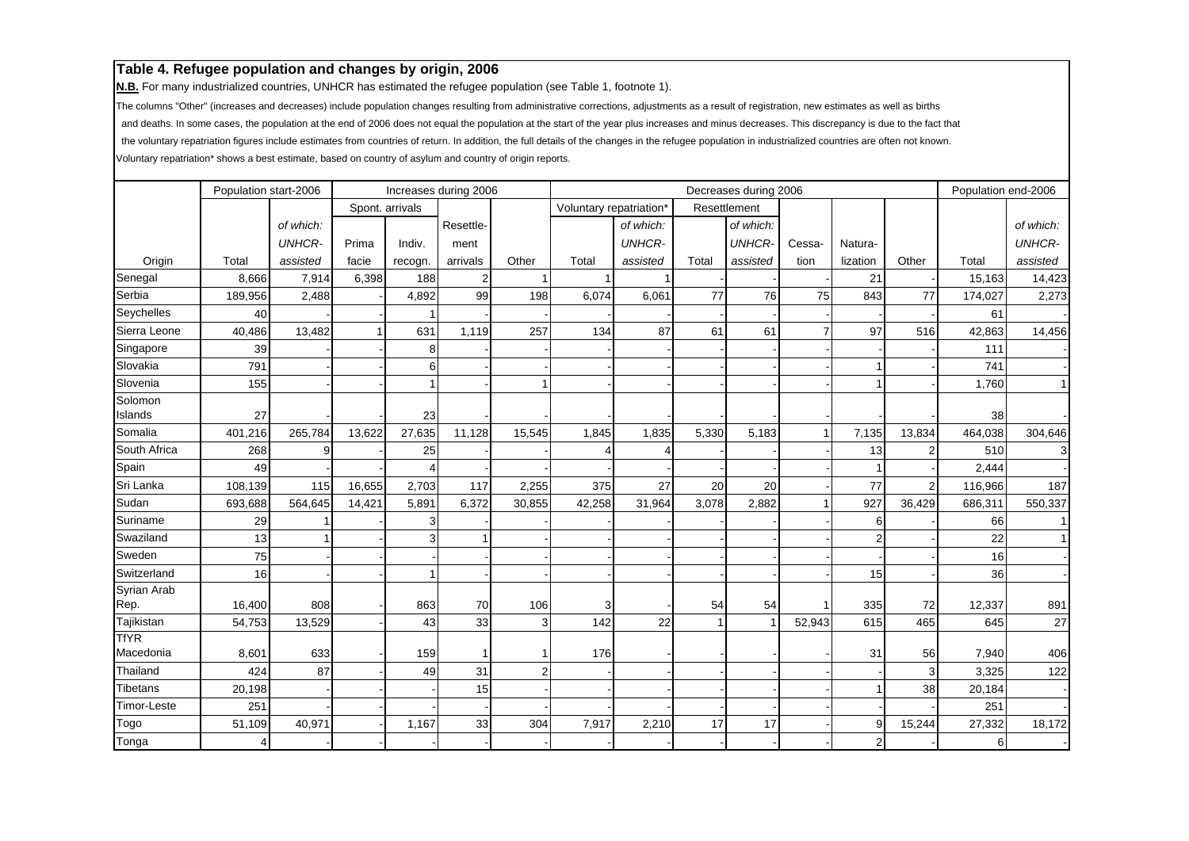## Table 4. Refugee population and changes by origin, 2006

**N.B.** For many industrialized countries, UNHCR has estimated the refugee population (see Table 1, footnote 1).

The columns "Other" (increases and decreases) include population changes resulting from administrative corrections, adjustments as a result of registration, new estimates as well as births and deaths. In some cases, the population at the end of 2006 does not equal the population at the start of the year plus increases and minus decreases. This discrepancy is due to the fact that the voluntary repatriation figures include estimates from countries of return. In addition, the full details of the changes in the refugee population in industrialized countries are often not known.

Voluntary repatriation* shows a best estimate, based on country of asylum and country of origin reports.

| | Population start-2006 | | Increases during 2006 | | | | Decreases during 2006 | | | | | | | Population end-2006 | |
|---|---|---|---|---|---|---|---|---|---|---|---|---|---|---|---|
| | | | Spont. arrivals | | | | Voluntary repatriation* | | Resettlement | | | | | | |
| Origin | Total | *of which: UNHCR-assisted* | Prima facie | Indiv. recogn. | Resettlement arrivals | Other | Total | *of which: UNHCR-assisted* | Total | *of which: UNHCR-assisted* | Cessation | Naturalization | Other | Total | *of which: UNHCR-assisted* |
| Senegal | 8,666 | 7,914 | 6,398 | 188 | 2 | 1 | 1 | 1 | - | - | - | 21 | - | 15,163 | 14,423 |
| Serbia | 189,956 | 2,488 | - | 4,892 | 99 | 198 | 6,074 | 6,061 | 77 | 76 | 75 | 843 | 77 | 174,027 | 2,273 |
| Seychelles | 40 | - | - | 1 | - | - | - | - | - | - | - | - | - | 61 | - |
| Sierra Leone | 40,486 | 13,482 | 1 | 631 | 1,119 | 257 | 134 | 87 | 61 | 61 | 7 | 97 | 516 | 42,863 | 14,456 |
| Singapore | 39 | - | - | 8 | - | - | - | - | - | - | - | - | - | 111 | - |
| Slovakia | 791 | - | - | 6 | - | - | - | - | - | - | - | 1 | - | 741 | - |
| Slovenia | 155 | - | - | 1 | - | 1 | - | - | - | - | - | 1 | - | 1,760 | 1 |
| Solomon Islands | 27 | - | - | 23 | - | - | - | - | - | - | - | - | - | 38 | - |
| Somalia | 401,216 | 265,784 | 13,622 | 27,635 | 11,128 | 15,545 | 1,845 | 1,835 | 5,330 | 5,183 | 1 | 7,135 | 13,834 | 464,038 | 304,646 |
| South Africa | 268 | 9 | - | 25 | - | - | 4 | 4 | - | - | - | 13 | 2 | 510 | 3 |
| Spain | 49 | - | - | 4 | - | - | - | - | - | - | - | 1 | - | 2,444 | - |
| Sri Lanka | 108,139 | 115 | 16,655 | 2,703 | 117 | 2,255 | 375 | 27 | 20 | 20 | - | 77 | 2 | 116,966 | 187 |
| Sudan | 693,688 | 564,645 | 14,421 | 5,891 | 6,372 | 30,855 | 42,258 | 31,964 | 3,078 | 2,882 | 1 | 927 | 36,429 | 686,311 | 550,337 |
| Suriname | 29 | 1 | - | 3 | - | - | - | - | - | - | - | 6 | - | 66 | 1 |
| Swaziland | 13 | 1 | - | 3 | 1 | - | - | - | - | - | - | 2 | - | 22 | 1 |
| Sweden | 75 | - | - | - | - | - | - | - | - | - | - | - | - | 16 | - |
| Switzerland | 16 | - | - | 1 | - | - | - | - | - | - | - | 15 | - | 36 | - |
| Syrian Arab Rep. | 16,400 | 808 | - | 863 | 70 | 106 | 3 | - | 54 | 54 | 1 | 335 | 72 | 12,337 | 891 |
| Tajikistan | 54,753 | 13,529 | - | 43 | 33 | 3 | 142 | 22 | 1 | 1 | 52,943 | 615 | 465 | 645 | 27 |
| TfYR Macedonia | 8,601 | 633 | - | 159 | 1 | 1 | 176 | - | - | - | - | 31 | 56 | 7,940 | 406 |
| Thailand | 424 | 87 | - | 49 | 31 | 2 | - | - | - | - | - | - | 3 | 3,325 | 122 |
| Tibetans | 20,198 | - | - | - | 15 | - | - | - | - | - | - | 1 | 38 | 20,184 | - |
| Timor-Leste | 251 | - | - | - | - | - | - | - | - | - | - | - | - | 251 | - |
| Togo | 51,109 | 40,971 | - | 1,167 | 33 | 304 | 7,917 | 2,210 | 17 | 17 | - | 9 | 15,244 | 27,332 | 18,172 |
| Tonga | 4 | - | - | - | - | - | - | - | - | - | - | 2 | - | 6 | - |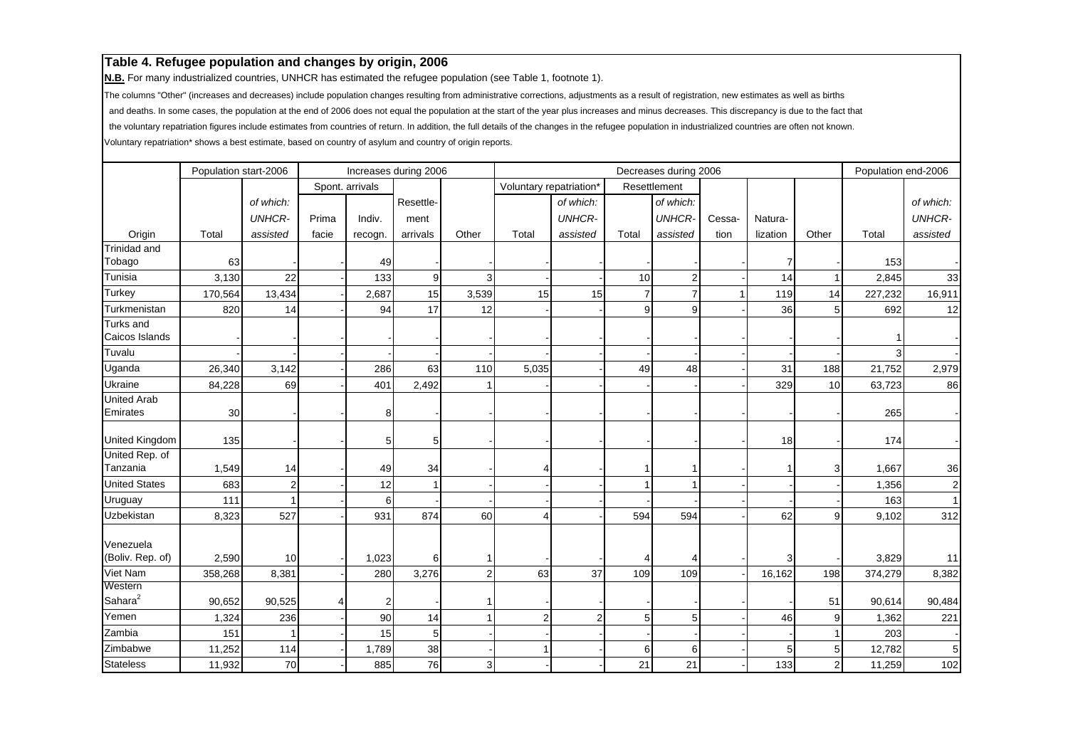## Table 4. Refugee population and changes by origin, 2006

**N.B.** For many industrialized countries, UNHCR has estimated the refugee population (see Table 1, footnote 1).

The columns "Other" (increases and decreases) include population changes resulting from administrative corrections, adjustments as a result of registration, new estimates as well as births and deaths. In some cases, the population at the end of 2006 does not equal the population at the start of the year plus increases and minus decreases. This discrepancy is due to the fact that the voluntary repatriation figures include estimates from countries of return. In addition, the full details of the changes in the refugee population in industrialized countries are often not known.

Voluntary repatriation* shows a best estimate, based on country of asylum and country of origin reports.

| | Population start-2006 | | Increases during 2006 | | | | Decreases during 2006 | | | | | | | Population end-2006 | |
|---|---|---|---|---|---|---|---|---|---|---|---|---|---|---|---|
| | | | Spont. arrivals | | | | Voluntary repatriation* | | Resettlement | | | | | | |
| Origin | Total | *of which: UNHCR-assisted* | Prima facie | Indiv. recogn. | Resettlement arrivals | Other | Total | *of which: UNHCR-assisted* | Total | *of which: UNHCR-assisted* | Cessation | Naturalization | Other | Total | *of which: UNHCR-assisted* |
| Trinidad and Tobago | 63 | - | - | 49 | - | - | - | - | - | - | - | 7 | - | 153 | - |
| Tunisia | 3,130 | 22 | - | 133 | 9 | 3 | - | - | 10 | 2 | - | 14 | 1 | 2,845 | 33 |
| Turkey | 170,564 | 13,434 | - | 2,687 | 15 | 3,539 | 15 | 15 | 7 | 7 | 1 | 119 | 14 | 227,232 | 16,911 |
| Turkmenistan | 820 | 14 | - | 94 | 17 | 12 | - | - | 9 | 9 | - | 36 | 5 | 692 | 12 |
| Turks and Caicos Islands | - | - | - | - | - | - | - | - | - | - | - | - | - | 1 | - |
| Tuvalu | - | - | - | - | - | - | - | - | - | - | - | - | - | 3 | - |
| Uganda | 26,340 | 3,142 | - | 286 | 63 | 110 | 5,035 | - | 49 | 48 | - | 31 | 188 | 21,752 | 2,979 |
| Ukraine | 84,228 | 69 | - | 401 | 2,492 | 1 | - | - | - | - | - | 329 | 10 | 63,723 | 86 |
| United Arab Emirates | 30 | - | - | 8 | - | - | - | - | - | - | - | - | - | 265 | - |
| United Kingdom | 135 | - | - | 5 | 5 | - | - | - | - | - | - | 18 | - | 174 | - |
| United Rep. of Tanzania | 1,549 | 14 | - | 49 | 34 | - | 4 | - | 1 | 1 | - | 1 | 3 | 1,667 | 36 |
| United States | 683 | 2 | - | 12 | 1 | - | - | - | 1 | 1 | - | - | - | 1,356 | 2 |
| Uruguay | 111 | 1 | - | 6 | - | - | - | - | - | - | - | - | - | 163 | 1 |
| Uzbekistan | 8,323 | 527 | - | 931 | 874 | 60 | 4 | - | 594 | 594 | - | 62 | 9 | 9,102 | 312 |
| Venezuela (Boliv. Rep. of) | 2,590 | 10 | - | 1,023 | 6 | 1 | - | - | 4 | 4 | - | 3 | - | 3,829 | 11 |
| Viet Nam | 358,268 | 8,381 | - | 280 | 3,276 | 2 | 63 | 37 | 109 | 109 | - | 16,162 | 198 | 374,279 | 8,382 |
| Western Sahara[2] | 90,652 | 90,525 | 4 | 2 | - | 1 | - | - | - | - | - | - | 51 | 90,614 | 90,484 |
| Yemen | 1,324 | 236 | - | 90 | 14 | 1 | 2 | 2 | 5 | 5 | - | 46 | 9 | 1,362 | 221 |
| Zambia | 151 | 1 | - | 15 | 5 | - | - | - | - | - | - | - | 1 | 203 | - |
| Zimbabwe | 11,252 | 114 | - | 1,789 | 38 | - | 1 | - | 6 | 6 | - | 5 | 5 | 12,782 | 5 |
| Stateless | 11,932 | 70 | - | 885 | 76 | 3 | - | - | 21 | 21 | - | 133 | 2 | 11,259 | 102 |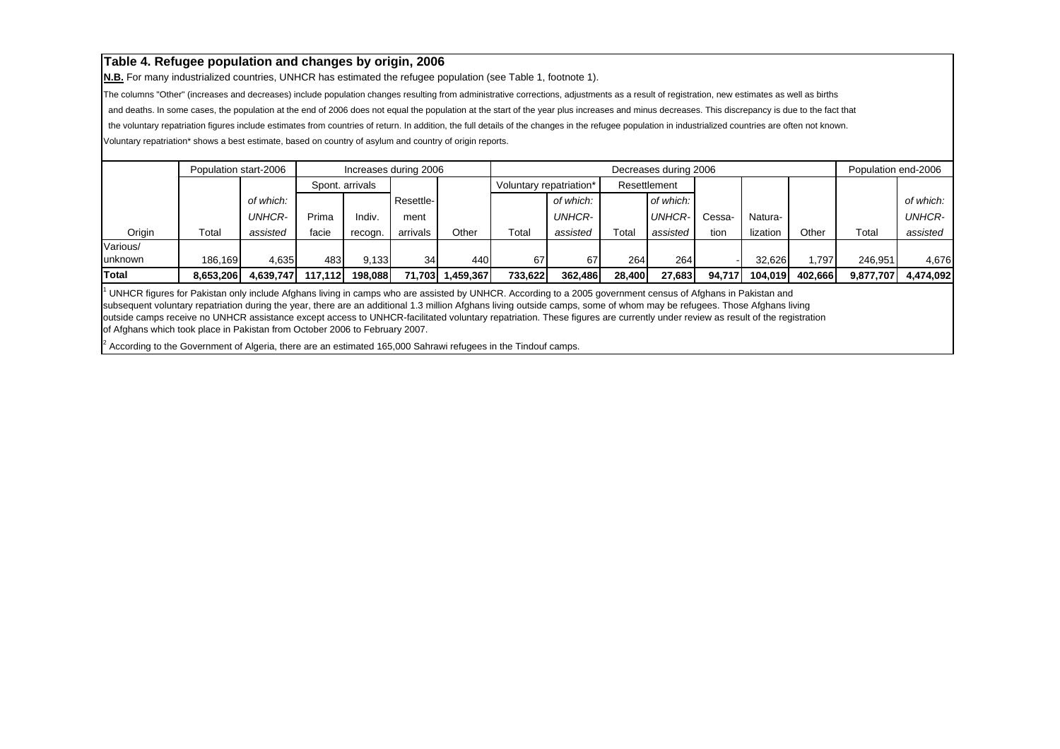### Table 4. Refugee population and changes by origin, 2006

**N.B.** For many industrialized countries, UNHCR has estimated the refugee population (see Table 1, footnote 1).

The columns "Other" (increases and decreases) include population changes resulting from administrative corrections, adjustments as a result of registration, new estimates as well as births and deaths. In some cases, the population at the end of 2006 does not equal the population at the start of the year plus increases and minus decreases. This discrepancy is due to the fact that the voluntary repatriation figures include estimates from countries of return. In addition, the full details of the changes in the refugee population in industrialized countries are often not known.

Voluntary repatriation* shows a best estimate, based on country of asylum and country of origin reports.

| | Population start-2006 | | Increases during 2006 | | | | Decreases during 2006 | | | | | | | Population end-2006 | |
|---|---|---|---|---|---|---|---|---|---|---|---|---|---|---|---|
| | | | Spont. arrivals | | | | Voluntary repatriation* | | Resettlement | | | | | | |
| Origin | Total | *of which: UNHCR-assisted* | Prima facie | Indiv. recogn. | Resettle-ment arrivals | Other | Total | *of which: UNHCR-assisted* | Total | *of which: UNHCR-assisted* | Cessa-tion | Natura-lization | Other | Total | *of which: UNHCR-assisted* |
| Various/ unknown | 186,169 | 4,635 | 483 | 9,133 | 34 | 440 | 67 | 67 | 264 | 264 | - | 32,626 | 1,797 | 246,951 | 4,676 |
| **Total** | **8,653,206** | **4,639,747** | **117,112** | **198,088** | **71,703** | **1,459,367** | **733,622** | **362,486** | **28,400** | **27,683** | **94,717** | **104,019** | **402,666** | **9,877,707** | **4,474,092** |

[1] UNHCR figures for Pakistan only include Afghans living in camps who are assisted by UNHCR. According to a 2005 government census of Afghans in Pakistan and subsequent voluntary repatriation during the year, there are an additional 1.3 million Afghans living outside camps, some of whom may be refugees. Those Afghans living outside camps receive no UNHCR assistance except access to UNHCR-facilitated voluntary repatriation. These figures are currently under review as result of the registration of Afghans which took place in Pakistan from October 2006 to February 2007.

[2] According to the Government of Algeria, there are an estimated 165,000 Sahrawi refugees in the Tindouf camps.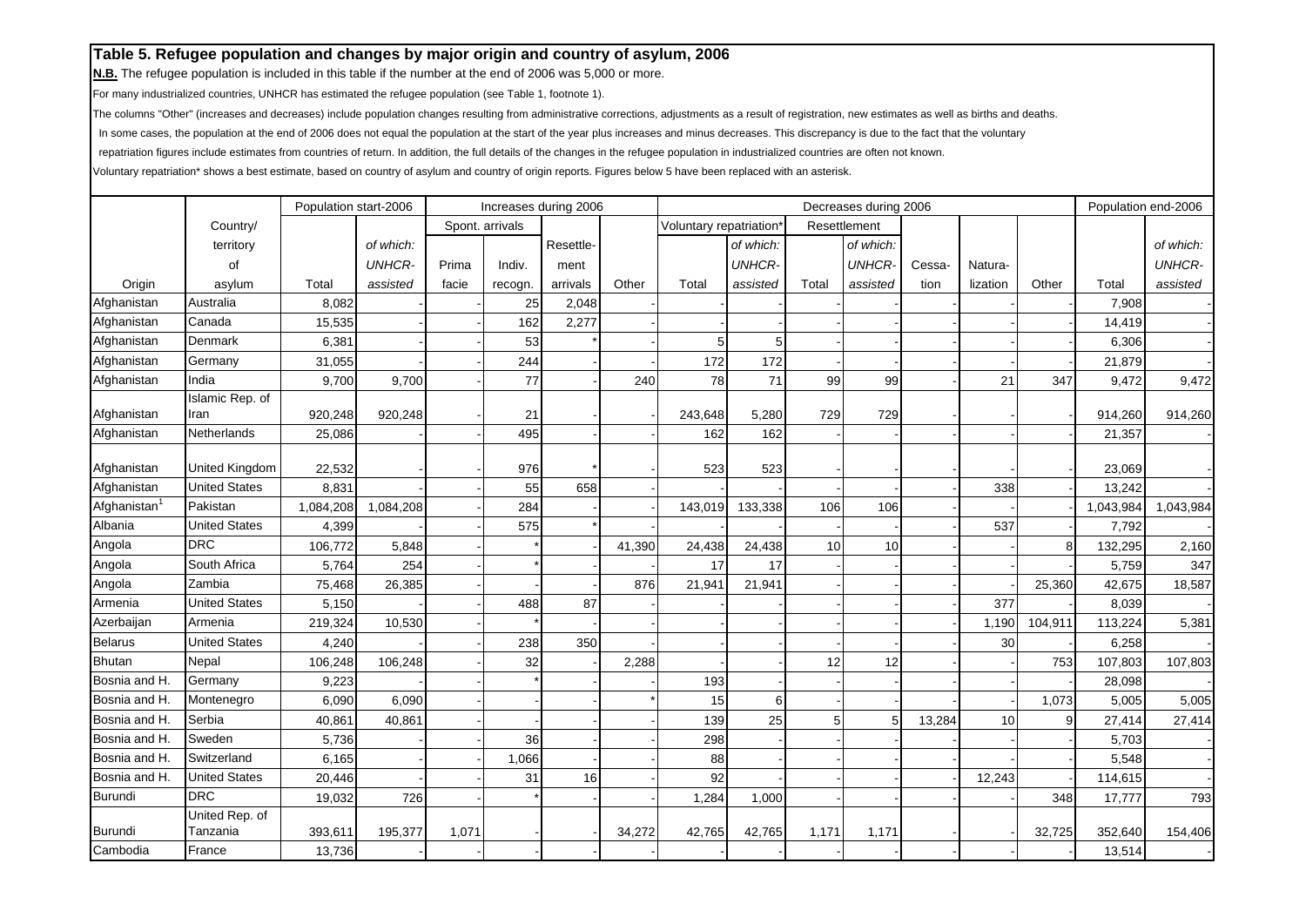## Table 5. Refugee population and changes by major origin and country of asylum, 2006

**N.B.** The refugee population is included in this table if the number at the end of 2006 was 5,000 or more.

For many industrialized countries, UNHCR has estimated the refugee population (see Table 1, footnote 1).

The columns "Other" (increases and decreases) include population changes resulting from administrative corrections, adjustments as a result of registration, new estimates as well as births and deaths.

In some cases, the population at the end of 2006 does not equal the population at the start of the year plus increases and minus decreases. This discrepancy is due to the fact that the voluntary repatriation figures include estimates from countries of return. In addition, the full details of the changes in the refugee population in industrialized countries are often not known.

Voluntary repatriation* shows a best estimate, based on country of asylum and country of origin reports. Figures below 5 have been replaced with an asterisk.

| | | Population start-2006 | | Increases during 2006 | | | | Decreases during 2006 | | | | | | | Population end-2006 | |
|---|---|---|---|---|---|---|---|---|---|---|---|---|---|---|---|---|
| | | | | Spont. arrivals | | | | Voluntary repatriation* | | Resettlement | | | | | | |
| Origin | Country/ territory of asylum | Total | *of which: UNHCR-assisted* | Prima facie | Indiv. recogn. | Resettle-ment arrivals | Other | Total | *of which: UNHCR-assisted* | Total | *of which: UNHCR-assisted* | Cessa-tion | Natura-lization | Other | Total | *of which: UNHCR-assisted* |
| Afghanistan | Australia | 8,082 | - | - | 25 | 2,048 | - | - | - | - | - | - | - | - | 7,908 | - |
| Afghanistan | Canada | 15,535 | - | - | 162 | 2,277 | - | - | - | - | - | - | - | - | 14,419 | - |
| Afghanistan | Denmark | 6,381 | - | - | 53 | * | - | 5 | 5 | - | - | - | - | - | 6,306 | - |
| Afghanistan | Germany | 31,055 | - | - | 244 | - | - | 172 | 172 | - | - | - | - | - | 21,879 | - |
| Afghanistan | India | 9,700 | 9,700 | - | 77 | - | 240 | 78 | 71 | 99 | 99 | - | 21 | 347 | 9,472 | 9,472 |
| Afghanistan | Islamic Rep. of Iran | 920,248 | 920,248 | - | 21 | - | - | 243,648 | 5,280 | 729 | 729 | - | - | - | 914,260 | 914,260 |
| Afghanistan | Netherlands | 25,086 | - | - | 495 | - | - | 162 | 162 | - | - | - | - | - | 21,357 | - |
| Afghanistan | United Kingdom | 22,532 | - | - | 976 | * | - | 523 | 523 | - | - | - | - | - | 23,069 | - |
| Afghanistan | United States | 8,831 | - | - | 55 | 658 | - | - | - | - | - | - | 338 | - | 13,242 | - |
| Afghanistan[1] | Pakistan | 1,084,208 | 1,084,208 | - | 284 | - | - | 143,019 | 133,338 | 106 | 106 | - | - | - | 1,043,984 | 1,043,984 |
| Albania | United States | 4,399 | - | - | 575 | * | - | - | - | - | - | - | 537 | - | 7,792 | - |
| Angola | DRC | 106,772 | 5,848 | - | * | - | 41,390 | 24,438 | 24,438 | 10 | 10 | - | - | 8 | 132,295 | 2,160 |
| Angola | South Africa | 5,764 | 254 | - | * | - | - | 17 | 17 | - | - | - | - | - | 5,759 | 347 |
| Angola | Zambia | 75,468 | 26,385 | - | - | - | 876 | 21,941 | 21,941 | - | - | - | - | 25,360 | 42,675 | 18,587 |
| Armenia | United States | 5,150 | - | - | 488 | 87 | - | - | - | - | - | - | 377 | - | 8,039 | - |
| Azerbaijan | Armenia | 219,324 | 10,530 | - | * | - | - | - | - | - | - | - | 1,190 | 104,911 | 113,224 | 5,381 |
| Belarus | United States | 4,240 | - | - | 238 | 350 | - | - | - | - | - | - | 30 | - | 6,258 | - |
| Bhutan | Nepal | 106,248 | 106,248 | - | 32 | - | 2,288 | - | - | 12 | 12 | - | - | 753 | 107,803 | 107,803 |
| Bosnia and H. | Germany | 9,223 | - | - | * | - | - | 193 | - | - | - | - | - | - | 28,098 | - |
| Bosnia and H. | Montenegro | 6,090 | 6,090 | - | - | - | * | 15 | 6 | - | - | - | - | 1,073 | 5,005 | 5,005 |
| Bosnia and H. | Serbia | 40,861 | 40,861 | - | - | - | - | 139 | 25 | 5 | 5 | 13,284 | 10 | 9 | 27,414 | 27,414 |
| Bosnia and H. | Sweden | 5,736 | - | - | 36 | - | - | 298 | - | - | - | - | - | - | 5,703 | - |
| Bosnia and H. | Switzerland | 6,165 | - | - | 1,066 | - | - | 88 | - | - | - | - | - | - | 5,548 | - |
| Bosnia and H. | United States | 20,446 | - | - | 31 | 16 | - | 92 | - | - | - | - | 12,243 | - | 114,615 | - |
| Burundi | DRC | 19,032 | 726 | - | * | - | - | 1,284 | 1,000 | - | - | - | - | 348 | 17,777 | 793 |
| Burundi | United Rep. of Tanzania | 393,611 | 195,377 | 1,071 | - | - | 34,272 | 42,765 | 42,765 | 1,171 | 1,171 | - | - | 32,725 | 352,640 | 154,406 |
| Cambodia | France | 13,736 | - | - | - | - | - | - | - | - | - | - | - | - | 13,514 | - |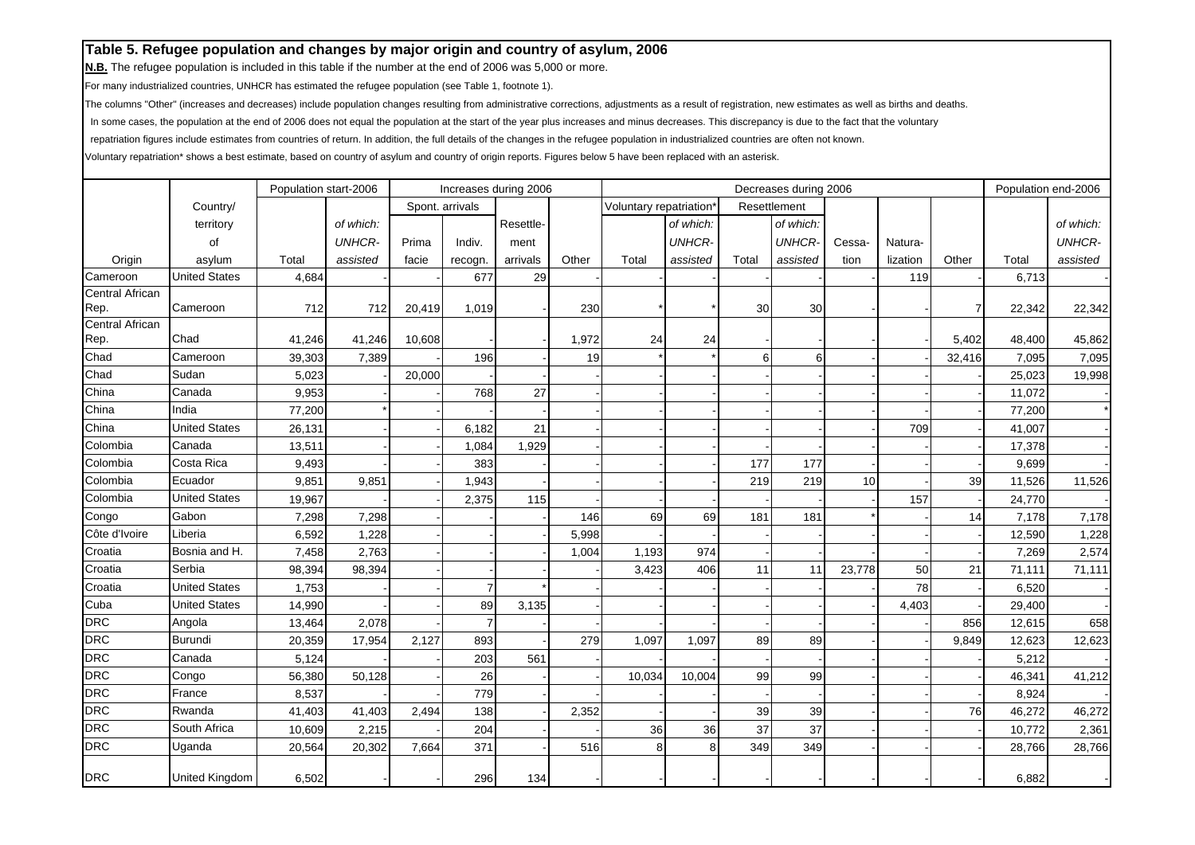# Table 5. Refugee population and changes by major origin and country of asylum, 2006

**N.B.** The refugee population is included in this table if the number at the end of 2006 was 5,000 or more.

For many industrialized countries, UNHCR has estimated the refugee population (see Table 1, footnote 1).

The columns "Other" (increases and decreases) include population changes resulting from administrative corrections, adjustments as a result of registration, new estimates as well as births and deaths.

In some cases, the population at the end of 2006 does not equal the population at the start of the year plus increases and minus decreases. This discrepancy is due to the fact that the voluntary repatriation figures include estimates from countries of return. In addition, the full details of the changes in the refugee population in industrialized countries are often not known.

Voluntary repatriation* shows a best estimate, based on country of asylum and country of origin reports. Figures below 5 have been replaced with an asterisk.

| | | Population start-2006 | | Increases during 2006 | | | | Decreases during 2006 | | | | | | | Population end-2006 | |
|---|---|---|---|---|---|---|---|---|---|---|---|---|---|---|---|---|
| | | | | Spont. arrivals | | | | Voluntary repatriation* | | Resettlement | | | | | | |
| Origin | Country/ territory of asylum | Total | *of which: UNHCR-assisted* | Prima facie | Indiv. recogn. | Resettlement arrivals | Other | Total | *of which: UNHCR-assisted* | Total | *of which: UNHCR-assisted* | Cessation | Naturalization | Other | Total | *of which: UNHCR-assisted* |
| Cameroon | United States | 4,684 | | - | 677 | 29 | - | - | - | - | - | - | 119 | - | 6,713 | - |
| Central African Rep. | Cameroon | 712 | 712 | 20,419 | 1,019 | - | 230 | * | * | 30 | 30 | - | - | 7 | 22,342 | 22,342 |
| Central African Rep. | Chad | 41,246 | 41,246 | 10,608 | - | - | 1,972 | 24 | 24 | - | - | - | - | 5,402 | 48,400 | 45,862 |
| Chad | Cameroon | 39,303 | 7,389 | - | 196 | - | 19 | * | * | 6 | 6 | - | - | 32,416 | 7,095 | 7,095 |
| Chad | Sudan | 5,023 | - | 20,000 | - | - | - | - | - | - | - | - | - | - | 25,023 | 19,998 |
| China | Canada | 9,953 | - | - | 768 | 27 | - | - | - | - | - | - | - | - | 11,072 | - |
| China | India | 77,200 | * | - | - | - | - | - | - | - | - | - | - | - | 77,200 | * |
| China | United States | 26,131 | - | - | 6,182 | 21 | - | - | - | - | - | - | 709 | - | 41,007 | - |
| Colombia | Canada | 13,511 | - | - | 1,084 | 1,929 | - | - | - | - | - | - | - | - | 17,378 | - |
| Colombia | Costa Rica | 9,493 | - | - | 383 | - | - | - | - | 177 | 177 | - | - | - | 9,699 | - |
| Colombia | Ecuador | 9,851 | 9,851 | - | 1,943 | - | - | - | - | 219 | 219 | 10 | - | 39 | 11,526 | 11,526 |
| Colombia | United States | 19,967 | - | - | 2,375 | 115 | - | - | - | - | - | - | 157 | - | 24,770 | - |
| Congo | Gabon | 7,298 | 7,298 | - | - | - | 146 | 69 | 69 | 181 | 181 | * | - | 14 | 7,178 | 7,178 |
| Côte d'Ivoire | Liberia | 6,592 | 1,228 | - | - | - | 5,998 | - | - | - | - | - | - | - | 12,590 | 1,228 |
| Croatia | Bosnia and H. | 7,458 | 2,763 | - | - | - | 1,004 | 1,193 | 974 | - | - | - | - | - | 7,269 | 2,574 |
| Croatia | Serbia | 98,394 | 98,394 | - | - | - | - | 3,423 | 406 | 11 | 11 | 23,778 | 50 | 21 | 71,111 | 71,111 |
| Croatia | United States | 1,753 | - | - | 7 | * | - | - | - | - | - | - | 78 | - | 6,520 | - |
| Cuba | United States | 14,990 | - | - | 89 | 3,135 | - | - | - | - | - | - | 4,403 | - | 29,400 | - |
| DRC | Angola | 13,464 | 2,078 | - | 7 | - | - | - | - | - | - | - | - | 856 | 12,615 | 658 |
| DRC | Burundi | 20,359 | 17,954 | 2,127 | 893 | - | 279 | 1,097 | 1,097 | 89 | 89 | - | - | 9,849 | 12,623 | 12,623 |
| DRC | Canada | 5,124 | - | - | 203 | 561 | - | - | - | - | - | - | - | - | 5,212 | - |
| DRC | Congo | 56,380 | 50,128 | - | 26 | - | - | 10,034 | 10,004 | 99 | 99 | - | - | - | 46,341 | 41,212 |
| DRC | France | 8,537 | - | - | 779 | - | - | - | - | - | - | - | - | - | 8,924 | - |
| DRC | Rwanda | 41,403 | 41,403 | 2,494 | 138 | - | 2,352 | - | - | 39 | 39 | - | - | 76 | 46,272 | 46,272 |
| DRC | South Africa | 10,609 | 2,215 | - | 204 | - | - | 36 | 36 | 37 | 37 | - | - | - | 10,772 | 2,361 |
| DRC | Uganda | 20,564 | 20,302 | 7,664 | 371 | - | 516 | 8 | 8 | 349 | 349 | - | - | - | 28,766 | 28,766 |
| DRC | United Kingdom | 6,502 | - | - | 296 | 134 | - | - | - | - | - | - | - | - | 6,882 | - |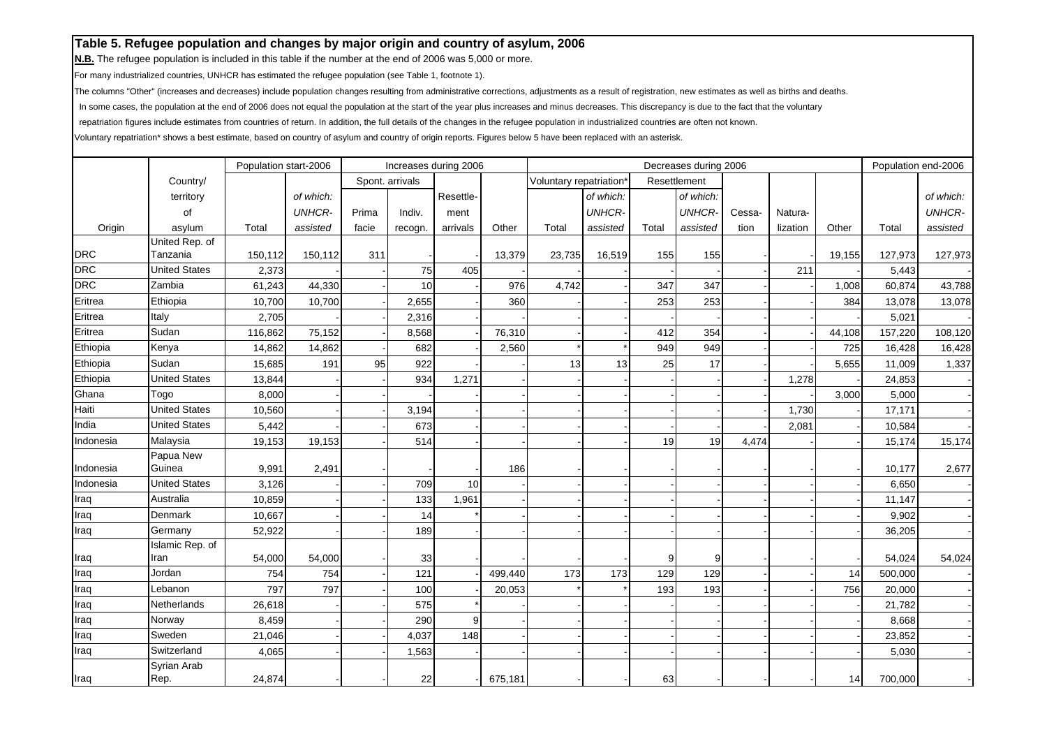# Table 5. Refugee population and changes by major origin and country of asylum, 2006

**N.B.** The refugee population is included in this table if the number at the end of 2006 was 5,000 or more.

For many industrialized countries, UNHCR has estimated the refugee population (see Table 1, footnote 1).

The columns "Other" (increases and decreases) include population changes resulting from administrative corrections, adjustments as a result of registration, new estimates as well as births and deaths.

In some cases, the population at the end of 2006 does not equal the population at the start of the year plus increases and minus decreases. This discrepancy is due to the fact that the voluntary repatriation figures include estimates from countries of return. In addition, the full details of the changes in the refugee population in industrialized countries are often not known.

Voluntary repatriation* shows a best estimate, based on country of asylum and country of origin reports. Figures below 5 have been replaced with an asterisk.

| | | Population start-2006 | | Increases during 2006 | | | | Decreases during 2006 | | | | | | | Population end-2006 | |
|---|---|---|---|---|---|---|---|---|---|---|---|---|---|---|---|---|
| | | | | Spont. arrivals | | | | Voluntary repatriation* | | Resettlement | | | | | | |
| Origin | Country/ territory of asylum | Total | *of which: UNHCR-assisted* | Prima facie | Indiv. recogn. | Resettle-ment arrivals | Other | Total | *of which: UNHCR-assisted* | Total | *of which: UNHCR-assisted* | Cessa-tion | Natura-lization | Other | Total | *of which: UNHCR-assisted* |
| DRC | United Rep. of Tanzania | 150,112 | 150,112 | 311 | - | - | 13,379 | 23,735 | 16,519 | 155 | 155 | - | - | 19,155 | 127,973 | 127,973 |
| DRC | United States | 2,373 | - | - | 75 | 405 | - | - | - | - | - | - | 211 | - | 5,443 | - |
| DRC | Zambia | 61,243 | 44,330 | - | 10 | - | 976 | 4,742 | - | 347 | 347 | - | - | 1,008 | 60,874 | 43,788 |
| Eritrea | Ethiopia | 10,700 | 10,700 | - | 2,655 | - | 360 | - | - | 253 | 253 | - | - | 384 | 13,078 | 13,078 |
| Eritrea | Italy | 2,705 | - | - | 2,316 | - | - | - | - | - | - | - | - | - | 5,021 | - |
| Eritrea | Sudan | 116,862 | 75,152 | - | 8,568 | - | 76,310 | - | - | 412 | 354 | - | - | 44,108 | 157,220 | 108,120 |
| Ethiopia | Kenya | 14,862 | 14,862 | - | 682 | - | 2,560 | * | * | 949 | 949 | - | - | 725 | 16,428 | 16,428 |
| Ethiopia | Sudan | 15,685 | 191 | 95 | 922 | - | - | 13 | 13 | 25 | 17 | - | - | 5,655 | 11,009 | 1,337 |
| Ethiopia | United States | 13,844 | - | - | 934 | 1,271 | - | - | - | - | - | - | 1,278 | - | 24,853 | - |
| Ghana | Togo | 8,000 | - | - | - | - | - | - | - | - | - | - | - | 3,000 | 5,000 | - |
| Haiti | United States | 10,560 | - | - | 3,194 | - | - | - | - | - | - | - | 1,730 | - | 17,171 | - |
| India | United States | 5,442 | - | - | 673 | - | - | - | - | - | - | - | 2,081 | - | 10,584 | - |
| Indonesia | Malaysia | 19,153 | 19,153 | - | 514 | - | - | - | - | 19 | 19 | 4,474 | - | - | 15,174 | 15,174 |
| Indonesia | Papua New Guinea | 9,991 | 2,491 | - | - | - | 186 | - | - | - | - | - | - | - | 10,177 | 2,677 |
| Indonesia | United States | 3,126 | - | - | 709 | 10 | - | - | - | - | - | - | - | - | 6,650 | - |
| Iraq | Australia | 10,859 | - | - | 133 | 1,961 | - | - | - | - | - | - | - | - | 11,147 | - |
| Iraq | Denmark | 10,667 | - | - | 14 | * | - | - | - | - | - | - | - | - | 9,902 | - |
| Iraq | Germany | 52,922 | - | - | 189 | - | - | - | - | - | - | - | - | - | 36,205 | - |
| Iraq | Islamic Rep. of Iran | 54,000 | 54,000 | - | 33 | - | - | - | - | 9 | 9 | - | - | - | 54,024 | 54,024 |
| Iraq | Jordan | 754 | 754 | - | 121 | - | 499,440 | 173 | 173 | 129 | 129 | - | - | 14 | 500,000 | - |
| Iraq | Lebanon | 797 | 797 | - | 100 | - | 20,053 | * | * | 193 | 193 | - | - | 756 | 20,000 | - |
| Iraq | Netherlands | 26,618 | - | - | 575 | * | - | - | - | - | - | - | - | - | 21,782 | - |
| Iraq | Norway | 8,459 | - | - | 290 | 9 | - | - | - | - | - | - | - | - | 8,668 | - |
| Iraq | Sweden | 21,046 | - | - | 4,037 | 148 | - | - | - | - | - | - | - | - | 23,852 | - |
| Iraq | Switzerland | 4,065 | - | - | 1,563 | - | - | - | - | - | - | - | - | - | 5,030 | - |
| Iraq | Syrian Arab Rep. | 24,874 | - | - | 22 | - | 675,181 | - | - | 63 | - | - | - | 14 | 700,000 | - |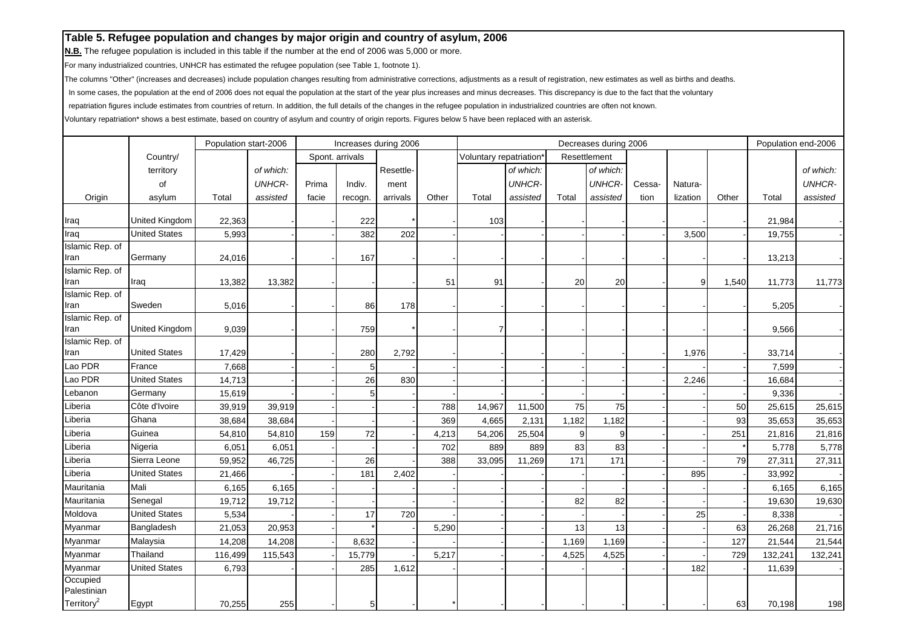## Table 5. Refugee population and changes by major origin and country of asylum, 2006

**N.B.** The refugee population is included in this table if the number at the end of 2006 was 5,000 or more.

For many industrialized countries, UNHCR has estimated the refugee population (see Table 1, footnote 1).

The columns "Other" (increases and decreases) include population changes resulting from administrative corrections, adjustments as a result of registration, new estimates as well as births and deaths.

In some cases, the population at the end of 2006 does not equal the population at the start of the year plus increases and minus decreases. This discrepancy is due to the fact that the voluntary repatriation figures include estimates from countries of return. In addition, the full details of the changes in the refugee population in industrialized countries are often not known.

Voluntary repatriation* shows a best estimate, based on country of asylum and country of origin reports. Figures below 5 have been replaced with an asterisk.

| | | Population start-2006 | | Increases during 2006 | | | | Decreases during 2006 | | | | | | | Population end-2006 | |
|---|---|---|---|---|---|---|---|---|---|---|---|---|---|---|---|---|
| | | | | Spont. arrivals | | | | Voluntary repatriation* | | Resettlement | | | | | | |
| Origin | Country/ territory of asylum | Total | *of which: UNHCR-assisted* | Prima facie | Indiv. recogn. | Resettle-ment arrivals | Other | Total | *of which: UNHCR-assisted* | Total | *of which: UNHCR-assisted* | Cessa-tion | Natura-lization | Other | Total | *of which: UNHCR-assisted* |
| Iraq | United Kingdom | 22,363 | - | - | 222 | * | - | 103 | - | - | - | - | - | - | 21,984 | - |
| Iraq | United States | 5,993 | - | - | 382 | 202 | - | - | - | - | - | - | 3,500 | - | 19,755 | - |
| Islamic Rep. of Iran | Germany | 24,016 | - | - | 167 | - | - | - | - | - | - | - | - | - | 13,213 | - |
| Islamic Rep. of Iran | Iraq | 13,382 | 13,382 | - | - | - | 51 | 91 | - | 20 | 20 | - | 9 | 1,540 | 11,773 | 11,773 |
| Islamic Rep. of Iran | Sweden | 5,016 | - | - | 86 | 178 | - | - | - | - | - | - | - | - | 5,205 | - |
| Islamic Rep. of Iran | United Kingdom | 9,039 | - | - | 759 | * | - | 7 | - | - | - | - | - | - | 9,566 | - |
| Islamic Rep. of Iran | United States | 17,429 | - | - | 280 | 2,792 | - | - | - | - | - | - | 1,976 | - | 33,714 | - |
| Lao PDR | France | 7,668 | - | - | 5 | - | - | - | - | - | - | - | - | - | 7,599 | - |
| Lao PDR | United States | 14,713 | - | - | 26 | 830 | - | - | - | - | - | - | 2,246 | - | 16,684 | - |
| Lebanon | Germany | 15,619 | - | - | 5 | - | - | - | - | - | - | - | - | - | 9,336 | - |
| Liberia | Côte d'Ivoire | 39,919 | 39,919 | - | - | - | 788 | 14,967 | 11,500 | 75 | 75 | - | - | 50 | 25,615 | 25,615 |
| Liberia | Ghana | 38,684 | 38,684 | - | - | - | 369 | 4,665 | 2,131 | 1,182 | 1,182 | - | - | 93 | 35,653 | 35,653 |
| Liberia | Guinea | 54,810 | 54,810 | 159 | 72 | - | 4,213 | 54,206 | 25,504 | 9 | 9 | - | - | 251 | 21,816 | 21,816 |
| Liberia | Nigeria | 6,051 | 6,051 | - | - | - | 702 | 889 | 889 | 83 | 83 | - | - | * | 5,778 | 5,778 |
| Liberia | Sierra Leone | 59,952 | 46,725 | - | 26 | - | 388 | 33,095 | 11,269 | 171 | 171 | - | - | 79 | 27,311 | 27,311 |
| Liberia | United States | 21,466 | - | - | 181 | 2,402 | - | - | - | - | - | - | 895 | - | 33,992 | - |
| Mauritania | Mali | 6,165 | 6,165 | - | - | - | - | - | - | - | - | - | - | - | 6,165 | 6,165 |
| Mauritania | Senegal | 19,712 | 19,712 | - | - | - | - | - | - | 82 | 82 | - | - | - | 19,630 | 19,630 |
| Moldova | United States | 5,534 | - | - | 17 | 720 | - | - | - | - | - | - | 25 | - | 8,338 | - |
| Myanmar | Bangladesh | 21,053 | 20,953 | - | * | - | 5,290 | - | - | 13 | 13 | - | - | 63 | 26,268 | 21,716 |
| Myanmar | Malaysia | 14,208 | 14,208 | - | 8,632 | - | - | - | - | 1,169 | 1,169 | - | - | 127 | 21,544 | 21,544 |
| Myanmar | Thailand | 116,499 | 115,543 | - | 15,779 | - | 5,217 | - | - | 4,525 | 4,525 | - | - | 729 | 132,241 | 132,241 |
| Myanmar | United States | 6,793 | - | - | 285 | 1,612 | - | - | - | - | - | - | 182 | - | 11,639 | - |
| Occupied Palestinian Territory[2] | Egypt | 70,255 | 255 | - | 5 | - | * | - | - | - | - | - | - | 63 | 70,198 | 198 |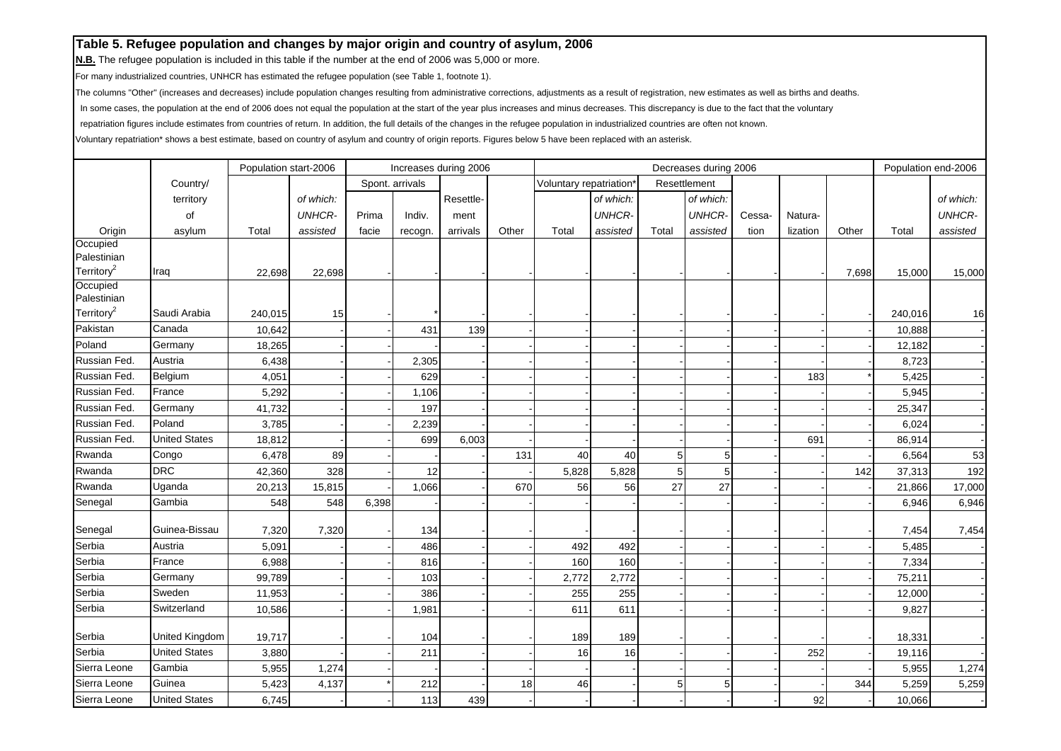## Table 5. Refugee population and changes by major origin and country of asylum, 2006

**N.B.** The refugee population is included in this table if the number at the end of 2006 was 5,000 or more.

For many industrialized countries, UNHCR has estimated the refugee population (see Table 1, footnote 1).

The columns "Other" (increases and decreases) include population changes resulting from administrative corrections, adjustments as a result of registration, new estimates as well as births and deaths.

In some cases, the population at the end of 2006 does not equal the population at the start of the year plus increases and minus decreases. This discrepancy is due to the fact that the voluntary repatriation figures include estimates from countries of return. In addition, the full details of the changes in the refugee population in industrialized countries are often not known.

Voluntary repatriation* shows a best estimate, based on country of asylum and country of origin reports. Figures below 5 have been replaced with an asterisk.

| | | Population start-2006 | | Increases during 2006 | | | | Decreases during 2006 | | | | | | | Population end-2006 | |
|---|---|---|---|---|---|---|---|---|---|---|---|---|---|---|---|---|
| | | | | Spont. arrivals | | | | Voluntary repatriation* | | Resettlement | | | | | | |
| Origin | Country/ territory of asylum | Total | of which: UNHCR-assisted | Prima facie | Indiv. recogn. | Resettlement arrivals | Other | Total | of which: UNHCR-assisted | Total | of which: UNHCR-assisted | Cessation | Naturalization | Other | Total | of which: UNHCR-assisted |
| Occupied Palestinian Territory[2] | Iraq | 22,698 | 22,698 | - | - | - | - | - | - | - | - | - | - | 7,698 | 15,000 | 15,000 |
| Occupied Palestinian Territory[2] | Saudi Arabia | 240,015 | 15 | - | * | - | - | - | - | - | - | - | - | - | 240,016 | 16 |
| Pakistan | Canada | 10,642 | - | - | 431 | 139 | - | - | - | - | - | - | - | - | 10,888 | - |
| Poland | Germany | 18,265 | - | - | - | - | - | - | - | - | - | - | - | - | 12,182 | - |
| Russian Fed. | Austria | 6,438 | - | - | 2,305 | - | - | - | - | - | - | - | - | - | 8,723 | - |
| Russian Fed. | Belgium | 4,051 | - | - | 629 | - | - | - | - | - | - | - | 183 | * | 5,425 | - |
| Russian Fed. | France | 5,292 | - | - | 1,106 | - | - | - | - | - | - | - | - | - | 5,945 | - |
| Russian Fed. | Germany | 41,732 | - | - | 197 | - | - | - | - | - | - | - | - | - | 25,347 | - |
| Russian Fed. | Poland | 3,785 | - | - | 2,239 | - | - | - | - | - | - | - | - | - | 6,024 | - |
| Russian Fed. | United States | 18,812 | - | - | 699 | 6,003 | - | - | - | - | - | - | 691 | - | 86,914 | - |
| Rwanda | Congo | 6,478 | 89 | - | - | - | 131 | 40 | 40 | 5 | 5 | - | - | - | 6,564 | 53 |
| Rwanda | DRC | 42,360 | 328 | - | 12 | - | - | 5,828 | 5,828 | 5 | 5 | - | - | 142 | 37,313 | 192 |
| Rwanda | Uganda | 20,213 | 15,815 | - | 1,066 | - | 670 | 56 | 56 | 27 | 27 | - | - | - | 21,866 | 17,000 |
| Senegal | Gambia | 548 | 548 | 6,398 | - | - | - | - | - | - | - | - | - | - | 6,946 | 6,946 |
| Senegal | Guinea-Bissau | 7,320 | 7,320 | - | 134 | - | - | - | - | - | - | - | - | - | 7,454 | 7,454 |
| Serbia | Austria | 5,091 | - | - | 486 | - | - | 492 | 492 | - | - | - | - | - | 5,485 | - |
| Serbia | France | 6,988 | - | - | 816 | - | - | 160 | 160 | - | - | - | - | - | 7,334 | - |
| Serbia | Germany | 99,789 | - | - | 103 | - | - | 2,772 | 2,772 | - | - | - | - | - | 75,211 | - |
| Serbia | Sweden | 11,953 | - | - | 386 | - | - | 255 | 255 | - | - | - | - | - | 12,000 | - |
| Serbia | Switzerland | 10,586 | - | - | 1,981 | - | - | 611 | 611 | - | - | - | - | - | 9,827 | - |
| Serbia | United Kingdom | 19,717 | - | - | 104 | - | - | 189 | 189 | - | - | - | - | - | 18,331 | - |
| Serbia | United States | 3,880 | - | - | 211 | - | - | 16 | 16 | - | - | - | 252 | - | 19,116 | - |
| Sierra Leone | Gambia | 5,955 | 1,274 | - | - | - | - | - | - | - | - | - | - | - | 5,955 | 1,274 |
| Sierra Leone | Guinea | 5,423 | 4,137 | * | 212 | - | 18 | 46 | - | 5 | 5 | - | - | 344 | 5,259 | 5,259 |
| Sierra Leone | United States | 6,745 | - | - | 113 | 439 | - | - | - | - | - | - | 92 | - | 10,066 | - |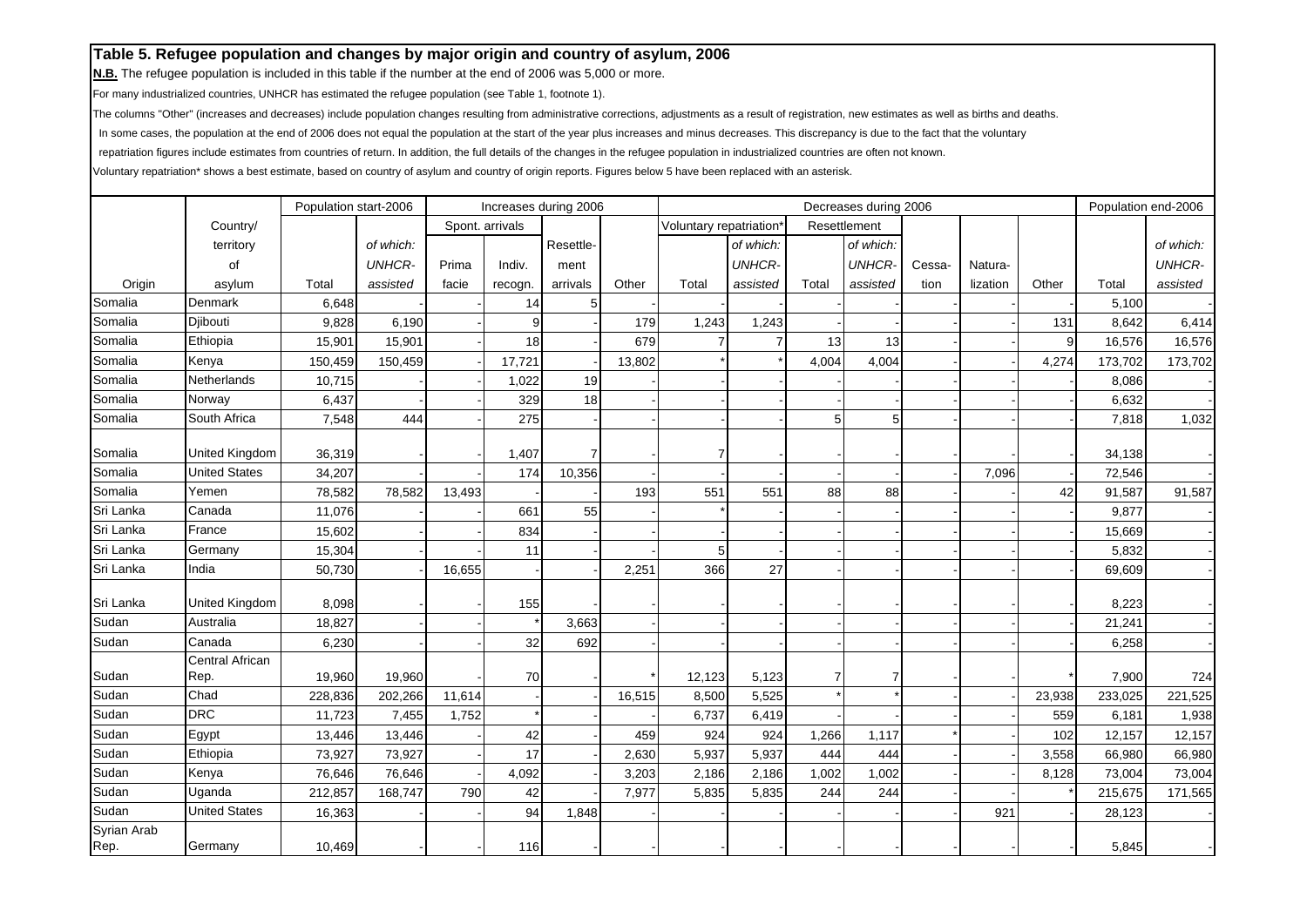## Table 5. Refugee population and changes by major origin and country of asylum, 2006

**N.B.** The refugee population is included in this table if the number at the end of 2006 was 5,000 or more.

For many industrialized countries, UNHCR has estimated the refugee population (see Table 1, footnote 1).

The columns "Other" (increases and decreases) include population changes resulting from administrative corrections, adjustments as a result of registration, new estimates as well as births and deaths.

In some cases, the population at the end of 2006 does not equal the population at the start of the year plus increases and minus decreases. This discrepancy is due to the fact that the voluntary repatriation figures include estimates from countries of return. In addition, the full details of the changes in the refugee population in industrialized countries are often not known.

Voluntary repatriation* shows a best estimate, based on country of asylum and country of origin reports. Figures below 5 have been replaced with an asterisk.

| | | Population start-2006 | | Increases during 2006 | | | | Decreases during 2006 | | | | | | | Population end-2006 | |
|---|---|---|---|---|---|---|---|---|---|---|---|---|---|---|---|---|
| | | | | Spont. arrivals | | | | Voluntary repatriation* | | Resettlement | | | | | | |
| Origin | Country/ territory of asylum | Total | *of which: UNHCR-assisted* | Prima facie | Indiv. recogn. | Resettle-ment arrivals | Other | Total | *of which: UNHCR-assisted* | Total | *of which: UNHCR-assisted* | Cessa-tion | Natura-lization | Other | Total | *of which: UNHCR-assisted* |
| Somalia | Denmark | 6,648 | - | - | 14 | 5 | - | - | - | - | - | - | - | - | 5,100 | - |
| Somalia | Djibouti | 9,828 | 6,190 | - | 9 | - | 179 | 1,243 | 1,243 | - | - | - | - | 131 | 8,642 | 6,414 |
| Somalia | Ethiopia | 15,901 | 15,901 | - | 18 | - | 679 | 7 | 7 | 13 | 13 | - | - | 9 | 16,576 | 16,576 |
| Somalia | Kenya | 150,459 | 150,459 | - | 17,721 | - | 13,802 | * | * | 4,004 | 4,004 | - | - | 4,274 | 173,702 | 173,702 |
| Somalia | Netherlands | 10,715 | - | - | 1,022 | 19 | - | - | - | - | - | - | - | - | 8,086 | - |
| Somalia | Norway | 6,437 | - | - | 329 | 18 | - | - | - | - | - | - | - | - | 6,632 | - |
| Somalia | South Africa | 7,548 | 444 | - | 275 | - | - | - | - | 5 | 5 | - | - | - | 7,818 | 1,032 |
| Somalia | United Kingdom | 36,319 | - | - | 1,407 | 7 | - | 7 | - | - | - | - | - | - | 34,138 | - |
| Somalia | United States | 34,207 | - | - | 174 | 10,356 | - | - | - | - | - | - | 7,096 | - | 72,546 | - |
| Somalia | Yemen | 78,582 | 78,582 | 13,493 | - | - | 193 | 551 | 551 | 88 | 88 | - | - | 42 | 91,587 | 91,587 |
| Sri Lanka | Canada | 11,076 | - | - | 661 | 55 | - | * | - | - | - | - | - | - | 9,877 | - |
| Sri Lanka | France | 15,602 | - | - | 834 | - | - | - | - | - | - | - | - | - | 15,669 | - |
| Sri Lanka | Germany | 15,304 | - | - | 11 | - | - | 5 | - | - | - | - | - | - | 5,832 | - |
| Sri Lanka | India | 50,730 | - | 16,655 | - | - | 2,251 | 366 | 27 | - | - | - | - | - | 69,609 | - |
| Sri Lanka | United Kingdom | 8,098 | - | - | 155 | - | - | - | - | - | - | - | - | - | 8,223 | - |
| Sudan | Australia | 18,827 | - | - | * | 3,663 | - | - | - | - | - | - | - | - | 21,241 | - |
| Sudan | Canada | 6,230 | - | - | 32 | 692 | - | - | - | - | - | - | - | - | 6,258 | - |
| Sudan | Central African Rep. | 19,960 | 19,960 | - | 70 | - | * | 12,123 | 5,123 | 7 | 7 | - | - | * | 7,900 | 724 |
| Sudan | Chad | 228,836 | 202,266 | 11,614 | - | - | 16,515 | 8,500 | 5,525 | * | * | - | - | 23,938 | 233,025 | 221,525 |
| Sudan | DRC | 11,723 | 7,455 | 1,752 | * | - | - | 6,737 | 6,419 | - | - | - | - | 559 | 6,181 | 1,938 |
| Sudan | Egypt | 13,446 | 13,446 | - | 42 | - | 459 | 924 | 924 | 1,266 | 1,117 | * | - | 102 | 12,157 | 12,157 |
| Sudan | Ethiopia | 73,927 | 73,927 | - | 17 | - | 2,630 | 5,937 | 5,937 | 444 | 444 | - | - | 3,558 | 66,980 | 66,980 |
| Sudan | Kenya | 76,646 | 76,646 | - | 4,092 | - | 3,203 | 2,186 | 2,186 | 1,002 | 1,002 | - | - | 8,128 | 73,004 | 73,004 |
| Sudan | Uganda | 212,857 | 168,747 | 790 | 42 | - | 7,977 | 5,835 | 5,835 | 244 | 244 | - | - | * | 215,675 | 171,565 |
| Sudan | United States | 16,363 | - | - | 94 | 1,848 | - | - | - | - | - | - | 921 | - | 28,123 | - |
| Syrian Arab Rep. | Germany | 10,469 | - | - | 116 | - | - | - | - | - | - | - | - | - | 5,845 | - |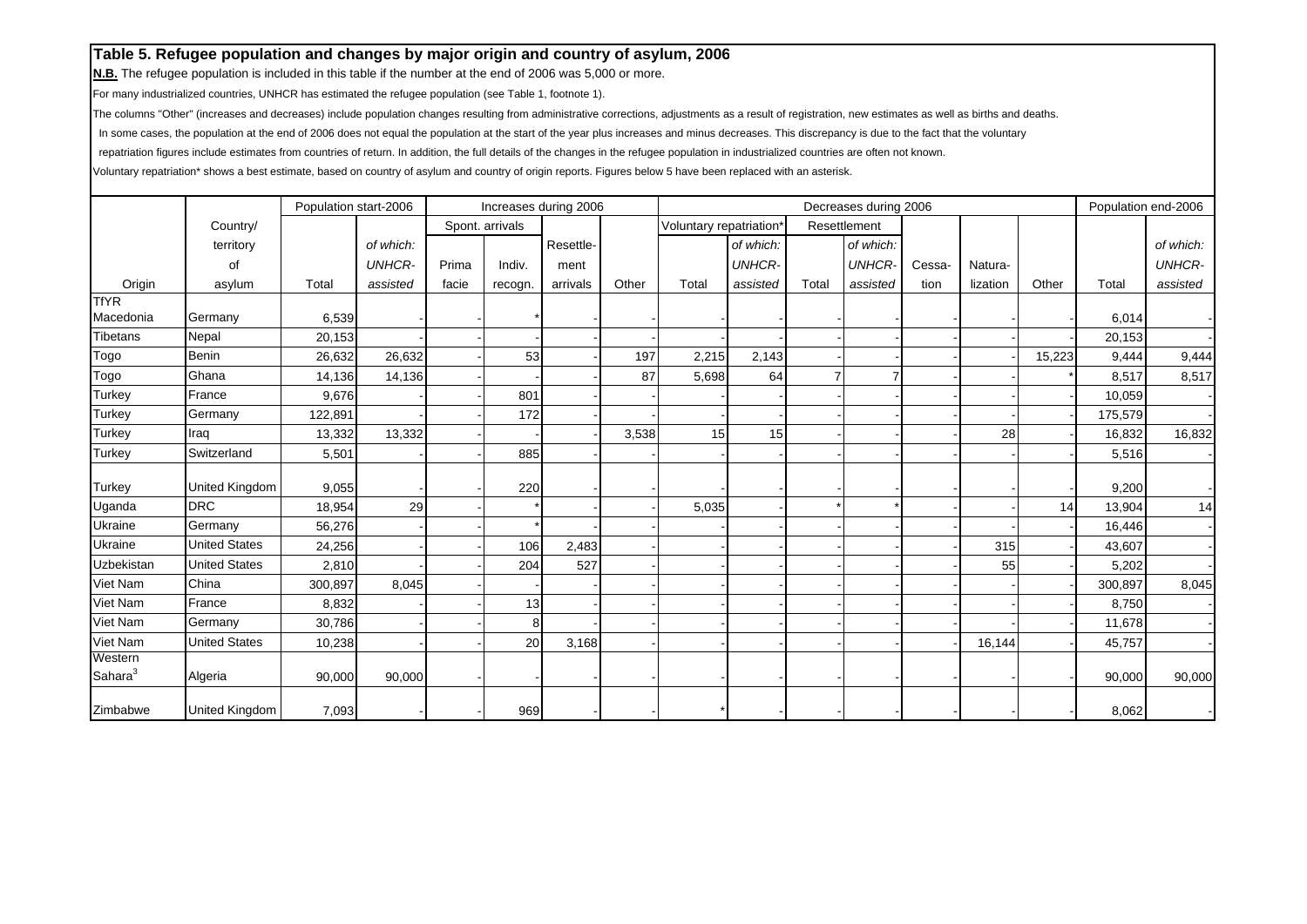## Table 5. Refugee population and changes by major origin and country of asylum, 2006

**N.B.** The refugee population is included in this table if the number at the end of 2006 was 5,000 or more.

For many industrialized countries, UNHCR has estimated the refugee population (see Table 1, footnote 1).

The columns "Other" (increases and decreases) include population changes resulting from administrative corrections, adjustments as a result of registration, new estimates as well as births and deaths.

In some cases, the population at the end of 2006 does not equal the population at the start of the year plus increases and minus decreases. This discrepancy is due to the fact that the voluntary repatriation figures include estimates from countries of return. In addition, the full details of the changes in the refugee population in industrialized countries are often not known.

Voluntary repatriation* shows a best estimate, based on country of asylum and country of origin reports. Figures below 5 have been replaced with an asterisk.

| | | Population start-2006 | | Increases during 2006 | | | | Decreases during 2006 | | | | | | | Population end-2006 | |
|---|---|---|---|---|---|---|---|---|---|---|---|---|---|---|---|---|
| | Country/ | | | Spont. arrivals | | | | Voluntary repatriation* | | Resettlement | | | | | | |
| | territory | | *of which:* | | | Resettle- | | | *of which:* | | *of which:* | | | | | *of which:* |
| | of | | *UNHCR-* | Prima | Indiv. | ment | | | *UNHCR-* | | *UNHCR-* | Cessa- | Natura- | | | *UNHCR-* |
| Origin | asylum | Total | *assisted* | facie | recogn. | arrivals | Other | Total | *assisted* | Total | *assisted* | tion | lization | Other | Total | *assisted* |
| TfYR Macedonia | Germany | 6,539 | - | - | * | - | - | - | - | - | - | - | - | - | 6,014 | - |
| Tibetans | Nepal | 20,153 | - | - | - | - | - | - | - | - | - | - | - | - | 20,153 | - |
| Togo | Benin | 26,632 | 26,632 | - | 53 | - | 197 | 2,215 | 2,143 | - | - | - | - | 15,223 | 9,444 | 9,444 |
| Togo | Ghana | 14,136 | 14,136 | - | - | - | 87 | 5,698 | 64 | 7 | 7 | - | - | * | 8,517 | 8,517 |
| Turkey | France | 9,676 | - | - | 801 | - | - | - | - | - | - | - | - | - | 10,059 | - |
| Turkey | Germany | 122,891 | - | - | 172 | - | - | - | - | - | - | - | - | - | 175,579 | - |
| Turkey | Iraq | 13,332 | 13,332 | - | - | - | 3,538 | 15 | 15 | - | - | - | 28 | - | 16,832 | 16,832 |
| Turkey | Switzerland | 5,501 | - | - | 885 | - | - | - | - | - | - | - | - | - | 5,516 | - |
| Turkey | United Kingdom | 9,055 | - | - | 220 | - | - | - | - | - | - | - | - | - | 9,200 | - |
| Uganda | DRC | 18,954 | 29 | - | * | - | - | 5,035 | - | * | * | - | - | 14 | 13,904 | 14 |
| Ukraine | Germany | 56,276 | - | - | * | - | - | - | - | - | - | - | - | - | 16,446 | - |
| Ukraine | United States | 24,256 | - | - | 106 | 2,483 | - | - | - | - | - | - | 315 | - | 43,607 | - |
| Uzbekistan | United States | 2,810 | - | - | 204 | 527 | - | - | - | - | - | - | 55 | - | 5,202 | - |
| Viet Nam | China | 300,897 | 8,045 | - | - | - | - | - | - | - | - | - | - | - | 300,897 | 8,045 |
| Viet Nam | France | 8,832 | - | - | 13 | - | - | - | - | - | - | - | - | - | 8,750 | - |
| Viet Nam | Germany | 30,786 | - | - | 8 | - | - | - | - | - | - | - | - | - | 11,678 | - |
| Viet Nam | United States | 10,238 | - | - | 20 | 3,168 | - | - | - | - | - | - | 16,144 | - | 45,757 | - |
| Western Sahara[3] | Algeria | 90,000 | 90,000 | - | - | - | - | - | - | - | - | - | - | - | 90,000 | 90,000 |
| Zimbabwe | United Kingdom | 7,093 | - | - | 969 | - | - | * | - | - | - | - | - | - | 8,062 | - |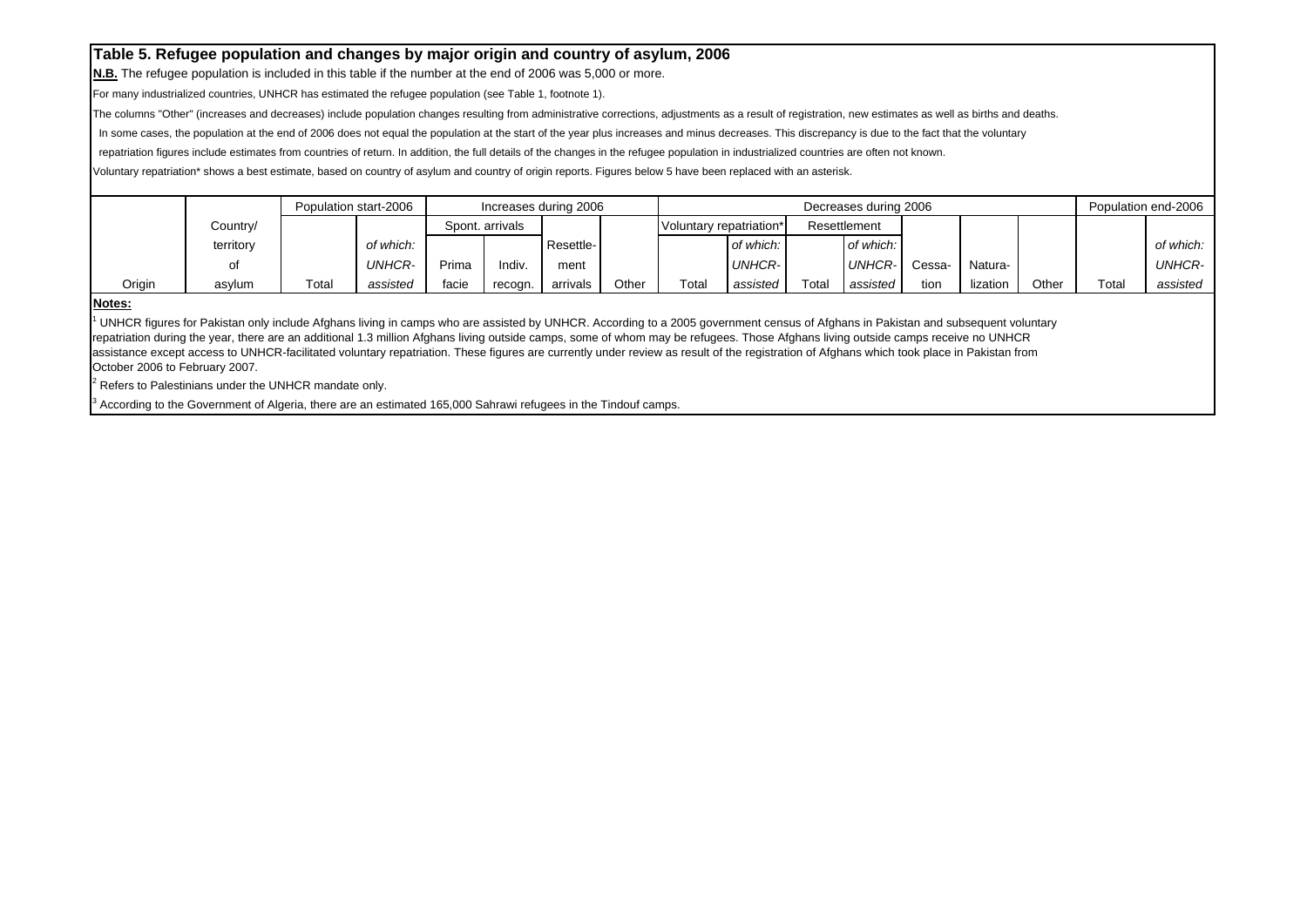## Table 5. Refugee population and changes by major origin and country of asylum, 2006

**N.B.** The refugee population is included in this table if the number at the end of 2006 was 5,000 or more.

For many industrialized countries, UNHCR has estimated the refugee population (see Table 1, footnote 1).

The columns "Other" (increases and decreases) include population changes resulting from administrative corrections, adjustments as a result of registration, new estimates as well as births and deaths.

In some cases, the population at the end of 2006 does not equal the population at the start of the year plus increases and minus decreases. This discrepancy is due to the fact that the voluntary repatriation figures include estimates from countries of return. In addition, the full details of the changes in the refugee population in industrialized countries are often not known.

Voluntary repatriation* shows a best estimate, based on country of asylum and country of origin reports. Figures below 5 have been replaced with an asterisk.

| | | Population start-2006 | | Increases during 2006 | | | | Decreases during 2006 | | | | | | | Population end-2006 | |
|---|---|---|---|---|---|---|---|---|---|---|---|---|---|---|---|---|
| | Country/ | | | Spont. arrivals | | | | Voluntary repatriation* | | Resettlement | | | | | | |
| | territory | | *of which:* | | | Resettle- | | | *of which:* | | *of which:* | | | | | *of which:* |
| | of | | *UNHCR-* | Prima | Indiv. | ment | | | *UNHCR-* | | *UNHCR-* | Cessa- | Natura- | | | *UNHCR-* |
| Origin | asylum | Total | *assisted* | facie | recogn. | arrivals | Other | Total | *assisted* | Total | *assisted* | tion | lization | Other | Total | *assisted* |

**Notes:**

[1] UNHCR figures for Pakistan only include Afghans living in camps who are assisted by UNHCR. According to a 2005 government census of Afghans in Pakistan and subsequent voluntary repatriation during the year, there are an additional 1.3 million Afghans living outside camps, some of whom may be refugees. Those Afghans living outside camps receive no UNHCR assistance except access to UNHCR-facilitated voluntary repatriation. These figures are currently under review as result of the registration of Afghans which took place in Pakistan from October 2006 to February 2007.

[2] Refers to Palestinians under the UNHCR mandate only.

[3] According to the Government of Algeria, there are an estimated 165,000 Sahrawi refugees in the Tindouf camps.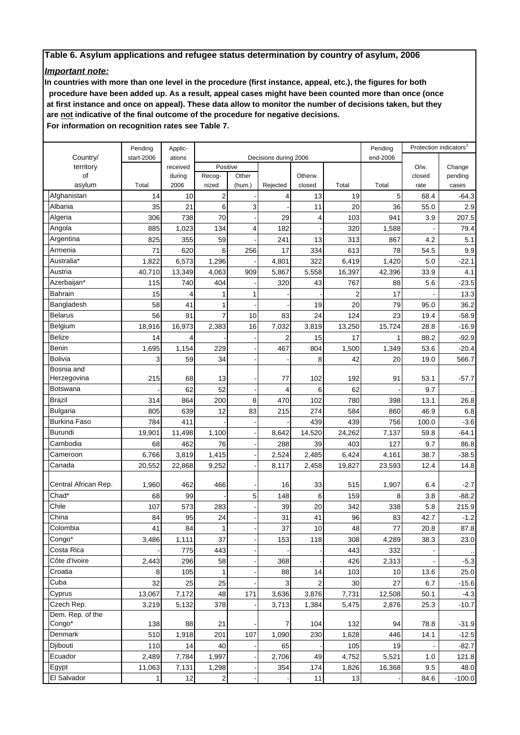**Table 6. Asylum applications and refugee status determination by country of asylum, 2006**

***Important note:***

**In countries with more than one level in the procedure (first instance, appeal, etc.), the figures for both procedure have been added up. As a result, appeal cases might have been counted more than once (once at first instance and once on appeal). These data allow to monitor the number of decisions taken, but they are not indicative of the final outcome of the procedure for negative decisions.**

**For information on recognition rates see Table 7.**

| Country/ territory of asylum | Pending start-2006 | Applic-ations received during 2006 | Decisions during 2006 | | | | | Pending end-2006 | Protection indicators[1] | |
|---|---|---|---|---|---|---|---|---|---|---|
| | | | Positive | | | | | | | |
| | Total | | Recog-nized | Other (hum.) | Rejected | Otherw. closed | Total | Total | O/w. closed rate | Change pending cases |
| Afghanistan | 14 | 10 | 2 | - | 4 | 13 | 19 | 5 | 68.4 | -64.3 |
| Albania | 35 | 21 | 6 | 3 | - | 11 | 20 | 36 | 55.0 | 2.9 |
| Algeria | 306 | 738 | 70 | - | 29 | 4 | 103 | 941 | 3.9 | 207.5 |
| Angola | 885 | 1,023 | 134 | 4 | 182 | - | 320 | 1,588 | - | 79.4 |
| Argentina | 825 | 355 | 59 | - | 241 | 13 | 313 | 867 | 4.2 | 5.1 |
| Armenia | 71 | 620 | 6 | 256 | 17 | 334 | 613 | 78 | 54.5 | 9.9 |
| Australia* | 1,822 | 6,573 | 1,296 | - | 4,801 | 322 | 6,419 | 1,420 | 5.0 | -22.1 |
| Austria | 40,710 | 13,349 | 4,063 | 909 | 5,867 | 5,558 | 16,397 | 42,396 | 33.9 | 4.1 |
| Azerbaijan* | 115 | 740 | 404 | - | 320 | 43 | 767 | 88 | 5.6 | -23.5 |
| Bahrain | 15 | 4 | 1 | 1 | - | - | 2 | 17 | - | 13.3 |
| Bangladesh | 58 | 41 | 1 | - | - | 19 | 20 | 79 | 95.0 | 36.2 |
| Belarus | 56 | 91 | 7 | 10 | 83 | 24 | 124 | 23 | 19.4 | -58.9 |
| Belgium | 18,916 | 16,973 | 2,383 | 16 | 7,032 | 3,819 | 13,250 | 15,724 | 28.8 | -16.9 |
| Belize | 14 | 4 | - | - | 2 | 15 | 17 | 1 | 88.2 | -92.9 |
| Benin | 1,695 | 1,154 | 229 | - | 467 | 804 | 1,500 | 1,349 | 53.6 | -20.4 |
| Bolivia | 3 | 59 | 34 | - | - | 8 | 42 | 20 | 19.0 | 566.7 |
| Bosnia and Herzegovina | 215 | 68 | 13 | - | 77 | 102 | 192 | 91 | 53.1 | -57.7 |
| Botswana | - | 62 | 52 | - | 4 | 6 | 62 | - | 9.7 | .. |
| Brazil | 314 | 864 | 200 | 8 | 470 | 102 | 780 | 398 | 13.1 | 26.8 |
| Bulgaria | 805 | 639 | 12 | 83 | 215 | 274 | 584 | 860 | 46.9 | 6.8 |
| Burkina Faso | 784 | 411 | - | - | - | 439 | 439 | 756 | 100.0 | -3.6 |
| Burundi | 19,901 | 11,498 | 1,100 | - | 8,642 | 14,520 | 24,262 | 7,137 | 59.8 | -64.1 |
| Cambodia | 68 | 462 | 76 | - | 288 | 39 | 403 | 127 | 9.7 | 86.8 |
| Cameroon | 6,766 | 3,819 | 1,415 | - | 2,524 | 2,485 | 6,424 | 4,161 | 38.7 | -38.5 |
| Canada | 20,552 | 22,868 | 9,252 | - | 8,117 | 2,458 | 19,827 | 23,593 | 12.4 | 14.8 |
| Central African Rep. | 1,960 | 462 | 466 | - | 16 | 33 | 515 | 1,907 | 6.4 | -2.7 |
| Chad* | 68 | 99 | - | 5 | 148 | 6 | 159 | 8 | 3.8 | -88.2 |
| Chile | 107 | 573 | 283 | - | 39 | 20 | 342 | 338 | 5.8 | 215.9 |
| China | 84 | 95 | 24 | - | 31 | 41 | 96 | 83 | 42.7 | -1.2 |
| Colombia | 41 | 84 | 1 | - | 37 | 10 | 48 | 77 | 20.8 | 87.8 |
| Congo* | 3,486 | 1,111 | 37 | - | 153 | 118 | 308 | 4,289 | 38.3 | 23.0 |
| Costa Rica | - | 775 | 443 | - | - | - | 443 | 332 | - | .. |
| Côte d'Ivoire | 2,443 | 296 | 58 | - | 368 | - | 426 | 2,313 | - | -5.3 |
| Croatia | 8 | 105 | 1 | - | 88 | 14 | 103 | 10 | 13.6 | 25.0 |
| Cuba | 32 | 25 | 25 | - | 3 | 2 | 30 | 27 | 6.7 | -15.6 |
| Cyprus | 13,067 | 7,172 | 48 | 171 | 3,636 | 3,876 | 7,731 | 12,508 | 50.1 | -4.3 |
| Czech Rep. | 3,219 | 5,132 | 378 | - | 3,713 | 1,384 | 5,475 | 2,876 | 25.3 | -10.7 |
| Dem. Rep. of the Congo* | 138 | 88 | 21 | - | 7 | 104 | 132 | 94 | 78.8 | -31.9 |
| Denmark | 510 | 1,918 | 201 | 107 | 1,090 | 230 | 1,628 | 446 | 14.1 | -12.5 |
| Djibouti | 110 | 14 | 40 | - | 65 | - | 105 | 19 | - | -82.7 |
| Ecuador | 2,489 | 7,784 | 1,997 | - | 2,706 | 49 | 4,752 | 5,521 | 1.0 | 121.8 |
| Egypt | 11,063 | 7,131 | 1,298 | - | 354 | 174 | 1,826 | 16,368 | 9.5 | 48.0 |
| El Salvador | 1 | 12 | 2 | - | - | 11 | 13 | - | 84.6 | -100.0 |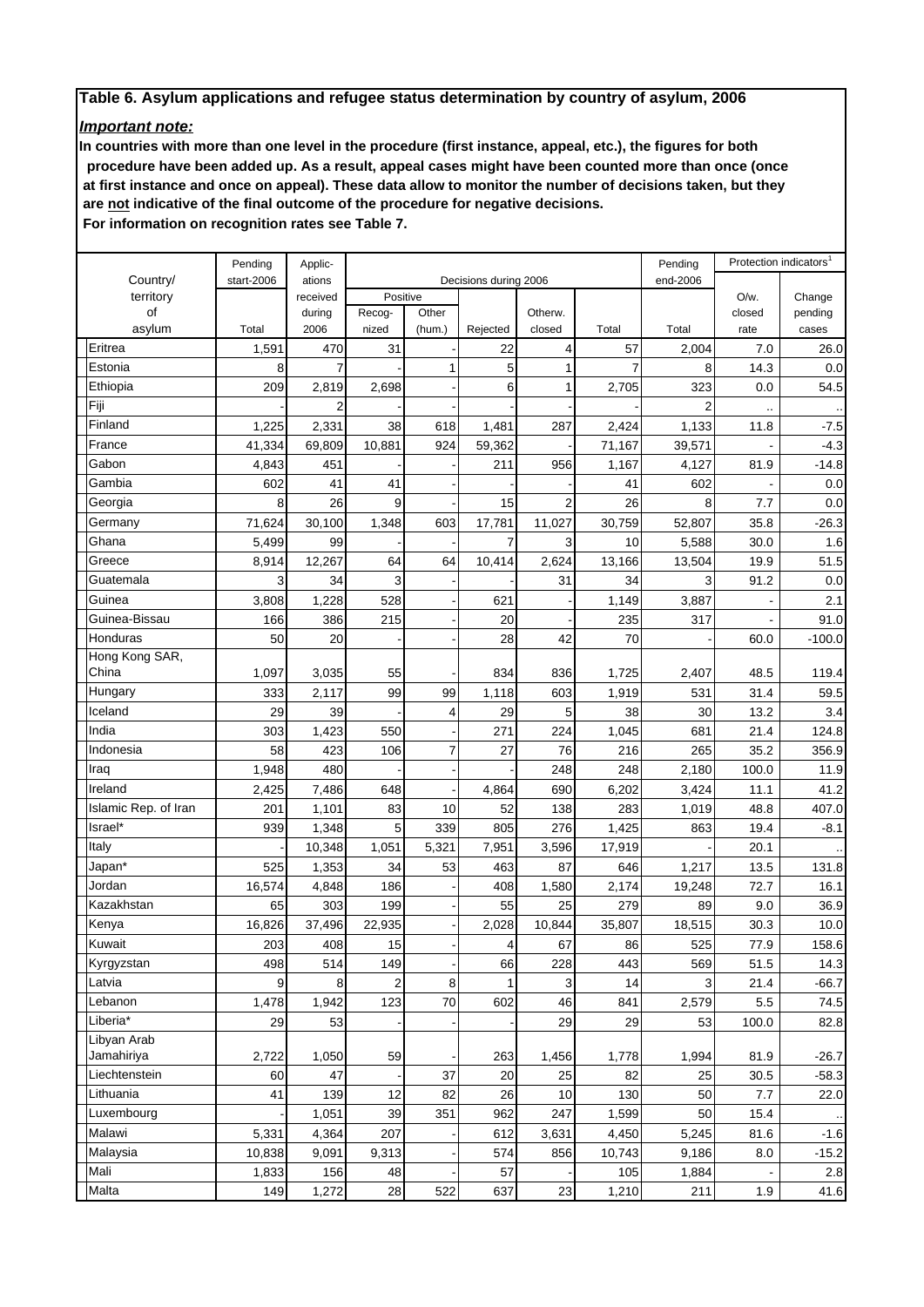**Table 6. Asylum applications and refugee status determination by country of asylum, 2006**

***Important note:***

**In countries with more than one level in the procedure (first instance, appeal, etc.), the figures for both procedure have been added up. As a result, appeal cases might have been counted more than once (once at first instance and once on appeal). These data allow to monitor the number of decisions taken, but they are not indicative of the final outcome of the procedure for negative decisions.**

**For information on recognition rates see Table 7.**

| Country/ territory of asylum | Pending start-2006 | Applications received during 2006 | Decisions during 2006 | | | | | Pending end-2006 | Protection indicators[1] | |
|---|---|---|---|---|---|---|---|---|---|---|
| | | | Positive | | | | | | | |
| | Total | | Recognized | Other (hum.) | Rejected | Otherw. closed | Total | Total | O/w. closed rate | Change pending cases |
| Eritrea | 1,591 | 470 | 31 | - | 22 | 4 | 57 | 2,004 | 7.0 | 26.0 |
| Estonia | 8 | 7 | - | 1 | 5 | 1 | 7 | 8 | 14.3 | 0.0 |
| Ethiopia | 209 | 2,819 | 2,698 | - | 6 | 1 | 2,705 | 323 | 0.0 | 54.5 |
| Fiji | - | 2 | - | - | - | - | - | 2 | .. | .. |
| Finland | 1,225 | 2,331 | 38 | 618 | 1,481 | 287 | 2,424 | 1,133 | 11.8 | -7.5 |
| France | 41,334 | 69,809 | 10,881 | 924 | 59,362 | - | 71,167 | 39,571 | - | -4.3 |
| Gabon | 4,843 | 451 | - | - | 211 | 956 | 1,167 | 4,127 | 81.9 | -14.8 |
| Gambia | 602 | 41 | 41 | - | - | - | 41 | 602 | - | 0.0 |
| Georgia | 8 | 26 | 9 | - | 15 | 2 | 26 | 8 | 7.7 | 0.0 |
| Germany | 71,624 | 30,100 | 1,348 | 603 | 17,781 | 11,027 | 30,759 | 52,807 | 35.8 | -26.3 |
| Ghana | 5,499 | 99 | - | - | 7 | 3 | 10 | 5,588 | 30.0 | 1.6 |
| Greece | 8,914 | 12,267 | 64 | 64 | 10,414 | 2,624 | 13,166 | 13,504 | 19.9 | 51.5 |
| Guatemala | 3 | 34 | 3 | - | - | 31 | 34 | 3 | 91.2 | 0.0 |
| Guinea | 3,808 | 1,228 | 528 | - | 621 | - | 1,149 | 3,887 | - | 2.1 |
| Guinea-Bissau | 166 | 386 | 215 | - | 20 | - | 235 | 317 | - | 91.0 |
| Honduras | 50 | 20 | - | - | 28 | 42 | 70 | - | 60.0 | -100.0 |
| Hong Kong SAR, China | 1,097 | 3,035 | 55 | - | 834 | 836 | 1,725 | 2,407 | 48.5 | 119.4 |
| Hungary | 333 | 2,117 | 99 | 99 | 1,118 | 603 | 1,919 | 531 | 31.4 | 59.5 |
| Iceland | 29 | 39 | - | 4 | 29 | 5 | 38 | 30 | 13.2 | 3.4 |
| India | 303 | 1,423 | 550 | - | 271 | 224 | 1,045 | 681 | 21.4 | 124.8 |
| Indonesia | 58 | 423 | 106 | 7 | 27 | 76 | 216 | 265 | 35.2 | 356.9 |
| Iraq | 1,948 | 480 | - | - | - | 248 | 248 | 2,180 | 100.0 | 11.9 |
| Ireland | 2,425 | 7,486 | 648 | - | 4,864 | 690 | 6,202 | 3,424 | 11.1 | 41.2 |
| Islamic Rep. of Iran | 201 | 1,101 | 83 | 10 | 52 | 138 | 283 | 1,019 | 48.8 | 407.0 |
| Israel* | 939 | 1,348 | 5 | 339 | 805 | 276 | 1,425 | 863 | 19.4 | -8.1 |
| Italy | - | 10,348 | 1,051 | 5,321 | 7,951 | 3,596 | 17,919 | - | 20.1 | .. |
| Japan* | 525 | 1,353 | 34 | 53 | 463 | 87 | 646 | 1,217 | 13.5 | 131.8 |
| Jordan | 16,574 | 4,848 | 186 | - | 408 | 1,580 | 2,174 | 19,248 | 72.7 | 16.1 |
| Kazakhstan | 65 | 303 | 199 | - | 55 | 25 | 279 | 89 | 9.0 | 36.9 |
| Kenya | 16,826 | 37,496 | 22,935 | - | 2,028 | 10,844 | 35,807 | 18,515 | 30.3 | 10.0 |
| Kuwait | 203 | 408 | 15 | - | 4 | 67 | 86 | 525 | 77.9 | 158.6 |
| Kyrgyzstan | 498 | 514 | 149 | - | 66 | 228 | 443 | 569 | 51.5 | 14.3 |
| Latvia | 9 | 8 | 2 | 8 | 1 | 3 | 14 | 3 | 21.4 | -66.7 |
| Lebanon | 1,478 | 1,942 | 123 | 70 | 602 | 46 | 841 | 2,579 | 5.5 | 74.5 |
| Liberia* | 29 | 53 | - | - | - | 29 | 29 | 53 | 100.0 | 82.8 |
| Libyan Arab Jamahiriya | 2,722 | 1,050 | 59 | - | 263 | 1,456 | 1,778 | 1,994 | 81.9 | -26.7 |
| Liechtenstein | 60 | 47 | - | 37 | 20 | 25 | 82 | 25 | 30.5 | -58.3 |
| Lithuania | 41 | 139 | 12 | 82 | 26 | 10 | 130 | 50 | 7.7 | 22.0 |
| Luxembourg | - | 1,051 | 39 | 351 | 962 | 247 | 1,599 | 50 | 15.4 | .. |
| Malawi | 5,331 | 4,364 | 207 | - | 612 | 3,631 | 4,450 | 5,245 | 81.6 | -1.6 |
| Malaysia | 10,838 | 9,091 | 9,313 | - | 574 | 856 | 10,743 | 9,186 | 8.0 | -15.2 |
| Mali | 1,833 | 156 | 48 | - | 57 | - | 105 | 1,884 | - | 2.8 |
| Malta | 149 | 1,272 | 28 | 522 | 637 | 23 | 1,210 | 211 | 1.9 | 41.6 |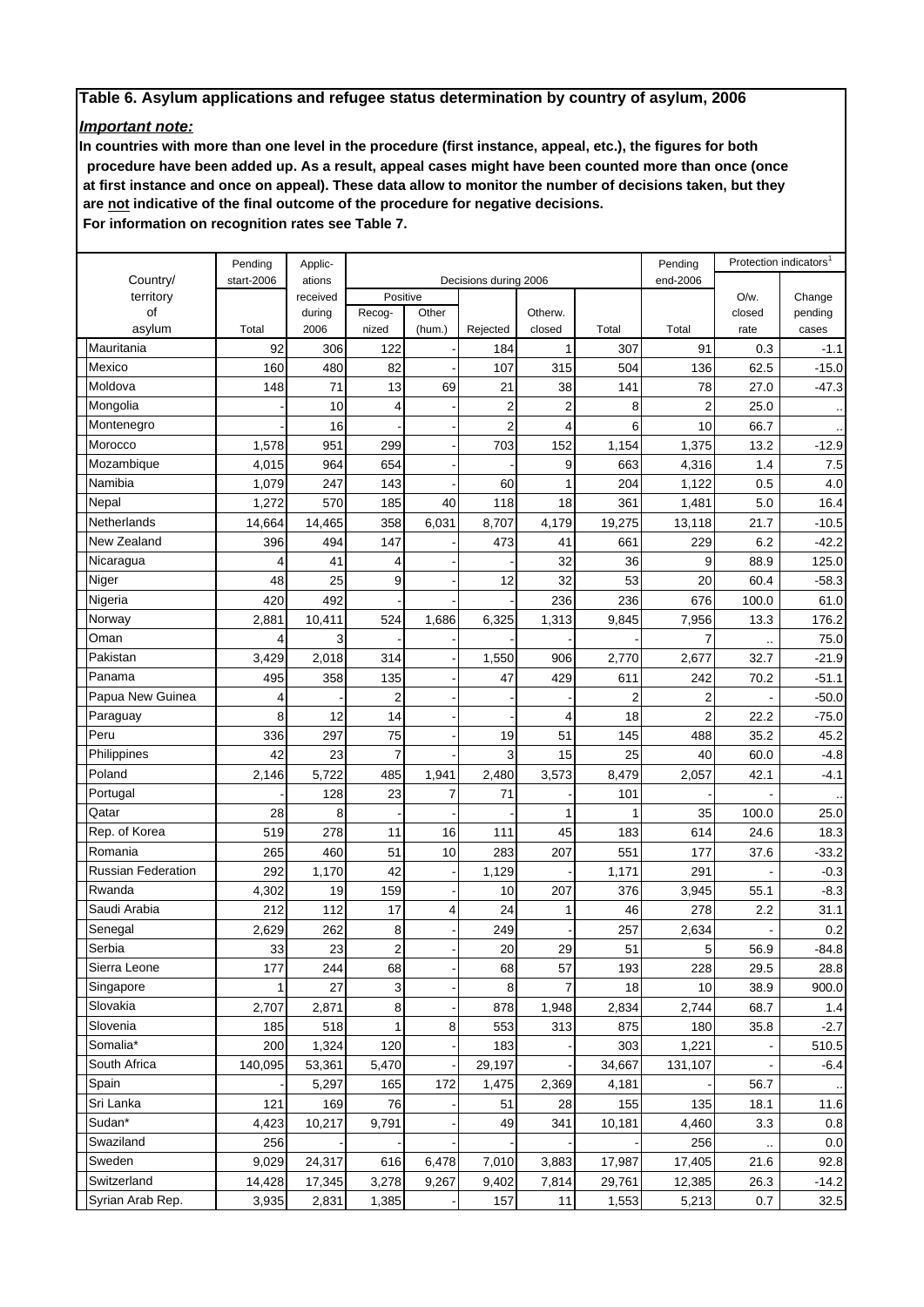**Table 6. Asylum applications and refugee status determination by country of asylum, 2006**

***Important note:***

**In countries with more than one level in the procedure (first instance, appeal, etc.), the figures for both procedure have been added up. As a result, appeal cases might have been counted more than once (once at first instance and once on appeal). These data allow to monitor the number of decisions taken, but they are not indicative of the final outcome of the procedure for negative decisions.**

**For information on recognition rates see Table 7.**

| Country/ territory of asylum | Pending start-2006 | Applic-ations received during 2006 | Decisions during 2006 | | | | | Pending end-2006 | Protection indicators[1] | |
|---|---|---|---|---|---|---|---|---|---|---|
| | | | Positive | | | | | | | |
| | Total | | Recog-nized | Other (hum.) | Rejected | Otherw. closed | Total | Total | O/w. closed rate | Change pending cases |
| Mauritania | 92 | 306 | 122 | - | 184 | 1 | 307 | 91 | 0.3 | -1.1 |
| Mexico | 160 | 480 | 82 | - | 107 | 315 | 504 | 136 | 62.5 | -15.0 |
| Moldova | 148 | 71 | 13 | 69 | 21 | 38 | 141 | 78 | 27.0 | -47.3 |
| Mongolia | - | 10 | 4 | - | 2 | 2 | 8 | 2 | 25.0 | .. |
| Montenegro | - | 16 | - | - | 2 | 4 | 6 | 10 | 66.7 | .. |
| Morocco | 1,578 | 951 | 299 | - | 703 | 152 | 1,154 | 1,375 | 13.2 | -12.9 |
| Mozambique | 4,015 | 964 | 654 | - | - | 9 | 663 | 4,316 | 1.4 | 7.5 |
| Namibia | 1,079 | 247 | 143 | - | 60 | 1 | 204 | 1,122 | 0.5 | 4.0 |
| Nepal | 1,272 | 570 | 185 | 40 | 118 | 18 | 361 | 1,481 | 5.0 | 16.4 |
| Netherlands | 14,664 | 14,465 | 358 | 6,031 | 8,707 | 4,179 | 19,275 | 13,118 | 21.7 | -10.5 |
| New Zealand | 396 | 494 | 147 | - | 473 | 41 | 661 | 229 | 6.2 | -42.2 |
| Nicaragua | 4 | 41 | 4 | - | - | 32 | 36 | 9 | 88.9 | 125.0 |
| Niger | 48 | 25 | 9 | - | 12 | 32 | 53 | 20 | 60.4 | -58.3 |
| Nigeria | 420 | 492 | - | - | - | 236 | 236 | 676 | 100.0 | 61.0 |
| Norway | 2,881 | 10,411 | 524 | 1,686 | 6,325 | 1,313 | 9,845 | 7,956 | 13.3 | 176.2 |
| Oman | 4 | 3 | - | - | - | - | - | 7 | .. | 75.0 |
| Pakistan | 3,429 | 2,018 | 314 | - | 1,550 | 906 | 2,770 | 2,677 | 32.7 | -21.9 |
| Panama | 495 | 358 | 135 | - | 47 | 429 | 611 | 242 | 70.2 | -51.1 |
| Papua New Guinea | 4 | - | 2 | - | - | - | 2 | 2 | - | -50.0 |
| Paraguay | 8 | 12 | 14 | - | - | 4 | 18 | 2 | 22.2 | -75.0 |
| Peru | 336 | 297 | 75 | - | 19 | 51 | 145 | 488 | 35.2 | 45.2 |
| Philippines | 42 | 23 | 7 | - | 3 | 15 | 25 | 40 | 60.0 | -4.8 |
| Poland | 2,146 | 5,722 | 485 | 1,941 | 2,480 | 3,573 | 8,479 | 2,057 | 42.1 | -4.1 |
| Portugal | - | 128 | 23 | 7 | 71 | - | 101 | - | - | .. |
| Qatar | 28 | 8 | - | - | - | 1 | 1 | 35 | 100.0 | 25.0 |
| Rep. of Korea | 519 | 278 | 11 | 16 | 111 | 45 | 183 | 614 | 24.6 | 18.3 |
| Romania | 265 | 460 | 51 | 10 | 283 | 207 | 551 | 177 | 37.6 | -33.2 |
| Russian Federation | 292 | 1,170 | 42 | - | 1,129 | - | 1,171 | 291 | - | -0.3 |
| Rwanda | 4,302 | 19 | 159 | - | 10 | 207 | 376 | 3,945 | 55.1 | -8.3 |
| Saudi Arabia | 212 | 112 | 17 | 4 | 24 | 1 | 46 | 278 | 2.2 | 31.1 |
| Senegal | 2,629 | 262 | 8 | - | 249 | - | 257 | 2,634 | - | 0.2 |
| Serbia | 33 | 23 | 2 | - | 20 | 29 | 51 | 5 | 56.9 | -84.8 |
| Sierra Leone | 177 | 244 | 68 | - | 68 | 57 | 193 | 228 | 29.5 | 28.8 |
| Singapore | 1 | 27 | 3 | - | 8 | 7 | 18 | 10 | 38.9 | 900.0 |
| Slovakia | 2,707 | 2,871 | 8 | - | 878 | 1,948 | 2,834 | 2,744 | 68.7 | 1.4 |
| Slovenia | 185 | 518 | 1 | 8 | 553 | 313 | 875 | 180 | 35.8 | -2.7 |
| Somalia* | 200 | 1,324 | 120 | - | 183 | - | 303 | 1,221 | - | 510.5 |
| South Africa | 140,095 | 53,361 | 5,470 | - | 29,197 | - | 34,667 | 131,107 | - | -6.4 |
| Spain | - | 5,297 | 165 | 172 | 1,475 | 2,369 | 4,181 | - | 56.7 | .. |
| Sri Lanka | 121 | 169 | 76 | - | 51 | 28 | 155 | 135 | 18.1 | 11.6 |
| Sudan* | 4,423 | 10,217 | 9,791 | - | 49 | 341 | 10,181 | 4,460 | 3.3 | 0.8 |
| Swaziland | 256 | - | - | - | - | - | - | 256 | .. | 0.0 |
| Sweden | 9,029 | 24,317 | 616 | 6,478 | 7,010 | 3,883 | 17,987 | 17,405 | 21.6 | 92.8 |
| Switzerland | 14,428 | 17,345 | 3,278 | 9,267 | 9,402 | 7,814 | 29,761 | 12,385 | 26.3 | -14.2 |
| Syrian Arab Rep. | 3,935 | 2,831 | 1,385 | - | 157 | 11 | 1,553 | 5,213 | 0.7 | 32.5 |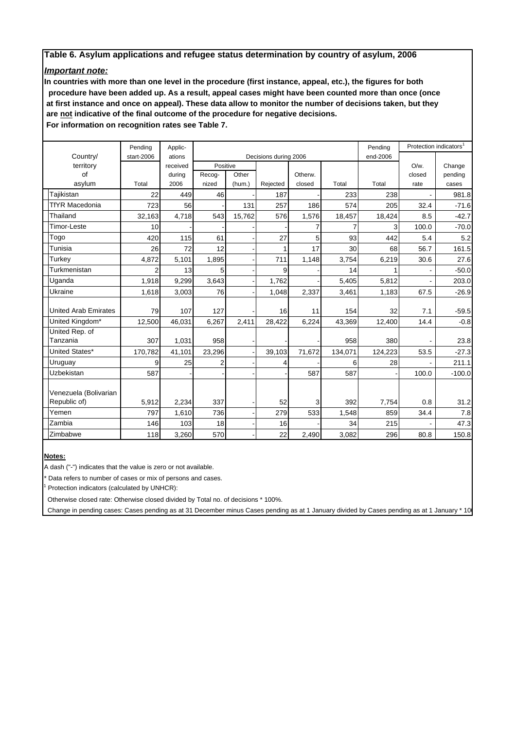## Table 6. Asylum applications and refugee status determination by country of asylum, 2006

***Important note:***

**In countries with more than one level in the procedure (first instance, appeal, etc.), the figures for both procedure have been added up. As a result, appeal cases might have been counted more than once (once at first instance and once on appeal). These data allow to monitor the number of decisions taken, but they are not indicative of the final outcome of the procedure for negative decisions.**

**For information on recognition rates see Table 7.**

| Country/ territory of asylum | Pending start-2006 | Applic- ations received during 2006 | Decisions during 2006 | | | | | Pending end-2006 | Protection indicators[1] | |
|---|---|---|---|---|---|---|---|---|---|---|
| | | | Positive | | | | | | | |
| | Total | | Recog- nized | Other (hum.) | Rejected | Otherw. closed | Total | Total | O/w. closed rate | Change pending cases |
| Tajikistan | 22 | 449 | 46 | - | 187 | - | 233 | 238 | - | 981.8 |
| TfYR Macedonia | 723 | 56 | - | 131 | 257 | 186 | 574 | 205 | 32.4 | -71.6 |
| Thailand | 32,163 | 4,718 | 543 | 15,762 | 576 | 1,576 | 18,457 | 18,424 | 8.5 | -42.7 |
| Timor-Leste | 10 | - | - | - | - | 7 | 7 | 3 | 100.0 | -70.0 |
| Togo | 420 | 115 | 61 | - | 27 | 5 | 93 | 442 | 5.4 | 5.2 |
| Tunisia | 26 | 72 | 12 | - | 1 | 17 | 30 | 68 | 56.7 | 161.5 |
| Turkey | 4,872 | 5,101 | 1,895 | - | 711 | 1,148 | 3,754 | 6,219 | 30.6 | 27.6 |
| Turkmenistan | 2 | 13 | 5 | - | 9 | - | 14 | 1 | - | -50.0 |
| Uganda | 1,918 | 9,299 | 3,643 | - | 1,762 | - | 5,405 | 5,812 | - | 203.0 |
| Ukraine | 1,618 | 3,003 | 76 | - | 1,048 | 2,337 | 3,461 | 1,183 | 67.5 | -26.9 |
| United Arab Emirates | 79 | 107 | 127 | - | 16 | 11 | 154 | 32 | 7.1 | -59.5 |
| United Kingdom* | 12,500 | 46,031 | 6,267 | 2,411 | 28,422 | 6,224 | 43,369 | 12,400 | 14.4 | -0.8 |
| United Rep. of Tanzania | 307 | 1,031 | 958 | - | - | - | 958 | 380 | - | 23.8 |
| United States* | 170,782 | 41,101 | 23,296 | - | 39,103 | 71,672 | 134,071 | 124,223 | 53.5 | -27.3 |
| Uruguay | 9 | 25 | 2 | - | 4 | - | 6 | 28 | - | 211.1 |
| Uzbekistan | 587 | - | - | - | - | 587 | 587 | - | 100.0 | -100.0 |
| Venezuela (Bolivarian Republic of) | 5,912 | 2,234 | 337 | - | 52 | 3 | 392 | 7,754 | 0.8 | 31.2 |
| Yemen | 797 | 1,610 | 736 | - | 279 | 533 | 1,548 | 859 | 34.4 | 7.8 |
| Zambia | 146 | 103 | 18 | - | 16 | - | 34 | 215 | - | 47.3 |
| Zimbabwe | 118 | 3,260 | 570 | - | 22 | 2,490 | 3,082 | 296 | 80.8 | 150.8 |

**Notes:**

A dash ("-") indicates that the value is zero or not available.

* Data refers to number of cases or mix of persons and cases.

[1] Protection indicators (calculated by UNHCR):

Otherwise closed rate: Otherwise closed divided by Total no. of decisions * 100%.

Change in pending cases: Cases pending as at 31 December minus Cases pending as at 1 January divided by Cases pending as at 1 January * 10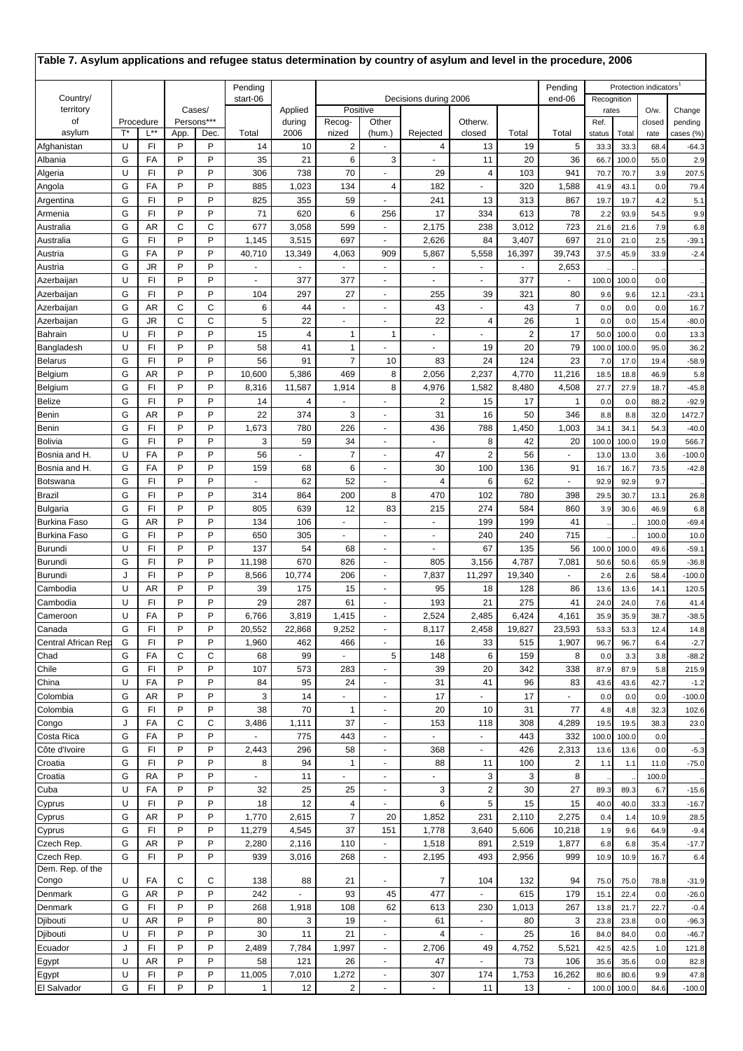## Table 7. Asylum applications and refugee status determination by country of asylum and level in the procedure, 2006

| Country/ territory of asylum | Procedure | | Cases/ Persons*** | | Pending start-06 | Applied during 2006 | Decisions during 2006 | | | | | Pending end-06 | Protection indicators[1] | | | |
|---|---|---|---|---|---|---|---|---|---|---|---|---|---|---|---|---|
| | | | | | | | Positive | | | | | | Recognition rates | | | |
| | T* | L** | App. | Dec. | Total | | Recog- nized | Other (hum.) | Rejected | Otherw. closed | Total | Total | Ref. status | Total | O/w. closed rate | Change pending cases (%) |
| Afghanistan | U | FI | P | P | 14 | 10 | 2 | - | 4 | 13 | 19 | 5 | 33.3 | 33.3 | 68.4 | -64.3 |
| Albania | G | FA | P | P | 35 | 21 | 6 | 3 | - | 11 | 20 | 36 | 66.7 | 100.0 | 55.0 | 2.9 |
| Algeria | U | FI | P | P | 306 | 738 | 70 | - | 29 | 4 | 103 | 941 | 70.7 | 70.7 | 3.9 | 207.5 |
| Angola | G | FA | P | P | 885 | 1,023 | 134 | 4 | 182 | - | 320 | 1,588 | 41.9 | 43.1 | 0.0 | 79.4 |
| Argentina | G | FI | P | P | 825 | 355 | 59 | - | 241 | 13 | 313 | 867 | 19.7 | 19.7 | 4.2 | 5.1 |
| Armenia | G | FI | P | P | 71 | 620 | 6 | 256 | 17 | 334 | 613 | 78 | 2.2 | 93.9 | 54.5 | 9.9 |
| Australia | G | AR | C | C | 677 | 3,058 | 599 | - | 2,175 | 238 | 3,012 | 723 | 21.6 | 21.6 | 7.9 | 6.8 |
| Australia | G | FI | P | P | 1,145 | 3,515 | 697 | - | 2,626 | 84 | 3,407 | 697 | 21.0 | 21.0 | 2.5 | -39.1 |
| Austria | G | FA | P | P | 40,710 | 13,349 | 4,063 | 909 | 5,867 | 5,558 | 16,397 | 39,743 | 37.5 | 45.9 | 33.9 | -2.4 |
| Austria | G | JR | P | P | - | - | - | - | - | - | - | 2,653 | .. | .. | .. | .. |
| Azerbaijan | U | FI | P | P | - | 377 | 377 | - | - | - | 377 | - | 100.0 | 100.0 | 0.0 | .. |
| Azerbaijan | G | FI | P | P | 104 | 297 | 27 | - | 255 | 39 | 321 | 80 | 9.6 | 9.6 | 12.1 | -23.1 |
| Azerbaijan | G | AR | C | C | 6 | 44 | - | - | 43 | - | 43 | 7 | 0.0 | 0.0 | 0.0 | 16.7 |
| Azerbaijan | G | JR | C | C | 5 | 22 | - | - | 22 | 4 | 26 | 1 | 0.0 | 0.0 | 15.4 | -80.0 |
| Bahrain | U | FI | P | P | 15 | 4 | 1 | 1 | - | - | 2 | 17 | 50.0 | 100.0 | 0.0 | 13.3 |
| Bangladesh | U | FI | P | P | 58 | 41 | 1 | - | - | 19 | 20 | 79 | 100.0 | 100.0 | 95.0 | 36.2 |
| Belarus | G | FI | P | P | 56 | 91 | 7 | 10 | 83 | 24 | 124 | 23 | 7.0 | 17.0 | 19.4 | -58.9 |
| Belgium | G | AR | P | P | 10,600 | 5,386 | 469 | 8 | 2,056 | 2,237 | 4,770 | 11,216 | 18.5 | 18.8 | 46.9 | 5.8 |
| Belgium | G | FI | P | P | 8,316 | 11,587 | 1,914 | 8 | 4,976 | 1,582 | 8,480 | 4,508 | 27.7 | 27.9 | 18.7 | -45.8 |
| Belize | G | FI | P | P | 14 | 4 | - | - | 2 | 15 | 17 | 1 | 0.0 | 0.0 | 88.2 | -92.9 |
| Benin | G | AR | P | P | 22 | 374 | 3 | - | 31 | 16 | 50 | 346 | 8.8 | 8.8 | 32.0 | 1472.7 |
| Benin | G | FI | P | P | 1,673 | 780 | 226 | - | 436 | 788 | 1,450 | 1,003 | 34.1 | 34.1 | 54.3 | -40.0 |
| Bolivia | G | FI | P | P | 3 | 59 | 34 | - | - | 8 | 42 | 20 | 100.0 | 100.0 | 19.0 | 566.7 |
| Bosnia and H. | U | FA | P | P | 56 | - | 7 | - | 47 | 2 | 56 | - | 13.0 | 13.0 | 3.6 | -100.0 |
| Bosnia and H. | G | FA | P | P | 159 | 68 | 6 | - | 30 | 100 | 136 | 91 | 16.7 | 16.7 | 73.5 | -42.8 |
| Botswana | G | FI | P | P | - | 62 | 52 | - | 4 | 6 | 62 | - | 92.9 | 92.9 | 9.7 | .. |
| Brazil | G | FI | P | P | 314 | 864 | 200 | 8 | 470 | 102 | 780 | 398 | 29.5 | 30.7 | 13.1 | 26.8 |
| Bulgaria | G | FI | P | P | 805 | 639 | 12 | 83 | 215 | 274 | 584 | 860 | 3.9 | 30.6 | 46.9 | 6.8 |
| Burkina Faso | G | AR | P | P | 134 | 106 | - | - | - | 199 | 199 | 41 | .. | .. | 100.0 | -69.4 |
| Burkina Faso | G | FI | P | P | 650 | 305 | - | - | - | 240 | 240 | 715 | .. | .. | 100.0 | 10.0 |
| Burundi | U | FI | P | P | 137 | 54 | 68 | - | - | 67 | 135 | 56 | 100.0 | 100.0 | 49.6 | -59.1 |
| Burundi | G | FI | P | P | 11,198 | 670 | 826 | - | 805 | 3,156 | 4,787 | 7,081 | 50.6 | 50.6 | 65.9 | -36.8 |
| Burundi | J | FI | P | P | 8,566 | 10,774 | 206 | - | 7,837 | 11,297 | 19,340 | - | 2.6 | 2.6 | 58.4 | -100.0 |
| Cambodia | U | AR | P | P | 39 | 175 | 15 | - | 95 | 18 | 128 | 86 | 13.6 | 13.6 | 14.1 | 120.5 |
| Cambodia | U | FI | P | P | 29 | 287 | 61 | - | 193 | 21 | 275 | 41 | 24.0 | 24.0 | 7.6 | 41.4 |
| Cameroon | U | FA | P | P | 6,766 | 3,819 | 1,415 | - | 2,524 | 2,485 | 6,424 | 4,161 | 35.9 | 35.9 | 38.7 | -38.5 |
| Canada | G | FI | P | P | 20,552 | 22,868 | 9,252 | - | 8,117 | 2,458 | 19,827 | 23,593 | 53.3 | 53.3 | 12.4 | 14.8 |
| Central African Rep | G | FI | P | P | 1,960 | 462 | 466 | - | 16 | 33 | 515 | 1,907 | 96.7 | 96.7 | 6.4 | -2.7 |
| Chad | G | FA | C | C | 68 | 99 | - | 5 | 148 | 6 | 159 | 8 | 0.0 | 3.3 | 3.8 | -88.2 |
| Chile | G | FI | P | P | 107 | 573 | 283 | - | 39 | 20 | 342 | 338 | 87.9 | 87.9 | 5.8 | 215.9 |
| China | U | FA | P | P | 84 | 95 | 24 | - | 31 | 41 | 96 | 83 | 43.6 | 43.6 | 42.7 | -1.2 |
| Colombia | G | AR | P | P | 3 | 14 | - | - | 17 | - | 17 | - | 0.0 | 0.0 | 0.0 | -100.0 |
| Colombia | G | FI | P | P | 38 | 70 | 1 | - | 20 | 10 | 31 | 77 | 4.8 | 4.8 | 32.3 | 102.6 |
| Congo | J | FA | C | C | 3,486 | 1,111 | 37 | - | 153 | 118 | 308 | 4,289 | 19.5 | 19.5 | 38.3 | 23.0 |
| Costa Rica | G | FA | P | P | - | 775 | 443 | - | - | - | 443 | 332 | 100.0 | 100.0 | 0.0 | .. |
| Côte d'Ivoire | G | FI | P | P | 2,443 | 296 | 58 | - | 368 | - | 426 | 2,313 | 13.6 | 13.6 | 0.0 | -5.3 |
| Croatia | G | FI | P | P | 8 | 94 | 1 | - | 88 | 11 | 100 | 2 | 1.1 | 1.1 | 11.0 | -75.0 |
| Croatia | G | RA | P | P | - | 11 | - | - | - | 3 | 3 | 8 | .. | .. | 100.0 | .. |
| Cuba | U | FA | P | P | 32 | 25 | 25 | - | 3 | 2 | 30 | 27 | 89.3 | 89.3 | 6.7 | -15.6 |
| Cyprus | U | FI | P | P | 18 | 12 | 4 | - | 6 | 5 | 15 | 15 | 40.0 | 40.0 | 33.3 | -16.7 |
| Cyprus | G | AR | P | P | 1,770 | 2,615 | 7 | 20 | 1,852 | 231 | 2,110 | 2,275 | 0.4 | 1.4 | 10.9 | 28.5 |
| Cyprus | G | FI | P | P | 11,279 | 4,545 | 37 | 151 | 1,778 | 3,640 | 5,606 | 10,218 | 1.9 | 9.6 | 64.9 | -9.4 |
| Czech Rep. | G | AR | P | P | 2,280 | 2,116 | 110 | - | 1,518 | 891 | 2,519 | 1,877 | 6.8 | 6.8 | 35.4 | -17.7 |
| Czech Rep. | G | FI | P | P | 939 | 3,016 | 268 | - | 2,195 | 493 | 2,956 | 999 | 10.9 | 10.9 | 16.7 | 6.4 |
| Dem. Rep. of the Congo | U | FA | C | C | 138 | 88 | 21 | - | 7 | 104 | 132 | 94 | 75.0 | 75.0 | 78.8 | -31.9 |
| Denmark | G | AR | P | P | 242 | - | 93 | 45 | 477 | - | 615 | 179 | 15.1 | 22.4 | 0.0 | -26.0 |
| Denmark | G | FI | P | P | 268 | 1,918 | 108 | 62 | 613 | 230 | 1,013 | 267 | 13.8 | 21.7 | 22.7 | -0.4 |
| Djibouti | U | AR | P | P | 80 | 3 | 19 | - | 61 | - | 80 | 3 | 23.8 | 23.8 | 0.0 | -96.3 |
| Djibouti | U | FI | P | P | 30 | 11 | 21 | - | 4 | - | 25 | 16 | 84.0 | 84.0 | 0.0 | -46.7 |
| Ecuador | J | FI | P | P | 2,489 | 7,784 | 1,997 | - | 2,706 | 49 | 4,752 | 5,521 | 42.5 | 42.5 | 1.0 | 121.8 |
| Egypt | U | AR | P | P | 58 | 121 | 26 | - | 47 | - | 73 | 106 | 35.6 | 35.6 | 0.0 | 82.8 |
| Egypt | U | FI | P | P | 11,005 | 7,010 | 1,272 | - | 307 | 174 | 1,753 | 16,262 | 80.6 | 80.6 | 9.9 | 47.8 |
| El Salvador | G | FI | P | P | 1 | 12 | 2 | - | - | 11 | 13 | - | 100.0 | 100.0 | 84.6 | -100.0 |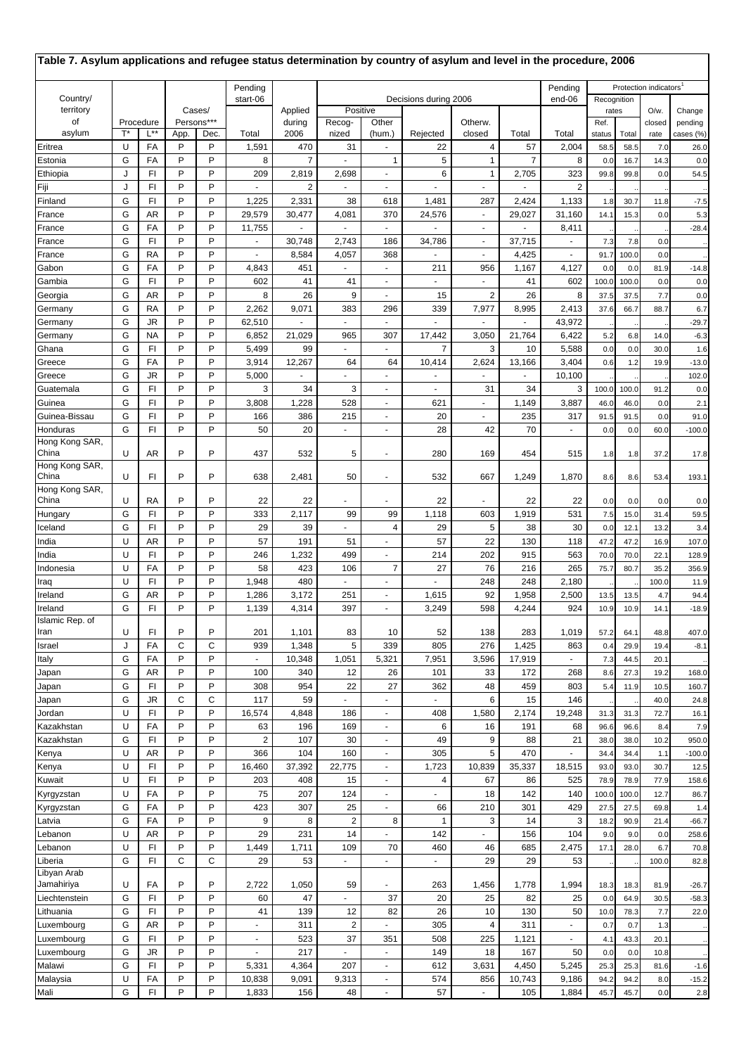## Table 7. Asylum applications and refugee status determination by country of asylum and level in the procedure, 2006

| Country/ territory of asylum | Procedure T* | Procedure L** | Cases/ Persons*** App. | Cases/ Persons*** Dec. | Pending start-06 Total | Applied during 2006 | Decisions during 2006 Positive Recog- nized | Decisions during 2006 Positive Other (hum.) | Decisions during 2006 Rejected | Decisions during 2006 Otherw. closed | Decisions during 2006 Total | Pending end-06 Total | Protection indicators[1] Recognition rates Ref. status | Protection indicators[1] Recognition rates Total | Protection indicators[1] O/w. closed rate | Protection indicators[1] Change pending cases (%) |
|---|---|---|---|---|---|---|---|---|---|---|---|---|---|---|---|---|
| Eritrea | U | FA | P | P | 1,591 | 470 | 31 | - | 22 | 4 | 57 | 2,004 | 58.5 | 58.5 | 7.0 | 26.0 |
| Estonia | G | FA | P | P | 8 | 7 | - | 1 | 5 | 1 | 7 | 8 | 0.0 | 16.7 | 14.3 | 0.0 |
| Ethiopia | J | FI | P | P | 209 | 2,819 | 2,698 | - | 6 | 1 | 2,705 | 323 | 99.8 | 99.8 | 0.0 | 54.5 |
| Fiji | J | FI | P | P | - | 2 | - | - | - | - | - | 2 | .. | .. | .. | .. |
| Finland | G | FI | P | P | 1,225 | 2,331 | 38 | 618 | 1,481 | 287 | 2,424 | 1,133 | 1.8 | 30.7 | 11.8 | -7.5 |
| France | G | AR | P | P | 29,579 | 30,477 | 4,081 | 370 | 24,576 | - | 29,027 | 31,160 | 14.1 | 15.3 | 0.0 | 5.3 |
| France | G | FA | P | P | 11,755 | - | - | - | - | - | - | 8,411 | .. | .. | .. | -28.4 |
| France | G | FI | P | P | - | 30,748 | 2,743 | 186 | 34,786 | - | 37,715 | - | 7.3 | 7.8 | 0.0 | .. |
| France | G | RA | P | P | - | 8,584 | 4,057 | 368 | - | - | 4,425 | - | 91.7 | 100.0 | 0.0 | .. |
| Gabon | G | FA | P | P | 4,843 | 451 | - | - | 211 | 956 | 1,167 | 4,127 | 0.0 | 0.0 | 81.9 | -14.8 |
| Gambia | G | FI | P | P | 602 | 41 | 41 | - | - | - | 41 | 602 | 100.0 | 100.0 | 0.0 | 0.0 |
| Georgia | G | AR | P | P | 8 | 26 | 9 | - | 15 | 2 | 26 | 8 | 37.5 | 37.5 | 7.7 | 0.0 |
| Germany | G | RA | P | P | 2,262 | 9,071 | 383 | 296 | 339 | 7,977 | 8,995 | 2,413 | 37.6 | 66.7 | 88.7 | 6.7 |
| Germany | G | JR | P | P | 62,510 | - | - | - | - | - | - | 43,972 | .. | .. | .. | -29.7 |
| Germany | G | NA | P | P | 6,852 | 21,029 | 965 | 307 | 17,442 | 3,050 | 21,764 | 6,422 | 5.2 | 6.8 | 14.0 | -6.3 |
| Ghana | G | FI | P | P | 5,499 | 99 | - | - | 7 | 3 | 10 | 5,588 | 0.0 | 0.0 | 30.0 | 1.6 |
| Greece | G | FA | P | P | 3,914 | 12,267 | 64 | 64 | 10,414 | 2,624 | 13,166 | 3,404 | 0.6 | 1.2 | 19.9 | -13.0 |
| Greece | G | JR | P | P | 5,000 | - | - | - | - | - | - | 10,100 | .. | .. | .. | 102.0 |
| Guatemala | G | FI | P | P | 3 | 34 | 3 | - | - | 31 | 34 | 3 | 100.0 | 100.0 | 91.2 | 0.0 |
| Guinea | G | FI | P | P | 3,808 | 1,228 | 528 | - | 621 | - | 1,149 | 3,887 | 46.0 | 46.0 | 0.0 | 2.1 |
| Guinea-Bissau | G | FI | P | P | 166 | 386 | 215 | - | 20 | - | 235 | 317 | 91.5 | 91.5 | 0.0 | 91.0 |
| Honduras | G | FI | P | P | 50 | 20 | - | - | 28 | 42 | 70 | - | 0.0 | 0.0 | 60.0 | -100.0 |
| Hong Kong SAR, China | U | AR | P | P | 437 | 532 | 5 | - | 280 | 169 | 454 | 515 | 1.8 | 1.8 | 37.2 | 17.8 |
| Hong Kong SAR, China | U | FI | P | P | 638 | 2,481 | 50 | - | 532 | 667 | 1,249 | 1,870 | 8.6 | 8.6 | 53.4 | 193.1 |
| Hong Kong SAR, China | U | RA | P | P | 22 | 22 | - | - | 22 | - | 22 | 22 | 0.0 | 0.0 | 0.0 | 0.0 |
| Hungary | G | FI | P | P | 333 | 2,117 | 99 | 99 | 1,118 | 603 | 1,919 | 531 | 7.5 | 15.0 | 31.4 | 59.5 |
| Iceland | G | FI | P | P | 29 | 39 | - | 4 | 29 | 5 | 38 | 30 | 0.0 | 12.1 | 13.2 | 3.4 |
| India | U | AR | P | P | 57 | 191 | 51 | - | 57 | 22 | 130 | 118 | 47.2 | 47.2 | 16.9 | 107.0 |
| India | U | FI | P | P | 246 | 1,232 | 499 | - | 214 | 202 | 915 | 563 | 70.0 | 70.0 | 22.1 | 128.9 |
| Indonesia | U | FA | P | P | 58 | 423 | 106 | 7 | 27 | 76 | 216 | 265 | 75.7 | 80.7 | 35.2 | 356.9 |
| Iraq | U | FI | P | P | 1,948 | 480 | - | - | - | 248 | 248 | 2,180 | .. | .. | 100.0 | 11.9 |
| Ireland | G | AR | P | P | 1,286 | 3,172 | 251 | - | 1,615 | 92 | 1,958 | 2,500 | 13.5 | 13.5 | 4.7 | 94.4 |
| Ireland | G | FI | P | P | 1,139 | 4,314 | 397 | - | 3,249 | 598 | 4,244 | 924 | 10.9 | 10.9 | 14.1 | -18.9 |
| Islamic Rep. of Iran | U | FI | P | P | 201 | 1,101 | 83 | 10 | 52 | 138 | 283 | 1,019 | 57.2 | 64.1 | 48.8 | 407.0 |
| Israel | J | FA | C | C | 939 | 1,348 | 5 | 339 | 805 | 276 | 1,425 | 863 | 0.4 | 29.9 | 19.4 | -8.1 |
| Italy | G | FA | P | P | - | 10,348 | 1,051 | 5,321 | 7,951 | 3,596 | 17,919 | - | 7.3 | 44.5 | 20.1 | .. |
| Japan | G | AR | P | P | 100 | 340 | 12 | 26 | 101 | 33 | 172 | 268 | 8.6 | 27.3 | 19.2 | 168.0 |
| Japan | G | FI | P | P | 308 | 954 | 22 | 27 | 362 | 48 | 459 | 803 | 5.4 | 11.9 | 10.5 | 160.7 |
| Japan | G | JR | C | C | 117 | 59 | - | - | - | 6 | 15 | 146 | .. | .. | 40.0 | 24.8 |
| Jordan | U | FI | P | P | 16,574 | 4,848 | 186 | - | 408 | 1,580 | 2,174 | 19,248 | 31.3 | 31.3 | 72.7 | 16.1 |
| Kazakhstan | U | FA | P | P | 63 | 196 | 169 | - | 6 | 16 | 191 | 68 | 96.6 | 96.6 | 8.4 | 7.9 |
| Kazakhstan | G | FI | P | P | 2 | 107 | 30 | - | 49 | 9 | 88 | 21 | 38.0 | 38.0 | 10.2 | 950.0 |
| Kenya | U | AR | P | P | 366 | 104 | 160 | - | 305 | 5 | 470 | - | 34.4 | 34.4 | 1.1 | -100.0 |
| Kenya | U | FI | P | P | 16,460 | 37,392 | 22,775 | - | 1,723 | 10,839 | 35,337 | 18,515 | 93.0 | 93.0 | 30.7 | 12.5 |
| Kuwait | U | FI | P | P | 203 | 408 | 15 | - | 4 | 67 | 86 | 525 | 78.9 | 78.9 | 77.9 | 158.6 |
| Kyrgyzstan | U | FA | P | P | 75 | 207 | 124 | - | - | 18 | 142 | 140 | 100.0 | 100.0 | 12.7 | 86.7 |
| Kyrgyzstan | G | FA | P | P | 423 | 307 | 25 | - | 66 | 210 | 301 | 429 | 27.5 | 27.5 | 69.8 | 1.4 |
| Latvia | G | FA | P | P | 9 | 8 | 2 | 8 | 1 | 3 | 14 | 3 | 18.2 | 90.9 | 21.4 | -66.7 |
| Lebanon | U | AR | P | P | 29 | 231 | 14 | - | 142 | - | 156 | 104 | 9.0 | 9.0 | 0.0 | 258.6 |
| Lebanon | U | FI | P | P | 1,449 | 1,711 | 109 | 70 | 460 | 46 | 685 | 2,475 | 17.1 | 28.0 | 6.7 | 70.8 |
| Liberia | G | FI | C | C | 29 | 53 | - | - | - | 29 | 29 | 53 | .. | .. | 100.0 | 82.8 |
| Libyan Arab Jamahiriya | U | FA | P | P | 2,722 | 1,050 | 59 | - | 263 | 1,456 | 1,778 | 1,994 | 18.3 | 18.3 | 81.9 | -26.7 |
| Liechtenstein | G | FI | P | P | 60 | 47 | - | 37 | 20 | 25 | 82 | 25 | 0.0 | 64.9 | 30.5 | -58.3 |
| Lithuania | G | FI | P | P | 41 | 139 | 12 | 82 | 26 | 10 | 130 | 50 | 10.0 | 78.3 | 7.7 | 22.0 |
| Luxembourg | G | AR | P | P | - | 311 | 2 | - | 305 | 4 | 311 | - | 0.7 | 0.7 | 1.3 | .. |
| Luxembourg | G | FI | P | P | - | 523 | 37 | 351 | 508 | 225 | 1,121 | - | 4.1 | 43.3 | 20.1 | .. |
| Luxembourg | G | JR | P | P | - | 217 | - | - | 149 | 18 | 167 | 50 | 0.0 | 0.0 | 10.8 | .. |
| Malawi | G | FI | P | P | 5,331 | 4,364 | 207 | - | 612 | 3,631 | 4,450 | 5,245 | 25.3 | 25.3 | 81.6 | -1.6 |
| Malaysia | U | FA | P | P | 10,838 | 9,091 | 9,313 | - | 574 | 856 | 10,743 | 9,186 | 94.2 | 94.2 | 8.0 | -15.2 |
| Mali | G | FI | P | P | 1,833 | 156 | 48 | - | 57 | - | 105 | 1,884 | 45.7 | 45.7 | 0.0 | 2.8 |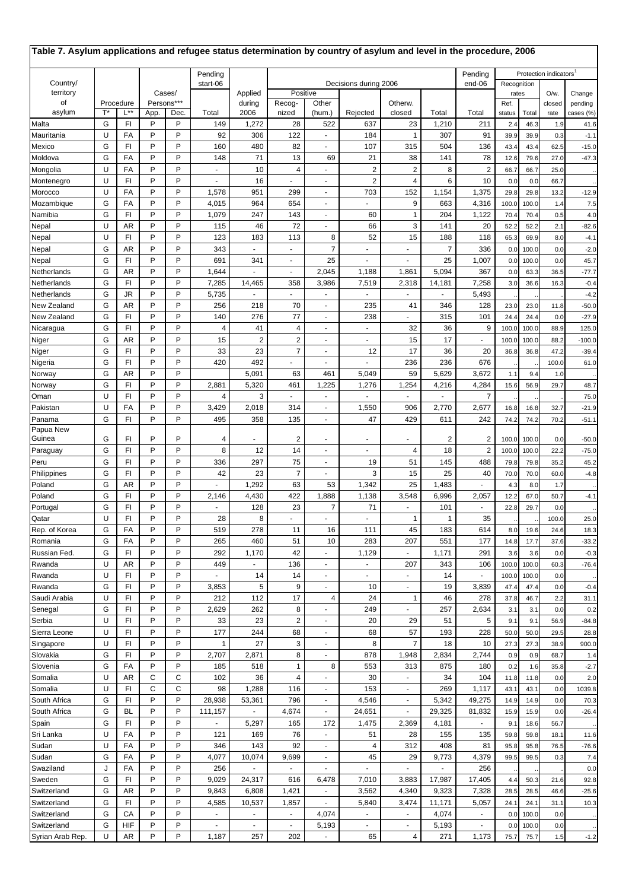## Table 7. Asylum applications and refugee status determination by country of asylum and level in the procedure, 2006

| Country/ territory of asylum | Procedure | | Cases/ Persons*** | | Pending start-06 | Applied during 2006 | Decisions during 2006 | | | | | Pending end-06 | Protection indicators[1] | | | |
|---|---|---|---|---|---|---|---|---|---|---|---|---|---|---|---|---|
| | | | | | | | Positive | | | | | | Recognition rates | | | |
| | T* | L** | App. | Dec. | Total | | Recog- nized | Other (hum.) | Rejected | Otherw. closed | Total | Total | Ref. status | Total | O/w. closed rate | Change pending cases (%) |
| Malta | G | FI | P | P | 149 | 1,272 | 28 | 522 | 637 | 23 | 1,210 | 211 | 2.4 | 46.3 | 1.9 | 41.6 |
| Mauritania | U | FA | P | P | 92 | 306 | 122 | - | 184 | 1 | 307 | 91 | 39.9 | 39.9 | 0.3 | -1.1 |
| Mexico | G | FI | P | P | 160 | 480 | 82 | - | 107 | 315 | 504 | 136 | 43.4 | 43.4 | 62.5 | -15.0 |
| Moldova | G | FA | P | P | 148 | 71 | 13 | 69 | 21 | 38 | 141 | 78 | 12.6 | 79.6 | 27.0 | -47.3 |
| Mongolia | U | FA | P | P | - | 10 | 4 | - | 2 | 2 | 8 | 2 | 66.7 | 66.7 | 25.0 | .. |
| Montenegro | U | FI | P | P | - | 16 | - | - | 2 | 4 | 6 | 10 | 0.0 | 0.0 | 66.7 | .. |
| Morocco | U | FA | P | P | 1,578 | 951 | 299 | - | 703 | 152 | 1,154 | 1,375 | 29.8 | 29.8 | 13.2 | -12.9 |
| Mozambique | G | FA | P | P | 4,015 | 964 | 654 | - | - | 9 | 663 | 4,316 | 100.0 | 100.0 | 1.4 | 7.5 |
| Namibia | G | FI | P | P | 1,079 | 247 | 143 | - | 60 | 1 | 204 | 1,122 | 70.4 | 70.4 | 0.5 | 4.0 |
| Nepal | U | AR | P | P | 115 | 46 | 72 | - | 66 | 3 | 141 | 20 | 52.2 | 52.2 | 2.1 | -82.6 |
| Nepal | U | FI | P | P | 123 | 183 | 113 | 8 | 52 | 15 | 188 | 118 | 65.3 | 69.9 | 8.0 | -4.1 |
| Nepal | G | AR | P | P | 343 | - | - | 7 | - | - | 7 | 336 | 0.0 | 100.0 | 0.0 | -2.0 |
| Nepal | G | FI | P | P | 691 | 341 | - | 25 | - | - | 25 | 1,007 | 0.0 | 100.0 | 0.0 | 45.7 |
| Netherlands | G | AR | P | P | 1,644 | - | - | 2,045 | 1,188 | 1,861 | 5,094 | 367 | 0.0 | 63.3 | 36.5 | -77.7 |
| Netherlands | G | FI | P | P | 7,285 | 14,465 | 358 | 3,986 | 7,519 | 2,318 | 14,181 | 7,258 | 3.0 | 36.6 | 16.3 | -0.4 |
| Netherlands | G | JR | P | P | 5,735 | - | - | - | - | - | - | 5,493 | .. | .. | .. | -4.2 |
| New Zealand | G | AR | P | P | 256 | 218 | 70 | - | 235 | 41 | 346 | 128 | 23.0 | 23.0 | 11.8 | -50.0 |
| New Zealand | G | FI | P | P | 140 | 276 | 77 | - | 238 | - | 315 | 101 | 24.4 | 24.4 | 0.0 | -27.9 |
| Nicaragua | G | FI | P | P | 4 | 41 | 4 | - | - | 32 | 36 | 9 | 100.0 | 100.0 | 88.9 | 125.0 |
| Niger | G | AR | P | P | 15 | 2 | 2 | - | - | 15 | 17 | - | 100.0 | 100.0 | 88.2 | -100.0 |
| Niger | G | FI | P | P | 33 | 23 | 7 | - | 12 | 17 | 36 | 20 | 36.8 | 36.8 | 47.2 | -39.4 |
| Nigeria | G | FI | P | P | 420 | 492 | - | - | - | 236 | 236 | 676 | .. | .. | 100.0 | 61.0 |
| Norway | G | AR | P | P | | 5,091 | 63 | 461 | 5,049 | 59 | 5,629 | 3,672 | 1.1 | 9.4 | 1.0 | .. |
| Norway | G | FI | P | P | 2,881 | 5,320 | 461 | 1,225 | 1,276 | 1,254 | 4,216 | 4,284 | 15.6 | 56.9 | 29.7 | 48.7 |
| Oman | U | FI | P | P | 4 | 3 | - | - | - | - | - | 7 | .. | .. | .. | 75.0 |
| Pakistan | U | FA | P | P | 3,429 | 2,018 | 314 | - | 1,550 | 906 | 2,770 | 2,677 | 16.8 | 16.8 | 32.7 | -21.9 |
| Panama | G | FI | P | P | 495 | 358 | 135 | - | 47 | 429 | 611 | 242 | 74.2 | 74.2 | 70.2 | -51.1 |
| Papua New Guinea | G | FI | P | P | 4 | - | 2 | - | - | - | 2 | 2 | 100.0 | 100.0 | 0.0 | -50.0 |
| Paraguay | G | FI | P | P | 8 | 12 | 14 | - | - | 4 | 18 | 2 | 100.0 | 100.0 | 22.2 | -75.0 |
| Peru | G | FI | P | P | 336 | 297 | 75 | - | 19 | 51 | 145 | 488 | 79.8 | 79.8 | 35.2 | 45.2 |
| Philippines | G | FI | P | P | 42 | 23 | 7 | - | 3 | 15 | 25 | 40 | 70.0 | 70.0 | 60.0 | -4.8 |
| Poland | G | AR | P | P | - | 1,292 | 63 | 53 | 1,342 | 25 | 1,483 | - | 4.3 | 8.0 | 1.7 | .. |
| Poland | G | FI | P | P | 2,146 | 4,430 | 422 | 1,888 | 1,138 | 3,548 | 6,996 | 2,057 | 12.2 | 67.0 | 50.7 | -4.1 |
| Portugal | G | FI | P | P | - | 128 | 23 | 7 | 71 | - | 101 | - | 22.8 | 29.7 | 0.0 | .. |
| Qatar | U | FI | P | P | 28 | 8 | - | - | - | 1 | 1 | 35 | .. | .. | 100.0 | 25.0 |
| Rep. of Korea | G | FA | P | P | 519 | 278 | 11 | 16 | 111 | 45 | 183 | 614 | 8.0 | 19.6 | 24.6 | 18.3 |
| Romania | G | FA | P | P | 265 | 460 | 51 | 10 | 283 | 207 | 551 | 177 | 14.8 | 17.7 | 37.6 | -33.2 |
| Russian Fed. | G | FI | P | P | 292 | 1,170 | 42 | - | 1,129 | - | 1,171 | 291 | 3.6 | 3.6 | 0.0 | -0.3 |
| Rwanda | U | AR | P | P | 449 | - | 136 | - | - | 207 | 343 | 106 | 100.0 | 100.0 | 60.3 | -76.4 |
| Rwanda | U | FI | P | P | - | 14 | 14 | - | - | - | 14 | - | 100.0 | 100.0 | 0.0 | .. |
| Rwanda | G | FI | P | P | 3,853 | 5 | 9 | - | 10 | - | 19 | 3,839 | 47.4 | 47.4 | 0.0 | -0.4 |
| Saudi Arabia | U | FI | P | P | 212 | 112 | 17 | 4 | 24 | 1 | 46 | 278 | 37.8 | 46.7 | 2.2 | 31.1 |
| Senegal | G | FI | P | P | 2,629 | 262 | 8 | - | 249 | - | 257 | 2,634 | 3.1 | 3.1 | 0.0 | 0.2 |
| Serbia | U | FI | P | P | 33 | 23 | 2 | - | 20 | 29 | 51 | 5 | 9.1 | 9.1 | 56.9 | -84.8 |
| Sierra Leone | U | FI | P | P | 177 | 244 | 68 | - | 68 | 57 | 193 | 228 | 50.0 | 50.0 | 29.5 | 28.8 |
| Singapore | U | FI | P | P | 1 | 27 | 3 | - | 8 | 7 | 18 | 10 | 27.3 | 27.3 | 38.9 | 900.0 |
| Slovakia | G | FI | P | P | 2,707 | 2,871 | 8 | - | 878 | 1,948 | 2,834 | 2,744 | 0.9 | 0.9 | 68.7 | 1.4 |
| Slovenia | G | FA | P | P | 185 | 518 | 1 | 8 | 553 | 313 | 875 | 180 | 0.2 | 1.6 | 35.8 | -2.7 |
| Somalia | U | AR | C | C | 102 | 36 | 4 | - | 30 | - | 34 | 104 | 11.8 | 11.8 | 0.0 | 2.0 |
| Somalia | U | FI | C | C | 98 | 1,288 | 116 | - | 153 | - | 269 | 1,117 | 43.1 | 43.1 | 0.0 | 1039.8 |
| South Africa | G | FI | P | P | 28,938 | 53,361 | 796 | - | 4,546 | - | 5,342 | 49,275 | 14.9 | 14.9 | 0.0 | 70.3 |
| South Africa | G | BL | P | P | 111,157 | - | 4,674 | - | 24,651 | - | 29,325 | 81,832 | 15.9 | 15.9 | 0.0 | -26.4 |
| Spain | G | FI | P | P | - | 5,297 | 165 | 172 | 1,475 | 2,369 | 4,181 | - | 9.1 | 18.6 | 56.7 | .. |
| Sri Lanka | U | FA | P | P | 121 | 169 | 76 | - | 51 | 28 | 155 | 135 | 59.8 | 59.8 | 18.1 | 11.6 |
| Sudan | U | FA | P | P | 346 | 143 | 92 | - | 4 | 312 | 408 | 81 | 95.8 | 95.8 | 76.5 | -76.6 |
| Sudan | G | FA | P | P | 4,077 | 10,074 | 9,699 | - | 45 | 29 | 9,773 | 4,379 | 99.5 | 99.5 | 0.3 | 7.4 |
| Swaziland | J | FA | P | P | 256 | - | - | - | - | - | - | 256 | .. | .. | .. | 0.0 |
| Sweden | G | FI | P | P | 9,029 | 24,317 | 616 | 6,478 | 7,010 | 3,883 | 17,987 | 17,405 | 4.4 | 50.3 | 21.6 | 92.8 |
| Switzerland | G | AR | P | P | 9,843 | 6,808 | 1,421 | - | 3,562 | 4,340 | 9,323 | 7,328 | 28.5 | 28.5 | 46.6 | -25.6 |
| Switzerland | G | FI | P | P | 4,585 | 10,537 | 1,857 | - | 5,840 | 3,474 | 11,171 | 5,057 | 24.1 | 24.1 | 31.1 | 10.3 |
| Switzerland | G | CA | P | P | - | - | - | 4,074 | - | - | 4,074 | - | 0.0 | 100.0 | 0.0 | .. |
| Switzerland | G | HIF | P | P | - | - | - | 5,193 | - | - | 5,193 | - | 0.0 | 100.0 | 0.0 | .. |
| Syrian Arab Rep. | U | AR | P | P | 1,187 | 257 | 202 | - | 65 | 4 | 271 | 1,173 | 75.7 | 75.7 | 1.5 | -1.2 |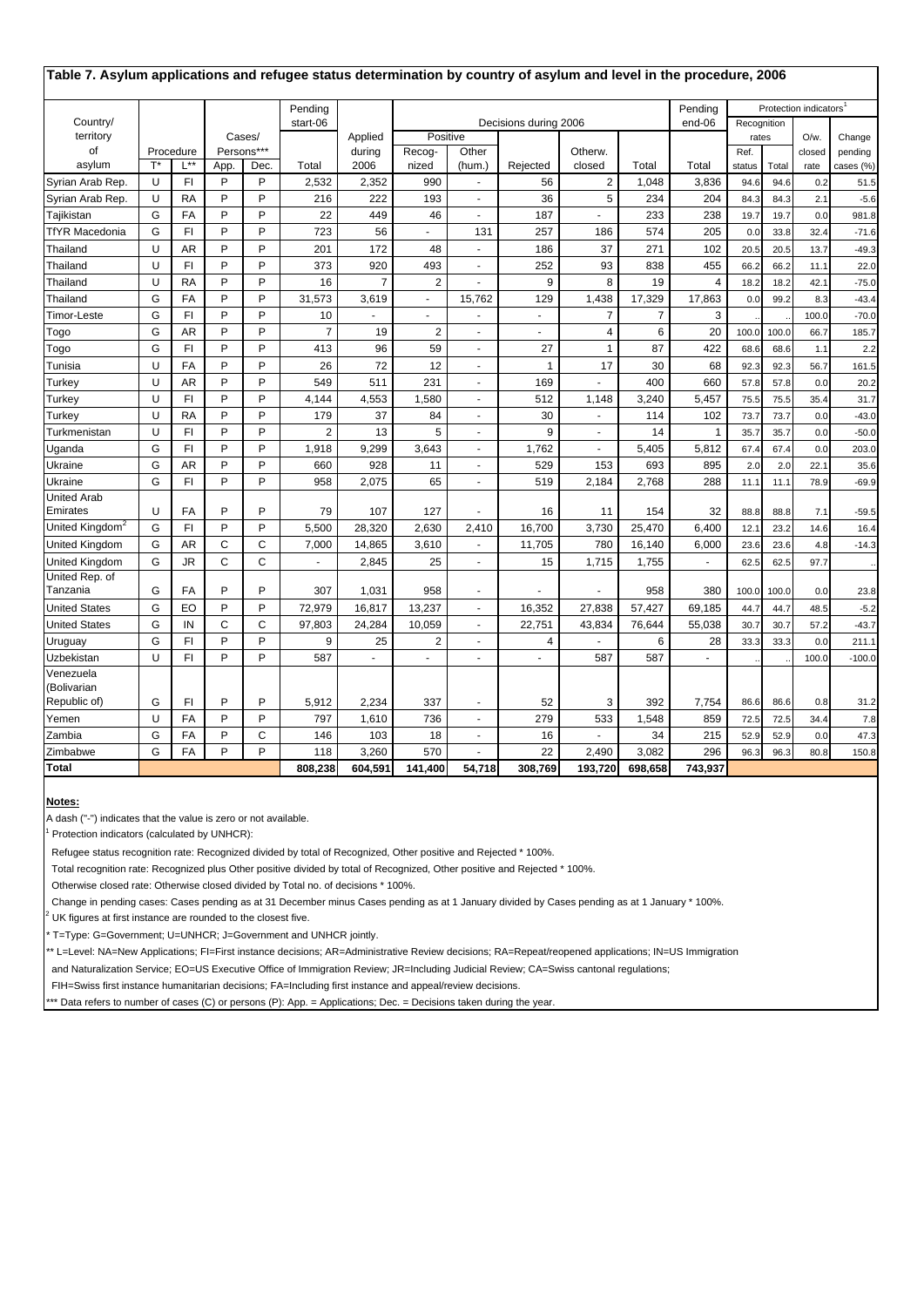## Table 7. Asylum applications and refugee status determination by country of asylum and level in the procedure, 2006

| Country/ territory of asylum | Procedure | | Cases/ Persons*** | | Pending start-06 | Applied during 2006 | Decisions during 2006 | | | | | Pending end-06 | Protection indicators[1] | | | |
|---|---|---|---|---|---|---|---|---|---|---|---|---|---|---|---|---|
| | | | | | | | Positive | | | | | | Recognition rates | | | |
| | T* | L** | App. | Dec. | Total | | Recog- nized | Other (hum.) | Rejected | Otherw. closed | Total | Total | Ref. status | Total | O/w. closed rate | Change pending cases (%) |
| Syrian Arab Rep. | U | FI | P | P | 2,532 | 2,352 | 990 | - | 56 | 2 | 1,048 | 3,836 | 94.6 | 94.6 | 0.2 | 51.5 |
| Syrian Arab Rep. | U | RA | P | P | 216 | 222 | 193 | - | 36 | 5 | 234 | 204 | 84.3 | 84.3 | 2.1 | -5.6 |
| Tajikistan | G | FA | P | P | 22 | 449 | 46 | - | 187 | - | 233 | 238 | 19.7 | 19.7 | 0.0 | 981.8 |
| TfYR Macedonia | G | FI | P | P | 723 | 56 | - | 131 | 257 | 186 | 574 | 205 | 0.0 | 33.8 | 32.4 | -71.6 |
| Thailand | U | AR | P | P | 201 | 172 | 48 | - | 186 | 37 | 271 | 102 | 20.5 | 20.5 | 13.7 | -49.3 |
| Thailand | U | FI | P | P | 373 | 920 | 493 | - | 252 | 93 | 838 | 455 | 66.2 | 66.2 | 11.1 | 22.0 |
| Thailand | U | RA | P | P | 16 | 7 | 2 | - | 9 | 8 | 19 | 4 | 18.2 | 18.2 | 42.1 | -75.0 |
| Thailand | G | FA | P | P | 31,573 | 3,619 | - | 15,762 | 129 | 1,438 | 17,329 | 17,863 | 0.0 | 99.2 | 8.3 | -43.4 |
| Timor-Leste | G | FI | P | P | 10 | - | - | - | - | 7 | 7 | 3 | .. | .. | 100.0 | -70.0 |
| Togo | G | AR | P | P | 7 | 19 | 2 | - | - | 4 | 6 | 20 | 100.0 | 100.0 | 66.7 | 185.7 |
| Togo | G | FI | P | P | 413 | 96 | 59 | - | 27 | 1 | 87 | 422 | 68.6 | 68.6 | 1.1 | 2.2 |
| Tunisia | U | FA | P | P | 26 | 72 | 12 | - | 1 | 17 | 30 | 68 | 92.3 | 92.3 | 56.7 | 161.5 |
| Turkey | U | AR | P | P | 549 | 511 | 231 | - | 169 | - | 400 | 660 | 57.8 | 57.8 | 0.0 | 20.2 |
| Turkey | U | FI | P | P | 4,144 | 4,553 | 1,580 | - | 512 | 1,148 | 3,240 | 5,457 | 75.5 | 75.5 | 35.4 | 31.7 |
| Turkey | U | RA | P | P | 179 | 37 | 84 | - | 30 | - | 114 | 102 | 73.7 | 73.7 | 0.0 | -43.0 |
| Turkmenistan | U | FI | P | P | 2 | 13 | 5 | - | 9 | - | 14 | 1 | 35.7 | 35.7 | 0.0 | -50.0 |
| Uganda | G | FI | P | P | 1,918 | 9,299 | 3,643 | - | 1,762 | - | 5,405 | 5,812 | 67.4 | 67.4 | 0.0 | 203.0 |
| Ukraine | G | AR | P | P | 660 | 928 | 11 | - | 529 | 153 | 693 | 895 | 2.0 | 2.0 | 22.1 | 35.6 |
| Ukraine | G | FI | P | P | 958 | 2,075 | 65 | - | 519 | 2,184 | 2,768 | 288 | 11.1 | 11.1 | 78.9 | -69.9 |
| United Arab Emirates | U | FA | P | P | 79 | 107 | 127 | - | 16 | 11 | 154 | 32 | 88.8 | 88.8 | 7.1 | -59.5 |
| United Kingdom[2] | G | FI | P | P | 5,500 | 28,320 | 2,630 | 2,410 | 16,700 | 3,730 | 25,470 | 6,400 | 12.1 | 23.2 | 14.6 | 16.4 |
| United Kingdom | G | AR | C | C | 7,000 | 14,865 | 3,610 | - | 11,705 | 780 | 16,140 | 6,000 | 23.6 | 23.6 | 4.8 | -14.3 |
| United Kingdom | G | JR | C | C | - | 2,845 | 25 | - | 15 | 1,715 | 1,755 | - | 62.5 | 62.5 | 97.7 | .. |
| United Rep. of Tanzania | G | FA | P | P | 307 | 1,031 | 958 | - | - | - | 958 | 380 | 100.0 | 100.0 | 0.0 | 23.8 |
| United States | G | EO | P | P | 72,979 | 16,817 | 13,237 | - | 16,352 | 27,838 | 57,427 | 69,185 | 44.7 | 44.7 | 48.5 | -5.2 |
| United States | G | IN | C | C | 97,803 | 24,284 | 10,059 | - | 22,751 | 43,834 | 76,644 | 55,038 | 30.7 | 30.7 | 57.2 | -43.7 |
| Uruguay | G | FI | P | P | 9 | 25 | 2 | - | 4 | - | 6 | 28 | 33.3 | 33.3 | 0.0 | 211.1 |
| Uzbekistan | U | FI | P | P | 587 | - | - | - | - | 587 | 587 | - | .. | .. | 100.0 | -100.0 |
| Venezuela (Bolivarian Republic of) | G | FI | P | P | 5,912 | 2,234 | 337 | - | 52 | 3 | 392 | 7,754 | 86.6 | 86.6 | 0.8 | 31.2 |
| Yemen | U | FA | P | P | 797 | 1,610 | 736 | - | 279 | 533 | 1,548 | 859 | 72.5 | 72.5 | 34.4 | 7.8 |
| Zambia | G | FA | P | C | 146 | 103 | 18 | - | 16 | - | 34 | 215 | 52.9 | 52.9 | 0.0 | 47.3 |
| Zimbabwe | G | FA | P | P | 118 | 3,260 | 570 | - | 22 | 2,490 | 3,082 | 296 | 96.3 | 96.3 | 80.8 | 150.8 |
| **Total** | | | | | **808,238** | **604,591** | **141,400** | **54,718** | **308,769** | **193,720** | **698,658** | **743,937** | | | | |

**Notes:**

A dash ("-") indicates that the value is zero or not available.

[1] Protection indicators (calculated by UNHCR):

Refugee status recognition rate: Recognized divided by total of Recognized, Other positive and Rejected * 100%.

Total recognition rate: Recognized plus Other positive divided by total of Recognized, Other positive and Rejected * 100%.

Otherwise closed rate: Otherwise closed divided by Total no. of decisions * 100%.

Change in pending cases: Cases pending as at 31 December minus Cases pending as at 1 January divided by Cases pending as at 1 January * 100%.

[2] UK figures at first instance are rounded to the closest five.

* T=Type: G=Government; U=UNHCR; J=Government and UNHCR jointly.

** L=Level: NA=New Applications; FI=First instance decisions; AR=Administrative Review decisions; RA=Repeat/reopened applications; IN=US Immigration and Naturalization Service; EO=US Executive Office of Immigration Review; JR=Including Judicial Review; CA=Swiss cantonal regulations; FIH=Swiss first instance humanitarian decisions; FA=Including first instance and appeal/review decisions.

*** Data refers to number of cases (C) or persons (P): App. = Applications; Dec. = Decisions taken during the year.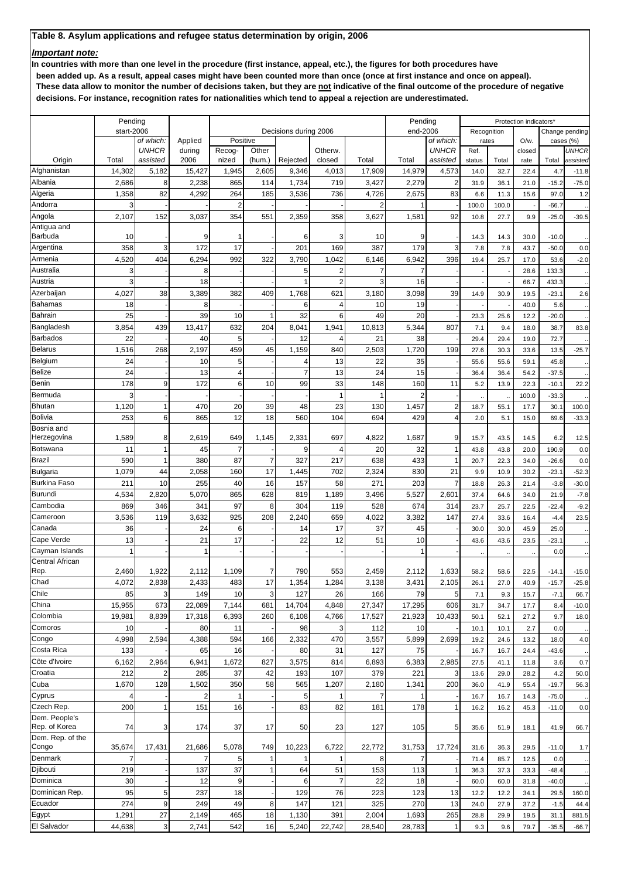**Table 8. Asylum applications and refugee status determination by origin, 2006**

***Important note:***

**In countries with more than one level in the procedure (first instance, appeal, etc.), the figures for both procedures have been added up. As a result, appeal cases might have been counted more than once (once at first instance and once on appeal). These data allow to monitor the number of decisions taken, but they are not indicative of the final outcome of the procedure of negative decisions. For instance, recognition rates for nationalities which tend to appeal a rejection are underestimated.**

| | Pending start-2006 | | | Decisions during 2006 | | | | | Pending end-2006 | | Protection indicators* | | | | |
|---|---|---|---|---|---|---|---|---|---|---|---|---|---|---|---|
| | | | | Positive | | | | | | | Recognition rates | | | Change pending cases (%) | |
| Origin | Total | of which: UNHCR assisted | Applied during 2006 | Recog-nized | Other (hum.) | Rejected | Otherw. closed | Total | Total | of which: UNHCR assisted | Ref. status | Total | O/w. closed rate | Total | UNHCR assisted |
| Afghanistan | 14,302 | 5,182 | 15,427 | 1,945 | 2,605 | 9,346 | 4,013 | 17,909 | 14,979 | 4,573 | 14.0 | 32.7 | 22.4 | 4.7 | -11.8 |
| Albania | 2,686 | 8 | 2,238 | 865 | 114 | 1,734 | 719 | 3,427 | 2,279 | 2 | 31.9 | 36.1 | 21.0 | -15.2 | -75.0 |
| Algeria | 1,358 | 82 | 4,292 | 264 | 185 | 3,536 | 736 | 4,726 | 2,675 | 83 | 6.6 | 11.3 | 15.6 | 97.0 | 1.2 |
| Andorra | 3 | - | - | 2 | - | - | - | 2 | 1 | - | 100.0 | 100.0 | - | -66.7 | .. |
| Angola | 2,107 | 152 | 3,037 | 354 | 551 | 2,359 | 358 | 3,627 | 1,581 | 92 | 10.8 | 27.7 | 9.9 | -25.0 | -39.5 |
| Antigua and Barbuda | 10 | - | 9 | 1 | - | 6 | 3 | 10 | 9 | - | 14.3 | 14.3 | 30.0 | -10.0 | .. |
| Argentina | 358 | 3 | 172 | 17 | - | 201 | 169 | 387 | 179 | 3 | 7.8 | 7.8 | 43.7 | -50.0 | 0.0 |
| Armenia | 4,520 | 404 | 6,294 | 992 | 322 | 3,790 | 1,042 | 6,146 | 6,942 | 396 | 19.4 | 25.7 | 17.0 | 53.6 | -2.0 |
| Australia | 3 | - | 8 | - | - | 5 | 2 | 7 | 7 | - | - | - | 28.6 | 133.3 | .. |
| Austria | 3 | - | 18 | - | - | 1 | 2 | 3 | 16 | - | - | - | 66.7 | 433.3 | .. |
| Azerbaijan | 4,027 | 38 | 3,389 | 382 | 409 | 1,768 | 621 | 3,180 | 3,098 | 39 | 14.9 | 30.9 | 19.5 | -23.1 | 2.6 |
| Bahamas | 18 | - | 8 | - | - | 6 | 4 | 10 | 19 | - | - | - | 40.0 | 5.6 | .. |
| Bahrain | 25 | - | 39 | 10 | 1 | 32 | 6 | 49 | 20 | - | 23.3 | 25.6 | 12.2 | -20.0 | .. |
| Bangladesh | 3,854 | 439 | 13,417 | 632 | 204 | 8,041 | 1,941 | 10,813 | 5,344 | 807 | 7.1 | 9.4 | 18.0 | 38.7 | 83.8 |
| Barbados | 22 | - | 40 | 5 | - | 12 | 4 | 21 | 38 | - | 29.4 | 29.4 | 19.0 | 72.7 | .. |
| Belarus | 1,516 | 268 | 2,197 | 459 | 45 | 1,159 | 840 | 2,503 | 1,720 | 199 | 27.6 | 30.3 | 33.6 | 13.5 | -25.7 |
| Belgium | 24 | - | 10 | 5 | - | 4 | 13 | 22 | 35 | - | 55.6 | 55.6 | 59.1 | 45.8 | .. |
| Belize | 24 | - | 13 | 4 | - | 7 | 13 | 24 | 15 | - | 36.4 | 36.4 | 54.2 | -37.5 | .. |
| Benin | 178 | 9 | 172 | 6 | 10 | 99 | 33 | 148 | 160 | 11 | 5.2 | 13.9 | 22.3 | -10.1 | 22.2 |
| Bermuda | 3 | - | - | - | - | - | 1 | 1 | 2 | - | .. | .. | 100.0 | -33.3 | .. |
| Bhutan | 1,120 | 1 | 470 | 20 | 39 | 48 | 23 | 130 | 1,457 | 2 | 18.7 | 55.1 | 17.7 | 30.1 | 100.0 |
| Bolivia | 253 | 6 | 865 | 12 | 18 | 560 | 104 | 694 | 429 | 4 | 2.0 | 5.1 | 15.0 | 69.6 | -33.3 |
| Bosnia and Herzegovina | 1,589 | 8 | 2,619 | 649 | 1,145 | 2,331 | 697 | 4,822 | 1,687 | 9 | 15.7 | 43.5 | 14.5 | 6.2 | 12.5 |
| Botswana | 11 | 1 | 45 | 7 | - | 9 | 4 | 20 | 32 | 1 | 43.8 | 43.8 | 20.0 | 190.9 | 0.0 |
| Brazil | 590 | 1 | 380 | 87 | 7 | 327 | 217 | 638 | 433 | 1 | 20.7 | 22.3 | 34.0 | -26.6 | 0.0 |
| Bulgaria | 1,079 | 44 | 2,058 | 160 | 17 | 1,445 | 702 | 2,324 | 830 | 21 | 9.9 | 10.9 | 30.2 | -23.1 | -52.3 |
| Burkina Faso | 211 | 10 | 255 | 40 | 16 | 157 | 58 | 271 | 203 | 7 | 18.8 | 26.3 | 21.4 | -3.8 | -30.0 |
| Burundi | 4,534 | 2,820 | 5,070 | 865 | 628 | 819 | 1,189 | 3,496 | 5,527 | 2,601 | 37.4 | 64.6 | 34.0 | 21.9 | -7.8 |
| Cambodia | 869 | 346 | 341 | 97 | 8 | 304 | 119 | 528 | 674 | 314 | 23.7 | 25.7 | 22.5 | -22.4 | -9.2 |
| Cameroon | 3,536 | 119 | 3,632 | 925 | 208 | 2,240 | 659 | 4,022 | 3,382 | 147 | 27.4 | 33.6 | 16.4 | -4.4 | 23.5 |
| Canada | 36 | - | 24 | 6 | - | 14 | 17 | 37 | 45 | - | 30.0 | 30.0 | 45.9 | 25.0 | .. |
| Cape Verde | 13 | - | 21 | 17 | - | 22 | 12 | 51 | 10 | - | 43.6 | 43.6 | 23.5 | -23.1 | .. |
| Cayman Islands | 1 | - | 1 | - | - | - | - | - | 1 | - | .. | .. | .. | 0.0 | .. |
| Central African Rep. | 2,460 | 1,922 | 2,112 | 1,109 | 7 | 790 | 553 | 2,459 | 2,112 | 1,633 | 58.2 | 58.6 | 22.5 | -14.1 | -15.0 |
| Chad | 4,072 | 2,838 | 2,433 | 483 | 17 | 1,354 | 1,284 | 3,138 | 3,431 | 2,105 | 26.1 | 27.0 | 40.9 | -15.7 | -25.8 |
| Chile | 85 | 3 | 149 | 10 | 3 | 127 | 26 | 166 | 79 | 5 | 7.1 | 9.3 | 15.7 | -7.1 | 66.7 |
| China | 15,955 | 673 | 22,089 | 7,144 | 681 | 14,704 | 4,848 | 27,347 | 17,295 | 606 | 31.7 | 34.7 | 17.7 | 8.4 | -10.0 |
| Colombia | 19,981 | 8,839 | 17,318 | 6,393 | 260 | 6,108 | 4,766 | 17,527 | 21,923 | 10,433 | 50.1 | 52.1 | 27.2 | 9.7 | 18.0 |
| Comoros | 10 | - | 80 | 11 | - | 98 | 3 | 112 | 10 | - | 10.1 | 10.1 | 2.7 | 0.0 | .. |
| Congo | 4,998 | 2,594 | 4,388 | 594 | 166 | 2,332 | 470 | 3,557 | 5,899 | 2,699 | 19.2 | 24.6 | 13.2 | 18.0 | 4.0 |
| Costa Rica | 133 | - | 65 | 16 | - | 80 | 31 | 127 | 75 | - | 16.7 | 16.7 | 24.4 | -43.6 | .. |
| Côte d'Ivoire | 6,162 | 2,964 | 6,941 | 1,672 | 827 | 3,575 | 814 | 6,893 | 6,383 | 2,985 | 27.5 | 41.1 | 11.8 | 3.6 | 0.7 |
| Croatia | 212 | 2 | 285 | 37 | 42 | 193 | 107 | 379 | 221 | 3 | 13.6 | 29.0 | 28.2 | 4.2 | 50.0 |
| Cuba | 1,670 | 128 | 1,502 | 350 | 58 | 565 | 1,207 | 2,180 | 1,341 | 200 | 36.0 | 41.9 | 55.4 | -19.7 | 56.3 |
| Cyprus | 4 | - | 2 | 1 | - | 5 | 1 | 7 | 1 | - | 16.7 | 16.7 | 14.3 | -75.0 | .. |
| Czech Rep. | 200 | 1 | 151 | 16 | - | 83 | 82 | 181 | 178 | 1 | 16.2 | 16.2 | 45.3 | -11.0 | 0.0 |
| Dem. People's Rep. of Korea | 74 | 3 | 174 | 37 | 17 | 50 | 23 | 127 | 105 | 5 | 35.6 | 51.9 | 18.1 | 41.9 | 66.7 |
| Dem. Rep. of the Congo | 35,674 | 17,431 | 21,686 | 5,078 | 749 | 10,223 | 6,722 | 22,772 | 31,753 | 17,724 | 31.6 | 36.3 | 29.5 | -11.0 | 1.7 |
| Denmark | 7 | - | 7 | 5 | 1 | 1 | 1 | 8 | 7 | - | 71.4 | 85.7 | 12.5 | 0.0 | .. |
| Djibouti | 219 | - | 137 | 37 | 1 | 64 | 51 | 153 | 113 | 1 | 36.3 | 37.3 | 33.3 | -48.4 | .. |
| Dominica | 30 | - | 12 | 9 | - | 6 | 7 | 22 | 18 | - | 60.0 | 60.0 | 31.8 | -40.0 | .. |
| Dominican Rep. | 95 | 5 | 237 | 18 | - | 129 | 76 | 223 | 123 | 13 | 12.2 | 12.2 | 34.1 | 29.5 | 160.0 |
| Ecuador | 274 | 9 | 249 | 49 | 8 | 147 | 121 | 325 | 270 | 13 | 24.0 | 27.9 | 37.2 | -1.5 | 44.4 |
| Egypt | 1,291 | 27 | 2,149 | 465 | 18 | 1,130 | 391 | 2,004 | 1,693 | 265 | 28.8 | 29.9 | 19.5 | 31.1 | 881.5 |
| El Salvador | 44,638 | 3 | 2,741 | 542 | 16 | 5,240 | 22,742 | 28,540 | 28,783 | 1 | 9.3 | 9.6 | 79.7 | -35.5 | -66.7 |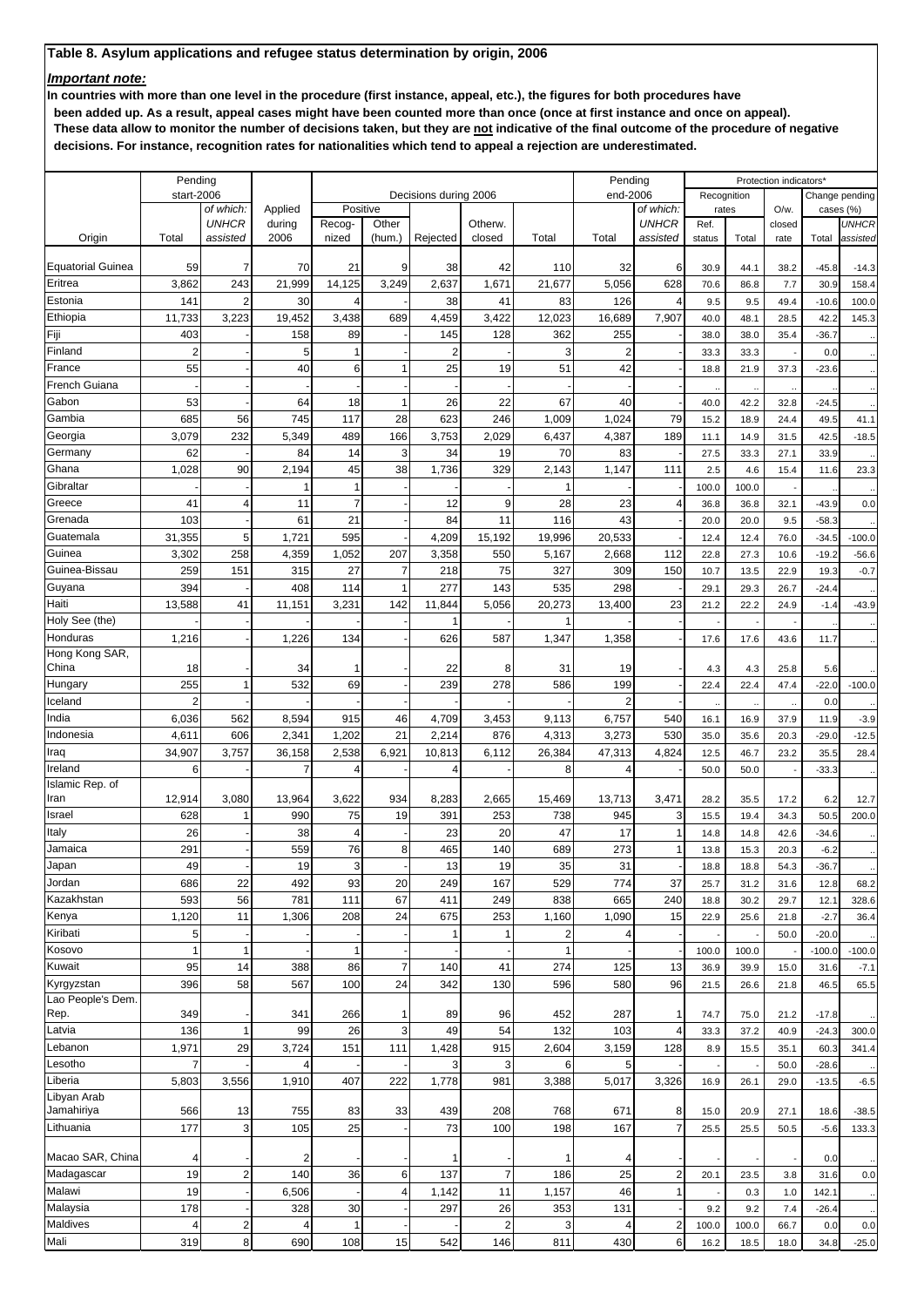## Table 8. Asylum applications and refugee status determination by origin, 2006

***Important note:***

**In countries with more than one level in the procedure (first instance, appeal, etc.), the figures for both procedures have been added up. As a result, appeal cases might have been counted more than once (once at first instance and once on appeal). These data allow to monitor the number of decisions taken, but they are not indicative of the final outcome of the procedure of negative decisions. For instance, recognition rates for nationalities which tend to appeal a rejection are underestimated.**

| | Pending start-2006 | | | Decisions during 2006 | | | | | Pending end-2006 | | Protection indicators* | | | | |
|---|---|---|---|---|---|---|---|---|---|---|---|---|---|---|---|
| | | | | Positive | | | | | | | Recognition rates | | | Change pending cases (%) | |
| Origin | Total | *of which: UNHCR assisted* | Applied during 2006 | Recog-nized | Other (hum.) | Rejected | Otherw. closed | Total | Total | *of which: UNHCR assisted* | Ref. status | Total | O/w. closed rate | Total | *UNHCR assisted* |
| Equatorial Guinea | 59 | 7 | 70 | 21 | 9 | 38 | 42 | 110 | 32 | 6 | 30.9 | 44.1 | 38.2 | -45.8 | -14.3 |
| Eritrea | 3,862 | 243 | 21,999 | 14,125 | 3,249 | 2,637 | 1,671 | 21,677 | 5,056 | 628 | 70.6 | 86.8 | 7.7 | 30.9 | 158.4 |
| Estonia | 141 | 2 | 30 | 4 | - | 38 | 41 | 83 | 126 | 4 | 9.5 | 9.5 | 49.4 | -10.6 | 100.0 |
| Ethiopia | 11,733 | 3,223 | 19,452 | 3,438 | 689 | 4,459 | 3,422 | 12,023 | 16,689 | 7,907 | 40.0 | 48.1 | 28.5 | 42.2 | 145.3 |
| Fiji | 403 | - | 158 | 89 | - | 145 | 128 | 362 | 255 | - | 38.0 | 38.0 | 35.4 | -36.7 | .. |
| Finland | 2 | - | 5 | 1 | - | 2 | - | 3 | 2 | - | 33.3 | 33.3 | - | 0.0 | .. |
| France | 55 | - | 40 | 6 | 1 | 25 | 19 | 51 | 42 | - | 18.8 | 21.9 | 37.3 | -23.6 | .. |
| French Guiana | - | - | - | - | - | - | - | - | - | - | .. | .. | .. | .. | .. |
| Gabon | 53 | - | 64 | 18 | 1 | 26 | 22 | 67 | 40 | - | 40.0 | 42.2 | 32.8 | -24.5 | .. |
| Gambia | 685 | 56 | 745 | 117 | 28 | 623 | 246 | 1,009 | 1,024 | 79 | 15.2 | 18.9 | 24.4 | 49.5 | 41.1 |
| Georgia | 3,079 | 232 | 5,349 | 489 | 166 | 3,753 | 2,029 | 6,437 | 4,387 | 189 | 11.1 | 14.9 | 31.5 | 42.5 | -18.5 |
| Germany | 62 | - | 84 | 14 | 3 | 34 | 19 | 70 | 83 | - | 27.5 | 33.3 | 27.1 | 33.9 | .. |
| Ghana | 1,028 | 90 | 2,194 | 45 | 38 | 1,736 | 329 | 2,143 | 1,147 | 111 | 2.5 | 4.6 | 15.4 | 11.6 | 23.3 |
| Gibraltar | - | - | 1 | 1 | - | - | - | 1 | - | - | 100.0 | 100.0 | - | .. | .. |
| Greece | 41 | 4 | 11 | 7 | - | 12 | 9 | 28 | 23 | 4 | 36.8 | 36.8 | 32.1 | -43.9 | 0.0 |
| Grenada | 103 | - | 61 | 21 | - | 84 | 11 | 116 | 43 | - | 20.0 | 20.0 | 9.5 | -58.3 | .. |
| Guatemala | 31,355 | 5 | 1,721 | 595 | - | 4,209 | 15,192 | 19,996 | 20,533 | - | 12.4 | 12.4 | 76.0 | -34.5 | -100.0 |
| Guinea | 3,302 | 258 | 4,359 | 1,052 | 207 | 3,358 | 550 | 5,167 | 2,668 | 112 | 22.8 | 27.3 | 10.6 | -19.2 | -56.6 |
| Guinea-Bissau | 259 | 151 | 315 | 27 | 7 | 218 | 75 | 327 | 309 | 150 | 10.7 | 13.5 | 22.9 | 19.3 | -0.7 |
| Guyana | 394 | - | 408 | 114 | 1 | 277 | 143 | 535 | 298 | - | 29.1 | 29.3 | 26.7 | -24.4 | .. |
| Haiti | 13,588 | 41 | 11,151 | 3,231 | 142 | 11,844 | 5,056 | 20,273 | 13,400 | 23 | 21.2 | 22.2 | 24.9 | -1.4 | -43.9 |
| Holy See (the) | - | - | - | - | - | 1 | - | 1 | - | - | - | - | - | .. | .. |
| Honduras | 1,216 | - | 1,226 | 134 | - | 626 | 587 | 1,347 | 1,358 | - | 17.6 | 17.6 | 43.6 | 11.7 | .. |
| Hong Kong SAR, China | 18 | - | 34 | 1 | - | 22 | 8 | 31 | 19 | - | 4.3 | 4.3 | 25.8 | 5.6 | .. |
| Hungary | 255 | 1 | 532 | 69 | - | 239 | 278 | 586 | 199 | - | 22.4 | 22.4 | 47.4 | -22.0 | -100.0 |
| Iceland | 2 | - | - | - | - | - | - | - | 2 | - | .. | .. | .. | 0.0 | .. |
| India | 6,036 | 562 | 8,594 | 915 | 46 | 4,709 | 3,453 | 9,113 | 6,757 | 540 | 16.1 | 16.9 | 37.9 | 11.9 | -3.9 |
| Indonesia | 4,611 | 606 | 2,341 | 1,202 | 21 | 2,214 | 876 | 4,313 | 3,273 | 530 | 35.0 | 35.6 | 20.3 | -29.0 | -12.5 |
| Iraq | 34,907 | 3,757 | 36,158 | 2,538 | 6,921 | 10,813 | 6,112 | 26,384 | 47,313 | 4,824 | 12.5 | 46.7 | 23.2 | 35.5 | 28.4 |
| Ireland | 6 | - | 7 | 4 | - | 4 | - | 8 | 4 | - | 50.0 | 50.0 | - | -33.3 | .. |
| Islamic Rep. of Iran | 12,914 | 3,080 | 13,964 | 3,622 | 934 | 8,283 | 2,665 | 15,469 | 13,713 | 3,471 | 28.2 | 35.5 | 17.2 | 6.2 | 12.7 |
| Israel | 628 | 1 | 990 | 75 | 19 | 391 | 253 | 738 | 945 | 3 | 15.5 | 19.4 | 34.3 | 50.5 | 200.0 |
| Italy | 26 | - | 38 | 4 | - | 23 | 20 | 47 | 17 | 1 | 14.8 | 14.8 | 42.6 | -34.6 | .. |
| Jamaica | 291 | - | 559 | 76 | 8 | 465 | 140 | 689 | 273 | 1 | 13.8 | 15.3 | 20.3 | -6.2 | .. |
| Japan | 49 | - | 19 | 3 | - | 13 | 19 | 35 | 31 | - | 18.8 | 18.8 | 54.3 | -36.7 | .. |
| Jordan | 686 | 22 | 492 | 93 | 20 | 249 | 167 | 529 | 774 | 37 | 25.7 | 31.2 | 31.6 | 12.8 | 68.2 |
| Kazakhstan | 593 | 56 | 781 | 111 | 67 | 411 | 249 | 838 | 665 | 240 | 18.8 | 30.2 | 29.7 | 12.1 | 328.6 |
| Kenya | 1,120 | 11 | 1,306 | 208 | 24 | 675 | 253 | 1,160 | 1,090 | 15 | 22.9 | 25.6 | 21.8 | -2.7 | 36.4 |
| Kiribati | 5 | - | - | - | - | 1 | 1 | 2 | 4 | - | - | - | 50.0 | -20.0 | .. |
| Kosovo | 1 | 1 | - | 1 | - | - | - | 1 | - | - | 100.0 | 100.0 | - | -100.0 | -100.0 |
| Kuwait | 95 | 14 | 388 | 86 | 7 | 140 | 41 | 274 | 125 | 13 | 36.9 | 39.9 | 15.0 | 31.6 | -7.1 |
| Kyrgyzstan | 396 | 58 | 567 | 100 | 24 | 342 | 130 | 596 | 580 | 96 | 21.5 | 26.6 | 21.8 | 46.5 | 65.5 |
| Lao People's Dem. Rep. | 349 | - | 341 | 266 | 1 | 89 | 96 | 452 | 287 | 1 | 74.7 | 75.0 | 21.2 | -17.8 | .. |
| Latvia | 136 | 1 | 99 | 26 | 3 | 49 | 54 | 132 | 103 | 4 | 33.3 | 37.2 | 40.9 | -24.3 | 300.0 |
| Lebanon | 1,971 | 29 | 3,724 | 151 | 111 | 1,428 | 915 | 2,604 | 3,159 | 128 | 8.9 | 15.5 | 35.1 | 60.3 | 341.4 |
| Lesotho | 7 | - | 4 | - | - | 3 | 3 | 6 | 5 | - | - | - | 50.0 | -28.6 | .. |
| Liberia | 5,803 | 3,556 | 1,910 | 407 | 222 | 1,778 | 981 | 3,388 | 5,017 | 3,326 | 16.9 | 26.1 | 29.0 | -13.5 | -6.5 |
| Libyan Arab Jamahiriya | 566 | 13 | 755 | 83 | 33 | 439 | 208 | 768 | 671 | 8 | 15.0 | 20.9 | 27.1 | 18.6 | -38.5 |
| Lithuania | 177 | 3 | 105 | 25 | - | 73 | 100 | 198 | 167 | 7 | 25.5 | 25.5 | 50.5 | -5.6 | 133.3 |
| Macao SAR, China | 4 | - | 2 | - | - | 1 | - | 1 | 4 | - | - | - | - | 0.0 | .. |
| Madagascar | 19 | 2 | 140 | 36 | 6 | 137 | 7 | 186 | 25 | 2 | 20.1 | 23.5 | 3.8 | 31.6 | 0.0 |
| Malawi | 19 | - | 6,506 | - | 4 | 1,142 | 11 | 1,157 | 46 | 1 | - | 0.3 | 1.0 | 142.1 | .. |
| Malaysia | 178 | - | 328 | 30 | - | 297 | 26 | 353 | 131 | - | 9.2 | 9.2 | 7.4 | -26.4 | .. |
| Maldives | 4 | 2 | 4 | 1 | - | - | 2 | 3 | 4 | 2 | 100.0 | 100.0 | 66.7 | 0.0 | 0.0 |
| Mali | 319 | 8 | 690 | 108 | 15 | 542 | 146 | 811 | 430 | 6 | 16.2 | 18.5 | 18.0 | 34.8 | -25.0 |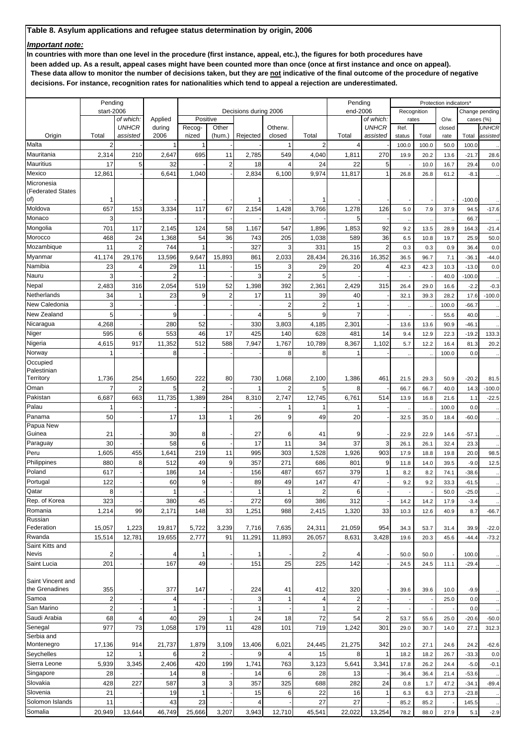**Table 8. Asylum applications and refugee status determination by origin, 2006**

***Important note:***

**In countries with more than one level in the procedure (first instance, appeal, etc.), the figures for both procedures have been added up. As a result, appeal cases might have been counted more than once (once at first instance and once on appeal). These data allow to monitor the number of decisions taken, but they are not indicative of the final outcome of the procedure of negative decisions. For instance, recognition rates for nationalities which tend to appeal a rejection are underestimated.**

| | Pending start-2006 | | | Decisions during 2006 | | | | | Pending end-2006 | | Protection indicators* | | | | |
|---|---|---|---|---|---|---|---|---|---|---|---|---|---|---|---|
| | | | | | | | | | | | Recognition rates | | | Change pending cases (%) | |
| | | *of which: UNHCR* | Applied during | Positive | | | | | | *of which: UNHCR* | Ref. | | O/w. closed | | *UNHCR* |
| Origin | Total | *assisted* | 2006 | Recog-nized | Other (hum.) | Rejected | Otherw. closed | Total | Total | *assisted* | status | Total | rate | Total | *assisted* |
| Malta | 2 | - | 1 | 1 | - | - | 1 | 2 | 4 | - | 100.0 | 100.0 | 50.0 | 100.0 | .. |
| Mauritania | 2,314 | 210 | 2,647 | 695 | 11 | 2,785 | 549 | 4,040 | 1,811 | 270 | 19.9 | 20.2 | 13.6 | -21.7 | 28.6 |
| Mauritius | 17 | 5 | 32 | - | 2 | 18 | 4 | 24 | 22 | 5 | - | 10.0 | 16.7 | 29.4 | 0.0 |
| Mexico | 12,861 | - | 6,641 | 1,040 | - | 2,834 | 6,100 | 9,974 | 11,817 | 1 | 26.8 | 26.8 | 61.2 | -8.1 | .. |
| Micronesia (Federated States of) | 1 | - | - | - | - | 1 | - | 1 | - | - | - | - | - | -100.0 | .. |
| Moldova | 657 | 153 | 3,334 | 117 | 67 | 2,154 | 1,428 | 3,766 | 1,278 | 126 | 5.0 | 7.9 | 37.9 | 94.5 | -17.6 |
| Monaco | 3 | - | - | - | - | - | - | - | 5 | - | .. | .. | .. | 66.7 | .. |
| Mongolia | 701 | 117 | 2,145 | 124 | 58 | 1,167 | 547 | 1,896 | 1,853 | 92 | 9.2 | 13.5 | 28.9 | 164.3 | -21.4 |
| Morocco | 468 | 24 | 1,368 | 54 | 36 | 743 | 205 | 1,038 | 589 | 36 | 6.5 | 10.8 | 19.7 | 25.9 | 50.0 |
| Mozambique | 11 | 2 | 744 | 1 | - | 327 | 3 | 331 | 15 | 2 | 0.3 | 0.3 | 0.9 | 36.4 | 0.0 |
| Myanmar | 41,174 | 29,176 | 13,596 | 9,647 | 15,893 | 861 | 2,033 | 28,434 | 26,316 | 16,352 | 36.5 | 96.7 | 7.1 | -36.1 | -44.0 |
| Namibia | 23 | 4 | 29 | 11 | - | 15 | 3 | 29 | 20 | 4 | 42.3 | 42.3 | 10.3 | -13.0 | 0.0 |
| Nauru | 3 | - | 2 | - | - | 3 | 2 | 5 | - | - | - | - | 40.0 | -100.0 | .. |
| Nepal | 2,483 | 316 | 2,054 | 519 | 52 | 1,398 | 392 | 2,361 | 2,429 | 315 | 26.4 | 29.0 | 16.6 | -2.2 | -0.3 |
| Netherlands | 34 | 1 | 23 | 9 | 2 | 17 | 11 | 39 | 40 | - | 32.1 | 39.3 | 28.2 | 17.6 | -100.0 |
| New Caledonia | 3 | - | - | - | - | - | 2 | 2 | 1 | - | .. | .. | 100.0 | -66.7 | .. |
| New Zealand | 5 | - | 9 | - | - | 4 | 5 | 9 | 7 | - | - | - | 55.6 | 40.0 | .. |
| Nicaragua | 4,268 | - | 280 | 52 | - | 330 | 3,803 | 4,185 | 2,301 | - | 13.6 | 13.6 | 90.9 | -46.1 | .. |
| Niger | 595 | 6 | 553 | 46 | 17 | 425 | 140 | 628 | 481 | 14 | 9.4 | 12.9 | 22.3 | -19.2 | 133.3 |
| Nigeria | 4,615 | 917 | 11,352 | 512 | 588 | 7,947 | 1,767 | 10,789 | 8,367 | 1,102 | 5.7 | 12.2 | 16.4 | 81.3 | 20.2 |
| Norway | 1 | - | 8 | - | - | - | 8 | 8 | 1 | - | .. | .. | 100.0 | 0.0 | .. |
| Occupied Palestinian Territory | 1,736 | 254 | 1,650 | 222 | 80 | 730 | 1,068 | 2,100 | 1,386 | 461 | 21.5 | 29.3 | 50.9 | -20.2 | 81.5 |
| Oman | 7 | 2 | 5 | 2 | - | 1 | 2 | 5 | 8 | - | 66.7 | 66.7 | 40.0 | 14.3 | -100.0 |
| Pakistan | 6,687 | 663 | 11,735 | 1,389 | 284 | 8,310 | 2,747 | 12,745 | 6,761 | 514 | 13.9 | 16.8 | 21.6 | 1.1 | -22.5 |
| Palau | 1 | - | - | - | - | - | 1 | 1 | 1 | - | .. | .. | 100.0 | 0.0 | .. |
| Panama | 50 | - | 17 | 13 | 1 | 26 | 9 | 49 | 20 | - | 32.5 | 35.0 | 18.4 | -60.0 | .. |
| Papua New Guinea | 21 | - | 30 | 8 | - | 27 | 6 | 41 | 9 | - | 22.9 | 22.9 | 14.6 | -57.1 | .. |
| Paraguay | 30 | - | 58 | 6 | - | 17 | 11 | 34 | 37 | 3 | 26.1 | 26.1 | 32.4 | 23.3 | .. |
| Peru | 1,605 | 455 | 1,641 | 219 | 11 | 995 | 303 | 1,528 | 1,926 | 903 | 17.9 | 18.8 | 19.8 | 20.0 | 98.5 |
| Philippines | 880 | 8 | 512 | 49 | 9 | 357 | 271 | 686 | 801 | 9 | 11.8 | 14.0 | 39.5 | -9.0 | 12.5 |
| Poland | 617 | - | 186 | 14 | - | 156 | 487 | 657 | 379 | 1 | 8.2 | 8.2 | 74.1 | -38.6 | .. |
| Portugal | 122 | - | 60 | 9 | - | 89 | 49 | 147 | 47 | - | 9.2 | 9.2 | 33.3 | -61.5 | .. |
| Qatar | 8 | - | 1 | - | - | 1 | 1 | 2 | 6 | - | - | - | 50.0 | -25.0 | .. |
| Rep. of Korea | 323 | - | 380 | 45 | - | 272 | 69 | 386 | 312 | - | 14.2 | 14.2 | 17.9 | -3.4 | .. |
| Romania | 1,214 | 99 | 2,171 | 148 | 33 | 1,251 | 988 | 2,415 | 1,320 | 33 | 10.3 | 12.6 | 40.9 | 8.7 | -66.7 |
| Russian Federation | 15,057 | 1,223 | 19,817 | 5,722 | 3,239 | 7,716 | 7,635 | 24,311 | 21,059 | 954 | 34.3 | 53.7 | 31.4 | 39.9 | -22.0 |
| Rwanda | 15,514 | 12,781 | 19,655 | 2,777 | 91 | 11,291 | 11,893 | 26,057 | 8,631 | 3,428 | 19.6 | 20.3 | 45.6 | -44.4 | -73.2 |
| Saint Kitts and Nevis | 2 | - | 4 | 1 | - | 1 | - | 2 | 4 | - | 50.0 | 50.0 | - | 100.0 | .. |
| Saint Lucia | 201 | - | 167 | 49 | - | 151 | 25 | 225 | 142 | - | 24.5 | 24.5 | 11.1 | -29.4 | .. |
| Saint Vincent and the Grenadines | 355 | - | 377 | 147 | - | 224 | 41 | 412 | 320 | - | 39.6 | 39.6 | 10.0 | -9.9 | .. |
| Samoa | 2 | - | 4 | - | - | 3 | 1 | 4 | 2 | - | - | - | 25.0 | 0.0 | .. |
| San Marino | 2 | - | 1 | - | - | 1 | - | 1 | 2 | - | - | - | - | 0.0 | .. |
| Saudi Arabia | 68 | 4 | 40 | 29 | 1 | 24 | 18 | 72 | 54 | 2 | 53.7 | 55.6 | 25.0 | -20.6 | -50.0 |
| Senegal | 977 | 73 | 1,058 | 179 | 11 | 428 | 101 | 719 | 1,242 | 301 | 29.0 | 30.7 | 14.0 | 27.1 | 312.3 |
| Serbia and Montenegro | 17,136 | 914 | 21,737 | 1,879 | 3,109 | 13,406 | 6,021 | 24,445 | 21,275 | 342 | 10.2 | 27.1 | 24.6 | 24.2 | -62.6 |
| Seychelles | 12 | 1 | 6 | 2 | - | 9 | 4 | 15 | 8 | 1 | 18.2 | 18.2 | 26.7 | -33.3 | 0.0 |
| Sierra Leone | 5,939 | 3,345 | 2,406 | 420 | 199 | 1,741 | 763 | 3,123 | 5,641 | 3,341 | 17.8 | 26.2 | 24.4 | -5.0 | -0.1 |
| Singapore | 28 | - | 14 | 8 | - | 14 | 6 | 28 | 13 | - | 36.4 | 36.4 | 21.4 | -53.6 | .. |
| Slovakia | 428 | 227 | 587 | 3 | 3 | 357 | 325 | 688 | 282 | 24 | 0.8 | 1.7 | 47.2 | -34.1 | -89.4 |
| Slovenia | 21 | - | 19 | 1 | - | 15 | 6 | 22 | 16 | 1 | 6.3 | 6.3 | 27.3 | -23.8 | .. |
| Solomon Islands | 11 | - | 43 | 23 | - | 4 | - | 27 | 27 | - | 85.2 | 85.2 | - | 145.5 | .. |
| Somalia | 20,949 | 13,644 | 46,749 | 25,666 | 3,207 | 3,943 | 12,710 | 45,541 | 22,022 | 13,254 | 78.2 | 88.0 | 27.9 | 5.1 | -2.9 |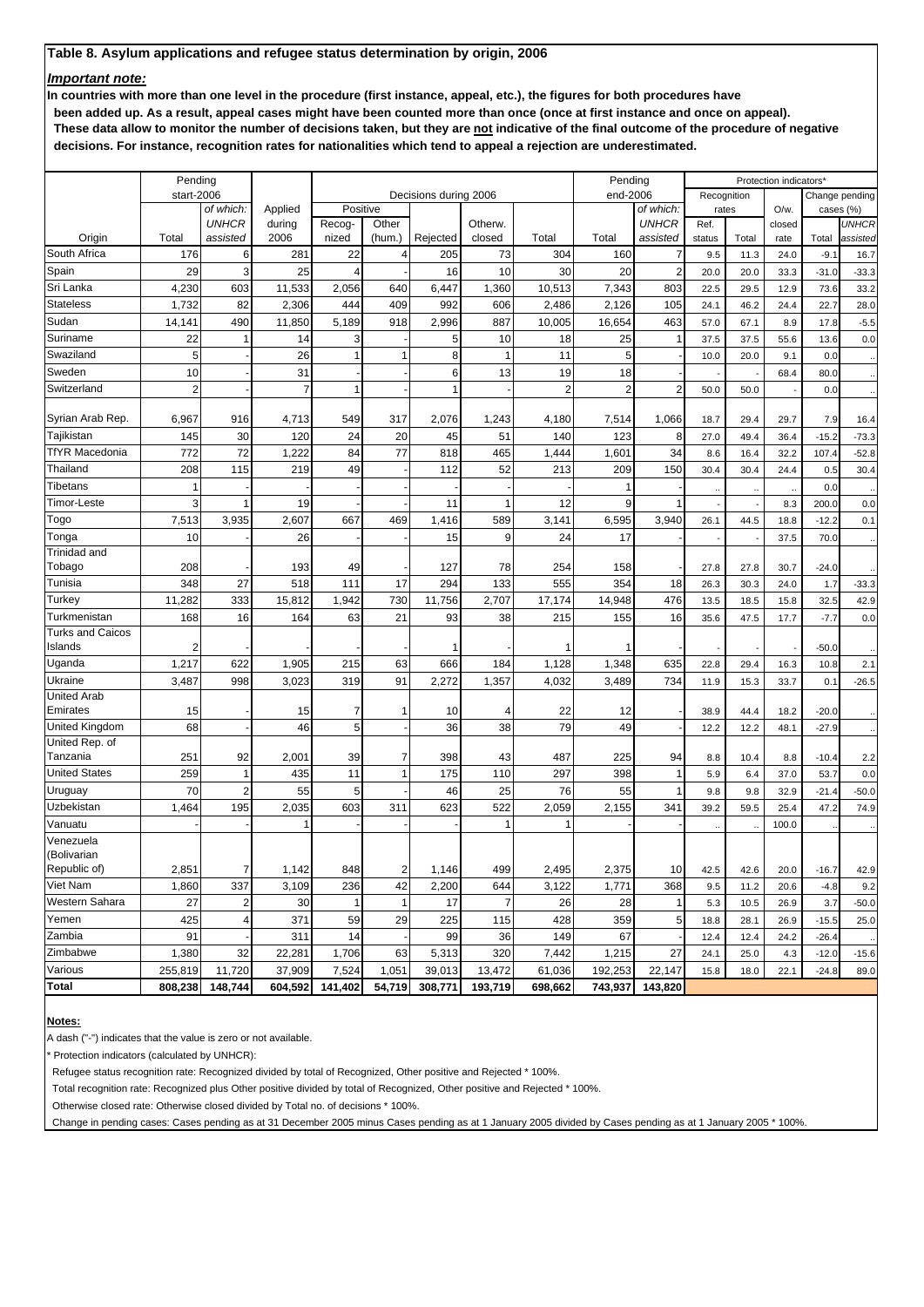**Table 8. Asylum applications and refugee status determination by origin, 2006**

***Important note:***

**In countries with more than one level in the procedure (first instance, appeal, etc.), the figures for both procedures have been added up. As a result, appeal cases might have been counted more than once (once at first instance and once on appeal). These data allow to monitor the number of decisions taken, but they are not indicative of the final outcome of the procedure of negative decisions. For instance, recognition rates for nationalities which tend to appeal a rejection are underestimated.**

| Origin | Pending start-2006 | | Applied during 2006 | Decisions during 2006 | | | | | Pending end-2006 | | Protection indicators* | | | | |
|---|---|---|---|---|---|---|---|---|---|---|---|---|---|---|---|
| | | | | Positive | | | | | | | Recognition rates | | O/w. closed rate | Change pending cases (%) | |
| | Total | of which: UNHCR assisted | | Recog-nized | Other (hum.) | Rejected | Otherw. closed | Total | Total | of which: UNHCR assisted | Ref. status | Total | | Total | UNHCR assisted |
| South Africa | 176 | 6 | 281 | 22 | 4 | 205 | 73 | 304 | 160 | 7 | 9.5 | 11.3 | 24.0 | -9.1 | 16.7 |
| Spain | 29 | 3 | 25 | 4 | - | 16 | 10 | 30 | 20 | 2 | 20.0 | 20.0 | 33.3 | -31.0 | -33.3 |
| Sri Lanka | 4,230 | 603 | 11,533 | 2,056 | 640 | 6,447 | 1,360 | 10,513 | 7,343 | 803 | 22.5 | 29.5 | 12.9 | 73.6 | 33.2 |
| Stateless | 1,732 | 82 | 2,306 | 444 | 409 | 992 | 606 | 2,486 | 2,126 | 105 | 24.1 | 46.2 | 24.4 | 22.7 | 28.0 |
| Sudan | 14,141 | 490 | 11,850 | 5,189 | 918 | 2,996 | 887 | 10,005 | 16,654 | 463 | 57.0 | 67.1 | 8.9 | 17.8 | -5.5 |
| Suriname | 22 | 1 | 14 | 3 | - | 5 | 10 | 18 | 25 | 1 | 37.5 | 37.5 | 55.6 | 13.6 | 0.0 |
| Swaziland | 5 | - | 26 | 1 | 1 | 8 | 1 | 11 | 5 | - | 10.0 | 20.0 | 9.1 | 0.0 | .. |
| Sweden | 10 | - | 31 | - | - | 6 | 13 | 19 | 18 | - | - | - | 68.4 | 80.0 | .. |
| Switzerland | 2 | - | 7 | 1 | - | 1 | - | 2 | 2 | 2 | 50.0 | 50.0 | - | 0.0 | .. |
| Syrian Arab Rep. | 6,967 | 916 | 4,713 | 549 | 317 | 2,076 | 1,243 | 4,180 | 7,514 | 1,066 | 18.7 | 29.4 | 29.7 | 7.9 | 16.4 |
| Tajikistan | 145 | 30 | 120 | 24 | 20 | 45 | 51 | 140 | 123 | 8 | 27.0 | 49.4 | 36.4 | -15.2 | -73.3 |
| TfYR Macedonia | 772 | 72 | 1,222 | 84 | 77 | 818 | 465 | 1,444 | 1,601 | 34 | 8.6 | 16.4 | 32.2 | 107.4 | -52.8 |
| Thailand | 208 | 115 | 219 | 49 | - | 112 | 52 | 213 | 209 | 150 | 30.4 | 30.4 | 24.4 | 0.5 | 30.4 |
| Tibetans | 1 | - | - | - | - | - | - | - | 1 | - | .. | .. | .. | 0.0 | .. |
| Timor-Leste | 3 | 1 | 19 | - | - | 11 | 1 | 12 | 9 | 1 | - | - | 8.3 | 200.0 | 0.0 |
| Togo | 7,513 | 3,935 | 2,607 | 667 | 469 | 1,416 | 589 | 3,141 | 6,595 | 3,940 | 26.1 | 44.5 | 18.8 | -12.2 | 0.1 |
| Tonga | 10 | - | 26 | - | - | 15 | 9 | 24 | 17 | - | - | - | 37.5 | 70.0 | .. |
| Trinidad and Tobago | 208 | - | 193 | 49 | - | 127 | 78 | 254 | 158 | - | 27.8 | 27.8 | 30.7 | -24.0 | .. |
| Tunisia | 348 | 27 | 518 | 111 | 17 | 294 | 133 | 555 | 354 | 18 | 26.3 | 30.3 | 24.0 | 1.7 | -33.3 |
| Turkey | 11,282 | 333 | 15,812 | 1,942 | 730 | 11,756 | 2,707 | 17,174 | 14,948 | 476 | 13.5 | 18.5 | 15.8 | 32.5 | 42.9 |
| Turkmenistan | 168 | 16 | 164 | 63 | 21 | 93 | 38 | 215 | 155 | 16 | 35.6 | 47.5 | 17.7 | -7.7 | 0.0 |
| Turks and Caicos Islands | 2 | - | - | - | - | 1 | - | 1 | 1 | - | - | - | - | -50.0 | .. |
| Uganda | 1,217 | 622 | 1,905 | 215 | 63 | 666 | 184 | 1,128 | 1,348 | 635 | 22.8 | 29.4 | 16.3 | 10.8 | 2.1 |
| Ukraine | 3,487 | 998 | 3,023 | 319 | 91 | 2,272 | 1,357 | 4,032 | 3,489 | 734 | 11.9 | 15.3 | 33.7 | 0.1 | -26.5 |
| United Arab Emirates | 15 | - | 15 | 7 | 1 | 10 | 4 | 22 | 12 | - | 38.9 | 44.4 | 18.2 | -20.0 | .. |
| United Kingdom | 68 | - | 46 | 5 | - | 36 | 38 | 79 | 49 | - | 12.2 | 12.2 | 48.1 | -27.9 | .. |
| United Rep. of Tanzania | 251 | 92 | 2,001 | 39 | 7 | 398 | 43 | 487 | 225 | 94 | 8.8 | 10.4 | 8.8 | -10.4 | 2.2 |
| United States | 259 | 1 | 435 | 11 | 1 | 175 | 110 | 297 | 398 | 1 | 5.9 | 6.4 | 37.0 | 53.7 | 0.0 |
| Uruguay | 70 | 2 | 55 | 5 | - | 46 | 25 | 76 | 55 | 1 | 9.8 | 9.8 | 32.9 | -21.4 | -50.0 |
| Uzbekistan | 1,464 | 195 | 2,035 | 603 | 311 | 623 | 522 | 2,059 | 2,155 | 341 | 39.2 | 59.5 | 25.4 | 47.2 | 74.9 |
| Vanuatu | - | - | 1 | - | - | - | 1 | 1 | - | - | .. | .. | 100.0 | .. | .. |
| Venezuela (Bolivarian Republic of) | 2,851 | 7 | 1,142 | 848 | 2 | 1,146 | 499 | 2,495 | 2,375 | 10 | 42.5 | 42.6 | 20.0 | -16.7 | 42.9 |
| Viet Nam | 1,860 | 337 | 3,109 | 236 | 42 | 2,200 | 644 | 3,122 | 1,771 | 368 | 9.5 | 11.2 | 20.6 | -4.8 | 9.2 |
| Western Sahara | 27 | 2 | 30 | 1 | 1 | 17 | 7 | 26 | 28 | 1 | 5.3 | 10.5 | 26.9 | 3.7 | -50.0 |
| Yemen | 425 | 4 | 371 | 59 | 29 | 225 | 115 | 428 | 359 | 5 | 18.8 | 28.1 | 26.9 | -15.5 | 25.0 |
| Zambia | 91 | - | 311 | 14 | - | 99 | 36 | 149 | 67 | - | 12.4 | 12.4 | 24.2 | -26.4 | .. |
| Zimbabwe | 1,380 | 32 | 22,281 | 1,706 | 63 | 5,313 | 320 | 7,442 | 1,215 | 27 | 24.1 | 25.0 | 4.3 | -12.0 | -15.6 |
| Various | 255,819 | 11,720 | 37,909 | 7,524 | 1,051 | 39,013 | 13,472 | 61,036 | 192,253 | 22,147 | 15.8 | 18.0 | 22.1 | -24.8 | 89.0 |
| **Total** | **808,238** | **148,744** | **604,592** | **141,402** | **54,719** | **308,771** | **193,719** | **698,662** | **743,937** | **143,820** | | | | | |

**Notes:**

A dash ("-") indicates that the value is zero or not available.

\* Protection indicators (calculated by UNHCR):

Refugee status recognition rate: Recognized divided by total of Recognized, Other positive and Rejected * 100%.

Total recognition rate: Recognized plus Other positive divided by total of Recognized, Other positive and Rejected * 100%.

Otherwise closed rate: Otherwise closed divided by Total no. of decisions * 100%.

Change in pending cases: Cases pending as at 31 December 2005 minus Cases pending as at 1 January 2005 divided by Cases pending as at 1 January 2005 * 100%.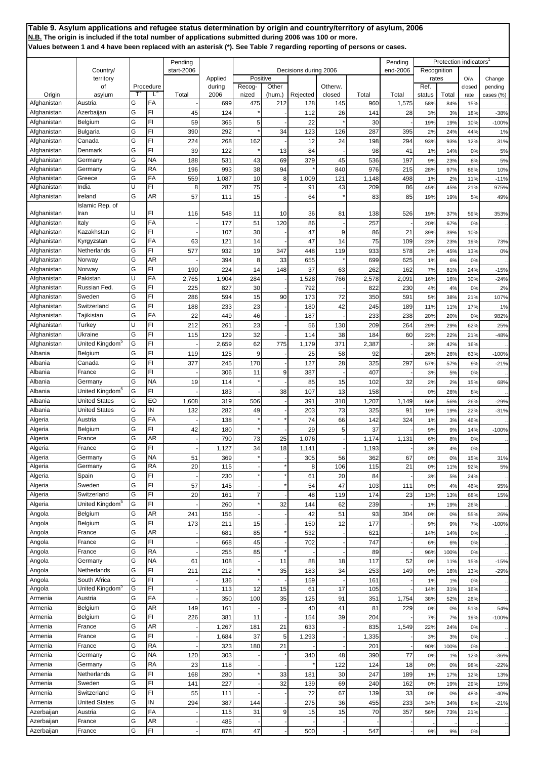**Table 9. Asylum applications and refugee status determination by origin and country/territory of asylum, 2006**
**N.B. The origin is included if the total number of applications submitted during 2006 was 100 or more.**
**Values between 1 and 4 have been replaced with an asterisk (*). See Table 7 regarding reporting of persons or cases.**

| Origin | Country/ territory of asylum | Procedure T[2] | Procedure L[3] | Pending start-2006 Total | Applied during 2006 | Decisions during 2006 Positive Recognized | Positive Other (hum.) | Rejected | Otherw. closed | Total | Pending end-2006 Total | Protection indicators[1] Recognition rates Ref. status | Recognition rates Total | O/w. closed rate | Change pending cases (%) |
|---|---|---|---|---|---|---|---|---|---|---|---|---|---|---|---|
| Afghanistan | Austria | G | FA | - | 699 | 475 | 212 | 128 | 145 | 960 | 1,575 | 58% | 84% | 15% | .. |
| Afghanistan | Azerbaijan | G | FI | 45 | 124 | * | - | 112 | 26 | 141 | 28 | 3% | 3% | 18% | -38% |
| Afghanistan | Belgium | G | FI | 59 | 365 | 5 | - | 22 | * | 30 | - | 19% | 19% | 10% | -100% |
| Afghanistan | Bulgaria | G | FI | 390 | 292 | * | 34 | 123 | 126 | 287 | 395 | 2% | 24% | 44% | 1% |
| Afghanistan | Canada | G | FI | 224 | 268 | 162 | - | 12 | 24 | 198 | 294 | 93% | 93% | 12% | 31% |
| Afghanistan | Denmark | G | FI | 39 | 122 | * | 13 | 84 | - | 98 | 41 | 1% | 14% | 0% | 5% |
| Afghanistan | Germany | G | NA | 188 | 531 | 43 | 69 | 379 | 45 | 536 | 197 | 9% | 23% | 8% | 5% |
| Afghanistan | Germany | G | RA | 196 | 993 | 38 | 94 | * | 840 | 976 | 215 | 28% | 97% | 86% | 10% |
| Afghanistan | Greece | G | FA | 559 | 1,087 | 10 | 8 | 1,009 | 121 | 1,148 | 498 | 1% | 2% | 11% | -11% |
| Afghanistan | India | U | FI | 8 | 287 | 75 | - | 91 | 43 | 209 | 86 | 45% | 45% | 21% | 975% |
| Afghanistan | Ireland | G | AR | 57 | 111 | 15 | - | 64 | * | 83 | 85 | 19% | 19% | 5% | 49% |
| Afghanistan | Islamic Rep. of Iran | U | FI | 116 | 548 | 11 | 10 | 36 | 81 | 138 | 526 | 19% | 37% | 59% | 353% |
| Afghanistan | Italy | G | FA | - | 177 | 51 | 120 | 86 | - | 257 | - | 20% | 67% | 0% | .. |
| Afghanistan | Kazakhstan | G | FI | - | 107 | 30 | - | 47 | 9 | 86 | 21 | 39% | 39% | 10% | .. |
| Afghanistan | Kyrgyzstan | G | FA | 63 | 121 | 14 | - | 47 | 14 | 75 | 109 | 23% | 23% | 19% | 73% |
| Afghanistan | Netherlands | G | FI | 577 | 932 | 19 | 347 | 448 | 119 | 933 | 578 | 2% | 45% | 13% | 0% |
| Afghanistan | Norway | G | AR | - | 394 | 8 | 33 | 655 | * | 699 | 625 | 1% | 6% | 0% | .. |
| Afghanistan | Norway | G | FI | 190 | 224 | 14 | 148 | 37 | 63 | 262 | 162 | 7% | 81% | 24% | -15% |
| Afghanistan | Pakistan | U | FA | 2,765 | 1,904 | 284 | - | 1,528 | 766 | 2,578 | 2,091 | 16% | 16% | 30% | -24% |
| Afghanistan | Russian Fed. | G | FI | 225 | 827 | 30 | - | 792 | - | 822 | 230 | 4% | 4% | 0% | 2% |
| Afghanistan | Sweden | G | FI | 286 | 594 | 15 | 90 | 173 | 72 | 350 | 591 | 5% | 38% | 21% | 107% |
| Afghanistan | Switzerland | G | FI | 188 | 233 | 23 | - | 180 | 42 | 245 | 189 | 11% | 11% | 17% | 1% |
| Afghanistan | Tajikistan | G | FA | 22 | 449 | 46 | - | 187 | - | 233 | 238 | 20% | 20% | 0% | 982% |
| Afghanistan | Turkey | U | FI | 212 | 261 | 23 | - | 56 | 130 | 209 | 264 | 29% | 29% | 62% | 25% |
| Afghanistan | Ukraine | G | FI | 115 | 129 | 32 | - | 114 | 38 | 184 | 60 | 22% | 22% | 21% | -48% |
| Afghanistan | United Kingdom[5] | G | FI | - | 2,659 | 62 | 775 | 1,179 | 371 | 2,387 | - | 3% | 42% | 16% | .. |
| Albania | Belgium | G | FI | 119 | 125 | 9 | - | 25 | 58 | 92 | - | 26% | 26% | 63% | -100% |
| Albania | Canada | G | FI | 377 | 245 | 170 | - | 127 | 28 | 325 | 297 | 57% | 57% | 9% | -21% |
| Albania | France | G | FI | - | 306 | 11 | 9 | 387 | - | 407 | - | 3% | 5% | 0% | .. |
| Albania | Germany | G | NA | 19 | 114 | * | - | 85 | 15 | 102 | 32 | 2% | 2% | 15% | 68% |
| Albania | United Kingdom[5] | G | FI | - | 183 | - | 38 | 107 | 13 | 158 | - | 0% | 26% | 8% | .. |
| Albania | United States | G | EO | 1,608 | 319 | 506 | - | 391 | 310 | 1,207 | 1,149 | 56% | 56% | 26% | -29% |
| Albania | United States | G | IN | 132 | 282 | 49 | - | 203 | 73 | 325 | 91 | 19% | 19% | 22% | -31% |
| Algeria | Austria | G | FA | - | 138 | * | * | 74 | 66 | 142 | 324 | 1% | 3% | 46% | .. |
| Algeria | Belgium | G | FI | 42 | 180 | * | - | 29 | 5 | 37 | - | 9% | 9% | 14% | -100% |
| Algeria | France | G | AR | - | 790 | 73 | 25 | 1,076 | - | 1,174 | 1,131 | 6% | 8% | 0% | .. |
| Algeria | France | G | FI | - | 1,127 | 34 | 18 | 1,141 | - | 1,193 | - | 3% | 4% | 0% | .. |
| Algeria | Germany | G | NA | 51 | 369 | * | - | 305 | 56 | 362 | 67 | 0% | 0% | 15% | 31% |
| Algeria | Germany | G | RA | 20 | 115 | - | * | 8 | 106 | 115 | 21 | 0% | 11% | 92% | 5% |
| Algeria | Spain | G | FI | - | 230 | * | * | 61 | 20 | 84 | - | 3% | 5% | 24% | .. |
| Algeria | Sweden | G | FI | 57 | 145 | - | * | 54 | 47 | 103 | 111 | 0% | 4% | 46% | 95% |
| Algeria | Switzerland | G | FI | 20 | 161 | 7 | - | 48 | 119 | 174 | 23 | 13% | 13% | 68% | 15% |
| Algeria | United Kingdom[5] | G | FI | - | 260 | * | 32 | 144 | 62 | 239 | - | 1% | 19% | 26% | .. |
| Angola | Belgium | G | AR | 241 | 156 | - | - | 42 | 51 | 93 | 304 | 0% | 0% | 55% | 26% |
| Angola | Belgium | G | FI | 173 | 211 | 15 | - | 150 | 12 | 177 | - | 9% | 9% | 7% | -100% |
| Angola | France | G | AR | - | 681 | 85 | * | 532 | - | 621 | - | 14% | 14% | 0% | .. |
| Angola | France | G | FI | - | 668 | 45 | - | 702 | - | 747 | - | 6% | 6% | 0% | .. |
| Angola | France | G | RA | - | 255 | 85 | * | - | - | 89 | - | 96% | 100% | 0% | .. |
| Angola | Germany | G | NA | 61 | 108 | - | 11 | 88 | 18 | 117 | 52 | 0% | 11% | 15% | -15% |
| Angola | Netherlands | G | FI | 211 | 212 | * | 35 | 183 | 34 | 253 | 149 | 0% | 16% | 13% | -29% |
| Angola | South Africa | G | FI | - | 136 | * | - | 159 | - | 161 | - | 1% | 1% | 0% | .. |
| Angola | United Kingdom[5] | G | FI | - | 113 | 12 | 15 | 61 | 17 | 105 | - | 14% | 31% | 16% | .. |
| Armenia | Austria | G | FA | - | 350 | 100 | 35 | 125 | 91 | 351 | 1,754 | 38% | 52% | 26% | .. |
| Armenia | Belgium | G | AR | 149 | 161 | - | - | 40 | 41 | 81 | 229 | 0% | 0% | 51% | 54% |
| Armenia | Belgium | G | FI | 226 | 381 | 11 | - | 154 | 39 | 204 | - | 7% | 7% | 19% | -100% |
| Armenia | France | G | AR | - | 1,267 | 181 | 21 | 633 | - | 835 | 1,549 | 22% | 24% | 0% | .. |
| Armenia | France | G | FI | - | 1,684 | 37 | 5 | 1,293 | - | 1,335 | - | 3% | 3% | 0% | .. |
| Armenia | France | G | RA | - | 323 | 180 | 21 | - | - | 201 | - | 90% | 100% | 0% | .. |
| Armenia | Germany | G | NA | 120 | 303 | - | * | 340 | 48 | 390 | 77 | 0% | 1% | 12% | -36% |
| Armenia | Germany | G | RA | 23 | 118 | - | - | * | 122 | 124 | 18 | 0% | 0% | 98% | -22% |
| Armenia | Netherlands | G | FI | 168 | 280 | * | 33 | 181 | 30 | 247 | 189 | 1% | 17% | 12% | 13% |
| Armenia | Sweden | G | FI | 141 | 227 | - | 32 | 139 | 69 | 240 | 162 | 0% | 19% | 29% | 15% |
| Armenia | Switzerland | G | FI | 55 | 111 | - | - | 72 | 67 | 139 | 33 | 0% | 0% | 48% | -40% |
| Armenia | United States | G | IN | 294 | 387 | 144 | - | 275 | 36 | 455 | 233 | 34% | 34% | 8% | -21% |
| Azerbaijan | Austria | G | FA | - | 115 | 31 | 9 | 15 | 15 | 70 | 357 | 56% | 73% | 21% | .. |
| Azerbaijan | France | G | AR | - | 485 | - | - | - | - | - | - | .. | .. | .. | .. |
| Azerbaijan | France | G | FI | - | 878 | 47 | - | 500 | - | 547 | - | 9% | 9% | 0% | .. |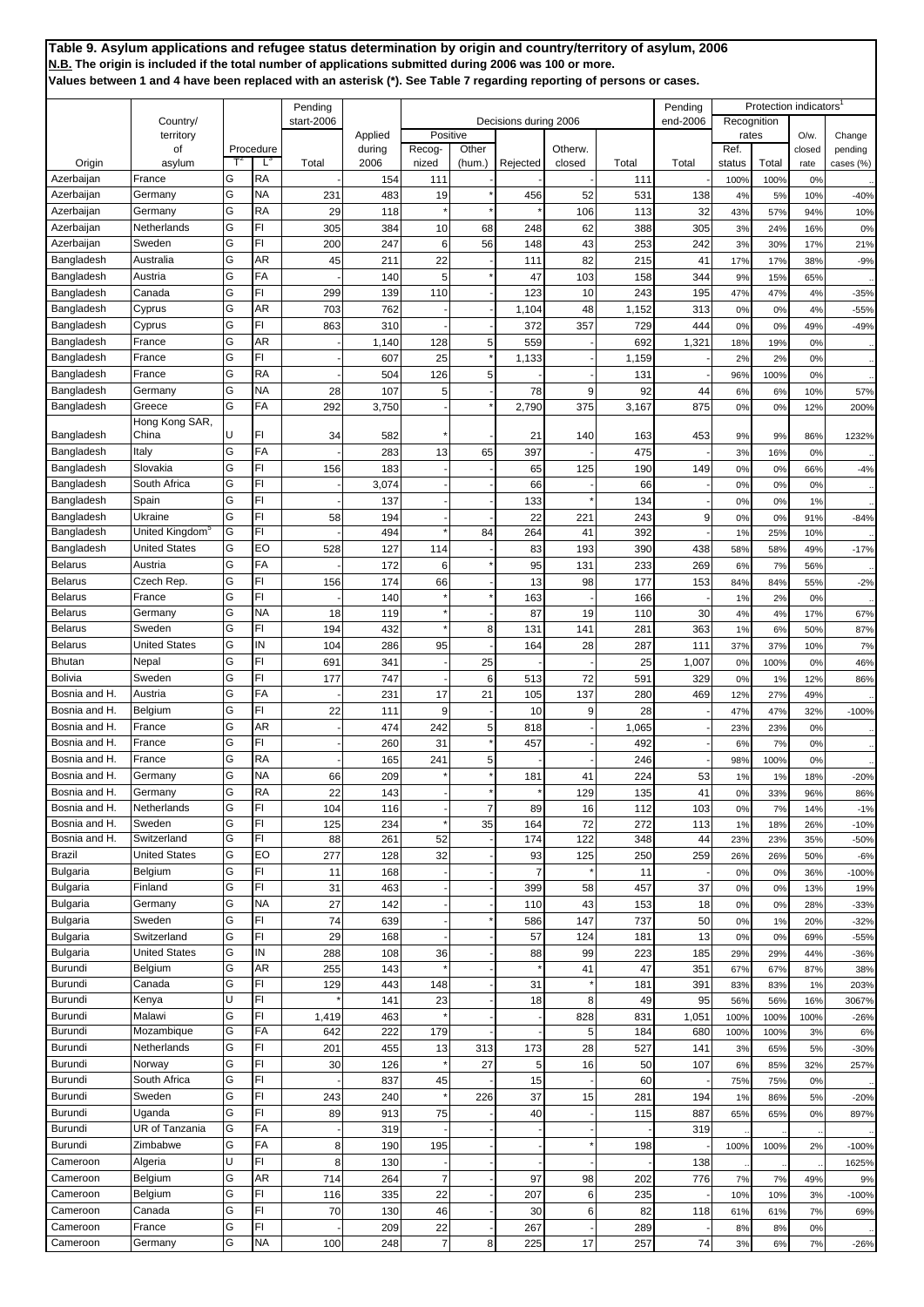**Table 9. Asylum applications and refugee status determination by origin and country/territory of asylum, 2006**
**N.B. The origin is included if the total number of applications submitted during 2006 was 100 or more.**
**Values between 1 and 4 have been replaced with an asterisk (*). See Table 7 regarding reporting of persons or cases.**

| Origin | Country/ territory of asylum | Procedure T[2] | Procedure L[3] | Pending start-2006 Total | Applied during 2006 | Decisions during 2006 Positive Recog-nized | Positive Other (hum.) | Rejected | Otherw. closed | Total | Pending end-2006 Total | Protection indicators[1] Recognition rates Ref. status | Recognition rates Total | O/w. closed rate | Change pending cases (%) |
|---|---|---|---|---|---|---|---|---|---|---|---|---|---|---|---|
| Azerbaijan | France | G | RA | - | 154 | 111 | | | | 111 | | 100% | 100% | 0% | .. |
| Azerbaijan | Germany | G | NA | 231 | 483 | 19 | * | 456 | 52 | 531 | 138 | 4% | 5% | 10% | -40% |
| Azerbaijan | Germany | G | RA | 29 | 118 | * | * | * | 106 | 113 | 32 | 43% | 57% | 94% | 10% |
| Azerbaijan | Netherlands | G | FI | 305 | 384 | 10 | 68 | 248 | 62 | 388 | 305 | 3% | 24% | 16% | 0% |
| Azerbaijan | Sweden | G | FI | 200 | 247 | 6 | 56 | 148 | 43 | 253 | 242 | 3% | 30% | 17% | 21% |
| Bangladesh | Australia | G | AR | 45 | 211 | 22 | - | 111 | 82 | 215 | 41 | 17% | 17% | 38% | -9% |
| Bangladesh | Austria | G | FA | - | 140 | 5 | * | 47 | 103 | 158 | 344 | 9% | 15% | 65% | .. |
| Bangladesh | Canada | G | FI | 299 | 139 | 110 | - | 123 | 10 | 243 | 195 | 47% | 47% | 4% | -35% |
| Bangladesh | Cyprus | G | AR | 703 | 762 | - | - | 1,104 | 48 | 1,152 | 313 | 0% | 0% | 4% | -55% |
| Bangladesh | Cyprus | G | FI | 863 | 310 | - | - | 372 | 357 | 729 | 444 | 0% | 0% | 49% | -49% |
| Bangladesh | France | G | AR | - | 1,140 | 128 | 5 | 559 | - | 692 | 1,321 | 18% | 19% | 0% | .. |
| Bangladesh | France | G | FI | - | 607 | 25 | * | 1,133 | - | 1,159 | - | 2% | 2% | 0% | .. |
| Bangladesh | France | G | RA | - | 504 | 126 | 5 | - | - | 131 | - | 96% | 100% | 0% | .. |
| Bangladesh | Germany | G | NA | 28 | 107 | 5 | - | 78 | 9 | 92 | 44 | 6% | 6% | 10% | 57% |
| Bangladesh | Greece | G | FA | 292 | 3,750 | - | * | 2,790 | 375 | 3,167 | 875 | 0% | 0% | 12% | 200% |
| Bangladesh | Hong Kong SAR, China | U | FI | 34 | 582 | * | - | 21 | 140 | 163 | 453 | 9% | 9% | 86% | 1232% |
| Bangladesh | Italy | G | FA | - | 283 | 13 | 65 | 397 | - | 475 | - | 3% | 16% | 0% | .. |
| Bangladesh | Slovakia | G | FI | 156 | 183 | - | - | 65 | 125 | 190 | 149 | 0% | 0% | 66% | -4% |
| Bangladesh | South Africa | G | FI | - | 3,074 | - | - | 66 | - | 66 | - | 0% | 0% | 0% | .. |
| Bangladesh | Spain | G | FI | - | 137 | - | - | 133 | * | 134 | - | 0% | 0% | 1% | .. |
| Bangladesh | Ukraine | G | FI | 58 | 194 | - | - | 22 | 221 | 243 | 9 | 0% | 0% | 91% | -84% |
| Bangladesh | United Kingdom[5] | G | FI | - | 494 | * | 84 | 264 | 41 | 392 | - | 1% | 25% | 10% | .. |
| Bangladesh | United States | G | EO | 528 | 127 | 114 | - | 83 | 193 | 390 | 438 | 58% | 58% | 49% | -17% |
| Belarus | Austria | G | FA | - | 172 | 6 | * | 95 | 131 | 233 | 269 | 6% | 7% | 56% | .. |
| Belarus | Czech Rep. | G | FI | 156 | 174 | 66 | - | 13 | 98 | 177 | 153 | 84% | 84% | 55% | -2% |
| Belarus | France | G | FI | - | 140 | * | * | 163 | - | 166 | - | 1% | 2% | 0% | .. |
| Belarus | Germany | G | NA | 18 | 119 | * | - | 87 | 19 | 110 | 30 | 4% | 4% | 17% | 67% |
| Belarus | Sweden | G | FI | 194 | 432 | * | 8 | 131 | 141 | 281 | 363 | 1% | 6% | 50% | 87% |
| Belarus | United States | G | IN | 104 | 286 | 95 | - | 164 | 28 | 287 | 111 | 37% | 37% | 10% | 7% |
| Bhutan | Nepal | G | FI | 691 | 341 | - | 25 | - | - | 25 | 1,007 | 0% | 100% | 0% | 46% |
| Bolivia | Sweden | G | FI | 177 | 747 | - | 6 | 513 | 72 | 591 | 329 | 0% | 1% | 12% | 86% |
| Bosnia and H. | Austria | G | FA | - | 231 | 17 | 21 | 105 | 137 | 280 | 469 | 12% | 27% | 49% | .. |
| Bosnia and H. | Belgium | G | FI | 22 | 111 | 9 | - | 10 | 9 | 28 | - | 47% | 47% | 32% | -100% |
| Bosnia and H. | France | G | AR | - | 474 | 242 | 5 | 818 | - | 1,065 | - | 23% | 23% | 0% | .. |
| Bosnia and H. | France | G | FI | - | 260 | 31 | * | 457 | - | 492 | - | 6% | 7% | 0% | .. |
| Bosnia and H. | France | G | RA | - | 165 | 241 | 5 | - | - | 246 | - | 98% | 100% | 0% | .. |
| Bosnia and H. | Germany | G | NA | 66 | 209 | * | * | 181 | 41 | 224 | 53 | 1% | 1% | 18% | -20% |
| Bosnia and H. | Germany | G | RA | 22 | 143 | - | * | * | 129 | 135 | 41 | 0% | 33% | 96% | 86% |
| Bosnia and H. | Netherlands | G | FI | 104 | 116 | - | 7 | 89 | 16 | 112 | 103 | 0% | 7% | 14% | -1% |
| Bosnia and H. | Sweden | G | FI | 125 | 234 | * | 35 | 164 | 72 | 272 | 113 | 1% | 18% | 26% | -10% |
| Bosnia and H. | Switzerland | G | FI | 88 | 261 | 52 | - | 174 | 122 | 348 | 44 | 23% | 23% | 35% | -50% |
| Brazil | United States | G | EO | 277 | 128 | 32 | - | 93 | 125 | 250 | 259 | 26% | 26% | 50% | -6% |
| Bulgaria | Belgium | G | FI | 11 | 168 | - | - | 7 | * | 11 | - | 0% | 0% | 36% | -100% |
| Bulgaria | Finland | G | FI | 31 | 463 | - | - | 399 | 58 | 457 | 37 | 0% | 0% | 13% | 19% |
| Bulgaria | Germany | G | NA | 27 | 142 | - | - | 110 | 43 | 153 | 18 | 0% | 0% | 28% | -33% |
| Bulgaria | Sweden | G | FI | 74 | 639 | - | * | 586 | 147 | 737 | 50 | 0% | 1% | 20% | -32% |
| Bulgaria | Switzerland | G | FI | 29 | 168 | - | - | 57 | 124 | 181 | 13 | 0% | 0% | 69% | -55% |
| Bulgaria | United States | G | IN | 288 | 108 | 36 | - | 88 | 99 | 223 | 185 | 29% | 29% | 44% | -36% |
| Burundi | Belgium | G | AR | 255 | 143 | * | - | * | 41 | 47 | 351 | 67% | 67% | 87% | 38% |
| Burundi | Canada | G | FI | 129 | 443 | 148 | - | 31 | * | 181 | 391 | 83% | 83% | 1% | 203% |
| Burundi | Kenya | U | FI | * | 141 | 23 | - | 18 | 8 | 49 | 95 | 56% | 56% | 16% | 3067% |
| Burundi | Malawi | G | FI | 1,419 | 463 | * | - | - | 828 | 831 | 1,051 | 100% | 100% | 100% | -26% |
| Burundi | Mozambique | G | FA | 642 | 222 | 179 | - | - | 5 | 184 | 680 | 100% | 100% | 3% | 6% |
| Burundi | Netherlands | G | FI | 201 | 455 | 13 | 313 | 173 | 28 | 527 | 141 | 3% | 65% | 5% | -30% |
| Burundi | Norway | G | FI | 30 | 126 | * | 27 | 5 | 16 | 50 | 107 | 6% | 85% | 32% | 257% |
| Burundi | South Africa | G | FI | - | 837 | 45 | - | 15 | - | 60 | - | 75% | 75% | 0% | .. |
| Burundi | Sweden | G | FI | 243 | 240 | * | 226 | 37 | 15 | 281 | 194 | 1% | 86% | 5% | -20% |
| Burundi | Uganda | G | FI | 89 | 913 | 75 | - | 40 | - | 115 | 887 | 65% | 65% | 0% | 897% |
| Burundi | UR of Tanzania | G | FA | - | 319 | - | - | - | - | - | 319 | .. | .. | .. | .. |
| Burundi | Zimbabwe | G | FA | 8 | 190 | 195 | - | - | * | 198 | - | 100% | 100% | 2% | -100% |
| Cameroon | Algeria | U | FI | 8 | 130 | - | - | - | - | - | 138 | .. | .. | .. | 1625% |
| Cameroon | Belgium | G | AR | 714 | 264 | 7 | - | 97 | 98 | 202 | 776 | 7% | 7% | 49% | 9% |
| Cameroon | Belgium | G | FI | 116 | 335 | 22 | - | 207 | 6 | 235 | - | 10% | 10% | 3% | -100% |
| Cameroon | Canada | G | FI | 70 | 130 | 46 | - | 30 | 6 | 82 | 118 | 61% | 61% | 7% | 69% |
| Cameroon | France | G | FI | - | 209 | 22 | - | 267 | - | 289 | - | 8% | 8% | 0% | .. |
| Cameroon | Germany | G | NA | 100 | 248 | 7 | 8 | 225 | 17 | 257 | 74 | 3% | 6% | 7% | -26% |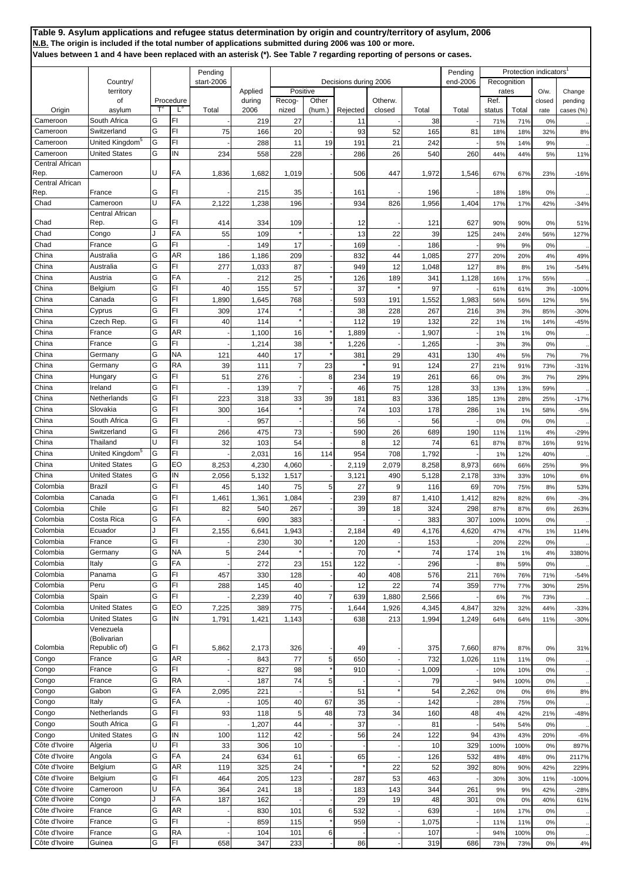**Table 9. Asylum applications and refugee status determination by origin and country/territory of asylum, 2006**
**N.B. The origin is included if the total number of applications submitted during 2006 was 100 or more.**
**Values between 1 and 4 have been replaced with an asterisk (*). See Table 7 regarding reporting of persons or cases.**

| Origin | Country/ territory of asylum | Procedure T[2] | Procedure L[3] | Pending start-2006 Total | Applied during 2006 | Decisions during 2006 Positive Recog-nized | Positive Other (hum.) | Rejected | Otherw. closed | Total | Pending end-2006 Total | Protection indicators[1] Recognition rates Ref. status | Recognition rates Total | O/w. closed rate | Change pending cases (%) |
|---|---|---|---|---|---|---|---|---|---|---|---|---|---|---|---|
| Cameroon | South Africa | G | FI | - | 219 | 27 | - | 11 | - | 38 | - | 71% | 71% | 0% | .. |
| Cameroon | Switzerland | G | FI | 75 | 166 | 20 | - | 93 | 52 | 165 | 81 | 18% | 18% | 32% | 8% |
| Cameroon | United Kingdom[5] | G | FI | - | 288 | 11 | 19 | 191 | 21 | 242 | - | 5% | 14% | 9% | .. |
| Cameroon | United States | G | IN | 234 | 558 | 228 | - | 286 | 26 | 540 | 260 | 44% | 44% | 5% | 11% |
| Central African Rep. | Cameroon | U | FA | 1,836 | 1,682 | 1,019 | - | 506 | 447 | 1,972 | 1,546 | 67% | 67% | 23% | -16% |
| Central African Rep. | France | G | FI | - | 215 | 35 | - | 161 | - | 196 | - | 18% | 18% | 0% | .. |
| Chad | Cameroon | U | FA | 2,122 | 1,238 | 196 | - | 934 | 826 | 1,956 | 1,404 | 17% | 17% | 42% | -34% |
| Chad | Central African Rep. | G | FI | 414 | 334 | 109 | - | 12 | - | 121 | 627 | 90% | 90% | 0% | 51% |
| Chad | Congo | J | FA | 55 | 109 | * | - | 13 | 22 | 39 | 125 | 24% | 24% | 56% | 127% |
| Chad | France | G | FI | - | 149 | 17 | - | 169 | - | 186 | - | 9% | 9% | 0% | .. |
| China | Australia | G | AR | 186 | 1,186 | 209 | - | 832 | 44 | 1,085 | 277 | 20% | 20% | 4% | 49% |
| China | Australia | G | FI | 277 | 1,033 | 87 | - | 949 | 12 | 1,048 | 127 | 8% | 8% | 1% | -54% |
| China | Austria | G | FA | - | 212 | 25 | * | 126 | 189 | 341 | 1,128 | 16% | 17% | 55% | .. |
| China | Belgium | G | FI | 40 | 155 | 57 | - | 37 | * | 97 | - | 61% | 61% | 3% | -100% |
| China | Canada | G | FI | 1,890 | 1,645 | 768 | - | 593 | 191 | 1,552 | 1,983 | 56% | 56% | 12% | 5% |
| China | Cyprus | G | FI | 309 | 174 | * | - | 38 | 228 | 267 | 216 | 3% | 3% | 85% | -30% |
| China | Czech Rep. | G | FI | 40 | 114 | * | - | 112 | 19 | 132 | 22 | 1% | 1% | 14% | -45% |
| China | France | G | AR | - | 1,100 | 16 | * | 1,889 | - | 1,907 | - | 1% | 1% | 0% | .. |
| China | France | G | FI | - | 1,214 | 38 | * | 1,226 | - | 1,265 | - | 3% | 3% | 0% | .. |
| China | Germany | G | NA | 121 | 440 | 17 | * | 381 | 29 | 431 | 130 | 4% | 5% | 7% | 7% |
| China | Germany | G | RA | 39 | 111 | 7 | 23 | * | 91 | 124 | 27 | 21% | 91% | 73% | -31% |
| China | Hungary | G | FI | 51 | 276 | - | 8 | 234 | 19 | 261 | 66 | 0% | 3% | 7% | 29% |
| China | Ireland | G | FI | - | 139 | 7 | - | 46 | 75 | 128 | 33 | 13% | 13% | 59% | .. |
| China | Netherlands | G | FI | 223 | 318 | 33 | 39 | 181 | 83 | 336 | 185 | 13% | 28% | 25% | -17% |
| China | Slovakia | G | FI | 300 | 164 | * | - | 74 | 103 | 178 | 286 | 1% | 1% | 58% | -5% |
| China | South Africa | G | FI | - | 957 | - | - | 56 | - | 56 | - | 0% | 0% | 0% | .. |
| China | Switzerland | G | FI | 266 | 475 | 73 | - | 590 | 26 | 689 | 190 | 11% | 11% | 4% | -29% |
| China | Thailand | U | FI | 32 | 103 | 54 | - | 8 | 12 | 74 | 61 | 87% | 87% | 16% | 91% |
| China | United Kingdom[5] | G | FI | - | 2,031 | 16 | 114 | 954 | 708 | 1,792 | - | 1% | 12% | 40% | .. |
| China | United States | G | EO | 8,253 | 4,230 | 4,060 | - | 2,119 | 2,079 | 8,258 | 8,973 | 66% | 66% | 25% | 9% |
| China | United States | G | IN | 2,056 | 5,132 | 1,517 | - | 3,121 | 490 | 5,128 | 2,178 | 33% | 33% | 10% | 6% |
| Colombia | Brazil | G | FI | 45 | 140 | 75 | 5 | 27 | 9 | 116 | 69 | 70% | 75% | 8% | 53% |
| Colombia | Canada | G | FI | 1,461 | 1,361 | 1,084 | - | 239 | 87 | 1,410 | 1,412 | 82% | 82% | 6% | -3% |
| Colombia | Chile | G | FI | 82 | 540 | 267 | - | 39 | 18 | 324 | 298 | 87% | 87% | 6% | 263% |
| Colombia | Costa Rica | G | FA | - | 690 | 383 | - | - | - | 383 | 307 | 100% | 100% | 0% | .. |
| Colombia | Ecuador | J | FI | 2,155 | 6,641 | 1,943 | - | 2,184 | 49 | 4,176 | 4,620 | 47% | 47% | 1% | 114% |
| Colombia | France | G | FI | - | 230 | 30 | * | 120 | - | 153 | - | 20% | 22% | 0% | .. |
| Colombia | Germany | G | NA | 5 | 244 | * | - | 70 | * | 74 | 174 | 1% | 1% | 4% | 3380% |
| Colombia | Italy | G | FA | - | 272 | 23 | 151 | 122 | - | 296 | - | 8% | 59% | 0% | .. |
| Colombia | Panama | G | FI | 457 | 330 | 128 | - | 40 | 408 | 576 | 211 | 76% | 76% | 71% | -54% |
| Colombia | Peru | G | FI | 288 | 145 | 40 | - | 12 | 22 | 74 | 359 | 77% | 77% | 30% | 25% |
| Colombia | Spain | G | FI | - | 2,239 | 40 | 7 | 639 | 1,880 | 2,566 | - | 6% | 7% | 73% | .. |
| Colombia | United States | G | EO | 7,225 | 389 | 775 | - | 1,644 | 1,926 | 4,345 | 4,847 | 32% | 32% | 44% | -33% |
| Colombia | United States | G | IN | 1,791 | 1,421 | 1,143 | - | 638 | 213 | 1,994 | 1,249 | 64% | 64% | 11% | -30% |
| Colombia | Venezuela (Bolivarian Republic of) | G | FI | 5,862 | 2,173 | 326 | - | 49 | - | 375 | 7,660 | 87% | 87% | 0% | 31% |
| Congo | France | G | AR | - | 843 | 77 | 5 | 650 | - | 732 | 1,026 | 11% | 11% | 0% | .. |
| Congo | France | G | FI | - | 827 | 98 | * | 910 | - | 1,009 | - | 10% | 10% | 0% | .. |
| Congo | France | G | RA | - | 187 | 74 | 5 | - | - | 79 | - | 94% | 100% | 0% | .. |
| Congo | Gabon | G | FA | 2,095 | 221 | - | - | 51 | * | 54 | 2,262 | 0% | 0% | 6% | 8% |
| Congo | Italy | G | FA | - | 105 | 40 | 67 | 35 | - | 142 | - | 28% | 75% | 0% | .. |
| Congo | Netherlands | G | FI | 93 | 118 | 5 | 48 | 73 | 34 | 160 | 48 | 4% | 42% | 21% | -48% |
| Congo | South Africa | G | FI | - | 1,207 | 44 | - | 37 | - | 81 | - | 54% | 54% | 0% | .. |
| Congo | United States | G | IN | 100 | 112 | 42 | - | 56 | 24 | 122 | 94 | 43% | 43% | 20% | -6% |
| Côte d'Ivoire | Algeria | U | FI | 33 | 306 | 10 | - | - | - | 10 | 329 | 100% | 100% | 0% | 897% |
| Côte d'Ivoire | Angola | G | FA | 24 | 634 | 61 | - | 65 | - | 126 | 532 | 48% | 48% | 0% | 2117% |
| Côte d'Ivoire | Belgium | G | AR | 119 | 325 | 24 | * | * | 22 | 52 | 392 | 80% | 90% | 42% | 229% |
| Côte d'Ivoire | Belgium | G | FI | 464 | 205 | 123 | - | 287 | 53 | 463 | - | 30% | 30% | 11% | -100% |
| Côte d'Ivoire | Cameroon | U | FA | 364 | 241 | 18 | - | 183 | 143 | 344 | 261 | 9% | 9% | 42% | -28% |
| Côte d'Ivoire | Congo | J | FA | 187 | 162 | - | - | 29 | 19 | 48 | 301 | 0% | 0% | 40% | 61% |
| Côte d'Ivoire | France | G | AR | - | 830 | 101 | 6 | 532 | - | 639 | - | 16% | 17% | 0% | .. |
| Côte d'Ivoire | France | G | FI | - | 859 | 115 | * | 959 | - | 1,075 | - | 11% | 11% | 0% | .. |
| Côte d'Ivoire | France | G | RA | - | 104 | 101 | 6 | - | - | 107 | - | 94% | 100% | 0% | .. |
| Côte d'Ivoire | Guinea | G | FI | 658 | 347 | 233 | - | 86 | - | 319 | 686 | 73% | 73% | 0% | 4% |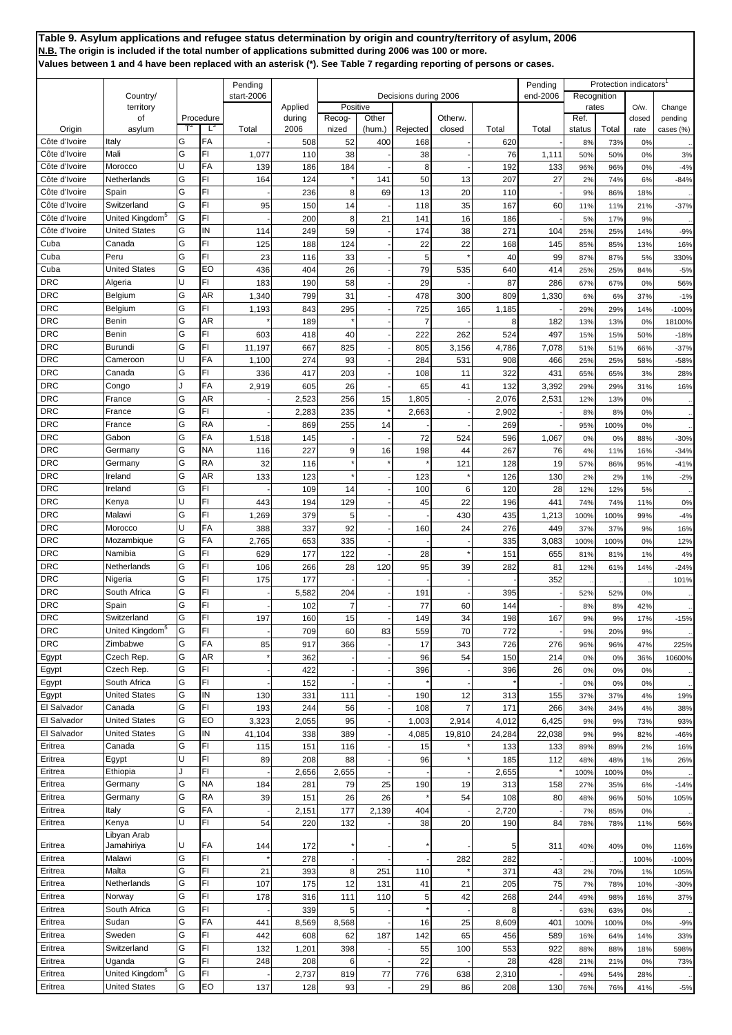**Table 9. Asylum applications and refugee status determination by origin and country/territory of asylum, 2006**
**N.B. The origin is included if the total number of applications submitted during 2006 was 100 or more.**
**Values between 1 and 4 have been replaced with an asterisk (*). See Table 7 regarding reporting of persons or cases.**

| Origin | Country/ territory of asylum | Procedure T[2] | Procedure L[3] | Pending start-2006 Total | Applied during 2006 | Decisions during 2006 Positive Recog-nized | Positive Other (hum.) | Rejected | Otherw. closed | Total | Pending end-2006 Total | Protection indicators[1] Recognition rates Ref. status | Recognition rates Total | O/w. closed rate | Change pending cases (%) |
|---|---|---|---|---|---|---|---|---|---|---|---|---|---|---|---|
| Côte d'Ivoire | Italy | G | FA | - | 508 | 52 | 400 | 168 | - | 620 | | 8% | 73% | 0% | .. |
| Côte d'Ivoire | Mali | G | FI | 1,077 | 110 | 38 | - | 38 | - | 76 | 1,111 | 50% | 50% | 0% | 3% |
| Côte d'Ivoire | Morocco | U | FA | 139 | 186 | 184 | - | 8 | - | 192 | 133 | 96% | 96% | 0% | -4% |
| Côte d'Ivoire | Netherlands | G | FI | 164 | 124 | * | 141 | 50 | 13 | 207 | 27 | 2% | 74% | 6% | -84% |
| Côte d'Ivoire | Spain | G | FI | - | 236 | 8 | 69 | 13 | 20 | 110 | - | 9% | 86% | 18% | .. |
| Côte d'Ivoire | Switzerland | G | FI | 95 | 150 | 14 | - | 118 | 35 | 167 | 60 | 11% | 11% | 21% | -37% |
| Côte d'Ivoire | United Kingdom[5] | G | FI | - | 200 | 8 | 21 | 141 | 16 | 186 | - | 5% | 17% | 9% | .. |
| Côte d'Ivoire | United States | G | IN | 114 | 249 | 59 | - | 174 | 38 | 271 | 104 | 25% | 25% | 14% | -9% |
| Cuba | Canada | G | FI | 125 | 188 | 124 | - | 22 | 22 | 168 | 145 | 85% | 85% | 13% | 16% |
| Cuba | Peru | G | FI | 23 | 116 | 33 | - | 5 | * | 40 | 99 | 87% | 87% | 5% | 330% |
| Cuba | United States | G | EO | 436 | 404 | 26 | - | 79 | 535 | 640 | 414 | 25% | 25% | 84% | -5% |
| DRC | Algeria | U | FI | 183 | 190 | 58 | - | 29 | - | 87 | 286 | 67% | 67% | 0% | 56% |
| DRC | Belgium | G | AR | 1,340 | 799 | 31 | - | 478 | 300 | 809 | 1,330 | 6% | 6% | 37% | -1% |
| DRC | Belgium | G | FI | 1,193 | 843 | 295 | - | 725 | 165 | 1,185 | - | 29% | 29% | 14% | -100% |
| DRC | Benin | G | AR | * | 189 | * | - | 7 | - | 8 | 182 | 13% | 13% | 0% | 18100% |
| DRC | Benin | G | FI | 603 | 418 | 40 | - | 222 | 262 | 524 | 497 | 15% | 15% | 50% | -18% |
| DRC | Burundi | G | FI | 11,197 | 667 | 825 | - | 805 | 3,156 | 4,786 | 7,078 | 51% | 51% | 66% | -37% |
| DRC | Cameroon | U | FA | 1,100 | 274 | 93 | - | 284 | 531 | 908 | 466 | 25% | 25% | 58% | -58% |
| DRC | Canada | G | FI | 336 | 417 | 203 | - | 108 | 11 | 322 | 431 | 65% | 65% | 3% | 28% |
| DRC | Congo | J | FA | 2,919 | 605 | 26 | - | 65 | 41 | 132 | 3,392 | 29% | 29% | 31% | 16% |
| DRC | France | G | AR | - | 2,523 | 256 | 15 | 1,805 | - | 2,076 | 2,531 | 12% | 13% | 0% | .. |
| DRC | France | G | FI | - | 2,283 | 235 | * | 2,663 | - | 2,902 | - | 8% | 8% | 0% | .. |
| DRC | France | G | RA | - | 869 | 255 | 14 | - | - | 269 | - | 95% | 100% | 0% | .. |
| DRC | Gabon | G | FA | 1,518 | 145 | - | - | 72 | 524 | 596 | 1,067 | 0% | 0% | 88% | -30% |
| DRC | Germany | G | NA | 116 | 227 | 9 | 16 | 198 | 44 | 267 | 76 | 4% | 11% | 16% | -34% |
| DRC | Germany | G | RA | 32 | 116 | * | * | * | 121 | 128 | 19 | 57% | 86% | 95% | -41% |
| DRC | Ireland | G | AR | 133 | 123 | * | - | 123 | * | 126 | 130 | 2% | 2% | 1% | -2% |
| DRC | Ireland | G | FI | - | 109 | 14 | - | 100 | 6 | 120 | 28 | 12% | 12% | 5% | .. |
| DRC | Kenya | U | FI | 443 | 194 | 129 | - | 45 | 22 | 196 | 441 | 74% | 74% | 11% | 0% |
| DRC | Malawi | G | FI | 1,269 | 379 | 5 | - | - | 430 | 435 | 1,213 | 100% | 100% | 99% | -4% |
| DRC | Morocco | U | FA | 388 | 337 | 92 | - | 160 | 24 | 276 | 449 | 37% | 37% | 9% | 16% |
| DRC | Mozambique | G | FA | 2,765 | 653 | 335 | - | - | - | 335 | 3,083 | 100% | 100% | 0% | 12% |
| DRC | Namibia | G | FI | 629 | 177 | 122 | - | 28 | * | 151 | 655 | 81% | 81% | 1% | 4% |
| DRC | Netherlands | G | FI | 106 | 266 | 28 | 120 | 95 | 39 | 282 | 81 | 12% | 61% | 14% | -24% |
| DRC | Nigeria | G | FI | 175 | 177 | - | - | - | - | - | 352 | .. | .. | .. | 101% |
| DRC | South Africa | G | FI | - | 5,582 | 204 | - | 191 | - | 395 | - | 52% | 52% | 0% | .. |
| DRC | Spain | G | FI | - | 102 | 7 | - | 77 | 60 | 144 | - | 8% | 8% | 42% | .. |
| DRC | Switzerland | G | FI | 197 | 160 | 15 | - | 149 | 34 | 198 | 167 | 9% | 9% | 17% | -15% |
| DRC | United Kingdom[5] | G | FI | - | 709 | 60 | 83 | 559 | 70 | 772 | - | 9% | 20% | 9% | .. |
| DRC | Zimbabwe | G | FA | 85 | 917 | 366 | - | 17 | 343 | 726 | 276 | 96% | 96% | 47% | 225% |
| Egypt | Czech Rep. | G | AR | * | 362 | - | - | 96 | 54 | 150 | 214 | 0% | 0% | 36% | 10600% |
| Egypt | Czech Rep. | G | FI | - | 422 | - | - | 396 | - | 396 | 26 | 0% | 0% | 0% | .. |
| Egypt | South Africa | G | FI | - | 152 | - | - | * | - | * | - | 0% | 0% | 0% | .. |
| Egypt | United States | G | IN | 130 | 331 | 111 | - | 190 | 12 | 313 | 155 | 37% | 37% | 4% | 19% |
| El Salvador | Canada | G | FI | 193 | 244 | 56 | - | 108 | 7 | 171 | 266 | 34% | 34% | 4% | 38% |
| El Salvador | United States | G | EO | 3,323 | 2,055 | 95 | - | 1,003 | 2,914 | 4,012 | 6,425 | 9% | 9% | 73% | 93% |
| El Salvador | United States | G | IN | 41,104 | 338 | 389 | - | 4,085 | 19,810 | 24,284 | 22,038 | 9% | 9% | 82% | -46% |
| Eritrea | Canada | G | FI | 115 | 151 | 116 | - | 15 | * | 133 | 133 | 89% | 89% | 2% | 16% |
| Eritrea | Egypt | U | FI | 89 | 208 | 88 | - | 96 | * | 185 | 112 | 48% | 48% | 1% | 26% |
| Eritrea | Ethiopia | J | FI | - | 2,656 | 2,655 | - | - | - | 2,655 | * | 100% | 100% | 0% | .. |
| Eritrea | Germany | G | NA | 184 | 281 | 79 | 25 | 190 | 19 | 313 | 158 | 27% | 35% | 6% | -14% |
| Eritrea | Germany | G | RA | 39 | 151 | 26 | 26 | * | 54 | 108 | 80 | 48% | 96% | 50% | 105% |
| Eritrea | Italy | G | FA | - | 2,151 | 177 | 2,139 | 404 | - | 2,720 | | 7% | 85% | 0% | .. |
| Eritrea | Kenya | U | FI | 54 | 220 | 132 | - | 38 | 20 | 190 | 84 | 78% | 78% | 11% | 56% |
| Eritrea | Libyan Arab Jamahiriya | U | FA | 144 | 172 | * | - | * | - | 5 | 311 | 40% | 40% | 0% | 116% |
| Eritrea | Malawi | G | FI | * | 278 | - | - | - | 282 | 282 | - | .. | .. | 100% | -100% |
| Eritrea | Malta | G | FI | 21 | 393 | 8 | 251 | 110 | * | 371 | 43 | 2% | 70% | 1% | 105% |
| Eritrea | Netherlands | G | FI | 107 | 175 | 12 | 131 | 41 | 21 | 205 | 75 | 7% | 78% | 10% | -30% |
| Eritrea | Norway | G | FI | 178 | 316 | 111 | 110 | 5 | 42 | 268 | 244 | 49% | 98% | 16% | 37% |
| Eritrea | South Africa | G | FI | - | 339 | 5 | - | * | - | 8 | - | 63% | 63% | 0% | .. |
| Eritrea | Sudan | G | FA | 441 | 8,569 | 8,568 | - | 16 | 25 | 8,609 | 401 | 100% | 100% | 0% | -9% |
| Eritrea | Sweden | G | FI | 442 | 608 | 62 | 187 | 142 | 65 | 456 | 589 | 16% | 64% | 14% | 33% |
| Eritrea | Switzerland | G | FI | 132 | 1,201 | 398 | - | 55 | 100 | 553 | 922 | 88% | 88% | 18% | 598% |
| Eritrea | Uganda | G | FI | 248 | 208 | 6 | - | 22 | - | 28 | 428 | 21% | 21% | 0% | 73% |
| Eritrea | United Kingdom[5] | G | FI | - | 2,737 | 819 | 77 | 776 | 638 | 2,310 | - | 49% | 54% | 28% | .. |
| Eritrea | United States | G | EO | 137 | 128 | 93 | - | 29 | 86 | 208 | 130 | 76% | 76% | 41% | -5% |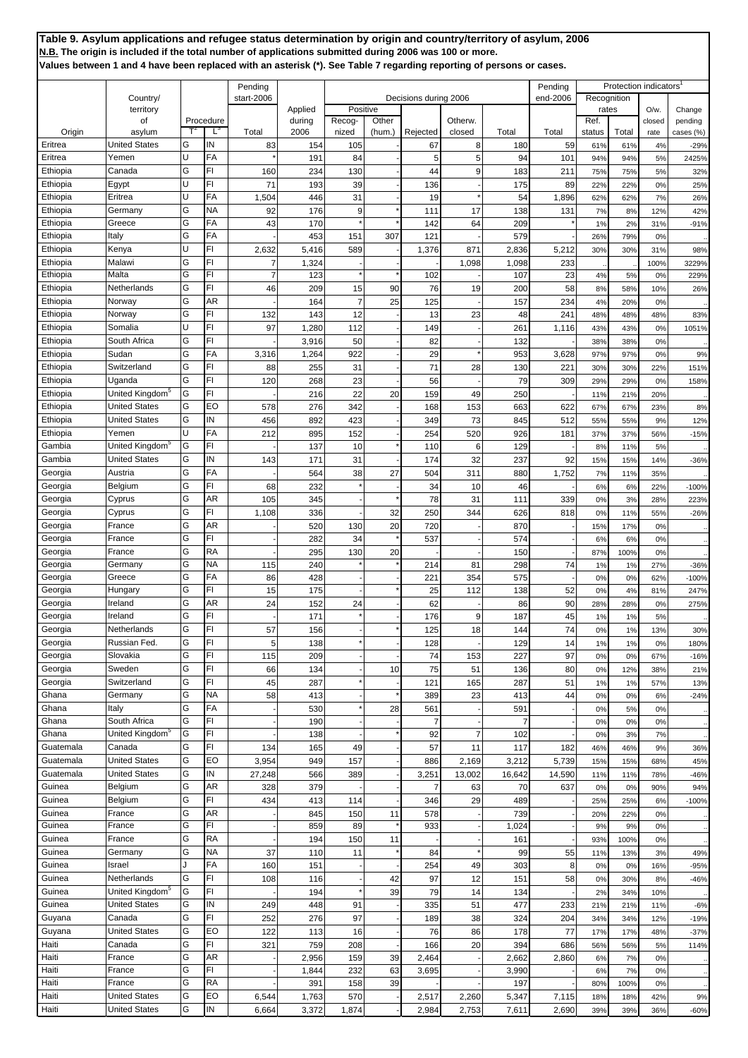**Table 9. Asylum applications and refugee status determination by origin and country/territory of asylum, 2006**
**N.B. The origin is included if the total number of applications submitted during 2006 was 100 or more.**
**Values between 1 and 4 have been replaced with an asterisk (*). See Table 7 regarding reporting of persons or cases.**

| Origin | Country/ territory of asylum | Procedure T[2] | Procedure L[3] | Pending start-2006 Total | Applied during 2006 | Decisions during 2006 Positive Recog-nized | Positive Other (hum.) | Rejected | Otherw. closed | Total | Pending end-2006 Total | Recognition rates Ref. status | Recognition rates Total | O/w. closed rate | Change pending cases (%) |
|---|---|---|---|---|---|---|---|---|---|---|---|---|---|---|---|
| Eritrea | United States | G | IN | 83 | 154 | 105 | - | 67 | 8 | 180 | 59 | 61% | 61% | 4% | -29% |
| Eritrea | Yemen | U | FA | * | 191 | 84 | - | 5 | 5 | 94 | 101 | 94% | 94% | 5% | 2425% |
| Ethiopia | Canada | G | FI | 160 | 234 | 130 | - | 44 | 9 | 183 | 211 | 75% | 75% | 5% | 32% |
| Ethiopia | Egypt | U | FI | 71 | 193 | 39 | - | 136 | - | 175 | 89 | 22% | 22% | 0% | 25% |
| Ethiopia | Eritrea | U | FA | 1,504 | 446 | 31 | - | 19 | * | 54 | 1,896 | 62% | 62% | 7% | 26% |
| Ethiopia | Germany | G | NA | 92 | 176 | 9 | * | 111 | 17 | 138 | 131 | 7% | 8% | 12% | 42% |
| Ethiopia | Greece | G | FA | 43 | 170 | * | * | 142 | 64 | 209 | * | 1% | 2% | 31% | -91% |
| Ethiopia | Italy | G | FA | - | 453 | 151 | 307 | 121 | - | 579 | - | 26% | 79% | 0% | .. |
| Ethiopia | Kenya | U | FI | 2,632 | 5,416 | 589 | - | 1,376 | 871 | 2,836 | 5,212 | 30% | 30% | 31% | 98% |
| Ethiopia | Malawi | G | FI | 7 | 1,324 | - | - | - | 1,098 | 1,098 | 233 | .. | .. | 100% | 3229% |
| Ethiopia | Malta | G | FI | 7 | 123 | * | * | 102 | - | 107 | 23 | 4% | 5% | 0% | 229% |
| Ethiopia | Netherlands | G | FI | 46 | 209 | 15 | 90 | 76 | 19 | 200 | 58 | 8% | 58% | 10% | 26% |
| Ethiopia | Norway | G | AR | - | 164 | 7 | 25 | 125 | - | 157 | 234 | 4% | 20% | 0% | .. |
| Ethiopia | Norway | G | FI | 132 | 143 | 12 | - | 13 | 23 | 48 | 241 | 48% | 48% | 48% | 83% |
| Ethiopia | Somalia | U | FI | 97 | 1,280 | 112 | - | 149 | - | 261 | 1,116 | 43% | 43% | 0% | 1051% |
| Ethiopia | South Africa | G | FI | - | 3,916 | 50 | - | 82 | - | 132 | - | 38% | 38% | 0% | .. |
| Ethiopia | Sudan | G | FA | 3,316 | 1,264 | 922 | - | 29 | * | 953 | 3,628 | 97% | 97% | 0% | 9% |
| Ethiopia | Switzerland | G | FI | 88 | 255 | 31 | - | 71 | 28 | 130 | 221 | 30% | 30% | 22% | 151% |
| Ethiopia | Uganda | G | FI | 120 | 268 | 23 | - | 56 | - | 79 | 309 | 29% | 29% | 0% | 158% |
| Ethiopia | United Kingdom[5] | G | FI | - | 216 | 22 | 20 | 159 | 49 | 250 | - | 11% | 21% | 20% | .. |
| Ethiopia | United States | G | EO | 578 | 276 | 342 | - | 168 | 153 | 663 | 622 | 67% | 67% | 23% | 8% |
| Ethiopia | United States | G | IN | 456 | 892 | 423 | - | 349 | 73 | 845 | 512 | 55% | 55% | 9% | 12% |
| Ethiopia | Yemen | U | FA | 212 | 895 | 152 | - | 254 | 520 | 926 | 181 | 37% | 37% | 56% | -15% |
| Gambia | United Kingdom[5] | G | FI | - | 137 | 10 | * | 110 | 6 | 129 | - | 8% | 11% | 5% | .. |
| Gambia | United States | G | IN | 143 | 171 | 31 | - | 174 | 32 | 237 | 92 | 15% | 15% | 14% | -36% |
| Georgia | Austria | G | FA | - | 564 | 38 | 27 | 504 | 311 | 880 | 1,752 | 7% | 11% | 35% | .. |
| Georgia | Belgium | G | FI | 68 | 232 | * | - | 34 | 10 | 46 | - | 6% | 6% | 22% | -100% |
| Georgia | Cyprus | G | AR | 105 | 345 | - | * | 78 | 31 | 111 | 339 | 0% | 3% | 28% | 223% |
| Georgia | Cyprus | G | FI | 1,108 | 336 | - | 32 | 250 | 344 | 626 | 818 | 0% | 11% | 55% | -26% |
| Georgia | France | G | AR | - | 520 | 130 | 20 | 720 | - | 870 | - | 15% | 17% | 0% | .. |
| Georgia | France | G | FI | - | 282 | 34 | * | 537 | - | 574 | - | 6% | 6% | 0% | .. |
| Georgia | France | G | RA | - | 295 | 130 | 20 | - | - | 150 | - | 87% | 100% | 0% | .. |
| Georgia | Germany | G | NA | 115 | 240 | * | * | 214 | 81 | 298 | 74 | 1% | 1% | 27% | -36% |
| Georgia | Greece | G | FA | 86 | 428 | - | - | 221 | 354 | 575 | - | 0% | 0% | 62% | -100% |
| Georgia | Hungary | G | FI | 15 | 175 | - | * | 25 | 112 | 138 | 52 | 0% | 4% | 81% | 247% |
| Georgia | Ireland | G | AR | 24 | 152 | 24 | - | 62 | - | 86 | 90 | 28% | 28% | 0% | 275% |
| Georgia | Ireland | G | FI | - | 171 | * | - | 176 | 9 | 187 | 45 | 1% | 1% | 5% | .. |
| Georgia | Netherlands | G | FI | 57 | 156 | - | * | 125 | 18 | 144 | 74 | 0% | 1% | 13% | 30% |
| Georgia | Russian Fed. | G | FI | 5 | 138 | * | - | 128 | - | 129 | 14 | 1% | 1% | 0% | 180% |
| Georgia | Slovakia | G | FI | 115 | 209 | - | - | 74 | 153 | 227 | 97 | 0% | 0% | 67% | -16% |
| Georgia | Sweden | G | FI | 66 | 134 | - | 10 | 75 | 51 | 136 | 80 | 0% | 12% | 38% | 21% |
| Georgia | Switzerland | G | FI | 45 | 287 | * | - | 121 | 165 | 287 | 51 | 1% | 1% | 57% | 13% |
| Ghana | Germany | G | NA | 58 | 413 | - | * | 389 | 23 | 413 | 44 | 0% | 0% | 6% | -24% |
| Ghana | Italy | G | FA | - | 530 | * | 28 | 561 | - | 591 | - | 0% | 5% | 0% | .. |
| Ghana | South Africa | G | FI | - | 190 | - | - | 7 | - | 7 | - | 0% | 0% | 0% | .. |
| Ghana | United Kingdom[5] | G | FI | - | 138 | - | * | 92 | 7 | 102 | - | 0% | 3% | 7% | .. |
| Guatemala | Canada | G | FI | 134 | 165 | 49 | - | 57 | 11 | 117 | 182 | 46% | 46% | 9% | 36% |
| Guatemala | United States | G | EO | 3,954 | 949 | 157 | - | 886 | 2,169 | 3,212 | 5,739 | 15% | 15% | 68% | 45% |
| Guatemala | United States | G | IN | 27,248 | 566 | 389 | - | 3,251 | 13,002 | 16,642 | 14,590 | 11% | 11% | 78% | -46% |
| Guinea | Belgium | G | AR | 328 | 379 | - | - | 7 | 63 | 70 | 637 | 0% | 0% | 90% | 94% |
| Guinea | Belgium | G | FI | 434 | 413 | 114 | - | 346 | 29 | 489 | - | 25% | 25% | 6% | -100% |
| Guinea | France | G | AR | - | 845 | 150 | 11 | 578 | - | 739 | - | 20% | 22% | 0% | .. |
| Guinea | France | G | FI | - | 859 | 89 | * | 933 | - | 1,024 | - | 9% | 9% | 0% | .. |
| Guinea | France | G | RA | - | 194 | 150 | 11 | - | - | 161 | - | 93% | 100% | 0% | .. |
| Guinea | Germany | G | NA | 37 | 110 | 11 | * | 84 | * | 99 | 55 | 11% | 13% | 3% | 49% |
| Guinea | Israel | J | FA | 160 | 151 | - | - | 254 | 49 | 303 | 8 | 0% | 0% | 16% | -95% |
| Guinea | Netherlands | G | FI | 108 | 116 | - | 42 | 97 | 12 | 151 | 58 | 0% | 30% | 8% | -46% |
| Guinea | United Kingdom[5] | G | FI | - | 194 | * | 39 | 79 | 14 | 134 | - | 2% | 34% | 10% | .. |
| Guinea | United States | G | IN | 249 | 448 | 91 | - | 335 | 51 | 477 | 233 | 21% | 21% | 11% | -6% |
| Guyana | Canada | G | FI | 252 | 276 | 97 | - | 189 | 38 | 324 | 204 | 34% | 34% | 12% | -19% |
| Guyana | United States | G | EO | 122 | 113 | 16 | - | 76 | 86 | 178 | 77 | 17% | 17% | 48% | -37% |
| Haiti | Canada | G | FI | 321 | 759 | 208 | - | 166 | 20 | 394 | 686 | 56% | 56% | 5% | 114% |
| Haiti | France | G | AR | - | 2,956 | 159 | 39 | 2,464 | - | 2,662 | 2,860 | 6% | 7% | 0% | .. |
| Haiti | France | G | FI | - | 1,844 | 232 | 63 | 3,695 | - | 3,990 | - | 6% | 7% | 0% | .. |
| Haiti | France | G | RA | - | 391 | 158 | 39 | - | - | 197 | - | 80% | 100% | 0% | .. |
| Haiti | United States | G | EO | 6,544 | 1,763 | 570 | - | 2,517 | 2,260 | 5,347 | 7,115 | 18% | 18% | 42% | 9% |
| Haiti | United States | G | IN | 6,664 | 3,372 | 1,874 | - | 2,984 | 2,753 | 7,611 | 2,690 | 39% | 39% | 36% | -60% |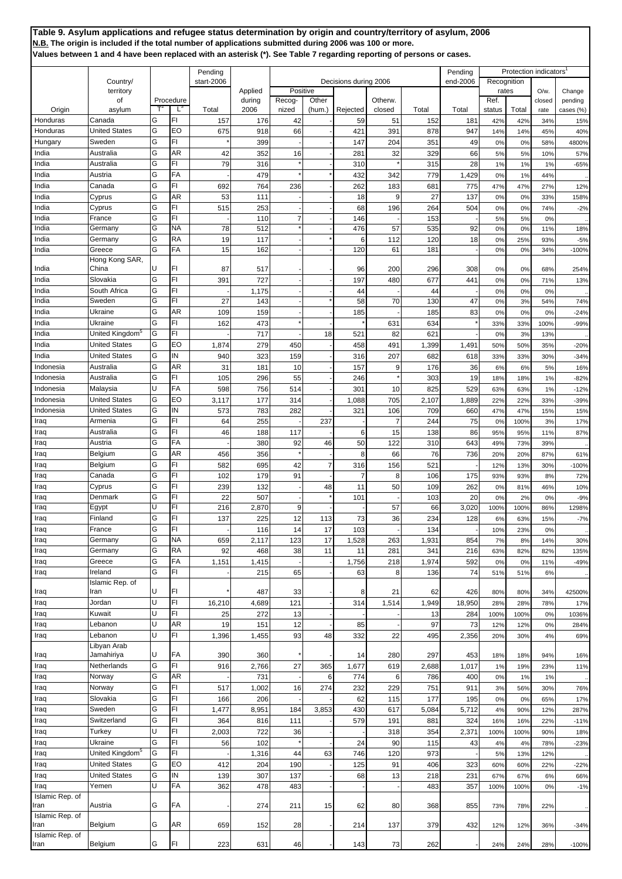**Table 9. Asylum applications and refugee status determination by origin and country/territory of asylum, 2006**
**N.B. The origin is included if the total number of applications submitted during 2006 was 100 or more.**
**Values between 1 and 4 have been replaced with an asterisk (*). See Table 7 regarding reporting of persons or cases.**

| Origin | Country/ territory of asylum | Procedure T[2] | Procedure L[3] | Pending start-2006 Total | Applied during 2006 | Decisions during 2006 Positive Recog- nized | Positive Other (hum.) | Rejected | Otherw. closed | Total | Pending end-2006 Total | Protection indicators[1] Recognition rates Ref. status | Total | O/w. closed rate | Change pending cases (%) |
|---|---|---|---|---|---|---|---|---|---|---|---|---|---|---|---|
| Honduras | Canada | G | FI | 157 | 176 | 42 | - | 59 | 51 | 152 | 181 | 42% | 42% | 34% | 15% |
| Honduras | United States | G | EO | 675 | 918 | 66 | - | 421 | 391 | 878 | 947 | 14% | 14% | 45% | 40% |
| Hungary | Sweden | G | FI | * | 399 | - | - | 147 | 204 | 351 | 49 | 0% | 0% | 58% | 4800% |
| India | Australia | G | AR | 42 | 352 | 16 | - | 281 | 32 | 329 | 66 | 5% | 5% | 10% | 57% |
| India | Australia | G | FI | 79 | 316 | * | - | 310 | * | 315 | 28 | 1% | 1% | 1% | -65% |
| India | Austria | G | FA | - | 479 | * | * | 432 | 342 | 779 | 1,429 | 0% | 1% | 44% | .. |
| India | Canada | G | FI | 692 | 764 | 236 | - | 262 | 183 | 681 | 775 | 47% | 47% | 27% | 12% |
| India | Cyprus | G | AR | 53 | 111 | - | - | 18 | 9 | 27 | 137 | 0% | 0% | 33% | 158% |
| India | Cyprus | G | FI | 515 | 253 | - | - | 68 | 196 | 264 | 504 | 0% | 0% | 74% | -2% |
| India | France | G | FI | - | 110 | 7 | - | 146 | - | 153 | - | 5% | 5% | 0% | .. |
| India | Germany | G | NA | 78 | 512 | * | - | 476 | 57 | 535 | 92 | 0% | 0% | 11% | 18% |
| India | Germany | G | RA | 19 | 117 | - | * | 6 | 112 | 120 | 18 | 0% | 25% | 93% | -5% |
| India | Greece | G | FA | 15 | 162 | - | - | 120 | 61 | 181 | - | 0% | 0% | 34% | -100% |
| India | Hong Kong SAR, China | U | FI | 87 | 517 | - | - | 96 | 200 | 296 | 308 | 0% | 0% | 68% | 254% |
| India | Slovakia | G | FI | 391 | 727 | - | - | 197 | 480 | 677 | 441 | 0% | 0% | 71% | 13% |
| India | South Africa | G | FI | - | 1,175 | - | - | 44 | - | 44 | - | 0% | 0% | 0% | .. |
| India | Sweden | G | FI | 27 | 143 | - | * | 58 | 70 | 130 | 47 | 0% | 3% | 54% | 74% |
| India | Ukraine | G | AR | 109 | 159 | - | - | 185 | - | 185 | 83 | 0% | 0% | 0% | -24% |
| India | Ukraine | G | FI | 162 | 473 | * | - | * | 631 | 634 | * | 33% | 33% | 100% | -99% |
| India | United Kingdom[5] | G | FI | - | 717 | - | 18 | 521 | 82 | 621 | - | 0% | 3% | 13% | .. |
| India | United States | G | EO | 1,874 | 279 | 450 | - | 458 | 491 | 1,399 | 1,491 | 50% | 50% | 35% | -20% |
| India | United States | G | IN | 940 | 323 | 159 | - | 316 | 207 | 682 | 618 | 33% | 33% | 30% | -34% |
| Indonesia | Australia | G | AR | 31 | 181 | 10 | - | 157 | 9 | 176 | 36 | 6% | 6% | 5% | 16% |
| Indonesia | Australia | G | FI | 105 | 296 | 55 | - | 246 | * | 303 | 19 | 18% | 18% | 1% | -82% |
| Indonesia | Malaysia | U | FA | 598 | 756 | 514 | - | 301 | 10 | 825 | 529 | 63% | 63% | 1% | -12% |
| Indonesia | United States | G | EO | 3,117 | 177 | 314 | - | 1,088 | 705 | 2,107 | 1,889 | 22% | 22% | 33% | -39% |
| Indonesia | United States | G | IN | 573 | 783 | 282 | - | 321 | 106 | 709 | 660 | 47% | 47% | 15% | 15% |
| Iraq | Armenia | G | FI | 64 | 255 | - | 237 | - | 7 | 244 | 75 | 0% | 100% | 3% | 17% |
| Iraq | Australia | G | FI | 46 | 188 | 117 | - | 6 | 15 | 138 | 86 | 95% | 95% | 11% | 87% |
| Iraq | Austria | G | FA | - | 380 | 92 | 46 | 50 | 122 | 310 | 643 | 49% | 73% | 39% | .. |
| Iraq | Belgium | G | AR | 456 | 356 | * | - | 8 | 66 | 76 | 736 | 20% | 20% | 87% | 61% |
| Iraq | Belgium | G | FI | 582 | 695 | 42 | 7 | 316 | 156 | 521 | - | 12% | 13% | 30% | -100% |
| Iraq | Canada | G | FI | 102 | 179 | 91 | - | 7 | 8 | 106 | 175 | 93% | 93% | 8% | 72% |
| Iraq | Cyprus | G | FI | 239 | 132 | - | 48 | 11 | 50 | 109 | 262 | 0% | 81% | 46% | 10% |
| Iraq | Denmark | G | FI | 22 | 507 | - | * | 101 | - | 103 | 20 | 0% | 2% | 0% | -9% |
| Iraq | Egypt | U | FI | 216 | 2,870 | 9 | - | - | 57 | 66 | 3,020 | 100% | 100% | 86% | 1298% |
| Iraq | Finland | G | FI | 137 | 225 | 12 | 113 | 73 | 36 | 234 | 128 | 6% | 63% | 15% | -7% |
| Iraq | France | G | FI | - | 116 | 14 | 17 | 103 | - | 134 | - | 10% | 23% | 0% | .. |
| Iraq | Germany | G | NA | 659 | 2,117 | 123 | 17 | 1,528 | 263 | 1,931 | 854 | 7% | 8% | 14% | 30% |
| Iraq | Germany | G | RA | 92 | 468 | 38 | 11 | 11 | 281 | 341 | 216 | 63% | 82% | 82% | 135% |
| Iraq | Greece | G | FA | 1,151 | 1,415 | - | - | 1,756 | 218 | 1,974 | 592 | 0% | 0% | 11% | -49% |
| Iraq | Ireland | G | FI | - | 215 | 65 | - | 63 | 8 | 136 | 74 | 51% | 51% | 6% | .. |
| Iraq | Islamic Rep. of Iran | U | FI | * | 487 | 33 | - | 8 | 21 | 62 | 426 | 80% | 80% | 34% | 42500% |
| Iraq | Jordan | U | FI | 16,210 | 4,689 | 121 | - | 314 | 1,514 | 1,949 | 18,950 | 28% | 28% | 78% | 17% |
| Iraq | Kuwait | U | FI | 25 | 272 | 13 | - | - | - | 13 | 284 | 100% | 100% | 0% | 1036% |
| Iraq | Lebanon | U | AR | 19 | 151 | 12 | - | 85 | - | 97 | 73 | 12% | 12% | 0% | 284% |
| Iraq | Lebanon | U | FI | 1,396 | 1,455 | 93 | 48 | 332 | 22 | 495 | 2,356 | 20% | 30% | 4% | 69% |
| Iraq | Libyan Arab Jamahiriya | U | FA | 390 | 360 | * | - | 14 | 280 | 297 | 453 | 18% | 18% | 94% | 16% |
| Iraq | Netherlands | G | FI | 916 | 2,766 | 27 | 365 | 1,677 | 619 | 2,688 | 1,017 | 1% | 19% | 23% | 11% |
| Iraq | Norway | G | AR | - | 731 | - | 6 | 774 | 6 | 786 | 400 | 0% | 1% | 1% | .. |
| Iraq | Norway | G | FI | 517 | 1,002 | 16 | 274 | 232 | 229 | 751 | 911 | 3% | 56% | 30% | 76% |
| Iraq | Slovakia | G | FI | 166 | 206 | - | - | 62 | 115 | 177 | 195 | 0% | 0% | 65% | 17% |
| Iraq | Sweden | G | FI | 1,477 | 8,951 | 184 | 3,853 | 430 | 617 | 5,084 | 5,712 | 4% | 90% | 12% | 287% |
| Iraq | Switzerland | G | FI | 364 | 816 | 111 | - | 579 | 191 | 881 | 324 | 16% | 16% | 22% | -11% |
| Iraq | Turkey | U | FI | 2,003 | 722 | 36 | - | - | 318 | 354 | 2,371 | 100% | 100% | 90% | 18% |
| Iraq | Ukraine | G | FI | 56 | 102 | * | - | 24 | 90 | 115 | 43 | 4% | 4% | 78% | -23% |
| Iraq | United Kingdom[5] | G | FI | - | 1,316 | 44 | 63 | 746 | 120 | 973 | - | 5% | 13% | 12% | .. |
| Iraq | United States | G | EO | 412 | 204 | 190 | - | 125 | 91 | 406 | 323 | 60% | 60% | 22% | -22% |
| Iraq | United States | G | IN | 139 | 307 | 137 | - | 68 | 13 | 218 | 231 | 67% | 67% | 6% | 66% |
| Iraq | Yemen | U | FA | 362 | 478 | 483 | - | - | - | 483 | 357 | 100% | 100% | 0% | -1% |
| Islamic Rep. of Iran | Austria | G | FA | - | 274 | 211 | 15 | 62 | 80 | 368 | 855 | 73% | 78% | 22% | .. |
| Islamic Rep. of Iran | Belgium | G | AR | 659 | 152 | 28 | - | 214 | 137 | 379 | 432 | 12% | 12% | 36% | -34% |
| Islamic Rep. of Iran | Belgium | G | FI | 223 | 631 | 46 | - | 143 | 73 | 262 | - | 24% | 24% | 28% | -100% |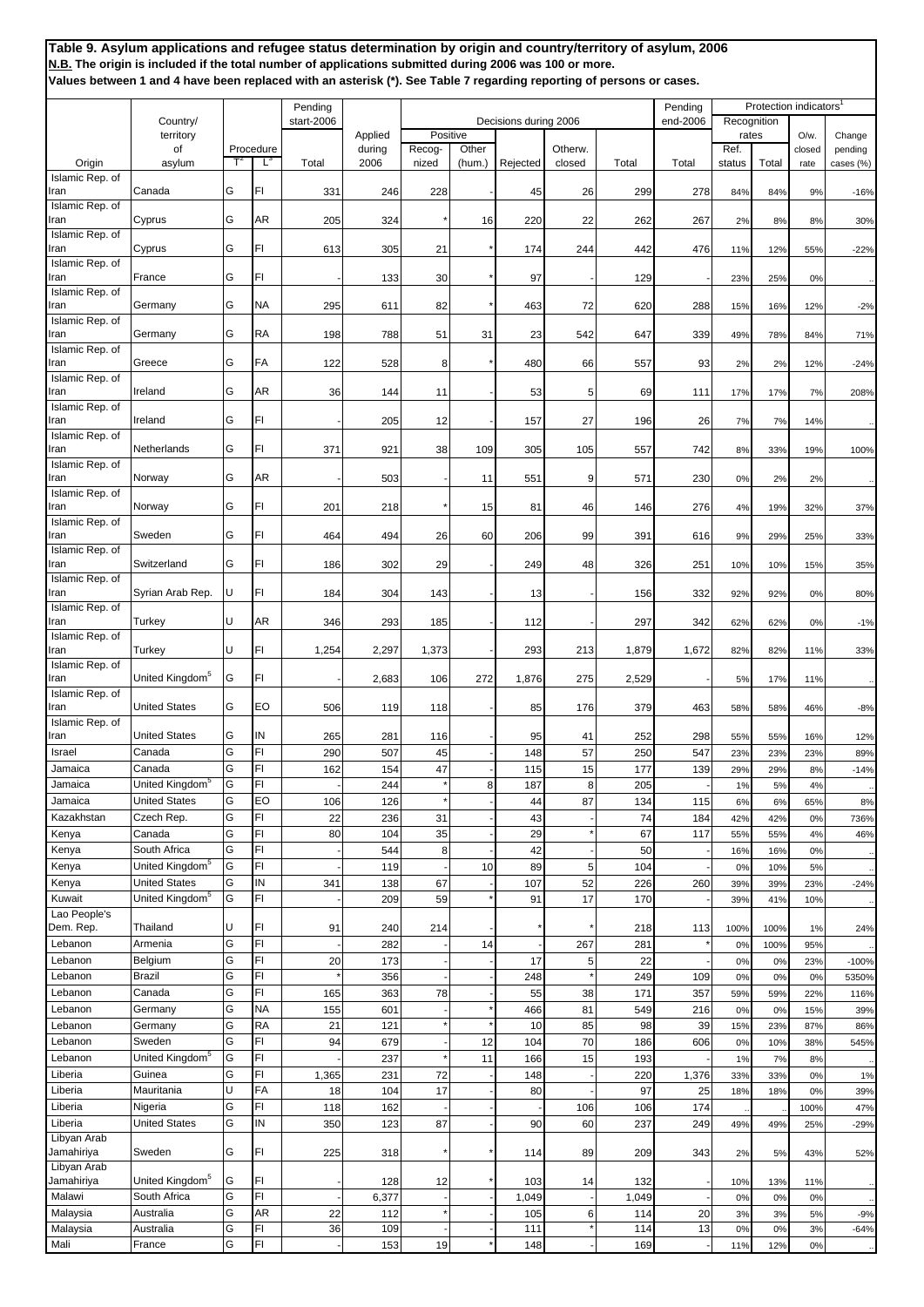**Table 9. Asylum applications and refugee status determination by origin and country/territory of asylum, 2006**
**N.B. The origin is included if the total number of applications submitted during 2006 was 100 or more.**
**Values between 1 and 4 have been replaced with an asterisk (*). See Table 7 regarding reporting of persons or cases.**

| Origin | Country/ territory of asylum | Procedure | | Pending start-2006 | Applied during 2006 | Decisions during 2006 | | | | | Pending end-2006 | Protection indicators[1] | | | |
|---|---|---|---|---|---|---|---|---|---|---|---|---|---|---|---|
| | | | | | | Positive | | | | | | Recognition rates | | | |
| | | T[2] | L[3] | Total | | Recog-nized | Other (hum.) | Rejected | Otherw. closed | Total | Total | Ref. status | Total | O/w. closed rate | Change pending cases (%) |
| Islamic Rep. of Iran | Canada | G | FI | 331 | 246 | 228 | - | 45 | 26 | 299 | 278 | 84% | 84% | 9% | -16% |
| Islamic Rep. of Iran | Cyprus | G | AR | 205 | 324 | * | 16 | 220 | 22 | 262 | 267 | 2% | 8% | 8% | 30% |
| Islamic Rep. of Iran | Cyprus | G | FI | 613 | 305 | 21 | * | 174 | 244 | 442 | 476 | 11% | 12% | 55% | -22% |
| Islamic Rep. of Iran | France | G | FI | - | 133 | 30 | * | 97 | - | 129 | - | 23% | 25% | 0% | .. |
| Islamic Rep. of Iran | Germany | G | NA | 295 | 611 | 82 | * | 463 | 72 | 620 | 288 | 15% | 16% | 12% | -2% |
| Islamic Rep. of Iran | Germany | G | RA | 198 | 788 | 51 | 31 | 23 | 542 | 647 | 339 | 49% | 78% | 84% | 71% |
| Islamic Rep. of Iran | Greece | G | FA | 122 | 528 | 8 | * | 480 | 66 | 557 | 93 | 2% | 2% | 12% | -24% |
| Islamic Rep. of Iran | Ireland | G | AR | 36 | 144 | 11 | - | 53 | 5 | 69 | 111 | 17% | 17% | 7% | 208% |
| Islamic Rep. of Iran | Ireland | G | FI | - | 205 | 12 | - | 157 | 27 | 196 | 26 | 7% | 7% | 14% | .. |
| Islamic Rep. of Iran | Netherlands | G | FI | 371 | 921 | 38 | 109 | 305 | 105 | 557 | 742 | 8% | 33% | 19% | 100% |
| Islamic Rep. of Iran | Norway | G | AR | - | 503 | - | 11 | 551 | 9 | 571 | 230 | 0% | 2% | 2% | .. |
| Islamic Rep. of Iran | Norway | G | FI | 201 | 218 | * | 15 | 81 | 46 | 146 | 276 | 4% | 19% | 32% | 37% |
| Islamic Rep. of Iran | Sweden | G | FI | 464 | 494 | 26 | 60 | 206 | 99 | 391 | 616 | 9% | 29% | 25% | 33% |
| Islamic Rep. of Iran | Switzerland | G | FI | 186 | 302 | 29 | - | 249 | 48 | 326 | 251 | 10% | 10% | 15% | 35% |
| Islamic Rep. of Iran | Syrian Arab Rep. | U | FI | 184 | 304 | 143 | - | 13 | - | 156 | 332 | 92% | 92% | 0% | 80% |
| Islamic Rep. of Iran | Turkey | U | AR | 346 | 293 | 185 | - | 112 | - | 297 | 342 | 62% | 62% | 0% | -1% |
| Islamic Rep. of Iran | Turkey | U | FI | 1,254 | 2,297 | 1,373 | - | 293 | 213 | 1,879 | 1,672 | 82% | 82% | 11% | 33% |
| Islamic Rep. of Iran | United Kingdom[5] | G | FI | - | 2,683 | 106 | 272 | 1,876 | 275 | 2,529 | - | 5% | 17% | 11% | .. |
| Islamic Rep. of Iran | United States | G | EO | 506 | 119 | 118 | - | 85 | 176 | 379 | 463 | 58% | 58% | 46% | -8% |
| Islamic Rep. of Iran | United States | G | IN | 265 | 281 | 116 | - | 95 | 41 | 252 | 298 | 55% | 55% | 16% | 12% |
| Israel | Canada | G | FI | 290 | 507 | 45 | - | 148 | 57 | 250 | 547 | 23% | 23% | 23% | 89% |
| Jamaica | Canada | G | FI | 162 | 154 | 47 | - | 115 | 15 | 177 | 139 | 29% | 29% | 8% | -14% |
| Jamaica | United Kingdom[5] | G | FI | - | 244 | * | 8 | 187 | 8 | 205 | - | 1% | 5% | 4% | .. |
| Jamaica | United States | G | EO | 106 | 126 | * | - | 44 | 87 | 134 | 115 | 6% | 6% | 65% | 8% |
| Kazakhstan | Czech Rep. | G | FI | 22 | 236 | 31 | - | 43 | - | 74 | 184 | 42% | 42% | 0% | 736% |
| Kenya | Canada | G | FI | 80 | 104 | 35 | - | 29 | * | 67 | 117 | 55% | 55% | 4% | 46% |
| Kenya | South Africa | G | FI | - | 544 | 8 | - | 42 | - | 50 | - | 16% | 16% | 0% | .. |
| Kenya | United Kingdom[5] | G | FI | - | 119 | - | 10 | 89 | 5 | 104 | - | 0% | 10% | 5% | .. |
| Kenya | United States | G | IN | 341 | 138 | 67 | - | 107 | 52 | 226 | 260 | 39% | 39% | 23% | -24% |
| Kuwait | United Kingdom[5] | G | FI | - | 209 | 59 | * | 91 | 17 | 170 | - | 39% | 41% | 10% | .. |
| Lao People's Dem. Rep. | Thailand | U | FI | 91 | 240 | 214 | - | * | * | 218 | 113 | 100% | 100% | 1% | 24% |
| Lebanon | Armenia | G | FI | - | 282 | - | 14 | - | 267 | 281 | * | 0% | 100% | 95% | .. |
| Lebanon | Belgium | G | FI | 20 | 173 | - | - | 17 | 5 | 22 | - | 0% | 0% | 23% | -100% |
| Lebanon | Brazil | G | FI | * | 356 | - | - | 248 | * | 249 | 109 | 0% | 0% | 0% | 5350% |
| Lebanon | Canada | G | FI | 165 | 363 | 78 | - | 55 | 38 | 171 | 357 | 59% | 59% | 22% | 116% |
| Lebanon | Germany | G | NA | 155 | 601 | - | * | 466 | 81 | 549 | 216 | 0% | 0% | 15% | 39% |
| Lebanon | Germany | G | RA | 21 | 121 | * | * | 10 | 85 | 98 | 39 | 15% | 23% | 87% | 86% |
| Lebanon | Sweden | G | FI | 94 | 679 | - | 12 | 104 | 70 | 186 | 606 | 0% | 10% | 38% | 545% |
| Lebanon | United Kingdom[5] | G | FI | - | 237 | * | 11 | 166 | 15 | 193 | - | 1% | 7% | 8% | .. |
| Liberia | Guinea | G | FI | 1,365 | 231 | 72 | - | 148 | - | 220 | 1,376 | 33% | 33% | 0% | 1% |
| Liberia | Mauritania | U | FA | 18 | 104 | 17 | - | 80 | - | 97 | 25 | 18% | 18% | 0% | 39% |
| Liberia | Nigeria | G | FI | 118 | 162 | - | - | - | 106 | 106 | 174 | .. | .. | 100% | 47% |
| Liberia | United States | G | IN | 350 | 123 | 87 | - | 90 | 60 | 237 | 249 | 49% | 49% | 25% | -29% |
| Libyan Arab Jamahiriya | Sweden | G | FI | 225 | 318 | * | * | 114 | 89 | 209 | 343 | 2% | 5% | 43% | 52% |
| Libyan Arab Jamahiriya | United Kingdom[5] | G | FI | - | 128 | 12 | * | 103 | 14 | 132 | - | 10% | 13% | 11% | .. |
| Malawi | South Africa | G | FI | - | 6,377 | - | - | 1,049 | - | 1,049 | - | 0% | 0% | 0% | .. |
| Malaysia | Australia | G | AR | 22 | 112 | * | - | 105 | 6 | 114 | 20 | 3% | 3% | 5% | -9% |
| Malaysia | Australia | G | FI | 36 | 109 | - | - | 111 | * | 114 | 13 | 0% | 0% | 3% | -64% |
| Mali | France | G | FI | - | 153 | 19 | * | 148 | - | 169 | - | 11% | 12% | 0% | .. |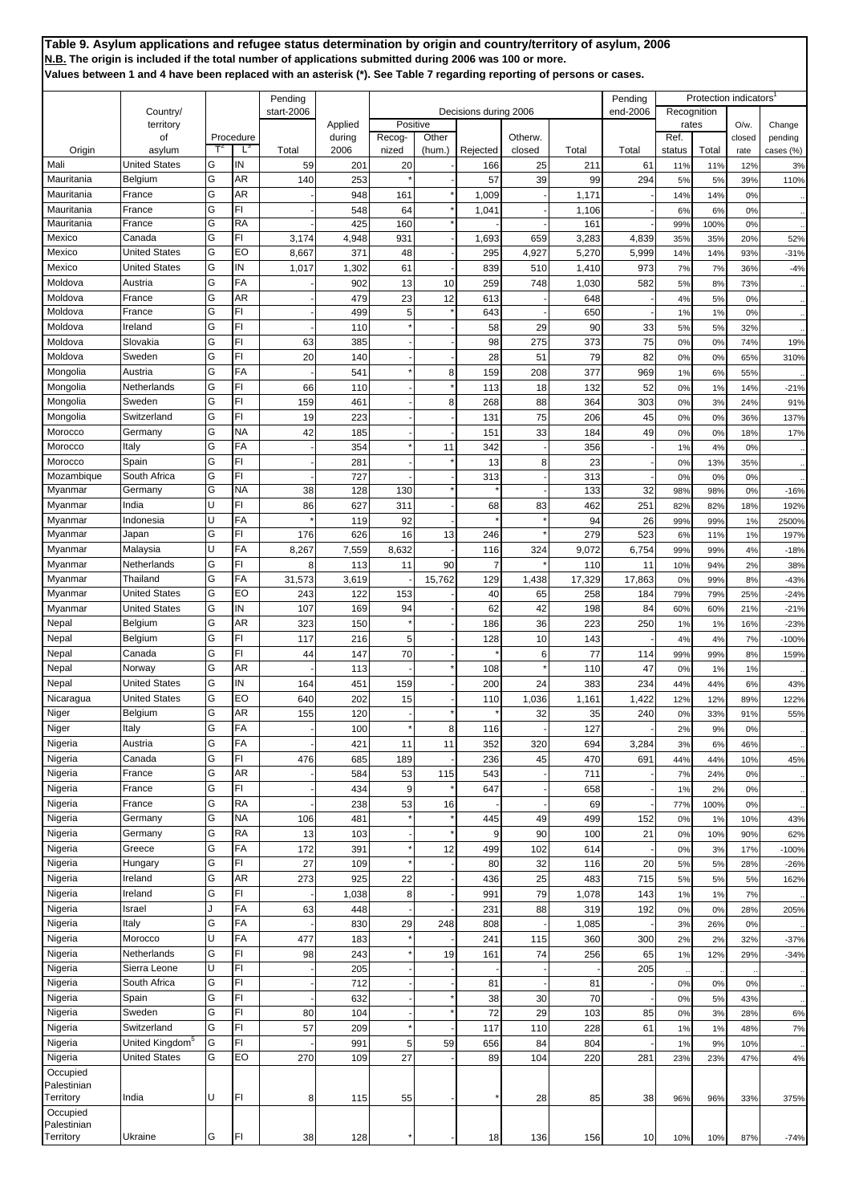**Table 9. Asylum applications and refugee status determination by origin and country/territory of asylum, 2006**
**N.B. The origin is included if the total number of applications submitted during 2006 was 100 or more.**
**Values between 1 and 4 have been replaced with an asterisk (*). See Table 7 regarding reporting of persons or cases.**

| Origin | Country/ territory of asylum | Procedure T[2] | Procedure L[3] | Pending start-2006 Total | Applied during 2006 | Decisions during 2006 Positive Recog-nized | Positive Other (hum.) | Rejected | Otherw. closed | Total | Pending end-2006 Total | Protection indicators[1] Recognition rates Ref. status | Recognition rates Total | O/w. closed rate | Change pending cases (%) |
|---|---|---|---|---|---|---|---|---|---|---|---|---|---|---|---|
| Mali | United States | G | IN | 59 | 201 | 20 | - | 166 | 25 | 211 | 61 | 11% | 11% | 12% | 3% |
| Mauritania | Belgium | G | AR | 140 | 253 | * | - | 57 | 39 | 99 | 294 | 5% | 5% | 39% | 110% |
| Mauritania | France | G | AR | - | 948 | 161 | * | 1,009 | - | 1,171 | - | 14% | 14% | 0% | .. |
| Mauritania | France | G | FI | - | 548 | 64 | * | 1,041 | - | 1,106 | - | 6% | 6% | 0% | .. |
| Mauritania | France | G | RA | - | 425 | 160 | * | - | - | 161 | - | 99% | 100% | 0% | .. |
| Mexico | Canada | G | FI | 3,174 | 4,948 | 931 | - | 1,693 | 659 | 3,283 | 4,839 | 35% | 35% | 20% | 52% |
| Mexico | United States | G | EO | 8,667 | 371 | 48 | - | 295 | 4,927 | 5,270 | 5,999 | 14% | 14% | 93% | -31% |
| Mexico | United States | G | IN | 1,017 | 1,302 | 61 | - | 839 | 510 | 1,410 | 973 | 7% | 7% | 36% | -4% |
| Moldova | Austria | G | FA | - | 902 | 13 | 10 | 259 | 748 | 1,030 | 582 | 5% | 8% | 73% | .. |
| Moldova | France | G | AR | - | 479 | 23 | 12 | 613 | - | 648 | - | 4% | 5% | 0% | .. |
| Moldova | France | G | FI | - | 499 | 5 | * | 643 | - | 650 | - | 1% | 1% | 0% | .. |
| Moldova | Ireland | G | FI | - | 110 | * | - | 58 | 29 | 90 | 33 | 5% | 5% | 32% | .. |
| Moldova | Slovakia | G | FI | 63 | 385 | - | - | 98 | 275 | 373 | 75 | 0% | 0% | 74% | 19% |
| Moldova | Sweden | G | FI | 20 | 140 | - | - | 28 | 51 | 79 | 82 | 0% | 0% | 65% | 310% |
| Mongolia | Austria | G | FA | - | 541 | * | 8 | 159 | 208 | 377 | 969 | 1% | 6% | 55% | .. |
| Mongolia | Netherlands | G | FI | 66 | 110 | - | * | 113 | 18 | 132 | 52 | 0% | 1% | 14% | -21% |
| Mongolia | Sweden | G | FI | 159 | 461 | - | 8 | 268 | 88 | 364 | 303 | 0% | 3% | 24% | 91% |
| Mongolia | Switzerland | G | FI | 19 | 223 | - | - | 131 | 75 | 206 | 45 | 0% | 0% | 36% | 137% |
| Morocco | Germany | G | NA | 42 | 185 | - | - | 151 | 33 | 184 | 49 | 0% | 0% | 18% | 17% |
| Morocco | Italy | G | FA | - | 354 | * | 11 | 342 | - | 356 | - | 1% | 4% | 0% | .. |
| Morocco | Spain | G | FI | - | 281 | - | * | 13 | 8 | 23 | - | 0% | 13% | 35% | .. |
| Mozambique | South Africa | G | FI | - | 727 | - | - | 313 | - | 313 | - | 0% | 0% | 0% | .. |
| Myanmar | Germany | G | NA | 38 | 128 | 130 | * | * | - | 133 | 32 | 98% | 98% | 0% | -16% |
| Myanmar | India | U | FI | 86 | 627 | 311 | - | 68 | 83 | 462 | 251 | 82% | 82% | 18% | 192% |
| Myanmar | Indonesia | U | FA | * | 119 | 92 | - | * | * | 94 | 26 | 99% | 99% | 1% | 2500% |
| Myanmar | Japan | G | FI | 176 | 626 | 16 | 13 | 246 | * | 279 | 523 | 6% | 11% | 1% | 197% |
| Myanmar | Malaysia | U | FA | 8,267 | 7,559 | 8,632 | - | 116 | 324 | 9,072 | 6,754 | 99% | 99% | 4% | -18% |
| Myanmar | Netherlands | G | FI | 8 | 113 | 11 | 90 | 7 | * | 110 | 11 | 10% | 94% | 2% | 38% |
| Myanmar | Thailand | G | FA | 31,573 | 3,619 | - | 15,762 | 129 | 1,438 | 17,329 | 17,863 | 0% | 99% | 8% | -43% |
| Myanmar | United States | G | EO | 243 | 122 | 153 | - | 40 | 65 | 258 | 184 | 79% | 79% | 25% | -24% |
| Myanmar | United States | G | IN | 107 | 169 | 94 | - | 62 | 42 | 198 | 84 | 60% | 60% | 21% | -21% |
| Nepal | Belgium | G | AR | 323 | 150 | * | - | 186 | 36 | 223 | 250 | 1% | 1% | 16% | -23% |
| Nepal | Belgium | G | FI | 117 | 216 | 5 | - | 128 | 10 | 143 | - | 4% | 4% | 7% | -100% |
| Nepal | Canada | G | FI | 44 | 147 | 70 | - | * | 6 | 77 | 114 | 99% | 99% | 8% | 159% |
| Nepal | Norway | G | AR | - | 113 | - | * | 108 | * | 110 | 47 | 0% | 1% | 1% | .. |
| Nepal | United States | G | IN | 164 | 451 | 159 | - | 200 | 24 | 383 | 234 | 44% | 44% | 6% | 43% |
| Nicaragua | United States | G | EO | 640 | 202 | 15 | - | 110 | 1,036 | 1,161 | 1,422 | 12% | 12% | 89% | 122% |
| Niger | Belgium | G | AR | 155 | 120 | - | * | * | 32 | 35 | 240 | 0% | 33% | 91% | 55% |
| Niger | Italy | G | FA | - | 100 | * | 8 | 116 | - | 127 | - | 2% | 9% | 0% | .. |
| Nigeria | Austria | G | FA | - | 421 | 11 | 11 | 352 | 320 | 694 | 3,284 | 3% | 6% | 46% | .. |
| Nigeria | Canada | G | FI | 476 | 685 | 189 | - | 236 | 45 | 470 | 691 | 44% | 44% | 10% | 45% |
| Nigeria | France | G | AR | - | 584 | 53 | 115 | 543 | - | 711 | - | 7% | 24% | 0% | .. |
| Nigeria | France | G | FI | - | 434 | 9 | * | 647 | - | 658 | - | 1% | 2% | 0% | .. |
| Nigeria | France | G | RA | - | 238 | 53 | 16 | - | - | 69 | - | 77% | 100% | 0% | .. |
| Nigeria | Germany | G | NA | 106 | 481 | * | * | 445 | 49 | 499 | 152 | 0% | 1% | 10% | 43% |
| Nigeria | Germany | G | RA | 13 | 103 | - | * | 9 | 90 | 100 | 21 | 0% | 10% | 90% | 62% |
| Nigeria | Greece | G | FA | 172 | 391 | * | 12 | 499 | 102 | 614 | - | 0% | 3% | 17% | -100% |
| Nigeria | Hungary | G | FI | 27 | 109 | * | - | 80 | 32 | 116 | 20 | 5% | 5% | 28% | -26% |
| Nigeria | Ireland | G | AR | 273 | 925 | 22 | - | 436 | 25 | 483 | 715 | 5% | 5% | 5% | 162% |
| Nigeria | Ireland | G | FI | - | 1,038 | 8 | - | 991 | 79 | 1,078 | 143 | 1% | 1% | 7% | .. |
| Nigeria | Israel | J | FA | 63 | 448 | - | - | 231 | 88 | 319 | 192 | 0% | 0% | 28% | 205% |
| Nigeria | Italy | G | FA | - | 830 | 29 | 248 | 808 | - | 1,085 | - | 3% | 26% | 0% | .. |
| Nigeria | Morocco | U | FA | 477 | 183 | * | - | 241 | 115 | 360 | 300 | 2% | 2% | 32% | -37% |
| Nigeria | Netherlands | G | FI | 98 | 243 | * | 19 | 161 | 74 | 256 | 65 | 1% | 12% | 29% | -34% |
| Nigeria | Sierra Leone | U | FI | - | 205 | - | - | - | - | - | 205 | .. | .. | .. | .. |
| Nigeria | South Africa | G | FI | - | 712 | - | - | 81 | - | 81 | - | 0% | 0% | 0% | .. |
| Nigeria | Spain | G | FI | - | 632 | - | * | 38 | 30 | 70 | - | 0% | 5% | 43% | .. |
| Nigeria | Sweden | G | FI | 80 | 104 | - | * | 72 | 29 | 103 | 85 | 0% | 3% | 28% | 6% |
| Nigeria | Switzerland | G | FI | 57 | 209 | * | - | 117 | 110 | 228 | 61 | 1% | 1% | 48% | 7% |
| Nigeria | United Kingdom[5] | G | FI | - | 991 | 5 | 59 | 656 | 84 | 804 | - | 1% | 9% | 10% | .. |
| Nigeria | United States | G | EO | 270 | 109 | 27 | - | 89 | 104 | 220 | 281 | 23% | 23% | 47% | 4% |
| Occupied Palestinian Territory | India | U | FI | 8 | 115 | 55 | - | * | 28 | 85 | 38 | 96% | 96% | 33% | 375% |
| Occupied Palestinian Territory | Ukraine | G | FI | 38 | 128 | * | - | 18 | 136 | 156 | 10 | 10% | 10% | 87% | -74% |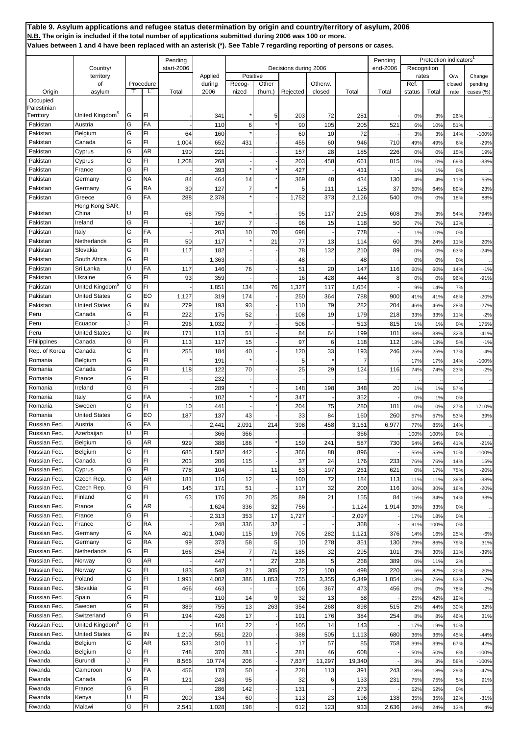**Table 9. Asylum applications and refugee status determination by origin and country/territory of asylum, 2006**
**N.B. The origin is included if the total number of applications submitted during 2006 was 100 or more.**
**Values between 1 and 4 have been replaced with an asterisk (*). See Table 7 regarding reporting of persons or cases.**

| Origin | Country/ territory of asylum | Procedure T[2] | Procedure L[3] | Pending start-2006 Total | Applied during 2006 | Decisions during 2006 Positive Recog-nized | Positive Other (hum.) | Rejected | Otherw. closed | Total | Pending end-2006 Total | Protection indicators[1] Recognition rates Ref. status | Recognition rates Total | O/w. closed rate | Change pending cases (%) |
|---|---|---|---|---|---|---|---|---|---|---|---|---|---|---|---|
| Occupied Palestinian Territory | United Kingdom[5] | G | FI | - | 341 | * | 5 | 203 | 72 | 281 | - | 0% | 3% | 26% | .. |
| Pakistan | Austria | G | FA | - | 110 | 6 | * | 90 | 105 | 205 | 521 | 6% | 10% | 51% | .. |
| Pakistan | Belgium | G | FI | 64 | 160 | * | - | 60 | 10 | 72 | - | 3% | 3% | 14% | -100% |
| Pakistan | Canada | G | FI | 1,004 | 652 | 431 | - | 455 | 60 | 946 | 710 | 49% | 49% | 6% | -29% |
| Pakistan | Cyprus | G | AR | 190 | 221 | - | - | 157 | 28 | 185 | 226 | 0% | 0% | 15% | 19% |
| Pakistan | Cyprus | G | FI | 1,208 | 268 | - | - | 203 | 458 | 661 | 815 | 0% | 0% | 69% | -33% |
| Pakistan | France | G | FI | - | 393 | * | * | 427 | - | 431 | - | 1% | 1% | 0% | .. |
| Pakistan | Germany | G | NA | 84 | 464 | 14 | * | 369 | 48 | 434 | 130 | 4% | 4% | 11% | 55% |
| Pakistan | Germany | G | RA | 30 | 127 | 7 | * | 5 | 111 | 125 | 37 | 50% | 64% | 89% | 23% |
| Pakistan | Greece | G | FA | 288 | 2,378 | * | - | 1,752 | 373 | 2,126 | 540 | 0% | 0% | 18% | 88% |
| Pakistan | Hong Kong SAR, China | U | FI | 68 | 755 | * | - | 95 | 117 | 215 | 608 | 3% | 3% | 54% | 794% |
| Pakistan | Ireland | G | FI | - | 167 | 7 | - | 96 | 15 | 118 | 50 | 7% | 7% | 13% | .. |
| Pakistan | Italy | G | FA | - | 203 | 10 | 70 | 698 | - | 778 | - | 1% | 10% | 0% | .. |
| Pakistan | Netherlands | G | FI | 50 | 117 | * | 21 | 77 | 13 | 114 | 60 | 3% | 24% | 11% | 20% |
| Pakistan | Slovakia | G | FI | 117 | 182 | - | - | 78 | 132 | 210 | 89 | 0% | 0% | 63% | -24% |
| Pakistan | South Africa | G | FI | - | 1,363 | - | - | 48 | - | 48 | - | 0% | 0% | 0% | .. |
| Pakistan | Sri Lanka | U | FA | 117 | 146 | 76 | - | 51 | 20 | 147 | 116 | 60% | 60% | 14% | -1% |
| Pakistan | Ukraine | G | FI | 93 | 359 | - | - | 16 | 428 | 444 | 8 | 0% | 0% | 96% | -91% |
| Pakistan | United Kingdom[5] | G | FI | - | 1,851 | 134 | 76 | 1,327 | 117 | 1,654 | - | 9% | 14% | 7% | .. |
| Pakistan | United States | G | EO | 1,127 | 319 | 174 | - | 250 | 364 | 788 | 900 | 41% | 41% | 46% | -20% |
| Pakistan | United States | G | IN | 279 | 193 | 93 | - | 110 | 79 | 282 | 204 | 46% | 46% | 28% | -27% |
| Peru | Canada | G | FI | 222 | 175 | 52 | - | 108 | 19 | 179 | 218 | 33% | 33% | 11% | -2% |
| Peru | Ecuador | J | FI | 296 | 1,032 | 7 | - | 506 | - | 513 | 815 | 1% | 1% | 0% | 175% |
| Peru | United States | G | IN | 171 | 113 | 51 | - | 84 | 64 | 199 | 101 | 38% | 38% | 32% | -41% |
| Philippines | Canada | G | FI | 113 | 117 | 15 | - | 97 | 6 | 118 | 112 | 13% | 13% | 5% | -1% |
| Rep. of Korea | Canada | G | FI | 255 | 184 | 40 | - | 120 | 33 | 193 | 246 | 25% | 25% | 17% | -4% |
| Romania | Belgium | G | FI | * | 191 | * | - | 5 | * | 7 | - | 17% | 17% | 14% | -100% |
| Romania | Canada | G | FI | 118 | 122 | 70 | - | 25 | 29 | 124 | 116 | 74% | 74% | 23% | -2% |
| Romania | France | G | FI | - | 232 | - | - | - | - | - | - | .. | .. | .. | .. |
| Romania | Ireland | G | FI | - | 289 | * | - | 148 | 198 | 348 | 20 | 1% | 1% | 57% | .. |
| Romania | Italy | G | FA | - | 102 | * | * | 347 | - | 352 | - | 0% | 1% | 0% | .. |
| Romania | Sweden | G | FI | 10 | 441 | - | * | 204 | 75 | 280 | 181 | 0% | 0% | 27% | 1710% |
| Romania | United States | G | EO | 187 | 137 | 43 | - | 33 | 84 | 160 | 260 | 57% | 57% | 53% | 39% |
| Russian Fed. | Austria | G | FA | - | 2,441 | 2,091 | 214 | 398 | 458 | 3,161 | 6,977 | 77% | 85% | 14% | .. |
| Russian Fed. | Azerbaijan | U | FI | - | 366 | 366 | - | - | - | 366 | - | 100% | 100% | 0% | .. |
| Russian Fed. | Belgium | G | AR | 929 | 388 | 186 | * | 159 | 241 | 587 | 730 | 54% | 54% | 41% | -21% |
| Russian Fed. | Belgium | G | FI | 685 | 1,582 | 442 | - | 366 | 88 | 896 | - | 55% | 55% | 10% | -100% |
| Russian Fed. | Canada | G | FI | 203 | 206 | 115 | - | 37 | 24 | 176 | 233 | 76% | 76% | 14% | 15% |
| Russian Fed. | Cyprus | G | FI | 778 | 104 | - | 11 | 53 | 197 | 261 | 621 | 0% | 17% | 75% | -20% |
| Russian Fed. | Czech Rep. | G | AR | 181 | 116 | 12 | - | 100 | 72 | 184 | 113 | 11% | 11% | 39% | -38% |
| Russian Fed. | Czech Rep. | G | FI | 145 | 171 | 51 | - | 117 | 32 | 200 | 116 | 30% | 30% | 16% | -20% |
| Russian Fed. | Finland | G | FI | 63 | 176 | 20 | 25 | 89 | 21 | 155 | 84 | 15% | 34% | 14% | 33% |
| Russian Fed. | France | G | AR | - | 1,624 | 336 | 32 | 756 | - | 1,124 | 1,914 | 30% | 33% | 0% | .. |
| Russian Fed. | France | G | FI | - | 2,313 | 353 | 17 | 1,727 | - | 2,097 | - | 17% | 18% | 0% | .. |
| Russian Fed. | France | G | RA | - | 248 | 336 | 32 | - | - | 368 | - | 91% | 100% | 0% | .. |
| Russian Fed. | Germany | G | NA | 401 | 1,040 | 115 | 19 | 705 | 282 | 1,121 | 376 | 14% | 16% | 25% | -6% |
| Russian Fed. | Germany | G | RA | 99 | 373 | 58 | 5 | 10 | 278 | 351 | 130 | 79% | 86% | 79% | 31% |
| Russian Fed. | Netherlands | G | FI | 166 | 254 | 7 | 71 | 185 | 32 | 295 | 101 | 3% | 30% | 11% | -39% |
| Russian Fed. | Norway | G | AR | - | 447 | * | 27 | 236 | 5 | 268 | 389 | 0% | 11% | 2% | .. |
| Russian Fed. | Norway | G | FI | 183 | 548 | 21 | 305 | 72 | 100 | 498 | 220 | 5% | 82% | 20% | 20% |
| Russian Fed. | Poland | G | FI | 1,991 | 4,002 | 386 | 1,853 | 755 | 3,355 | 6,349 | 1,854 | 13% | 75% | 53% | -7% |
| Russian Fed. | Slovakia | G | FI | 466 | 463 | - | - | 106 | 367 | 473 | 456 | 0% | 0% | 78% | -2% |
| Russian Fed. | Spain | G | FI | - | 110 | 14 | 9 | 32 | 13 | 68 | - | 25% | 42% | 19% | .. |
| Russian Fed. | Sweden | G | FI | 389 | 755 | 13 | 263 | 354 | 268 | 898 | 515 | 2% | 44% | 30% | 32% |
| Russian Fed. | Switzerland | G | FI | 194 | 426 | 17 | - | 191 | 176 | 384 | 254 | 8% | 8% | 46% | 31% |
| Russian Fed. | United Kingdom[5] | G | FI | - | 161 | 22 | * | 105 | 14 | 143 | - | 17% | 19% | 10% | .. |
| Russian Fed. | United States | G | IN | 1,210 | 551 | 220 | - | 388 | 505 | 1,113 | 680 | 36% | 36% | 45% | -44% |
| Rwanda | Belgium | G | AR | 533 | 310 | 11 | - | 17 | 57 | 85 | 758 | 39% | 39% | 67% | 42% |
| Rwanda | Belgium | G | FI | 748 | 370 | 281 | - | 281 | 46 | 608 | - | 50% | 50% | 8% | -100% |
| Rwanda | Burundi | J | FI | 8,566 | 10,774 | 206 | - | 7,837 | 11,297 | 19,340 | - | 3% | 3% | 58% | -100% |
| Rwanda | Cameroon | U | FA | 456 | 178 | 50 | - | 228 | 113 | 391 | 243 | 18% | 18% | 29% | -47% |
| Rwanda | Canada | G | FI | 121 | 243 | 95 | - | 32 | 6 | 133 | 231 | 75% | 75% | 5% | 91% |
| Rwanda | France | G | FI | - | 286 | 142 | - | 131 | - | 273 | - | 52% | 52% | 0% | .. |
| Rwanda | Kenya | U | FI | 200 | 134 | 60 | - | 113 | 23 | 196 | 138 | 35% | 35% | 12% | -31% |
| Rwanda | Malawi | G | FI | 2,541 | 1,028 | 198 | - | 612 | 123 | 933 | 2,636 | 24% | 24% | 13% | 4% |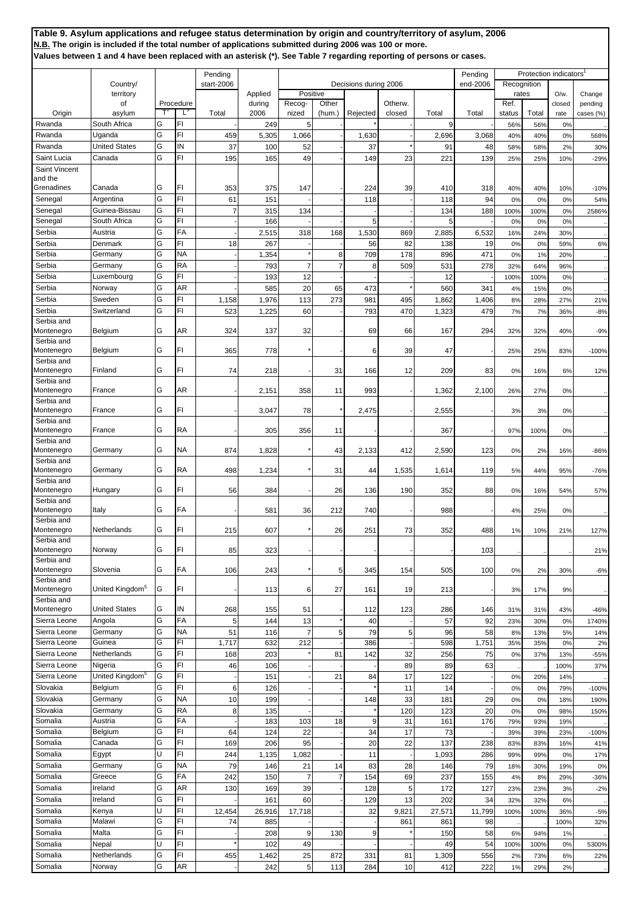**Table 9. Asylum applications and refugee status determination by origin and country/territory of asylum, 2006**
**N.B. The origin is included if the total number of applications submitted during 2006 was 100 or more.**
**Values between 1 and 4 have been replaced with an asterisk (*). See Table 7 regarding reporting of persons or cases.**

| Origin | Country/ territory of asylum | Procedure T[2] | Procedure L[3] | Pending start-2006 Total | Applied during 2006 | Decisions during 2006 Positive Recog-nized | Positive Other (hum.) | Rejected | Otherw. closed | Total | Pending end-2006 Total | Protection indicators[1] Recognition rates Ref. status | Recognition rates Total | O/w. closed rate | Change pending cases (%) |
|---|---|---|---|---|---|---|---|---|---|---|---|---|---|---|---|
| Rwanda | South Africa | G | FI | - | 249 | 5 | - | * | - | 9 | - | 56% | 56% | 0% | .. |
| Rwanda | Uganda | G | FI | 459 | 5,305 | 1,066 | - | 1,630 | - | 2,696 | 3,068 | 40% | 40% | 0% | 568% |
| Rwanda | United States | G | IN | 37 | 100 | 52 | - | 37 | * | 91 | 48 | 58% | 58% | 2% | 30% |
| Saint Lucia | Canada | G | FI | 195 | 165 | 49 | - | 149 | 23 | 221 | 139 | 25% | 25% | 10% | -29% |
| Saint Vincent and the Grenadines | Canada | G | FI | 353 | 375 | 147 | - | 224 | 39 | 410 | 318 | 40% | 40% | 10% | -10% |
| Senegal | Argentina | G | FI | 61 | 151 | - | - | 118 | - | 118 | 94 | 0% | 0% | 0% | 54% |
| Senegal | Guinea-Bissau | G | FI | 7 | 315 | 134 | - | - | - | 134 | 188 | 100% | 100% | 0% | 2586% |
| Senegal | South Africa | G | FI | - | 166 | - | - | 5 | - | 5 | - | 0% | 0% | 0% | .. |
| Serbia | Austria | G | FA | - | 2,515 | 318 | 168 | 1,530 | 869 | 2,885 | 6,532 | 16% | 24% | 30% | .. |
| Serbia | Denmark | G | FI | 18 | 267 | - | - | 56 | 82 | 138 | 19 | 0% | 0% | 59% | 6% |
| Serbia | Germany | G | NA | - | 1,354 | * | 8 | 709 | 178 | 896 | 471 | 0% | 1% | 20% | .. |
| Serbia | Germany | G | RA | - | 793 | 7 | 7 | 8 | 509 | 531 | 278 | 32% | 64% | 96% | .. |
| Serbia | Luxembourg | G | FI | - | 193 | 12 | - | - | - | 12 | - | 100% | 100% | 0% | .. |
| Serbia | Norway | G | AR | - | 585 | 20 | 65 | 473 | * | 560 | 341 | 4% | 15% | 0% | .. |
| Serbia | Sweden | G | FI | 1,158 | 1,976 | 113 | 273 | 981 | 495 | 1,862 | 1,406 | 8% | 28% | 27% | 21% |
| Serbia | Switzerland | G | FI | 523 | 1,225 | 60 | - | 793 | 470 | 1,323 | 479 | 7% | 7% | 36% | -8% |
| Serbia and Montenegro | Belgium | G | AR | 324 | 137 | 32 | - | 69 | 66 | 167 | 294 | 32% | 32% | 40% | -9% |
| Serbia and Montenegro | Belgium | G | FI | 365 | 778 | * | - | 6 | 39 | 47 | - | 25% | 25% | 83% | -100% |
| Serbia and Montenegro | Finland | G | FI | 74 | 218 | - | 31 | 166 | 12 | 209 | 83 | 0% | 16% | 6% | 12% |
| Serbia and Montenegro | France | G | AR | - | 2,151 | 358 | 11 | 993 | - | 1,362 | 2,100 | 26% | 27% | 0% | .. |
| Serbia and Montenegro | France | G | FI | - | 3,047 | 78 | * | 2,475 | - | 2,555 | - | 3% | 3% | 0% | .. |
| Serbia and Montenegro | France | G | RA | - | 305 | 356 | 11 | - | - | 367 | - | 97% | 100% | 0% | .. |
| Serbia and Montenegro | Germany | G | NA | 874 | 1,828 | * | 43 | 2,133 | 412 | 2,590 | 123 | 0% | 2% | 16% | -86% |
| Serbia and Montenegro | Germany | G | RA | 498 | 1,234 | * | 31 | 44 | 1,535 | 1,614 | 119 | 5% | 44% | 95% | -76% |
| Serbia and Montenegro | Hungary | G | FI | 56 | 384 | - | 26 | 136 | 190 | 352 | 88 | 0% | 16% | 54% | 57% |
| Serbia and Montenegro | Italy | G | FA | - | 581 | 36 | 212 | 740 | - | 988 | - | 4% | 25% | 0% | .. |
| Serbia and Montenegro | Netherlands | G | FI | 215 | 607 | * | 26 | 251 | 73 | 352 | 488 | 1% | 10% | 21% | 127% |
| Serbia and Montenegro | Norway | G | FI | 85 | 323 | - | - | - | - | - | 103 | .. | .. | .. | 21% |
| Serbia and Montenegro | Slovenia | G | FA | 106 | 243 | * | 5 | 345 | 154 | 505 | 100 | 0% | 2% | 30% | -6% |
| Serbia and Montenegro | United Kingdom[5] | G | FI | - | 113 | 6 | 27 | 161 | 19 | 213 | - | 3% | 17% | 9% | .. |
| Serbia and Montenegro | United States | G | IN | 268 | 155 | 51 | - | 112 | 123 | 286 | 146 | 31% | 31% | 43% | -46% |
| Sierra Leone | Angola | G | FA | 5 | 144 | 13 | * | 40 | - | 57 | 92 | 23% | 30% | 0% | 1740% |
| Sierra Leone | Germany | G | NA | 51 | 116 | 7 | 5 | 79 | 5 | 96 | 58 | 8% | 13% | 5% | 14% |
| Sierra Leone | Guinea | G | FI | 1,717 | 632 | 212 | - | 386 | - | 598 | 1,751 | 35% | 35% | 0% | 2% |
| Sierra Leone | Netherlands | G | FI | 168 | 203 | * | 81 | 142 | 32 | 256 | 75 | 0% | 37% | 13% | -55% |
| Sierra Leone | Nigeria | G | FI | 46 | 106 | - | - | - | 89 | 89 | 63 | .. | .. | 100% | 37% |
| Sierra Leone | United Kingdom[5] | G | FI | - | 151 | - | 21 | 84 | 17 | 122 | - | 0% | 20% | 14% | .. |
| Slovakia | Belgium | G | FI | 6 | 126 | - | - | * | 11 | 14 | - | 0% | 0% | 79% | -100% |
| Slovakia | Germany | G | NA | 10 | 199 | - | - | 148 | 33 | 181 | 29 | 0% | 0% | 18% | 190% |
| Slovakia | Germany | G | RA | 8 | 135 | - | - | * | 120 | 123 | 20 | 0% | 0% | 98% | 150% |
| Somalia | Austria | G | FA | - | 183 | 103 | 18 | 9 | 31 | 161 | 176 | 79% | 93% | 19% | .. |
| Somalia | Belgium | G | FI | 64 | 124 | 22 | - | 34 | 17 | 73 | - | 39% | 39% | 23% | -100% |
| Somalia | Canada | G | FI | 169 | 206 | 95 | - | 20 | 22 | 137 | 238 | 83% | 83% | 16% | 41% |
| Somalia | Egypt | U | FI | 244 | 1,135 | 1,082 | - | 11 | - | 1,093 | 286 | 99% | 99% | 0% | 17% |
| Somalia | Germany | G | NA | 79 | 146 | 21 | 14 | 83 | 28 | 146 | 79 | 18% | 30% | 19% | 0% |
| Somalia | Greece | G | FA | 242 | 150 | 7 | 7 | 154 | 69 | 237 | 155 | 4% | 8% | 29% | -36% |
| Somalia | Ireland | G | AR | 130 | 169 | 39 | - | 128 | 5 | 172 | 127 | 23% | 23% | 3% | -2% |
| Somalia | Ireland | G | FI | - | 161 | 60 | - | 129 | 13 | 202 | 34 | 32% | 32% | 6% | .. |
| Somalia | Kenya | U | FI | 12,454 | 26,916 | 17,718 | - | 32 | 9,821 | 27,571 | 11,799 | 100% | 100% | 36% | -5% |
| Somalia | Malawi | G | FI | 74 | 885 | - | - | - | 861 | 861 | 98 | .. | .. | 100% | 32% |
| Somalia | Malta | G | FI | - | 208 | 9 | 130 | 9 | * | 150 | 58 | 6% | 94% | 1% | .. |
| Somalia | Nepal | U | FI | * | 102 | 49 | - | - | - | 49 | 54 | 100% | 100% | 0% | 5300% |
| Somalia | Netherlands | G | FI | 455 | 1,462 | 25 | 872 | 331 | 81 | 1,309 | 556 | 2% | 73% | 6% | 22% |
| Somalia | Norway | G | AR | - | 242 | 5 | 113 | 284 | 10 | 412 | 222 | 1% | 29% | 2% | .. |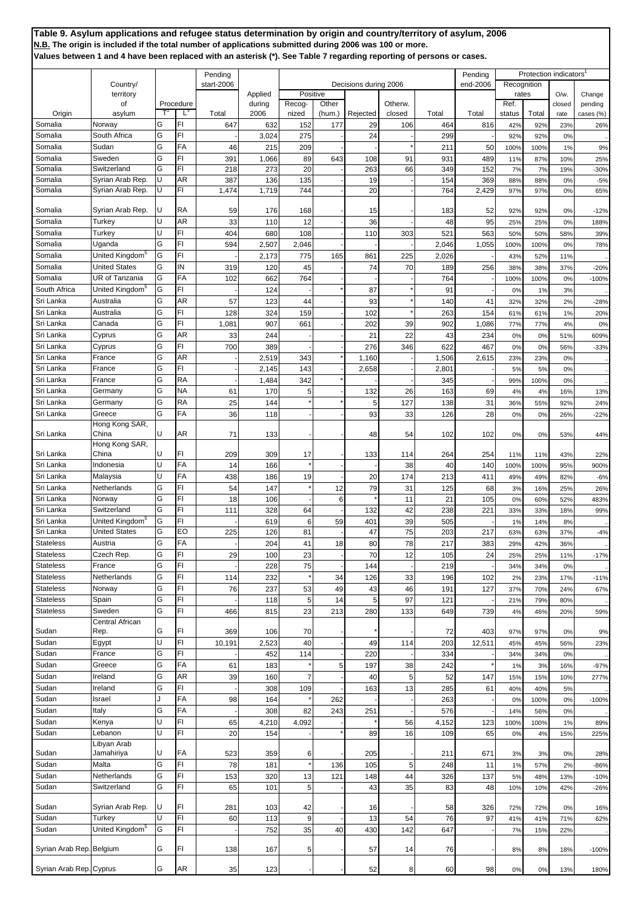**Table 9. Asylum applications and refugee status determination by origin and country/territory of asylum, 2006**
**N.B. The origin is included if the total number of applications submitted during 2006 was 100 or more.**
**Values between 1 and 4 have been replaced with an asterisk (*). See Table 7 regarding reporting of persons or cases.**

| Origin | Country/ territory of asylum | Procedure | | Pending start-2006 | Applied during 2006 | Decisions during 2006 | | | | | Pending end-2006 | Protection indicators[1] | | | |
|---|---|---|---|---|---|---|---|---|---|---|---|---|---|---|---|
| | | | | | | Positive | | | | | | Recognition rates | | | |
| | | T[2] | L[3] | Total | | Recog-nized | Other (hum.) | Rejected | Otherw. closed | Total | Total | Ref. status | Total | O/w. closed rate | Change pending cases (%) |
| Somalia | Norway | G | FI | 647 | 632 | 152 | 177 | 29 | 106 | 464 | 816 | 42% | 92% | 23% | 26% |
| Somalia | South Africa | G | FI | - | 3,024 | 275 | | 24 | - | 299 | - | 92% | 92% | 0% | .. |
| Somalia | Sudan | G | FA | 46 | 215 | 209 | - | - | * | 211 | 50 | 100% | 100% | 1% | 9% |
| Somalia | Sweden | G | FI | 391 | 1,066 | 89 | 643 | 108 | 91 | 931 | 489 | 11% | 87% | 10% | 25% |
| Somalia | Switzerland | G | FI | 218 | 273 | 20 | - | 263 | 66 | 349 | 152 | 7% | 7% | 19% | -30% |
| Somalia | Syrian Arab Rep. | U | AR | 387 | 136 | 135 | - | 19 | - | 154 | 369 | 88% | 88% | 0% | -5% |
| Somalia | Syrian Arab Rep. | U | FI | 1,474 | 1,719 | 744 | - | 20 | - | 764 | 2,429 | 97% | 97% | 0% | 65% |
| Somalia | Syrian Arab Rep. | U | RA | 59 | 176 | 168 | - | 15 | - | 183 | 52 | 92% | 92% | 0% | -12% |
| Somalia | Turkey | U | AR | 33 | 110 | 12 | - | 36 | - | 48 | 95 | 25% | 25% | 0% | 188% |
| Somalia | Turkey | U | FI | 404 | 680 | 108 | - | 110 | 303 | 521 | 563 | 50% | 50% | 58% | 39% |
| Somalia | Uganda | G | FI | 594 | 2,507 | 2,046 | - | - | - | 2,046 | 1,055 | 100% | 100% | 0% | 78% |
| Somalia | United Kingdom[5] | G | FI | | 2,173 | 775 | 165 | 861 | 225 | 2,026 | | 43% | 52% | 11% | .. |
| Somalia | United States | G | IN | 319 | 120 | 45 | - | 74 | 70 | 189 | 256 | 38% | 38% | 37% | -20% |
| Somalia | UR of Tanzania | G | FA | 102 | 662 | 764 | - | - | - | 764 | - | 100% | 100% | 0% | -100% |
| South Africa | United Kingdom[5] | G | FI | | 124 | - | * | 87 | * | 91 | | 0% | 1% | 3% | .. |
| Sri Lanka | Australia | G | AR | 57 | 123 | 44 | - | 93 | * | 140 | 41 | 32% | 32% | 2% | -28% |
| Sri Lanka | Australia | G | FI | 128 | 324 | 159 | - | 102 | * | 263 | 154 | 61% | 61% | 1% | 20% |
| Sri Lanka | Canada | G | FI | 1,081 | 907 | 661 | - | 202 | 39 | 902 | 1,086 | 77% | 77% | 4% | 0% |
| Sri Lanka | Cyprus | G | AR | 33 | 244 | - | - | 21 | 22 | 43 | 234 | 0% | 0% | 51% | 609% |
| Sri Lanka | Cyprus | G | FI | 700 | 389 | - | - | 276 | 346 | 622 | 467 | 0% | 0% | 56% | -33% |
| Sri Lanka | France | G | AR | - | 2,519 | 343 | * | 1,160 | - | 1,506 | 2,615 | 23% | 23% | 0% | .. |
| Sri Lanka | France | G | FI | - | 2,145 | 143 | - | 2,658 | - | 2,801 | - | 5% | 5% | 0% | .. |
| Sri Lanka | France | G | RA | - | 1,484 | 342 | * | - | - | 345 | - | 99% | 100% | 0% | .. |
| Sri Lanka | Germany | G | NA | 61 | 170 | 5 | - | 132 | 26 | 163 | 69 | 4% | 4% | 16% | 13% |
| Sri Lanka | Germany | G | RA | 25 | 144 | * | * | 5 | 127 | 138 | 31 | 36% | 55% | 92% | 24% |
| Sri Lanka | Greece | G | FA | 36 | 118 | - | - | 93 | 33 | 126 | 28 | 0% | 0% | 26% | -22% |
| Sri Lanka | Hong Kong SAR, China | U | AR | 71 | 133 | - | - | 48 | 54 | 102 | 102 | 0% | 0% | 53% | 44% |
| Sri Lanka | Hong Kong SAR, China | U | FI | 209 | 309 | 17 | - | 133 | 114 | 264 | 254 | 11% | 11% | 43% | 22% |
| Sri Lanka | Indonesia | U | FA | 14 | 166 | * | - | - | 38 | 40 | 140 | 100% | 100% | 95% | 900% |
| Sri Lanka | Malaysia | U | FA | 438 | 186 | 19 | - | 20 | 174 | 213 | 411 | 49% | 49% | 82% | -6% |
| Sri Lanka | Netherlands | G | FI | 54 | 147 | * | 12 | 79 | 31 | 125 | 68 | 3% | 16% | 25% | 26% |
| Sri Lanka | Norway | G | FI | 18 | 106 | - | 6 | * | 11 | 21 | 105 | 0% | 60% | 52% | 483% |
| Sri Lanka | Switzerland | G | FI | 111 | 328 | 64 | - | 132 | 42 | 238 | 221 | 33% | 33% | 18% | 99% |
| Sri Lanka | United Kingdom[5] | G | FI | | 619 | 6 | 59 | 401 | 39 | 505 | | 1% | 14% | 8% | .. |
| Sri Lanka | United States | G | EO | 225 | 126 | 81 | - | 47 | 75 | 203 | 217 | 63% | 63% | 37% | -4% |
| Stateless | Austria | G | FA | - | 204 | 41 | 18 | 80 | 78 | 217 | 383 | 29% | 42% | 36% | .. |
| Stateless | Czech Rep. | G | FI | 29 | 100 | 23 | - | 70 | 12 | 105 | 24 | 25% | 25% | 11% | -17% |
| Stateless | France | G | FI | - | 228 | 75 | - | 144 | - | 219 | - | 34% | 34% | 0% | .. |
| Stateless | Netherlands | G | FI | 114 | 232 | * | 34 | 126 | 33 | 196 | 102 | 2% | 23% | 17% | -11% |
| Stateless | Norway | G | FI | 76 | 237 | 53 | 49 | 43 | 46 | 191 | 127 | 37% | 70% | 24% | 67% |
| Stateless | Spain | G | FI | | 118 | 5 | 14 | 5 | 97 | 121 | | 21% | 79% | 80% | .. |
| Stateless | Sweden | G | FI | 466 | 815 | 23 | 213 | 280 | 133 | 649 | 739 | 4% | 46% | 20% | 59% |
| Sudan | Central African Rep. | G | FI | 369 | 106 | 70 | - | * | - | 72 | 403 | 97% | 97% | 0% | 9% |
| Sudan | Egypt | U | FI | 10,191 | 2,523 | 40 | - | 49 | 114 | 203 | 12,511 | 45% | 45% | 56% | 23% |
| Sudan | France | G | FI | - | 452 | 114 | - | 220 | - | 334 | - | 34% | 34% | 0% | .. |
| Sudan | Greece | G | FA | 61 | 183 | * | 5 | 197 | 38 | 242 | * | 1% | 3% | 16% | -97% |
| Sudan | Ireland | G | AR | 39 | 160 | 7 | - | 40 | 5 | 52 | 147 | 15% | 15% | 10% | 277% |
| Sudan | Ireland | G | FI | - | 308 | 109 | - | 163 | 13 | 285 | 61 | 40% | 40% | 5% | .. |
| Sudan | Israel | J | FA | 98 | 164 | * | 262 | - | - | 263 | - | 0% | 100% | 0% | -100% |
| Sudan | Italy | G | FA | - | 308 | 82 | 243 | 251 | - | 576 | - | 14% | 56% | 0% | .. |
| Sudan | Kenya | U | FI | 65 | 4,210 | 4,092 | - | * | 56 | 4,152 | 123 | 100% | 100% | 1% | 89% |
| Sudan | Lebanon | U | FI | 20 | 154 | - | * | 89 | 16 | 109 | 65 | 0% | 4% | 15% | 225% |
| Sudan | Libyan Arab Jamahiriya | U | FA | 523 | 359 | 6 | - | 205 | - | 211 | 671 | 3% | 3% | 0% | 28% |
| Sudan | Malta | G | FI | 78 | 181 | * | 136 | 105 | 5 | 248 | 11 | 1% | 57% | 2% | -86% |
| Sudan | Netherlands | G | FI | 153 | 320 | 13 | 121 | 148 | 44 | 326 | 137 | 5% | 48% | 13% | -10% |
| Sudan | Switzerland | G | FI | 65 | 101 | 5 | - | 43 | 35 | 83 | 48 | 10% | 10% | 42% | -26% |
| Sudan | Syrian Arab Rep. | U | FI | 281 | 103 | 42 | - | 16 | - | 58 | 326 | 72% | 72% | 0% | 16% |
| Sudan | Turkey | U | FI | 60 | 113 | 9 | - | 13 | 54 | 76 | 97 | 41% | 41% | 71% | 62% |
| Sudan | United Kingdom[5] | G | FI | | 752 | 35 | 40 | 430 | 142 | 647 | | 7% | 15% | 22% | .. |
| Syrian Arab Rep. | Belgium | G | FI | 138 | 167 | 5 | - | 57 | 14 | 76 | - | 8% | 8% | 18% | -100% |
| Syrian Arab Rep. | Cyprus | G | AR | 35 | 123 | - | - | 52 | 8 | 60 | 98 | 0% | 0% | 13% | 180% |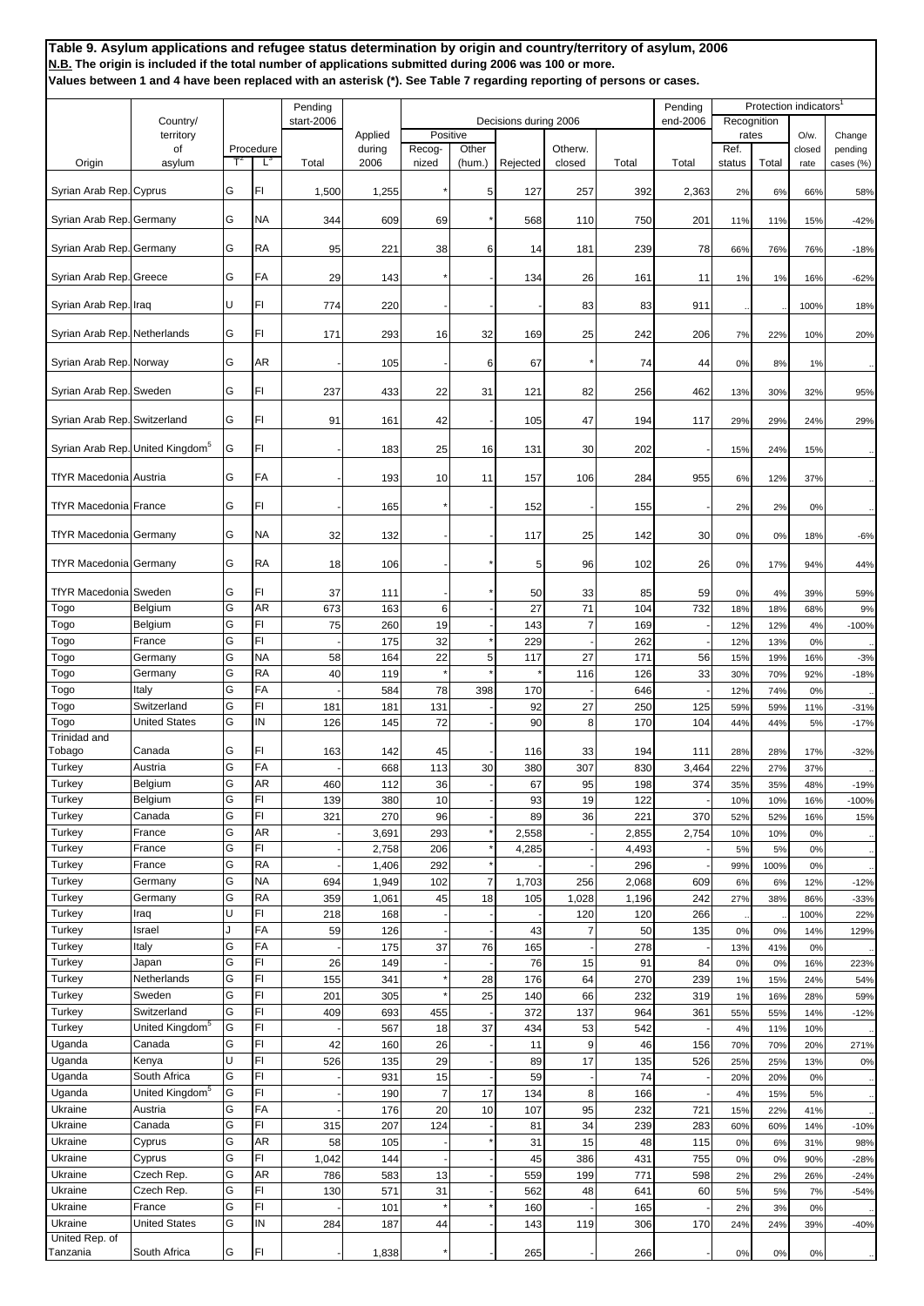**Table 9. Asylum applications and refugee status determination by origin and country/territory of asylum, 2006**
**N.B. The origin is included if the total number of applications submitted during 2006 was 100 or more.**
**Values between 1 and 4 have been replaced with an asterisk (*). See Table 7 regarding reporting of persons or cases.**

| Origin | Country/ territory of asylum | Procedure T[2] | Procedure L[3] | Pending start-2006 Total | Applied during 2006 | Decisions during 2006 Positive Recog-nized | Positive Other (hum.) | Rejected | Otherw. closed | Total | Pending end-2006 Total | Protection indicators[1] Recognition rates Ref. status | Recognition rates Total | O/w. closed rate | Change pending cases (%) |
|---|---|---|---|---|---|---|---|---|---|---|---|---|---|---|---|
| Syrian Arab Rep. | Cyprus | G | FI | 1,500 | 1,255 | * | 5 | 127 | 257 | 392 | 2,363 | 2% | 6% | 66% | 58% |
| Syrian Arab Rep. | Germany | G | NA | 344 | 609 | 69 | * | 568 | 110 | 750 | 201 | 11% | 11% | 15% | -42% |
| Syrian Arab Rep. | Germany | G | RA | 95 | 221 | 38 | 6 | 14 | 181 | 239 | 78 | 66% | 76% | 76% | -18% |
| Syrian Arab Rep. | Greece | G | FA | 29 | 143 | * | - | 134 | 26 | 161 | 11 | 1% | 1% | 16% | -62% |
| Syrian Arab Rep. | Iraq | U | FI | 774 | 220 | - | - | - | 83 | 83 | 911 | .. | .. | 100% | 18% |
| Syrian Arab Rep. | Netherlands | G | FI | 171 | 293 | 16 | 32 | 169 | 25 | 242 | 206 | 7% | 22% | 10% | 20% |
| Syrian Arab Rep. | Norway | G | AR | - | 105 | - | 6 | 67 | * | 74 | 44 | 0% | 8% | 1% | .. |
| Syrian Arab Rep. | Sweden | G | FI | 237 | 433 | 22 | 31 | 121 | 82 | 256 | 462 | 13% | 30% | 32% | 95% |
| Syrian Arab Rep. | Switzerland | G | FI | 91 | 161 | 42 | - | 105 | 47 | 194 | 117 | 29% | 29% | 24% | 29% |
| Syrian Arab Rep. | United Kingdom[5] | G | FI | - | 183 | 25 | 16 | 131 | 30 | 202 | - | 15% | 24% | 15% | .. |
| TfYR Macedonia | Austria | G | FA | - | 193 | 10 | 11 | 157 | 106 | 284 | 955 | 6% | 12% | 37% | .. |
| TfYR Macedonia | France | G | FI | - | 165 | * | - | 152 | - | 155 | - | 2% | 2% | 0% | .. |
| TfYR Macedonia | Germany | G | NA | 32 | 132 | - | - | 117 | 25 | 142 | 30 | 0% | 0% | 18% | -6% |
| TfYR Macedonia | Germany | G | RA | 18 | 106 | - | * | 5 | 96 | 102 | 26 | 0% | 17% | 94% | 44% |
| TfYR Macedonia | Sweden | G | FI | 37 | 111 | - | * | 50 | 33 | 85 | 59 | 0% | 4% | 39% | 59% |
| Togo | Belgium | G | AR | 673 | 163 | 6 | - | 27 | 71 | 104 | 732 | 18% | 18% | 68% | 9% |
| Togo | Belgium | G | FI | 75 | 260 | 19 | - | 143 | 7 | 169 | - | 12% | 12% | 4% | -100% |
| Togo | France | G | FI | - | 175 | 32 | * | 229 | - | 262 | - | 12% | 13% | 0% | .. |
| Togo | Germany | G | NA | 58 | 164 | 22 | 5 | 117 | 27 | 171 | 56 | 15% | 19% | 16% | -3% |
| Togo | Germany | G | RA | 40 | 119 | * | * | * | 116 | 126 | 33 | 30% | 70% | 92% | -18% |
| Togo | Italy | G | FA | - | 584 | 78 | 398 | 170 | - | 646 | - | 12% | 74% | 0% | .. |
| Togo | Switzerland | G | FI | 181 | 181 | 131 | - | 92 | 27 | 250 | 125 | 59% | 59% | 11% | -31% |
| Togo | United States | G | IN | 126 | 145 | 72 | - | 90 | 8 | 170 | 104 | 44% | 44% | 5% | -17% |
| Trinidad and Tobago | Canada | G | FI | 163 | 142 | 45 | - | 116 | 33 | 194 | 111 | 28% | 28% | 17% | -32% |
| Turkey | Austria | G | FA | - | 668 | 113 | 30 | 380 | 307 | 830 | 3,464 | 22% | 27% | 37% | .. |
| Turkey | Belgium | G | AR | 460 | 112 | 36 | - | 67 | 95 | 198 | 374 | 35% | 35% | 48% | -19% |
| Turkey | Belgium | G | FI | 139 | 380 | 10 | - | 93 | 19 | 122 | - | 10% | 10% | 16% | -100% |
| Turkey | Canada | G | FI | 321 | 270 | 96 | - | 89 | 36 | 221 | 370 | 52% | 52% | 16% | 15% |
| Turkey | France | G | AR | - | 3,691 | 293 | * | 2,558 | - | 2,855 | 2,754 | 10% | 10% | 0% | .. |
| Turkey | France | G | FI | - | 2,758 | 206 | * | 4,285 | - | 4,493 | - | 5% | 5% | 0% | .. |
| Turkey | France | G | RA | - | 1,406 | 292 | * | - | - | 296 | - | 99% | 100% | 0% | .. |
| Turkey | Germany | G | NA | 694 | 1,949 | 102 | 7 | 1,703 | 256 | 2,068 | 609 | 6% | 6% | 12% | -12% |
| Turkey | Germany | G | RA | 359 | 1,061 | 45 | 18 | 105 | 1,028 | 1,196 | 242 | 27% | 38% | 86% | -33% |
| Turkey | Iraq | U | FI | 218 | 168 | - | - | - | 120 | 120 | 266 | .. | .. | 100% | 22% |
| Turkey | Israel | J | FA | 59 | 126 | - | - | 43 | 7 | 50 | 135 | 0% | 0% | 14% | 129% |
| Turkey | Italy | G | FA | - | 175 | 37 | 76 | 165 | - | 278 | - | 13% | 41% | 0% | .. |
| Turkey | Japan | G | FI | 26 | 149 | - | - | 76 | 15 | 91 | 84 | 0% | 0% | 16% | 223% |
| Turkey | Netherlands | G | FI | 155 | 341 | * | 28 | 176 | 64 | 270 | 239 | 1% | 15% | 24% | 54% |
| Turkey | Sweden | G | FI | 201 | 305 | * | 25 | 140 | 66 | 232 | 319 | 1% | 16% | 28% | 59% |
| Turkey | Switzerland | G | FI | 409 | 693 | 455 | - | 372 | 137 | 964 | 361 | 55% | 55% | 14% | -12% |
| Turkey | United Kingdom[5] | G | FI | - | 567 | 18 | 37 | 434 | 53 | 542 | - | 4% | 11% | 10% | .. |
| Uganda | Canada | G | FI | 42 | 160 | 26 | - | 11 | 9 | 46 | 156 | 70% | 70% | 20% | 271% |
| Uganda | Kenya | U | FI | 526 | 135 | 29 | - | 89 | 17 | 135 | 526 | 25% | 25% | 13% | 0% |
| Uganda | South Africa | G | FI | - | 931 | 15 | - | 59 | - | 74 | - | 20% | 20% | 0% | .. |
| Uganda | United Kingdom[5] | G | FI | - | 190 | 7 | 17 | 134 | 8 | 166 | - | 4% | 15% | 5% | .. |
| Ukraine | Austria | G | FA | - | 176 | 20 | 10 | 107 | 95 | 232 | 721 | 15% | 22% | 41% | .. |
| Ukraine | Canada | G | FI | 315 | 207 | 124 | - | 81 | 34 | 239 | 283 | 60% | 60% | 14% | -10% |
| Ukraine | Cyprus | G | AR | 58 | 105 | - | * | 31 | 15 | 48 | 115 | 0% | 6% | 31% | 98% |
| Ukraine | Cyprus | G | FI | 1,042 | 144 | - | - | 45 | 386 | 431 | 755 | 0% | 0% | 90% | -28% |
| Ukraine | Czech Rep. | G | AR | 786 | 583 | 13 | - | 559 | 199 | 771 | 598 | 2% | 2% | 26% | -24% |
| Ukraine | Czech Rep. | G | FI | 130 | 571 | 31 | - | 562 | 48 | 641 | 60 | 5% | 5% | 7% | -54% |
| Ukraine | France | G | FI | - | 101 | * | * | 160 | - | 165 | - | 2% | 3% | 0% | .. |
| Ukraine | United States | G | IN | 284 | 187 | 44 | - | 143 | 119 | 306 | 170 | 24% | 24% | 39% | -40% |
| United Rep. of Tanzania | South Africa | G | FI | - | 1,838 | * | - | 265 | - | 266 | - | 0% | 0% | 0% | .. |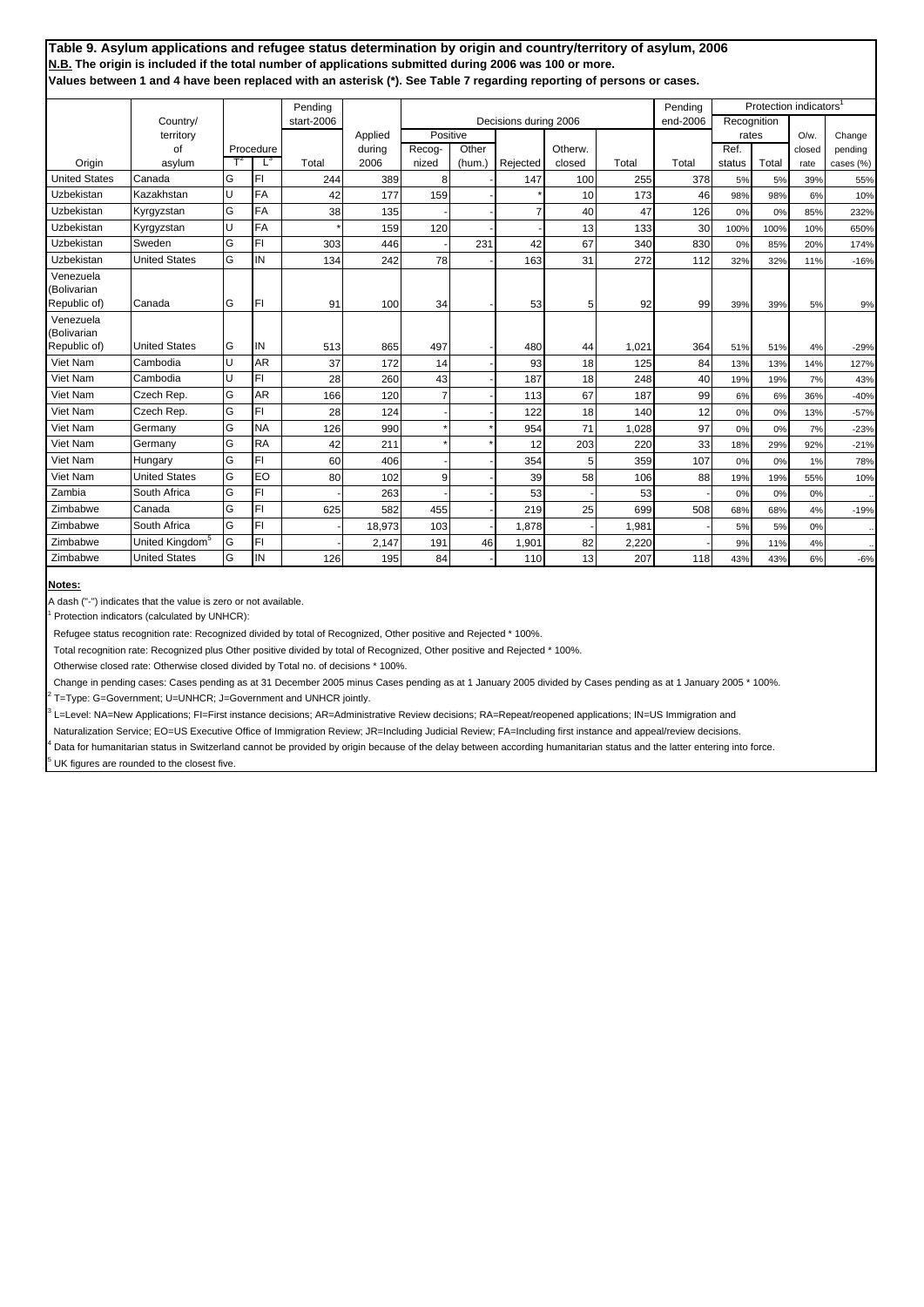**Table 9. Asylum applications and refugee status determination by origin and country/territory of asylum, 2006**
**N.B. The origin is included if the total number of applications submitted during 2006 was 100 or more.**
**Values between 1 and 4 have been replaced with an asterisk (*). See Table 7 regarding reporting of persons or cases.**

| Origin | Country/ territory of asylum | Procedure T[2] | Procedure L[3] | Pending start-2006 Total | Applied during 2006 | Decisions during 2006 Positive Recog-nized | Positive Other (hum.) | Rejected | Otherw. closed | Total | Pending end-2006 Total | Protection indicators[1] Recognition rates Ref. status | Recognition rates Total | O/w. closed rate | Change pending cases (%) |
|---|---|---|---|---|---|---|---|---|---|---|---|---|---|---|---|
| United States | Canada | G | FI | 244 | 389 | 8 | - | 147 | 100 | 255 | 378 | 5% | 5% | 39% | 55% |
| Uzbekistan | Kazakhstan | U | FA | 42 | 177 | 159 | - | * | 10 | 173 | 46 | 98% | 98% | 6% | 10% |
| Uzbekistan | Kyrgyzstan | G | FA | 38 | 135 | - | - | 7 | 40 | 47 | 126 | 0% | 0% | 85% | 232% |
| Uzbekistan | Kyrgyzstan | U | FA | * | 159 | 120 | - | - | 13 | 133 | 30 | 100% | 100% | 10% | 650% |
| Uzbekistan | Sweden | G | FI | 303 | 446 | - | 231 | 42 | 67 | 340 | 830 | 0% | 85% | 20% | 174% |
| Uzbekistan | United States | G | IN | 134 | 242 | 78 | - | 163 | 31 | 272 | 112 | 32% | 32% | 11% | -16% |
| Venezuela (Bolivarian Republic of) | Canada | G | FI | 91 | 100 | 34 | - | 53 | 5 | 92 | 99 | 39% | 39% | 5% | 9% |
| Venezuela (Bolivarian Republic of) | United States | G | IN | 513 | 865 | 497 | - | 480 | 44 | 1,021 | 364 | 51% | 51% | 4% | -29% |
| Viet Nam | Cambodia | U | AR | 37 | 172 | 14 | - | 93 | 18 | 125 | 84 | 13% | 13% | 14% | 127% |
| Viet Nam | Cambodia | U | FI | 28 | 260 | 43 | - | 187 | 18 | 248 | 40 | 19% | 19% | 7% | 43% |
| Viet Nam | Czech Rep. | G | AR | 166 | 120 | 7 | - | 113 | 67 | 187 | 99 | 6% | 6% | 36% | -40% |
| Viet Nam | Czech Rep. | G | FI | 28 | 124 | - | - | 122 | 18 | 140 | 12 | 0% | 0% | 13% | -57% |
| Viet Nam | Germany | G | NA | 126 | 990 | * | * | 954 | 71 | 1,028 | 97 | 0% | 0% | 7% | -23% |
| Viet Nam | Germany | G | RA | 42 | 211 | * | * | 12 | 203 | 220 | 33 | 18% | 29% | 92% | -21% |
| Viet Nam | Hungary | G | FI | 60 | 406 | - | - | 354 | 5 | 359 | 107 | 0% | 0% | 1% | 78% |
| Viet Nam | United States | G | EO | 80 | 102 | 9 | - | 39 | 58 | 106 | 88 | 19% | 19% | 55% | 10% |
| Zambia | South Africa | G | FI | - | 263 | - | - | 53 | - | 53 | - | 0% | 0% | 0% | .. |
| Zimbabwe | Canada | G | FI | 625 | 582 | 455 | - | 219 | 25 | 699 | 508 | 68% | 68% | 4% | -19% |
| Zimbabwe | South Africa | G | FI | - | 18,973 | 103 | - | 1,878 | - | 1,981 | - | 5% | 5% | 0% | .. |
| Zimbabwe | United Kingdom[5] | G | FI | - | 2,147 | 191 | 46 | 1,901 | 82 | 2,220 | - | 9% | 11% | 4% | .. |
| Zimbabwe | United States | G | IN | 126 | 195 | 84 | - | 110 | 13 | 207 | 118 | 43% | 43% | 6% | -6% |

**Notes:**

A dash ("-") indicates that the value is zero or not available.

[1] Protection indicators (calculated by UNHCR):

Refugee status recognition rate: Recognized divided by total of Recognized, Other positive and Rejected * 100%.

Total recognition rate: Recognized plus Other positive divided by total of Recognized, Other positive and Rejected * 100%.

Otherwise closed rate: Otherwise closed divided by Total no. of decisions * 100%.

Change in pending cases: Cases pending as at 31 December 2005 minus Cases pending as at 1 January 2005 divided by Cases pending as at 1 January 2005 * 100%.

[2] T=Type: G=Government; U=UNHCR; J=Government and UNHCR jointly.

[3] L=Level: NA=New Applications; FI=First instance decisions; AR=Administrative Review decisions; RA=Repeat/reopened applications; IN=US Immigration and Naturalization Service; EO=US Executive Office of Immigration Review; JR=Including Judicial Review; FA=Including first instance and appeal/review decisions.

[4] Data for humanitarian status in Switzerland cannot be provided by origin because of the delay between according humanitarian status and the latter entering into force.

[5] UK figures are rounded to the closest five.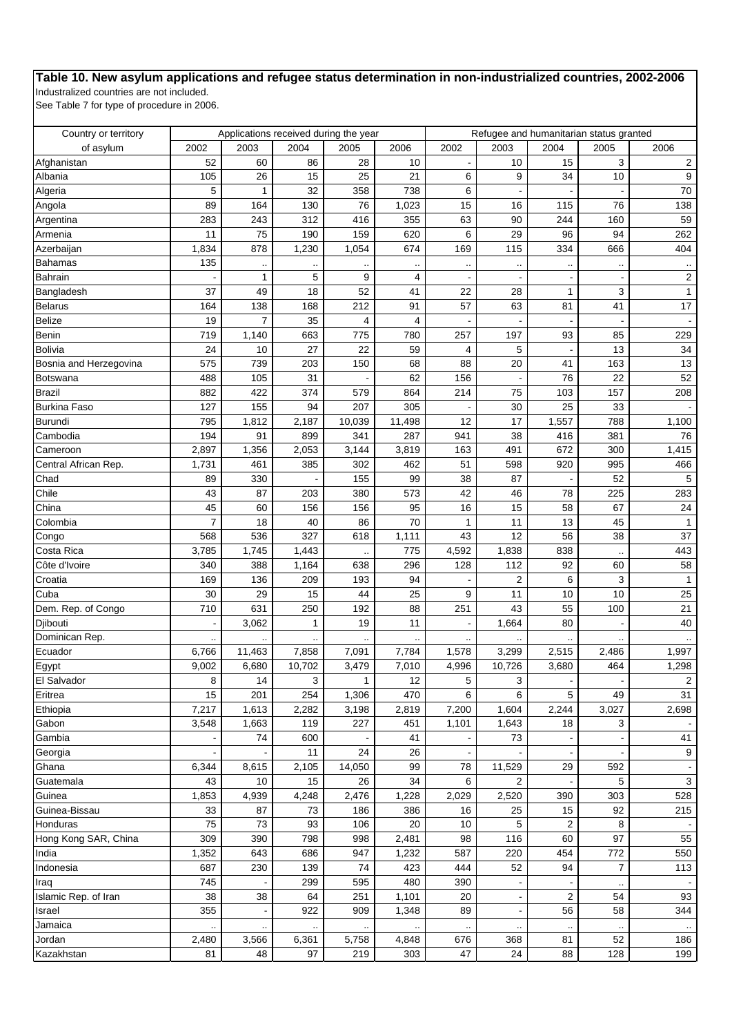**Table 10. New asylum applications and refugee status determination in non-industrialized countries, 2002-2006**

Industralized countries are not included.

See Table 7 for type of procedure in 2006.

| Country or territory | Applications received during the year | | | | | Refugee and humanitarian status granted | | | | |
|---|---|---|---|---|---|---|---|---|---|---|
| of asylum | 2002 | 2003 | 2004 | 2005 | 2006 | 2002 | 2003 | 2004 | 2005 | 2006 |
| Afghanistan | 52 | 60 | 86 | 28 | 10 | - | 10 | 15 | 3 | 2 |
| Albania | 105 | 26 | 15 | 25 | 21 | 6 | 9 | 34 | 10 | 9 |
| Algeria | 5 | 1 | 32 | 358 | 738 | 6 | - | - | - | 70 |
| Angola | 89 | 164 | 130 | 76 | 1,023 | 15 | 16 | 115 | 76 | 138 |
| Argentina | 283 | 243 | 312 | 416 | 355 | 63 | 90 | 244 | 160 | 59 |
| Armenia | 11 | 75 | 190 | 159 | 620 | 6 | 29 | 96 | 94 | 262 |
| Azerbaijan | 1,834 | 878 | 1,230 | 1,054 | 674 | 169 | 115 | 334 | 666 | 404 |
| Bahamas | 135 | .. | .. | .. | .. | .. | .. | .. | .. | .. |
| Bahrain | - | 1 | 5 | 9 | 4 | - | - | - | - | 2 |
| Bangladesh | 37 | 49 | 18 | 52 | 41 | 22 | 28 | 1 | 3 | 1 |
| Belarus | 164 | 138 | 168 | 212 | 91 | 57 | 63 | 81 | 41 | 17 |
| Belize | 19 | 7 | 35 | 4 | 4 | - | - | - | - | - |
| Benin | 719 | 1,140 | 663 | 775 | 780 | 257 | 197 | 93 | 85 | 229 |
| Bolivia | 24 | 10 | 27 | 22 | 59 | 4 | 5 | - | 13 | 34 |
| Bosnia and Herzegovina | 575 | 739 | 203 | 150 | 68 | 88 | 20 | 41 | 163 | 13 |
| Botswana | 488 | 105 | 31 | - | 62 | 156 | - | 76 | 22 | 52 |
| Brazil | 882 | 422 | 374 | 579 | 864 | 214 | 75 | 103 | 157 | 208 |
| Burkina Faso | 127 | 155 | 94 | 207 | 305 | - | 30 | 25 | 33 | - |
| Burundi | 795 | 1,812 | 2,187 | 10,039 | 11,498 | 12 | 17 | 1,557 | 788 | 1,100 |
| Cambodia | 194 | 91 | 899 | 341 | 287 | 941 | 38 | 416 | 381 | 76 |
| Cameroon | 2,897 | 1,356 | 2,053 | 3,144 | 3,819 | 163 | 491 | 672 | 300 | 1,415 |
| Central African Rep. | 1,731 | 461 | 385 | 302 | 462 | 51 | 598 | 920 | 995 | 466 |
| Chad | 89 | 330 | - | 155 | 99 | 38 | 87 | - | 52 | 5 |
| Chile | 43 | 87 | 203 | 380 | 573 | 42 | 46 | 78 | 225 | 283 |
| China | 45 | 60 | 156 | 156 | 95 | 16 | 15 | 58 | 67 | 24 |
| Colombia | 7 | 18 | 40 | 86 | 70 | 1 | 11 | 13 | 45 | 1 |
| Congo | 568 | 536 | 327 | 618 | 1,111 | 43 | 12 | 56 | 38 | 37 |
| Costa Rica | 3,785 | 1,745 | 1,443 | .. | 775 | 4,592 | 1,838 | 838 | .. | 443 |
| Côte d'Ivoire | 340 | 388 | 1,164 | 638 | 296 | 128 | 112 | 92 | 60 | 58 |
| Croatia | 169 | 136 | 209 | 193 | 94 | - | 2 | 6 | 3 | 1 |
| Cuba | 30 | 29 | 15 | 44 | 25 | 9 | 11 | 10 | 10 | 25 |
| Dem. Rep. of Congo | 710 | 631 | 250 | 192 | 88 | 251 | 43 | 55 | 100 | 21 |
| Djibouti | - | 3,062 | 1 | 19 | 11 | - | 1,664 | 80 | - | 40 |
| Dominican Rep. | .. | .. | .. | .. | .. | .. | .. | .. | .. | .. |
| Ecuador | 6,766 | 11,463 | 7,858 | 7,091 | 7,784 | 1,578 | 3,299 | 2,515 | 2,486 | 1,997 |
| Egypt | 9,002 | 6,680 | 10,702 | 3,479 | 7,010 | 4,996 | 10,726 | 3,680 | 464 | 1,298 |
| El Salvador | 8 | 14 | 3 | 1 | 12 | 5 | 3 | - | - | 2 |
| Eritrea | 15 | 201 | 254 | 1,306 | 470 | 6 | 6 | 5 | 49 | 31 |
| Ethiopia | 7,217 | 1,613 | 2,282 | 3,198 | 2,819 | 7,200 | 1,604 | 2,244 | 3,027 | 2,698 |
| Gabon | 3,548 | 1,663 | 119 | 227 | 451 | 1,101 | 1,643 | 18 | 3 | - |
| Gambia | - | 74 | 600 | - | 41 | - | 73 | - | - | 41 |
| Georgia | - | - | 11 | 24 | 26 | - | - | - | - | 9 |
| Ghana | 6,344 | 8,615 | 2,105 | 14,050 | 99 | 78 | 11,529 | 29 | 592 | - |
| Guatemala | 43 | 10 | 15 | 26 | 34 | 6 | 2 | - | 5 | 3 |
| Guinea | 1,853 | 4,939 | 4,248 | 2,476 | 1,228 | 2,029 | 2,520 | 390 | 303 | 528 |
| Guinea-Bissau | 33 | 87 | 73 | 186 | 386 | 16 | 25 | 15 | 92 | 215 |
| Honduras | 75 | 73 | 93 | 106 | 20 | 10 | 5 | 2 | 8 | - |
| Hong Kong SAR, China | 309 | 390 | 798 | 998 | 2,481 | 98 | 116 | 60 | 97 | 55 |
| India | 1,352 | 643 | 686 | 947 | 1,232 | 587 | 220 | 454 | 772 | 550 |
| Indonesia | 687 | 230 | 139 | 74 | 423 | 444 | 52 | 94 | 7 | 113 |
| Iraq | 745 | - | 299 | 595 | 480 | 390 | - | - | .. | - |
| Islamic Rep. of Iran | 38 | 38 | 64 | 251 | 1,101 | 20 | - | 2 | 54 | 93 |
| Israel | 355 | - | 922 | 909 | 1,348 | 89 | - | 56 | 58 | 344 |
| Jamaica | .. | .. | .. | .. | .. | .. | .. | .. | .. | .. |
| Jordan | 2,480 | 3,566 | 6,361 | 5,758 | 4,848 | 676 | 368 | 81 | 52 | 186 |
| Kazakhstan | 81 | 48 | 97 | 219 | 303 | 47 | 24 | 88 | 128 | 199 |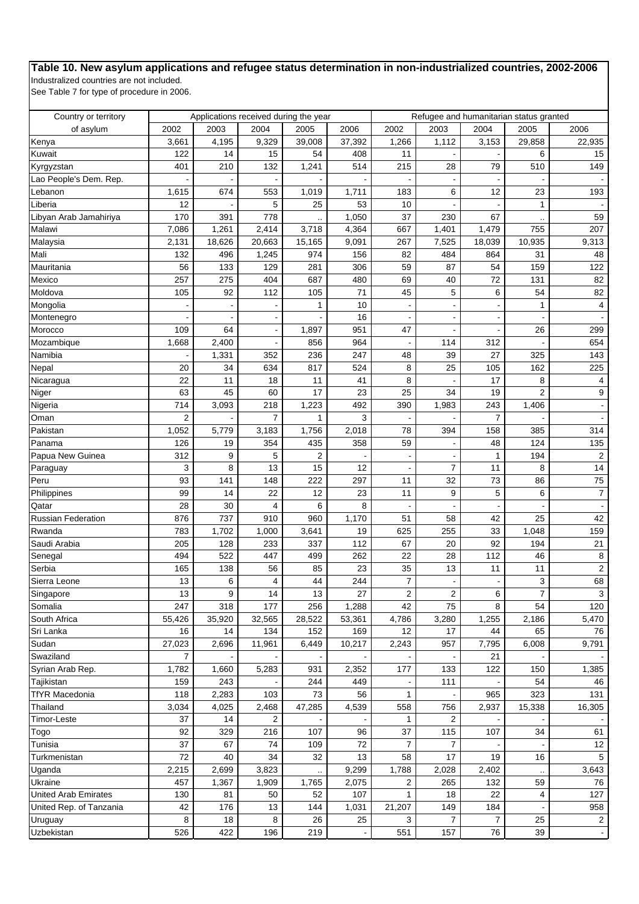**Table 10. New asylum applications and refugee status determination in non-industrialized countries, 2002-2006**

Industralized countries are not included.
See Table 7 for type of procedure in 2006.

| Country or territory | Applications received during the year | | | | | Refugee and humanitarian status granted | | | | |
|---|---|---|---|---|---|---|---|---|---|---|
| of asylum | 2002 | 2003 | 2004 | 2005 | 2006 | 2002 | 2003 | 2004 | 2005 | 2006 |
| Kenya | 3,661 | 4,195 | 9,329 | 39,008 | 37,392 | 1,266 | 1,112 | 3,153 | 29,858 | 22,935 |
| Kuwait | 122 | 14 | 15 | 54 | 408 | 11 | - | - | 6 | 15 |
| Kyrgyzstan | 401 | 210 | 132 | 1,241 | 514 | 215 | 28 | 79 | 510 | 149 |
| Lao People's Dem. Rep. | - | - | - | - | - | - | - | - | - | - |
| Lebanon | 1,615 | 674 | 553 | 1,019 | 1,711 | 183 | 6 | 12 | 23 | 193 |
| Liberia | 12 | - | 5 | 25 | 53 | 10 | - | - | 1 | - |
| Libyan Arab Jamahiriya | 170 | 391 | 778 | .. | 1,050 | 37 | 230 | 67 | .. | 59 |
| Malawi | 7,086 | 1,261 | 2,414 | 3,718 | 4,364 | 667 | 1,401 | 1,479 | 755 | 207 |
| Malaysia | 2,131 | 18,626 | 20,663 | 15,165 | 9,091 | 267 | 7,525 | 18,039 | 10,935 | 9,313 |
| Mali | 132 | 496 | 1,245 | 974 | 156 | 82 | 484 | 864 | 31 | 48 |
| Mauritania | 56 | 133 | 129 | 281 | 306 | 59 | 87 | 54 | 159 | 122 |
| Mexico | 257 | 275 | 404 | 687 | 480 | 69 | 40 | 72 | 131 | 82 |
| Moldova | 105 | 92 | 112 | 105 | 71 | 45 | 5 | 6 | 54 | 82 |
| Mongolia | - | - | - | 1 | 10 | - | - | - | 1 | 4 |
| Montenegro | - | - | - | - | 16 | - | - | - | - | - |
| Morocco | 109 | 64 | - | 1,897 | 951 | 47 | - | - | 26 | 299 |
| Mozambique | 1,668 | 2,400 | - | 856 | 964 | - | 114 | 312 | - | 654 |
| Namibia | - | 1,331 | 352 | 236 | 247 | 48 | 39 | 27 | 325 | 143 |
| Nepal | 20 | 34 | 634 | 817 | 524 | 8 | 25 | 105 | 162 | 225 |
| Nicaragua | 22 | 11 | 18 | 11 | 41 | 8 | - | 17 | 8 | 4 |
| Niger | 63 | 45 | 60 | 17 | 23 | 25 | 34 | 19 | 2 | 9 |
| Nigeria | 714 | 3,093 | 218 | 1,223 | 492 | 390 | 1,983 | 243 | 1,406 | - |
| Oman | 2 | - | 7 | 1 | 3 | - | - | 7 | - | - |
| Pakistan | 1,052 | 5,779 | 3,183 | 1,756 | 2,018 | 78 | 394 | 158 | 385 | 314 |
| Panama | 126 | 19 | 354 | 435 | 358 | 59 | - | 48 | 124 | 135 |
| Papua New Guinea | 312 | 9 | 5 | 2 | - | - | - | 1 | 194 | 2 |
| Paraguay | 3 | 8 | 13 | 15 | 12 | - | 7 | 11 | 8 | 14 |
| Peru | 93 | 141 | 148 | 222 | 297 | 11 | 32 | 73 | 86 | 75 |
| Philippines | 99 | 14 | 22 | 12 | 23 | 11 | 9 | 5 | 6 | 7 |
| Qatar | 28 | 30 | 4 | 6 | 8 | - | - | - | - | - |
| Russian Federation | 876 | 737 | 910 | 960 | 1,170 | 51 | 58 | 42 | 25 | 42 |
| Rwanda | 783 | 1,702 | 1,000 | 3,641 | 19 | 625 | 255 | 33 | 1,048 | 159 |
| Saudi Arabia | 205 | 128 | 233 | 337 | 112 | 67 | 20 | 92 | 194 | 21 |
| Senegal | 494 | 522 | 447 | 499 | 262 | 22 | 28 | 112 | 46 | 8 |
| Serbia | 165 | 138 | 56 | 85 | 23 | 35 | 13 | 11 | 11 | 2 |
| Sierra Leone | 13 | 6 | 4 | 44 | 244 | 7 | - | - | 3 | 68 |
| Singapore | 13 | 9 | 14 | 13 | 27 | 2 | 2 | 6 | 7 | 3 |
| Somalia | 247 | 318 | 177 | 256 | 1,288 | 42 | 75 | 8 | 54 | 120 |
| South Africa | 55,426 | 35,920 | 32,565 | 28,522 | 53,361 | 4,786 | 3,280 | 1,255 | 2,186 | 5,470 |
| Sri Lanka | 16 | 14 | 134 | 152 | 169 | 12 | 17 | 44 | 65 | 76 |
| Sudan | 27,023 | 2,696 | 11,961 | 6,449 | 10,217 | 2,243 | 957 | 7,795 | 6,008 | 9,791 |
| Swaziland | 7 | - | - | - | - | - | - | 21 | - | - |
| Syrian Arab Rep. | 1,782 | 1,660 | 5,283 | 931 | 2,352 | 177 | 133 | 122 | 150 | 1,385 |
| Tajikistan | 159 | 243 | - | 244 | 449 | - | 111 | - | 54 | 46 |
| TfYR Macedonia | 118 | 2,283 | 103 | 73 | 56 | 1 | - | 965 | 323 | 131 |
| Thailand | 3,034 | 4,025 | 2,468 | 47,285 | 4,539 | 558 | 756 | 2,937 | 15,338 | 16,305 |
| Timor-Leste | 37 | 14 | 2 | - | - | 1 | 2 | - | - | - |
| Togo | 92 | 329 | 216 | 107 | 96 | 37 | 115 | 107 | 34 | 61 |
| Tunisia | 37 | 67 | 74 | 109 | 72 | 7 | 7 | - | - | 12 |
| Turkmenistan | 72 | 40 | 34 | 32 | 13 | 58 | 17 | 19 | 16 | 5 |
| Uganda | 2,215 | 2,699 | 3,823 | .. | 9,299 | 1,788 | 2,028 | 2,402 | .. | 3,643 |
| Ukraine | 457 | 1,367 | 1,909 | 1,765 | 2,075 | 2 | 265 | 132 | 59 | 76 |
| United Arab Emirates | 130 | 81 | 50 | 52 | 107 | 1 | 18 | 22 | 4 | 127 |
| United Rep. of Tanzania | 42 | 176 | 13 | 144 | 1,031 | 21,207 | 149 | 184 | - | 958 |
| Uruguay | 8 | 18 | 8 | 26 | 25 | 3 | 7 | 7 | 25 | 2 |
| Uzbekistan | 526 | 422 | 196 | 219 | - | 551 | 157 | 76 | 39 | - |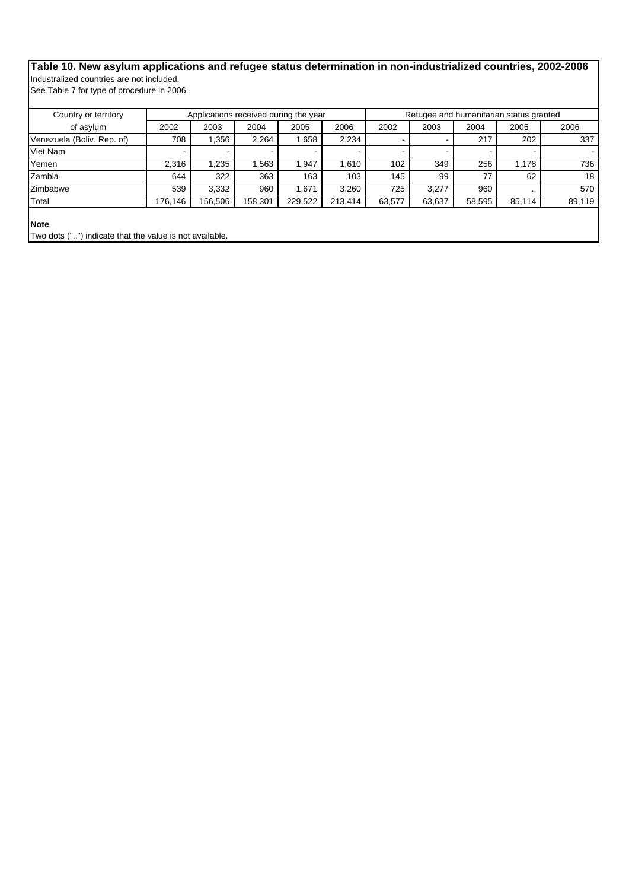**Table 10. New asylum applications and refugee status determination in non-industrialized countries, 2002-2006**

Industralized countries are not included.

See Table 7 for type of procedure in 2006.

| Country or territory | Applications received during the year | | | | | Refugee and humanitarian status granted | | | | |
|---|---|---|---|---|---|---|---|---|---|---|
| of asylum | 2002 | 2003 | 2004 | 2005 | 2006 | 2002 | 2003 | 2004 | 2005 | 2006 |
| Venezuela (Boliv. Rep. of) | 708 | 1,356 | 2,264 | 1,658 | 2,234 | - | - | 217 | 202 | 337 |
| Viet Nam | - | - | - | - | - | - | - | - | - | - |
| Yemen | 2,316 | 1,235 | 1,563 | 1,947 | 1,610 | 102 | 349 | 256 | 1,178 | 736 |
| Zambia | 644 | 322 | 363 | 163 | 103 | 145 | 99 | 77 | 62 | 18 |
| Zimbabwe | 539 | 3,332 | 960 | 1,671 | 3,260 | 725 | 3,277 | 960 | .. | 570 |
| Total | 176,146 | 156,506 | 158,301 | 229,522 | 213,414 | 63,577 | 63,637 | 58,595 | 85,114 | 89,119 |

**Note**

Two dots ("..") indicate that the value is not available.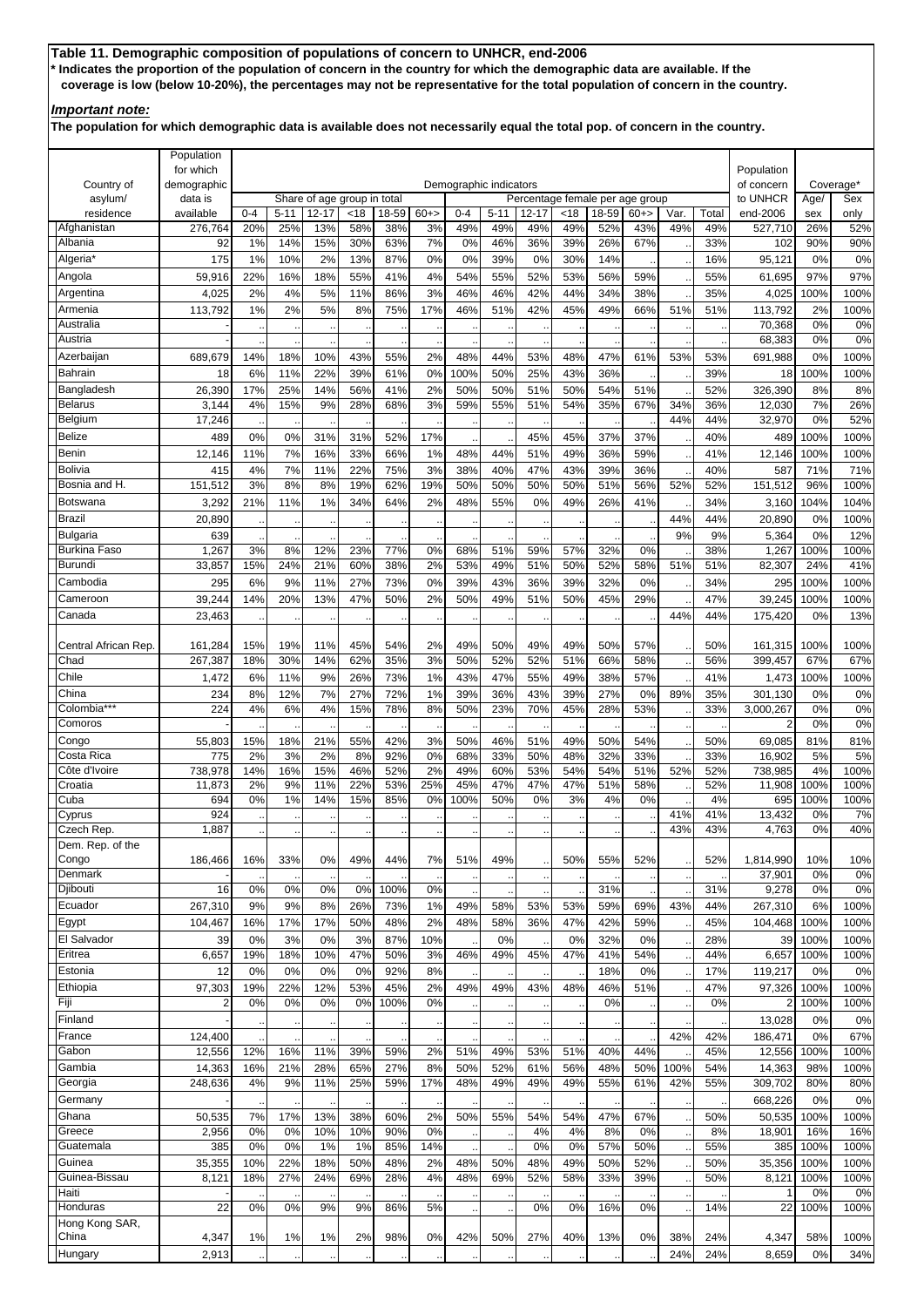**Table 11. Demographic composition of populations of concern to UNHCR, end-2006**

**\* Indicates the proportion of the population of concern in the country for which the demographic data are available. If the coverage is low (below 10-20%), the percentages may not be representative for the total population of concern in the country.**

***Important note:***

**The population for which demographic data is available does not necessarily equal the total pop. of concern in the country.**

| Country of asylum/ residence | Population for which demographic data is available | Demographic indicators | | | | | | | | | | | | | | | Population of concern to UNHCR end-2006 | Coverage* | |
|---|---|---|---|---|---|---|---|---|---|---|---|---|---|---|---|---|---|---|---|
| | | Share of age group in total | | | | | | Percentage female per age group | | | | | | | | | | Age/ sex | Sex only |
| | | 0-4 | 5-11 | 12-17 | <18 | 18-59 | 60+> | 0-4 | 5-11 | 12-17 | <18 | 18-59 | 60+> | Var. | Total | | | | |
| Afghanistan | 276,764 | 20% | 25% | 13% | 58% | 38% | 3% | 49% | 49% | 49% | 49% | 52% | 43% | 49% | 49% | | 527,710 | 26% | 52% |
| Albania | 92 | 1% | 14% | 15% | 30% | 63% | 7% | 0% | 46% | 36% | 39% | 26% | 67% | .. | 33% | | 102 | 90% | 90% |
| Algeria* | 175 | 1% | 10% | 2% | 13% | 87% | 0% | 0% | 39% | 0% | 30% | 14% | .. | .. | 16% | | 95,121 | 0% | 0% |
| Angola | 59,916 | 22% | 16% | 18% | 55% | 41% | 4% | 54% | 55% | 52% | 53% | 56% | 59% | .. | 55% | | 61,695 | 97% | 97% |
| Argentina | 4,025 | 2% | 4% | 5% | 11% | 86% | 3% | 46% | 46% | 42% | 44% | 34% | 38% | .. | 35% | | 4,025 | 100% | 100% |
| Armenia | 113,792 | 1% | 2% | 5% | 8% | 75% | 17% | 46% | 51% | 42% | 45% | 49% | 66% | 51% | 51% | | 113,792 | 2% | 100% |
| Australia | - | .. | .. | .. | .. | .. | .. | .. | .. | .. | .. | .. | .. | .. | .. | | 70,368 | 0% | 0% |
| Austria | - | .. | .. | .. | .. | .. | .. | .. | .. | .. | .. | .. | .. | .. | .. | | 68,383 | 0% | 0% |
| Azerbaijan | 689,679 | 14% | 18% | 10% | 43% | 55% | 2% | 48% | 44% | 53% | 48% | 47% | 61% | 53% | 53% | | 691,988 | 0% | 100% |
| Bahrain | 18 | 6% | 11% | 22% | 39% | 61% | 0% | 100% | 50% | 25% | 43% | 36% | .. | .. | 39% | | 18 | 100% | 100% |
| Bangladesh | 26,390 | 17% | 25% | 14% | 56% | 41% | 2% | 50% | 50% | 51% | 50% | 54% | 51% | .. | 52% | | 326,390 | 8% | 8% |
| Belarus | 3,144 | 4% | 15% | 9% | 28% | 68% | 3% | 59% | 55% | 51% | 54% | 35% | 67% | 34% | 36% | | 12,030 | 7% | 26% |
| Belgium | 17,246 | .. | .. | .. | .. | .. | .. | .. | .. | .. | .. | .. | .. | 44% | 44% | | 32,970 | 0% | 52% |
| Belize | 489 | 0% | 0% | 31% | 31% | 52% | 17% | .. | .. | 45% | 45% | 37% | 37% | .. | 40% | | 489 | 100% | 100% |
| Benin | 12,146 | 11% | 7% | 16% | 33% | 66% | 1% | 48% | 44% | 51% | 49% | 36% | 59% | .. | 41% | | 12,146 | 100% | 100% |
| Bolivia | 415 | 4% | 7% | 11% | 22% | 75% | 3% | 38% | 40% | 47% | 43% | 39% | 36% | .. | 40% | | 587 | 71% | 71% |
| Bosnia and H. | 151,512 | 3% | 8% | 8% | 19% | 62% | 19% | 50% | 50% | 50% | 50% | 51% | 56% | 52% | 52% | | 151,512 | 96% | 100% |
| Botswana | 3,292 | 21% | 11% | 1% | 34% | 64% | 2% | 48% | 55% | 0% | 49% | 26% | 41% | .. | 34% | | 3,160 | 104% | 104% |
| Brazil | 20,890 | .. | .. | .. | .. | .. | .. | .. | .. | .. | .. | .. | .. | 44% | 44% | | 20,890 | 0% | 100% |
| Bulgaria | 639 | .. | .. | .. | .. | .. | .. | .. | .. | .. | .. | .. | .. | 9% | 9% | | 5,364 | 0% | 12% |
| Burkina Faso | 1,267 | 3% | 8% | 12% | 23% | 77% | 0% | 68% | 51% | 59% | 57% | 32% | 0% | .. | 38% | | 1,267 | 100% | 100% |
| Burundi | 33,857 | 15% | 24% | 21% | 60% | 38% | 2% | 53% | 49% | 51% | 50% | 52% | 58% | 51% | 51% | | 82,307 | 24% | 41% |
| Cambodia | 295 | 6% | 9% | 11% | 27% | 73% | 0% | 39% | 43% | 36% | 39% | 32% | 0% | .. | 34% | | 295 | 100% | 100% |
| Cameroon | 39,244 | 14% | 20% | 13% | 47% | 50% | 2% | 50% | 49% | 51% | 50% | 45% | 29% | .. | 47% | | 39,245 | 100% | 100% |
| Canada | 23,463 | .. | .. | .. | .. | .. | .. | .. | .. | .. | .. | .. | .. | 44% | 44% | | 175,420 | 0% | 13% |
| Central African Rep. | 161,284 | 15% | 19% | 11% | 45% | 54% | 2% | 49% | 50% | 49% | 49% | 50% | 57% | .. | 50% | | 161,315 | 100% | 100% |
| Chad | 267,387 | 18% | 30% | 14% | 62% | 35% | 3% | 50% | 52% | 52% | 51% | 66% | 58% | .. | 56% | | 399,457 | 67% | 67% |
| Chile | 1,472 | 6% | 11% | 9% | 26% | 73% | 1% | 43% | 47% | 55% | 49% | 38% | 57% | .. | 41% | | 1,473 | 100% | 100% |
| China | 234 | 8% | 12% | 7% | 27% | 72% | 1% | 39% | 36% | 43% | 39% | 27% | 0% | 89% | 35% | | 301,130 | 0% | 0% |
| Colombia*** | 224 | 4% | 6% | 4% | 15% | 78% | 8% | 50% | 23% | 70% | 45% | 28% | 53% | .. | 33% | | 3,000,267 | 0% | 0% |
| Comoros | - | .. | .. | .. | .. | .. | .. | .. | .. | .. | .. | .. | .. | .. | .. | | 2 | 0% | 0% |
| Congo | 55,803 | 15% | 18% | 21% | 55% | 42% | 3% | 50% | 46% | 51% | 49% | 50% | 54% | .. | 50% | | 69,085 | 81% | 81% |
| Costa Rica | 775 | 2% | 3% | 2% | 8% | 92% | 0% | 68% | 33% | 50% | 48% | 32% | 33% | .. | 33% | | 16,902 | 5% | 5% |
| Côte d'Ivoire | 738,978 | 14% | 16% | 15% | 46% | 52% | 2% | 49% | 60% | 53% | 54% | 54% | 51% | 52% | 52% | | 738,985 | 4% | 100% |
| Croatia | 11,873 | 2% | 9% | 11% | 22% | 53% | 25% | 45% | 47% | 47% | 47% | 51% | 58% | .. | 52% | | 11,908 | 100% | 100% |
| Cuba | 694 | 0% | 1% | 14% | 15% | 85% | 0% | 100% | 50% | 0% | 3% | 4% | 0% | .. | 4% | | 695 | 100% | 100% |
| Cyprus | 924 | .. | .. | .. | .. | .. | .. | .. | .. | .. | .. | .. | .. | 41% | 41% | | 13,432 | 0% | 7% |
| Czech Rep. | 1,887 | .. | .. | .. | .. | .. | .. | .. | .. | .. | .. | .. | .. | 43% | 43% | | 4,763 | 0% | 40% |
| Dem. Rep. of the Congo | 186,466 | 16% | 33% | 0% | 49% | 44% | 7% | 51% | 49% | .. | 50% | 55% | 52% | .. | 52% | | 1,814,990 | 10% | 10% |
| Denmark | - | .. | .. | .. | .. | .. | .. | .. | .. | .. | .. | .. | .. | .. | .. | | 37,901 | 0% | 0% |
| Djibouti | 16 | 0% | 0% | 0% | 0% | 100% | 0% | .. | .. | .. | .. | 31% | .. | .. | 31% | | 9,278 | 0% | 0% |
| Ecuador | 267,310 | 9% | 9% | 8% | 26% | 73% | 1% | 49% | 58% | 53% | 53% | 59% | 69% | 43% | 44% | | 267,310 | 6% | 100% |
| Egypt | 104,467 | 16% | 17% | 17% | 50% | 48% | 2% | 48% | 58% | 36% | 47% | 42% | 59% | .. | 45% | | 104,468 | 100% | 100% |
| El Salvador | 39 | 0% | 3% | 0% | 3% | 87% | 10% | .. | 0% | .. | 0% | 32% | 0% | .. | 28% | | 39 | 100% | 100% |
| Eritrea | 6,657 | 19% | 18% | 10% | 47% | 50% | 3% | 46% | 49% | 45% | 47% | 41% | 54% | .. | 44% | | 6,657 | 100% | 100% |
| Estonia | 12 | 0% | 0% | 0% | 0% | 92% | 8% | .. | .. | .. | .. | 18% | 0% | .. | 17% | | 119,217 | 0% | 0% |
| Ethiopia | 97,303 | 19% | 22% | 12% | 53% | 45% | 2% | 49% | 49% | 43% | 48% | 46% | 51% | .. | 47% | | 97,326 | 100% | 100% |
| Fiji | 2 | 0% | 0% | 0% | 0% | 100% | 0% | .. | .. | .. | .. | 0% | .. | .. | 0% | | 2 | 100% | 100% |
| Finland | - | .. | .. | .. | .. | .. | .. | .. | .. | .. | .. | .. | .. | .. | .. | | 13,028 | 0% | 0% |
| France | 124,400 | .. | .. | .. | .. | .. | .. | .. | .. | .. | .. | .. | .. | 42% | 42% | | 186,471 | 0% | 67% |
| Gabon | 12,556 | 12% | 16% | 11% | 39% | 59% | 2% | 51% | 49% | 53% | 51% | 40% | 44% | .. | 45% | | 12,556 | 100% | 100% |
| Gambia | 14,363 | 16% | 21% | 28% | 65% | 27% | 8% | 50% | 52% | 61% | 56% | 48% | 50% | 100% | 54% | | 14,363 | 98% | 100% |
| Georgia | 248,636 | 4% | 9% | 11% | 25% | 59% | 17% | 48% | 49% | 49% | 49% | 55% | 61% | 42% | 55% | | 309,702 | 80% | 80% |
| Germany | - | .. | .. | .. | .. | .. | .. | .. | .. | .. | .. | .. | .. | .. | .. | | 668,226 | 0% | 0% |
| Ghana | 50,535 | 7% | 17% | 13% | 38% | 60% | 2% | 50% | 55% | 54% | 54% | 47% | 67% | .. | 50% | | 50,535 | 100% | 100% |
| Greece | 2,956 | 0% | 0% | 10% | 10% | 90% | 0% | .. | .. | 4% | 4% | 8% | 0% | .. | 8% | | 18,901 | 16% | 16% |
| Guatemala | 385 | 0% | 0% | 1% | 1% | 85% | 14% | .. | .. | 0% | 0% | 57% | 50% | .. | 55% | | 385 | 100% | 100% |
| Guinea | 35,355 | 10% | 22% | 18% | 50% | 48% | 2% | 48% | 50% | 48% | 49% | 50% | 52% | .. | 50% | | 35,356 | 100% | 100% |
| Guinea-Bissau | 8,121 | 18% | 27% | 24% | 69% | 28% | 4% | 48% | 69% | 52% | 58% | 33% | 39% | .. | 50% | | 8,121 | 100% | 100% |
| Haiti | - | .. | .. | .. | .. | .. | .. | .. | .. | .. | .. | .. | .. | .. | .. | | 1 | 0% | 0% |
| Honduras | 22 | 0% | 0% | 9% | 9% | 86% | 5% | .. | .. | 0% | 0% | 16% | 0% | .. | 14% | | 22 | 100% | 100% |
| Hong Kong SAR, China | 4,347 | 1% | 1% | 1% | 2% | 98% | 0% | 42% | 50% | 27% | 40% | 13% | 0% | 38% | 24% | | 4,347 | 58% | 100% |
| Hungary | 2,913 | .. | .. | .. | .. | .. | .. | .. | .. | .. | .. | .. | .. | 24% | 24% | | 8,659 | 0% | 34% |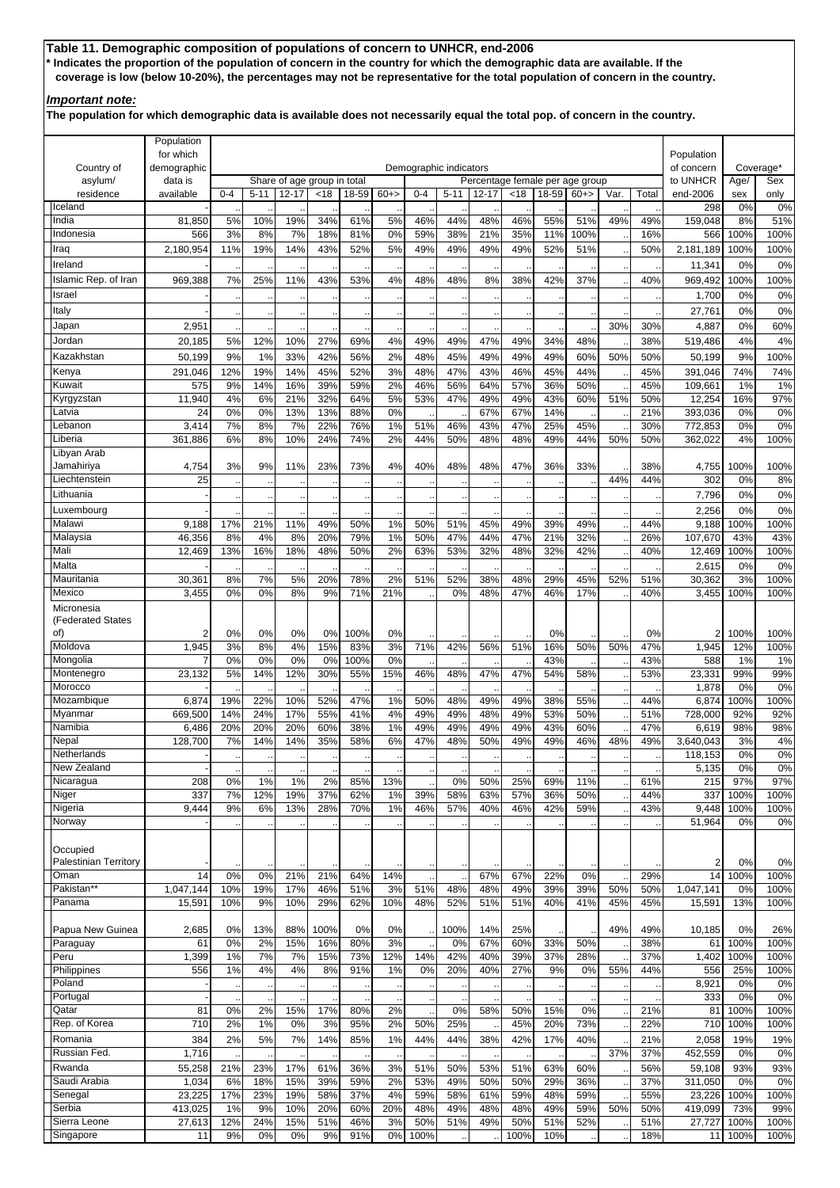**Table 11. Demographic composition of populations of concern to UNHCR, end-2006**

**\* Indicates the proportion of the population of concern in the country for which the demographic data are available. If the coverage is low (below 10-20%), the percentages may not be representative for the total population of concern in the country.**

***Important note:***

**The population for which demographic data is available does not necessarily equal the total pop. of concern in the country.**

| Country of asylum/ residence | Population for which demographic data is available | Demographic indicators | | | | | | | | | | | | | | | Population of concern to UNHCR end-2006 | Coverage* | |
|---|---|---|---|---|---|---|---|---|---|---|---|---|---|---|---|---|---|---|---|
| | | Share of age group in total | | | | | | Percentage female per age group | | | | | | | | | | | |
| | | 0-4 | 5-11 | 12-17 | <18 | 18-59 | 60+> | 0-4 | 5-11 | 12-17 | <18 | 18-59 | 60+> | Var. | Total | | | Age/ sex | Sex only |
| Iceland | - | .. | .. | .. | .. | .. | .. | .. | .. | .. | .. | .. | .. | .. | .. | | 298 | 0% | 0% |
| India | 81,850 | 5% | 10% | 19% | 34% | 61% | 5% | 46% | 44% | 48% | 46% | 55% | 51% | 49% | 49% | | 159,048 | 8% | 51% |
| Indonesia | 566 | 3% | 8% | 7% | 18% | 81% | 0% | 59% | 38% | 21% | 35% | 11% | 100% | .. | 16% | | 566 | 100% | 100% |
| Iraq | 2,180,954 | 11% | 19% | 14% | 43% | 52% | 5% | 49% | 49% | 49% | 49% | 52% | 51% | .. | 50% | | 2,181,189 | 100% | 100% |
| Ireland | - | .. | .. | .. | .. | .. | .. | .. | .. | .. | .. | .. | .. | .. | .. | | 11,341 | 0% | 0% |
| Islamic Rep. of Iran | 969,388 | 7% | 25% | 11% | 43% | 53% | 4% | 48% | 48% | 8% | 38% | 42% | 37% | .. | 40% | | 969,492 | 100% | 100% |
| Israel | - | .. | .. | .. | .. | .. | .. | .. | .. | .. | .. | .. | .. | .. | .. | | 1,700 | 0% | 0% |
| Italy | - | .. | .. | .. | .. | .. | .. | .. | .. | .. | .. | .. | .. | .. | .. | | 27,761 | 0% | 0% |
| Japan | 2,951 | .. | .. | .. | .. | .. | .. | .. | .. | .. | .. | .. | .. | 30% | 30% | | 4,887 | 0% | 60% |
| Jordan | 20,185 | 5% | 12% | 10% | 27% | 69% | 4% | 49% | 49% | 47% | 49% | 34% | 48% | .. | 38% | | 519,486 | 4% | 4% |
| Kazakhstan | 50,199 | 9% | 1% | 33% | 42% | 56% | 2% | 48% | 45% | 49% | 49% | 49% | 60% | 50% | 50% | | 50,199 | 9% | 100% |
| Kenya | 291,046 | 12% | 19% | 14% | 45% | 52% | 3% | 48% | 47% | 43% | 46% | 45% | 44% | .. | 45% | | 391,046 | 74% | 74% |
| Kuwait | 575 | 9% | 14% | 16% | 39% | 59% | 2% | 46% | 56% | 64% | 57% | 36% | 50% | .. | 45% | | 109,661 | 1% | 1% |
| Kyrgyzstan | 11,940 | 4% | 6% | 21% | 32% | 64% | 5% | 53% | 47% | 49% | 49% | 43% | 60% | 51% | 50% | | 12,254 | 16% | 97% |
| Latvia | 24 | 0% | 0% | 13% | 13% | 88% | 0% | .. | .. | 67% | 67% | 14% | .. | .. | 21% | | 393,036 | 0% | 0% |
| Lebanon | 3,414 | 7% | 8% | 7% | 22% | 76% | 1% | 51% | 46% | 43% | 47% | 25% | 45% | .. | 30% | | 772,853 | 0% | 0% |
| Liberia | 361,886 | 6% | 8% | 10% | 24% | 74% | 2% | 44% | 50% | 48% | 48% | 49% | 44% | 50% | 50% | | 362,022 | 4% | 100% |
| Libyan Arab Jamahiriya | 4,754 | 3% | 9% | 11% | 23% | 73% | 4% | 40% | 48% | 48% | 47% | 36% | 33% | .. | 38% | | 4,755 | 100% | 100% |
| Liechtenstein | 25 | .. | .. | .. | .. | .. | .. | .. | .. | .. | .. | .. | .. | 44% | 44% | | 302 | 0% | 8% |
| Lithuania | - | .. | .. | .. | .. | .. | .. | .. | .. | .. | .. | .. | .. | .. | .. | | 7,796 | 0% | 0% |
| Luxembourg | - | .. | .. | .. | .. | .. | .. | .. | .. | .. | .. | .. | .. | .. | .. | | 2,256 | 0% | 0% |
| Malawi | 9,188 | 17% | 21% | 11% | 49% | 50% | 1% | 50% | 51% | 45% | 49% | 39% | 49% | .. | 44% | | 9,188 | 100% | 100% |
| Malaysia | 46,356 | 8% | 4% | 8% | 20% | 79% | 1% | 50% | 47% | 44% | 47% | 21% | 32% | .. | 26% | | 107,670 | 43% | 43% |
| Mali | 12,469 | 13% | 16% | 18% | 48% | 50% | 2% | 63% | 53% | 32% | 48% | 32% | 42% | .. | 40% | | 12,469 | 100% | 100% |
| Malta | - | .. | .. | .. | .. | .. | .. | .. | .. | .. | .. | .. | .. | .. | .. | | 2,615 | 0% | 0% |
| Mauritania | 30,361 | 8% | 7% | 5% | 20% | 78% | 2% | 51% | 52% | 38% | 48% | 29% | 45% | 52% | 51% | | 30,362 | 3% | 100% |
| Mexico | 3,455 | 0% | 0% | 8% | 9% | 71% | 21% | .. | 0% | 48% | 47% | 46% | 17% | .. | 40% | | 3,455 | 100% | 100% |
| Micronesia (Federated States of) | 2 | 0% | 0% | 0% | 0% | 100% | 0% | .. | .. | .. | .. | 0% | .. | .. | 0% | | 2 | 100% | 100% |
| Moldova | 1,945 | 3% | 8% | 4% | 15% | 83% | 3% | 71% | 42% | 56% | 51% | 16% | 50% | 50% | 47% | | 1,945 | 12% | 100% |
| Mongolia | 7 | 0% | 0% | 0% | 0% | 100% | 0% | .. | .. | .. | .. | 43% | .. | .. | 43% | | 588 | 1% | 1% |
| Montenegro | 23,132 | 5% | 14% | 12% | 30% | 55% | 15% | 46% | 48% | 47% | 47% | 54% | 58% | .. | 53% | | 23,331 | 99% | 99% |
| Morocco | - | .. | .. | .. | .. | .. | .. | .. | .. | .. | .. | .. | .. | .. | .. | | 1,878 | 0% | 0% |
| Mozambique | 6,874 | 19% | 22% | 10% | 52% | 47% | 1% | 50% | 48% | 49% | 49% | 38% | 55% | .. | 44% | | 6,874 | 100% | 100% |
| Myanmar | 669,500 | 14% | 24% | 17% | 55% | 41% | 4% | 49% | 49% | 48% | 49% | 53% | 50% | .. | 51% | | 728,000 | 92% | 92% |
| Namibia | 6,486 | 20% | 20% | 20% | 60% | 38% | 1% | 49% | 49% | 49% | 49% | 43% | 60% | .. | 47% | | 6,619 | 98% | 98% |
| Nepal | 128,700 | 7% | 14% | 14% | 35% | 58% | 6% | 47% | 48% | 50% | 49% | 49% | 46% | 48% | 49% | | 3,640,043 | 3% | 4% |
| Netherlands | - | .. | .. | .. | .. | .. | .. | .. | .. | .. | .. | .. | .. | .. | .. | | 118,153 | 0% | 0% |
| New Zealand | - | .. | .. | .. | .. | .. | .. | .. | .. | .. | .. | .. | .. | .. | .. | | 5,135 | 0% | 0% |
| Nicaragua | 208 | 0% | 1% | 1% | 2% | 85% | 13% | .. | 0% | 50% | 25% | 69% | 11% | .. | 61% | | 215 | 97% | 97% |
| Niger | 337 | 7% | 12% | 19% | 37% | 62% | 1% | 39% | 58% | 63% | 57% | 36% | 50% | .. | 44% | | 337 | 100% | 100% |
| Nigeria | 9,444 | 9% | 6% | 13% | 28% | 70% | 1% | 46% | 57% | 40% | 46% | 42% | 59% | .. | 43% | | 9,448 | 100% | 100% |
| Norway | - | .. | .. | .. | .. | .. | .. | .. | .. | .. | .. | .. | .. | .. | .. | | 51,964 | 0% | 0% |
| Occupied Palestinian Territory | - | .. | .. | .. | .. | .. | .. | .. | .. | .. | .. | .. | .. | .. | .. | | 2 | 0% | 0% |
| Oman | 14 | 0% | 0% | 21% | 21% | 64% | 14% | .. | .. | 67% | 67% | 22% | 0% | .. | 29% | | 14 | 100% | 100% |
| Pakistan** | 1,047,144 | 10% | 19% | 17% | 46% | 51% | 3% | 51% | 48% | 48% | 49% | 39% | 39% | 50% | 50% | | 1,047,141 | 0% | 100% |
| Panama | 15,591 | 10% | 9% | 10% | 29% | 62% | 10% | 48% | 52% | 51% | 51% | 40% | 41% | 45% | 45% | | 15,591 | 13% | 100% |
| Papua New Guinea | 2,685 | 0% | 13% | 88% | 100% | 0% | 0% | .. | 100% | 14% | 25% | .. | .. | 49% | 49% | | 10,185 | 0% | 26% |
| Paraguay | 61 | 0% | 2% | 15% | 16% | 80% | 3% | .. | 0% | 67% | 60% | 33% | 50% | .. | 38% | | 61 | 100% | 100% |
| Peru | 1,399 | 1% | 7% | 7% | 15% | 73% | 12% | 14% | 42% | 40% | 39% | 37% | 28% | .. | 37% | | 1,402 | 100% | 100% |
| Philippines | 556 | 1% | 4% | 4% | 8% | 91% | 1% | 0% | 20% | 40% | 27% | 9% | 0% | 55% | 44% | | 556 | 25% | 100% |
| Poland | - | .. | .. | .. | .. | .. | .. | .. | .. | .. | .. | .. | .. | .. | .. | | 8,921 | 0% | 0% |
| Portugal | - | .. | .. | .. | .. | .. | .. | .. | .. | .. | .. | .. | .. | .. | .. | | 333 | 0% | 0% |
| Qatar | 81 | 0% | 2% | 15% | 17% | 80% | 2% | .. | 0% | 58% | 50% | 15% | 0% | .. | 21% | | 81 | 100% | 100% |
| Rep. of Korea | 710 | 2% | 1% | 0% | 3% | 95% | 2% | 50% | 25% | .. | 45% | 20% | 73% | .. | 22% | | 710 | 100% | 100% |
| Romania | 384 | 2% | 5% | 7% | 14% | 85% | 1% | 44% | 44% | 38% | 42% | 17% | 40% | .. | 21% | | 2,058 | 19% | 19% |
| Russian Fed. | 1,716 | .. | .. | .. | .. | .. | .. | .. | .. | .. | .. | .. | .. | 37% | 37% | | 452,559 | 0% | 0% |
| Rwanda | 55,258 | 21% | 23% | 17% | 61% | 36% | 3% | 51% | 50% | 53% | 51% | 63% | 60% | .. | 56% | | 59,108 | 93% | 93% |
| Saudi Arabia | 1,034 | 6% | 18% | 15% | 39% | 59% | 2% | 53% | 49% | 50% | 50% | 29% | 36% | .. | 37% | | 311,050 | 0% | 0% |
| Senegal | 23,225 | 17% | 23% | 19% | 58% | 37% | 4% | 59% | 58% | 61% | 59% | 48% | 59% | .. | 55% | | 23,226 | 100% | 100% |
| Serbia | 413,025 | 1% | 9% | 10% | 20% | 60% | 20% | 48% | 49% | 48% | 48% | 49% | 59% | 50% | 50% | | 419,099 | 73% | 99% |
| Sierra Leone | 27,613 | 12% | 24% | 15% | 51% | 46% | 3% | 50% | 51% | 49% | 50% | 51% | 52% | .. | 51% | | 27,727 | 100% | 100% |
| Singapore | 11 | 9% | 0% | 0% | 9% | 91% | 0% | 100% | .. | .. | 100% | 10% | .. | .. | 18% | | 11 | 100% | 100% |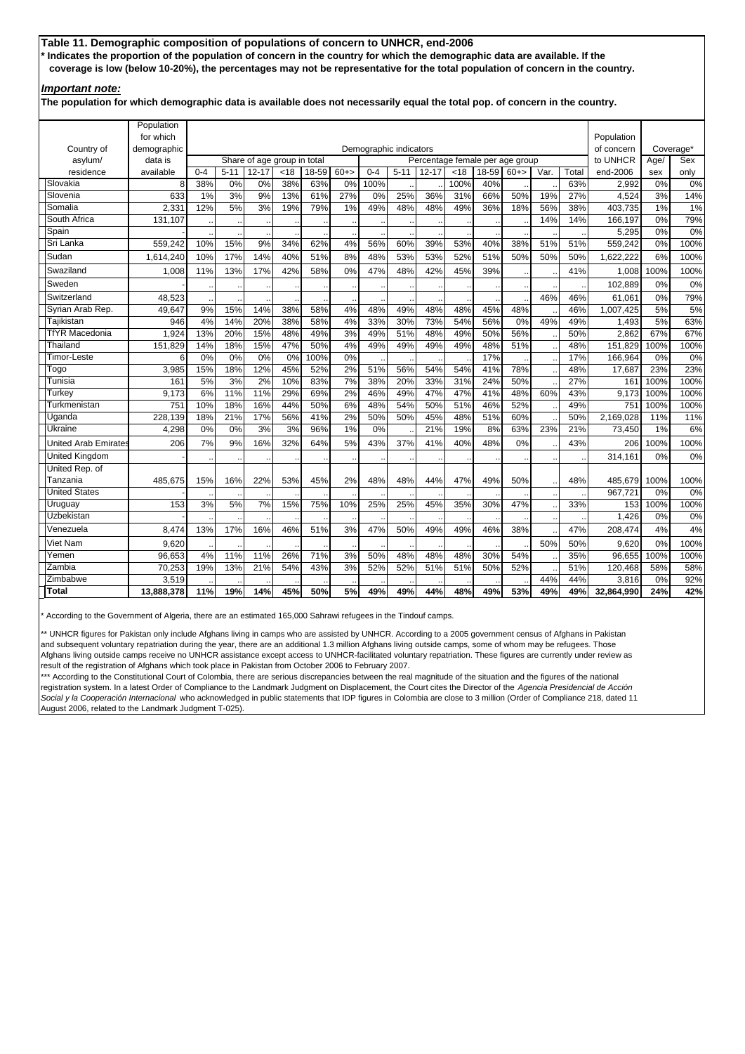**Table 11. Demographic composition of populations of concern to UNHCR, end-2006**

**\* Indicates the proportion of the population of concern in the country for which the demographic data are available. If the coverage is low (below 10-20%), the percentages may not be representative for the total population of concern in the country.**

***Important note:***

**The population for which demographic data is available does not necessarily equal the total pop. of concern in the country.**

| Country of asylum/ residence | Population for which demographic data is available | Demographic indicators | | | | | | | | | | | | | | | Population of concern to UNHCR end-2006 | Coverage* | |
|---|---|---|---|---|---|---|---|---|---|---|---|---|---|---|---|---|---|---|---|
| | | Share of age group in total | | | | | | Percentage female per age group | | | | | | | | | | Age/ sex | Sex only |
| | | 0-4 | 5-11 | 12-17 | <18 | 18-59 | 60+> | 0-4 | 5-11 | 12-17 | <18 | 18-59 | 60+> | Var. | Total | | | | |
| Slovakia | 8 | 38% | 0% | 0% | 38% | 63% | 0% | 100% | .. | .. | 100% | 40% | .. | .. | 63% | | 2,992 | 0% | 0% |
| Slovenia | 633 | 1% | 3% | 9% | 13% | 61% | 27% | 0% | 25% | 36% | 31% | 66% | 50% | 19% | 27% | | 4,524 | 3% | 14% |
| Somalia | 2,331 | 12% | 5% | 3% | 19% | 79% | 1% | 49% | 48% | 48% | 49% | 36% | 18% | 56% | 38% | | 403,735 | 1% | 1% |
| South Africa | 131,107 | .. | .. | .. | .. | .. | .. | .. | .. | .. | .. | .. | .. | 14% | 14% | | 166,197 | 0% | 79% |
| Spain | - | .. | .. | .. | .. | .. | .. | .. | .. | .. | .. | .. | .. | .. | .. | | 5,295 | 0% | 0% |
| Sri Lanka | 559,242 | 10% | 15% | 9% | 34% | 62% | 4% | 56% | 60% | 39% | 53% | 40% | 38% | 51% | 51% | | 559,242 | 0% | 100% |
| Sudan | 1,614,240 | 10% | 17% | 14% | 40% | 51% | 8% | 48% | 53% | 53% | 52% | 51% | 50% | 50% | 50% | | 1,622,222 | 6% | 100% |
| Swaziland | 1,008 | 11% | 13% | 17% | 42% | 58% | 0% | 47% | 48% | 42% | 45% | 39% | .. | .. | 41% | | 1,008 | 100% | 100% |
| Sweden | - | .. | .. | .. | .. | .. | .. | .. | .. | .. | .. | .. | .. | .. | .. | | 102,889 | 0% | 0% |
| Switzerland | 48,523 | .. | .. | .. | .. | .. | .. | .. | .. | .. | .. | .. | .. | 46% | 46% | | 61,061 | 0% | 79% |
| Syrian Arab Rep. | 49,647 | 9% | 15% | 14% | 38% | 58% | 4% | 48% | 49% | 48% | 48% | 45% | 48% | .. | 46% | | 1,007,425 | 5% | 5% |
| Tajikistan | 946 | 4% | 14% | 20% | 38% | 58% | 4% | 33% | 30% | 73% | 54% | 56% | 0% | 49% | 49% | | 1,493 | 5% | 63% |
| TfYR Macedonia | 1,924 | 13% | 20% | 15% | 48% | 49% | 3% | 49% | 51% | 48% | 49% | 50% | 56% | .. | 50% | | 2,862 | 67% | 67% |
| Thailand | 151,829 | 14% | 18% | 15% | 47% | 50% | 4% | 49% | 49% | 49% | 49% | 48% | 51% | .. | 48% | | 151,829 | 100% | 100% |
| Timor-Leste | 6 | 0% | 0% | 0% | 0% | 100% | 0% | .. | .. | .. | .. | 17% | .. | .. | 17% | | 166,964 | 0% | 0% |
| Togo | 3,985 | 15% | 18% | 12% | 45% | 52% | 2% | 51% | 56% | 54% | 54% | 41% | 78% | .. | 48% | | 17,687 | 23% | 23% |
| Tunisia | 161 | 5% | 3% | 2% | 10% | 83% | 7% | 38% | 20% | 33% | 31% | 24% | 50% | .. | 27% | | 161 | 100% | 100% |
| Turkey | 9,173 | 6% | 11% | 11% | 29% | 69% | 2% | 46% | 49% | 47% | 47% | 41% | 48% | 60% | 43% | | 9,173 | 100% | 100% |
| Turkmenistan | 751 | 10% | 18% | 16% | 44% | 50% | 6% | 48% | 54% | 50% | 51% | 46% | 52% | .. | 49% | | 751 | 100% | 100% |
| Uganda | 228,139 | 18% | 21% | 17% | 56% | 41% | 2% | 50% | 50% | 45% | 48% | 51% | 60% | .. | 50% | | 2,169,028 | 11% | 11% |
| Ukraine | 4,298 | 0% | 0% | 3% | 3% | 96% | 1% | 0% | .. | 21% | 19% | 8% | 63% | 23% | 21% | | 73,450 | 1% | 6% |
| United Arab Emirates | 206 | 7% | 9% | 16% | 32% | 64% | 5% | 43% | 37% | 41% | 40% | 48% | 0% | .. | 43% | | 206 | 100% | 100% |
| United Kingdom | - | .. | .. | .. | .. | .. | .. | .. | .. | .. | .. | .. | .. | .. | .. | | 314,161 | 0% | 0% |
| United Rep. of Tanzania | 485,675 | 15% | 16% | 22% | 53% | 45% | 2% | 48% | 48% | 44% | 47% | 49% | 50% | .. | 48% | | 485,679 | 100% | 100% |
| United States | - | .. | .. | .. | .. | .. | .. | .. | .. | .. | .. | .. | .. | .. | .. | | 967,721 | 0% | 0% |
| Uruguay | 153 | 3% | 5% | 7% | 15% | 75% | 10% | 25% | 25% | 45% | 35% | 30% | 47% | .. | 33% | | 153 | 100% | 100% |
| Uzbekistan | - | .. | .. | .. | .. | .. | .. | .. | .. | .. | .. | .. | .. | .. | .. | | 1,426 | 0% | 0% |
| Venezuela | 8,474 | 13% | 17% | 16% | 46% | 51% | 3% | 47% | 50% | 49% | 49% | 46% | 38% | .. | 47% | | 208,474 | 4% | 4% |
| Viet Nam | 9,620 | .. | .. | .. | .. | .. | .. | .. | .. | .. | .. | .. | .. | 50% | 50% | | 9,620 | 0% | 100% |
| Yemen | 96,653 | 4% | 11% | 11% | 26% | 71% | 3% | 50% | 48% | 48% | 48% | 30% | 54% | .. | 35% | | 96,655 | 100% | 100% |
| Zambia | 70,253 | 19% | 13% | 21% | 54% | 43% | 3% | 52% | 52% | 51% | 51% | 50% | 52% | .. | 51% | | 120,468 | 58% | 58% |
| Zimbabwe | 3,519 | .. | .. | .. | .. | .. | .. | .. | .. | .. | .. | .. | .. | 44% | 44% | | 3,816 | 0% | 92% |
| **Total** | **13,888,378** | **11%** | **19%** | **14%** | **45%** | **50%** | **5%** | **49%** | **49%** | **44%** | **48%** | **49%** | **53%** | **49%** | **49%** | | **32,864,990** | **24%** | **42%** |

\* According to the Government of Algeria, there are an estimated 165,000 Sahrawi refugees in the Tindouf camps.

\** UNHCR figures for Pakistan only include Afghans living in camps who are assisted by UNHCR. According to a 2005 government census of Afghans in Pakistan and subsequent voluntary repatriation during the year, there are an additional 1.3 million Afghans living outside camps, some of whom may be refugees. Those Afghans living outside camps receive no UNHCR assistance except access to UNHCR-facilitated voluntary repatriation. These figures are currently under review as result of the registration of Afghans which took place in Pakistan from October 2006 to February 2007.

\*** According to the Constitutional Court of Colombia, there are serious discrepancies between the real magnitude of the situation and the figures of the national registration system. In a latest Order of Compliance to the Landmark Judgment on Displacement, the Court cites the Director of the *Agencia Presidencial de Acción Social y la Cooperación Internacional* who acknowledged in public statements that IDP figures in Colombia are close to 3 million (Order of Compliance 218, dated 11 August 2006, related to the Landmark Judgment T-025).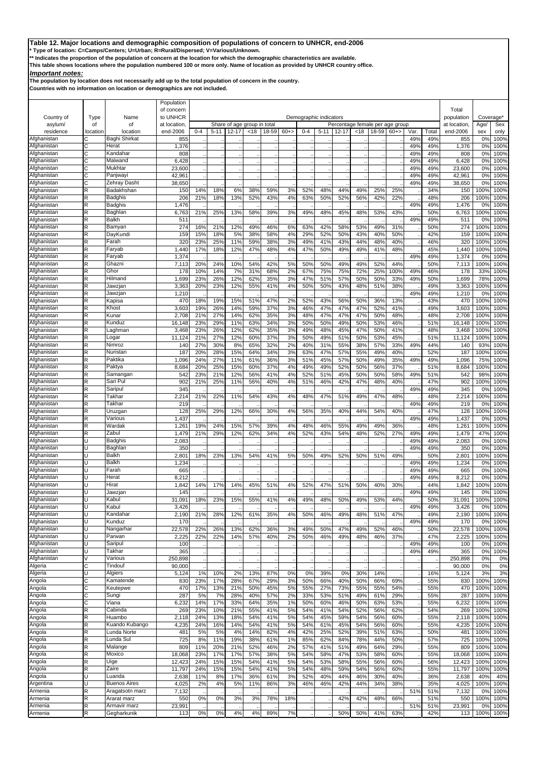**Table 12. Major locations and demographic composition of populations of concern to UNHCR, end-2006**

\* Type of location: C=Camps/Centers; U=Urban; R=Rural/Dispersed; V=Various/Unknown.

\*\* Indicates the proportion of the population of concern at the location for which the demographic characteristics are available.

This table shows locations where the population numbered 100 or more only. Name of location as provided by UNHCR country office.

***Important notes:***

The population by location does not necessarily add up to the total population of concern in the country.

Countries with no information on location or demographics are not included.

| Country of asylum/ residence | Type of location | Name of location | Population of concern to UNHCR at location, end-2006 | Demographic indicators: Share of age group in total | | | | | | Percentage female per age group | | | | | | | | Total population at location, end-2006 | Coverage* | |
|---|---|---|---|---|---|---|---|---|---|---|---|---|---|---|---|---|---|---|---|---|
| | | | | 0-4 | 5-11 | 12-17 | <18 | 18-59 | 60+> | 0-4 | 5-11 | 12-17 | <18 | 18-59 | 60+> | Var. | Total | | Age/ sex | Sex only |
| Afghanistan | C | Baghi Shirkat | 855 | .. | .. | .. | .. | .. | .. | .. | .. | .. | .. | .. | .. | 49% | 49% | 855 | 0% | 100% |
| Afghanistan | C | Herat | 1,376 | .. | .. | .. | .. | .. | .. | .. | .. | .. | .. | .. | .. | 49% | 49% | 1,376 | 0% | 100% |
| Afghanistan | C | Kandahar | 808 | .. | .. | .. | .. | .. | .. | .. | .. | .. | .. | .. | .. | 49% | 49% | 808 | 0% | 100% |
| Afghanistan | C | Maiwand | 6,428 | .. | .. | .. | .. | .. | .. | .. | .. | .. | .. | .. | .. | 49% | 49% | 6,428 | 0% | 100% |
| Afghanistan | C | Mukhtar | 23,600 | .. | .. | .. | .. | .. | .. | .. | .. | .. | .. | .. | .. | 49% | 49% | 23,600 | 0% | 100% |
| Afghanistan | C | Panjwayi | 42,961 | .. | .. | .. | .. | .. | .. | .. | .. | .. | .. | .. | .. | 49% | 49% | 42,961 | 0% | 100% |
| Afghanistan | C | Zehray Dasht | 38,650 | .. | .. | .. | .. | .. | .. | .. | .. | .. | .. | .. | .. | 49% | 49% | 38,650 | 0% | 100% |
| Afghanistan | R | Badakhshan | 150 | 14% | 18% | 6% | 38% | 59% | 3% | 52% | 48% | 44% | 49% | 25% | 25% | .. | 34% | 150 | 100% | 100% |
| Afghanistan | R | Badghis | 206 | 21% | 18% | 13% | 52% | 43% | 4% | 63% | 50% | 52% | 56% | 42% | 22% | .. | 48% | 206 | 100% | 100% |
| Afghanistan | R | Badghis | 1,476 | .. | .. | .. | .. | .. | .. | .. | .. | .. | .. | .. | .. | 49% | 49% | 1,476 | 0% | 100% |
| Afghanistan | R | Baghlan | 6,763 | 21% | 25% | 13% | 58% | 39% | 3% | 49% | 48% | 45% | 48% | 53% | 43% | .. | 50% | 6,763 | 100% | 100% |
| Afghanistan | R | Balkh | 511 | .. | .. | .. | .. | .. | .. | .. | .. | .. | .. | .. | .. | 49% | 49% | 511 | 0% | 100% |
| Afghanistan | R | Bamyan | 274 | 16% | 21% | 12% | 49% | 46% | 6% | 63% | 42% | 58% | 53% | 49% | 31% | .. | 50% | 274 | 100% | 100% |
| Afghanistan | R | DayKundi | 159 | 15% | 18% | 5% | 38% | 58% | 4% | 29% | 52% | 50% | 43% | 40% | 50% | .. | 42% | 159 | 100% | 100% |
| Afghanistan | R | Farah | 320 | 23% | 25% | 11% | 59% | 38% | 3% | 49% | 41% | 43% | 44% | 48% | 40% | .. | 46% | 320 | 100% | 100% |
| Afghanistan | R | Faryab | 1,440 | 17% | 18% | 12% | 47% | 48% | 4% | 47% | 50% | 49% | 49% | 41% | 48% | .. | 45% | 1,440 | 100% | 100% |
| Afghanistan | R | Faryab | 1,374 | .. | .. | .. | .. | .. | .. | .. | .. | .. | .. | .. | .. | 49% | 49% | 1,374 | 0% | 100% |
| Afghanistan | R | Ghazni | 7,113 | 20% | 24% | 10% | 54% | 42% | 5% | 50% | 50% | 49% | 49% | 52% | 44% | .. | 50% | 7,113 | 100% | 100% |
| Afghanistan | R | Ghor | 178 | 10% | 14% | 7% | 31% | 68% | 2% | 67% | 75% | 75% | 72% | 25% | 100% | 49% | 46% | 178 | 33% | 100% |
| Afghanistan | R | Hilmand | 1,699 | 23% | 26% | 12% | 62% | 35% | 3% | 47% | 51% | 57% | 50% | 50% | 33% | 49% | 50% | 1,699 | 78% | 100% |
| Afghanistan | R | Jawzjan | 3,363 | 20% | 23% | 12% | 55% | 41% | 4% | 50% | 50% | 43% | 48% | 51% | 38% | .. | 49% | 3,363 | 100% | 100% |
| Afghanistan | R | Jawzjan | 1,210 | .. | .. | .. | .. | .. | .. | .. | .. | .. | .. | .. | .. | 49% | 49% | 1,210 | 0% | 100% |
| Afghanistan | R | Kapisa | 470 | 18% | 19% | 15% | 51% | 47% | 2% | 52% | 43% | 56% | 50% | 36% | 13% | .. | 43% | 470 | 100% | 100% |
| Afghanistan | R | Khost | 3,603 | 19% | 26% | 14% | 59% | 37% | 3% | 46% | 47% | 47% | 47% | 52% | 41% | .. | 49% | 3,603 | 100% | 100% |
| Afghanistan | R | Kunar | 2,708 | 21% | 27% | 14% | 62% | 35% | 3% | 48% | 47% | 47% | 47% | 50% | 48% | .. | 48% | 2,708 | 100% | 100% |
| Afghanistan | R | Kunduz | 16,148 | 23% | 29% | 11% | 63% | 34% | 3% | 50% | 50% | 49% | 50% | 53% | 46% | .. | 51% | 16,148 | 100% | 100% |
| Afghanistan | R | Laghman | 3,468 | 23% | 26% | 12% | 62% | 35% | 3% | 49% | 48% | 45% | 47% | 50% | 41% | .. | 48% | 3,468 | 100% | 100% |
| Afghanistan | R | Logar | 11,124 | 21% | 27% | 12% | 60% | 37% | 3% | 50% | 49% | 51% | 50% | 53% | 45% | .. | 51% | 11,124 | 100% | 100% |
| Afghanistan | R | Nimroz | 140 | 27% | 30% | 8% | 65% | 32% | 2% | 40% | 31% | 55% | 38% | 57% | 33% | 49% | 44% | 140 | 93% | 100% |
| Afghanistan | R | Nuristan | 187 | 20% | 28% | 15% | 64% | 34% | 3% | 63% | 47% | 57% | 55% | 49% | 40% | .. | 52% | 187 | 100% | 100% |
| Afghanistan | R | Paktika | 1,096 | 24% | 27% | 11% | 61% | 36% | 3% | 51% | 45% | 57% | 50% | 49% | 35% | 49% | 49% | 1,096 | 75% | 100% |
| Afghanistan | R | Paktya | 8,684 | 20% | 25% | 15% | 60% | 37% | 4% | 49% | 49% | 52% | 50% | 56% | 37% | .. | 51% | 8,684 | 100% | 100% |
| Afghanistan | R | Samangan | 542 | 23% | 21% | 12% | 56% | 41% | 4% | 52% | 51% | 45% | 50% | 50% | 58% | 49% | 51% | 542 | 98% | 100% |
| Afghanistan | R | Sari Pul | 902 | 21% | 25% | 11% | 56% | 40% | 4% | 51% | 46% | 42% | 47% | 48% | 40% | .. | 47% | 902 | 100% | 100% |
| Afghanistan | R | Saripul | 345 | .. | .. | .. | .. | .. | .. | .. | .. | .. | .. | .. | .. | 49% | 49% | 345 | 0% | 100% |
| Afghanistan | R | Takhar | 2,214 | 21% | 22% | 11% | 54% | 43% | 4% | 48% | 47% | 51% | 49% | 47% | 48% | .. | 48% | 2,214 | 100% | 100% |
| Afghanistan | R | Takhar | 219 | .. | .. | .. | .. | .. | .. | .. | .. | .. | .. | .. | .. | 49% | 49% | 219 | 0% | 100% |
| Afghanistan | R | Uruzgan | 128 | 25% | 29% | 12% | 66% | 30% | 4% | 56% | 35% | 40% | 44% | 54% | 40% | .. | 47% | 128 | 100% | 100% |
| Afghanistan | R | Various | 1,437 | .. | .. | .. | .. | .. | .. | .. | .. | .. | .. | .. | .. | 49% | 49% | 1,437 | 0% | 100% |
| Afghanistan | R | Wardak | 1,261 | 19% | 24% | 15% | 57% | 39% | 4% | 48% | 46% | 55% | 49% | 49% | 36% | .. | 48% | 1,261 | 100% | 100% |
| Afghanistan | R | Zabul | 1,479 | 21% | 29% | 12% | 62% | 34% | 4% | 52% | 43% | 54% | 48% | 52% | 27% | 49% | 49% | 1,479 | 47% | 100% |
| Afghanistan | U | Badghis | 2,083 | .. | .. | .. | .. | .. | .. | .. | .. | .. | .. | .. | .. | 49% | 49% | 2,083 | 0% | 100% |
| Afghanistan | U | Baghlan | 350 | .. | .. | .. | .. | .. | .. | .. | .. | .. | .. | .. | .. | 49% | 49% | 350 | 0% | 100% |
| Afghanistan | U | Balkh | 2,801 | 18% | 23% | 13% | 54% | 41% | 5% | 50% | 49% | 52% | 50% | 51% | 49% | .. | 50% | 2,801 | 100% | 100% |
| Afghanistan | U | Balkh | 1,234 | .. | .. | .. | .. | .. | .. | .. | .. | .. | .. | .. | .. | 49% | 49% | 1,234 | 0% | 100% |
| Afghanistan | U | Farah | 665 | .. | .. | .. | .. | .. | .. | .. | .. | .. | .. | .. | .. | 49% | 49% | 665 | 0% | 100% |
| Afghanistan | U | Herat | 8,212 | .. | .. | .. | .. | .. | .. | .. | .. | .. | .. | .. | .. | 49% | 49% | 8,212 | 0% | 100% |
| Afghanistan | U | Hirat | 1,842 | 14% | 17% | 14% | 45% | 51% | 4% | 52% | 47% | 51% | 50% | 40% | 30% | .. | 44% | 1,842 | 100% | 100% |
| Afghanistan | U | Jawzjan | 145 | .. | .. | .. | .. | .. | .. | .. | .. | .. | .. | .. | .. | 49% | 49% | 145 | 0% | 100% |
| Afghanistan | U | Kabul | 31,091 | 18% | 23% | 15% | 55% | 41% | 4% | 49% | 48% | 50% | 49% | 53% | 44% | .. | 50% | 31,091 | 100% | 100% |
| Afghanistan | U | Kabul | 3,426 | .. | .. | .. | .. | .. | .. | .. | .. | .. | .. | .. | .. | 49% | 49% | 3,426 | 0% | 100% |
| Afghanistan | U | Kandahar | 2,190 | 21% | 28% | 12% | 61% | 35% | 4% | 50% | 46% | 49% | 48% | 51% | 47% | .. | 49% | 2,190 | 100% | 100% |
| Afghanistan | U | Kunduz | 170 | .. | .. | .. | .. | .. | .. | .. | .. | .. | .. | .. | .. | 49% | 49% | 170 | 0% | 100% |
| Afghanistan | U | Nangarhar | 22,578 | 22% | 26% | 13% | 62% | 36% | 3% | 49% | 50% | 47% | 49% | 52% | 46% | .. | 50% | 22,578 | 100% | 100% |
| Afghanistan | U | Parwan | 2,225 | 22% | 22% | 14% | 57% | 40% | 2% | 50% | 46% | 49% | 48% | 46% | 37% | .. | 47% | 2,225 | 100% | 100% |
| Afghanistan | U | Saripul | 100 | .. | .. | .. | .. | .. | .. | .. | .. | .. | .. | .. | .. | 49% | 49% | 100 | 0% | 100% |
| Afghanistan | U | Takhar | 365 | .. | .. | .. | .. | .. | .. | .. | .. | .. | .. | .. | .. | 49% | 49% | 365 | 0% | 100% |
| Afghanistan | V | Various | 250,898 | .. | .. | .. | .. | .. | .. | .. | .. | .. | .. | .. | .. | .. | .. | 250,898 | 0% | 0% |
| Algeria | C | Tindouf | 90,000 | .. | .. | .. | .. | .. | .. | .. | .. | .. | .. | .. | .. | .. | .. | 90,000 | 0% | 0% |
| Algeria | U | Algiers | 5,124 | 1% | 10% | 2% | 13% | 87% | 0% | 0% | 39% | 0% | 30% | 14% | .. | .. | 16% | 5,124 | 3% | 3% |
| Angola | C | Kamatende | 830 | 23% | 17% | 28% | 67% | 29% | 3% | 50% | 66% | 40% | 50% | 66% | 69% | .. | 55% | 830 | 100% | 100% |
| Angola | C | Keutepwe | 470 | 17% | 13% | 21% | 50% | 45% | 5% | 55% | 27% | 73% | 55% | 50% | 54% | .. | 55% | 470 | 100% | 100% |
| Angola | C | Sungi | 287 | 5% | 7% | 28% | 40% | 57% | 2% | 33% | 53% | 51% | 49% | 61% | 29% | .. | 55% | 287 | 100% | 100% |
| Angola | C | Viana | 6,232 | 14% | 17% | 33% | 64% | 35% | 1% | 50% | 60% | 46% | 50% | 63% | 53% | .. | 55% | 6,232 | 100% | 100% |
| Angola | R | Cabinda | 269 | 23% | 10% | 21% | 55% | 41% | 5% | 54% | 41% | 54% | 52% | 56% | 62% | .. | 54% | 269 | 100% | 100% |
| Angola | R | Huambo | 2,118 | 24% | 13% | 18% | 54% | 41% | 5% | 54% | 45% | 59% | 54% | 56% | 60% | .. | 55% | 2,118 | 100% | 100% |
| Angola | R | Kuando Kubango | 4,235 | 24% | 16% | 14% | 54% | 41% | 5% | 54% | 61% | 45% | 54% | 56% | 60% | .. | 55% | 4,235 | 100% | 100% |
| Angola | R | Lunda Norte | 481 | 5% | 5% | 4% | 14% | 82% | 4% | 42% | 25% | 52% | 39% | 51% | 63% | .. | 50% | 481 | 100% | 100% |
| Angola | R | Lunda Sul | 725 | 8% | 11% | 19% | 38% | 61% | 1% | 85% | 62% | 84% | 78% | 44% | 50% | .. | 57% | 725 | 100% | 100% |
| Angola | R | Malange | 809 | 11% | 20% | 21% | 52% | 46% | 2% | 57% | 41% | 51% | 49% | 64% | 29% | .. | 55% | 809 | 100% | 100% |
| Angola | R | Moxico | 18,068 | 23% | 17% | 17% | 57% | 38% | 5% | 54% | 58% | 47% | 53% | 58% | 60% | .. | 55% | 18,068 | 100% | 100% |
| Angola | R | Uige | 12,423 | 24% | 15% | 15% | 54% | 41% | 5% | 54% | 53% | 58% | 55% | 56% | 60% | .. | 56% | 12,423 | 100% | 100% |
| Angola | R | Zaire | 11,797 | 24% | 15% | 15% | 54% | 41% | 5% | 54% | 48% | 59% | 54% | 56% | 60% | .. | 55% | 11,797 | 100% | 100% |
| Angola | U | Luanda | 2,638 | 11% | 8% | 17% | 36% | 61% | 3% | 52% | 40% | 44% | 46% | 30% | 40% | .. | 36% | 2,638 | 40% | 40% |
| Argentina | U | Buenos Aires | 4,025 | 2% | 4% | 5% | 11% | 86% | 3% | 46% | 46% | 42% | 44% | 34% | 38% | .. | 35% | 4,025 | 100% | 100% |
| Armenia | R | Aragatsotn marz | 7,132 | .. | .. | .. | .. | .. | .. | .. | .. | .. | .. | .. | .. | 51% | 51% | 7,132 | 0% | 100% |
| Armenia | R | Ararat marz | 550 | 0% | 0% | 3% | 3% | 78% | 18% | .. | .. | 42% | 42% | 48% | 66% | .. | 51% | 550 | 100% | 100% |
| Armenia | R | Armavir marz | 23,991 | .. | .. | .. | .. | .. | .. | .. | .. | .. | .. | .. | .. | 51% | 51% | 23,991 | 0% | 100% |
| Armenia | R | Gegharkunik | 113 | 0% | 0% | 4% | 4% | 89% | 7% | .. | .. | 50% | 50% | 41% | 63% | .. | 42% | 113 | 100% | 100% |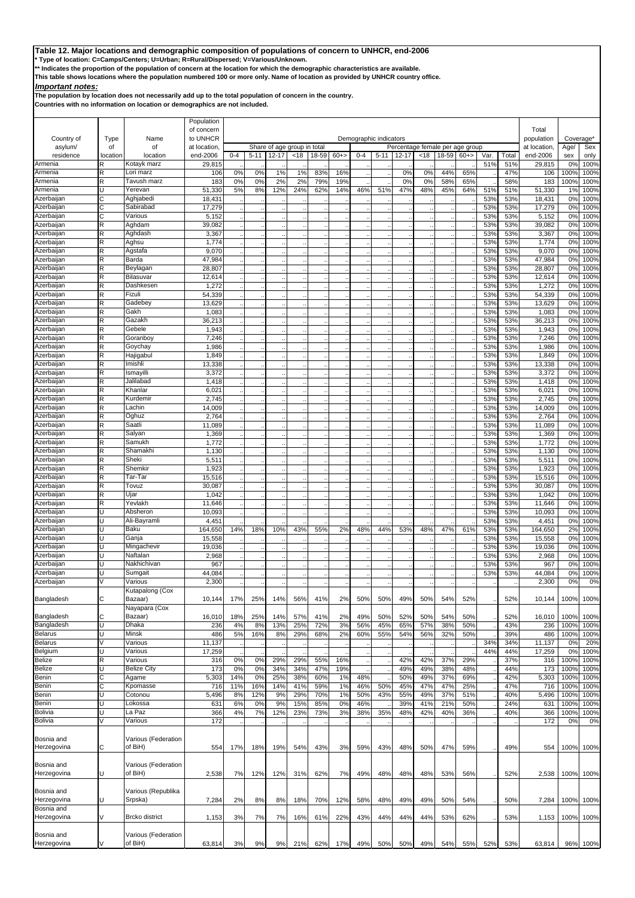**Table 12. Major locations and demographic composition of populations of concern to UNHCR, end-2006**

\* Type of location: C=Camps/Centers; U=Urban; R=Rural/Dispersed; V=Various/Unknown.

\*\* Indicates the proportion of the population of concern at the location for which the demographic characteristics are available.

This table shows locations where the population numbered 100 or more only. Name of location as provided by UNHCR country office.

***Important notes:***

**The population by location does not necessarily add up to the total population of concern in the country.**

**Countries with no information on location or demographics are not included.**

| Country of asylum/ residence | Type of location | Name of location | Population of concern to UNHCR at location, end-2006 | Demographic indicators: Share of age group in total: 0-4 | 5-11 | 12-17 | <18 | 18-59 | 60+> | Percentage female per age group: 0-4 | 5-11 | 12-17 | <18 | 18-59 | 60+> | Var. | Total | Total population at location, end-2006 | Coverage*: Age/ sex | Sex only |
|---|---|---|---|---|---|---|---|---|---|---|---|---|---|---|---|---|---|---|---|---|
| Armenia | R | Kotayk marz | 29,815 | .. | .. | .. | .. | .. | .. | .. | .. | .. | .. | .. | .. | 51% | 51% | 29,815 | 0% | 100% |
| Armenia | R | Lori marz | 106 | 0% | 0% | 1% | 1% | 83% | 16% | .. | .. | 0% | 0% | 44% | 65% | .. | 47% | 106 | 100% | 100% |
| Armenia | R | Tavush marz | 183 | 0% | 0% | 2% | 2% | 79% | 19% | .. | .. | 0% | 0% | 58% | 65% | .. | 58% | 183 | 100% | 100% |
| Armenia | U | Yerevan | 51,330 | 5% | 8% | 12% | 24% | 62% | 14% | 46% | 51% | 47% | 48% | 45% | 64% | 51% | 51% | 51,330 | 1% | 100% |
| Azerbaijan | C | Aghjabedi | 18,431 | .. | .. | .. | .. | .. | .. | .. | .. | .. | .. | .. | .. | 53% | 53% | 18,431 | 0% | 100% |
| Azerbaijan | C | Sabirabad | 17,279 | .. | .. | .. | .. | .. | .. | .. | .. | .. | .. | .. | .. | 53% | 53% | 17,279 | 0% | 100% |
| Azerbaijan | C | Various | 5,152 | .. | .. | .. | .. | .. | .. | .. | .. | .. | .. | .. | .. | 53% | 53% | 5,152 | 0% | 100% |
| Azerbaijan | R | Aghdam | 39,082 | .. | .. | .. | .. | .. | .. | .. | .. | .. | .. | .. | .. | 53% | 53% | 39,082 | 0% | 100% |
| Azerbaijan | R | Aghdash | 3,367 | .. | .. | .. | .. | .. | .. | .. | .. | .. | .. | .. | .. | 53% | 53% | 3,367 | 0% | 100% |
| Azerbaijan | R | Aghsu | 1,774 | .. | .. | .. | .. | .. | .. | .. | .. | .. | .. | .. | .. | 53% | 53% | 1,774 | 0% | 100% |
| Azerbaijan | R | Agstafa | 9,070 | .. | .. | .. | .. | .. | .. | .. | .. | .. | .. | .. | .. | 53% | 53% | 9,070 | 0% | 100% |
| Azerbaijan | R | Barda | 47,984 | .. | .. | .. | .. | .. | .. | .. | .. | .. | .. | .. | .. | 53% | 53% | 47,984 | 0% | 100% |
| Azerbaijan | R | Beylagan | 28,807 | .. | .. | .. | .. | .. | .. | .. | .. | .. | .. | .. | .. | 53% | 53% | 28,807 | 0% | 100% |
| Azerbaijan | R | Bilasuvar | 12,614 | .. | .. | .. | .. | .. | .. | .. | .. | .. | .. | .. | .. | 53% | 53% | 12,614 | 0% | 100% |
| Azerbaijan | R | Dashkesen | 1,272 | .. | .. | .. | .. | .. | .. | .. | .. | .. | .. | .. | .. | 53% | 53% | 1,272 | 0% | 100% |
| Azerbaijan | R | Fizuli | 54,339 | .. | .. | .. | .. | .. | .. | .. | .. | .. | .. | .. | .. | 53% | 53% | 54,339 | 0% | 100% |
| Azerbaijan | R | Gadebey | 13,629 | .. | .. | .. | .. | .. | .. | .. | .. | .. | .. | .. | .. | 53% | 53% | 13,629 | 0% | 100% |
| Azerbaijan | R | Gakh | 1,083 | .. | .. | .. | .. | .. | .. | .. | .. | .. | .. | .. | .. | 53% | 53% | 1,083 | 0% | 100% |
| Azerbaijan | R | Gazakh | 36,213 | .. | .. | .. | .. | .. | .. | .. | .. | .. | .. | .. | .. | 53% | 53% | 36,213 | 0% | 100% |
| Azerbaijan | R | Gebele | 1,943 | .. | .. | .. | .. | .. | .. | .. | .. | .. | .. | .. | .. | 53% | 53% | 1,943 | 0% | 100% |
| Azerbaijan | R | Goranboy | 7,246 | .. | .. | .. | .. | .. | .. | .. | .. | .. | .. | .. | .. | 53% | 53% | 7,246 | 0% | 100% |
| Azerbaijan | R | Goychay | 1,986 | .. | .. | .. | .. | .. | .. | .. | .. | .. | .. | .. | .. | 53% | 53% | 1,986 | 0% | 100% |
| Azerbaijan | R | Hajigabul | 1,849 | .. | .. | .. | .. | .. | .. | .. | .. | .. | .. | .. | .. | 53% | 53% | 1,849 | 0% | 100% |
| Azerbaijan | R | Imishli | 13,338 | .. | .. | .. | .. | .. | .. | .. | .. | .. | .. | .. | .. | 53% | 53% | 13,338 | 0% | 100% |
| Azerbaijan | R | Ismayilli | 3,372 | .. | .. | .. | .. | .. | .. | .. | .. | .. | .. | .. | .. | 53% | 53% | 3,372 | 0% | 100% |
| Azerbaijan | R | Jalilabad | 1,418 | .. | .. | .. | .. | .. | .. | .. | .. | .. | .. | .. | .. | 53% | 53% | 1,418 | 0% | 100% |
| Azerbaijan | R | Khanlar | 6,021 | .. | .. | .. | .. | .. | .. | .. | .. | .. | .. | .. | .. | 53% | 53% | 6,021 | 0% | 100% |
| Azerbaijan | R | Kurdemir | 2,745 | .. | .. | .. | .. | .. | .. | .. | .. | .. | .. | .. | .. | 53% | 53% | 2,745 | 0% | 100% |
| Azerbaijan | R | Lachin | 14,009 | .. | .. | .. | .. | .. | .. | .. | .. | .. | .. | .. | .. | 53% | 53% | 14,009 | 0% | 100% |
| Azerbaijan | R | Oghuz | 2,764 | .. | .. | .. | .. | .. | .. | .. | .. | .. | .. | .. | .. | 53% | 53% | 2,764 | 0% | 100% |
| Azerbaijan | R | Saatli | 11,089 | .. | .. | .. | .. | .. | .. | .. | .. | .. | .. | .. | .. | 53% | 53% | 11,089 | 0% | 100% |
| Azerbaijan | R | Salyan | 1,369 | .. | .. | .. | .. | .. | .. | .. | .. | .. | .. | .. | .. | 53% | 53% | 1,369 | 0% | 100% |
| Azerbaijan | R | Samukh | 1,772 | .. | .. | .. | .. | .. | .. | .. | .. | .. | .. | .. | .. | 53% | 53% | 1,772 | 0% | 100% |
| Azerbaijan | R | Shamakhi | 1,130 | .. | .. | .. | .. | .. | .. | .. | .. | .. | .. | .. | .. | 53% | 53% | 1,130 | 0% | 100% |
| Azerbaijan | R | Sheki | 5,511 | .. | .. | .. | .. | .. | .. | .. | .. | .. | .. | .. | .. | 53% | 53% | 5,511 | 0% | 100% |
| Azerbaijan | R | Shemkir | 1,923 | .. | .. | .. | .. | .. | .. | .. | .. | .. | .. | .. | .. | 53% | 53% | 1,923 | 0% | 100% |
| Azerbaijan | R | Tar-Tar | 15,516 | .. | .. | .. | .. | .. | .. | .. | .. | .. | .. | .. | .. | 53% | 53% | 15,516 | 0% | 100% |
| Azerbaijan | R | Tovuz | 30,087 | .. | .. | .. | .. | .. | .. | .. | .. | .. | .. | .. | .. | 53% | 53% | 30,087 | 0% | 100% |
| Azerbaijan | R | Ujar | 1,042 | .. | .. | .. | .. | .. | .. | .. | .. | .. | .. | .. | .. | 53% | 53% | 1,042 | 0% | 100% |
| Azerbaijan | R | Yevlakh | 11,646 | .. | .. | .. | .. | .. | .. | .. | .. | .. | .. | .. | .. | 53% | 53% | 11,646 | 0% | 100% |
| Azerbaijan | U | Absheron | 10,093 | .. | .. | .. | .. | .. | .. | .. | .. | .. | .. | .. | .. | 53% | 53% | 10,093 | 0% | 100% |
| Azerbaijan | U | Ali-Bayramli | 4,451 | .. | .. | .. | .. | .. | .. | .. | .. | .. | .. | .. | .. | 53% | 53% | 4,451 | 0% | 100% |
| Azerbaijan | U | Baku | 164,650 | 14% | 18% | 10% | 43% | 55% | 2% | 48% | 44% | 53% | 48% | 47% | 61% | 53% | 53% | 164,650 | 2% | 100% |
| Azerbaijan | U | Ganja | 15,558 | .. | .. | .. | .. | .. | .. | .. | .. | .. | .. | .. | .. | 53% | 53% | 15,558 | 0% | 100% |
| Azerbaijan | U | Mingachevir | 19,036 | .. | .. | .. | .. | .. | .. | .. | .. | .. | .. | .. | .. | 53% | 53% | 19,036 | 0% | 100% |
| Azerbaijan | U | Naftalan | 2,968 | .. | .. | .. | .. | .. | .. | .. | .. | .. | .. | .. | .. | 53% | 53% | 2,968 | 0% | 100% |
| Azerbaijan | U | Nakhichivan | 967 | .. | .. | .. | .. | .. | .. | .. | .. | .. | .. | .. | .. | 53% | 53% | 967 | 0% | 100% |
| Azerbaijan | U | Sumgait | 44,084 | .. | .. | .. | .. | .. | .. | .. | .. | .. | .. | .. | .. | 53% | 53% | 44,084 | 0% | 100% |
| Azerbaijan | V | Various | 2,300 | .. | .. | .. | .. | .. | .. | .. | .. | .. | .. | .. | .. | .. | .. | 2,300 | 0% | 0% |
| Bangladesh | C | Kutapalong (Cox Bazaar) | 10,144 | 17% | 25% | 14% | 56% | 41% | 2% | 50% | 50% | 49% | 50% | 54% | 52% | .. | 52% | 10,144 | 100% | 100% |
| Bangladesh | C | Nayapara (Cox Bazaar) | 16,010 | 18% | 25% | 14% | 57% | 41% | 2% | 49% | 50% | 52% | 50% | 54% | 50% | .. | 52% | 16,010 | 100% | 100% |
| Bangladesh | U | Dhaka | 236 | 4% | 8% | 13% | 25% | 72% | 3% | 56% | 45% | 65% | 57% | 38% | 50% | .. | 43% | 236 | 100% | 100% |
| Belarus | U | Minsk | 486 | 5% | 16% | 8% | 29% | 68% | 2% | 60% | 55% | 54% | 56% | 32% | 50% | .. | 39% | 486 | 100% | 100% |
| Belarus | V | Various | 11,137 | .. | .. | .. | .. | .. | .. | .. | .. | .. | .. | .. | .. | 34% | 34% | 11,137 | 0% | 20% |
| Belgium | U | Various | 17,259 | .. | .. | .. | .. | .. | .. | .. | .. | .. | .. | .. | .. | 44% | 44% | 17,259 | 0% | 100% |
| Belize | R | Various | 316 | 0% | 0% | 29% | 29% | 55% | 16% | .. | .. | 42% | 42% | 37% | 29% | .. | 37% | 316 | 100% | 100% |
| Belize | U | Belize City | 173 | 0% | 0% | 34% | 34% | 47% | 19% | .. | .. | 49% | 49% | 38% | 48% | .. | 44% | 173 | 100% | 100% |
| Benin | C | Agame | 5,303 | 14% | 0% | 25% | 38% | 60% | 1% | 48% | .. | 50% | 49% | 37% | 69% | .. | 42% | 5,303 | 100% | 100% |
| Benin | C | Kpomasse | 716 | 11% | 16% | 14% | 41% | 59% | 1% | 46% | 50% | 45% | 47% | 47% | 25% | .. | 47% | 716 | 100% | 100% |
| Benin | U | Cotonou | 5,496 | 8% | 12% | 9% | 29% | 70% | 1% | 50% | 43% | 55% | 49% | 37% | 51% | .. | 40% | 5,496 | 100% | 100% |
| Benin | U | Lokossa | 631 | 6% | 0% | 9% | 15% | 85% | 0% | 46% | .. | 39% | 41% | 21% | 50% | .. | 24% | 631 | 100% | 100% |
| Bolivia | U | La Paz | 366 | 4% | 7% | 12% | 23% | 73% | 3% | 38% | 35% | 48% | 42% | 40% | 36% | .. | 40% | 366 | 100% | 100% |
| Bolivia | V | Various | 172 | .. | .. | .. | .. | .. | .. | .. | .. | .. | .. | .. | .. | .. | .. | 172 | 0% | 0% |
| Bosnia and Herzegovina | C | Various (Federation of BiH) | 554 | 17% | 18% | 19% | 54% | 43% | 3% | 59% | 43% | 48% | 50% | 47% | 59% | .. | 49% | 554 | 100% | 100% |
| Bosnia and Herzegovina | U | Various (Federation of BiH) | 2,538 | 7% | 12% | 12% | 31% | 62% | 7% | 49% | 48% | 48% | 48% | 53% | 56% | .. | 52% | 2,538 | 100% | 100% |
| Bosnia and Herzegovina | U | Various (Republika Srpska) | 7,284 | 2% | 8% | 8% | 18% | 70% | 12% | 58% | 48% | 49% | 49% | 50% | 54% | .. | 50% | 7,284 | 100% | 100% |
| Bosnia and Herzegovina | V | Brcko district | 1,153 | 3% | 7% | 7% | 16% | 61% | 22% | 43% | 44% | 44% | 44% | 53% | 62% | .. | 53% | 1,153 | 100% | 100% |
| Bosnia and Herzegovina | V | Various (Federation of BiH) | 63,814 | 3% | 9% | 9% | 21% | 62% | 17% | 49% | 50% | 50% | 49% | 54% | 55% | 52% | 53% | 63,814 | 96% | 100% |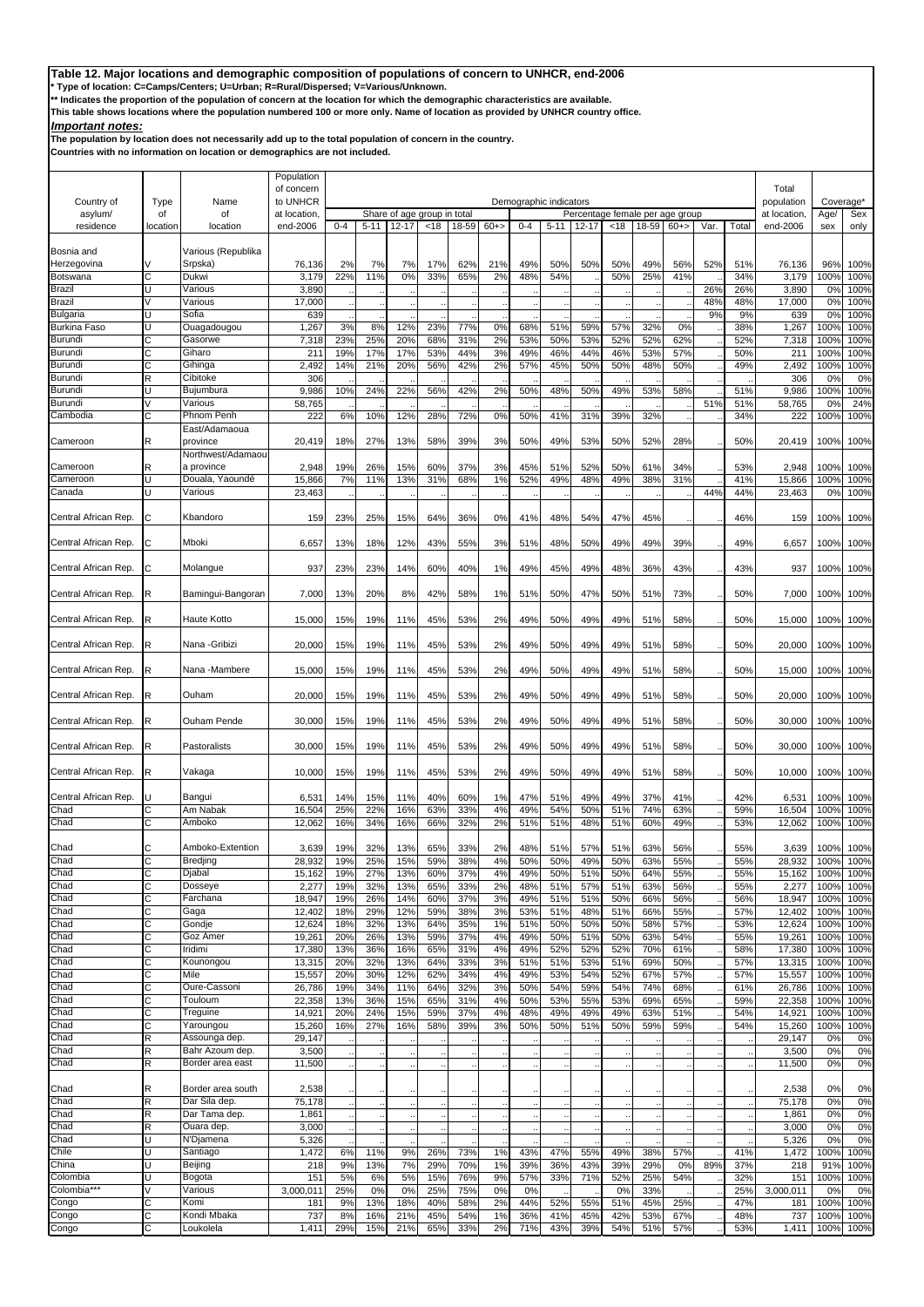# Table 12. Major locations and demographic composition of populations of concern to UNHCR, end-2006

\* Type of location: C=Camps/Centers; U=Urban; R=Rural/Dispersed; V=Various/Unknown.

\*\* Indicates the proportion of the population of concern at the location for which the demographic characteristics are available.

This table shows locations where the population numbered 100 or more only. Name of location as provided by UNHCR country office.

***Important notes:***

The population by location does not necessarily add up to the total population of concern in the country.

Countries with no information on location or demographics are not included.

| Country of asylum/ residence | Type of location | Name of location | Population of concern to UNHCR at location, end-2006 | Demographic indicators | | | | | | | | | | | | | | | | Total population at location, end-2006 | Coverage* | |
|---|---|---|---|---|---|---|---|---|---|---|---|---|---|---|---|---|---|---|---|---|---|---|
| | | | | Share of age group in total | | | | | | | Percentage female per age group | | | | | | | | | | Age/ sex | Sex only |
| | | | | 0-4 | 5-11 | 12-17 | <18 | 18-59 | 60+> | 0-4 | 5-11 | 12-17 | <18 | 18-59 | 60+> | Var. | Total | | | | | |
| Bosnia and Herzegovina | V | Various (Republika Srpska) | 76,136 | 2% | 7% | 7% | 17% | 62% | 21% | 49% | 50% | 50% | 50% | 49% | 56% | 52% | 51% | 76,136 | 96% | 100% | | |
| Botswana | C | Dukwi | 3,179 | 22% | 11% | 0% | 33% | 65% | 2% | 48% | 54% | .. | 50% | 25% | 41% | .. | 34% | 3,179 | 100% | 100% | | |
| Brazil | U | Various | 3,890 | .. | .. | .. | .. | .. | .. | .. | .. | .. | .. | .. | .. | 26% | 26% | 3,890 | 0% | 100% | | |
| Brazil | V | Various | 17,000 | .. | .. | .. | .. | .. | .. | .. | .. | .. | .. | .. | .. | 48% | 48% | 17,000 | 0% | 100% | | |
| Bulgaria | U | Sofia | 639 | .. | .. | .. | .. | .. | .. | .. | .. | .. | .. | .. | .. | 9% | 9% | 639 | 0% | 100% | | |
| Burkina Faso | U | Ouagadougou | 1,267 | 3% | 8% | 12% | 23% | 77% | 0% | 68% | 51% | 59% | 57% | 32% | 0% | .. | 38% | 1,267 | 100% | 100% | | |
| Burundi | C | Gasorwe | 7,318 | 23% | 25% | 20% | 68% | 31% | 2% | 53% | 50% | 53% | 52% | 52% | 62% | .. | 52% | 7,318 | 100% | 100% | | |
| Burundi | C | Gihado | 211 | 19% | 17% | 17% | 53% | 44% | 3% | 49% | 46% | 44% | 46% | 53% | 57% | .. | 50% | 211 | 100% | 100% | | |
| Burundi | C | Gihinga | 2,492 | 14% | 21% | 20% | 56% | 42% | 2% | 57% | 45% | 50% | 50% | 48% | 50% | .. | 49% | 2,492 | 100% | 100% | | |
| Burundi | R | Cibitoke | 306 | .. | .. | .. | .. | .. | .. | .. | .. | .. | .. | .. | .. | .. | .. | 306 | 0% | 0% | | |
| Burundi | U | Bujumbura | 9,986 | 10% | 24% | 22% | 56% | 42% | 2% | 50% | 48% | 50% | 49% | 53% | 58% | .. | 51% | 9,986 | 100% | 100% | | |
| Burundi | V | Various | 58,765 | .. | .. | .. | .. | .. | .. | .. | .. | .. | .. | .. | .. | 51% | 51% | 58,765 | 0% | 24% | | |
| Cambodia | C | Phnom Penh | 222 | 6% | 10% | 12% | 28% | 72% | 0% | 50% | 41% | 31% | 39% | 32% | .. | .. | 34% | 222 | 100% | 100% | | |
| Cameroon | R | East/Adamaoua province | 20,419 | 18% | 27% | 13% | 58% | 39% | 3% | 50% | 49% | 53% | 50% | 52% | 28% | .. | 50% | 20,419 | 100% | 100% | | |
| Cameroon | R | Northwest/Adamaoua province | 2,948 | 19% | 26% | 15% | 60% | 37% | 3% | 45% | 51% | 52% | 50% | 61% | 34% | .. | 53% | 2,948 | 100% | 100% | | |
| Cameroon | U | Douala, Yaoundé | 15,866 | 7% | 11% | 13% | 31% | 68% | 1% | 52% | 49% | 48% | 49% | 38% | 31% | .. | 41% | 15,866 | 100% | 100% | | |
| Canada | U | Various | 23,463 | .. | .. | .. | .. | .. | .. | .. | .. | .. | .. | .. | .. | 44% | 44% | 23,463 | 0% | 100% | | |
| Central African Rep. | C | Kbandoro | 159 | 23% | 25% | 15% | 64% | 36% | 0% | 41% | 48% | 54% | 47% | 45% | .. | .. | 46% | 159 | 100% | 100% | | |
| Central African Rep. | C | Mboki | 6,657 | 13% | 18% | 12% | 43% | 55% | 3% | 51% | 48% | 50% | 49% | 49% | 39% | .. | 49% | 6,657 | 100% | 100% | | |
| Central African Rep. | C | Molangue | 937 | 23% | 23% | 14% | 60% | 40% | 1% | 49% | 45% | 49% | 48% | 36% | 43% | .. | 43% | 937 | 100% | 100% | | |
| Central African Rep. | R | Bamingui-Bangoran | 7,000 | 13% | 20% | 8% | 42% | 58% | 1% | 51% | 50% | 47% | 50% | 51% | 73% | .. | 50% | 7,000 | 100% | 100% | | |
| Central African Rep. | R | Haute Kotto | 15,000 | 15% | 19% | 11% | 45% | 53% | 2% | 49% | 50% | 49% | 49% | 51% | 58% | .. | 50% | 15,000 | 100% | 100% | | |
| Central African Rep. | R | Nana -Gribizi | 20,000 | 15% | 19% | 11% | 45% | 53% | 2% | 49% | 50% | 49% | 49% | 51% | 58% | .. | 50% | 20,000 | 100% | 100% | | |
| Central African Rep. | R | Nana -Mambere | 15,000 | 15% | 19% | 11% | 45% | 53% | 2% | 49% | 50% | 49% | 49% | 51% | 58% | .. | 50% | 15,000 | 100% | 100% | | |
| Central African Rep. | R | Ouham | 20,000 | 15% | 19% | 11% | 45% | 53% | 2% | 49% | 50% | 49% | 49% | 51% | 58% | .. | 50% | 20,000 | 100% | 100% | | |
| Central African Rep. | R | Ouham Pende | 30,000 | 15% | 19% | 11% | 45% | 53% | 2% | 49% | 50% | 49% | 49% | 51% | 58% | .. | 50% | 30,000 | 100% | 100% | | |
| Central African Rep. | R | Pastoralists | 30,000 | 15% | 19% | 11% | 45% | 53% | 2% | 49% | 50% | 49% | 49% | 51% | 58% | .. | 50% | 30,000 | 100% | 100% | | |
| Central African Rep. | R | Vakaga | 10,000 | 15% | 19% | 11% | 45% | 53% | 2% | 49% | 50% | 49% | 49% | 51% | 58% | .. | 50% | 10,000 | 100% | 100% | | |
| Central African Rep. | U | Bangui | 6,531 | 14% | 15% | 11% | 40% | 60% | 1% | 47% | 51% | 49% | 49% | 37% | 41% | .. | 42% | 6,531 | 100% | 100% | | |
| Chad | C | Am Nabak | 16,504 | 25% | 22% | 16% | 63% | 33% | 4% | 49% | 54% | 50% | 51% | 74% | 63% | .. | 59% | 16,504 | 100% | 100% | | |
| Chad | C | Amboko | 12,062 | 16% | 34% | 16% | 66% | 32% | 2% | 51% | 51% | 48% | 51% | 60% | 49% | .. | 53% | 12,062 | 100% | 100% | | |
| Chad | C | Amboko-Extention | 3,639 | 19% | 32% | 13% | 65% | 33% | 2% | 48% | 51% | 57% | 51% | 63% | 56% | .. | 55% | 3,639 | 100% | 100% | | |
| Chad | C | Bredjing | 28,932 | 19% | 25% | 15% | 59% | 38% | 4% | 50% | 50% | 49% | 50% | 63% | 55% | .. | 55% | 28,932 | 100% | 100% | | |
| Chad | C | Djabal | 15,162 | 19% | 27% | 13% | 60% | 37% | 4% | 49% | 50% | 51% | 50% | 64% | 55% | .. | 55% | 15,162 | 100% | 100% | | |
| Chad | C | Dosseye | 2,277 | 19% | 32% | 13% | 65% | 33% | 2% | 48% | 51% | 57% | 51% | 63% | 56% | .. | 55% | 2,277 | 100% | 100% | | |
| Chad | C | Farchana | 18,947 | 19% | 26% | 14% | 60% | 37% | 3% | 49% | 51% | 51% | 50% | 66% | 56% | .. | 56% | 18,947 | 100% | 100% | | |
| Chad | C | Gaga | 12,402 | 18% | 29% | 12% | 59% | 38% | 3% | 53% | 51% | 48% | 51% | 66% | 55% | .. | 57% | 12,402 | 100% | 100% | | |
| Chad | C | Gondje | 12,624 | 18% | 32% | 13% | 64% | 35% | 1% | 51% | 50% | 50% | 50% | 58% | 57% | .. | 53% | 12,624 | 100% | 100% | | |
| Chad | C | Goz Amer | 19,261 | 20% | 26% | 13% | 59% | 37% | 4% | 49% | 50% | 51% | 50% | 63% | 54% | .. | 55% | 19,261 | 100% | 100% | | |
| Chad | C | Iridimi | 17,380 | 13% | 36% | 16% | 65% | 31% | 4% | 49% | 52% | 52% | 52% | 70% | 61% | .. | 58% | 17,380 | 100% | 100% | | |
| Chad | C | Kounongou | 13,315 | 20% | 32% | 13% | 64% | 33% | 3% | 51% | 51% | 53% | 51% | 69% | 50% | .. | 57% | 13,315 | 100% | 100% | | |
| Chad | C | Mile | 15,557 | 20% | 30% | 12% | 62% | 34% | 4% | 49% | 53% | 54% | 52% | 67% | 57% | .. | 57% | 15,557 | 100% | 100% | | |
| Chad | C | Oure-Cassoni | 26,786 | 19% | 34% | 11% | 64% | 32% | 3% | 50% | 54% | 59% | 54% | 74% | 68% | .. | 61% | 26,786 | 100% | 100% | | |
| Chad | C | Touloum | 22,358 | 13% | 36% | 15% | 65% | 31% | 4% | 50% | 53% | 55% | 53% | 69% | 65% | .. | 59% | 22,358 | 100% | 100% | | |
| Chad | C | Treguine | 14,921 | 20% | 24% | 15% | 59% | 37% | 4% | 48% | 49% | 49% | 49% | 63% | 51% | .. | 54% | 14,921 | 100% | 100% | | |
| Chad | C | Yaroungou | 15,260 | 16% | 27% | 16% | 58% | 39% | 3% | 50% | 50% | 51% | 50% | 59% | 59% | .. | 54% | 15,260 | 100% | 100% | | |
| Chad | R | Assounga dep. | 29,147 | .. | .. | .. | .. | .. | .. | .. | .. | .. | .. | .. | .. | .. | .. | 29,147 | 0% | 0% | | |
| Chad | R | Bahr Azoum dep. | 3,500 | .. | .. | .. | .. | .. | .. | .. | .. | .. | .. | .. | .. | .. | .. | 3,500 | 0% | 0% | | |
| Chad | R | Border area east | 11,500 | .. | .. | .. | .. | .. | .. | .. | .. | .. | .. | .. | .. | .. | .. | 11,500 | 0% | 0% | | |
| Chad | R | Border area south | 2,538 | .. | .. | .. | .. | .. | .. | .. | .. | .. | .. | .. | .. | .. | .. | 2,538 | 0% | 0% | | |
| Chad | R | Dar Sila dep. | 75,178 | .. | .. | .. | .. | .. | .. | .. | .. | .. | .. | .. | .. | .. | .. | 75,178 | 0% | 0% | | |
| Chad | R | Dar Tama dep. | 1,861 | .. | .. | .. | .. | .. | .. | .. | .. | .. | .. | .. | .. | .. | .. | 1,861 | 0% | 0% | | |
| Chad | R | Ouara dep. | 3,000 | .. | .. | .. | .. | .. | .. | .. | .. | .. | .. | .. | .. | .. | .. | 3,000 | 0% | 0% | | |
| Chad | U | N'Djamena | 5,326 | .. | .. | .. | .. | .. | .. | .. | .. | .. | .. | .. | .. | .. | .. | 5,326 | 0% | 0% | | |
| Chile | U | Santiago | 1,472 | 6% | 11% | 9% | 26% | 73% | 1% | 43% | 47% | 55% | 49% | 38% | 57% | .. | 41% | 1,472 | 100% | 100% | | |
| China | U | Beijing | 218 | 9% | 13% | 7% | 29% | 70% | 1% | 39% | 36% | 43% | 39% | 29% | 0% | 89% | 37% | 218 | 91% | 100% | | |
| Colombia | U | Bogota | 151 | 5% | 6% | 5% | 15% | 76% | 9% | 57% | 33% | 71% | 52% | 25% | 54% | .. | 32% | 151 | 100% | 100% | | |
| Colombia*** | V | Various | 3,000,011 | 25% | 0% | 0% | 25% | 75% | 0% | 0% | .. | .. | 0% | 33% | .. | .. | 25% | 3,000,011 | 0% | 0% | | |
| Congo | C | Komi | 181 | 9% | 13% | 18% | 40% | 58% | 2% | 44% | 52% | 55% | 51% | 45% | 25% | .. | 47% | 181 | 100% | 100% | | |
| Congo | C | Kondi Mbaka | 737 | 8% | 16% | 21% | 45% | 54% | 1% | 36% | 41% | 45% | 42% | 53% | 67% | .. | 48% | 737 | 100% | 100% | | |
| Congo | C | Loukolela | 1,411 | 29% | 15% | 21% | 65% | 33% | 2% | 71% | 43% | 39% | 54% | 51% | 57% | .. | 53% | 1,411 | 100% | 100% | | |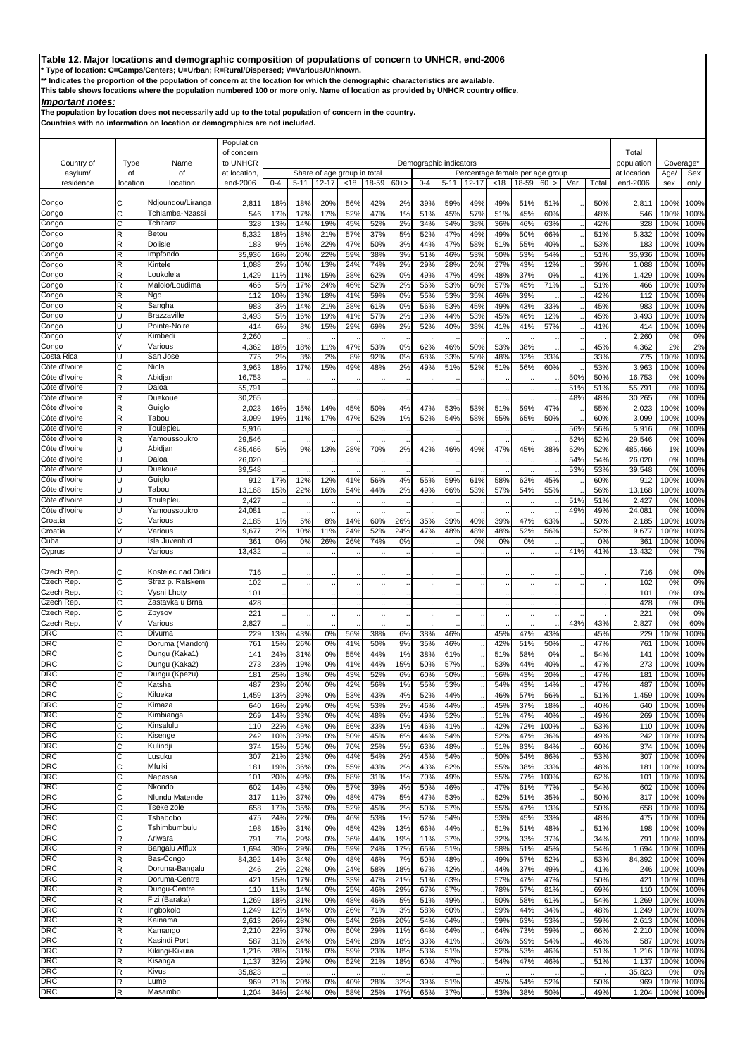# Table 12. Major locations and demographic composition of populations of concern to UNHCR, end-2006

\* Type of location: C=Camps/Centers; U=Urban; R=Rural/Dispersed; V=Various/Unknown.

\*\* Indicates the proportion of the population of concern at the location for which the demographic characteristics are available.

This table shows locations where the population numbered 100 or more only. Name of location as provided by UNHCR country office.

***Important notes:***

**The population by location does not necessarily add up to the total population of concern in the country.**

**Countries with no information on location or demographics are not included.**

| Country of asylum/ residence | Type of location | Name of location | Population of concern to UNHCR at location, end-2006 | Demographic indicators | | | | | | | | | | | | | | | Total population at location, end-2006 | Coverage* | |
|---|---|---|---|---|---|---|---|---|---|---|---|---|---|---|---|---|---|---|---|---|---|
| | | | | Share of age group in total | | | | | | Percentage female per age group | | | | | | | | | | Age/ sex | Sex only |
| | | | | 0-4 | 5-11 | 12-17 | <18 | 18-59 | 60+> | 0-4 | 5-11 | 12-17 | <18 | 18-59 | 60+> | Var. | Total | | | | |
| Congo | C | Ndjoundou/Liranga | 2,811 | 18% | 18% | 20% | 56% | 42% | 2% | 39% | 59% | 49% | 49% | 51% | 51% | .. | 50% | | 2,811 | 100% | 100% |
| Congo | C | Tchiamba-Nzassi | 546 | 17% | 17% | 17% | 52% | 47% | 1% | 51% | 45% | 57% | 51% | 45% | 60% | .. | 48% | | 546 | 100% | 100% |
| Congo | C | Tchitanzi | 328 | 13% | 14% | 19% | 45% | 52% | 2% | 34% | 34% | 38% | 36% | 46% | 63% | .. | 42% | | 328 | 100% | 100% |
| Congo | R | Betou | 5,332 | 18% | 18% | 21% | 57% | 37% | 5% | 52% | 47% | 49% | 49% | 50% | 66% | .. | 51% | | 5,332 | 100% | 100% |
| Congo | R | Dolisie | 183 | 9% | 16% | 22% | 47% | 50% | 3% | 44% | 47% | 58% | 51% | 55% | 40% | .. | 53% | | 183 | 100% | 100% |
| Congo | R | Impfondo | 35,936 | 16% | 20% | 22% | 59% | 38% | 3% | 51% | 46% | 53% | 50% | 53% | 54% | .. | 51% | | 35,936 | 100% | 100% |
| Congo | R | Kintele | 1,088 | 2% | 10% | 13% | 24% | 74% | 2% | 29% | 28% | 26% | 27% | 43% | 12% | .. | 39% | | 1,088 | 100% | 100% |
| Congo | R | Loukolela | 1,429 | 11% | 11% | 15% | 38% | 62% | 0% | 49% | 47% | 49% | 48% | 37% | 0% | .. | 41% | | 1,429 | 100% | 100% |
| Congo | R | Malolo/Loudima | 466 | 5% | 17% | 24% | 46% | 52% | 2% | 56% | 53% | 60% | 57% | 45% | 71% | .. | 51% | | 466 | 100% | 100% |
| Congo | R | Ngo | 112 | 10% | 13% | 18% | 41% | 59% | 0% | 55% | 53% | 35% | 46% | 39% | .. | .. | 42% | | 112 | 100% | 100% |
| Congo | R | Sangha | 983 | 3% | 14% | 21% | 38% | 61% | 0% | 56% | 53% | 45% | 49% | 43% | 33% | .. | 45% | | 983 | 100% | 100% |
| Congo | U | Brazzaville | 3,493 | 5% | 16% | 19% | 41% | 57% | 2% | 19% | 44% | 53% | 45% | 46% | 12% | .. | 45% | | 3,493 | 100% | 100% |
| Congo | U | Pointe-Noire | 414 | 6% | 8% | 15% | 29% | 69% | 2% | 52% | 40% | 38% | 41% | 41% | 57% | .. | 41% | | 414 | 100% | 100% |
| Congo | V | Kimbedi | 2,260 | .. | .. | .. | .. | .. | .. | .. | .. | .. | .. | .. | .. | .. | .. | | 2,260 | 0% | 0% |
| Congo | V | Various | 4,362 | 18% | 18% | 11% | 47% | 53% | 0% | 62% | 46% | 50% | 53% | 38% | .. | .. | 45% | | 4,362 | 2% | 2% |
| Costa Rica | U | San Jose | 775 | 2% | 3% | 2% | 8% | 92% | 0% | 68% | 33% | 50% | 48% | 32% | 33% | .. | 33% | | 775 | 100% | 100% |
| Côte d'Ivoire | C | Nicla | 3,963 | 18% | 17% | 15% | 49% | 48% | 2% | 49% | 51% | 52% | 51% | 56% | 60% | .. | 53% | | 3,963 | 100% | 100% |
| Côte d'Ivoire | R | Abidjan | 16,753 | .. | .. | .. | .. | .. | .. | .. | .. | .. | .. | .. | .. | 50% | 50% | | 16,753 | 0% | 100% |
| Côte d'Ivoire | R | Daloa | 55,791 | .. | .. | .. | .. | .. | .. | .. | .. | .. | .. | .. | .. | 51% | 51% | | 55,791 | 0% | 100% |
| Côte d'Ivoire | R | Duekoue | 30,265 | .. | .. | .. | .. | .. | .. | .. | .. | .. | .. | .. | .. | 48% | 48% | | 30,265 | 0% | 100% |
| Côte d'Ivoire | R | Guiglo | 2,023 | 16% | 15% | 14% | 45% | 50% | 4% | 47% | 53% | 53% | 51% | 59% | 47% | .. | 55% | | 2,023 | 100% | 100% |
| Côte d'Ivoire | R | Tabou | 3,099 | 19% | 11% | 17% | 47% | 52% | 1% | 52% | 54% | 58% | 55% | 65% | 50% | .. | 60% | | 3,099 | 100% | 100% |
| Côte d'Ivoire | R | Toulepleu | 5,916 | .. | .. | .. | .. | .. | .. | .. | .. | .. | .. | .. | .. | 56% | 56% | | 5,916 | 0% | 100% |
| Côte d'Ivoire | R | Yamoussoukro | 29,546 | .. | .. | .. | .. | .. | .. | .. | .. | .. | .. | .. | .. | 52% | 52% | | 29,546 | 0% | 100% |
| Côte d'Ivoire | U | Abidjan | 485,466 | 5% | 9% | 13% | 28% | 70% | 2% | 42% | 46% | 49% | 47% | 45% | 38% | 52% | 52% | | 485,466 | 1% | 100% |
| Côte d'Ivoire | U | Daloa | 26,020 | .. | .. | .. | .. | .. | .. | .. | .. | .. | .. | .. | .. | 54% | 54% | | 26,020 | 0% | 100% |
| Côte d'Ivoire | U | Duekoue | 39,548 | .. | .. | .. | .. | .. | .. | .. | .. | .. | .. | .. | .. | 53% | 53% | | 39,548 | 0% | 100% |
| Côte d'Ivoire | U | Guiglo | 912 | 17% | 12% | 12% | 41% | 56% | 4% | 55% | 59% | 61% | 58% | 62% | 45% | .. | 60% | | 912 | 100% | 100% |
| Côte d'Ivoire | U | Tabou | 13,168 | 15% | 22% | 16% | 54% | 44% | 2% | 49% | 66% | 53% | 57% | 54% | 55% | .. | 56% | | 13,168 | 100% | 100% |
| Côte d'Ivoire | U | Toulepleu | 2,427 | .. | .. | .. | .. | .. | .. | .. | .. | .. | .. | .. | .. | 51% | 51% | | 2,427 | 0% | 100% |
| Côte d'Ivoire | U | Yamoussoukro | 24,081 | .. | .. | .. | .. | .. | .. | .. | .. | .. | .. | .. | .. | 49% | 49% | | 24,081 | 0% | 100% |
| Croatia | C | Various | 2,185 | 1% | 5% | 8% | 14% | 60% | 26% | 35% | 39% | 40% | 39% | 47% | 63% | .. | 50% | | 2,185 | 100% | 100% |
| Croatia | V | Various | 9,677 | 2% | 10% | 11% | 24% | 52% | 24% | 47% | 48% | 48% | 48% | 52% | 56% | .. | 52% | | 9,677 | 100% | 100% |
| Cuba | U | Isla Juventud | 361 | 0% | 0% | 26% | 26% | 74% | 0% | .. | .. | 0% | 0% | 0% | .. | .. | 0% | | 361 | 100% | 100% |
| Cyprus | U | Various | 13,432 | .. | .. | .. | .. | .. | .. | .. | .. | .. | .. | .. | .. | 41% | 41% | | 13,432 | 0% | 7% |
| Czech Rep. | C | Kostelec nad Orlici | 716 | .. | .. | .. | .. | .. | .. | .. | .. | .. | .. | .. | .. | .. | .. | | 716 | 0% | 0% |
| Czech Rep. | C | Straz p. Ralskem | 102 | .. | .. | .. | .. | .. | .. | .. | .. | .. | .. | .. | .. | .. | .. | | 102 | 0% | 0% |
| Czech Rep. | C | Vysni Lhoty | 101 | .. | .. | .. | .. | .. | .. | .. | .. | .. | .. | .. | .. | .. | .. | | 101 | 0% | 0% |
| Czech Rep. | C | Zastavka u Brna | 428 | .. | .. | .. | .. | .. | .. | .. | .. | .. | .. | .. | .. | .. | .. | | 428 | 0% | 0% |
| Czech Rep. | C | Zbysov | 221 | .. | .. | .. | .. | .. | .. | .. | .. | .. | .. | .. | .. | .. | .. | | 221 | 0% | 0% |
| Czech Rep. | V | Various | 2,827 | .. | .. | .. | .. | .. | .. | .. | .. | .. | .. | .. | .. | 43% | 43% | | 2,827 | 0% | 60% |
| DRC | C | Divuma | 229 | 13% | 43% | 0% | 56% | 38% | 6% | 38% | 46% | .. | 45% | 47% | 43% | .. | 45% | | 229 | 100% | 100% |
| DRC | C | Doruma (Mandofi) | 761 | 15% | 26% | 0% | 41% | 50% | 9% | 35% | 46% | .. | 42% | 51% | 50% | .. | 47% | | 761 | 100% | 100% |
| DRC | C | Dungu (Kaka1) | 141 | 24% | 31% | 0% | 55% | 44% | 1% | 38% | 61% | .. | 51% | 58% | 0% | .. | 54% | | 141 | 100% | 100% |
| DRC | C | Dungu (Kaka2) | 273 | 23% | 19% | 0% | 41% | 44% | 15% | 50% | 57% | .. | 53% | 44% | 40% | .. | 47% | | 273 | 100% | 100% |
| DRC | C | Dungu (Kpezu) | 181 | 25% | 18% | 0% | 43% | 52% | 6% | 60% | 50% | .. | 56% | 43% | 20% | .. | 47% | | 181 | 100% | 100% |
| DRC | C | Katsha | 487 | 23% | 20% | 0% | 42% | 56% | 1% | 55% | 53% | .. | 54% | 43% | 14% | .. | 47% | | 487 | 100% | 100% |
| DRC | C | Kilueka | 1,459 | 13% | 39% | 0% | 53% | 43% | 4% | 52% | 44% | .. | 46% | 57% | 56% | .. | 51% | | 1,459 | 100% | 100% |
| DRC | C | Kimaza | 640 | 16% | 29% | 0% | 45% | 53% | 2% | 46% | 44% | .. | 45% | 37% | 18% | .. | 40% | | 640 | 100% | 100% |
| DRC | C | Kimbianga | 269 | 14% | 33% | 0% | 46% | 48% | 6% | 49% | 52% | .. | 51% | 47% | 40% | .. | 49% | | 269 | 100% | 100% |
| DRC | C | Kinsalulu | 110 | 22% | 45% | 0% | 66% | 33% | 1% | 46% | 41% | .. | 42% | 72% | 100% | .. | 53% | | 110 | 100% | 100% |
| DRC | C | Kisenge | 242 | 10% | 39% | 0% | 50% | 45% | 6% | 44% | 54% | .. | 52% | 47% | 36% | .. | 49% | | 242 | 100% | 100% |
| DRC | C | Kulindji | 374 | 15% | 55% | 0% | 70% | 25% | 5% | 63% | 48% | .. | 51% | 83% | 84% | .. | 60% | | 374 | 100% | 100% |
| DRC | C | Lusuku | 307 | 21% | 23% | 0% | 44% | 54% | 2% | 45% | 54% | .. | 50% | 54% | 86% | .. | 53% | | 307 | 100% | 100% |
| DRC | C | Mfuiki | 181 | 19% | 36% | 0% | 55% | 43% | 2% | 43% | 62% | .. | 55% | 38% | 33% | .. | 48% | | 181 | 100% | 100% |
| DRC | C | Napassa | 101 | 20% | 49% | 0% | 68% | 31% | 1% | 70% | 49% | .. | 55% | 77% | 100% | .. | 62% | | 101 | 100% | 100% |
| DRC | C | Nkondo | 602 | 14% | 43% | 0% | 57% | 39% | 4% | 50% | 46% | .. | 47% | 61% | 77% | .. | 54% | | 602 | 100% | 100% |
| DRC | C | Nlundu Matende | 317 | 11% | 37% | 0% | 48% | 47% | 5% | 47% | 53% | .. | 52% | 51% | 35% | .. | 50% | | 317 | 100% | 100% |
| DRC | C | Tseke zole | 658 | 17% | 35% | 0% | 52% | 45% | 2% | 50% | 57% | .. | 55% | 47% | 13% | .. | 50% | | 658 | 100% | 100% |
| DRC | C | Tshabobo | 475 | 24% | 22% | 0% | 46% | 53% | 1% | 52% | 54% | .. | 53% | 45% | 33% | .. | 48% | | 475 | 100% | 100% |
| DRC | C | Tshimbumbulu | 198 | 15% | 31% | 0% | 45% | 42% | 13% | 66% | 44% | .. | 51% | 51% | 48% | .. | 51% | | 198 | 100% | 100% |
| DRC | R | Ariwara | 791 | 7% | 29% | 0% | 36% | 44% | 19% | 11% | 37% | .. | 32% | 33% | 37% | .. | 34% | | 791 | 100% | 100% |
| DRC | R | Bangalu Afflux | 1,694 | 30% | 29% | 0% | 59% | 24% | 17% | 65% | 51% | .. | 58% | 51% | 45% | .. | 54% | | 1,694 | 100% | 100% |
| DRC | R | Bas-Congo | 84,392 | 14% | 34% | 0% | 48% | 46% | 7% | 50% | 48% | .. | 49% | 57% | 52% | .. | 53% | | 84,392 | 100% | 100% |
| DRC | R | Doruma-Bangalu | 246 | 2% | 22% | 0% | 24% | 58% | 18% | 67% | 42% | .. | 44% | 37% | 49% | .. | 41% | | 246 | 100% | 100% |
| DRC | R | Doruma-Centre | 421 | 15% | 17% | 0% | 33% | 47% | 21% | 51% | 63% | .. | 57% | 47% | 47% | .. | 50% | | 421 | 100% | 100% |
| DRC | R | Dungu-Centre | 110 | 11% | 14% | 0% | 25% | 46% | 29% | 67% | 87% | .. | 78% | 57% | 81% | .. | 69% | | 110 | 100% | 100% |
| DRC | R | Fizi (Baraka) | 1,269 | 18% | 31% | 0% | 48% | 46% | 5% | 51% | 49% | .. | 50% | 58% | 61% | .. | 54% | | 1,269 | 100% | 100% |
| DRC | R | Ingbokolo | 1,249 | 12% | 14% | 0% | 26% | 71% | 3% | 58% | 60% | .. | 59% | 44% | 34% | .. | 48% | | 1,249 | 100% | 100% |
| DRC | R | Kainama | 2,613 | 26% | 28% | 0% | 54% | 26% | 20% | 54% | 64% | .. | 59% | 63% | 53% | .. | 59% | | 2,613 | 100% | 100% |
| DRC | R | Kamango | 2,210 | 22% | 37% | 0% | 60% | 29% | 11% | 64% | 64% | .. | 64% | 73% | 59% | .. | 66% | | 2,210 | 100% | 100% |
| DRC | R | Kasindi Port | 587 | 31% | 24% | 0% | 54% | 28% | 18% | 33% | 41% | .. | 36% | 59% | 54% | .. | 46% | | 587 | 100% | 100% |
| DRC | R | Kikingi-Kikura | 1,216 | 28% | 31% | 0% | 59% | 23% | 18% | 53% | 51% | .. | 52% | 53% | 46% | .. | 51% | | 1,216 | 100% | 100% |
| DRC | R | Kisanga | 1,137 | 32% | 29% | 0% | 62% | 21% | 18% | 60% | 47% | .. | 54% | 47% | 46% | .. | 51% | | 1,137 | 100% | 100% |
| DRC | R | Kivus | 35,823 | .. | .. | .. | .. | .. | .. | .. | .. | .. | .. | .. | .. | .. | .. | | 35,823 | 0% | 0% |
| DRC | R | Lume | 969 | 21% | 20% | 0% | 40% | 28% | 32% | 39% | 51% | .. | 45% | 54% | 52% | .. | 50% | | 969 | 100% | 100% |
| DRC | R | Masambo | 1,204 | 34% | 24% | 0% | 58% | 25% | 17% | 65% | 37% | .. | 53% | 38% | 50% | .. | 49% | | 1,204 | 100% | 100% |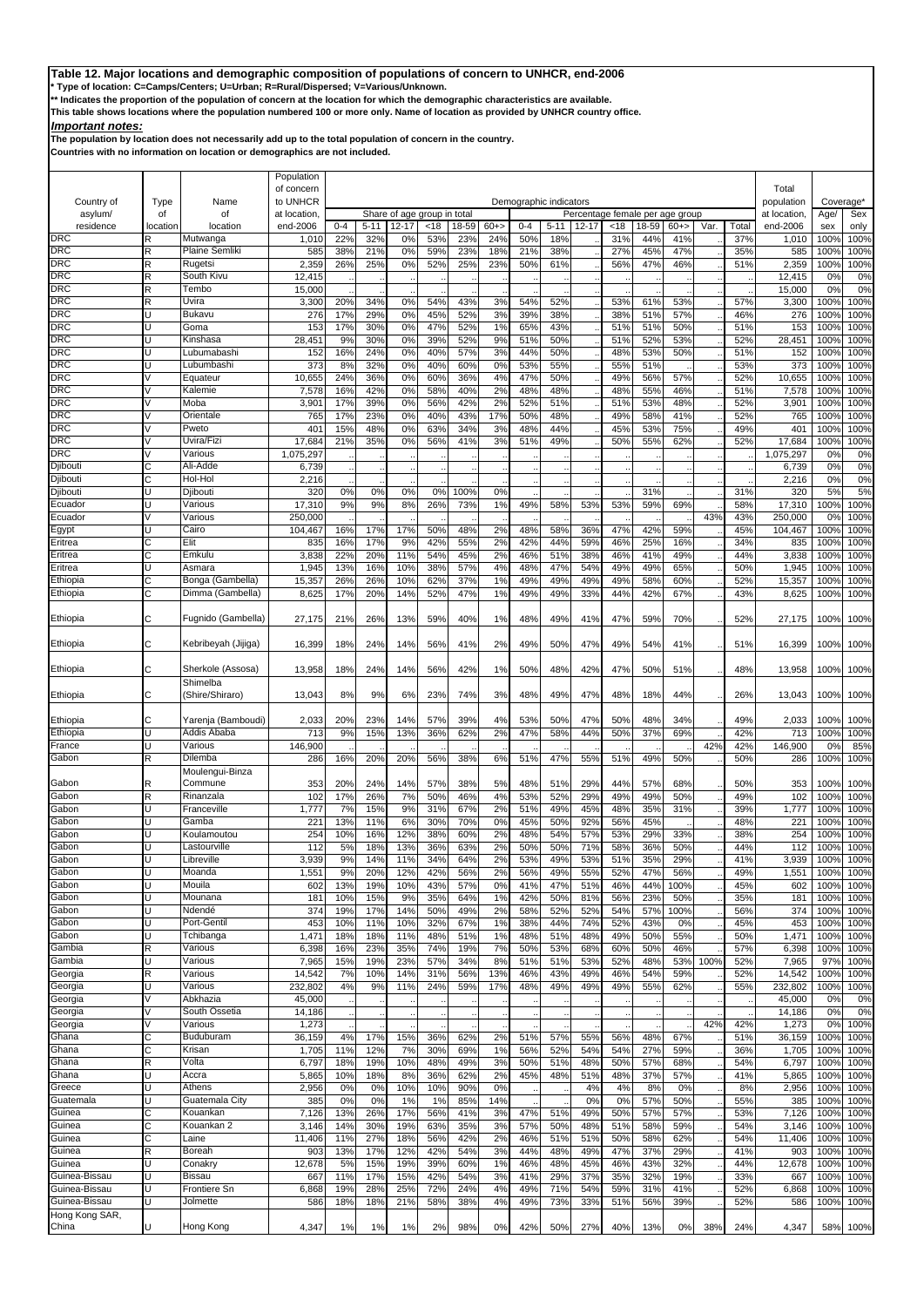**Table 12. Major locations and demographic composition of populations of concern to UNHCR, end-2006**

\* Type of location: C=Camps/Centers; U=Urban; R=Rural/Dispersed; V=Various/Unknown.

\*\* Indicates the proportion of the population of concern at the location for which the demographic characteristics are available.

This table shows locations where the population numbered 100 or more only. Name of location as provided by UNHCR country office.

***Important notes:***

The population by location does not necessarily add up to the total population of concern in the country.

Countries with no information on location or demographics are not included.

| Country of asylum/ residence | Type of location | Name of location | Population of concern to UNHCR at location, end-2006 | Demographic indicators | | | | | | | | | | | | | | | Total population at location, end-2006 | Coverage* | |
|---|---|---|---|---|---|---|---|---|---|---|---|---|---|---|---|---|---|---|---|---|---|
| | | | | Share of age group in total | | | | | | | Percentage female per age group | | | | | | | | | Age/ sex | Sex only |
| | | | | 0-4 | 5-11 | 12-17 | <18 | 18-59 | 60+> | 0-4 | 5-11 | 12-17 | <18 | 18-59 | 60+> | Var. | Total | | | |
| DRC | R | Mutwanga | 1,010 | 22% | 32% | 0% | 53% | 23% | 24% | 50% | 18% | .. | 31% | 44% | 41% | .. | 37% | 1,010 | 100% | 100% |
| DRC | R | Plaine Semliki | 585 | 38% | 21% | 0% | 59% | 23% | 18% | 21% | 38% | .. | 27% | 45% | 47% | .. | 35% | 585 | 100% | 100% |
| DRC | R | Rugetsi | 2,359 | 26% | 25% | 0% | 52% | 25% | 23% | 50% | 61% | .. | 56% | 47% | 46% | .. | 51% | 2,359 | 100% | 100% |
| DRC | R | South Kivu | 12,415 | .. | .. | .. | .. | .. | .. | .. | .. | .. | .. | .. | .. | .. | .. | 12,415 | 0% | 0% |
| DRC | R | Tembo | 15,000 | .. | .. | .. | .. | .. | .. | .. | .. | .. | .. | .. | .. | .. | .. | 15,000 | 0% | 0% |
| DRC | R | Uvira | 3,300 | 20% | 34% | 0% | 54% | 43% | 3% | 54% | 52% | .. | 53% | 61% | 53% | .. | 57% | 3,300 | 100% | 100% |
| DRC | U | Bukavu | 276 | 17% | 29% | 0% | 45% | 52% | 3% | 39% | 38% | .. | 38% | 51% | 57% | .. | 46% | 276 | 100% | 100% |
| DRC | U | Goma | 153 | 17% | 30% | 0% | 47% | 52% | 1% | 65% | 43% | .. | 51% | 51% | 50% | .. | 51% | 153 | 100% | 100% |
| DRC | U | Kinshasa | 28,451 | 9% | 30% | 0% | 39% | 52% | 9% | 51% | 50% | .. | 51% | 52% | 53% | .. | 52% | 28,451 | 100% | 100% |
| DRC | U | Lubumabashi | 152 | 16% | 24% | 0% | 40% | 57% | 3% | 44% | 50% | .. | 48% | 53% | 50% | .. | 51% | 152 | 100% | 100% |
| DRC | U | Lubumbashi | 373 | 8% | 32% | 0% | 40% | 60% | 0% | 53% | 55% | .. | 55% | 51% | .. | .. | 53% | 373 | 100% | 100% |
| DRC | V | Equateur | 10,655 | 24% | 36% | 0% | 60% | 36% | 4% | 47% | 50% | .. | 49% | 56% | 57% | .. | 52% | 10,655 | 100% | 100% |
| DRC | V | Kalemie | 7,578 | 16% | 42% | 0% | 58% | 40% | 2% | 48% | 48% | .. | 48% | 55% | 46% | .. | 51% | 7,578 | 100% | 100% |
| DRC | V | Moba | 3,901 | 17% | 39% | 0% | 56% | 42% | 2% | 52% | 51% | .. | 51% | 53% | 48% | .. | 52% | 3,901 | 100% | 100% |
| DRC | V | Orientale | 765 | 17% | 23% | 0% | 40% | 43% | 17% | 50% | 48% | .. | 49% | 58% | 41% | .. | 52% | 765 | 100% | 100% |
| DRC | V | Pweto | 401 | 15% | 48% | 0% | 63% | 34% | 3% | 48% | 44% | .. | 45% | 53% | 75% | .. | 49% | 401 | 100% | 100% |
| DRC | V | Uvira/Fizi | 17,684 | 21% | 35% | 0% | 56% | 41% | 3% | 51% | 49% | .. | 50% | 55% | 62% | .. | 52% | 17,684 | 100% | 100% |
| DRC | V | Various | 1,075,297 | .. | .. | .. | .. | .. | .. | .. | .. | .. | .. | .. | .. | .. | .. | 1,075,297 | 0% | 0% |
| Djibouti | C | Ali-Adde | 6,739 | .. | .. | .. | .. | .. | .. | .. | .. | .. | .. | .. | .. | .. | .. | 6,739 | 0% | 0% |
| Djibouti | C | Hol-Hol | 2,216 | .. | .. | .. | .. | .. | .. | .. | .. | .. | .. | .. | .. | .. | .. | 2,216 | 0% | 0% |
| Djibouti | U | Djibouti | 320 | 0% | 0% | 0% | 0% | 100% | 0% | .. | .. | .. | .. | 31% | .. | .. | 31% | 320 | 5% | 5% |
| Ecuador | U | Various | 17,310 | 9% | 9% | 8% | 26% | 73% | 1% | 49% | 58% | 53% | 53% | 59% | 69% | .. | 58% | 17,310 | 100% | 100% |
| Ecuador | V | Various | 250,000 | .. | .. | .. | .. | .. | .. | .. | .. | .. | .. | .. | .. | 43% | 43% | 250,000 | 0% | 100% |
| Egypt | U | Cairo | 104,467 | 16% | 17% | 17% | 50% | 48% | 2% | 48% | 58% | 36% | 47% | 42% | 59% | .. | 45% | 104,467 | 100% | 100% |
| Eritrea | C | Elit | 835 | 16% | 17% | 9% | 42% | 55% | 2% | 42% | 44% | 59% | 46% | 25% | 16% | .. | 34% | 835 | 100% | 100% |
| Eritrea | C | Emkulu | 3,838 | 22% | 20% | 11% | 54% | 45% | 2% | 46% | 51% | 38% | 46% | 41% | 49% | .. | 44% | 3,838 | 100% | 100% |
| Eritrea | U | Asmara | 1,945 | 13% | 16% | 10% | 38% | 57% | 4% | 48% | 47% | 54% | 49% | 49% | 65% | .. | 50% | 1,945 | 100% | 100% |
| Ethiopia | C | Bonga (Gambella) | 15,357 | 26% | 26% | 10% | 62% | 37% | 1% | 49% | 49% | 49% | 49% | 58% | 60% | .. | 52% | 15,357 | 100% | 100% |
| Ethiopia | C | Dimma (Gambella) | 8,625 | 17% | 20% | 14% | 52% | 47% | 1% | 49% | 49% | 33% | 44% | 42% | 67% | .. | 43% | 8,625 | 100% | 100% |
| Ethiopia | C | Fugnido (Gambella) | 27,175 | 21% | 26% | 13% | 59% | 40% | 1% | 48% | 49% | 41% | 47% | 59% | 70% | .. | 52% | 27,175 | 100% | 100% |
| Ethiopia | C | Kebribeyah (Jijiga) | 16,399 | 18% | 24% | 14% | 56% | 41% | 2% | 49% | 50% | 47% | 49% | 54% | 41% | .. | 51% | 16,399 | 100% | 100% |
| Ethiopia | C | Sherkole (Assosa) | 13,958 | 18% | 24% | 14% | 56% | 42% | 1% | 50% | 48% | 42% | 47% | 50% | 51% | .. | 48% | 13,958 | 100% | 100% |
| Ethiopia | C | Shimelba (Shire/Shiraro) | 13,043 | 8% | 9% | 6% | 23% | 74% | 3% | 48% | 49% | 47% | 48% | 18% | 44% | .. | 26% | 13,043 | 100% | 100% |
| Ethiopia | C | Yarenja (Bamboudi) | 2,033 | 20% | 23% | 14% | 57% | 39% | 4% | 53% | 50% | 47% | 50% | 48% | 34% | .. | 49% | 2,033 | 100% | 100% |
| Ethiopia | U | Addis Ababa | 713 | 9% | 15% | 13% | 36% | 62% | 2% | 47% | 58% | 44% | 50% | 37% | 69% | .. | 42% | 713 | 100% | 100% |
| France | U | Various | 146,900 | .. | .. | .. | .. | .. | .. | .. | .. | .. | .. | .. | .. | 42% | 42% | 146,900 | 0% | 85% |
| Gabon | R | Dilemba | 286 | 16% | 20% | 20% | 56% | 38% | 6% | 51% | 47% | 55% | 51% | 49% | 50% | .. | 50% | 286 | 100% | 100% |
| Gabon | R | Moulengui-Binza Commune | 353 | 20% | 24% | 14% | 57% | 38% | 5% | 48% | 51% | 29% | 44% | 57% | 68% | .. | 50% | 353 | 100% | 100% |
| Gabon | R | Rinanzala | 102 | 17% | 26% | 7% | 50% | 46% | 4% | 53% | 52% | 29% | 49% | 49% | 50% | .. | 49% | 102 | 100% | 100% |
| Gabon | U | Franceville | 1,777 | 7% | 15% | 9% | 31% | 67% | 2% | 51% | 49% | 45% | 48% | 35% | 31% | .. | 39% | 1,777 | 100% | 100% |
| Gabon | U | Gamba | 221 | 13% | 11% | 6% | 30% | 70% | 0% | 45% | 50% | 92% | 56% | 45% | .. | .. | 48% | 221 | 100% | 100% |
| Gabon | U | Koulamoutou | 254 | 10% | 16% | 12% | 38% | 60% | 2% | 48% | 54% | 57% | 53% | 29% | 33% | .. | 38% | 254 | 100% | 100% |
| Gabon | U | Lastourville | 112 | 5% | 18% | 13% | 36% | 63% | 2% | 50% | 50% | 71% | 58% | 36% | 50% | .. | 44% | 112 | 100% | 100% |
| Gabon | U | Libreville | 3,939 | 9% | 14% | 11% | 34% | 64% | 2% | 53% | 49% | 53% | 51% | 35% | 29% | .. | 41% | 3,939 | 100% | 100% |
| Gabon | U | Moanda | 1,551 | 9% | 20% | 12% | 42% | 56% | 2% | 56% | 49% | 55% | 52% | 47% | 56% | .. | 49% | 1,551 | 100% | 100% |
| Gabon | U | Mouila | 602 | 13% | 19% | 10% | 43% | 57% | 0% | 41% | 47% | 51% | 46% | 44% | 100% | .. | 45% | 602 | 100% | 100% |
| Gabon | U | Mounana | 181 | 10% | 15% | 9% | 35% | 64% | 1% | 42% | 50% | 81% | 56% | 23% | 50% | .. | 35% | 181 | 100% | 100% |
| Gabon | U | Ndendé | 374 | 19% | 17% | 14% | 50% | 49% | 2% | 58% | 52% | 52% | 54% | 57% | 100% | .. | 56% | 374 | 100% | 100% |
| Gabon | U | Port-Gentil | 453 | 10% | 11% | 10% | 32% | 67% | 1% | 38% | 44% | 74% | 52% | 43% | 0% | .. | 45% | 453 | 100% | 100% |
| Gabon | U | Tchibanga | 1,471 | 18% | 18% | 11% | 48% | 51% | 1% | 48% | 51% | 48% | 49% | 50% | 55% | .. | 50% | 1,471 | 100% | 100% |
| Gambia | R | Various | 6,398 | 16% | 23% | 35% | 74% | 19% | 7% | 50% | 53% | 68% | 60% | 50% | 46% | .. | 57% | 6,398 | 100% | 100% |
| Gambia | U | Various | 7,965 | 15% | 19% | 23% | 57% | 34% | 8% | 51% | 51% | 53% | 52% | 48% | 53% | 100% | 52% | 7,965 | 97% | 100% |
| Georgia | R | Various | 14,542 | 7% | 10% | 14% | 31% | 56% | 13% | 46% | 43% | 49% | 46% | 54% | 59% | .. | 52% | 14,542 | 100% | 100% |
| Georgia | U | Various | 232,802 | 4% | 9% | 11% | 24% | 59% | 17% | 48% | 49% | 49% | 49% | 55% | 62% | .. | 55% | 232,802 | 100% | 100% |
| Georgia | V | Abkhazia | 45,000 | .. | .. | .. | .. | .. | .. | .. | .. | .. | .. | .. | .. | .. | .. | 45,000 | 0% | 0% |
| Georgia | V | South Ossetia | 14,186 | .. | .. | .. | .. | .. | .. | .. | .. | .. | .. | .. | .. | .. | .. | 14,186 | 0% | 0% |
| Georgia | V | Various | 1,273 | .. | .. | .. | .. | .. | .. | .. | .. | .. | .. | .. | .. | 42% | 42% | 1,273 | 0% | 100% |
| Ghana | C | Buduburam | 36,159 | 4% | 17% | 15% | 36% | 62% | 2% | 51% | 57% | 55% | 56% | 48% | 67% | .. | 51% | 36,159 | 100% | 100% |
| Ghana | C | Krisan | 1,705 | 11% | 12% | 7% | 30% | 69% | 1% | 56% | 52% | 54% | 54% | 27% | 59% | .. | 36% | 1,705 | 100% | 100% |
| Ghana | R | Volta | 6,797 | 18% | 19% | 10% | 48% | 49% | 3% | 50% | 51% | 48% | 50% | 57% | 68% | .. | 54% | 6,797 | 100% | 100% |
| Ghana | U | Accra | 5,865 | 10% | 18% | 8% | 36% | 62% | 2% | 45% | 48% | 51% | 48% | 37% | 57% | .. | 41% | 5,865 | 100% | 100% |
| Greece | U | Athens | 2,956 | 0% | 0% | 10% | 10% | 90% | 0% | .. | .. | 4% | 4% | 8% | 0% | .. | 8% | 2,956 | 100% | 100% |
| Guatemala | U | Guatemala City | 385 | 0% | 0% | 1% | 1% | 85% | 14% | .. | .. | 0% | 0% | 57% | 50% | .. | 55% | 385 | 100% | 100% |
| Guinea | C | Kouankan | 7,126 | 13% | 26% | 17% | 56% | 41% | 3% | 47% | 51% | 49% | 50% | 57% | 57% | .. | 53% | 7,126 | 100% | 100% |
| Guinea | C | Kouankan 2 | 3,146 | 14% | 30% | 19% | 63% | 35% | 3% | 57% | 50% | 48% | 51% | 58% | 59% | .. | 54% | 3,146 | 100% | 100% |
| Guinea | C | Laine | 11,406 | 11% | 27% | 18% | 56% | 42% | 2% | 46% | 51% | 51% | 50% | 58% | 62% | .. | 54% | 11,406 | 100% | 100% |
| Guinea | R | Boreah | 903 | 13% | 17% | 12% | 42% | 54% | 3% | 44% | 48% | 49% | 47% | 37% | 29% | .. | 41% | 903 | 100% | 100% |
| Guinea | U | Conakry | 12,678 | 5% | 15% | 19% | 39% | 60% | 1% | 46% | 48% | 45% | 46% | 43% | 32% | .. | 44% | 12,678 | 100% | 100% |
| Guinea-Bissau | U | Bissau | 667 | 11% | 17% | 15% | 42% | 54% | 3% | 41% | 29% | 37% | 35% | 32% | 19% | .. | 33% | 667 | 100% | 100% |
| Guinea-Bissau | U | Frontiere Sn | 6,868 | 19% | 28% | 25% | 72% | 24% | 4% | 49% | 71% | 54% | 59% | 31% | 41% | .. | 52% | 6,868 | 100% | 100% |
| Guinea-Bissau | U | Jolmette | 586 | 18% | 18% | 21% | 58% | 38% | 4% | 49% | 73% | 33% | 51% | 56% | 39% | .. | 52% | 586 | 100% | 100% |
| Hong Kong SAR, China | U | Hong Kong | 4,347 | 1% | 1% | 1% | 2% | 98% | 0% | 42% | 50% | 27% | 40% | 13% | 0% | 38% | 24% | 4,347 | 58% | 100% |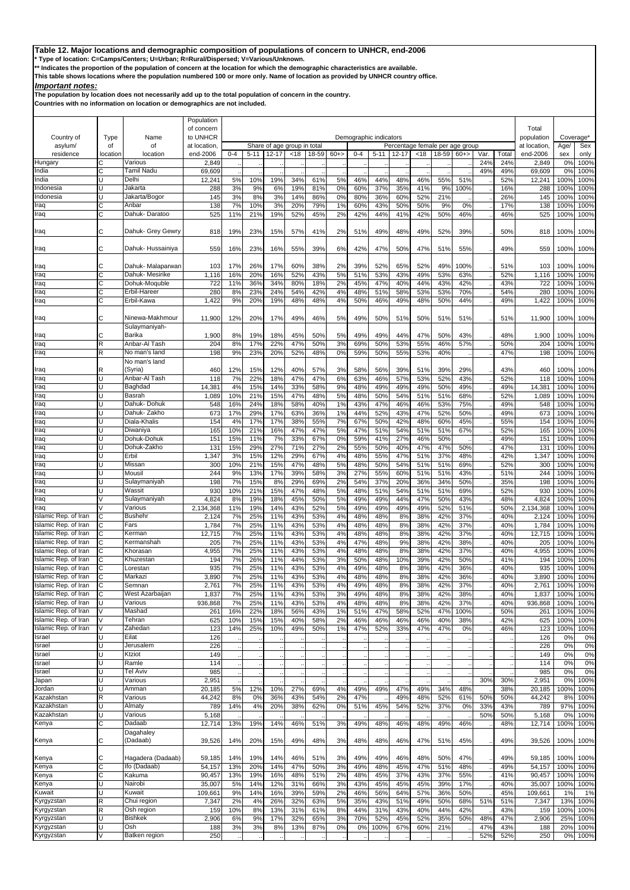# Table 12. Major locations and demographic composition of populations of concern to UNHCR, end-2006

\* Type of location: C=Camps/Centers; U=Urban; R=Rural/Dispersed; V=Various/Unknown.

\*\* Indicates the proportion of the population of concern at the location for which the demographic characteristics are available.

This table shows locations where the population numbered 100 or more only. Name of location as provided by UNHCR country office.

***Important notes:***

The population by location does not necessarily add up to the total population of concern in the country.

Countries with no information on location or demographics are not included.

| Country of asylum/ residence | Type of location | Name of location | Population of concern to UNHCR at location, end-2006 | Demographic indicators | | | | | | | | | | | | | | | Total population at location, end-2006 | Coverage* | |
|---|---|---|---|---|---|---|---|---|---|---|---|---|---|---|---|---|---|---|---|---|---|
| | | | | Share of age group in total | | | | | | Percentage female per age group | | | | | | | | | | | |
| | | | | 0-4 | 5-11 | 12-17 | <18 | 18-59 | 60+> | 0-4 | 5-11 | 12-17 | <18 | 18-59 | 60+> | Var. | Total | | | Age/ sex | Sex only |
| Hungary | C | Various | 2,849 | .. | .. | .. | .. | .. | .. | .. | .. | .. | .. | .. | .. | 24% | 24% | 2,849 | 0% | 100% |
| India | C | Tamil Nadu | 69,609 | .. | .. | .. | .. | .. | .. | .. | .. | .. | .. | .. | .. | 49% | 49% | 69,609 | 0% | 100% |
| India | U | Delhi | 12,241 | 5% | 10% | 19% | 34% | 61% | 5% | 46% | 44% | 48% | 46% | 55% | 51% | .. | 52% | 12,241 | 100% | 100% |
| Indonesia | U | Jakarta | 288 | 3% | 9% | 6% | 19% | 81% | 0% | 60% | 37% | 35% | 41% | 9% | 100% | .. | 16% | 288 | 100% | 100% |
| Indonesia | U | Jakarta/Bogor | 145 | 3% | 8% | 3% | 14% | 86% | 0% | 80% | 36% | 60% | 52% | 21% | .. | .. | 26% | 145 | 100% | 100% |
| Iraq | C | Anbar | 138 | 7% | 10% | 3% | 20% | 79% | 1% | 60% | 43% | 50% | 50% | 9% | 0% | .. | 17% | 138 | 100% | 100% |
| Iraq | C | Dahuk- Daratoo | 525 | 11% | 21% | 19% | 52% | 45% | 2% | 42% | 44% | 41% | 42% | 50% | 46% | .. | 46% | 525 | 100% | 100% |
| Iraq | C | Dahuk- Grey Gewry | 818 | 19% | 23% | 15% | 57% | 41% | 2% | 51% | 49% | 48% | 49% | 52% | 39% | .. | 50% | 818 | 100% | 100% |
| Iraq | C | Dahuk- Hussainiya | 559 | 16% | 23% | 16% | 55% | 39% | 6% | 42% | 47% | 50% | 47% | 51% | 55% | .. | 49% | 559 | 100% | 100% |
| Iraq | C | Dahuk- Malaparwan | 103 | 17% | 26% | 17% | 60% | 38% | 2% | 39% | 52% | 65% | 52% | 49% | 100% | .. | 51% | 103 | 100% | 100% |
| Iraq | C | Dahuk- Mesirike | 1,116 | 16% | 20% | 16% | 52% | 43% | 5% | 51% | 53% | 43% | 49% | 53% | 63% | .. | 52% | 1,116 | 100% | 100% |
| Iraq | C | Dohuk-Moquble | 722 | 11% | 36% | 34% | 80% | 18% | 2% | 45% | 47% | 40% | 44% | 43% | 42% | .. | 43% | 722 | 100% | 100% |
| Iraq | C | Erbil-Hareer | 280 | 8% | 23% | 24% | 54% | 42% | 4% | 48% | 51% | 58% | 53% | 53% | 70% | .. | 54% | 280 | 100% | 100% |
| Iraq | C | Erbil-Kawa | 1,422 | 9% | 20% | 19% | 48% | 48% | 4% | 50% | 46% | 49% | 48% | 50% | 44% | .. | 49% | 1,422 | 100% | 100% |
| Iraq | C | Ninewa-Makhmour | 11,900 | 12% | 20% | 17% | 49% | 46% | 5% | 49% | 50% | 51% | 50% | 51% | 51% | .. | 51% | 11,900 | 100% | 100% |
| Iraq | C | Sulaymaniyah-Barika | 1,900 | 8% | 19% | 18% | 45% | 50% | 5% | 49% | 49% | 44% | 47% | 50% | 43% | .. | 48% | 1,900 | 100% | 100% |
| Iraq | R | Anbar-Al Tash | 204 | 8% | 17% | 22% | 47% | 50% | 3% | 69% | 50% | 53% | 55% | 46% | 57% | .. | 50% | 204 | 100% | 100% |
| Iraq | R | No man's land | 198 | 9% | 23% | 20% | 52% | 48% | 0% | 59% | 50% | 55% | 53% | 40% | .. | .. | 47% | 198 | 100% | 100% |
| Iraq | R | No man's land (Syria) | 460 | 12% | 15% | 12% | 40% | 57% | 3% | 58% | 56% | 39% | 51% | 39% | 29% | .. | 43% | 460 | 100% | 100% |
| Iraq | U | Anbar-Al Tash | 118 | 7% | 22% | 18% | 47% | 47% | 6% | 63% | 46% | 57% | 53% | 52% | 43% | .. | 52% | 118 | 100% | 100% |
| Iraq | U | Baghdad | 14,381 | 4% | 15% | 14% | 33% | 58% | 9% | 48% | 49% | 49% | 49% | 50% | 49% | .. | 49% | 14,381 | 100% | 100% |
| Iraq | U | Basrah | 1,089 | 10% | 21% | 15% | 47% | 48% | 5% | 48% | 50% | 54% | 51% | 51% | 68% | .. | 52% | 1,089 | 100% | 100% |
| Iraq | U | Dahuk- Dohuk | 548 | 16% | 24% | 18% | 58% | 40% | 1% | 43% | 47% | 46% | 46% | 53% | 75% | .. | 49% | 548 | 100% | 100% |
| Iraq | U | Dahuk- Zakho | 673 | 17% | 29% | 17% | 63% | 36% | 1% | 44% | 52% | 43% | 47% | 52% | 50% | .. | 49% | 673 | 100% | 100% |
| Iraq | U | Diala-Khalis | 154 | 4% | 17% | 17% | 38% | 55% | 7% | 67% | 50% | 42% | 48% | 60% | 45% | .. | 55% | 154 | 100% | 100% |
| Iraq | U | Diwaniya | 165 | 10% | 21% | 16% | 47% | 47% | 5% | 47% | 51% | 54% | 51% | 51% | 67% | .. | 52% | 165 | 100% | 100% |
| Iraq | U | Dohuk-Dohuk | 151 | 15% | 11% | 7% | 33% | 67% | 0% | 59% | 41% | 27% | 46% | 50% | .. | .. | 49% | 151 | 100% | 100% |
| Iraq | U | Dohuk-Zakho | 131 | 15% | 29% | 27% | 71% | 27% | 2% | 55% | 50% | 40% | 47% | 47% | 50% | .. | 47% | 131 | 100% | 100% |
| Iraq | U | Erbil | 1,347 | 3% | 15% | 12% | 29% | 67% | 4% | 48% | 55% | 47% | 51% | 37% | 48% | .. | 42% | 1,347 | 100% | 100% |
| Iraq | U | Missan | 300 | 10% | 21% | 15% | 47% | 48% | 5% | 48% | 50% | 54% | 51% | 51% | 69% | .. | 52% | 300 | 100% | 100% |
| Iraq | U | Mousil | 244 | 9% | 13% | 17% | 39% | 58% | 3% | 27% | 55% | 60% | 51% | 51% | 43% | .. | 51% | 244 | 100% | 100% |
| Iraq | U | Sulaymaniyah | 198 | 7% | 15% | 8% | 29% | 69% | 2% | 54% | 37% | 20% | 36% | 34% | 50% | .. | 35% | 198 | 100% | 100% |
| Iraq | U | Wassit | 930 | 10% | 21% | 15% | 47% | 48% | 5% | 48% | 51% | 54% | 51% | 51% | 69% | .. | 52% | 930 | 100% | 100% |
| Iraq | V | Sulaymaniyah | 4,824 | 8% | 19% | 18% | 45% | 50% | 5% | 49% | 49% | 44% | 47% | 50% | 43% | .. | 48% | 4,824 | 100% | 100% |
| Iraq | V | Various | 2,134,368 | 11% | 19% | 14% | 43% | 52% | 5% | 49% | 49% | 49% | 49% | 52% | 51% | .. | 50% | 2,134,368 | 100% | 100% |
| Islamic Rep. of Iran | C | Bushehr | 2,124 | 7% | 25% | 11% | 43% | 53% | 4% | 48% | 48% | 8% | 38% | 42% | 37% | .. | 40% | 2,124 | 100% | 100% |
| Islamic Rep. of Iran | C | Fars | 1,784 | 7% | 25% | 11% | 43% | 53% | 4% | 48% | 48% | 8% | 38% | 42% | 37% | .. | 40% | 1,784 | 100% | 100% |
| Islamic Rep. of Iran | C | Kerman | 12,715 | 7% | 25% | 11% | 43% | 53% | 4% | 48% | 48% | 8% | 38% | 42% | 37% | .. | 40% | 12,715 | 100% | 100% |
| Islamic Rep. of Iran | C | Kermanshah | 205 | 7% | 25% | 11% | 43% | 53% | 4% | 47% | 48% | 9% | 38% | 42% | 38% | .. | 40% | 205 | 100% | 100% |
| Islamic Rep. of Iran | C | Khorasan | 4,955 | 7% | 25% | 11% | 43% | 53% | 4% | 48% | 48% | 8% | 38% | 42% | 37% | .. | 40% | 4,955 | 100% | 100% |
| Islamic Rep. of Iran | C | Khuzestan | 194 | 7% | 26% | 11% | 44% | 53% | 3% | 50% | 48% | 10% | 39% | 42% | 50% | .. | 41% | 194 | 100% | 100% |
| Islamic Rep. of Iran | C | Lorestan | 935 | 7% | 25% | 11% | 43% | 53% | 4% | 49% | 48% | 8% | 38% | 42% | 36% | .. | 40% | 935 | 100% | 100% |
| Islamic Rep. of Iran | C | Markazi | 3,890 | 7% | 25% | 11% | 43% | 53% | 4% | 48% | 48% | 8% | 38% | 42% | 36% | .. | 40% | 3,890 | 100% | 100% |
| Islamic Rep. of Iran | C | Semnan | 2,761 | 7% | 25% | 11% | 43% | 53% | 4% | 49% | 48% | 8% | 38% | 42% | 37% | .. | 40% | 2,761 | 100% | 100% |
| Islamic Rep. of Iran | C | West Azarbaijan | 1,837 | 7% | 25% | 11% | 43% | 53% | 3% | 49% | 48% | 8% | 38% | 42% | 38% | .. | 40% | 1,837 | 100% | 100% |
| Islamic Rep. of Iran | U | Various | 936,868 | 7% | 25% | 11% | 43% | 53% | 4% | 48% | 48% | 8% | 38% | 42% | 37% | .. | 40% | 936,868 | 100% | 100% |
| Islamic Rep. of Iran | V | Mashad | 261 | 16% | 22% | 18% | 56% | 43% | 1% | 51% | 47% | 58% | 52% | 47% | 100% | .. | 50% | 261 | 100% | 100% |
| Islamic Rep. of Iran | V | Tehran | 625 | 10% | 15% | 15% | 40% | 58% | 2% | 46% | 46% | 46% | 46% | 40% | 38% | .. | 42% | 625 | 100% | 100% |
| Islamic Rep. of Iran | V | Zahedan | 123 | 14% | 25% | 10% | 49% | 50% | 1% | 47% | 52% | 33% | 47% | 47% | 0% | .. | 46% | 123 | 100% | 100% |
| Israel | U | Eilat | 126 | .. | .. | .. | .. | .. | .. | .. | .. | .. | .. | .. | .. | .. | .. | 126 | 0% | 0% |
| Israel | U | Jerusalem | 226 | .. | .. | .. | .. | .. | .. | .. | .. | .. | .. | .. | .. | .. | .. | 226 | 0% | 0% |
| Israel | U | Ktziot | 149 | .. | .. | .. | .. | .. | .. | .. | .. | .. | .. | .. | .. | .. | .. | 149 | 0% | 0% |
| Israel | U | Ramle | 114 | .. | .. | .. | .. | .. | .. | .. | .. | .. | .. | .. | .. | .. | .. | 114 | 0% | 0% |
| Israel | U | Tel Aviv | 985 | .. | .. | .. | .. | .. | .. | .. | .. | .. | .. | .. | .. | .. | .. | 985 | 0% | 0% |
| Japan | U | Various | 2,951 | .. | .. | .. | .. | .. | .. | .. | .. | .. | .. | .. | .. | 30% | 30% | 2,951 | 0% | 100% |
| Jordan | U | Amman | 20,185 | 5% | 12% | 10% | 27% | 69% | 4% | 49% | 49% | 47% | 49% | 34% | 48% | .. | 38% | 20,185 | 100% | 100% |
| Kazakhstan | R | Various | 44,242 | 8% | 0% | 36% | 43% | 54% | 2% | 47% | .. | 49% | 48% | 52% | 61% | 50% | 50% | 44,242 | 8% | 100% |
| Kazakhstan | U | Almaty | 789 | 14% | 4% | 20% | 38% | 62% | 0% | 51% | 45% | 54% | 52% | 37% | 0% | 33% | 43% | 789 | 97% | 100% |
| Kazakhstan | U | Various | 5,168 | .. | .. | .. | .. | .. | .. | .. | .. | .. | .. | .. | .. | 50% | 50% | 5,168 | 0% | 100% |
| Kenya | C | Dadaab | 12,714 | 13% | 19% | 14% | 46% | 51% | 3% | 49% | 48% | 46% | 48% | 49% | 46% | .. | 48% | 12,714 | 100% | 100% |
| Kenya | C | Dagahaley (Dadaab) | 39,526 | 14% | 20% | 15% | 49% | 48% | 3% | 48% | 48% | 46% | 47% | 51% | 45% | .. | 49% | 39,526 | 100% | 100% |
| Kenya | C | Hagadera (Dadaab) | 59,185 | 14% | 19% | 14% | 46% | 51% | 3% | 49% | 49% | 46% | 48% | 50% | 47% | .. | 49% | 59,185 | 100% | 100% |
| Kenya | C | Ifo (Dadaab) | 54,157 | 13% | 20% | 14% | 47% | 50% | 3% | 49% | 48% | 45% | 47% | 51% | 48% | .. | 49% | 54,157 | 100% | 100% |
| Kenya | C | Kakuma | 90,457 | 13% | 19% | 16% | 48% | 51% | 2% | 48% | 45% | 37% | 43% | 37% | 55% | .. | 41% | 90,457 | 100% | 100% |
| Kenya | U | Nairobi | 35,007 | 5% | 14% | 12% | 31% | 66% | 3% | 43% | 45% | 45% | 45% | 39% | 17% | .. | 40% | 35,007 | 100% | 100% |
| Kuwait | U | Kuwait | 109,661 | 9% | 14% | 16% | 39% | 59% | 2% | 46% | 56% | 64% | 57% | 36% | 50% | .. | 45% | 109,661 | 1% | 1% |
| Kyrgyzstan | R | Chui region | 7,347 | 2% | 4% | 26% | 32% | 63% | 5% | 35% | 43% | 51% | 49% | 50% | 68% | 51% | 51% | 7,347 | 13% | 100% |
| Kyrgyzstan | R | Osh region | 159 | 10% | 8% | 13% | 31% | 61% | 8% | 44% | 31% | 43% | 40% | 44% | 42% | .. | 43% | 159 | 100% | 100% |
| Kyrgyzstan | U | Bishkek | 2,906 | 6% | 9% | 17% | 32% | 65% | 3% | 70% | 52% | 45% | 52% | 35% | 50% | 48% | 47% | 2,906 | 25% | 100% |
| Kyrgyzstan | U | Osh | 188 | 3% | 3% | 8% | 13% | 87% | 0% | 0% | 100% | 67% | 60% | 21% | .. | 47% | 43% | 188 | 20% | 100% |
| Kyrgyzstan | V | Batken region | 250 | .. | .. | .. | .. | .. | .. | .. | .. | .. | .. | .. | .. | 52% | 52% | 250 | 0% | 100% |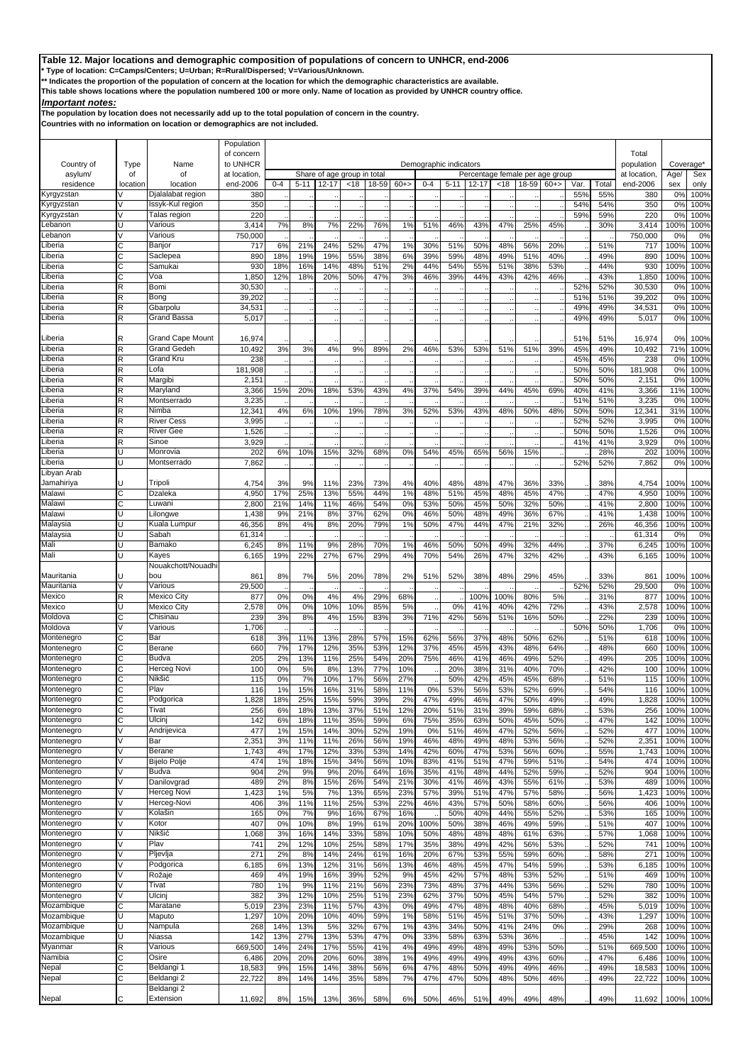**Table 12. Major locations and demographic composition of populations of concern to UNHCR, end-2006**

\* Type of location: C=Camps/Centers; U=Urban; R=Rural/Dispersed; V=Various/Unknown.

\*\* Indicates the proportion of the population of concern at the location for which the demographic characteristics are available.

This table shows locations where the population numbered 100 or more only. Name of location as provided by UNHCR country office.

***Important notes:***

The population by location does not necessarily add up to the total population of concern in the country.

Countries with no information on location or demographics are not included.

| Country of asylum/ residence | Type of location | Name of location | Population of concern to UNHCR at location, end-2006 | Demographic indicators | | | | | | | | | | | | | | | Total population at location, end-2006 | Coverage* | |
|---|---|---|---|---|---|---|---|---|---|---|---|---|---|---|---|---|---|---|---|---|---|
| | | | | Share of age group in total | | | | | | Percentage female per age group | | | | | | | | | | | |
| | | | | 0-4 | 5-11 | 12-17 | <18 | 18-59 | 60+> | 0-4 | 5-11 | 12-17 | <18 | 18-59 | 60+> | Var. | Total | | | Age/ sex | Sex only |
| Kyrgyzstan | V | Djalalabat region | 380 | .. | .. | .. | .. | .. | .. | .. | .. | .. | .. | .. | .. | 55% | 55% | | 380 | 0% | 100% |
| Kyrgyzstan | V | Issyk-Kul region | 350 | .. | .. | .. | .. | .. | .. | .. | .. | .. | .. | .. | .. | 54% | 54% | | 350 | 0% | 100% |
| Kyrgyzstan | V | Talas region | 220 | .. | .. | .. | .. | .. | .. | .. | .. | .. | .. | .. | .. | 59% | 59% | | 220 | 0% | 100% |
| Lebanon | U | Various | 3,414 | 7% | 8% | 7% | 22% | 76% | 1% | 51% | 46% | 43% | 47% | 25% | 45% | .. | 30% | | 3,414 | 100% | 100% |
| Lebanon | V | Various | 750,000 | .. | .. | .. | .. | .. | .. | .. | .. | .. | .. | .. | .. | .. | .. | | 750,000 | 0% | 0% |
| Liberia | C | Banjor | 717 | 6% | 21% | 24% | 52% | 47% | 1% | 30% | 51% | 50% | 48% | 56% | 20% | .. | 51% | | 717 | 100% | 100% |
| Liberia | C | Saclepea | 890 | 18% | 19% | 19% | 55% | 38% | 6% | 39% | 59% | 48% | 49% | 51% | 40% | .. | 49% | | 890 | 100% | 100% |
| Liberia | C | Samukai | 930 | 18% | 16% | 14% | 48% | 51% | 2% | 44% | 54% | 55% | 51% | 38% | 53% | .. | 44% | | 930 | 100% | 100% |
| Liberia | C | Voa | 1,850 | 12% | 18% | 20% | 50% | 47% | 3% | 46% | 39% | 44% | 43% | 42% | 46% | .. | 43% | | 1,850 | 100% | 100% |
| Liberia | R | Bomi | 30,530 | .. | .. | .. | .. | .. | .. | .. | .. | .. | .. | .. | .. | 52% | 52% | | 30,530 | 0% | 100% |
| Liberia | R | Bong | 39,202 | .. | .. | .. | .. | .. | .. | .. | .. | .. | .. | .. | .. | 51% | 51% | | 39,202 | 0% | 100% |
| Liberia | R | Gbarpolu | 34,531 | .. | .. | .. | .. | .. | .. | .. | .. | .. | .. | .. | .. | 49% | 49% | | 34,531 | 0% | 100% |
| Liberia | R | Grand Bassa | 5,017 | .. | .. | .. | .. | .. | .. | .. | .. | .. | .. | .. | .. | 49% | 49% | | 5,017 | 0% | 100% |
| Liberia | R | Grand Cape Mount | 16,974 | .. | .. | .. | .. | .. | .. | .. | .. | .. | .. | .. | .. | 51% | 51% | | 16,974 | 0% | 100% |
| Liberia | R | Grand Gedeh | 10,492 | 3% | 3% | 4% | 9% | 89% | 2% | 46% | 53% | 53% | 51% | 51% | 39% | 45% | 49% | | 10,492 | 71% | 100% |
| Liberia | R | Grand Kru | 238 | .. | .. | .. | .. | .. | .. | .. | .. | .. | .. | .. | .. | 45% | 45% | | 238 | 0% | 100% |
| Liberia | R | Lofa | 181,908 | .. | .. | .. | .. | .. | .. | .. | .. | .. | .. | .. | .. | 50% | 50% | | 181,908 | 0% | 100% |
| Liberia | R | Margibi | 2,151 | .. | .. | .. | .. | .. | .. | .. | .. | .. | .. | .. | .. | 50% | 50% | | 2,151 | 0% | 100% |
| Liberia | R | Maryland | 3,366 | 15% | 20% | 18% | 53% | 43% | 4% | 37% | 54% | 39% | 44% | 45% | 69% | 40% | 41% | | 3,366 | 11% | 100% |
| Liberia | R | Montserrado | 3,235 | .. | .. | .. | .. | .. | .. | .. | .. | .. | .. | .. | .. | 51% | 51% | | 3,235 | 0% | 100% |
| Liberia | R | Nimba | 12,341 | 4% | 6% | 10% | 19% | 78% | 3% | 52% | 53% | 43% | 48% | 50% | 48% | 50% | 50% | | 12,341 | 31% | 100% |
| Liberia | R | River Cess | 3,995 | .. | .. | .. | .. | .. | .. | .. | .. | .. | .. | .. | .. | 52% | 52% | | 3,995 | 0% | 100% |
| Liberia | R | River Gee | 1,526 | .. | .. | .. | .. | .. | .. | .. | .. | .. | .. | .. | .. | 50% | 50% | | 1,526 | 0% | 100% |
| Liberia | R | Sinoe | 3,929 | .. | .. | .. | .. | .. | .. | .. | .. | .. | .. | .. | .. | 41% | 41% | | 3,929 | 0% | 100% |
| Liberia | U | Monrovia | 202 | 6% | 10% | 15% | 32% | 68% | 0% | 54% | 45% | 65% | 56% | 15% | .. | .. | 28% | | 202 | 100% | 100% |
| Liberia | U | Montserrado | 7,862 | .. | .. | .. | .. | .. | .. | .. | .. | .. | .. | .. | .. | 52% | 52% | | 7,862 | 0% | 100% |
| Libyan Arab Jamahiriya | U | Tripoli | 4,754 | 3% | 9% | 11% | 23% | 73% | 4% | 40% | 48% | 48% | 47% | 36% | 33% | .. | 38% | | 4,754 | 100% | 100% |
| Malawi | C | Dzaleka | 4,950 | 17% | 25% | 13% | 55% | 44% | 1% | 48% | 51% | 45% | 48% | 45% | 47% | .. | 47% | | 4,950 | 100% | 100% |
| Malawi | C | Luwani | 2,800 | 21% | 14% | 11% | 46% | 54% | 0% | 53% | 50% | 45% | 50% | 32% | 50% | .. | 41% | | 2,800 | 100% | 100% |
| Malawi | U | Lilongwe | 1,438 | 9% | 21% | 8% | 37% | 62% | 0% | 46% | 50% | 48% | 49% | 36% | 67% | .. | 41% | | 1,438 | 100% | 100% |
| Malaysia | U | Kuala Lumpur | 46,356 | 8% | 4% | 8% | 20% | 79% | 1% | 50% | 47% | 44% | 47% | 21% | 32% | .. | 26% | | 46,356 | 100% | 100% |
| Malaysia | U | Sabah | 61,314 | .. | .. | .. | .. | .. | .. | .. | .. | .. | .. | .. | .. | .. | .. | | 61,314 | 0% | 0% |
| Mali | U | Bamako | 6,245 | 8% | 11% | 9% | 28% | 70% | 1% | 46% | 50% | 50% | 49% | 32% | 44% | .. | 37% | | 6,245 | 100% | 100% |
| Mali | U | Kayes | 6,165 | 19% | 22% | 27% | 67% | 29% | 4% | 70% | 54% | 26% | 47% | 32% | 42% | .. | 43% | | 6,165 | 100% | 100% |
| Mauritania | U | Nouakchott/Nouadhibou | 861 | 8% | 7% | 5% | 20% | 78% | 2% | 51% | 52% | 38% | 48% | 29% | 45% | .. | 33% | | 861 | 100% | 100% |
| Mauritania | V | Various | 29,500 | .. | .. | .. | .. | .. | .. | .. | .. | .. | .. | .. | .. | 52% | 52% | | 29,500 | 0% | 100% |
| Mexico | R | Mexico City | 877 | 0% | 0% | 4% | 4% | 29% | 68% | .. | .. | 100% | 100% | 80% | 5% | .. | 31% | | 877 | 100% | 100% |
| Mexico | U | Mexico City | 2,578 | 0% | 0% | 10% | 10% | 85% | 5% | .. | 0% | 41% | 40% | 42% | 72% | .. | 43% | | 2,578 | 100% | 100% |
| Moldova | C | Chisinau | 239 | 3% | 8% | 4% | 15% | 83% | 3% | 71% | 42% | 56% | 51% | 16% | 50% | .. | 22% | | 239 | 100% | 100% |
| Moldova | V | Various | 1,706 | .. | .. | .. | .. | .. | .. | .. | .. | .. | .. | .. | .. | 50% | 50% | | 1,706 | 0% | 100% |
| Montenegro | C | Bar | 618 | 3% | 11% | 13% | 28% | 57% | 15% | 62% | 56% | 37% | 48% | 50% | 62% | .. | 51% | | 618 | 100% | 100% |
| Montenegro | C | Berane | 660 | 7% | 17% | 12% | 35% | 53% | 12% | 37% | 45% | 45% | 43% | 48% | 64% | .. | 48% | | 660 | 100% | 100% |
| Montenegro | C | Budva | 205 | 2% | 13% | 11% | 25% | 54% | 20% | 75% | 46% | 41% | 46% | 49% | 52% | .. | 49% | | 205 | 100% | 100% |
| Montenegro | C | Herceg Novi | 100 | 0% | 5% | 8% | 13% | 77% | 10% | .. | 20% | 38% | 31% | 40% | 70% | .. | 42% | | 100 | 100% | 100% |
| Montenegro | C | Nikšić | 115 | 0% | 7% | 10% | 17% | 56% | 27% | .. | 50% | 42% | 45% | 45% | 68% | .. | 51% | | 115 | 100% | 100% |
| Montenegro | C | Plav | 116 | 1% | 15% | 16% | 31% | 58% | 11% | 0% | 53% | 56% | 53% | 52% | 69% | .. | 54% | | 116 | 100% | 100% |
| Montenegro | C | Podgorica | 1,828 | 18% | 25% | 15% | 59% | 39% | 2% | 47% | 49% | 46% | 47% | 50% | 49% | .. | 49% | | 1,828 | 100% | 100% |
| Montenegro | C | Tivat | 256 | 6% | 18% | 13% | 37% | 51% | 12% | 20% | 51% | 31% | 39% | 59% | 68% | .. | 53% | | 256 | 100% | 100% |
| Montenegro | C | Ulcinj | 142 | 6% | 18% | 11% | 35% | 59% | 6% | 75% | 35% | 63% | 50% | 45% | 50% | .. | 47% | | 142 | 100% | 100% |
| Montenegro | V | Andrijevica | 477 | 1% | 15% | 14% | 30% | 52% | 19% | 0% | 51% | 46% | 47% | 52% | 56% | .. | 52% | | 477 | 100% | 100% |
| Montenegro | V | Bar | 2,351 | 3% | 11% | 11% | 26% | 56% | 19% | 46% | 48% | 49% | 48% | 53% | 56% | .. | 52% | | 2,351 | 100% | 100% |
| Montenegro | V | Berane | 1,743 | 4% | 17% | 12% | 33% | 53% | 14% | 42% | 60% | 47% | 53% | 56% | 60% | .. | 55% | | 1,743 | 100% | 100% |
| Montenegro | V | Bijelo Polje | 474 | 1% | 18% | 15% | 34% | 56% | 10% | 83% | 41% | 51% | 47% | 59% | 51% | .. | 54% | | 474 | 100% | 100% |
| Montenegro | V | Budva | 904 | 2% | 9% | 9% | 20% | 64% | 16% | 35% | 41% | 48% | 44% | 52% | 59% | .. | 52% | | 904 | 100% | 100% |
| Montenegro | V | Danilovgrad | 489 | 2% | 8% | 15% | 26% | 54% | 21% | 30% | 41% | 46% | 43% | 55% | 61% | .. | 53% | | 489 | 100% | 100% |
| Montenegro | V | Herceg Novi | 1,423 | 1% | 5% | 7% | 13% | 65% | 23% | 57% | 39% | 51% | 47% | 57% | 58% | .. | 56% | | 1,423 | 100% | 100% |
| Montenegro | V | Herceg-Novi | 406 | 3% | 11% | 11% | 25% | 53% | 22% | 46% | 43% | 57% | 50% | 58% | 60% | .. | 56% | | 406 | 100% | 100% |
| Montenegro | V | Kolašin | 165 | 0% | 7% | 9% | 16% | 67% | 16% | .. | 50% | 40% | 44% | 55% | 52% | .. | 53% | | 165 | 100% | 100% |
| Montenegro | V | Kotor | 407 | 0% | 10% | 8% | 19% | 61% | 20% | 100% | 50% | 38% | 46% | 49% | 59% | .. | 51% | | 407 | 100% | 100% |
| Montenegro | V | Nikšić | 1,068 | 3% | 16% | 14% | 33% | 58% | 10% | 50% | 48% | 48% | 48% | 61% | 63% | .. | 57% | | 1,068 | 100% | 100% |
| Montenegro | V | Plav | 741 | 2% | 12% | 10% | 25% | 58% | 17% | 35% | 38% | 49% | 42% | 56% | 53% | .. | 52% | | 741 | 100% | 100% |
| Montenegro | V | Pljevlja | 271 | 2% | 8% | 14% | 24% | 61% | 16% | 20% | 67% | 53% | 55% | 59% | 60% | .. | 58% | | 271 | 100% | 100% |
| Montenegro | V | Podgorica | 6,185 | 6% | 13% | 12% | 31% | 56% | 13% | 46% | 48% | 45% | 47% | 54% | 59% | .. | 53% | | 6,185 | 100% | 100% |
| Montenegro | V | Rožaje | 469 | 4% | 19% | 16% | 39% | 52% | 9% | 45% | 42% | 57% | 48% | 53% | 52% | .. | 51% | | 469 | 100% | 100% |
| Montenegro | V | Tivat | 780 | 1% | 9% | 11% | 21% | 56% | 23% | 73% | 48% | 37% | 44% | 53% | 56% | .. | 52% | | 780 | 100% | 100% |
| Montenegro | V | Ulcinj | 382 | 3% | 12% | 10% | 25% | 51% | 23% | 62% | 37% | 50% | 45% | 54% | 57% | .. | 52% | | 382 | 100% | 100% |
| Mozambique | C | Maratane | 5,019 | 23% | 23% | 11% | 57% | 43% | 0% | 49% | 47% | 48% | 48% | 40% | 68% | .. | 45% | | 5,019 | 100% | 100% |
| Mozambique | U | Maputo | 1,297 | 10% | 20% | 10% | 40% | 59% | 1% | 58% | 51% | 45% | 51% | 37% | 50% | .. | 43% | | 1,297 | 100% | 100% |
| Mozambique | U | Nampula | 268 | 14% | 13% | 5% | 32% | 67% | 1% | 43% | 34% | 50% | 41% | 24% | 0% | .. | 29% | | 268 | 100% | 100% |
| Mozambique | U | Niassa | 142 | 13% | 27% | 13% | 53% | 47% | 0% | 33% | 58% | 63% | 53% | 36% | .. | .. | 45% | | 142 | 100% | 100% |
| Myanmar | R | Various | 669,500 | 14% | 24% | 17% | 55% | 41% | 4% | 49% | 49% | 48% | 49% | 53% | 50% | .. | 51% | | 669,500 | 100% | 100% |
| Namibia | C | Osire | 6,486 | 20% | 20% | 20% | 60% | 38% | 1% | 49% | 49% | 49% | 49% | 43% | 60% | .. | 47% | | 6,486 | 100% | 100% |
| Nepal | C | Beldangi 1 | 18,583 | 9% | 15% | 14% | 38% | 56% | 6% | 47% | 48% | 50% | 49% | 49% | 46% | .. | 49% | | 18,583 | 100% | 100% |
| Nepal | C | Beldangi 2 | 22,722 | 8% | 14% | 14% | 35% | 58% | 7% | 47% | 47% | 50% | 48% | 50% | 46% | .. | 49% | | 22,722 | 100% | 100% |
| Nepal | C | Beldangi 2 Extension | 11,692 | 8% | 15% | 13% | 36% | 58% | 6% | 50% | 46% | 51% | 49% | 49% | 48% | .. | 49% | | 11,692 | 100% | 100% |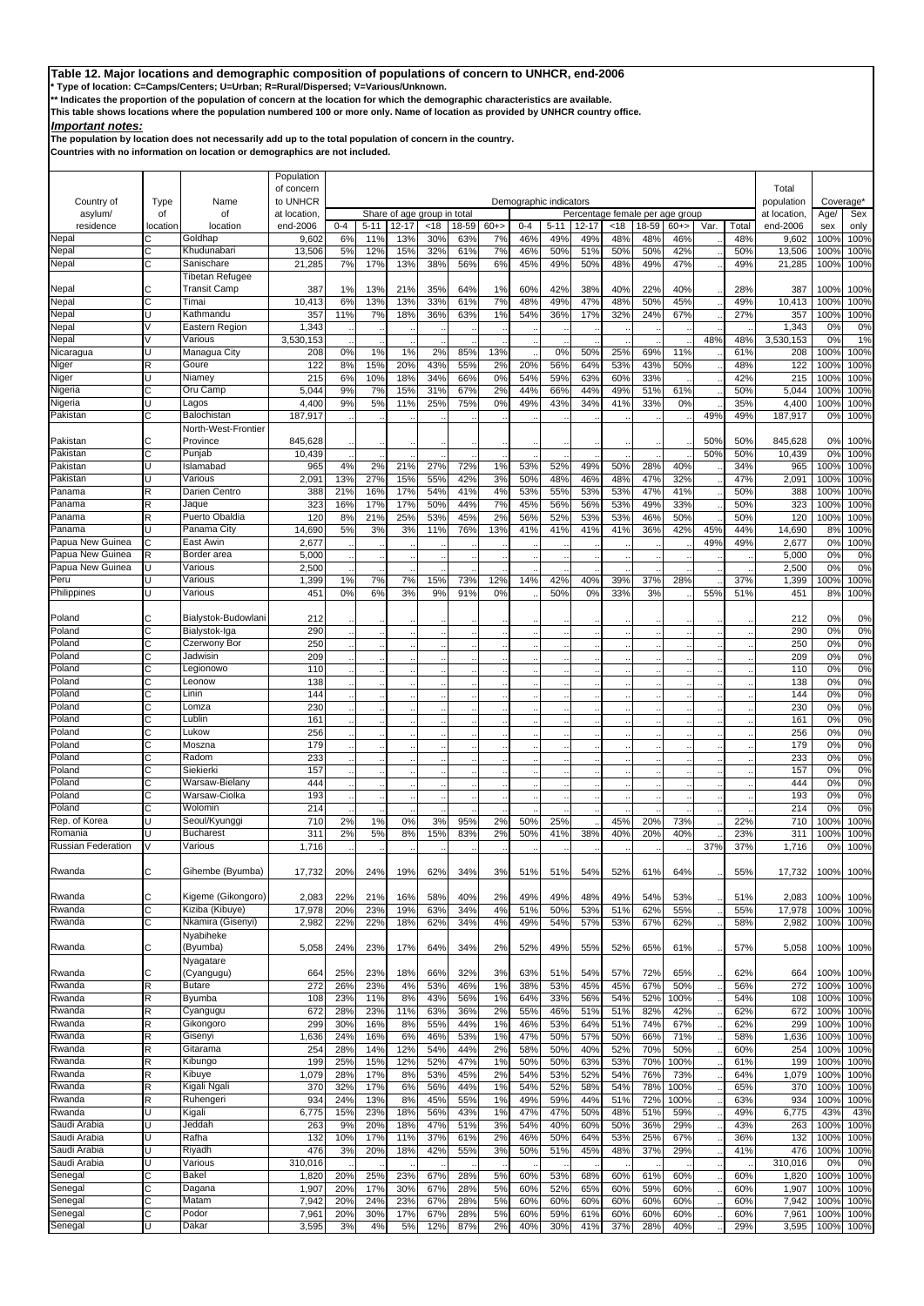## Table 12. Major locations and demographic composition of populations of concern to UNHCR, end-2006

\* Type of location: C=Camps/Centers; U=Urban; R=Rural/Dispersed; V=Various/Unknown.

\*\* Indicates the proportion of the population of concern at the location for which the demographic characteristics are available.

This table shows locations where the population numbered 100 or more only. Name of location as provided by UNHCR country office.

***Important notes:***

**The population by location does not necessarily add up to the total population of concern in the country.**

**Countries with no information on location or demographics are not included.**

| Country of asylum/ residence | Type of location | Name of location | Population of concern to UNHCR at location, end-2006 | Demographic indicators: Share of age group in total | | | | | | | Percentage female per age group | | | | | | | | | Total population at location, end-2006 | Coverage* | |
|---|---|---|---|---|---|---|---|---|---|---|---|---|---|---|---|---|---|---|---|---|---|---|
| | | | | 0-4 | 5-11 | 12-17 | <18 | 18-59 | 60+> | | 0-4 | 5-11 | 12-17 | <18 | 18-59 | 60+> | Var. | Total | | | Age/ sex | Sex only |
| Nepal | C | Goldhap | 9,602 | 6% | 11% | 13% | 30% | 63% | 7% | | 46% | 49% | 49% | 48% | 48% | 46% | .. | 48% | | 9,602 | 100% | 100% |
| Nepal | C | Khudunabari | 13,506 | 5% | 12% | 15% | 32% | 61% | 7% | | 46% | 50% | 51% | 50% | 50% | 42% | .. | 50% | | 13,506 | 100% | 100% |
| Nepal | C | Sanischare | 21,285 | 7% | 17% | 13% | 38% | 56% | 6% | | 45% | 49% | 50% | 48% | 49% | 47% | .. | 49% | | 21,285 | 100% | 100% |
| Nepal | C | Tibetan Refugee Transit Camp | 387 | 1% | 13% | 21% | 35% | 64% | 1% | | 60% | 42% | 38% | 40% | 22% | 40% | .. | 28% | | 387 | 100% | 100% |
| Nepal | C | Timai | 10,413 | 6% | 13% | 13% | 33% | 61% | 7% | | 48% | 49% | 47% | 48% | 50% | 45% | .. | 49% | | 10,413 | 100% | 100% |
| Nepal | U | Kathmandu | 357 | 11% | 7% | 18% | 36% | 63% | 1% | | 54% | 36% | 17% | 32% | 24% | 67% | .. | 27% | | 357 | 100% | 100% |
| Nepal | V | Eastern Region | 1,343 | .. | .. | .. | .. | .. | .. | | .. | .. | .. | .. | .. | .. | .. | .. | | 1,343 | 0% | 0% |
| Nepal | V | Various | 3,530,153 | .. | .. | .. | .. | .. | .. | | .. | .. | .. | .. | .. | .. | 48% | 48% | | 3,530,153 | 0% | 1% |
| Nicaragua | U | Managua City | 208 | 0% | 1% | 1% | 2% | 85% | 13% | | .. | 0% | 50% | 25% | 69% | 11% | .. | 61% | | 208 | 100% | 100% |
| Niger | R | Goure | 122 | 8% | 15% | 20% | 43% | 55% | 2% | | 20% | 56% | 64% | 53% | 43% | 50% | .. | 48% | | 122 | 100% | 100% |
| Niger | U | Niamey | 215 | 6% | 10% | 18% | 34% | 66% | 0% | | 54% | 59% | 63% | 60% | 33% | .. | .. | 42% | | 215 | 100% | 100% |
| Nigeria | C | Oru Camp | 5,044 | 9% | 7% | 15% | 31% | 67% | 2% | | 44% | 66% | 44% | 49% | 51% | 61% | .. | 50% | | 5,044 | 100% | 100% |
| Nigeria | U | Lagos | 4,400 | 9% | 5% | 11% | 25% | 75% | 0% | | 49% | 43% | 34% | 41% | 33% | 0% | .. | 35% | | 4,400 | 100% | 100% |
| Pakistan | C | Balochistan | 187,917 | .. | .. | .. | .. | .. | .. | | .. | .. | .. | .. | .. | .. | 49% | 49% | | 187,917 | 0% | 100% |
| Pakistan | C | North-West-Frontier Province | 845,628 | .. | .. | .. | .. | .. | .. | | .. | .. | .. | .. | .. | .. | 50% | 50% | | 845,628 | 0% | 100% |
| Pakistan | C | Punjab | 10,439 | .. | .. | .. | .. | .. | .. | | .. | .. | .. | .. | .. | .. | 50% | 50% | | 10,439 | 0% | 100% |
| Pakistan | U | Islamabad | 965 | 4% | 2% | 21% | 27% | 72% | 1% | | 53% | 52% | 49% | 50% | 28% | 40% | .. | 34% | | 965 | 100% | 100% |
| Pakistan | U | Various | 2,091 | 13% | 27% | 15% | 55% | 42% | 3% | | 50% | 48% | 46% | 48% | 47% | 32% | .. | 47% | | 2,091 | 100% | 100% |
| Panama | R | Darien Centro | 388 | 21% | 16% | 17% | 54% | 41% | 4% | | 53% | 55% | 53% | 53% | 47% | 41% | .. | 50% | | 388 | 100% | 100% |
| Panama | R | Jaque | 323 | 16% | 17% | 17% | 50% | 44% | 7% | | 45% | 56% | 56% | 53% | 49% | 33% | .. | 50% | | 323 | 100% | 100% |
| Panama | R | Puerto Obaldia | 120 | 8% | 21% | 25% | 53% | 45% | 2% | | 56% | 52% | 53% | 53% | 46% | 50% | .. | 50% | | 120 | 100% | 100% |
| Panama | U | Panama City | 14,690 | 5% | 3% | 3% | 11% | 76% | 13% | | 41% | 41% | 41% | 41% | 36% | 42% | 45% | 44% | | 14,690 | 8% | 100% |
| Papua New Guinea | C | East Awin | 2,677 | .. | .. | .. | .. | .. | .. | | .. | .. | .. | .. | .. | .. | 49% | 49% | | 2,677 | 0% | 100% |
| Papua New Guinea | R | Border area | 5,000 | .. | .. | .. | .. | .. | .. | | .. | .. | .. | .. | .. | .. | .. | .. | | 5,000 | 0% | 0% |
| Papua New Guinea | U | Various | 2,500 | .. | .. | .. | .. | .. | .. | | .. | .. | .. | .. | .. | .. | .. | .. | | 2,500 | 0% | 0% |
| Peru | U | Various | 1,399 | 1% | 7% | 7% | 15% | 73% | 12% | | 14% | 42% | 40% | 39% | 37% | 28% | .. | 37% | | 1,399 | 100% | 100% |
| Philippines | U | Various | 451 | 0% | 6% | 3% | 9% | 91% | 0% | | .. | 50% | 0% | 33% | 3% | .. | 55% | 51% | | 451 | 8% | 100% |
| Poland | C | Bialystok-Budowlani | 212 | .. | .. | .. | .. | .. | .. | | .. | .. | .. | .. | .. | .. | .. | .. | | 212 | 0% | 0% |
| Poland | C | Bialystok-Iga | 290 | .. | .. | .. | .. | .. | .. | | .. | .. | .. | .. | .. | .. | .. | .. | | 290 | 0% | 0% |
| Poland | C | Czerwony Bor | 250 | .. | .. | .. | .. | .. | .. | | .. | .. | .. | .. | .. | .. | .. | .. | | 250 | 0% | 0% |
| Poland | C | Jadwisin | 209 | .. | .. | .. | .. | .. | .. | | .. | .. | .. | .. | .. | .. | .. | .. | | 209 | 0% | 0% |
| Poland | C | Legionowo | 110 | .. | .. | .. | .. | .. | .. | | .. | .. | .. | .. | .. | .. | .. | .. | | 110 | 0% | 0% |
| Poland | C | Leonow | 138 | .. | .. | .. | .. | .. | .. | | .. | .. | .. | .. | .. | .. | .. | .. | | 138 | 0% | 0% |
| Poland | C | Linin | 144 | .. | .. | .. | .. | .. | .. | | .. | .. | .. | .. | .. | .. | .. | .. | | 144 | 0% | 0% |
| Poland | C | Lomza | 230 | .. | .. | .. | .. | .. | .. | | .. | .. | .. | .. | .. | .. | .. | .. | | 230 | 0% | 0% |
| Poland | C | Lublin | 161 | .. | .. | .. | .. | .. | .. | | .. | .. | .. | .. | .. | .. | .. | .. | | 161 | 0% | 0% |
| Poland | C | Lukow | 256 | .. | .. | .. | .. | .. | .. | | .. | .. | .. | .. | .. | .. | .. | .. | | 256 | 0% | 0% |
| Poland | C | Moszna | 179 | .. | .. | .. | .. | .. | .. | | .. | .. | .. | .. | .. | .. | .. | .. | | 179 | 0% | 0% |
| Poland | C | Radom | 233 | .. | .. | .. | .. | .. | .. | | .. | .. | .. | .. | .. | .. | .. | .. | | 233 | 0% | 0% |
| Poland | C | Siekierki | 157 | .. | .. | .. | .. | .. | .. | | .. | .. | .. | .. | .. | .. | .. | .. | | 157 | 0% | 0% |
| Poland | C | Warsaw-Bielany | 444 | .. | .. | .. | .. | .. | .. | | .. | .. | .. | .. | .. | .. | .. | .. | | 444 | 0% | 0% |
| Poland | C | Warsaw-Ciolka | 193 | .. | .. | .. | .. | .. | .. | | .. | .. | .. | .. | .. | .. | .. | .. | | 193 | 0% | 0% |
| Poland | C | Wolomin | 214 | .. | .. | .. | .. | .. | .. | | .. | .. | .. | .. | .. | .. | .. | .. | | 214 | 0% | 0% |
| Rep. of Korea | U | Seoul/Kyunggi | 710 | 2% | 1% | 0% | 3% | 95% | 2% | | 50% | 25% | .. | 45% | 20% | 73% | .. | 22% | | 710 | 100% | 100% |
| Romania | U | Bucharest | 311 | 2% | 5% | 8% | 15% | 83% | 2% | | 50% | 41% | 38% | 40% | 20% | 40% | .. | 23% | | 311 | 100% | 100% |
| Russian Federation | V | Various | 1,716 | .. | .. | .. | .. | .. | .. | | .. | .. | .. | .. | .. | .. | 37% | 37% | | 1,716 | 0% | 100% |
| Rwanda | C | Gihembe (Byumba) | 17,732 | 20% | 24% | 19% | 62% | 34% | 3% | | 51% | 51% | 54% | 52% | 61% | 64% | .. | 55% | | 17,732 | 100% | 100% |
| Rwanda | C | Kigeme (Gikongoro) | 2,083 | 22% | 21% | 16% | 58% | 40% | 2% | | 49% | 49% | 48% | 49% | 54% | 53% | .. | 51% | | 2,083 | 100% | 100% |
| Rwanda | C | Kiziba (Kibuye) | 17,978 | 20% | 23% | 19% | 63% | 34% | 4% | | 51% | 50% | 53% | 51% | 62% | 55% | .. | 55% | | 17,978 | 100% | 100% |
| Rwanda | C | Nkamira (Gisenyi) | 2,982 | 22% | 22% | 18% | 62% | 34% | 4% | | 49% | 54% | 57% | 53% | 67% | 62% | .. | 58% | | 2,982 | 100% | 100% |
| Rwanda | C | Nyabiheke (Byumba) | 5,058 | 24% | 23% | 17% | 64% | 34% | 2% | | 52% | 49% | 55% | 52% | 65% | 61% | .. | 57% | | 5,058 | 100% | 100% |
| Rwanda | C | Nyagatare (Cyangugu) | 664 | 25% | 23% | 18% | 66% | 32% | 3% | | 63% | 51% | 54% | 57% | 72% | 65% | .. | 62% | | 664 | 100% | 100% |
| Rwanda | R | Butare | 272 | 26% | 23% | 4% | 53% | 46% | 1% | | 38% | 53% | 45% | 45% | 67% | 50% | .. | 56% | | 272 | 100% | 100% |
| Rwanda | R | Byumba | 108 | 23% | 11% | 8% | 43% | 56% | 1% | | 64% | 33% | 56% | 54% | 52% | 100% | .. | 54% | | 108 | 100% | 100% |
| Rwanda | R | Cyangugu | 672 | 28% | 23% | 11% | 63% | 36% | 2% | | 55% | 46% | 51% | 51% | 82% | 42% | .. | 62% | | 672 | 100% | 100% |
| Rwanda | R | Gikongoro | 299 | 30% | 16% | 8% | 55% | 44% | 1% | | 46% | 53% | 64% | 51% | 74% | 67% | .. | 62% | | 299 | 100% | 100% |
| Rwanda | R | Gisenyi | 1,636 | 24% | 16% | 6% | 46% | 53% | 1% | | 47% | 50% | 57% | 50% | 66% | 71% | .. | 58% | | 1,636 | 100% | 100% |
| Rwanda | R | Gitarama | 254 | 28% | 14% | 12% | 54% | 44% | 2% | | 58% | 50% | 40% | 52% | 70% | 50% | .. | 60% | | 254 | 100% | 100% |
| Rwanda | R | Kibungo | 199 | 25% | 15% | 12% | 52% | 47% | 1% | | 50% | 50% | 63% | 53% | 70% | 100% | .. | 61% | | 199 | 100% | 100% |
| Rwanda | R | Kibuye | 1,079 | 28% | 17% | 8% | 53% | 45% | 2% | | 54% | 53% | 52% | 54% | 76% | 73% | .. | 64% | | 1,079 | 100% | 100% |
| Rwanda | R | Kigali Ngali | 370 | 32% | 17% | 6% | 56% | 44% | 1% | | 54% | 52% | 58% | 54% | 78% | 100% | .. | 65% | | 370 | 100% | 100% |
| Rwanda | R | Ruhengeri | 934 | 24% | 13% | 8% | 45% | 55% | 1% | | 49% | 59% | 44% | 51% | 72% | 100% | .. | 63% | | 934 | 100% | 100% |
| Rwanda | U | Kigali | 6,775 | 15% | 23% | 18% | 56% | 43% | 1% | | 47% | 47% | 50% | 48% | 51% | 59% | .. | 49% | | 6,775 | 43% | 43% |
| Saudi Arabia | U | Jeddah | 263 | 9% | 20% | 18% | 47% | 51% | 3% | | 54% | 40% | 60% | 50% | 36% | 29% | .. | 43% | | 263 | 100% | 100% |
| Saudi Arabia | U | Rafha | 132 | 10% | 17% | 11% | 37% | 61% | 2% | | 46% | 50% | 64% | 53% | 25% | 67% | .. | 36% | | 132 | 100% | 100% |
| Saudi Arabia | U | Riyadh | 476 | 3% | 20% | 18% | 42% | 55% | 3% | | 50% | 51% | 45% | 48% | 37% | 29% | .. | 41% | | 476 | 100% | 100% |
| Saudi Arabia | U | Various | 310,016 | .. | .. | .. | .. | .. | .. | | .. | .. | .. | .. | .. | .. | .. | .. | | 310,016 | 0% | 0% |
| Senegal | C | Bakel | 1,820 | 20% | 25% | 23% | 67% | 28% | 5% | | 60% | 53% | 68% | 60% | 61% | 60% | .. | 60% | | 1,820 | 100% | 100% |
| Senegal | C | Dagana | 1,907 | 20% | 17% | 30% | 67% | 28% | 5% | | 60% | 52% | 65% | 60% | 59% | 60% | .. | 60% | | 1,907 | 100% | 100% |
| Senegal | C | Matam | 7,942 | 20% | 24% | 23% | 67% | 28% | 5% | | 60% | 60% | 60% | 60% | 60% | 60% | .. | 60% | | 7,942 | 100% | 100% |
| Senegal | C | Podor | 7,961 | 20% | 30% | 17% | 67% | 28% | 5% | | 60% | 59% | 61% | 60% | 60% | 60% | .. | 60% | | 7,961 | 100% | 100% |
| Senegal | U | Dakar | 3,595 | 3% | 4% | 5% | 12% | 87% | 2% | | 40% | 30% | 41% | 37% | 28% | 40% | .. | 29% | | 3,595 | 100% | 100% |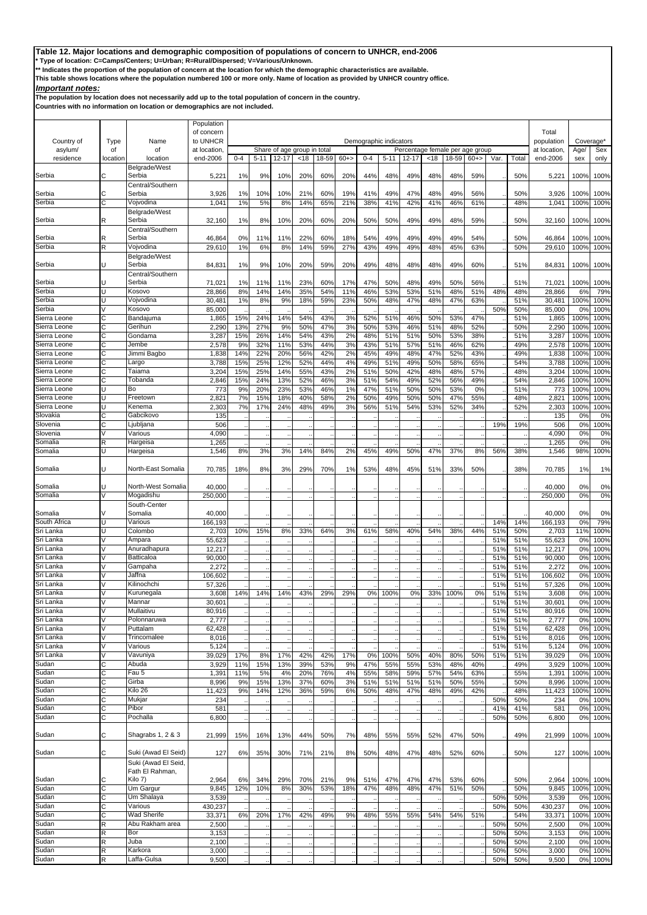**Table 12. Major locations and demographic composition of populations of concern to UNHCR, end-2006**

\* Type of location: C=Camps/Centers; U=Urban; R=Rural/Dispersed; V=Various/Unknown.

\*\* Indicates the proportion of the population of concern at the location for which the demographic characteristics are available.

This table shows locations where the population numbered 100 or more only. Name of location as provided by UNHCR country office.

***Important notes:***

The population by location does not necessarily add up to the total population of concern in the country.

Countries with no information on location or demographics are not included.

| Country of asylum/ residence | Type of location | Name of location | Population of concern to UNHCR at location, end-2006 | Demographic indicators | | | | | | | | | | | | | | | Total population at location, end-2006 | Coverage* | |
|---|---|---|---|---|---|---|---|---|---|---|---|---|---|---|---|---|---|---|---|---|---|
| | | | | Share of age group in total | | | | | | Percentage female per age group | | | | | | | | | | Age/ sex | Sex only |
| | | | | 0-4 | 5-11 | 12-17 | <18 | 18-59 | 60+> | 0-4 | 5-11 | 12-17 | <18 | 18-59 | 60+> | Var. | Total | | | | |
| Serbia | C | Belgrade/West Serbia | 5,221 | 1% | 9% | 10% | 20% | 60% | 20% | 44% | 48% | 49% | 48% | 48% | 59% | .. | 50% | | 5,221 | 100% | 100% |
| Serbia | C | Central/Southern Serbia | 3,926 | 1% | 10% | 10% | 21% | 60% | 19% | 41% | 49% | 47% | 48% | 49% | 56% | .. | 50% | | 3,926 | 100% | 100% |
| Serbia | C | Vojvodina | 1,041 | 1% | 5% | 8% | 14% | 65% | 21% | 38% | 41% | 42% | 41% | 46% | 61% | .. | 48% | | 1,041 | 100% | 100% |
| Serbia | R | Belgrade/West Serbia | 32,160 | 1% | 8% | 10% | 20% | 60% | 20% | 50% | 50% | 49% | 49% | 48% | 59% | .. | 50% | | 32,160 | 100% | 100% |
| Serbia | R | Central/Southern Serbia | 46,864 | 0% | 11% | 11% | 22% | 60% | 18% | 54% | 49% | 49% | 49% | 49% | 54% | .. | 50% | | 46,864 | 100% | 100% |
| Serbia | R | Vojvodina | 29,610 | 1% | 6% | 8% | 14% | 59% | 27% | 43% | 49% | 49% | 48% | 45% | 63% | .. | 50% | | 29,610 | 100% | 100% |
| Serbia | U | Belgrade/West Serbia | 84,831 | 1% | 9% | 10% | 20% | 59% | 20% | 49% | 48% | 48% | 48% | 49% | 60% | .. | 51% | | 84,831 | 100% | 100% |
| Serbia | U | Central/Southern Serbia | 71,021 | 1% | 11% | 11% | 23% | 60% | 17% | 47% | 50% | 48% | 49% | 50% | 56% | .. | 51% | | 71,021 | 100% | 100% |
| Serbia | U | Kosovo | 28,866 | 8% | 14% | 14% | 35% | 54% | 11% | 46% | 53% | 53% | 51% | 48% | 51% | 48% | 48% | | 28,866 | 6% | 79% |
| Serbia | U | Vojvodina | 30,481 | 1% | 8% | 9% | 18% | 59% | 23% | 50% | 48% | 47% | 48% | 47% | 63% | .. | 51% | | 30,481 | 100% | 100% |
| Serbia | V | Kosovo | 85,000 | .. | .. | .. | .. | .. | .. | .. | .. | .. | .. | .. | .. | 50% | 50% | | 85,000 | 0% | 100% |
| Sierra Leone | C | Bandajuma | 1,865 | 15% | 24% | 14% | 54% | 43% | 3% | 52% | 51% | 46% | 50% | 53% | 47% | .. | 51% | | 1,865 | 100% | 100% |
| Sierra Leone | C | Gerihun | 2,290 | 13% | 27% | 9% | 50% | 47% | 3% | 50% | 53% | 46% | 51% | 48% | 52% | .. | 50% | | 2,290 | 100% | 100% |
| Sierra Leone | C | Gondama | 3,287 | 15% | 26% | 14% | 54% | 43% | 2% | 48% | 51% | 51% | 50% | 53% | 38% | .. | 51% | | 3,287 | 100% | 100% |
| Sierra Leone | C | Jembe | 2,578 | 9% | 32% | 11% | 53% | 44% | 3% | 43% | 51% | 57% | 51% | 46% | 62% | .. | 49% | | 2,578 | 100% | 100% |
| Sierra Leone | C | Jimmi Bagbo | 1,838 | 14% | 22% | 20% | 56% | 42% | 2% | 45% | 49% | 48% | 47% | 52% | 43% | .. | 49% | | 1,838 | 100% | 100% |
| Sierra Leone | C | Largo | 3,788 | 15% | 25% | 12% | 52% | 44% | 4% | 49% | 51% | 49% | 50% | 58% | 65% | .. | 54% | | 3,788 | 100% | 100% |
| Sierra Leone | C | Taiama | 3,204 | 15% | 25% | 14% | 55% | 43% | 2% | 51% | 50% | 42% | 48% | 48% | 57% | .. | 48% | | 3,204 | 100% | 100% |
| Sierra Leone | C | Tobanda | 2,846 | 15% | 24% | 13% | 52% | 46% | 3% | 51% | 54% | 49% | 52% | 56% | 49% | .. | 54% | | 2,846 | 100% | 100% |
| Sierra Leone | U | Bo | 773 | 9% | 20% | 23% | 53% | 46% | 1% | 47% | 51% | 50% | 50% | 53% | 0% | .. | 51% | | 773 | 100% | 100% |
| Sierra Leone | U | Freetown | 2,821 | 7% | 15% | 18% | 40% | 58% | 2% | 50% | 49% | 50% | 50% | 47% | 55% | .. | 48% | | 2,821 | 100% | 100% |
| Sierra Leone | U | Kenema | 2,303 | 7% | 17% | 24% | 48% | 49% | 3% | 56% | 51% | 54% | 53% | 52% | 34% | .. | 52% | | 2,303 | 100% | 100% |
| Slovakia | C | Gabcikovo | 135 | .. | .. | .. | .. | .. | .. | .. | .. | .. | .. | .. | .. | .. | .. | | 135 | 0% | 0% |
| Slovenia | C | Ljubljana | 506 | .. | .. | .. | .. | .. | .. | .. | .. | .. | .. | .. | .. | 19% | 19% | | 506 | 0% | 100% |
| Slovenia | V | Various | 4,090 | .. | .. | .. | .. | .. | .. | .. | .. | .. | .. | .. | .. | .. | .. | | 4,090 | 0% | 0% |
| Somalia | R | Hargeisa | 1,265 | .. | .. | .. | .. | .. | .. | .. | .. | .. | .. | .. | .. | .. | .. | | 1,265 | 0% | 0% |
| Somalia | U | Hargeisa | 1,546 | 8% | 3% | 3% | 14% | 84% | 2% | 45% | 49% | 50% | 47% | 37% | 8% | 56% | 38% | | 1,546 | 98% | 100% |
| Somalia | U | North-East Somalia | 70,785 | 18% | 8% | 3% | 29% | 70% | 1% | 53% | 48% | 45% | 51% | 33% | 50% | .. | 38% | | 70,785 | 1% | 1% |
| Somalia | U | North-West Somalia | 40,000 | .. | .. | .. | .. | .. | .. | .. | .. | .. | .. | .. | .. | .. | .. | | 40,000 | 0% | 0% |
| Somalia | V | Mogadishu | 250,000 | .. | .. | .. | .. | .. | .. | .. | .. | .. | .. | .. | .. | .. | .. | | 250,000 | 0% | 0% |
| Somalia | V | South-Center Somalia | 40,000 | .. | .. | .. | .. | .. | .. | .. | .. | .. | .. | .. | .. | .. | .. | | 40,000 | 0% | 0% |
| South Africa | U | Various | 166,193 | .. | .. | .. | .. | .. | .. | .. | .. | .. | .. | .. | .. | 14% | 14% | | 166,193 | 0% | 79% |
| Sri Lanka | U | Colombo | 2,703 | 10% | 15% | 8% | 33% | 64% | 3% | 61% | 58% | 40% | 54% | 38% | 44% | 51% | 50% | | 2,703 | 11% | 100% |
| Sri Lanka | V | Ampara | 55,623 | .. | .. | .. | .. | .. | .. | .. | .. | .. | .. | .. | .. | 51% | 51% | | 55,623 | 0% | 100% |
| Sri Lanka | V | Anuradhapura | 12,217 | .. | .. | .. | .. | .. | .. | .. | .. | .. | .. | .. | .. | 51% | 51% | | 12,217 | 0% | 100% |
| Sri Lanka | V | Batticaloa | 90,000 | .. | .. | .. | .. | .. | .. | .. | .. | .. | .. | .. | .. | 51% | 51% | | 90,000 | 0% | 100% |
| Sri Lanka | V | Gampaha | 2,272 | .. | .. | .. | .. | .. | .. | .. | .. | .. | .. | .. | .. | 51% | 51% | | 2,272 | 0% | 100% |
| Sri Lanka | V | Jaffna | 106,602 | .. | .. | .. | .. | .. | .. | .. | .. | .. | .. | .. | .. | 51% | 51% | | 106,602 | 0% | 100% |
| Sri Lanka | V | Kilinochchi | 57,326 | .. | .. | .. | .. | .. | .. | .. | .. | .. | .. | .. | .. | 51% | 51% | | 57,326 | 0% | 100% |
| Sri Lanka | V | Kurunegala | 3,608 | 14% | 14% | 14% | 43% | 29% | 29% | 0% | 100% | 0% | 33% | 100% | 0% | 51% | 51% | | 3,608 | 0% | 100% |
| Sri Lanka | V | Mannar | 30,601 | .. | .. | .. | .. | .. | .. | .. | .. | .. | .. | .. | .. | 51% | 51% | | 30,601 | 0% | 100% |
| Sri Lanka | V | Mullaitivu | 80,916 | .. | .. | .. | .. | .. | .. | .. | .. | .. | .. | .. | .. | 51% | 51% | | 80,916 | 0% | 100% |
| Sri Lanka | V | Polonnaruwa | 2,777 | .. | .. | .. | .. | .. | .. | .. | .. | .. | .. | .. | .. | 51% | 51% | | 2,777 | 0% | 100% |
| Sri Lanka | V | Puttalam | 62,428 | .. | .. | .. | .. | .. | .. | .. | .. | .. | .. | .. | .. | 51% | 51% | | 62,428 | 0% | 100% |
| Sri Lanka | V | Trincomalee | 8,016 | .. | .. | .. | .. | .. | .. | .. | .. | .. | .. | .. | .. | 51% | 51% | | 8,016 | 0% | 100% |
| Sri Lanka | V | Various | 5,124 | .. | .. | .. | .. | .. | .. | .. | .. | .. | .. | .. | .. | 51% | 51% | | 5,124 | 0% | 100% |
| Sri Lanka | V | Vavuniya | 39,029 | 17% | 8% | 17% | 42% | 42% | 17% | 0% | 100% | 50% | 40% | 80% | 50% | 51% | 51% | | 39,029 | 0% | 100% |
| Sudan | C | Abuda | 3,929 | 11% | 15% | 13% | 39% | 53% | 9% | 47% | 55% | 55% | 53% | 48% | 40% | .. | 49% | | 3,929 | 100% | 100% |
| Sudan | C | Fau 5 | 1,391 | 11% | 5% | 4% | 20% | 76% | 4% | 55% | 58% | 59% | 57% | 54% | 63% | .. | 55% | | 1,391 | 100% | 100% |
| Sudan | C | Girba | 8,996 | 9% | 15% | 13% | 37% | 60% | 3% | 51% | 51% | 51% | 51% | 50% | 55% | .. | 50% | | 8,996 | 100% | 100% |
| Sudan | C | Kilo 26 | 11,423 | 9% | 14% | 12% | 36% | 59% | 6% | 50% | 48% | 47% | 48% | 49% | 42% | .. | 48% | | 11,423 | 100% | 100% |
| Sudan | C | Mukjar | 234 | .. | .. | .. | .. | .. | .. | .. | .. | .. | .. | .. | .. | 50% | 50% | | 234 | 0% | 100% |
| Sudan | C | Pibor | 581 | .. | .. | .. | .. | .. | .. | .. | .. | .. | .. | .. | .. | 41% | 41% | | 581 | 0% | 100% |
| Sudan | C | Pochalla | 6,800 | .. | .. | .. | .. | .. | .. | .. | .. | .. | .. | .. | .. | 50% | 50% | | 6,800 | 0% | 100% |
| Sudan | C | Shagrabs 1, 2 & 3 | 21,999 | 15% | 16% | 13% | 44% | 50% | 7% | 48% | 55% | 55% | 52% | 47% | 50% | .. | 49% | | 21,999 | 100% | 100% |
| Sudan | C | Suki (Awad El Seid) | 127 | 6% | 35% | 30% | 71% | 21% | 8% | 50% | 48% | 47% | 48% | 52% | 60% | .. | 50% | | 127 | 100% | 100% |
| Sudan | C | Suki (Awad El Seid, Fath El Rahman, Kilo 7) | 2,964 | 6% | 34% | 29% | 70% | 21% | 9% | 51% | 47% | 47% | 47% | 53% | 60% | .. | 50% | | 2,964 | 100% | 100% |
| Sudan | C | Um Gargur | 9,845 | 12% | 10% | 8% | 30% | 53% | 18% | 47% | 48% | 48% | 47% | 51% | 50% | .. | 50% | | 9,845 | 100% | 100% |
| Sudan | C | Um Shalaya | 3,539 | .. | .. | .. | .. | .. | .. | .. | .. | .. | .. | .. | .. | 50% | 50% | | 3,539 | 0% | 100% |
| Sudan | C | Various | 430,237 | .. | .. | .. | .. | .. | .. | .. | .. | .. | .. | .. | .. | 50% | 50% | | 430,237 | 0% | 100% |
| Sudan | C | Wad Sherife | 33,371 | 6% | 20% | 17% | 42% | 49% | 9% | 48% | 55% | 55% | 54% | 54% | 51% | .. | 54% | | 33,371 | 100% | 100% |
| Sudan | R | Abu Rakham area | 2,500 | .. | .. | .. | .. | .. | .. | .. | .. | .. | .. | .. | .. | 50% | 50% | | 2,500 | 0% | 100% |
| Sudan | R | Bor | 3,153 | .. | .. | .. | .. | .. | .. | .. | .. | .. | .. | .. | .. | 50% | 50% | | 3,153 | 0% | 100% |
| Sudan | R | Juba | 2,100 | .. | .. | .. | .. | .. | .. | .. | .. | .. | .. | .. | .. | 50% | 50% | | 2,100 | 0% | 100% |
| Sudan | R | Karkora | 3,000 | .. | .. | .. | .. | .. | .. | .. | .. | .. | .. | .. | .. | 50% | 50% | | 3,000 | 0% | 100% |
| Sudan | R | Laffa-Gulsa | 9,500 | .. | .. | .. | .. | .. | .. | .. | .. | .. | .. | .. | .. | 50% | 50% | | 9,500 | 0% | 100% |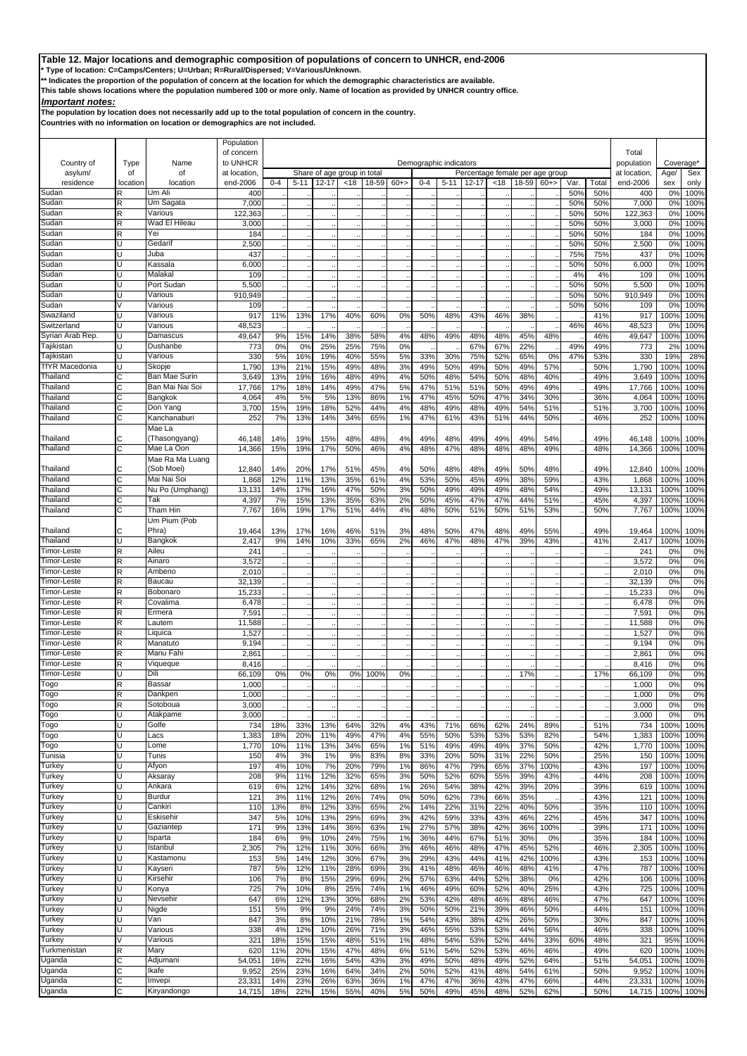**Table 12. Major locations and demographic composition of populations of concern to UNHCR, end-2006**

**\* Type of location: C=Camps/Centers; U=Urban; R=Rural/Dispersed; V=Various/Unknown.**

**\*\* Indicates the proportion of the population of concern at the location for which the demographic characteristics are available.**

**This table shows locations where the population numbered 100 or more only. Name of location as provided by UNHCR country office.**

***Important notes:***

**The population by location does not necessarily add up to the total population of concern in the country.**

**Countries with no information on location or demographics are not included.**

| Country of asylum/ residence | Type of location | Name of location | Population of concern to UNHCR at location, end-2006 | Demographic indicators: Share of age group in total | | | | | | | Percentage female per age group | | | | | | | | | Total population at location, end-2006 | Coverage* | |
|---|---|---|---|---|---|---|---|---|---|---|---|---|---|---|---|---|---|---|---|---|---|---|
| | | | | 0-4 | 5-11 | 12-17 | <18 | 18-59 | 60+> | | 0-4 | 5-11 | 12-17 | <18 | 18-59 | 60+> | Var. | Total | | | Age/ sex | Sex only |
| Sudan | R | Um Ali | 400 | .. | .. | .. | .. | .. | .. | | .. | .. | .. | .. | .. | .. | 50% | 50% | | 400 | 0% | 100% |
| Sudan | R | Um Sagata | 7,000 | .. | .. | .. | .. | .. | .. | | .. | .. | .. | .. | .. | .. | 50% | 50% | | 7,000 | 0% | 100% |
| Sudan | R | Various | 122,363 | .. | .. | .. | .. | .. | .. | | .. | .. | .. | .. | .. | .. | 50% | 50% | | 122,363 | 0% | 100% |
| Sudan | R | Wad El Hileau | 3,000 | .. | .. | .. | .. | .. | .. | | .. | .. | .. | .. | .. | .. | 50% | 50% | | 3,000 | 0% | 100% |
| Sudan | R | Yei | 184 | .. | .. | .. | .. | .. | .. | | .. | .. | .. | .. | .. | .. | 50% | 50% | | 184 | 0% | 100% |
| Sudan | U | Gedarif | 2,500 | .. | .. | .. | .. | .. | .. | | .. | .. | .. | .. | .. | .. | 50% | 50% | | 2,500 | 0% | 100% |
| Sudan | U | Juba | 437 | .. | .. | .. | .. | .. | .. | | .. | .. | .. | .. | .. | .. | 75% | 75% | | 437 | 0% | 100% |
| Sudan | U | Kassala | 6,000 | .. | .. | .. | .. | .. | .. | | .. | .. | .. | .. | .. | .. | 50% | 50% | | 6,000 | 0% | 100% |
| Sudan | U | Malakal | 109 | .. | .. | .. | .. | .. | .. | | .. | .. | .. | .. | .. | .. | 4% | 4% | | 109 | 0% | 100% |
| Sudan | U | Port Sudan | 5,500 | .. | .. | .. | .. | .. | .. | | .. | .. | .. | .. | .. | .. | 50% | 50% | | 5,500 | 0% | 100% |
| Sudan | U | Various | 910,949 | .. | .. | .. | .. | .. | .. | | .. | .. | .. | .. | .. | .. | 50% | 50% | | 910,949 | 0% | 100% |
| Sudan | V | Various | 109 | .. | .. | .. | .. | .. | .. | | .. | .. | .. | .. | .. | .. | 50% | 50% | | 109 | 0% | 100% |
| Swaziland | U | Various | 917 | 11% | 13% | 17% | 40% | 60% | 0% | | 50% | 48% | 43% | 46% | 38% | .. | .. | 41% | | 917 | 100% | 100% |
| Switzerland | U | Various | 48,523 | .. | .. | .. | .. | .. | .. | | .. | .. | .. | .. | .. | .. | 46% | 46% | | 48,523 | 0% | 100% |
| Syrian Arab Rep. | U | Damascus | 49,647 | 9% | 15% | 14% | 38% | 58% | 4% | | 48% | 49% | 48% | 48% | 45% | 48% | .. | 46% | | 49,647 | 100% | 100% |
| Tajikistan | U | Dushanbe | 773 | 0% | 0% | 25% | 25% | 75% | 0% | | .. | .. | 67% | 67% | 22% | .. | 49% | 49% | | 773 | 2% | 100% |
| Tajikistan | U | Various | 330 | 5% | 16% | 19% | 40% | 55% | 5% | | 33% | 30% | 75% | 52% | 65% | 0% | 47% | 53% | | 330 | 19% | 28% |
| TfYR Macedonia | U | Skopje | 1,790 | 13% | 21% | 15% | 49% | 48% | 3% | | 49% | 50% | 49% | 50% | 49% | 57% | .. | 50% | | 1,790 | 100% | 100% |
| Thailand | C | Ban Mae Surin | 3,649 | 13% | 19% | 16% | 48% | 49% | 4% | | 50% | 48% | 54% | 50% | 48% | 40% | .. | 49% | | 3,649 | 100% | 100% |
| Thailand | C | Ban Mai Nai Soi | 17,766 | 17% | 18% | 14% | 49% | 47% | 5% | | 47% | 51% | 51% | 50% | 49% | 49% | .. | 49% | | 17,766 | 100% | 100% |
| Thailand | C | Bangkok | 4,064 | 4% | 5% | 5% | 13% | 86% | 1% | | 47% | 45% | 50% | 47% | 34% | 30% | .. | 36% | | 4,064 | 100% | 100% |
| Thailand | C | Don Yang | 3,700 | 15% | 19% | 18% | 52% | 44% | 4% | | 48% | 49% | 48% | 49% | 54% | 51% | .. | 51% | | 3,700 | 100% | 100% |
| Thailand | C | Kanchanaburi | 252 | 7% | 13% | 14% | 34% | 65% | 1% | | 47% | 61% | 43% | 51% | 44% | 50% | .. | 46% | | 252 | 100% | 100% |
| Thailand | C | Mae La (Thasongyang) | 46,148 | 14% | 19% | 15% | 48% | 48% | 4% | | 49% | 48% | 49% | 49% | 49% | 54% | .. | 49% | | 46,148 | 100% | 100% |
| Thailand | C | Mae La Oon | 14,366 | 15% | 19% | 17% | 50% | 46% | 4% | | 48% | 47% | 48% | 48% | 48% | 49% | .. | 48% | | 14,366 | 100% | 100% |
| Thailand | C | Mae Ra Ma Luang (Sob Moei) | 12,840 | 14% | 20% | 17% | 51% | 45% | 4% | | 50% | 48% | 48% | 49% | 50% | 48% | .. | 49% | | 12,840 | 100% | 100% |
| Thailand | C | Mai Nai Soi | 1,868 | 12% | 11% | 13% | 35% | 61% | 4% | | 53% | 50% | 45% | 49% | 38% | 59% | .. | 43% | | 1,868 | 100% | 100% |
| Thailand | C | Nu Po (Umphang) | 13,131 | 14% | 17% | 16% | 47% | 50% | 3% | | 50% | 49% | 49% | 49% | 48% | 54% | .. | 49% | | 13,131 | 100% | 100% |
| Thailand | C | Tak | 4,397 | 7% | 15% | 13% | 35% | 63% | 2% | | 50% | 45% | 47% | 47% | 44% | 51% | .. | 45% | | 4,397 | 100% | 100% |
| Thailand | C | Tham Hin | 7,767 | 16% | 19% | 17% | 51% | 44% | 4% | | 48% | 50% | 51% | 50% | 51% | 53% | .. | 50% | | 7,767 | 100% | 100% |
| Thailand | C | Um Pium (Pob Phra) | 19,464 | 13% | 17% | 16% | 46% | 51% | 3% | | 48% | 50% | 47% | 48% | 49% | 55% | .. | 49% | | 19,464 | 100% | 100% |
| Thailand | U | Bangkok | 2,417 | 9% | 14% | 10% | 33% | 65% | 2% | | 46% | 47% | 48% | 47% | 39% | 43% | .. | 41% | | 2,417 | 100% | 100% |
| Timor-Leste | R | Aileu | 241 | .. | .. | .. | .. | .. | .. | | .. | .. | .. | .. | .. | .. | .. | .. | | 241 | 0% | 0% |
| Timor-Leste | R | Ainaro | 3,572 | .. | .. | .. | .. | .. | .. | | .. | .. | .. | .. | .. | .. | .. | .. | | 3,572 | 0% | 0% |
| Timor-Leste | R | Ambeno | 2,010 | .. | .. | .. | .. | .. | .. | | .. | .. | .. | .. | .. | .. | .. | .. | | 2,010 | 0% | 0% |
| Timor-Leste | R | Baucau | 32,139 | .. | .. | .. | .. | .. | .. | | .. | .. | .. | .. | .. | .. | .. | .. | | 32,139 | 0% | 0% |
| Timor-Leste | R | Bobonaro | 15,233 | .. | .. | .. | .. | .. | .. | | .. | .. | .. | .. | .. | .. | .. | .. | | 15,233 | 0% | 0% |
| Timor-Leste | R | Covalima | 6,478 | .. | .. | .. | .. | .. | .. | | .. | .. | .. | .. | .. | .. | .. | .. | | 6,478 | 0% | 0% |
| Timor-Leste | R | Ermera | 7,591 | .. | .. | .. | .. | .. | .. | | .. | .. | .. | .. | .. | .. | .. | .. | | 7,591 | 0% | 0% |
| Timor-Leste | R | Lautem | 11,588 | .. | .. | .. | .. | .. | .. | | .. | .. | .. | .. | .. | .. | .. | .. | | 11,588 | 0% | 0% |
| Timor-Leste | R | Liquica | 1,527 | .. | .. | .. | .. | .. | .. | | .. | .. | .. | .. | .. | .. | .. | .. | | 1,527 | 0% | 0% |
| Timor-Leste | R | Manatuto | 9,194 | .. | .. | .. | .. | .. | .. | | .. | .. | .. | .. | .. | .. | .. | .. | | 9,194 | 0% | 0% |
| Timor-Leste | R | Manu Fahi | 2,861 | .. | .. | .. | .. | .. | .. | | .. | .. | .. | .. | .. | .. | .. | .. | | 2,861 | 0% | 0% |
| Timor-Leste | R | Viqueque | 8,416 | .. | .. | .. | .. | .. | .. | | .. | .. | .. | .. | .. | .. | .. | .. | | 8,416 | 0% | 0% |
| Timor-Leste | U | Dili | 66,109 | 0% | 0% | 0% | 0% | 100% | 0% | | .. | .. | .. | .. | 17% | .. | .. | 17% | | 66,109 | 0% | 0% |
| Togo | R | Bassar | 1,000 | .. | .. | .. | .. | .. | .. | | .. | .. | .. | .. | .. | .. | .. | .. | | 1,000 | 0% | 0% |
| Togo | R | Dankpen | 1,000 | .. | .. | .. | .. | .. | .. | | .. | .. | .. | .. | .. | .. | .. | .. | | 1,000 | 0% | 0% |
| Togo | R | Sotoboua | 3,000 | .. | .. | .. | .. | .. | .. | | .. | .. | .. | .. | .. | .. | .. | .. | | 3,000 | 0% | 0% |
| Togo | U | Atakpame | 3,000 | .. | .. | .. | .. | .. | .. | | .. | .. | .. | .. | .. | .. | .. | .. | | 3,000 | 0% | 0% |
| Togo | U | Golfe | 734 | 18% | 33% | 13% | 64% | 32% | 4% | | 43% | 71% | 66% | 62% | 24% | 89% | .. | 51% | | 734 | 100% | 100% |
| Togo | U | Lacs | 1,383 | 18% | 20% | 11% | 49% | 47% | 4% | | 55% | 50% | 53% | 53% | 53% | 82% | .. | 54% | | 1,383 | 100% | 100% |
| Togo | U | Lome | 1,770 | 10% | 11% | 13% | 34% | 65% | 1% | | 51% | 49% | 49% | 49% | 37% | 50% | .. | 42% | | 1,770 | 100% | 100% |
| Tunisia | U | Tunis | 150 | 4% | 3% | 1% | 9% | 83% | 8% | | 33% | 20% | 50% | 31% | 22% | 50% | .. | 25% | | 150 | 100% | 100% |
| Turkey | U | Afyon | 197 | 4% | 10% | 7% | 20% | 79% | 1% | | 86% | 47% | 79% | 65% | 37% | 100% | .. | 43% | | 197 | 100% | 100% |
| Turkey | U | Aksaray | 208 | 9% | 11% | 12% | 32% | 65% | 3% | | 50% | 52% | 60% | 55% | 39% | 43% | .. | 44% | | 208 | 100% | 100% |
| Turkey | U | Ankara | 619 | 6% | 12% | 14% | 32% | 68% | 1% | | 26% | 54% | 38% | 42% | 39% | 20% | .. | 39% | | 619 | 100% | 100% |
| Turkey | U | Burdur | 121 | 3% | 11% | 12% | 26% | 74% | 0% | | 50% | 62% | 73% | 66% | 35% | .. | .. | 43% | | 121 | 100% | 100% |
| Turkey | U | Cankiri | 110 | 13% | 8% | 12% | 33% | 65% | 2% | | 14% | 22% | 31% | 22% | 40% | 50% | .. | 35% | | 110 | 100% | 100% |
| Turkey | U | Eskisehir | 347 | 5% | 10% | 13% | 29% | 69% | 3% | | 42% | 59% | 33% | 43% | 46% | 22% | .. | 45% | | 347 | 100% | 100% |
| Turkey | U | Gaziantep | 171 | 9% | 13% | 14% | 36% | 63% | 1% | | 27% | 57% | 38% | 42% | 36% | 100% | .. | 39% | | 171 | 100% | 100% |
| Turkey | U | Isparta | 184 | 6% | 9% | 10% | 24% | 75% | 1% | | 36% | 44% | 67% | 51% | 30% | 0% | .. | 35% | | 184 | 100% | 100% |
| Turkey | U | Istanbul | 2,305 | 7% | 12% | 11% | 30% | 66% | 3% | | 46% | 46% | 48% | 47% | 45% | 52% | .. | 46% | | 2,305 | 100% | 100% |
| Turkey | U | Kastamonu | 153 | 5% | 14% | 12% | 30% | 67% | 3% | | 29% | 43% | 44% | 41% | 42% | 100% | .. | 43% | | 153 | 100% | 100% |
| Turkey | U | Kayseri | 787 | 5% | 12% | 11% | 28% | 69% | 3% | | 41% | 48% | 46% | 46% | 48% | 41% | .. | 47% | | 787 | 100% | 100% |
| Turkey | U | Kirsehir | 106 | 7% | 8% | 15% | 29% | 69% | 2% | | 57% | 63% | 44% | 52% | 38% | 0% | .. | 42% | | 106 | 100% | 100% |
| Turkey | U | Konya | 725 | 7% | 10% | 8% | 25% | 74% | 1% | | 46% | 49% | 60% | 52% | 40% | 25% | .. | 43% | | 725 | 100% | 100% |
| Turkey | U | Nevsehir | 647 | 6% | 12% | 13% | 30% | 68% | 2% | | 53% | 42% | 48% | 46% | 48% | 46% | .. | 47% | | 647 | 100% | 100% |
| Turkey | U | Nigde | 151 | 5% | 9% | 9% | 24% | 74% | 3% | | 50% | 50% | 21% | 39% | 46% | 50% | .. | 44% | | 151 | 100% | 100% |
| Turkey | U | Van | 847 | 3% | 8% | 10% | 21% | 78% | 1% | | 54% | 43% | 38% | 42% | 26% | 50% | .. | 30% | | 847 | 100% | 100% |
| Turkey | U | Various | 338 | 4% | 12% | 10% | 26% | 71% | 3% | | 46% | 55% | 53% | 53% | 44% | 56% | .. | 46% | | 338 | 100% | 100% |
| Turkey | V | Various | 321 | 18% | 15% | 15% | 48% | 51% | 1% | | 48% | 54% | 53% | 52% | 44% | 33% | 60% | 48% | | 321 | 95% | 100% |
| Turkmenistan | R | Mary | 620 | 11% | 20% | 15% | 47% | 48% | 6% | | 51% | 54% | 52% | 53% | 46% | 46% | .. | 49% | | 620 | 100% | 100% |
| Uganda | C | Adjumani | 54,051 | 16% | 22% | 16% | 54% | 43% | 3% | | 49% | 50% | 48% | 49% | 52% | 64% | .. | 51% | | 54,051 | 100% | 100% |
| Uganda | C | Ikafe | 9,952 | 25% | 23% | 16% | 64% | 34% | 2% | | 50% | 52% | 41% | 48% | 54% | 61% | .. | 50% | | 9,952 | 100% | 100% |
| Uganda | C | Imvepi | 23,331 | 14% | 23% | 26% | 63% | 36% | 1% | | 47% | 47% | 36% | 43% | 47% | 66% | .. | 44% | | 23,331 | 100% | 100% |
| Uganda | C | Kiryandongo | 14,715 | 18% | 22% | 15% | 55% | 40% | 5% | | 50% | 49% | 45% | 48% | 52% | 62% | .. | 50% | | 14,715 | 100% | 100% |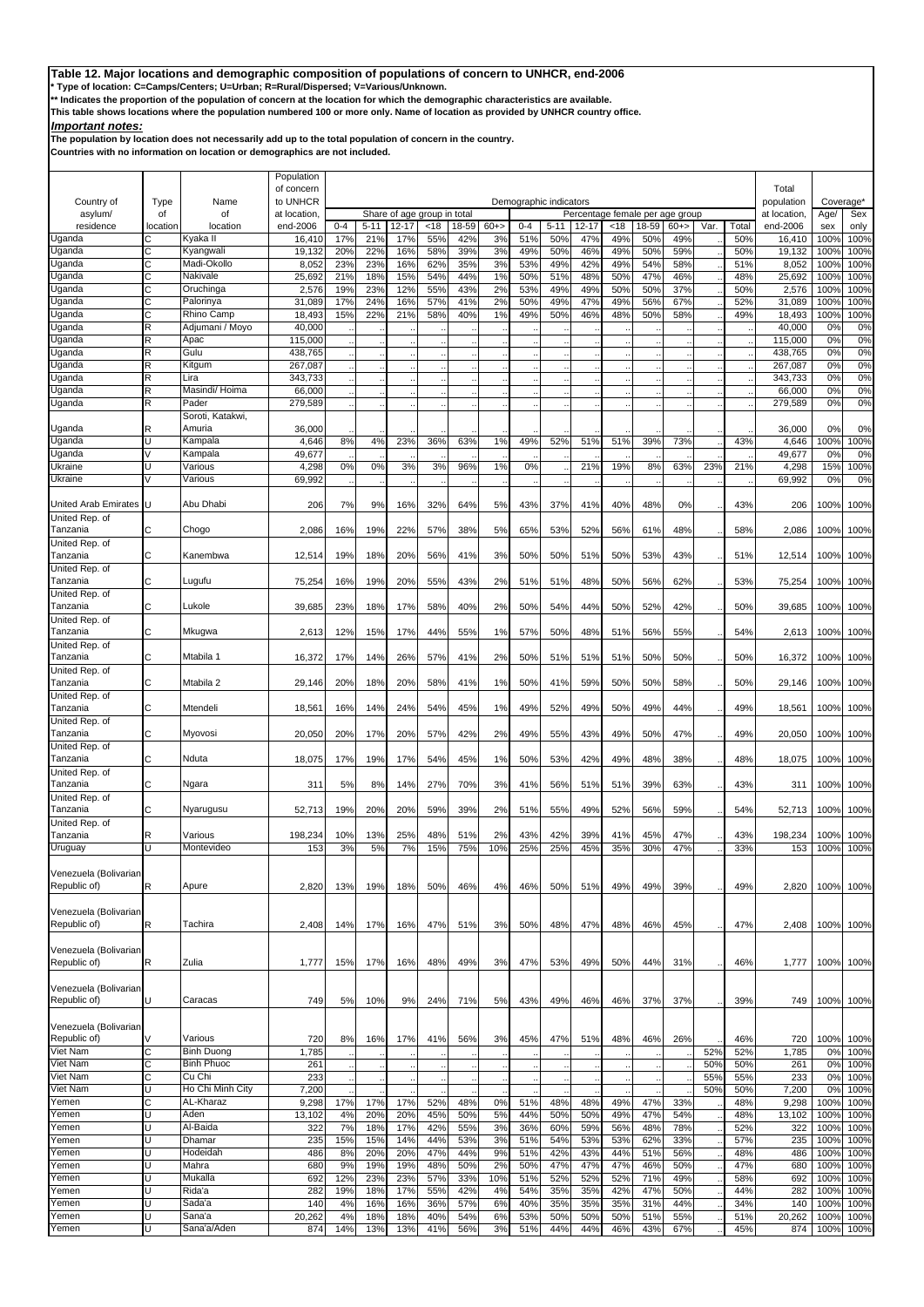**Table 12. Major locations and demographic composition of populations of concern to UNHCR, end-2006**

\* Type of location: C=Camps/Centers; U=Urban; R=Rural/Dispersed; V=Various/Unknown.

\*\* Indicates the proportion of the population of concern at the location for which the demographic characteristics are available.

This table shows locations where the population numbered 100 or more only. Name of location as provided by UNHCR country office.

***Important notes:***

The population by location does not necessarily add up to the total population of concern in the country.

Countries with no information on location or demographics are not included.

| Country of asylum/ residence | Type of location | Name of location | Population of concern to UNHCR at location, end-2006 | Demographic indicators: Share of age group in total | | | | | | Percentage female per age group | | | | | | | | Total population at location, end-2006 | Coverage* | |
|---|---|---|---|---|---|---|---|---|---|---|---|---|---|---|---|---|---|---|---|---|
| | | | | 0-4 | 5-11 | 12-17 | <18 | 18-59 | 60+> | 0-4 | 5-11 | 12-17 | <18 | 18-59 | 60+> | Var. | Total | | Age/ sex | Sex only |
| Uganda | C | Kyaka II | 16,410 | 17% | 21% | 17% | 55% | 42% | 3% | 51% | 50% | 47% | 49% | 50% | 49% | .. | 50% | 16,410 | 100% | 100% |
| Uganda | C | Kyangwali | 19,132 | 20% | 22% | 16% | 58% | 39% | 3% | 49% | 50% | 46% | 49% | 50% | 59% | .. | 50% | 19,132 | 100% | 100% |
| Uganda | C | Madi-Okollo | 8,052 | 23% | 23% | 16% | 62% | 35% | 3% | 53% | 49% | 42% | 49% | 54% | 58% | .. | 51% | 8,052 | 100% | 100% |
| Uganda | C | Nakivale | 25,692 | 21% | 18% | 15% | 54% | 44% | 1% | 50% | 51% | 48% | 50% | 47% | 46% | .. | 48% | 25,692 | 100% | 100% |
| Uganda | C | Oruchinga | 2,576 | 19% | 23% | 12% | 55% | 43% | 2% | 53% | 49% | 49% | 50% | 50% | 37% | .. | 50% | 2,576 | 100% | 100% |
| Uganda | C | Palorinya | 31,089 | 17% | 24% | 16% | 57% | 41% | 2% | 50% | 49% | 47% | 49% | 56% | 67% | .. | 52% | 31,089 | 100% | 100% |
| Uganda | C | Rhino Camp | 18,493 | 15% | 22% | 21% | 58% | 40% | 1% | 49% | 50% | 46% | 48% | 50% | 58% | .. | 49% | 18,493 | 100% | 100% |
| Uganda | R | Adjumani / Moyo | 40,000 | .. | .. | .. | .. | .. | .. | .. | .. | .. | .. | .. | .. | .. | .. | 40,000 | 0% | 0% |
| Uganda | R | Apac | 115,000 | .. | .. | .. | .. | .. | .. | .. | .. | .. | .. | .. | .. | .. | .. | 115,000 | 0% | 0% |
| Uganda | R | Gulu | 438,765 | .. | .. | .. | .. | .. | .. | .. | .. | .. | .. | .. | .. | .. | .. | 438,765 | 0% | 0% |
| Uganda | R | Kitgum | 267,087 | .. | .. | .. | .. | .. | .. | .. | .. | .. | .. | .. | .. | .. | .. | 267,087 | 0% | 0% |
| Uganda | R | Lira | 343,733 | .. | .. | .. | .. | .. | .. | .. | .. | .. | .. | .. | .. | .. | .. | 343,733 | 0% | 0% |
| Uganda | R | Masindi/ Hoima | 66,000 | .. | .. | .. | .. | .. | .. | .. | .. | .. | .. | .. | .. | .. | .. | 66,000 | 0% | 0% |
| Uganda | R | Pader | 279,589 | .. | .. | .. | .. | .. | .. | .. | .. | .. | .. | .. | .. | .. | .. | 279,589 | 0% | 0% |
| Uganda | R | Soroti, Katakwi, Amuria | 36,000 | .. | .. | .. | .. | .. | .. | .. | .. | .. | .. | .. | .. | .. | .. | 36,000 | 0% | 0% |
| Uganda | U | Kampala | 4,646 | 8% | 4% | 23% | 36% | 63% | 1% | 49% | 52% | 51% | 51% | 39% | 73% | .. | 43% | 4,646 | 100% | 100% |
| Uganda | V | Kampala | 49,677 | .. | .. | .. | .. | .. | .. | .. | .. | .. | .. | .. | .. | .. | .. | 49,677 | 0% | 0% |
| Ukraine | U | Various | 4,298 | 0% | 0% | 3% | 3% | 96% | 1% | 0% | .. | 21% | 19% | 8% | 63% | 23% | 21% | 4,298 | 15% | 100% |
| Ukraine | V | Various | 69,992 | .. | .. | .. | .. | .. | .. | .. | .. | .. | .. | .. | .. | .. | .. | 69,992 | 0% | 0% |
| United Arab Emirates | U | Abu Dhabi | 206 | 7% | 9% | 16% | 32% | 64% | 5% | 43% | 37% | 41% | 40% | 48% | 0% | .. | 43% | 206 | 100% | 100% |
| United Rep. of Tanzania | C | Chogo | 2,086 | 16% | 19% | 22% | 57% | 38% | 5% | 65% | 53% | 52% | 56% | 61% | 48% | .. | 58% | 2,086 | 100% | 100% |
| United Rep. of Tanzania | C | Kanembwa | 12,514 | 19% | 18% | 20% | 56% | 41% | 3% | 50% | 50% | 51% | 50% | 53% | 43% | .. | 51% | 12,514 | 100% | 100% |
| United Rep. of Tanzania | C | Lugufu | 75,254 | 16% | 19% | 20% | 55% | 43% | 2% | 51% | 51% | 48% | 50% | 56% | 62% | .. | 53% | 75,254 | 100% | 100% |
| United Rep. of Tanzania | C | Lukole | 39,685 | 23% | 18% | 17% | 58% | 40% | 2% | 50% | 54% | 44% | 50% | 52% | 42% | .. | 50% | 39,685 | 100% | 100% |
| United Rep. of Tanzania | C | Mkugwa | 2,613 | 12% | 15% | 17% | 44% | 55% | 1% | 57% | 50% | 48% | 51% | 56% | 55% | .. | 54% | 2,613 | 100% | 100% |
| United Rep. of Tanzania | C | Mtabila 1 | 16,372 | 17% | 14% | 26% | 57% | 41% | 2% | 50% | 51% | 51% | 51% | 50% | 50% | .. | 50% | 16,372 | 100% | 100% |
| United Rep. of Tanzania | C | Mtabila 2 | 29,146 | 20% | 18% | 20% | 58% | 41% | 1% | 50% | 41% | 59% | 50% | 50% | 58% | .. | 50% | 29,146 | 100% | 100% |
| United Rep. of Tanzania | C | Mtendeli | 18,561 | 16% | 14% | 24% | 54% | 45% | 1% | 49% | 52% | 49% | 50% | 49% | 44% | .. | 49% | 18,561 | 100% | 100% |
| United Rep. of Tanzania | C | Myovosi | 20,050 | 20% | 17% | 20% | 57% | 42% | 2% | 49% | 55% | 43% | 49% | 50% | 47% | .. | 49% | 20,050 | 100% | 100% |
| United Rep. of Tanzania | C | Nduta | 18,075 | 17% | 19% | 17% | 54% | 45% | 1% | 50% | 53% | 42% | 49% | 48% | 38% | .. | 48% | 18,075 | 100% | 100% |
| United Rep. of Tanzania | C | Ngara | 311 | 5% | 8% | 14% | 27% | 70% | 3% | 41% | 56% | 51% | 51% | 39% | 63% | .. | 43% | 311 | 100% | 100% |
| United Rep. of Tanzania | C | Nyarugusu | 52,713 | 19% | 20% | 20% | 59% | 39% | 2% | 51% | 55% | 49% | 52% | 56% | 59% | .. | 54% | 52,713 | 100% | 100% |
| United Rep. of Tanzania | R | Various | 198,234 | 10% | 13% | 25% | 48% | 51% | 2% | 43% | 42% | 39% | 41% | 45% | 47% | .. | 43% | 198,234 | 100% | 100% |
| Uruguay | U | Montevideo | 153 | 3% | 5% | 7% | 15% | 75% | 10% | 25% | 25% | 45% | 35% | 30% | 47% | .. | 33% | 153 | 100% | 100% |
| Venezuela (Bolivarian Republic of) | R | Apure | 2,820 | 13% | 19% | 18% | 50% | 46% | 4% | 46% | 50% | 51% | 49% | 49% | 39% | .. | 49% | 2,820 | 100% | 100% |
| Venezuela (Bolivarian Republic of) | R | Tachira | 2,408 | 14% | 17% | 16% | 47% | 51% | 3% | 50% | 48% | 47% | 48% | 46% | 45% | .. | 47% | 2,408 | 100% | 100% |
| Venezuela (Bolivarian Republic of) | R | Zulia | 1,777 | 15% | 17% | 16% | 48% | 49% | 3% | 47% | 53% | 49% | 50% | 44% | 31% | .. | 46% | 1,777 | 100% | 100% |
| Venezuela (Bolivarian Republic of) | U | Caracas | 749 | 5% | 10% | 9% | 24% | 71% | 5% | 43% | 49% | 46% | 46% | 37% | 37% | .. | 39% | 749 | 100% | 100% |
| Venezuela (Bolivarian Republic of) | V | Various | 720 | 8% | 16% | 17% | 41% | 56% | 3% | 45% | 47% | 51% | 48% | 46% | 26% | .. | 46% | 720 | 100% | 100% |
| Viet Nam | C | Binh Duong | 1,785 | .. | .. | .. | .. | .. | .. | .. | .. | .. | .. | .. | .. | 52% | 52% | 1,785 | 0% | 100% |
| Viet Nam | C | Binh Phuoc | 261 | .. | .. | .. | .. | .. | .. | .. | .. | .. | .. | .. | .. | 50% | 50% | 261 | 0% | 100% |
| Viet Nam | C | Cu Chi | 233 | .. | .. | .. | .. | .. | .. | .. | .. | .. | .. | .. | .. | 55% | 55% | 233 | 0% | 100% |
| Viet Nam | U | Ho Chi Minh City | 7,200 | .. | .. | .. | .. | .. | .. | .. | .. | .. | .. | .. | .. | 50% | 50% | 7,200 | 0% | 100% |
| Yemen | C | AL-Kharaz | 9,298 | 17% | 17% | 17% | 52% | 48% | 0% | 51% | 48% | 48% | 49% | 47% | 33% | .. | 48% | 9,298 | 100% | 100% |
| Yemen | U | Aden | 13,102 | 4% | 20% | 20% | 45% | 50% | 5% | 44% | 50% | 50% | 49% | 47% | 54% | .. | 48% | 13,102 | 100% | 100% |
| Yemen | U | Al-Baida | 322 | 7% | 18% | 17% | 42% | 55% | 3% | 36% | 60% | 59% | 56% | 48% | 78% | .. | 52% | 322 | 100% | 100% |
| Yemen | U | Dhamar | 235 | 15% | 15% | 14% | 44% | 53% | 3% | 51% | 54% | 53% | 53% | 62% | 33% | .. | 57% | 235 | 100% | 100% |
| Yemen | U | Hodeidah | 486 | 8% | 20% | 20% | 47% | 44% | 9% | 51% | 42% | 43% | 44% | 51% | 56% | .. | 48% | 486 | 100% | 100% |
| Yemen | U | Mahra | 680 | 9% | 19% | 19% | 48% | 50% | 2% | 50% | 47% | 47% | 47% | 46% | 50% | .. | 47% | 680 | 100% | 100% |
| Yemen | U | Mukalla | 692 | 12% | 23% | 23% | 57% | 33% | 10% | 51% | 52% | 52% | 52% | 71% | 49% | .. | 58% | 692 | 100% | 100% |
| Yemen | U | Rida'a | 282 | 19% | 18% | 17% | 55% | 42% | 4% | 54% | 35% | 35% | 42% | 47% | 50% | .. | 44% | 282 | 100% | 100% |
| Yemen | U | Sada'a | 140 | 4% | 16% | 16% | 36% | 57% | 6% | 40% | 35% | 35% | 35% | 31% | 44% | .. | 34% | 140 | 100% | 100% |
| Yemen | U | Sana'a | 20,262 | 4% | 18% | 18% | 40% | 54% | 6% | 53% | 50% | 50% | 50% | 51% | 55% | .. | 51% | 20,262 | 100% | 100% |
| Yemen | U | Sana'a/Aden | 874 | 14% | 13% | 13% | 41% | 56% | 3% | 51% | 44% | 44% | 46% | 43% | 67% | .. | 45% | 874 | 100% | 100% |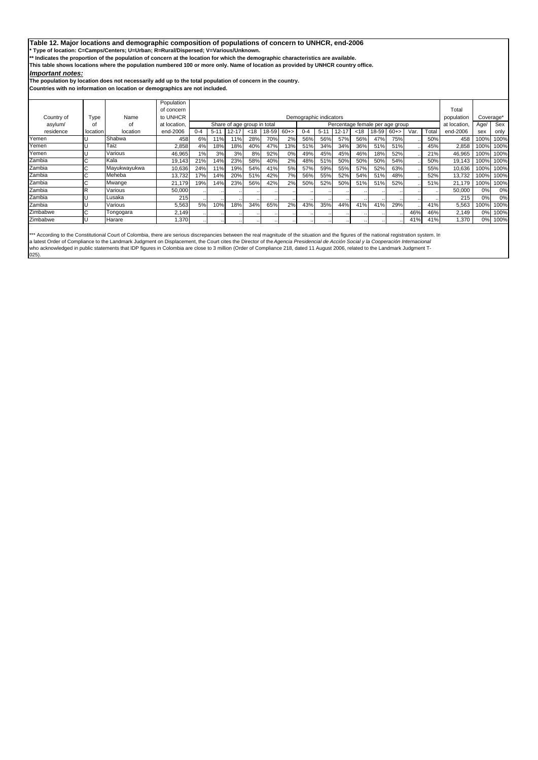**Table 12. Major locations and demographic composition of populations of concern to UNHCR, end-2006**

**\* Type of location: C=Camps/Centers; U=Urban; R=Rural/Dispersed; V=Various/Unknown.**

**\*\* Indicates the proportion of the population of concern at the location for which the demographic characteristics are available.**

**This table shows locations where the population numbered 100 or more only. Name of location as provided by UNHCR country office.**

***Important notes:***

**The population by location does not necessarily add up to the total population of concern in the country.**

**Countries with no information on location or demographics are not included.**

| Country of asylum/ residence | Type of location | Name of location | Population of concern to UNHCR at location, end-2006 | Demographic indicators | | | | | | | | | | | | | | | Total population at location, end-2006 | Coverage* | |
|---|---|---|---|---|---|---|---|---|---|---|---|---|---|---|---|---|---|---|---|---|---|
| | | | | Share of age group in total | | | | | | Percentage female per age group | | | | | | | | | | Age/ sex | Sex only |
| | | | | 0-4 | 5-11 | 12-17 | <18 | 18-59 | 60+> | 0-4 | 5-11 | 12-17 | <18 | 18-59 | 60+> | Var. | Total | | | | |
| Yemen | U | Shabwa | 458 | 6% | 11% | 11% | 28% | 70% | 2% | 56% | 56% | 57% | 56% | 47% | 75% | .. | 50% | | 458 | 100% | 100% |
| Yemen | U | Taiz | 2,858 | 4% | 18% | 18% | 40% | 47% | 13% | 51% | 34% | 34% | 36% | 51% | 51% | .. | 45% | | 2,858 | 100% | 100% |
| Yemen | U | Various | 46,965 | 1% | 3% | 3% | 8% | 92% | 0% | 49% | 45% | 45% | 46% | 18% | 52% | .. | 21% | | 46,965 | 100% | 100% |
| Zambia | C | Kala | 19,143 | 21% | 14% | 23% | 58% | 40% | 2% | 48% | 51% | 50% | 50% | 50% | 54% | .. | 50% | | 19,143 | 100% | 100% |
| Zambia | C | Mayukwayukwa | 10,636 | 24% | 11% | 19% | 54% | 41% | 5% | 57% | 59% | 55% | 57% | 52% | 63% | .. | 55% | | 10,636 | 100% | 100% |
| Zambia | C | Meheba | 13,732 | 17% | 14% | 20% | 51% | 42% | 7% | 56% | 55% | 52% | 54% | 51% | 48% | .. | 52% | | 13,732 | 100% | 100% |
| Zambia | C | Mwange | 21,179 | 19% | 14% | 23% | 56% | 42% | 2% | 50% | 52% | 50% | 51% | 51% | 52% | .. | 51% | | 21,179 | 100% | 100% |
| Zambia | R | Various | 50,000 | .. | .. | .. | .. | .. | .. | .. | .. | .. | .. | .. | .. | .. | .. | | 50,000 | 0% | 0% |
| Zambia | U | Lusaka | 215 | .. | .. | .. | .. | .. | .. | .. | .. | .. | .. | .. | .. | .. | .. | | 215 | 0% | 0% |
| Zambia | U | Various | 5,563 | 5% | 10% | 18% | 34% | 65% | 2% | 43% | 35% | 44% | 41% | 41% | 29% | .. | 41% | | 5,563 | 100% | 100% |
| Zimbabwe | C | Tongogara | 2,149 | .. | .. | .. | .. | .. | .. | .. | .. | .. | .. | .. | .. | 46% | 46% | | 2,149 | 0% | 100% |
| Zimbabwe | U | Harare | 1,370 | .. | .. | .. | .. | .. | .. | .. | .. | .. | .. | .. | .. | 41% | 41% | | 1,370 | 0% | 100% |

\*\*\* According to the Constitutional Court of Colombia, there are serious discrepancies between the real magnitude of the situation and the figures of the national registration system. In a latest Order of Compliance to the Landmark Judgment on Displacement, the Court cites the Director of the *Agencia Presidencial de Acción Social y la Cooperación Internacional* who acknowledged in public statements that IDP figures in Colombia are close to 3 million (Order of Compliance 218, dated 11 August 2006, related to the Landmark Judgment T-025).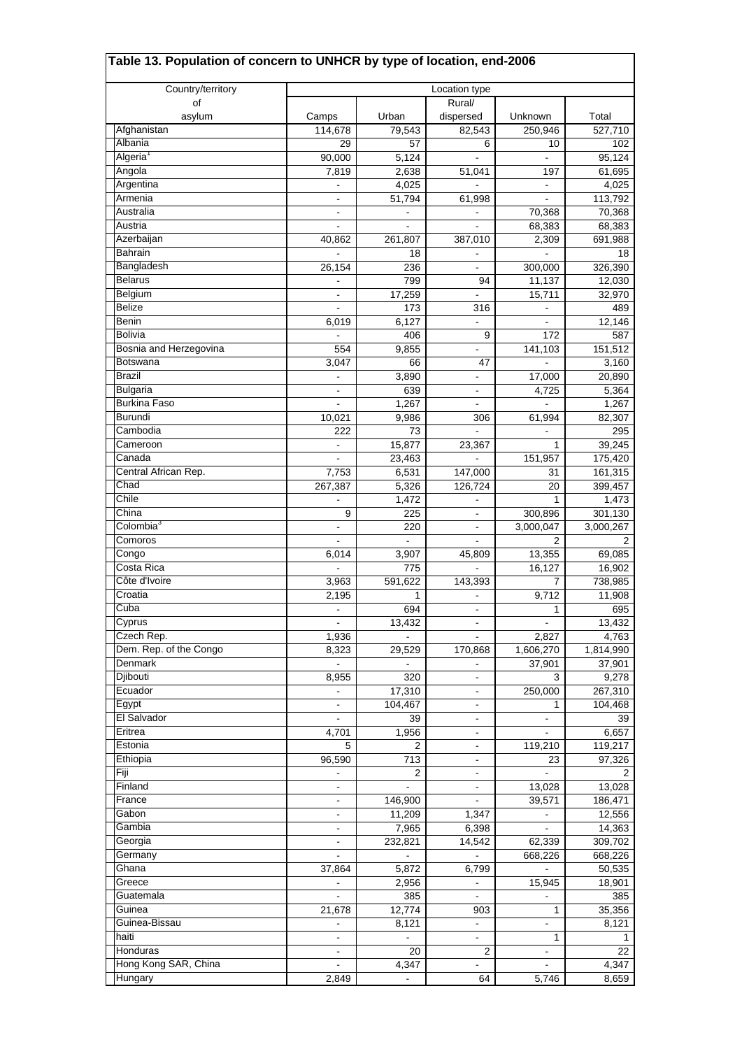# Table 13. Population of concern to UNHCR by type of location, end-2006

| Country/territory of asylum | Location type | | | | |
|---|---|---|---|---|---|
| | Camps | Urban | Rural/ dispersed | Unknown | Total |
| Afghanistan | 114,678 | 79,543 | 82,543 | 250,946 | 527,710 |
| Albania | 29 | 57 | 6 | 10 | 102 |
| Algeria[1] | 90,000 | 5,124 | - | - | 95,124 |
| Angola | 7,819 | 2,638 | 51,041 | 197 | 61,695 |
| Argentina | - | 4,025 | - | - | 4,025 |
| Armenia | - | 51,794 | 61,998 | - | 113,792 |
| Australia | - | - | - | 70,368 | 70,368 |
| Austria | - | - | - | 68,383 | 68,383 |
| Azerbaijan | 40,862 | 261,807 | 387,010 | 2,309 | 691,988 |
| Bahrain | - | 18 | - | - | 18 |
| Bangladesh | 26,154 | 236 | - | 300,000 | 326,390 |
| Belarus | - | 799 | 94 | 11,137 | 12,030 |
| Belgium | - | 17,259 | - | 15,711 | 32,970 |
| Belize | - | 173 | 316 | - | 489 |
| Benin | 6,019 | 6,127 | - | - | 12,146 |
| Bolivia | - | 406 | 9 | 172 | 587 |
| Bosnia and Herzegovina | 554 | 9,855 | - | 141,103 | 151,512 |
| Botswana | 3,047 | 66 | 47 | - | 3,160 |
| Brazil | - | 3,890 | - | 17,000 | 20,890 |
| Bulgaria | - | 639 | - | 4,725 | 5,364 |
| Burkina Faso | - | 1,267 | - | - | 1,267 |
| Burundi | 10,021 | 9,986 | 306 | 61,994 | 82,307 |
| Cambodia | 222 | 73 | - | - | 295 |
| Cameroon | - | 15,877 | 23,367 | 1 | 39,245 |
| Canada | - | 23,463 | - | 151,957 | 175,420 |
| Central African Rep. | 7,753 | 6,531 | 147,000 | 31 | 161,315 |
| Chad | 267,387 | 5,326 | 126,724 | 20 | 399,457 |
| Chile | - | 1,472 | - | 1 | 1,473 |
| China | 9 | 225 | - | 300,896 | 301,130 |
| Colombia[3] | - | 220 | - | 3,000,047 | 3,000,267 |
| Comoros | - | - | - | 2 | 2 |
| Congo | 6,014 | 3,907 | 45,809 | 13,355 | 69,085 |
| Costa Rica | - | 775 | - | 16,127 | 16,902 |
| Côte d'Ivoire | 3,963 | 591,622 | 143,393 | 7 | 738,985 |
| Croatia | 2,195 | 1 | - | 9,712 | 11,908 |
| Cuba | - | 694 | - | 1 | 695 |
| Cyprus | - | 13,432 | - | - | 13,432 |
| Czech Rep. | 1,936 | - | - | 2,827 | 4,763 |
| Dem. Rep. of the Congo | 8,323 | 29,529 | 170,868 | 1,606,270 | 1,814,990 |
| Denmark | - | - | - | 37,901 | 37,901 |
| Djibouti | 8,955 | 320 | - | 3 | 9,278 |
| Ecuador | - | 17,310 | - | 250,000 | 267,310 |
| Egypt | - | 104,467 | - | 1 | 104,468 |
| El Salvador | - | 39 | - | - | 39 |
| Eritrea | 4,701 | 1,956 | - | - | 6,657 |
| Estonia | 5 | 2 | - | 119,210 | 119,217 |
| Ethiopia | 96,590 | 713 | - | 23 | 97,326 |
| Fiji | - | 2 | - | - | 2 |
| Finland | - | - | - | 13,028 | 13,028 |
| France | - | 146,900 | - | 39,571 | 186,471 |
| Gabon | - | 11,209 | 1,347 | - | 12,556 |
| Gambia | - | 7,965 | 6,398 | - | 14,363 |
| Georgia | - | 232,821 | 14,542 | 62,339 | 309,702 |
| Germany | - | - | - | 668,226 | 668,226 |
| Ghana | 37,864 | 5,872 | 6,799 | - | 50,535 |
| Greece | - | 2,956 | - | 15,945 | 18,901 |
| Guatemala | - | 385 | - | - | 385 |
| Guinea | 21,678 | 12,774 | 903 | 1 | 35,356 |
| Guinea-Bissau | - | 8,121 | - | - | 8,121 |
| haiti | - | - | - | 1 | 1 |
| Honduras | - | 20 | 2 | - | 22 |
| Hong Kong SAR, China | - | 4,347 | - | - | 4,347 |
| Hungary | 2,849 | - | 64 | 5,746 | 8,659 |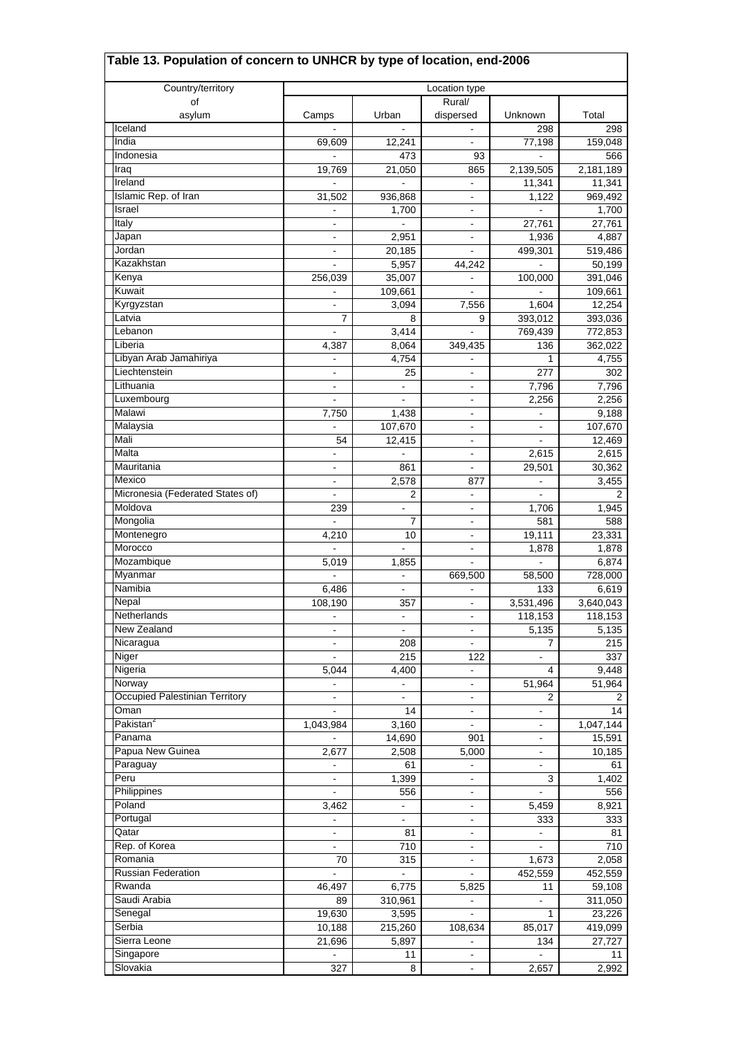## Table 13. Population of concern to UNHCR by type of location, end-2006

| Country/territory of asylum | Location type | | | | |
|---|---|---|---|---|---|
| | Camps | Urban | Rural/ dispersed | Unknown | Total |
| Iceland | - | - | - | 298 | 298 |
| India | 69,609 | 12,241 | - | 77,198 | 159,048 |
| Indonesia | - | 473 | 93 | - | 566 |
| Iraq | 19,769 | 21,050 | 865 | 2,139,505 | 2,181,189 |
| Ireland | - | - | - | 11,341 | 11,341 |
| Islamic Rep. of Iran | 31,502 | 936,868 | - | 1,122 | 969,492 |
| Israel | - | 1,700 | - | - | 1,700 |
| Italy | - | - | - | 27,761 | 27,761 |
| Japan | - | 2,951 | - | 1,936 | 4,887 |
| Jordan | - | 20,185 | - | 499,301 | 519,486 |
| Kazakhstan | - | 5,957 | 44,242 | - | 50,199 |
| Kenya | 256,039 | 35,007 | - | 100,000 | 391,046 |
| Kuwait | - | 109,661 | - | - | 109,661 |
| Kyrgyzstan | - | 3,094 | 7,556 | 1,604 | 12,254 |
| Latvia | 7 | 8 | 9 | 393,012 | 393,036 |
| Lebanon | - | 3,414 | - | 769,439 | 772,853 |
| Liberia | 4,387 | 8,064 | 349,435 | 136 | 362,022 |
| Libyan Arab Jamahiriya | - | 4,754 | - | 1 | 4,755 |
| Liechtenstein | - | 25 | - | 277 | 302 |
| Lithuania | - | - | - | 7,796 | 7,796 |
| Luxembourg | - | - | - | 2,256 | 2,256 |
| Malawi | 7,750 | 1,438 | - | - | 9,188 |
| Malaysia | - | 107,670 | - | - | 107,670 |
| Mali | 54 | 12,415 | - | - | 12,469 |
| Malta | - | - | - | 2,615 | 2,615 |
| Mauritania | - | 861 | - | 29,501 | 30,362 |
| Mexico | - | 2,578 | 877 | - | 3,455 |
| Micronesia (Federated States of) | - | 2 | - | - | 2 |
| Moldova | 239 | - | - | 1,706 | 1,945 |
| Mongolia | - | 7 | - | 581 | 588 |
| Montenegro | 4,210 | 10 | - | 19,111 | 23,331 |
| Morocco | - | - | - | 1,878 | 1,878 |
| Mozambique | 5,019 | 1,855 | - | - | 6,874 |
| Myanmar | - | - | 669,500 | 58,500 | 728,000 |
| Namibia | 6,486 | - | - | 133 | 6,619 |
| Nepal | 108,190 | 357 | - | 3,531,496 | 3,640,043 |
| Netherlands | - | - | - | 118,153 | 118,153 |
| New Zealand | - | - | - | 5,135 | 5,135 |
| Nicaragua | - | 208 | - | 7 | 215 |
| Niger | - | 215 | 122 | - | 337 |
| Nigeria | 5,044 | 4,400 | - | 4 | 9,448 |
| Norway | - | - | - | 51,964 | 51,964 |
| Occupied Palestinian Territory | - | - | - | 2 | 2 |
| Oman | - | 14 | - | - | 14 |
| Pakistan[2] | 1,043,984 | 3,160 | - | - | 1,047,144 |
| Panama | - | 14,690 | 901 | - | 15,591 |
| Papua New Guinea | 2,677 | 2,508 | 5,000 | - | 10,185 |
| Paraguay | - | 61 | - | - | 61 |
| Peru | - | 1,399 | - | 3 | 1,402 |
| Philippines | - | 556 | - | - | 556 |
| Poland | 3,462 | - | - | 5,459 | 8,921 |
| Portugal | - | - | - | 333 | 333 |
| Qatar | - | 81 | - | - | 81 |
| Rep. of Korea | - | 710 | - | - | 710 |
| Romania | 70 | 315 | - | 1,673 | 2,058 |
| Russian Federation | - | - | - | 452,559 | 452,559 |
| Rwanda | 46,497 | 6,775 | 5,825 | 11 | 59,108 |
| Saudi Arabia | 89 | 310,961 | - | - | 311,050 |
| Senegal | 19,630 | 3,595 | - | 1 | 23,226 |
| Serbia | 10,188 | 215,260 | 108,634 | 85,017 | 419,099 |
| Sierra Leone | 21,696 | 5,897 | - | 134 | 27,727 |
| Singapore | - | 11 | - | - | 11 |
| Slovakia | 327 | 8 | - | 2,657 | 2,992 |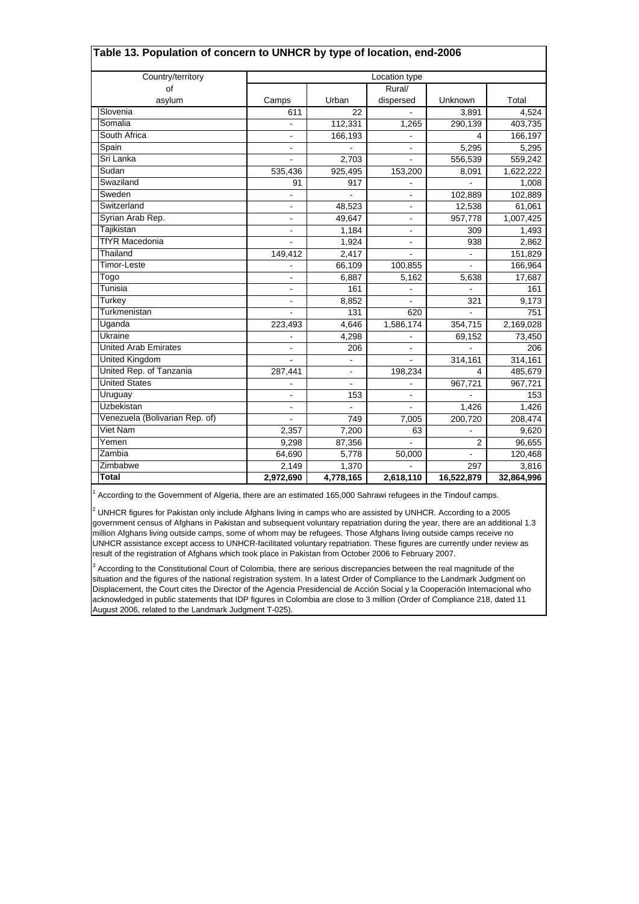## Table 13. Population of concern to UNHCR by type of location, end-2006

| Country/territory of asylum | Location type | | | | |
|---|---|---|---|---|---|
| | Camps | Urban | Rural/ dispersed | Unknown | Total |
| Slovenia | 611 | 22 | - | 3,891 | 4,524 |
| Somalia | - | 112,331 | 1,265 | 290,139 | 403,735 |
| South Africa | - | 166,193 | - | 4 | 166,197 |
| Spain | - | - | - | 5,295 | 5,295 |
| Sri Lanka | - | 2,703 | - | 556,539 | 559,242 |
| Sudan | 535,436 | 925,495 | 153,200 | 8,091 | 1,622,222 |
| Swaziland | 91 | 917 | - | - | 1,008 |
| Sweden | - | - | - | 102,889 | 102,889 |
| Switzerland | - | 48,523 | - | 12,538 | 61,061 |
| Syrian Arab Rep. | - | 49,647 | - | 957,778 | 1,007,425 |
| Tajikistan | - | 1,184 | - | 309 | 1,493 |
| TfYR Macedonia | - | 1,924 | - | 938 | 2,862 |
| Thailand | 149,412 | 2,417 | - | - | 151,829 |
| Timor-Leste | - | 66,109 | 100,855 | - | 166,964 |
| Togo | - | 6,887 | 5,162 | 5,638 | 17,687 |
| Tunisia | - | 161 | - | - | 161 |
| Turkey | - | 8,852 | - | 321 | 9,173 |
| Turkmenistan | - | 131 | 620 | - | 751 |
| Uganda | 223,493 | 4,646 | 1,586,174 | 354,715 | 2,169,028 |
| Ukraine | - | 4,298 | - | 69,152 | 73,450 |
| United Arab Emirates | - | 206 | - | - | 206 |
| United Kingdom | - | - | - | 314,161 | 314,161 |
| United Rep. of Tanzania | 287,441 | - | 198,234 | 4 | 485,679 |
| United States | - | - | - | 967,721 | 967,721 |
| Uruguay | - | 153 | - | - | 153 |
| Uzbekistan | - | - | - | 1,426 | 1,426 |
| Venezuela (Bolivarian Rep. of) | - | 749 | 7,005 | 200,720 | 208,474 |
| Viet Nam | 2,357 | 7,200 | 63 | - | 9,620 |
| Yemen | 9,298 | 87,356 | - | 2 | 96,655 |
| Zambia | 64,690 | 5,778 | 50,000 | - | 120,468 |
| Zimbabwe | 2,149 | 1,370 | - | 297 | 3,816 |
| **Total** | **2,972,690** | **4,778,165** | **2,618,110** | **16,522,879** | **32,864,996** |

[1] According to the Government of Algeria, there are an estimated 165,000 Sahrawi refugees in the Tindouf camps.

[2] UNHCR figures for Pakistan only include Afghans living in camps who are assisted by UNHCR. According to a 2005 government census of Afghans in Pakistan and subsequent voluntary repatriation during the year, there are an additional 1.3 million Afghans living outside camps, some of whom may be refugees. Those Afghans living outside camps receive no UNHCR assistance except access to UNHCR-facilitated voluntary repatriation. These figures are currently under review as result of the registration of Afghans which took place in Pakistan from October 2006 to February 2007.

[3] According to the Constitutional Court of Colombia, there are serious discrepancies between the real magnitude of the situation and the figures of the national registration system. In a latest Order of Compliance to the Landmark Judgment on Displacement, the Court cites the Director of the Agencia Presidencial de Acción Social y la Cooperación Internacional who acknowledged in public statements that IDP figures in Colombia are close to 3 million (Order of Compliance 218, dated 11 August 2006, related to the Landmark Judgment T-025).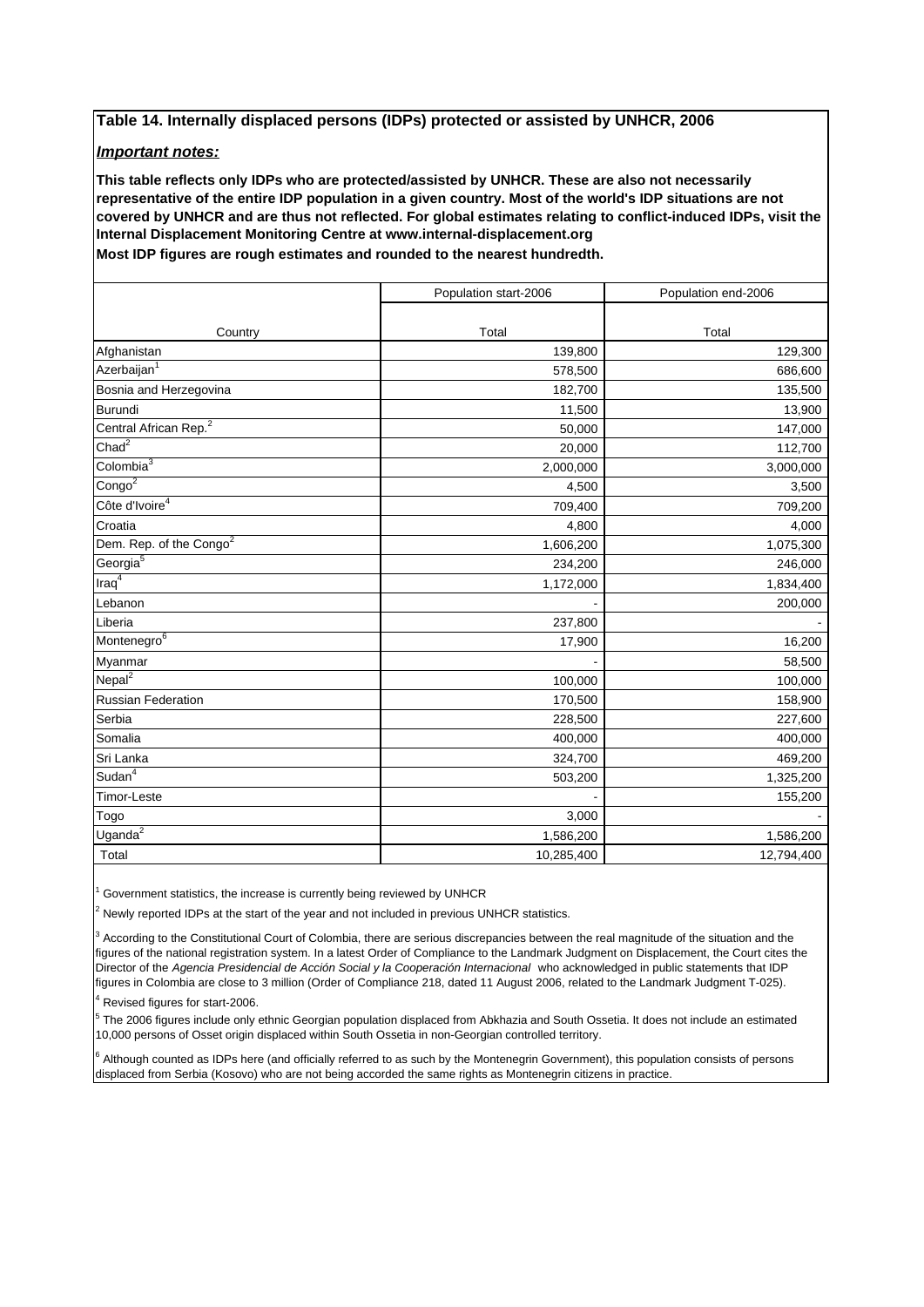**Table 14. Internally displaced persons (IDPs) protected or assisted by UNHCR, 2006**

***Important notes:***

**This table reflects only IDPs who are protected/assisted by UNHCR. These are also not necessarily representative of the entire IDP population in a given country. Most of the world's IDP situations are not covered by UNHCR and are thus not reflected. For global estimates relating to conflict-induced IDPs, visit the Internal Displacement Monitoring Centre at www.internal-displacement.org**

**Most IDP figures are rough estimates and rounded to the nearest hundredth.**

| | Population start-2006 | Population end-2006 |
|---|---|---|
| Country | Total | Total |
| Afghanistan | 139,800 | 129,300 |
| Azerbaijan[1] | 578,500 | 686,600 |
| Bosnia and Herzegovina | 182,700 | 135,500 |
| Burundi | 11,500 | 13,900 |
| Central African Rep.[2] | 50,000 | 147,000 |
| Chad[2] | 20,000 | 112,700 |
| Colombia[3] | 2,000,000 | 3,000,000 |
| Congo[2] | 4,500 | 3,500 |
| Côte d'Ivoire[4] | 709,400 | 709,200 |
| Croatia | 4,800 | 4,000 |
| Dem. Rep. of the Congo[2] | 1,606,200 | 1,075,300 |
| Georgia[5] | 234,200 | 246,000 |
| Iraq[4] | 1,172,000 | 1,834,400 |
| Lebanon | - | 200,000 |
| Liberia | 237,800 | - |
| Montenegro[6] | 17,900 | 16,200 |
| Myanmar | - | 58,500 |
| Nepal[2] | 100,000 | 100,000 |
| Russian Federation | 170,500 | 158,900 |
| Serbia | 228,500 | 227,600 |
| Somalia | 400,000 | 400,000 |
| Sri Lanka | 324,700 | 469,200 |
| Sudan[4] | 503,200 | 1,325,200 |
| Timor-Leste | - | 155,200 |
| Togo | 3,000 | - |
| Uganda[2] | 1,586,200 | 1,586,200 |
| Total | 10,285,400 | 12,794,400 |

[1] Government statistics, the increase is currently being reviewed by UNHCR

[2] Newly reported IDPs at the start of the year and not included in previous UNHCR statistics.

[3] According to the Constitutional Court of Colombia, there are serious discrepancies between the real magnitude of the situation and the figures of the national registration system. In a latest Order of Compliance to the Landmark Judgment on Displacement, the Court cites the Director of the *Agencia Presidencial de Acción Social y la Cooperación Internacional* who acknowledged in public statements that IDP figures in Colombia are close to 3 million (Order of Compliance 218, dated 11 August 2006, related to the Landmark Judgment T-025).

[4] Revised figures for start-2006.

[5] The 2006 figures include only ethnic Georgian population displaced from Abkhazia and South Ossetia. It does not include an estimated 10,000 persons of Osset origin displaced within South Ossetia in non-Georgian controlled territory.

[6] Although counted as IDPs here (and officially referred to as such by the Montenegrin Government), this population consists of persons displaced from Serbia (Kosovo) who are not being accorded the same rights as Montenegrin citizens in practice.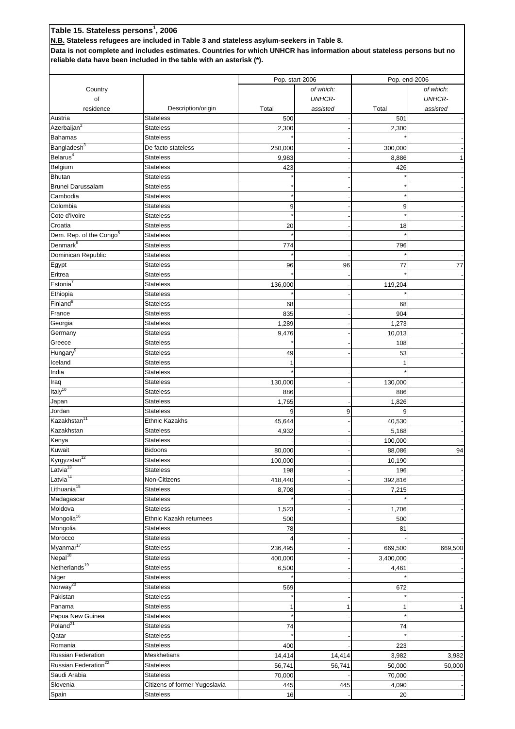**Table 15. Stateless persons[1], 2006**

**N.B. Stateless refugees are included in Table 3 and stateless asylum-seekers in Table 8.**

**Data is not complete and includes estimates. Countries for which UNHCR has information about stateless persons but no reliable data have been included in the table with an asterisk (*).**

| Country of residence | Description/origin | Pop. start-2006 Total | Pop. start-2006 of which: UNHCR-assisted | Pop. end-2006 Total | Pop. end-2006 of which: UNHCR-assisted |
|---|---|---|---|---|---|
| Austria | Stateless | 500 | - | 501 | - |
| Azerbaijan[2] | Stateless | 2,300 | - | 2,300 | |
| Bahamas | Stateless | * | - | * | - |
| Bangladesh[3] | De facto stateless | 250,000 | - | 300,000 | - |
| Belarus[4] | Stateless | 9,983 | - | 8,886 | 1 |
| Belgium | Stateless | 423 | - | 426 | - |
| Bhutan | Stateless | * | - | * | - |
| Brunei Darussalam | Stateless | * | - | * | - |
| Cambodia | Stateless | * | - | * | - |
| Colombia | Stateless | 9 | - | 9 | - |
| Cote d'Ivoire | Stateless | * | - | * | - |
| Croatia | Stateless | 20 | - | 18 | - |
| Dem. Rep. of the Congo[5] | Stateless | * | - | * | - |
| Denmark[6] | Stateless | 774 | | 796 | |
| Dominican Republic | Stateless | * | - | * | - |
| Egypt | Stateless | 96 | 96 | 77 | 77 |
| Eritrea | Stateless | * | - | * | - |
| Estonia[7] | Stateless | 136,000 | - | 119,204 | - |
| Ethiopia | Stateless | * | - | * | - |
| Finland[8] | Stateless | 68 | | 68 | |
| France | Stateless | 835 | - | 904 | - |
| Georgia | Stateless | 1,289 | - | 1,273 | - |
| Germany | Stateless | 9,476 | - | 10,013 | - |
| Greece | Stateless | * | - | 108 | - |
| Hungary[9] | Stateless | 49 | - | 53 | - |
| Iceland | Stateless | 1 | | 1 | |
| India | Stateless | * | - | * | - |
| Iraq | Stateless | 130,000 | - | 130,000 | - |
| Italy[10] | Stateless | 886 | | 886 | |
| Japan | Stateless | 1,765 | - | 1,826 | - |
| Jordan | Stateless | 9 | 9 | 9 | - |
| Kazakhstan[11] | Ethnic Kazakhs | 45,644 | - | 40,530 | - |
| Kazakhstan | Stateless | 4,932 | - | 5,168 | - |
| Kenya | Stateless | - | - | 100,000 | - |
| Kuwait | Bidoons | 80,000 | - | 88,086 | 94 |
| Kyrgyzstan[12] | Stateless | 100,000 | - | 10,190 | - |
| Latvia[13] | Stateless | 198 | - | 196 | - |
| Latvia[14] | Non-Citizens | 418,440 | - | 392,816 | - |
| Lithuania[15] | Stateless | 8,708 | - | 7,215 | - |
| Madagascar | Stateless | * | - | * | - |
| Moldova | Stateless | 1,523 | - | 1,706 | - |
| Mongolia[16] | Ethnic Kazakh returnees | 500 | | 500 | |
| Mongolia | Stateless | 78 | | 81 | |
| Morocco | Stateless | 4 | - | - | - |
| Myanmar[17] | Stateless | 236,495 | - | 669,500 | 669,500 |
| Nepal[18] | Stateless | 400,000 | - | 3,400,000 | - |
| Netherlands[19] | Stateless | 6,500 | - | 4,461 | - |
| Niger | Stateless | * | - | * | - |
| Norway[20] | Stateless | 569 | | 672 | |
| Pakistan | Stateless | * | - | * | - |
| Panama | Stateless | 1 | 1 | 1 | 1 |
| Papua New Guinea | Stateless | * | - | * | - |
| Poland[21] | Stateless | 74 | | 74 | |
| Qatar | Stateless | * | - | * | - |
| Romania | Stateless | 400 | - | 223 | - |
| Russian Federation | Meskhetians | 14,414 | 14,414 | 3,982 | 3,982 |
| Russian Federation[22] | Stateless | 56,741 | 56,741 | 50,000 | 50,000 |
| Saudi Arabia | Stateless | 70,000 | - | 70,000 | - |
| Slovenia | Citizens of former Yugoslavia | 445 | 445 | 4,090 | - |
| Spain | Stateless | 16 | - | 20 | - |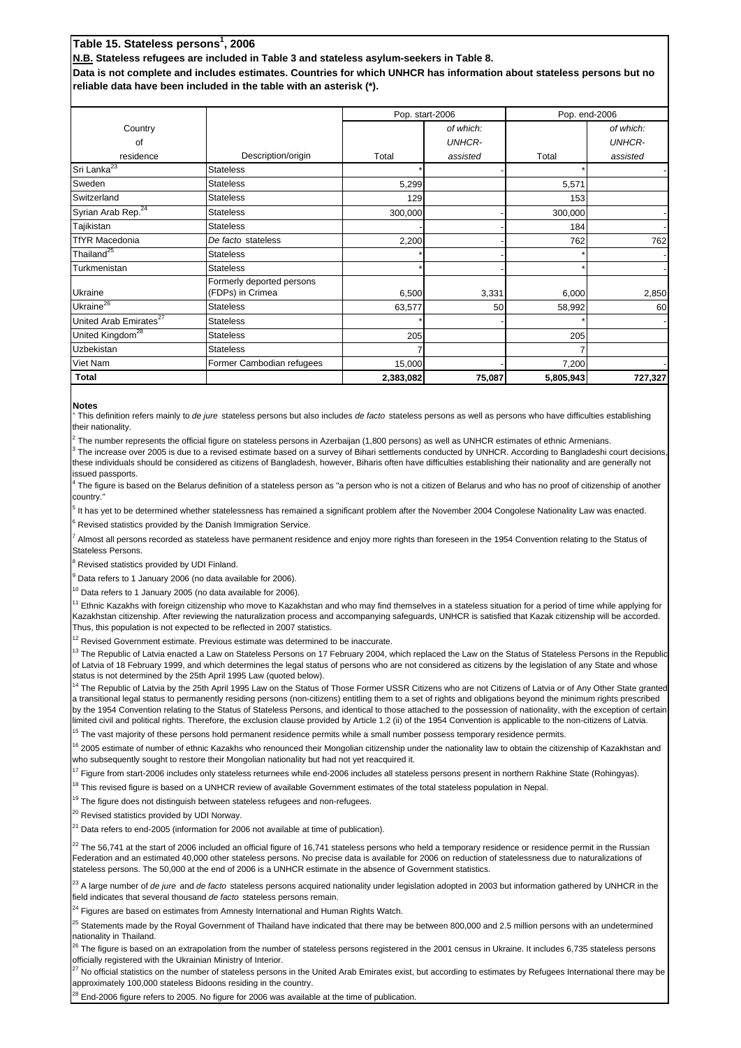**Table 15. Stateless persons[1], 2006**

**N.B. Stateless refugees are included in Table 3 and stateless asylum-seekers in Table 8.**

**Data is not complete and includes estimates. Countries for which UNHCR has information about stateless persons but no reliable data have been included in the table with an asterisk (*).**

| Country of residence | Description/origin | Pop. start-2006 | | Pop. end-2006 | |
|---|---|---|---|---|---|
| | | Total | *of which: UNHCR-assisted* | Total | *of which: UNHCR-assisted* |
| Sri Lanka[23] | Stateless | * | - | * | - |
| Sweden | Stateless | 5,299 | | 5,571 | |
| Switzerland | Stateless | 129 | | 153 | |
| Syrian Arab Rep.[24] | Stateless | 300,000 | - | 300,000 | - |
| Tajikistan | Stateless | - | - | 184 | - |
| TfYR Macedonia | *De facto* stateless | 2,200 | - | 762 | 762 |
| Thailand[25] | Stateless | * | - | * | - |
| Turkmenistan | Stateless | * | - | * | - |
| Ukraine | Formerly deported persons (FDPs) in Crimea | 6,500 | 3,331 | 6,000 | 2,850 |
| Ukraine[26] | Stateless | 63,577 | 50 | 58,992 | 60 |
| United Arab Emirates[27] | Stateless | * | - | * | - |
| United Kingdom[28] | Stateless | 205 | | 205 | |
| Uzbekistan | Stateless | 7 | | 7 | |
| Viet Nam | Former Cambodian refugees | 15,000 | - | 7,200 | - |
| **Total** | | **2,383,082** | **75,087** | **5,805,943** | **727,327** |

**Notes**

[1] This definition refers mainly to *de jure* stateless persons but also includes *de facto* stateless persons as well as persons who have difficulties establishing their nationality.

[2] The number represents the official figure on stateless persons in Azerbaijan (1,800 persons) as well as UNHCR estimates of ethnic Armenians.

[3] The increase over 2005 is due to a revised estimate based on a survey of Bihari settlements conducted by UNHCR. According to Bangladeshi court decisions, these individuals should be considered as citizens of Bangladesh, however, Biharis often have difficulties establishing their nationality and are generally not issued passports.

[4] The figure is based on the Belarus definition of a stateless person as "a person who is not a citizen of Belarus and who has no proof of citizenship of another country."

[5] It has yet to be determined whether statelessness has remained a significant problem after the November 2004 Congolese Nationality Law was enacted.

[6] Revised statistics provided by the Danish Immigration Service.

[7] Almost all persons recorded as stateless have permanent residence and enjoy more rights than foreseen in the 1954 Convention relating to the Status of Stateless Persons.

[8] Revised statistics provided by UDI Finland.

[9] Data refers to 1 January 2006 (no data available for 2006).

[10] Data refers to 1 January 2005 (no data available for 2006).

[11] Ethnic Kazakhs with foreign citizenship who move to Kazakhstan and who may find themselves in a stateless situation for a period of time while applying for Kazakhstan citizenship. After reviewing the naturalization process and accompanying safeguards, UNHCR is satisfied that Kazak citizenship will be accorded. Thus, this population is not expected to be reflected in 2007 statistics.

[12] Revised Government estimate. Previous estimate was determined to be inaccurate.

[13] The Republic of Latvia enacted a Law on Stateless Persons on 17 February 2004, which replaced the Law on the Status of Stateless Persons in the Republic of Latvia of 18 February 1999, and which determines the legal status of persons who are not considered as citizens by the legislation of any State and whose status is not determined by the 25th April 1995 Law (quoted below).

[14] The Republic of Latvia by the 25th April 1995 Law on the Status of Those Former USSR Citizens who are not Citizens of Latvia or of Any Other State granted a transitional legal status to permanently residing persons (non-citizens) entitling them to a set of rights and obligations beyond the minimum rights prescribed by the 1954 Convention relating to the Status of Stateless Persons, and identical to those attached to the possession of nationality, with the exception of certain limited civil and political rights. Therefore, the exclusion clause provided by Article 1.2 (ii) of the 1954 Convention is applicable to the non-citizens of Latvia.

[15] The vast majority of these persons hold permanent residence permits while a small number possess temporary residence permits.

[16] 2005 estimate of number of ethnic Kazakhs who renounced their Mongolian citizenship under the nationality law to obtain the citizenship of Kazakhstan and who subsequently sought to restore their Mongolian nationality but had not yet reacquired it.

[17] Figure from start-2006 includes only stateless returnees while end-2006 includes all stateless persons present in northern Rakhine State (Rohingyas).

[18] This revised figure is based on a UNHCR review of available Government estimates of the total stateless population in Nepal.

[19] The figure does not distinguish between stateless refugees and non-refugees.

[20] Revised statistics provided by UDI Norway.

[21] Data refers to end-2005 (information for 2006 not available at time of publication).

[22] The 56,741 at the start of 2006 included an official figure of 16,741 stateless persons who held a temporary residence or residence permit in the Russian Federation and an estimated 40,000 other stateless persons. No precise data is available for 2006 on reduction of statelessness due to naturalizations of stateless persons. The 50,000 at the end of 2006 is a UNHCR estimate in the absence of Government statistics.

[23] A large number of *de jure* and *de facto* stateless persons acquired nationality under legislation adopted in 2003 but information gathered by UNHCR in the field indicates that several thousand *de facto* stateless persons remain.

[24] Figures are based on estimates from Amnesty International and Human Rights Watch.

[25] Statements made by the Royal Government of Thailand have indicated that there may be between 800,000 and 2.5 million persons with an undetermined nationality in Thailand.

[26] The figure is based on an extrapolation from the number of stateless persons registered in the 2001 census in Ukraine. It includes 6,735 stateless persons officially registered with the Ukrainian Ministry of Interior.

[27] No official statistics on the number of stateless persons in the United Arab Emirates exist, but according to estimates by Refugees International there may be approximately 100,000 stateless Bidoons residing in the country.

[28] End-2006 figure refers to 2005. No figure for 2006 was available at the time of publication.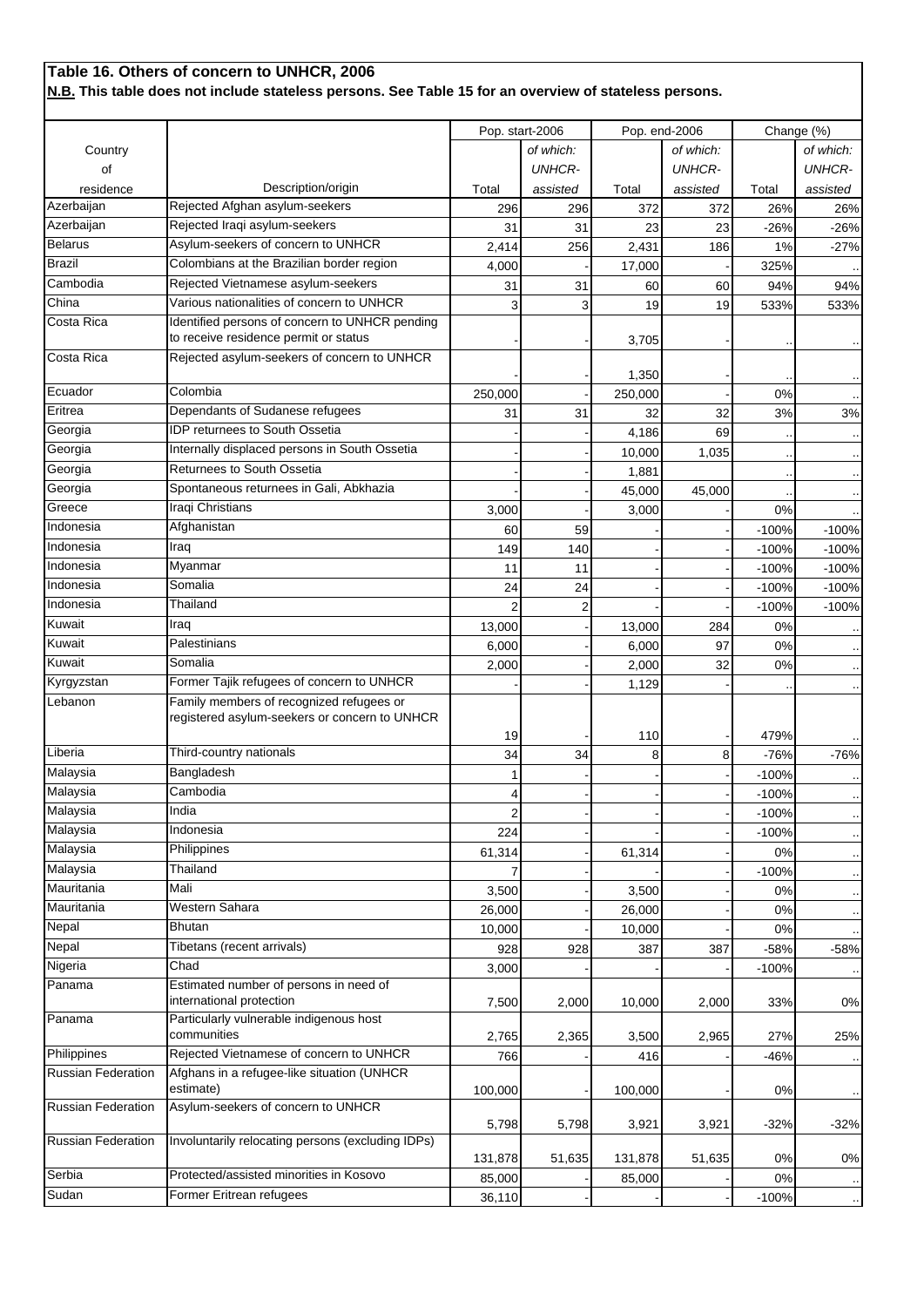# Table 16. Others of concern to UNHCR, 2006

**N.B. This table does not include stateless persons. See Table 15 for an overview of stateless persons.**

| Country of residence | Description/origin | Pop. start-2006 | | Pop. end-2006 | | Change (%) | |
|---|---|---|---|---|---|---|---|
| | | Total | *of which: UNHCR-assisted* | Total | *of which: UNHCR-assisted* | Total | *of which: UNHCR-assisted* |
| Azerbaijan | Rejected Afghan asylum-seekers | 296 | 296 | 372 | 372 | 26% | 26% |
| Azerbaijan | Rejected Iraqi asylum-seekers | 31 | 31 | 23 | 23 | -26% | -26% |
| Belarus | Asylum-seekers of concern to UNHCR | 2,414 | 256 | 2,431 | 186 | 1% | -27% |
| Brazil | Colombians at the Brazilian border region | 4,000 | - | 17,000 | - | 325% | .. |
| Cambodia | Rejected Vietnamese asylum-seekers | 31 | 31 | 60 | 60 | 94% | 94% |
| China | Various nationalities of concern to UNHCR | 3 | 3 | 19 | 19 | 533% | 533% |
| Costa Rica | Identified persons of concern to UNHCR pending to receive residence permit or status | - | - | 3,705 | - | .. | .. |
| Costa Rica | Rejected asylum-seekers of concern to UNHCR | - | - | 1,350 | - | .. | .. |
| Ecuador | Colombia | 250,000 | - | 250,000 | - | 0% | .. |
| Eritrea | Dependants of Sudanese refugees | 31 | 31 | 32 | 32 | 3% | 3% |
| Georgia | IDP returnees to South Ossetia | - | - | 4,186 | 69 | .. | .. |
| Georgia | Internally displaced persons in South Ossetia | - | - | 10,000 | 1,035 | .. | .. |
| Georgia | Returnees to South Ossetia | - | - | 1,881 | | .. | .. |
| Georgia | Spontaneous returnees in Gali, Abkhazia | - | - | 45,000 | 45,000 | .. | .. |
| Greece | Iraqi Christians | 3,000 | - | 3,000 | - | 0% | .. |
| Indonesia | Afghanistan | 60 | 59 | - | - | -100% | -100% |
| Indonesia | Iraq | 149 | 140 | - | - | -100% | -100% |
| Indonesia | Myanmar | 11 | 11 | - | - | -100% | -100% |
| Indonesia | Somalia | 24 | 24 | - | - | -100% | -100% |
| Indonesia | Thailand | 2 | 2 | - | - | -100% | -100% |
| Kuwait | Iraq | 13,000 | - | 13,000 | 284 | 0% | .. |
| Kuwait | Palestinians | 6,000 | - | 6,000 | 97 | 0% | .. |
| Kuwait | Somalia | 2,000 | - | 2,000 | 32 | 0% | .. |
| Kyrgyzstan | Former Tajik refugees of concern to UNHCR | - | - | 1,129 | - | .. | .. |
| Lebanon | Family members of recognized refugees or registered asylum-seekers or concern to UNHCR | 19 | - | 110 | - | 479% | .. |
| Liberia | Third-country nationals | 34 | 34 | 8 | 8 | -76% | -76% |
| Malaysia | Bangladesh | 1 | - | - | - | -100% | .. |
| Malaysia | Cambodia | 4 | - | - | - | -100% | .. |
| Malaysia | India | 2 | - | - | - | -100% | .. |
| Malaysia | Indonesia | 224 | - | - | - | -100% | .. |
| Malaysia | Philippines | 61,314 | - | 61,314 | - | 0% | .. |
| Malaysia | Thailand | 7 | - | - | - | -100% | .. |
| Mauritania | Mali | 3,500 | - | 3,500 | - | 0% | .. |
| Mauritania | Western Sahara | 26,000 | - | 26,000 | - | 0% | .. |
| Nepal | Bhutan | 10,000 | - | 10,000 | - | 0% | .. |
| Nepal | Tibetans (recent arrivals) | 928 | 928 | 387 | 387 | -58% | -58% |
| Nigeria | Chad | 3,000 | - | - | - | -100% | .. |
| Panama | Estimated number of persons in need of international protection | 7,500 | 2,000 | 10,000 | 2,000 | 33% | 0% |
| Panama | Particularly vulnerable indigenous host communities | 2,765 | 2,365 | 3,500 | 2,965 | 27% | 25% |
| Philippines | Rejected Vietnamese of concern to UNHCR | 766 | - | 416 | - | -46% | .. |
| Russian Federation | Afghans in a refugee-like situation (UNHCR estimate) | 100,000 | - | 100,000 | - | 0% | .. |
| Russian Federation | Asylum-seekers of concern to UNHCR | 5,798 | 5,798 | 3,921 | 3,921 | -32% | -32% |
| Russian Federation | Involuntarily relocating persons (excluding IDPs) | 131,878 | 51,635 | 131,878 | 51,635 | 0% | 0% |
| Serbia | Protected/assisted minorities in Kosovo | 85,000 | - | 85,000 | - | 0% | .. |
| Sudan | Former Eritrean refugees | 36,110 | - | - | - | -100% | .. |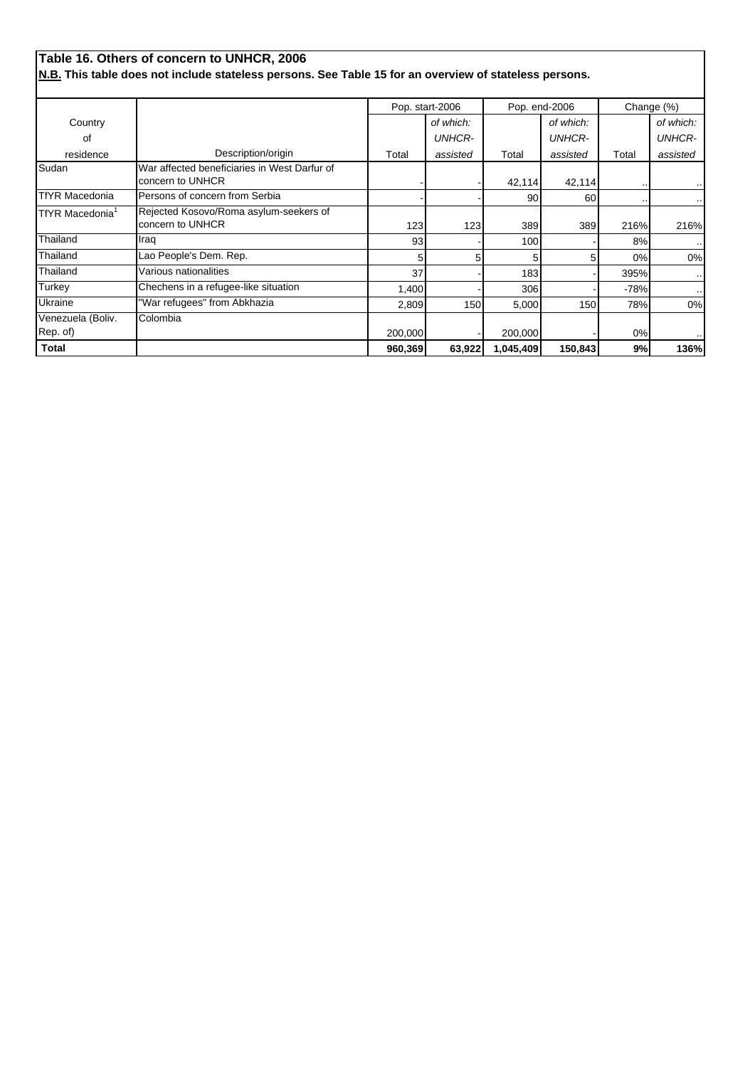## Table 16. Others of concern to UNHCR, 2006

**N.B. This table does not include stateless persons. See Table 15 for an overview of stateless persons.**

| Country of residence | Description/origin | Pop. start-2006 | | Pop. end-2006 | | Change (%) | |
|---|---|---|---|---|---|---|---|
| | | Total | *of which: UNHCR-assisted* | Total | *of which: UNHCR-assisted* | Total | *of which: UNHCR-assisted* |
| Sudan | War affected beneficiaries in West Darfur of concern to UNHCR | - | - | 42,114 | 42,114 | .. | .. |
| TfYR Macedonia | Persons of concern from Serbia | - | - | 90 | 60 | .. | .. |
| TfYR Macedonia[1] | Rejected Kosovo/Roma asylum-seekers of concern to UNHCR | 123 | 123 | 389 | 389 | 216% | 216% |
| Thailand | Iraq | 93 | - | 100 | - | 8% | .. |
| Thailand | Lao People's Dem. Rep. | 5 | 5 | 5 | 5 | 0% | 0% |
| Thailand | Various nationalities | 37 | - | 183 | - | 395% | .. |
| Turkey | Chechens in a refugee-like situation | 1,400 | - | 306 | - | -78% | .. |
| Ukraine | "War refugees" from Abkhazia | 2,809 | 150 | 5,000 | 150 | 78% | 0% |
| Venezuela (Boliv. Rep. of) | Colombia | 200,000 | - | 200,000 | - | 0% | .. |
| **Total** | | **960,369** | **63,922** | **1,045,409** | **150,843** | **9%** | **136%** |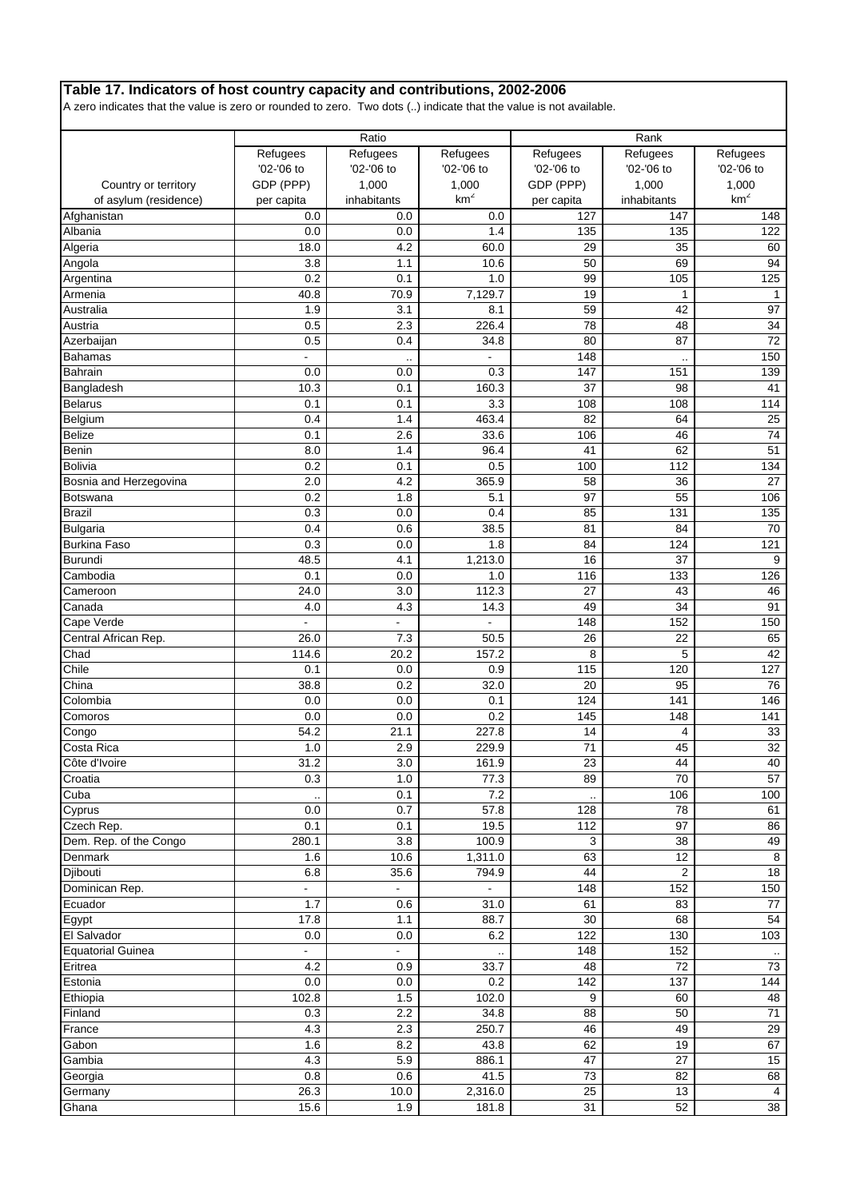# Table 17. Indicators of host country capacity and contributions, 2002-2006

A zero indicates that the value is zero or rounded to zero. Two dots (..) indicate that the value is not available.

| | Ratio | | | Rank | | |
|---|---|---|---|---|---|---|
| Country or territory of asylum (residence) | Refugees '02-'06 to GDP (PPP) per capita | Refugees '02-'06 to 1,000 inhabitants | Refugees '02-'06 to 1,000 $km^2$ | Refugees '02-'06 to GDP (PPP) per capita | Refugees '02-'06 to 1,000 inhabitants | Refugees '02-'06 to 1,000 $km^2$ |
| Afghanistan | 0.0 | 0.0 | 0.0 | 127 | 147 | 148 |
| Albania | 0.0 | 0.0 | 1.4 | 135 | 135 | 122 |
| Algeria | 18.0 | 4.2 | 60.0 | 29 | 35 | 60 |
| Angola | 3.8 | 1.1 | 10.6 | 50 | 69 | 94 |
| Argentina | 0.2 | 0.1 | 1.0 | 99 | 105 | 125 |
| Armenia | 40.8 | 70.9 | 7,129.7 | 19 | 1 | 1 |
| Australia | 1.9 | 3.1 | 8.1 | 59 | 42 | 97 |
| Austria | 0.5 | 2.3 | 226.4 | 78 | 48 | 34 |
| Azerbaijan | 0.5 | 0.4 | 34.8 | 80 | 87 | 72 |
| Bahamas | - | .. | - | 148 | .. | 150 |
| Bahrain | 0.0 | 0.0 | 0.3 | 147 | 151 | 139 |
| Bangladesh | 10.3 | 0.1 | 160.3 | 37 | 98 | 41 |
| Belarus | 0.1 | 0.1 | 3.3 | 108 | 108 | 114 |
| Belgium | 0.4 | 1.4 | 463.4 | 82 | 64 | 25 |
| Belize | 0.1 | 2.6 | 33.6 | 106 | 46 | 74 |
| Benin | 8.0 | 1.4 | 96.4 | 41 | 62 | 51 |
| Bolivia | 0.2 | 0.1 | 0.5 | 100 | 112 | 134 |
| Bosnia and Herzegovina | 2.0 | 4.2 | 365.9 | 58 | 36 | 27 |
| Botswana | 0.2 | 1.8 | 5.1 | 97 | 55 | 106 |
| Brazil | 0.3 | 0.0 | 0.4 | 85 | 131 | 135 |
| Bulgaria | 0.4 | 0.6 | 38.5 | 81 | 84 | 70 |
| Burkina Faso | 0.3 | 0.0 | 1.8 | 84 | 124 | 121 |
| Burundi | 48.5 | 4.1 | 1,213.0 | 16 | 37 | 9 |
| Cambodia | 0.1 | 0.0 | 1.0 | 116 | 133 | 126 |
| Cameroon | 24.0 | 3.0 | 112.3 | 27 | 43 | 46 |
| Canada | 4.0 | 4.3 | 14.3 | 49 | 34 | 91 |
| Cape Verde | - | - | - | 148 | 152 | 150 |
| Central African Rep. | 26.0 | 7.3 | 50.5 | 26 | 22 | 65 |
| Chad | 114.6 | 20.2 | 157.2 | 8 | 5 | 42 |
| Chile | 0.1 | 0.0 | 0.9 | 115 | 120 | 127 |
| China | 38.8 | 0.2 | 32.0 | 20 | 95 | 76 |
| Colombia | 0.0 | 0.0 | 0.1 | 124 | 141 | 146 |
| Comoros | 0.0 | 0.0 | 0.2 | 145 | 148 | 141 |
| Congo | 54.2 | 21.1 | 227.8 | 14 | 4 | 33 |
| Costa Rica | 1.0 | 2.9 | 229.9 | 71 | 45 | 32 |
| Côte d'Ivoire | 31.2 | 3.0 | 161.9 | 23 | 44 | 40 |
| Croatia | 0.3 | 1.0 | 77.3 | 89 | 70 | 57 |
| Cuba | .. | 0.1 | 7.2 | .. | 106 | 100 |
| Cyprus | 0.0 | 0.7 | 57.8 | 128 | 78 | 61 |
| Czech Rep. | 0.1 | 0.1 | 19.5 | 112 | 97 | 86 |
| Dem. Rep. of the Congo | 280.1 | 3.8 | 100.9 | 3 | 38 | 49 |
| Denmark | 1.6 | 10.6 | 1,311.0 | 63 | 12 | 8 |
| Djibouti | 6.8 | 35.6 | 794.9 | 44 | 2 | 18 |
| Dominican Rep. | - | - | - | 148 | 152 | 150 |
| Ecuador | 1.7 | 0.6 | 31.0 | 61 | 83 | 77 |
| Egypt | 17.8 | 1.1 | 88.7 | 30 | 68 | 54 |
| El Salvador | 0.0 | 0.0 | 6.2 | 122 | 130 | 103 |
| Equatorial Guinea | - | - | .. | 148 | 152 | .. |
| Eritrea | 4.2 | 0.9 | 33.7 | 72 | 72 | 73 |
| Estonia | 0.0 | 0.0 | 0.2 | 142 | 137 | 144 |
| Ethiopia | 102.8 | 1.5 | 102.0 | 9 | 60 | 48 |
| Finland | 0.3 | 2.2 | 34.8 | 88 | 50 | 71 |
| France | 4.3 | 2.3 | 250.7 | 46 | 49 | 29 |
| Gabon | 1.6 | 8.2 | 43.8 | 62 | 19 | 67 |
| Gambia | 4.3 | 5.9 | 886.1 | 47 | 27 | 15 |
| Georgia | 0.8 | 0.6 | 41.5 | 73 | 82 | 68 |
| Germany | 26.3 | 10.0 | 2,316.0 | 25 | 13 | 4 |
| Ghana | 15.6 | 1.9 | 181.8 | 31 | 52 | 38 |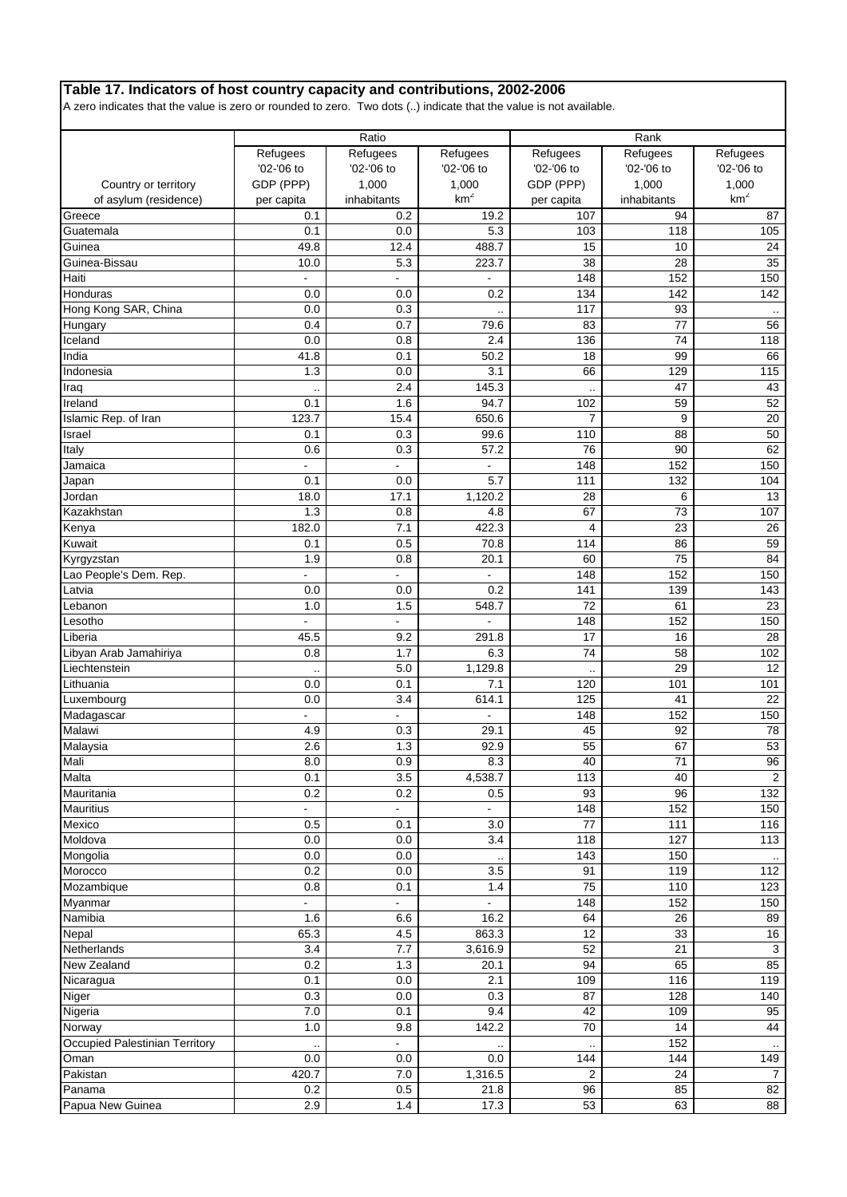## Table 17. Indicators of host country capacity and contributions, 2002-2006

A zero indicates that the value is zero or rounded to zero. Two dots (..) indicate that the value is not available.

| | Ratio | | | Rank | | |
|---|---|---|---|---|---|---|
| Country or territory of asylum (residence) | Refugees '02-'06 to GDP (PPP) per capita | Refugees '02-'06 to 1,000 inhabitants | Refugees '02-'06 to 1,000 km² | Refugees '02-'06 to GDP (PPP) per capita | Refugees '02-'06 to 1,000 inhabitants | Refugees '02-'06 to 1,000 km² |
| Greece | 0.1 | 0.2 | 19.2 | 107 | 94 | 87 |
| Guatemala | 0.1 | 0.0 | 5.3 | 103 | 118 | 105 |
| Guinea | 49.8 | 12.4 | 488.7 | 15 | 10 | 24 |
| Guinea-Bissau | 10.0 | 5.3 | 223.7 | 38 | 28 | 35 |
| Haiti | - | - | - | 148 | 152 | 150 |
| Honduras | 0.0 | 0.0 | 0.2 | 134 | 142 | 142 |
| Hong Kong SAR, China | 0.0 | 0.3 | .. | 117 | 93 | .. |
| Hungary | 0.4 | 0.7 | 79.6 | 83 | 77 | 56 |
| Iceland | 0.0 | 0.8 | 2.4 | 136 | 74 | 118 |
| India | 41.8 | 0.1 | 50.2 | 18 | 99 | 66 |
| Indonesia | 1.3 | 0.0 | 3.1 | 66 | 129 | 115 |
| Iraq | .. | 2.4 | 145.3 | .. | 47 | 43 |
| Ireland | 0.1 | 1.6 | 94.7 | 102 | 59 | 52 |
| Islamic Rep. of Iran | 123.7 | 15.4 | 650.6 | 7 | 9 | 20 |
| Israel | 0.1 | 0.3 | 99.6 | 110 | 88 | 50 |
| Italy | 0.6 | 0.3 | 57.2 | 76 | 90 | 62 |
| Jamaica | - | - | - | 148 | 152 | 150 |
| Japan | 0.1 | 0.0 | 5.7 | 111 | 132 | 104 |
| Jordan | 18.0 | 17.1 | 1,120.2 | 28 | 6 | 13 |
| Kazakhstan | 1.3 | 0.8 | 4.8 | 67 | 73 | 107 |
| Kenya | 182.0 | 7.1 | 422.3 | 4 | 23 | 26 |
| Kuwait | 0.1 | 0.5 | 70.8 | 114 | 86 | 59 |
| Kyrgyzstan | 1.9 | 0.8 | 20.1 | 60 | 75 | 84 |
| Lao People's Dem. Rep. | - | - | - | 148 | 152 | 150 |
| Latvia | 0.0 | 0.0 | 0.2 | 141 | 139 | 143 |
| Lebanon | 1.0 | 1.5 | 548.7 | 72 | 61 | 23 |
| Lesotho | - | - | - | 148 | 152 | 150 |
| Liberia | 45.5 | 9.2 | 291.8 | 17 | 16 | 28 |
| Libyan Arab Jamahiriya | 0.8 | 1.7 | 6.3 | 74 | 58 | 102 |
| Liechtenstein | .. | 5.0 | 1,129.8 | .. | 29 | 12 |
| Lithuania | 0.0 | 0.1 | 7.1 | 120 | 101 | 101 |
| Luxembourg | 0.0 | 3.4 | 614.1 | 125 | 41 | 22 |
| Madagascar | - | - | - | 148 | 152 | 150 |
| Malawi | 4.9 | 0.3 | 29.1 | 45 | 92 | 78 |
| Malaysia | 2.6 | 1.3 | 92.9 | 55 | 67 | 53 |
| Mali | 8.0 | 0.9 | 8.3 | 40 | 71 | 96 |
| Malta | 0.1 | 3.5 | 4,538.7 | 113 | 40 | 2 |
| Mauritania | 0.2 | 0.2 | 0.5 | 93 | 96 | 132 |
| Mauritius | - | - | - | 148 | 152 | 150 |
| Mexico | 0.5 | 0.1 | 3.0 | 77 | 111 | 116 |
| Moldova | 0.0 | 0.0 | 3.4 | 118 | 127 | 113 |
| Mongolia | 0.0 | 0.0 | .. | 143 | 150 | .. |
| Morocco | 0.2 | 0.0 | 3.5 | 91 | 119 | 112 |
| Mozambique | 0.8 | 0.1 | 1.4 | 75 | 110 | 123 |
| Myanmar | - | - | - | 148 | 152 | 150 |
| Namibia | 1.6 | 6.6 | 16.2 | 64 | 26 | 89 |
| Nepal | 65.3 | 4.5 | 863.3 | 12 | 33 | 16 |
| Netherlands | 3.4 | 7.7 | 3,616.9 | 52 | 21 | 3 |
| New Zealand | 0.2 | 1.3 | 20.1 | 94 | 65 | 85 |
| Nicaragua | 0.1 | 0.0 | 2.1 | 109 | 116 | 119 |
| Niger | 0.3 | 0.0 | 0.3 | 87 | 128 | 140 |
| Nigeria | 7.0 | 0.1 | 9.4 | 42 | 109 | 95 |
| Norway | 1.0 | 9.8 | 142.2 | 70 | 14 | 44 |
| Occupied Palestinian Territory | .. | - | .. | .. | 152 | .. |
| Oman | 0.0 | 0.0 | 0.0 | 144 | 144 | 149 |
| Pakistan | 420.7 | 7.0 | 1,316.5 | 2 | 24 | 7 |
| Panama | 0.2 | 0.5 | 21.8 | 96 | 85 | 82 |
| Papua New Guinea | 2.9 | 1.4 | 17.3 | 53 | 63 | 88 |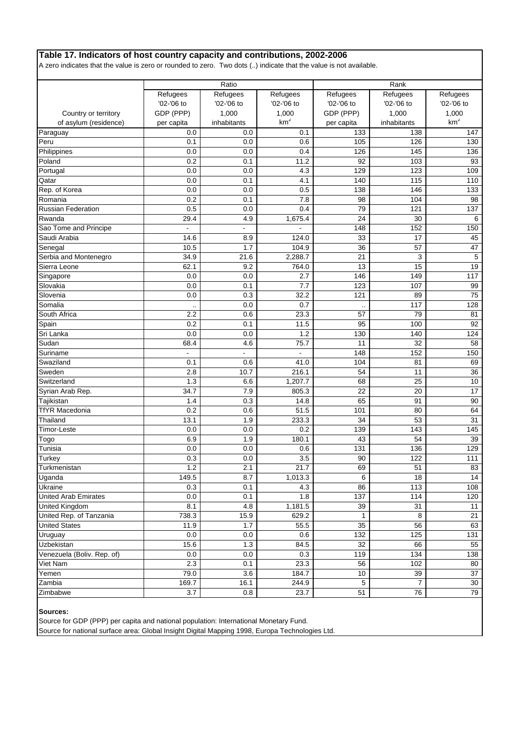**Table 17. Indicators of host country capacity and contributions, 2002-2006**

A zero indicates that the value is zero or rounded to zero. Two dots (..) indicate that the value is not available.

| Country or territory of asylum (residence) | Ratio | | | Rank | | |
|---|---|---|---|---|---|---|
| | Refugees '02-'06 to GDP (PPP) per capita | Refugees '02-'06 to 1,000 inhabitants | Refugees '02-'06 to 1,000 $km^2$ | Refugees '02-'06 to GDP (PPP) per capita | Refugees '02-'06 to 1,000 inhabitants | Refugees '02-'06 to 1,000 $km^2$ |
| Paraguay | 0.0 | 0.0 | 0.1 | 133 | 138 | 147 |
| Peru | 0.1 | 0.0 | 0.6 | 105 | 126 | 130 |
| Philippines | 0.0 | 0.0 | 0.4 | 126 | 145 | 136 |
| Poland | 0.2 | 0.1 | 11.2 | 92 | 103 | 93 |
| Portugal | 0.0 | 0.0 | 4.3 | 129 | 123 | 109 |
| Qatar | 0.0 | 0.1 | 4.1 | 140 | 115 | 110 |
| Rep. of Korea | 0.0 | 0.0 | 0.5 | 138 | 146 | 133 |
| Romania | 0.2 | 0.1 | 7.8 | 98 | 104 | 98 |
| Russian Federation | 0.5 | 0.0 | 0.4 | 79 | 121 | 137 |
| Rwanda | 29.4 | 4.9 | 1,675.4 | 24 | 30 | 6 |
| Sao Tome and Principe | - | - | - | 148 | 152 | 150 |
| Saudi Arabia | 14.6 | 8.9 | 124.0 | 33 | 17 | 45 |
| Senegal | 10.5 | 1.7 | 104.9 | 36 | 57 | 47 |
| Serbia and Montenegro | 34.9 | 21.6 | 2,288.7 | 21 | 3 | 5 |
| Sierra Leone | 62.1 | 9.2 | 764.0 | 13 | 15 | 19 |
| Singapore | 0.0 | 0.0 | 2.7 | 146 | 149 | 117 |
| Slovakia | 0.0 | 0.1 | 7.7 | 123 | 107 | 99 |
| Slovenia | 0.0 | 0.3 | 32.2 | 121 | 89 | 75 |
| Somalia | .. | 0.0 | 0.7 | .. | 117 | 128 |
| South Africa | 2.2 | 0.6 | 23.3 | 57 | 79 | 81 |
| Spain | 0.2 | 0.1 | 11.5 | 95 | 100 | 92 |
| Sri Lanka | 0.0 | 0.0 | 1.2 | 130 | 140 | 124 |
| Sudan | 68.4 | 4.6 | 75.7 | 11 | 32 | 58 |
| Suriname | - | - | - | 148 | 152 | 150 |
| Swaziland | 0.1 | 0.6 | 41.0 | 104 | 81 | 69 |
| Sweden | 2.8 | 10.7 | 216.1 | 54 | 11 | 36 |
| Switzerland | 1.3 | 6.6 | 1,207.7 | 68 | 25 | 10 |
| Syrian Arab Rep. | 34.7 | 7.9 | 805.3 | 22 | 20 | 17 |
| Tajikistan | 1.4 | 0.3 | 14.8 | 65 | 91 | 90 |
| TfYR Macedonia | 0.2 | 0.6 | 51.5 | 101 | 80 | 64 |
| Thailand | 13.1 | 1.9 | 233.3 | 34 | 53 | 31 |
| Timor-Leste | 0.0 | 0.0 | 0.2 | 139 | 143 | 145 |
| Togo | 6.9 | 1.9 | 180.1 | 43 | 54 | 39 |
| Tunisia | 0.0 | 0.0 | 0.6 | 131 | 136 | 129 |
| Turkey | 0.3 | 0.0 | 3.5 | 90 | 122 | 111 |
| Turkmenistan | 1.2 | 2.1 | 21.7 | 69 | 51 | 83 |
| Uganda | 149.5 | 8.7 | 1,013.3 | 6 | 18 | 14 |
| Ukraine | 0.3 | 0.1 | 4.3 | 86 | 113 | 108 |
| United Arab Emirates | 0.0 | 0.1 | 1.8 | 137 | 114 | 120 |
| United Kingdom | 8.1 | 4.8 | 1,181.5 | 39 | 31 | 11 |
| United Rep. of Tanzania | 738.3 | 15.9 | 629.2 | 1 | 8 | 21 |
| United States | 11.9 | 1.7 | 55.5 | 35 | 56 | 63 |
| Uruguay | 0.0 | 0.0 | 0.6 | 132 | 125 | 131 |
| Uzbekistan | 15.6 | 1.3 | 84.5 | 32 | 66 | 55 |
| Venezuela (Boliv. Rep. of) | 0.0 | 0.0 | 0.3 | 119 | 134 | 138 |
| Viet Nam | 2.3 | 0.1 | 23.3 | 56 | 102 | 80 |
| Yemen | 79.0 | 3.6 | 184.7 | 10 | 39 | 37 |
| Zambia | 169.7 | 16.1 | 244.9 | 5 | 7 | 30 |
| Zimbabwe | 3.7 | 0.8 | 23.7 | 51 | 76 | 79 |

**Sources:**

Source for GDP (PPP) per capita and national population: International Monetary Fund.

Source for national surface area: Global Insight Digital Mapping 1998, Europa Technologies Ltd.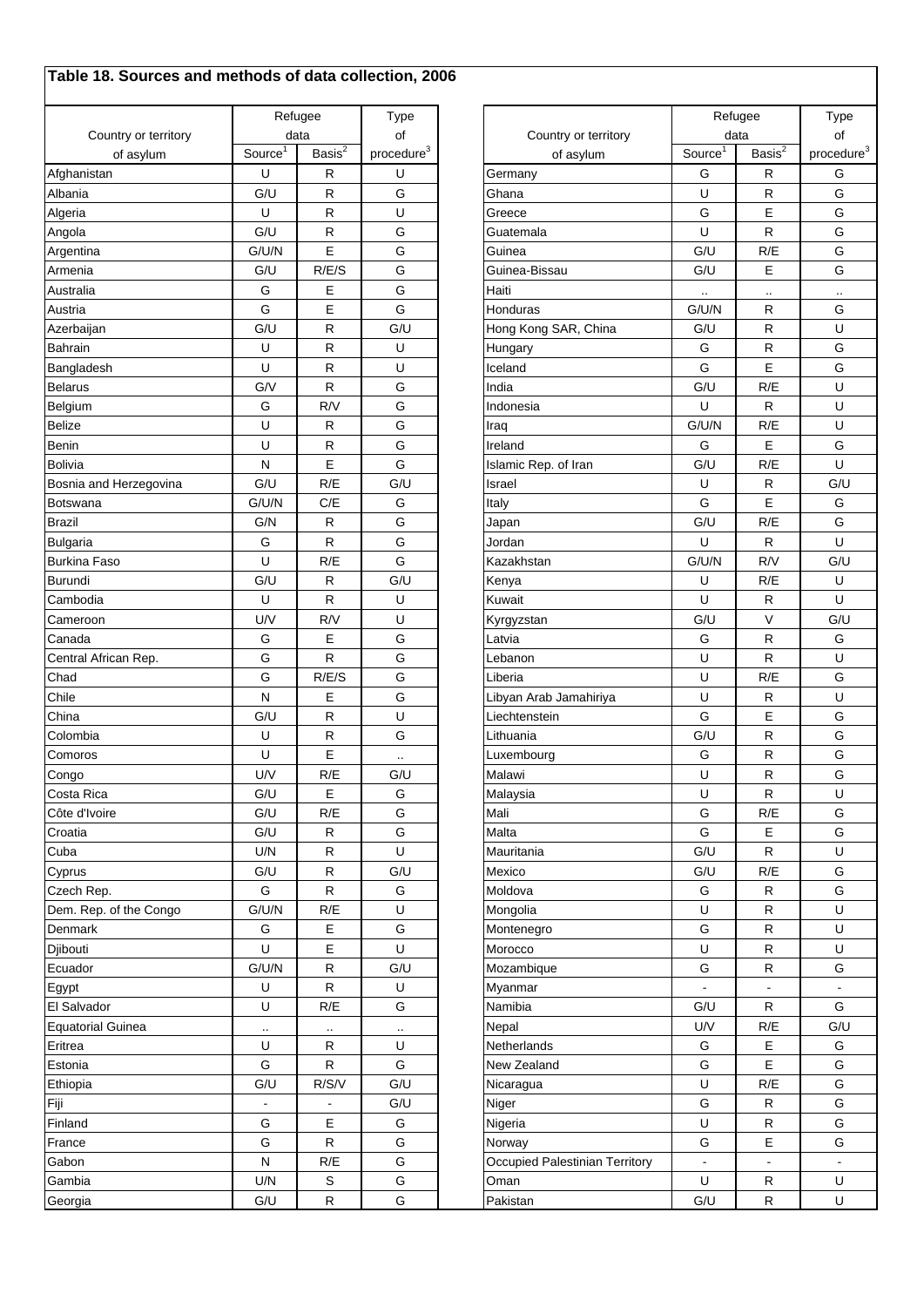## Table 18. Sources and methods of data collection, 2006

| Country or territory of asylum | Refugee data Source[1] | Refugee data Basis[2] | Type of procedure[3] |
|---|---|---|---|
| Afghanistan | U | R | U |
| Albania | G/U | R | G |
| Algeria | U | R | U |
| Angola | G/U | R | G |
| Argentina | G/U/N | E | G |
| Armenia | G/U | R/E/S | G |
| Australia | G | E | G |
| Austria | G | E | G |
| Azerbaijan | G/U | R | G/U |
| Bahrain | U | R | U |
| Bangladesh | U | R | U |
| Belarus | G/V | R | G |
| Belgium | G | R/V | G |
| Belize | U | R | G |
| Benin | U | R | G |
| Bolivia | N | E | G |
| Bosnia and Herzegovina | G/U | R/E | G/U |
| Botswana | G/U/N | C/E | G |
| Brazil | G/N | R | G |
| Bulgaria | G | R | G |
| Burkina Faso | U | R/E | G |
| Burundi | G/U | R | G/U |
| Cambodia | U | R | U |
| Cameroon | U/V | R/V | U |
| Canada | G | E | G |
| Central African Rep. | G | R | G |
| Chad | G | R/E/S | G |
| Chile | N | E | G |
| China | G/U | R | U |
| Colombia | U | R | G |
| Comoros | U | E | .. |
| Congo | U/V | R/E | G/U |
| Costa Rica | G/U | E | G |
| Côte d'Ivoire | G/U | R/E | G |
| Croatia | G/U | R | G |
| Cuba | U/N | R | U |
| Cyprus | G/U | R | G/U |
| Czech Rep. | G | R | G |
| Dem. Rep. of the Congo | G/U/N | R/E | U |
| Denmark | G | E | G |
| Djibouti | U | E | U |
| Ecuador | G/U/N | R | G/U |
| Egypt | U | R | U |
| El Salvador | U | R/E | G |
| Equatorial Guinea | .. | .. | .. |
| Eritrea | U | R | U |
| Estonia | G | R | G |
| Ethiopia | G/U | R/S/V | G/U |
| Fiji | - | - | G/U |
| Finland | G | E | G |
| France | G | R | G |
| Gabon | N | R/E | G |
| Gambia | U/N | S | G |
| Georgia | G/U | R | G |
| Germany | G | R | G |
| Ghana | U | R | G |
| Greece | G | E | G |
| Guatemala | U | R | G |
| Guinea | G/U | R/E | G |
| Guinea-Bissau | G/U | E | G |
| Haiti | .. | .. | .. |
| Honduras | G/U/N | R | G |
| Hong Kong SAR, China | G/U | R | U |
| Hungary | G | R | G |
| Iceland | G | E | G |
| India | G/U | R/E | U |
| Indonesia | U | R | U |
| Iraq | G/U/N | R/E | U |
| Ireland | G | E | G |
| Islamic Rep. of Iran | G/U | R/E | U |
| Israel | U | R | G/U |
| Italy | G | E | G |
| Japan | G/U | R/E | G |
| Jordan | U | R | U |
| Kazakhstan | G/U/N | R/V | G/U |
| Kenya | U | R/E | U |
| Kuwait | U | R | U |
| Kyrgyzstan | G/U | V | G/U |
| Latvia | G | R | G |
| Lebanon | U | R | U |
| Liberia | U | R/E | G |
| Libyan Arab Jamahiriya | U | R | U |
| Liechtenstein | G | E | G |
| Lithuania | G/U | R | G |
| Luxembourg | G | R | G |
| Malawi | U | R | G |
| Malaysia | U | R | U |
| Mali | G | R/E | G |
| Malta | G | E | G |
| Mauritania | G/U | R | U |
| Mexico | G/U | R/E | G |
| Moldova | G | R | G |
| Mongolia | U | R | U |
| Montenegro | G | R | U |
| Morocco | U | R | U |
| Mozambique | G | R | G |
| Myanmar | - | - | - |
| Namibia | G/U | R | G |
| Nepal | U/V | R/E | G/U |
| Netherlands | G | E | G |
| New Zealand | G | E | G |
| Nicaragua | U | R/E | G |
| Niger | G | R | G |
| Nigeria | U | R | G |
| Norway | G | E | G |
| Occupied Palestinian Territory | - | - | - |
| Oman | U | R | U |
| Pakistan | G/U | R | U |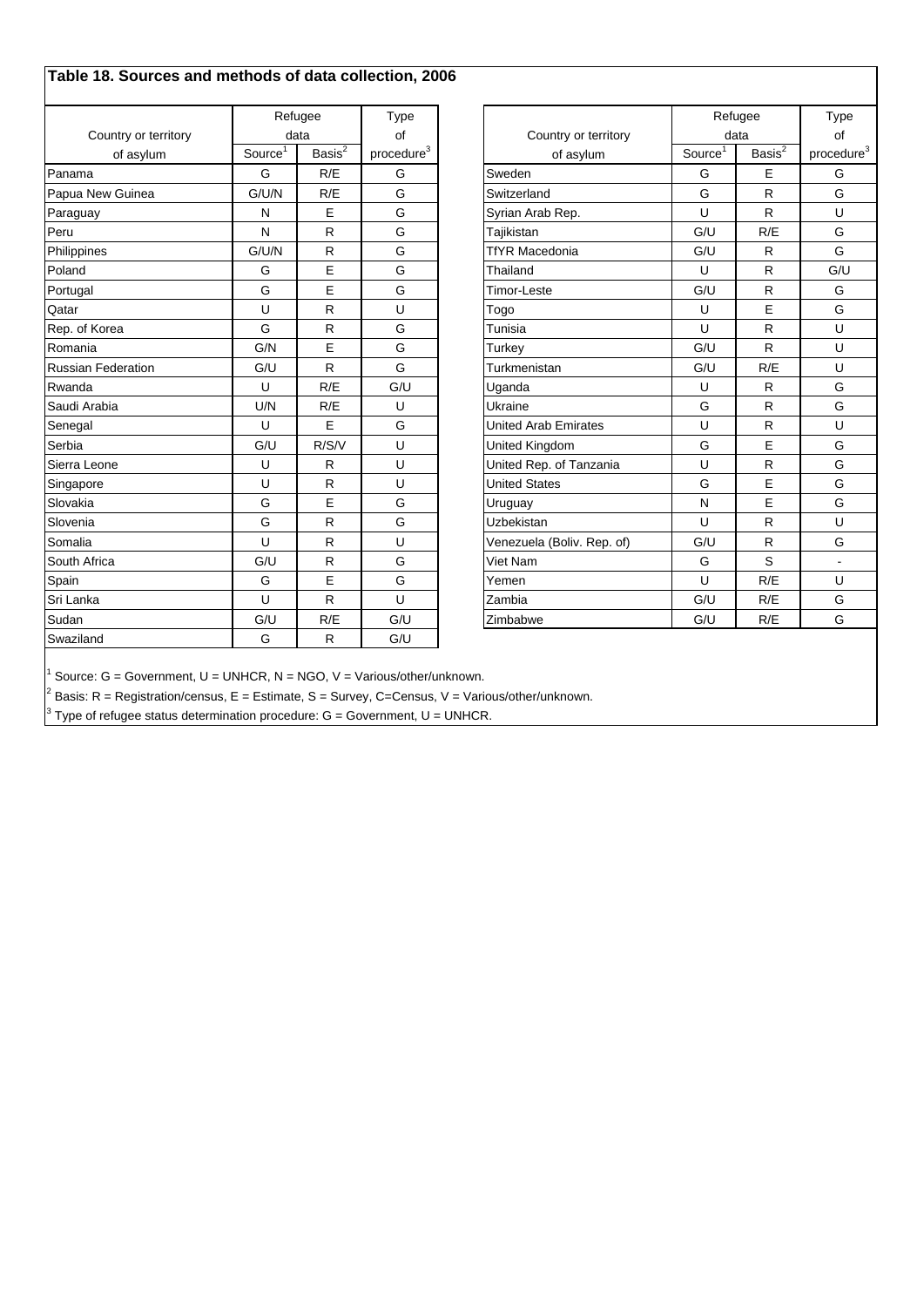## Table 18. Sources and methods of data collection, 2006

| Country or territory of asylum | Refugee data Source[1] | Refugee data Basis[2] | Type of procedure[3] |
|---|---|---|---|
| Panama | G | R/E | G |
| Papua New Guinea | G/U/N | R/E | G |
| Paraguay | N | E | G |
| Peru | N | R | G |
| Philippines | G/U/N | R | G |
| Poland | G | E | G |
| Portugal | G | E | G |
| Qatar | U | R | U |
| Rep. of Korea | G | R | G |
| Romania | G/N | E | G |
| Russian Federation | G/U | R | G |
| Rwanda | U | R/E | G/U |
| Saudi Arabia | U/N | R/E | U |
| Senegal | U | E | G |
| Serbia | G/U | R/S/V | U |
| Sierra Leone | U | R | U |
| Singapore | U | R | U |
| Slovakia | G | E | G |
| Slovenia | G | R | G |
| Somalia | U | R | U |
| South Africa | G/U | R | G |
| Spain | G | E | G |
| Sri Lanka | U | R | U |
| Sudan | G/U | R/E | G/U |
| Swaziland | G | R | G/U |
| Sweden | G | E | G |
| Switzerland | G | R | G |
| Syrian Arab Rep. | U | R | U |
| Tajikistan | G/U | R/E | G |
| TfYR Macedonia | G/U | R | G |
| Thailand | U | R | G/U |
| Timor-Leste | G/U | R | G |
| Togo | U | E | G |
| Tunisia | U | R | U |
| Turkey | G/U | R | U |
| Turkmenistan | G/U | R/E | U |
| Uganda | U | R | G |
| Ukraine | G | R | G |
| United Arab Emirates | U | R | U |
| United Kingdom | G | E | G |
| United Rep. of Tanzania | U | R | G |
| United States | G | E | G |
| Uruguay | N | E | G |
| Uzbekistan | U | R | U |
| Venezuela (Boliv. Rep. of) | G/U | R | G |
| Viet Nam | G | S | - |
| Yemen | U | R/E | U |
| Zambia | G/U | R/E | G |
| Zimbabwe | G/U | R/E | G |

[1] Source: G = Government, U = UNHCR, N = NGO, V = Various/other/unknown.

[2] Basis: R = Registration/census, E = Estimate, S = Survey, C=Census, V = Various/other/unknown.

[3] Type of refugee status determination procedure: G = Government, U = UNHCR.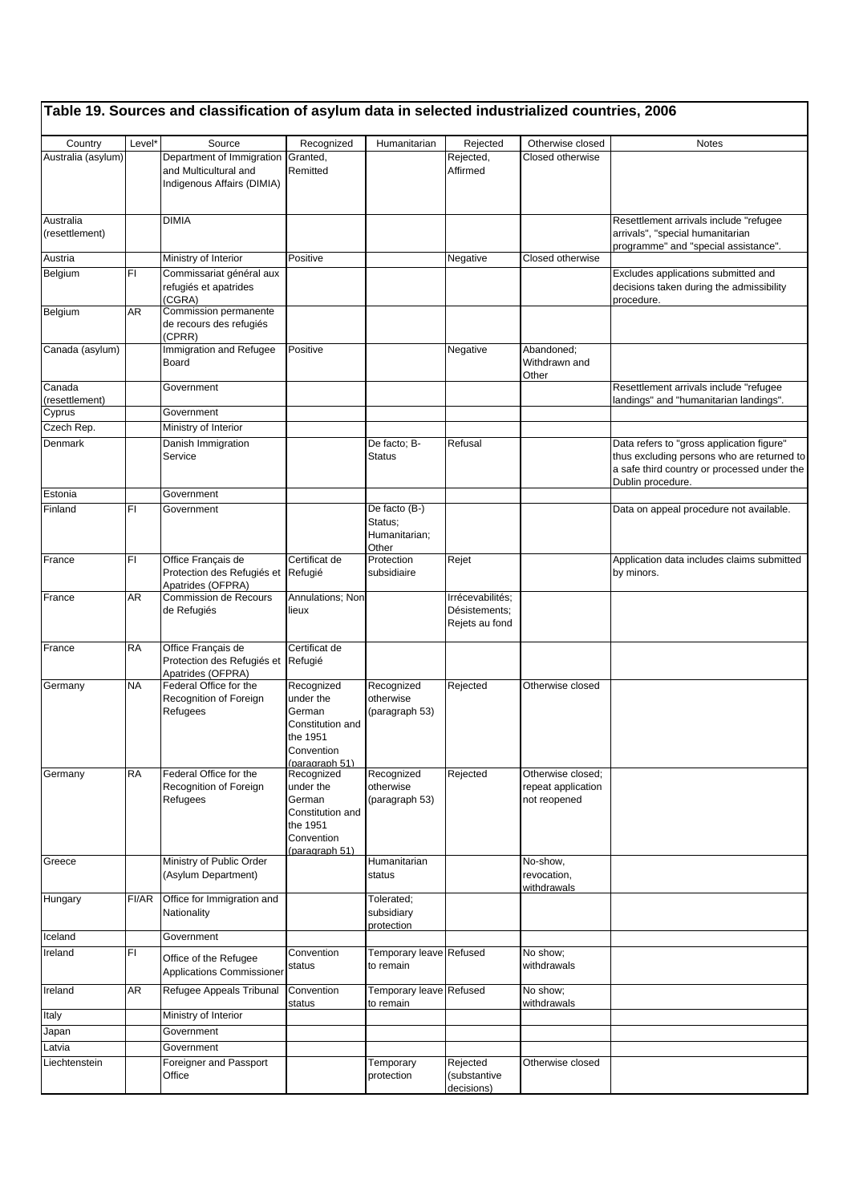## Table 19. Sources and classification of asylum data in selected industrialized countries, 2006

| Country | Level* | Source | Recognized | Humanitarian | Rejected | Otherwise closed | Notes |
|---|---|---|---|---|---|---|---|
| Australia (asylum) | | Department of Immigration and Multicultural and Indigenous Affairs (DIMIA) | Granted, Remitted | | Rejected, Affirmed | Closed otherwise | |
| Australia (resettlement) | | DIMIA | | | | | Resettlement arrivals include "refugee arrivals", "special humanitarian programme" and "special assistance". |
| Austria | | Ministry of Interior | Positive | | Negative | Closed otherwise | |
| Belgium | FI | Commissariat général aux refugiés et apatrides (CGRA) | | | | | Excludes applications submitted and decisions taken during the admissibility procedure. |
| Belgium | AR | Commission permanente de recours des refugiés (CPRR) | | | | | |
| Canada (asylum) | | Immigration and Refugee Board | Positive | | Negative | Abandoned; Withdrawn and Other | |
| Canada (resettlement) | | Government | | | | | Resettlement arrivals include "refugee landings" and "humanitarian landings". |
| Cyprus | | Government | | | | | |
| Czech Rep. | | Ministry of Interior | | | | | |
| Denmark | | Danish Immigration Service | | De facto; B-Status | Refusal | | Data refers to "gross application figure" thus excluding persons who are returned to a safe third country or processed under the Dublin procedure. |
| Estonia | | Government | | | | | |
| Finland | FI | Government | | De facto (B-) Status; Humanitarian; Other | | | Data on appeal procedure not available. |
| France | FI | Office Français de Protection des Refugiés et Apatrides (OFPRA) | Certificat de Refugié | Protection subsidiaire | Rejet | | Application data includes claims submitted by minors. |
| France | AR | Commission de Recours de Refugiés | Annulations; Non lieux | | Irrécevabilités; Désistements; Rejets au fond | | |
| France | RA | Office Français de Protection des Refugiés et Apatrides (OFPRA) | Certificat de Refugié | | | | |
| Germany | NA | Federal Office for the Recognition of Foreign Refugees | Recognized under the German Constitution and the 1951 Convention (paragraph 51) | Recognized otherwise (paragraph 53) | Rejected | Otherwise closed | |
| Germany | RA | Federal Office for the Recognition of Foreign Refugees | Recognized under the German Constitution and the 1951 Convention (paragraph 51) | Recognized otherwise (paragraph 53) | Rejected | Otherwise closed; repeat application not reopened | |
| Greece | | Ministry of Public Order (Asylum Department) | | Humanitarian status | | No-show, revocation, withdrawals | |
| Hungary | FI/AR | Office for Immigration and Nationality | | Tolerated; subsidiary protection | | | |
| Iceland | | Government | | | | | |
| Ireland | FI | Office of the Refugee Applications Commissioner | Convention status | Temporary leave to remain | Refused | No show; withdrawals | |
| Ireland | AR | Refugee Appeals Tribunal | Convention status | Temporary leave to remain | Refused | No show; withdrawals | |
| Italy | | Ministry of Interior | | | | | |
| Japan | | Government | | | | | |
| Latvia | | Government | | | | | |
| Liechtenstein | | Foreigner and Passport Office | | Temporary protection | Rejected (substantive decisions) | Otherwise closed | |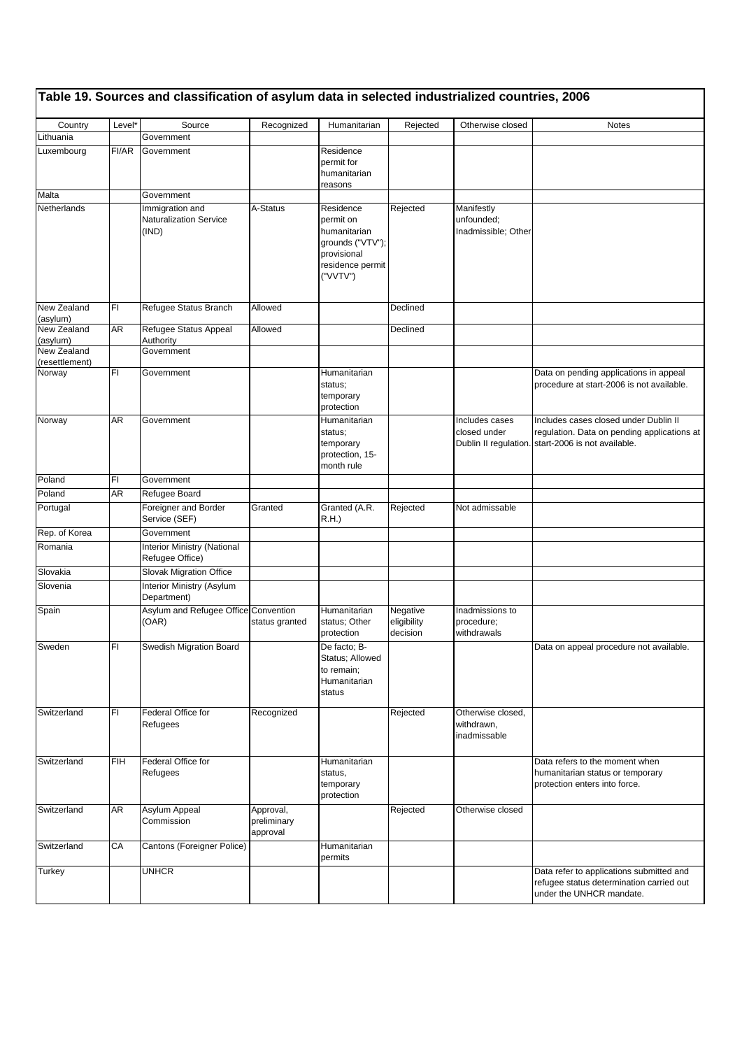# Table 19. Sources and classification of asylum data in selected industrialized countries, 2006

| Country | Level* | Source | Recognized | Humanitarian | Rejected | Otherwise closed | Notes |
|---|---|---|---|---|---|---|---|
| Lithuania | | Government | | | | | |
| Luxembourg | FI/AR | Government | | Residence permit for humanitarian reasons | | | |
| Malta | | Government | | | | | |
| Netherlands | | Immigration and Naturalization Service (IND) | A-Status | Residence permit on humanitarian grounds ("VTV"); provisional residence permit ("VVTV") | Rejected | Manifestly unfounded; Inadmissible; Other | |
| New Zealand (asylum) | FI | Refugee Status Branch | Allowed | | Declined | | |
| New Zealand (asylum) | AR | Refugee Status Appeal Authority | Allowed | | Declined | | |
| New Zealand (resettlement) | | Government | | | | | |
| Norway | FI | Government | | Humanitarian status; temporary protection | | | Data on pending applications in appeal procedure at start-2006 is not available. |
| Norway | AR | Government | | Humanitarian status; temporary protection, 15-month rule | | Includes cases closed under Dublin II regulation. | Includes cases closed under Dublin II regulation. Data on pending applications at start-2006 is not available. |
| Poland | FI | Government | | | | | |
| Poland | AR | Refugee Board | | | | | |
| Portugal | | Foreigner and Border Service (SEF) | Granted | Granted (A.R. R.H.) | Rejected | Not admissable | |
| Rep. of Korea | | Government | | | | | |
| Romania | | Interior Ministry (National Refugee Office) | | | | | |
| Slovakia | | Slovak Migration Office | | | | | |
| Slovenia | | Interior Ministry (Asylum Department) | | | | | |
| Spain | | Asylum and Refugee Office (OAR) | Convention status granted | Humanitarian status; Other protection | Negative eligibility decision | Inadmissions to procedure; withdrawals | |
| Sweden | FI | Swedish Migration Board | | De facto; B-Status; Allowed to remain; Humanitarian status | | | Data on appeal procedure not available. |
| Switzerland | FI | Federal Office for Refugees | Recognized | | Rejected | Otherwise closed, withdrawn, inadmissable | |
| Switzerland | FIH | Federal Office for Refugees | | Humanitarian status, temporary protection | | | Data refers to the moment when humanitarian status or temporary protection enters into force. |
| Switzerland | AR | Asylum Appeal Commission | Approval, preliminary approval | | Rejected | Otherwise closed | |
| Switzerland | CA | Cantons (Foreigner Police) | | Humanitarian permits | | | |
| Turkey | | UNHCR | | | | | Data refer to applications submitted and refugee status determination carried out under the UNHCR mandate. |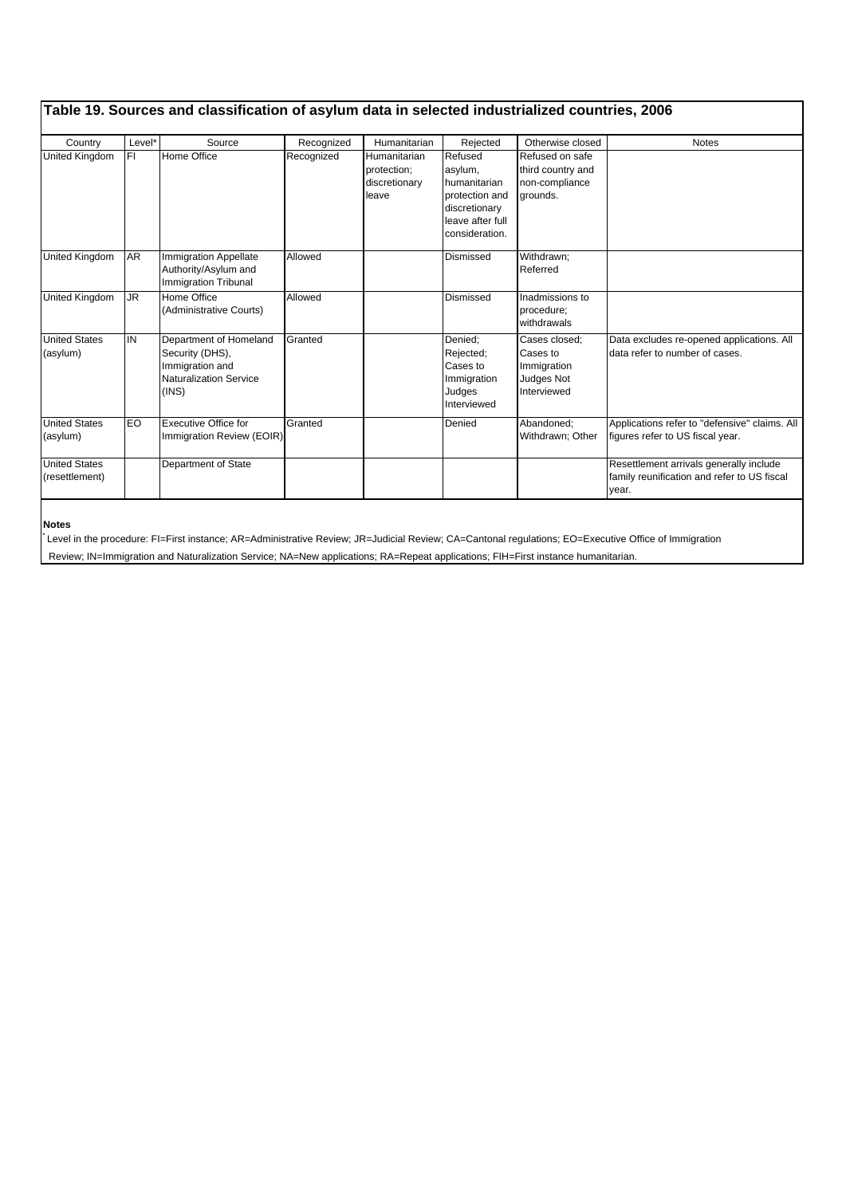## Table 19. Sources and classification of asylum data in selected industrialized countries, 2006

| Country | Level* | Source | Recognized | Humanitarian | Rejected | Otherwise closed | Notes |
|---|---|---|---|---|---|---|---|
| United Kingdom | FI | Home Office | Recognized | Humanitarian protection; discretionary leave | Refused asylum, humanitarian protection and discretionary leave after full consideration. | Refused on safe third country and non-compliance grounds. | |
| United Kingdom | AR | Immigration Appellate Authority/Asylum and Immigration Tribunal | Allowed | | Dismissed | Withdrawn; Referred | |
| United Kingdom | JR | Home Office (Administrative Courts) | Allowed | | Dismissed | Inadmissions to procedure; withdrawals | |
| United States (asylum) | IN | Department of Homeland Security (DHS), Immigration and Naturalization Service (INS) | Granted | | Denied; Rejected; Cases to Immigration Judges Interviewed | Cases closed; Cases to Immigration Judges Not Interviewed | Data excludes re-opened applications. All data refer to number of cases. |
| United States (asylum) | EO | Executive Office for Immigration Review (EOIR) | Granted | | Denied | Abandoned; Withdrawn; Other | Applications refer to "defensive" claims. All figures refer to US fiscal year. |
| United States (resettlement) | | Department of State | | | | | Resettlement arrivals generally include family reunification and refer to US fiscal year. |

**Notes**

* Level in the procedure: FI=First instance; AR=Administrative Review; JR=Judicial Review; CA=Cantonal regulations; EO=Executive Office of Immigration Review; IN=Immigration and Naturalization Service; NA=New applications; RA=Repeat applications; FIH=First instance humanitarian.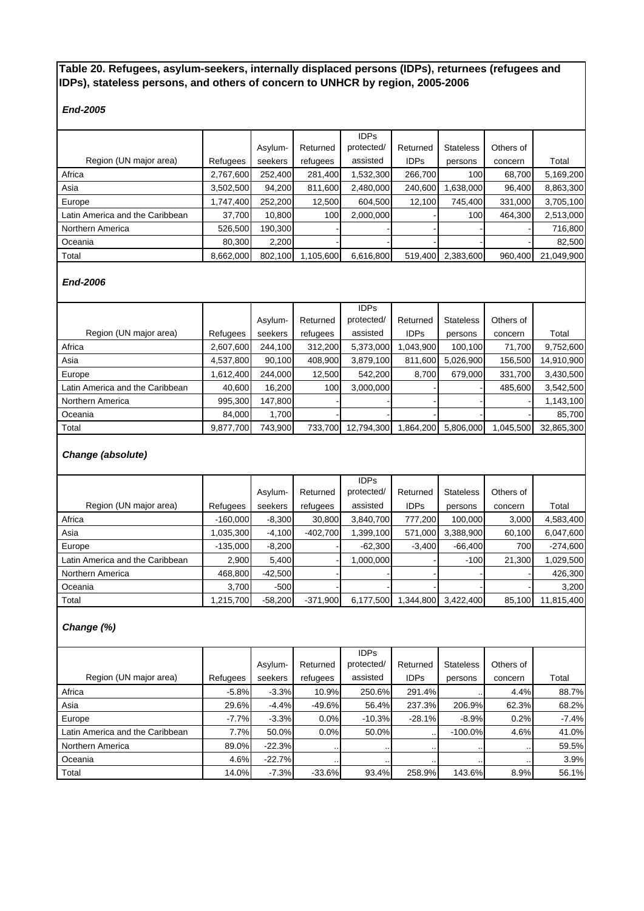**Table 20. Refugees, asylum-seekers, internally displaced persons (IDPs), returnees (refugees and IDPs), stateless persons, and others of concern to UNHCR by region, 2005-2006**

***End-2005***

| Region (UN major area) | Refugees | Asylum-seekers | Returned refugees | IDPs protected/ assisted | Returned IDPs | Stateless persons | Others of concern | Total |
|---|---|---|---|---|---|---|---|---|
| Africa | 2,767,600 | 252,400 | 281,400 | 1,532,300 | 266,700 | 100 | 68,700 | 5,169,200 |
| Asia | 3,502,500 | 94,200 | 811,600 | 2,480,000 | 240,600 | 1,638,000 | 96,400 | 8,863,300 |
| Europe | 1,747,400 | 252,200 | 12,500 | 604,500 | 12,100 | 745,400 | 331,000 | 3,705,100 |
| Latin America and the Caribbean | 37,700 | 10,800 | 100 | 2,000,000 | - | 100 | 464,300 | 2,513,000 |
| Northern America | 526,500 | 190,300 | - | - | - | - | - | 716,800 |
| Oceania | 80,300 | 2,200 | - | - | - | - | - | 82,500 |
| Total | 8,662,000 | 802,100 | 1,105,600 | 6,616,800 | 519,400 | 2,383,600 | 960,400 | 21,049,900 |

***End-2006***

| Region (UN major area) | Refugees | Asylum-seekers | Returned refugees | IDPs protected/ assisted | Returned IDPs | Stateless persons | Others of concern | Total |
|---|---|---|---|---|---|---|---|---|
| Africa | 2,607,600 | 244,100 | 312,200 | 5,373,000 | 1,043,900 | 100,100 | 71,700 | 9,752,600 |
| Asia | 4,537,800 | 90,100 | 408,900 | 3,879,100 | 811,600 | 5,026,900 | 156,500 | 14,910,900 |
| Europe | 1,612,400 | 244,000 | 12,500 | 542,200 | 8,700 | 679,000 | 331,700 | 3,430,500 |
| Latin America and the Caribbean | 40,600 | 16,200 | 100 | 3,000,000 | - | - | 485,600 | 3,542,500 |
| Northern America | 995,300 | 147,800 | - | - | - | - | - | 1,143,100 |
| Oceania | 84,000 | 1,700 | - | - | - | - | - | 85,700 |
| Total | 9,877,700 | 743,900 | 733,700 | 12,794,300 | 1,864,200 | 5,806,000 | 1,045,500 | 32,865,300 |

***Change (absolute)***

| Region (UN major area) | Refugees | Asylum-seekers | Returned refugees | IDPs protected/ assisted | Returned IDPs | Stateless persons | Others of concern | Total |
|---|---|---|---|---|---|---|---|---|
| Africa | -160,000 | -8,300 | 30,800 | 3,840,700 | 777,200 | 100,000 | 3,000 | 4,583,400 |
| Asia | 1,035,300 | -4,100 | -402,700 | 1,399,100 | 571,000 | 3,388,900 | 60,100 | 6,047,600 |
| Europe | -135,000 | -8,200 | - | -62,300 | -3,400 | -66,400 | 700 | -274,600 |
| Latin America and the Caribbean | 2,900 | 5,400 | - | 1,000,000 | - | -100 | 21,300 | 1,029,500 |
| Northern America | 468,800 | -42,500 | - | - | - | - | - | 426,300 |
| Oceania | 3,700 | -500 | - | - | - | - | - | 3,200 |
| Total | 1,215,700 | -58,200 | -371,900 | 6,177,500 | 1,344,800 | 3,422,400 | 85,100 | 11,815,400 |

***Change (%)***

| Region (UN major area) | Refugees | Asylum-seekers | Returned refugees | IDPs protected/ assisted | Returned IDPs | Stateless persons | Others of concern | Total |
|---|---|---|---|---|---|---|---|---|
| Africa | -5.8% | -3.3% | 10.9% | 250.6% | 291.4% | .. | 4.4% | 88.7% |
| Asia | 29.6% | -4.4% | -49.6% | 56.4% | 237.3% | 206.9% | 62.3% | 68.2% |
| Europe | -7.7% | -3.3% | 0.0% | -10.3% | -28.1% | -8.9% | 0.2% | -7.4% |
| Latin America and the Caribbean | 7.7% | 50.0% | 0.0% | 50.0% | .. | -100.0% | 4.6% | 41.0% |
| Northern America | 89.0% | -22.3% | .. | .. | .. | .. | .. | 59.5% |
| Oceania | 4.6% | -22.7% | .. | .. | .. | .. | .. | 3.9% |
| Total | 14.0% | -7.3% | -33.6% | 93.4% | 258.9% | 143.6% | 8.9% | 56.1% |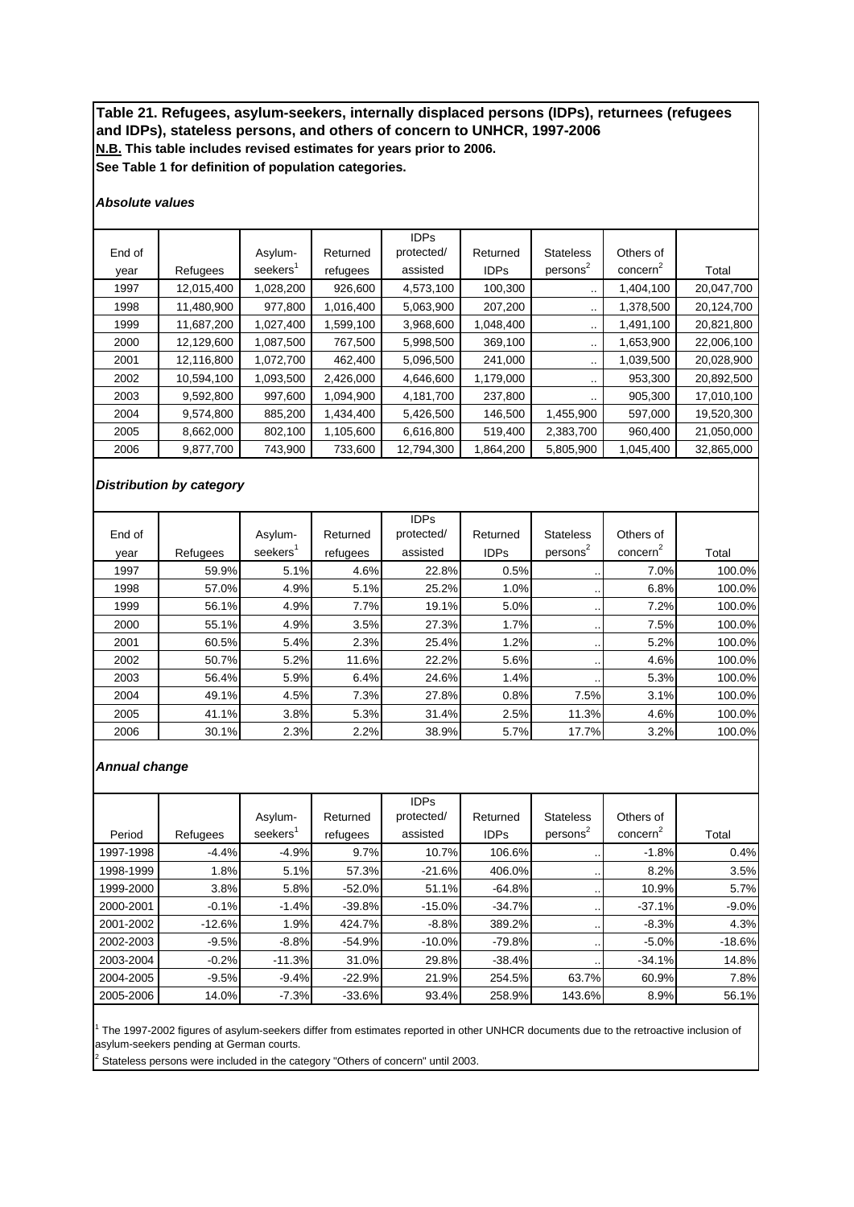**Table 21. Refugees, asylum-seekers, internally displaced persons (IDPs), returnees (refugees and IDPs), stateless persons, and others of concern to UNHCR, 1997-2006**
**N.B. This table includes revised estimates for years prior to 2006.**
**See Table 1 for definition of population categories.**

***Absolute values***

| End of year | Refugees | Asylum-seekers[1] | Returned refugees | IDPs protected/ assisted | Returned IDPs | Stateless persons[2] | Others of concern[2] | Total |
|---|---|---|---|---|---|---|---|---|
| 1997 | 12,015,400 | 1,028,200 | 926,600 | 4,573,100 | 100,300 | .. | 1,404,100 | 20,047,700 |
| 1998 | 11,480,900 | 977,800 | 1,016,400 | 5,063,900 | 207,200 | .. | 1,378,500 | 20,124,700 |
| 1999 | 11,687,200 | 1,027,400 | 1,599,100 | 3,968,600 | 1,048,400 | .. | 1,491,100 | 20,821,800 |
| 2000 | 12,129,600 | 1,087,500 | 767,500 | 5,998,500 | 369,100 | .. | 1,653,900 | 22,006,100 |
| 2001 | 12,116,800 | 1,072,700 | 462,400 | 5,096,500 | 241,000 | .. | 1,039,500 | 20,028,900 |
| 2002 | 10,594,100 | 1,093,500 | 2,426,000 | 4,646,600 | 1,179,000 | .. | 953,300 | 20,892,500 |
| 2003 | 9,592,800 | 997,600 | 1,094,900 | 4,181,700 | 237,800 | .. | 905,300 | 17,010,100 |
| 2004 | 9,574,800 | 885,200 | 1,434,400 | 5,426,500 | 146,500 | 1,455,900 | 597,000 | 19,520,300 |
| 2005 | 8,662,000 | 802,100 | 1,105,600 | 6,616,800 | 519,400 | 2,383,700 | 960,400 | 21,050,000 |
| 2006 | 9,877,700 | 743,900 | 733,600 | 12,794,300 | 1,864,200 | 5,805,900 | 1,045,400 | 32,865,000 |

***Distribution by category***

| End of year | Refugees | Asylum-seekers[1] | Returned refugees | IDPs protected/ assisted | Returned IDPs | Stateless persons[2] | Others of concern[2] | Total |
|---|---|---|---|---|---|---|---|---|
| 1997 | 59.9% | 5.1% | 4.6% | 22.8% | 0.5% | .. | 7.0% | 100.0% |
| 1998 | 57.0% | 4.9% | 5.1% | 25.2% | 1.0% | .. | 6.8% | 100.0% |
| 1999 | 56.1% | 4.9% | 7.7% | 19.1% | 5.0% | .. | 7.2% | 100.0% |
| 2000 | 55.1% | 4.9% | 3.5% | 27.3% | 1.7% | .. | 7.5% | 100.0% |
| 2001 | 60.5% | 5.4% | 2.3% | 25.4% | 1.2% | .. | 5.2% | 100.0% |
| 2002 | 50.7% | 5.2% | 11.6% | 22.2% | 5.6% | .. | 4.6% | 100.0% |
| 2003 | 56.4% | 5.9% | 6.4% | 24.6% | 1.4% | .. | 5.3% | 100.0% |
| 2004 | 49.1% | 4.5% | 7.3% | 27.8% | 0.8% | 7.5% | 3.1% | 100.0% |
| 2005 | 41.1% | 3.8% | 5.3% | 31.4% | 2.5% | 11.3% | 4.6% | 100.0% |
| 2006 | 30.1% | 2.3% | 2.2% | 38.9% | 5.7% | 17.7% | 3.2% | 100.0% |

***Annual change***

| Period | Refugees | Asylum-seekers[1] | Returned refugees | IDPs protected/ assisted | Returned IDPs | Stateless persons[2] | Others of concern[2] | Total |
|---|---|---|---|---|---|---|---|---|
| 1997-1998 | -4.4% | -4.9% | 9.7% | 10.7% | 106.6% | .. | -1.8% | 0.4% |
| 1998-1999 | 1.8% | 5.1% | 57.3% | -21.6% | 406.0% | .. | 8.2% | 3.5% |
| 1999-2000 | 3.8% | 5.8% | -52.0% | 51.1% | -64.8% | .. | 10.9% | 5.7% |
| 2000-2001 | -0.1% | -1.4% | -39.8% | -15.0% | -34.7% | .. | -37.1% | -9.0% |
| 2001-2002 | -12.6% | 1.9% | 424.7% | -8.8% | 389.2% | .. | -8.3% | 4.3% |
| 2002-2003 | -9.5% | -8.8% | -54.9% | -10.0% | -79.8% | .. | -5.0% | -18.6% |
| 2003-2004 | -0.2% | -11.3% | 31.0% | 29.8% | -38.4% | .. | -34.1% | 14.8% |
| 2004-2005 | -9.5% | -9.4% | -22.9% | 21.9% | 254.5% | 63.7% | 60.9% | 7.8% |
| 2005-2006 | 14.0% | -7.3% | -33.6% | 93.4% | 258.9% | 143.6% | 8.9% | 56.1% |

[1] The 1997-2002 figures of asylum-seekers differ from estimates reported in other UNHCR documents due to the retroactive inclusion of asylum-seekers pending at German courts.

[2] Stateless persons were included in the category "Others of concern" until 2003.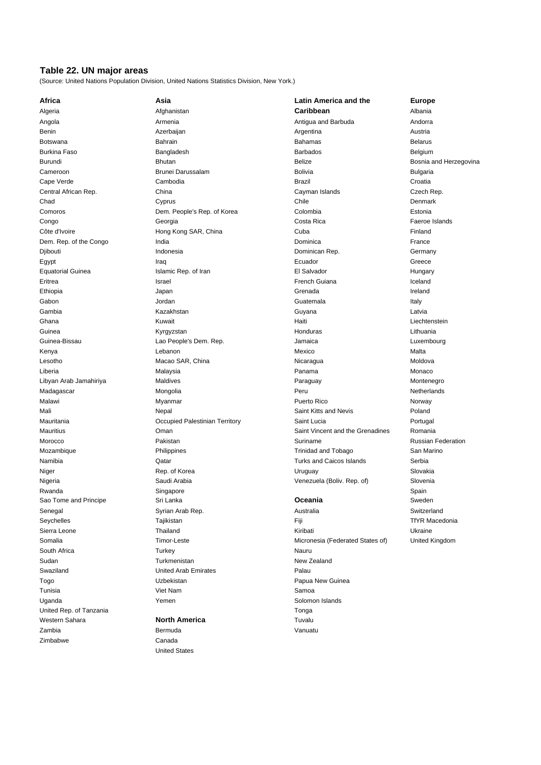## Table 22. UN major areas

(Source: United Nations Population Division, United Nations Statistics Division, New York.)

### Africa

Algeria
Angola
Benin
Botswana
Burkina Faso
Burundi
Cameroon
Cape Verde
Central African Rep.
Chad
Comoros
Congo
Côte d'Ivoire
Dem. Rep. of the Congo
Djibouti
Egypt
Equatorial Guinea
Eritrea
Ethiopia
Gabon
Gambia
Ghana
Guinea
Guinea-Bissau
Kenya
Lesotho
Liberia
Libyan Arab Jamahiriya
Madagascar
Malawi
Mali
Mauritania
Mauritius
Morocco
Mozambique
Namibia
Niger
Nigeria
Rwanda
Sao Tome and Principe
Senegal
Seychelles
Sierra Leone
Somalia
South Africa
Sudan
Swaziland
Togo
Tunisia
Uganda
United Rep. of Tanzania
Western Sahara
Zambia
Zimbabwe

### Asia

Afghanistan
Armenia
Azerbaijan
Bahrain
Bangladesh
Bhutan
Brunei Darussalam
Cambodia
China
Cyprus
Dem. People's Rep. of Korea
Georgia
Hong Kong SAR, China
India
Indonesia
Iraq
Islamic Rep. of Iran
Israel
Japan
Jordan
Kazakhstan
Kuwait
Kyrgyzstan
Lao People's Dem. Rep.
Lebanon
Macao SAR, China
Malaysia
Maldives
Mongolia
Myanmar
Nepal
Occupied Palestinian Territory
Oman
Pakistan
Philippines
Qatar
Rep. of Korea
Saudi Arabia
Singapore
Sri Lanka
Syrian Arab Rep.
Tajikistan
Thailand
Timor-Leste
Turkey
Turkmenistan
United Arab Emirates
Uzbekistan
Viet Nam
Yemen

### North America

Bermuda
Canada
United States

### Latin America and the Caribbean

Antigua and Barbuda
Argentina
Bahamas
Barbados
Belize
Bolivia
Brazil
Cayman Islands
Chile
Colombia
Costa Rica
Cuba
Dominica
Dominican Rep.
Ecuador
El Salvador
French Guiana
Grenada
Guatemala
Guyana
Haiti
Honduras
Jamaica
Mexico
Nicaragua
Panama
Paraguay
Peru
Puerto Rico
Saint Kitts and Nevis
Saint Lucia
Saint Vincent and the Grenadines
Suriname
Trinidad and Tobago
Turks and Caicos Islands
Uruguay
Venezuela (Boliv. Rep. of)

### Oceania

Australia
Fiji
Kiribati
Micronesia (Federated States of)
Nauru
New Zealand
Palau
Papua New Guinea
Samoa
Solomon Islands
Tonga
Tuvalu
Vanuatu

### Europe

Albania
Andorra
Austria
Belarus
Belgium
Bosnia and Herzegovina
Bulgaria
Croatia
Czech Rep.
Denmark
Estonia
Faeroe Islands
Finland
France
Germany
Greece
Hungary
Iceland
Ireland
Italy
Latvia
Liechtenstein
Lithuania
Luxembourg
Malta
Moldova
Monaco
Montenegro
Netherlands
Norway
Poland
Portugal
Romania
Russian Federation
San Marino
Serbia
Slovakia
Slovenia
Spain
Sweden
Switzerland
TfYR Macedonia
Ukraine
United Kingdom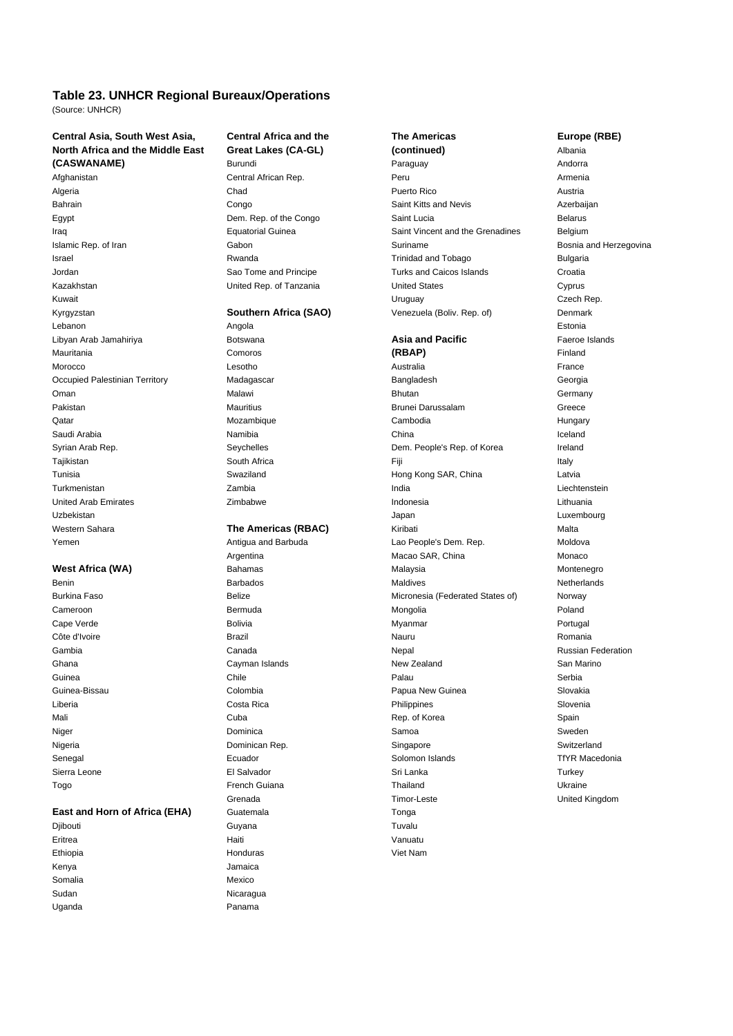# Table 23. UNHCR Regional Bureaux/Operations

(Source: UNHCR)

### Central Asia, South West Asia, North Africa and the Middle East (CASWANAME)

Afghanistan
Algeria
Bahrain
Egypt
Iraq
Islamic Rep. of Iran
Israel
Jordan
Kazakhstan
Kuwait
Kyrgyzstan
Lebanon
Libyan Arab Jamahiriya
Mauritania
Morocco
Occupied Palestinian Territory
Oman
Pakistan
Qatar
Saudi Arabia
Syrian Arab Rep.
Tajikistan
Tunisia
Turkmenistan
United Arab Emirates
Uzbekistan
Western Sahara
Yemen

### West Africa (WA)

Benin
Burkina Faso
Cameroon
Cape Verde
Côte d'Ivoire
Gambia
Ghana
Guinea
Guinea-Bissau
Liberia
Mali
Niger
Nigeria
Senegal
Sierra Leone
Togo

### East and Horn of Africa (EHA)

Djibouti
Eritrea
Ethiopia
Kenya
Somalia
Sudan
Uganda

### Central Africa and the Great Lakes (CA-GL)

Burundi
Central African Rep.
Chad
Congo
Dem. Rep. of the Congo
Equatorial Guinea
Gabon
Rwanda
Sao Tome and Principe
United Rep. of Tanzania

### Southern Africa (SAO)

Angola
Botswana
Comoros
Lesotho
Madagascar
Malawi
Mauritius
Mozambique
Namibia
Seychelles
South Africa
Swaziland
Zambia
Zimbabwe

### The Americas (RBAC)

Antigua and Barbuda
Argentina
Bahamas
Barbados
Belize
Bermuda
Bolivia
Brazil
Canada
Cayman Islands
Chile
Colombia
Costa Rica
Cuba
Dominica
Dominican Rep.
Ecuador
El Salvador
French Guiana
Grenada
Guatemala
Guyana
Haiti
Honduras
Jamaica
Mexico
Nicaragua
Panama

### The Americas (continued)

Paraguay
Peru
Puerto Rico
Saint Kitts and Nevis
Saint Lucia
Saint Vincent and the Grenadines
Suriname
Trinidad and Tobago
Turks and Caicos Islands
United States
Uruguay
Venezuela (Boliv. Rep. of)

### Asia and Pacific (RBAP)

Australia
Bangladesh
Bhutan
Brunei Darussalam
Cambodia
China
Dem. People's Rep. of Korea
Fiji
Hong Kong SAR, China
India
Indonesia
Japan
Kiribati
Lao People's Dem. Rep.
Macao SAR, China
Malaysia
Maldives
Micronesia (Federated States of)
Mongolia
Myanmar
Nauru
Nepal
New Zealand
Palau
Papua New Guinea
Philippines
Rep. of Korea
Samoa
Singapore
Solomon Islands
Sri Lanka
Thailand
Timor-Leste
Tonga
Tuvalu
Vanuatu
Viet Nam

### Europe (RBE)

Albania
Andorra
Armenia
Austria
Azerbaijan
Belarus
Belgium
Bosnia and Herzegovina
Bulgaria
Croatia
Cyprus
Czech Rep.
Denmark
Estonia
Faeroe Islands
Finland
France
Georgia
Germany
Greece
Hungary
Iceland
Ireland
Italy
Latvia
Liechtenstein
Lithuania
Luxembourg
Malta
Moldova
Monaco
Montenegro
Netherlands
Norway
Poland
Portugal
Romania
Russian Federation
San Marino
Serbia
Slovakia
Slovenia
Spain
Sweden
Switzerland
TfYR Macedonia
Turkey
Ukraine
United Kingdom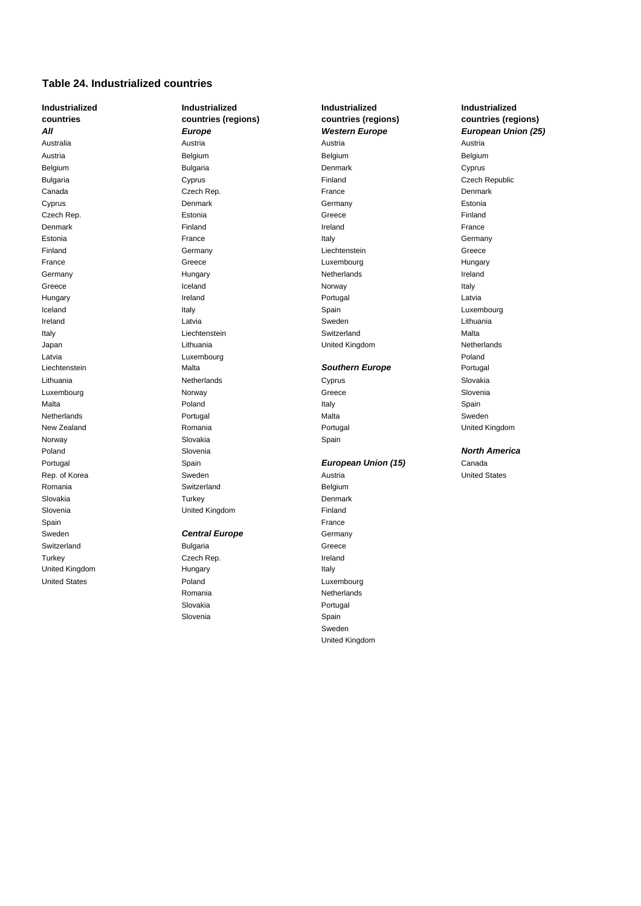### Table 24. Industrialized countries

**Industrialized countries**
***All***

Australia
Austria
Belgium
Bulgaria
Canada
Cyprus
Czech Rep.
Denmark
Estonia
Finland
France
Germany
Greece
Hungary
Iceland
Ireland
Italy
Japan
Latvia
Liechtenstein
Lithuania
Luxembourg
Malta
Netherlands
New Zealand
Norway
Poland
Portugal
Rep. of Korea
Romania
Slovakia
Slovenia
Spain
Sweden
Switzerland
Turkey
United Kingdom
United States

**Industrialized countries (regions)**
***Europe***

Austria
Belgium
Bulgaria
Cyprus
Czech Rep.
Denmark
Estonia
Finland
France
Germany
Greece
Hungary
Iceland
Ireland
Italy
Latvia
Liechtenstein
Lithuania
Luxembourg
Malta
Netherlands
Norway
Poland
Portugal
Romania
Slovakia
Slovenia
Spain
Sweden
Switzerland
Turkey
United Kingdom

***Central Europe***

Bulgaria
Czech Rep.
Hungary
Poland
Romania
Slovakia
Slovenia

**Industrialized countries (regions)**
***Western Europe***

Austria
Belgium
Denmark
Finland
France
Germany
Greece
Ireland
Italy
Liechtenstein
Luxembourg
Netherlands
Norway
Portugal
Spain
Sweden
Switzerland
United Kingdom

***Southern Europe***

Cyprus
Greece
Italy
Malta
Portugal
Spain

***European Union (15)***

Austria
Belgium
Denmark
Finland
France
Germany
Greece
Ireland
Italy
Luxembourg
Netherlands
Portugal
Spain
Sweden
United Kingdom

**Industrialized countries (regions)**
***European Union (25)***

Austria
Belgium
Cyprus
Czech Republic
Denmark
Estonia
Finland
France
Germany
Greece
Hungary
Ireland
Italy
Latvia
Luxembourg
Lithuania
Malta
Netherlands
Poland
Portugal
Slovakia
Slovenia
Spain
Sweden
United Kingdom

***North America***

Canada
United States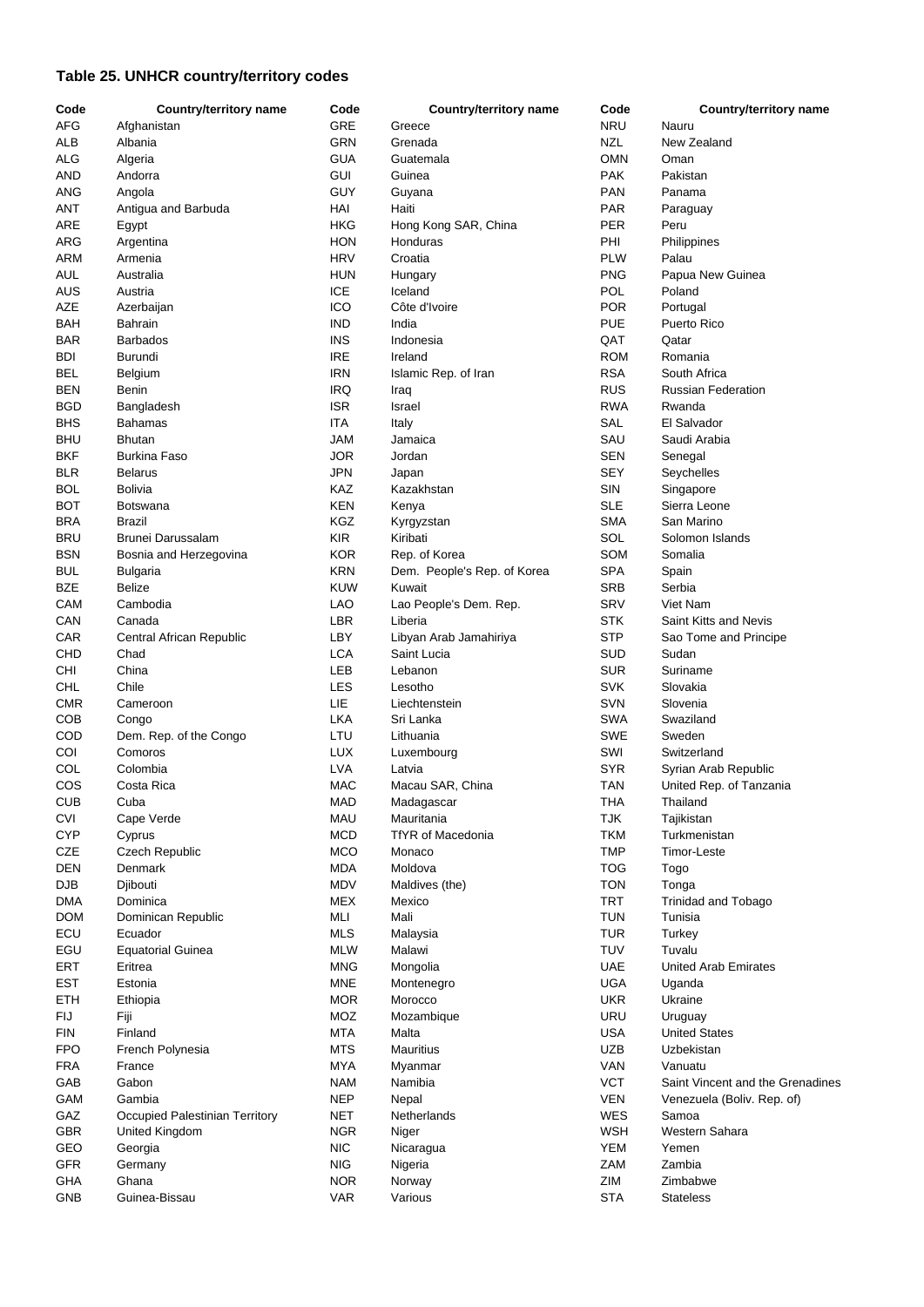## Table 25. UNHCR country/territory codes

| Code | Country/territory name | Code | Country/territory name | Code | Country/territory name |
| --- | --- | --- | --- | --- | --- |
| AFG | Afghanistan | GRE | Greece | NRU | Nauru |
| ALB | Albania | GRN | Grenada | NZL | New Zealand |
| ALG | Algeria | GUA | Guatemala | OMN | Oman |
| AND | Andorra | GUI | Guinea | PAK | Pakistan |
| ANG | Angola | GUY | Guyana | PAN | Panama |
| ANT | Antigua and Barbuda | HAI | Haiti | PAR | Paraguay |
| ARE | Egypt | HKG | Hong Kong SAR, China | PER | Peru |
| ARG | Argentina | HON | Honduras | PHI | Philippines |
| ARM | Armenia | HRV | Croatia | PLW | Palau |
| AUL | Australia | HUN | Hungary | PNG | Papua New Guinea |
| AUS | Austria | ICE | Iceland | POL | Poland |
| AZE | Azerbaijan | ICO | Côte d'Ivoire | POR | Portugal |
| BAH | Bahrain | IND | India | PUE | Puerto Rico |
| BAR | Barbados | INS | Indonesia | QAT | Qatar |
| BDI | Burundi | IRE | Ireland | ROM | Romania |
| BEL | Belgium | IRN | Islamic Rep. of Iran | RSA | South Africa |
| BEN | Benin | IRQ | Iraq | RUS | Russian Federation |
| BGD | Bangladesh | ISR | Israel | RWA | Rwanda |
| BHS | Bahamas | ITA | Italy | SAL | El Salvador |
| BHU | Bhutan | JAM | Jamaica | SAU | Saudi Arabia |
| BKF | Burkina Faso | JOR | Jordan | SEN | Senegal |
| BLR | Belarus | JPN | Japan | SEY | Seychelles |
| BOL | Bolivia | KAZ | Kazakhstan | SIN | Singapore |
| BOT | Botswana | KEN | Kenya | SLE | Sierra Leone |
| BRA | Brazil | KGZ | Kyrgyzstan | SMA | San Marino |
| BRU | Brunei Darussalam | KIR | Kiribati | SOL | Solomon Islands |
| BSN | Bosnia and Herzegovina | KOR | Rep. of Korea | SOM | Somalia |
| BUL | Bulgaria | KRN | Dem. People's Rep. of Korea | SPA | Spain |
| BZE | Belize | KUW | Kuwait | SRB | Serbia |
| CAM | Cambodia | LAO | Lao People's Dem. Rep. | SRV | Viet Nam |
| CAN | Canada | LBR | Liberia | STK | Saint Kitts and Nevis |
| CAR | Central African Republic | LBY | Libyan Arab Jamahiriya | STP | Sao Tome and Principe |
| CHD | Chad | LCA | Saint Lucia | SUD | Sudan |
| CHI | China | LEB | Lebanon | SUR | Suriname |
| CHL | Chile | LES | Lesotho | SVK | Slovakia |
| CMR | Cameroon | LIE | Liechtenstein | SVN | Slovenia |
| COB | Congo | LKA | Sri Lanka | SWA | Swaziland |
| COD | Dem. Rep. of the Congo | LTU | Lithuania | SWE | Sweden |
| COI | Comoros | LUX | Luxembourg | SWI | Switzerland |
| COL | Colombia | LVA | Latvia | SYR | Syrian Arab Republic |
| COS | Costa Rica | MAC | Macau SAR, China | TAN | United Rep. of Tanzania |
| CUB | Cuba | MAD | Madagascar | THA | Thailand |
| CVI | Cape Verde | MAU | Mauritania | TJK | Tajikistan |
| CYP | Cyprus | MCD | TfYR of Macedonia | TKM | Turkmenistan |
| CZE | Czech Republic | MCO | Monaco | TMP | Timor-Leste |
| DEN | Denmark | MDA | Moldova | TOG | Togo |
| DJB | Djibouti | MDV | Maldives (the) | TON | Tonga |
| DMA | Dominica | MEX | Mexico | TRT | Trinidad and Tobago |
| DOM | Dominican Republic | MLI | Mali | TUN | Tunisia |
| ECU | Ecuador | MLS | Malaysia | TUR | Turkey |
| EGU | Equatorial Guinea | MLW | Malawi | TUV | Tuvalu |
| ERT | Eritrea | MNG | Mongolia | UAE | United Arab Emirates |
| EST | Estonia | MNE | Montenegro | UGA | Uganda |
| ETH | Ethiopia | MOR | Morocco | UKR | Ukraine |
| FIJ | Fiji | MOZ | Mozambique | URU | Uruguay |
| FIN | Finland | MTA | Malta | USA | United States |
| FPO | French Polynesia | MTS | Mauritius | UZB | Uzbekistan |
| FRA | France | MYA | Myanmar | VAN | Vanuatu |
| GAB | Gabon | NAM | Namibia | VCT | Saint Vincent and the Grenadines |
| GAM | Gambia | NEP | Nepal | VEN | Venezuela (Boliv. Rep. of) |
| GAZ | Occupied Palestinian Territory | NET | Netherlands | WES | Samoa |
| GBR | United Kingdom | NGR | Niger | WSH | Western Sahara |
| GEO | Georgia | NIC | Nicaragua | YEM | Yemen |
| GFR | Germany | NIG | Nigeria | ZAM | Zambia |
| GHA | Ghana | NOR | Norway | ZIM | Zimbabwe |
| GNB | Guinea-Bissau | VAR | Various | STA | Stateless |